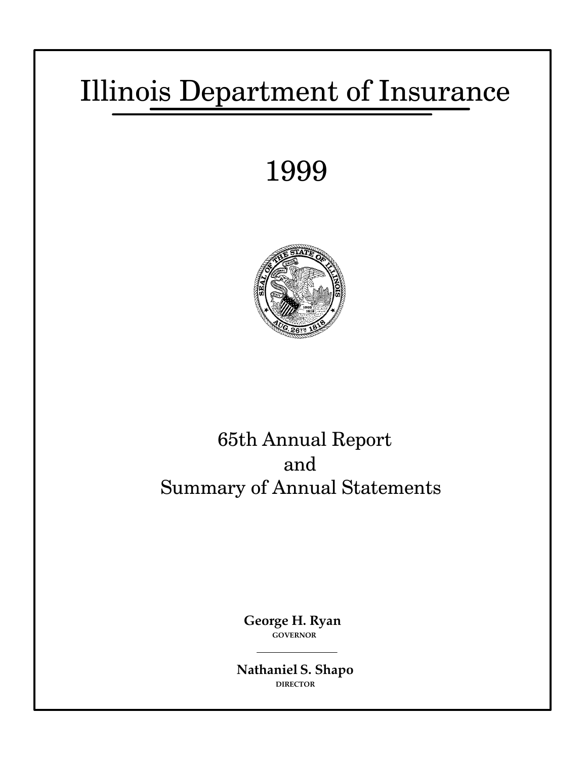# Illinois Department of Insurance

# 1999

## 65th Annual Report and Summary of Annual Statements

**George H. Ryan**
GOVERNOR

**Nathaniel S. Shapo**
DIRECTOR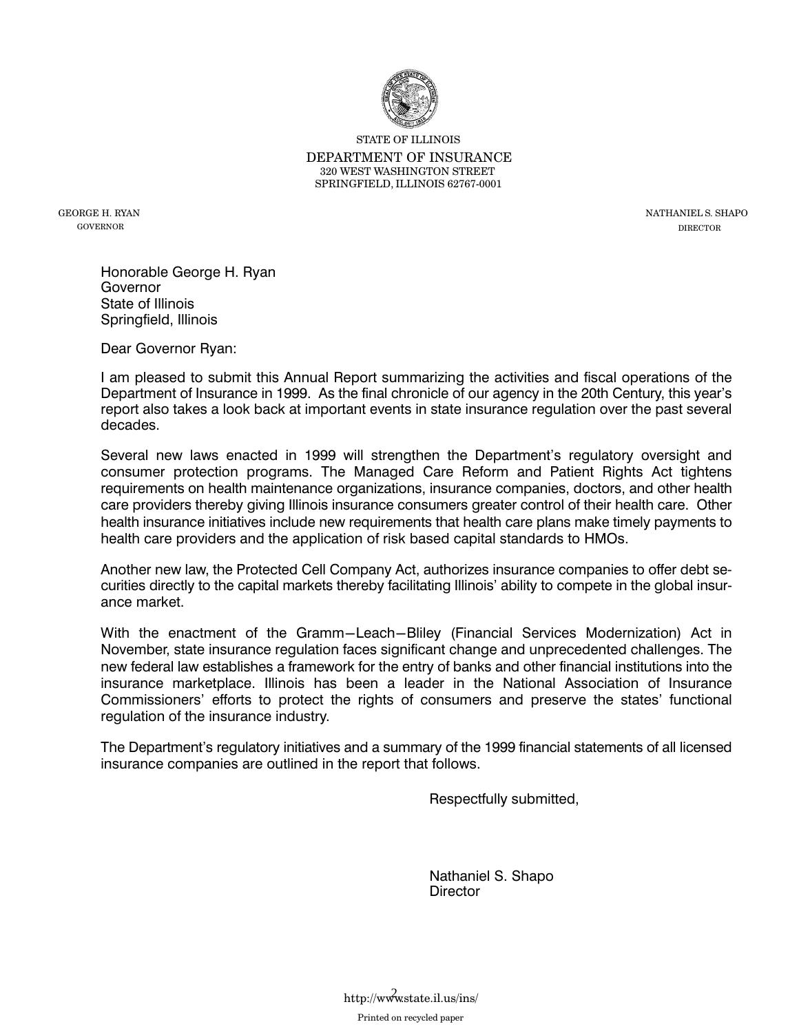STATE OF ILLINOIS

DEPARTMENT OF INSURANCE

320 WEST WASHINGTON STREET

SPRINGFIELD, ILLINOIS 62767-0001

GEORGE H. RYAN
GOVERNOR

NATHANIEL S. SHAPO
DIRECTOR

Honorable George H. Ryan
Governor
State of Illinois
Springfield, Illinois

Dear Governor Ryan:

I am pleased to submit this Annual Report summarizing the activities and fiscal operations of the Department of Insurance in 1999. As the final chronicle of our agency in the 20th Century, this year's report also takes a look back at important events in state insurance regulation over the past several decades.

Several new laws enacted in 1999 will strengthen the Department's regulatory oversight and consumer protection programs. The Managed Care Reform and Patient Rights Act tightens requirements on health maintenance organizations, insurance companies, doctors, and other health care providers thereby giving Illinois insurance consumers greater control of their health care. Other health insurance initiatives include new requirements that health care plans make timely payments to health care providers and the application of risk based capital standards to HMOs.

Another new law, the Protected Cell Company Act, authorizes insurance companies to offer debt securities directly to the capital markets thereby facilitating Illinois' ability to compete in the global insurance market.

With the enactment of the Gramm–Leach–Bliley (Financial Services Modernization) Act in November, state insurance regulation faces significant change and unprecedented challenges. The new federal law establishes a framework for the entry of banks and other financial institutions into the insurance marketplace. Illinois has been a leader in the National Association of Insurance Commissioners' efforts to protect the rights of consumers and preserve the states' functional regulation of the insurance industry.

The Department's regulatory initiatives and a summary of the 1999 financial statements of all licensed insurance companies are outlined in the report that follows.

Respectfully submitted,

Nathaniel S. Shapo
Director

http://www.state.il.us/ins/

Printed on recycled paper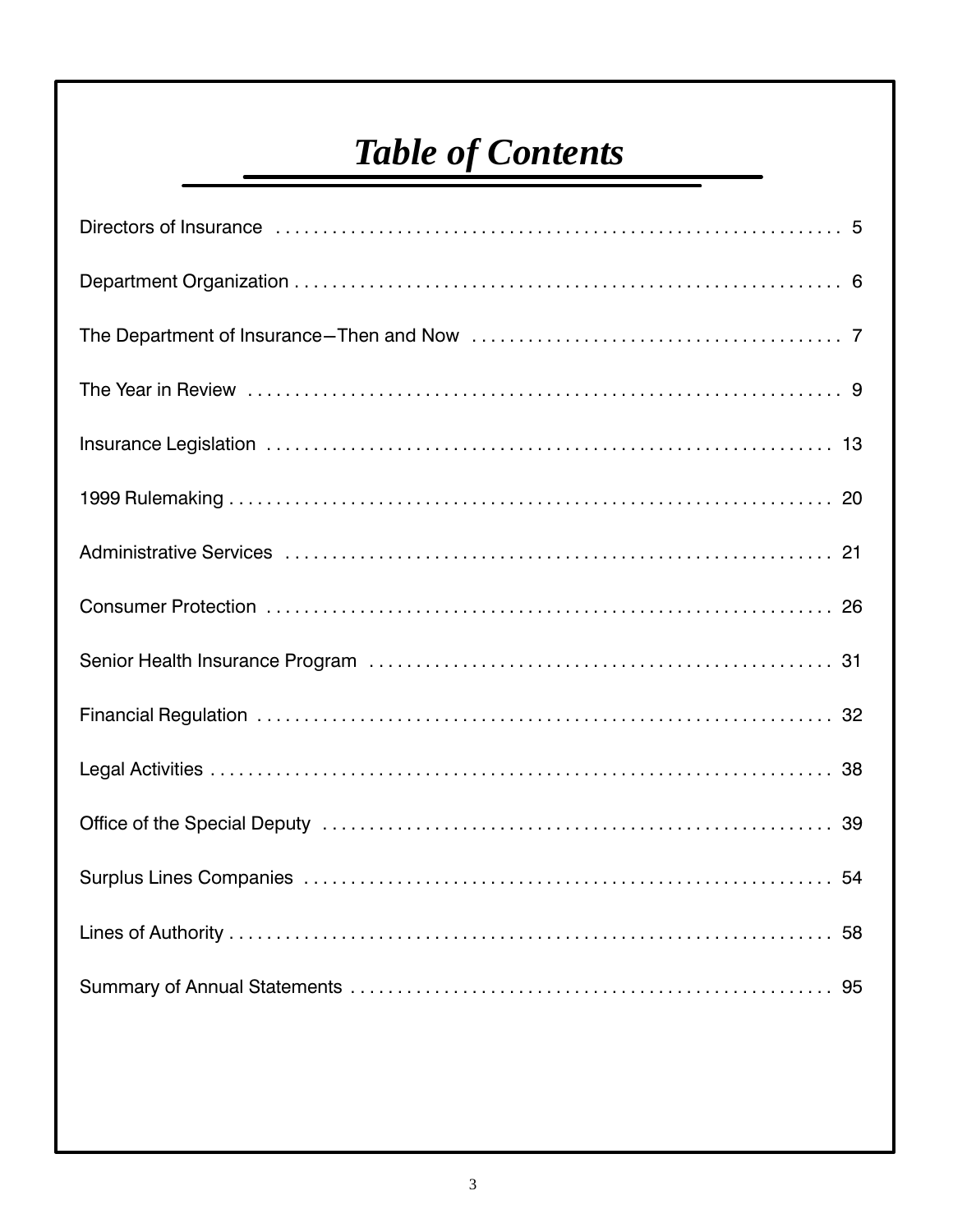# *Table of Contents*

| | |
|---|---|
| Directors of Insurance | 5 |
| Department Organization | 6 |
| The Department of Insurance—Then and Now | 7 |
| The Year in Review | 9 |
| Insurance Legislation | 13 |
| 1999 Rulemaking | 20 |
| Administrative Services | 21 |
| Consumer Protection | 26 |
| Senior Health Insurance Program | 31 |
| Financial Regulation | 32 |
| Legal Activities | 38 |
| Office of the Special Deputy | 39 |
| Surplus Lines Companies | 54 |
| Lines of Authority | 58 |
| Summary of Annual Statements | 95 |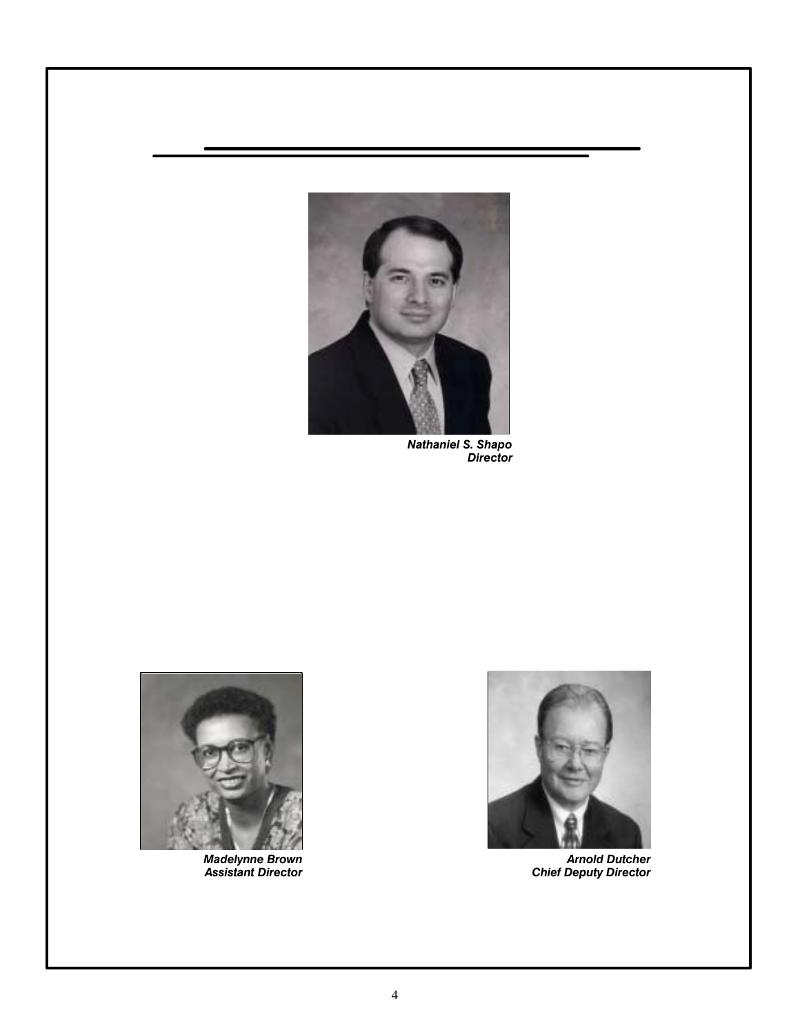***Nathaniel S. Shapo***
***Director***

***Madelynne Brown***
***Assistant Director***

***Arnold Dutcher***
***Chief Deputy Director***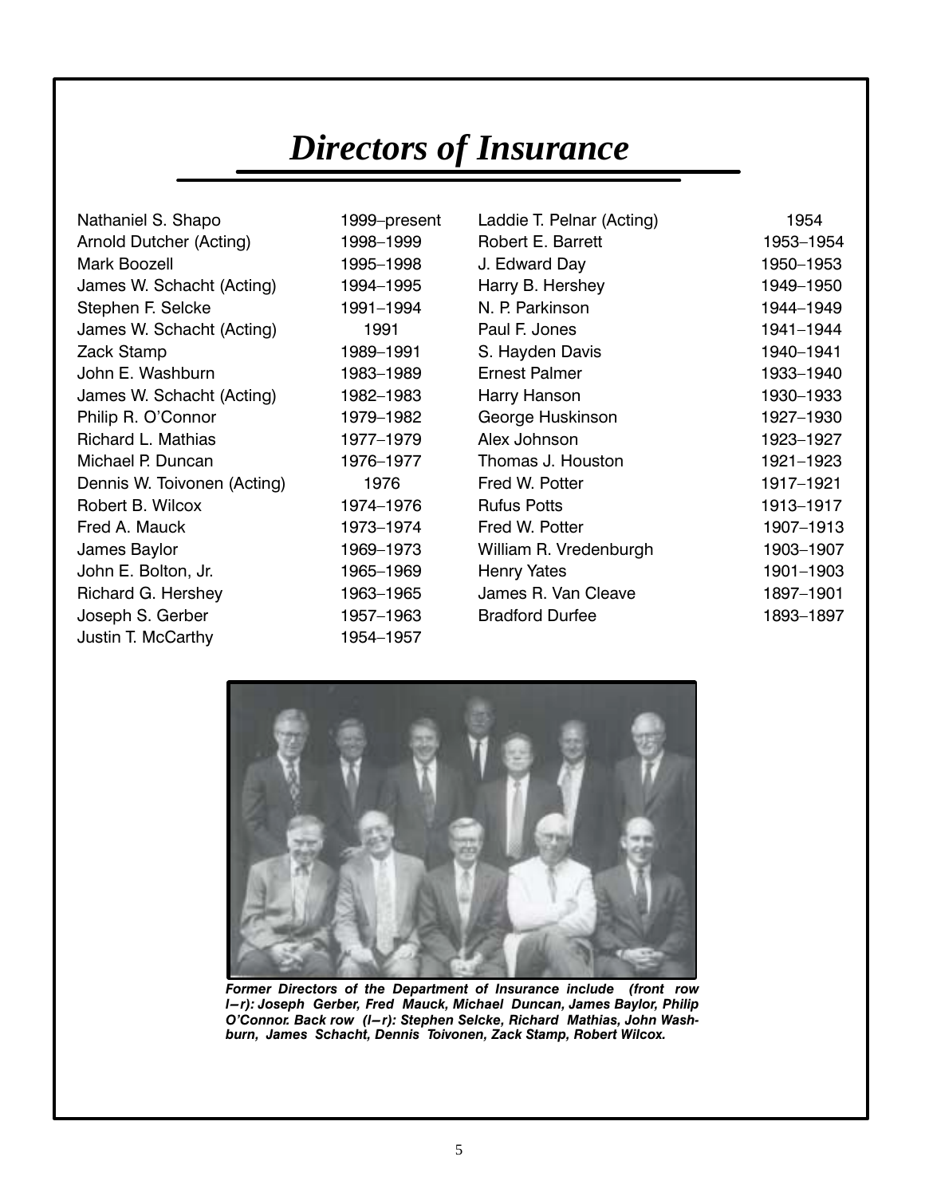# *Directors of Insurance*

| Name | Years |
|---|---|
| Nathaniel S. Shapo | 1999–present |
| Arnold Dutcher (Acting) | 1998–1999 |
| Mark Boozell | 1995–1998 |
| James W. Schacht (Acting) | 1994–1995 |
| Stephen F. Selcke | 1991–1994 |
| James W. Schacht (Acting) | 1991 |
| Zack Stamp | 1989–1991 |
| John E. Washburn | 1983–1989 |
| James W. Schacht (Acting) | 1982–1983 |
| Philip R. O'Connor | 1979–1982 |
| Richard L. Mathias | 1977–1979 |
| Michael P. Duncan | 1976–1977 |
| Dennis W. Toivonen (Acting) | 1976 |
| Robert B. Wilcox | 1974–1976 |
| Fred A. Mauck | 1973–1974 |
| James Baylor | 1969–1973 |
| John E. Bolton, Jr. | 1965–1969 |
| Richard G. Hershey | 1963–1965 |
| Joseph S. Gerber | 1957–1963 |
| Justin T. McCarthy | 1954–1957 |
| Laddie T. Pelnar (Acting) | 1954 |
| Robert E. Barrett | 1953–1954 |
| J. Edward Day | 1950–1953 |
| Harry B. Hershey | 1949–1950 |
| N. P. Parkinson | 1944–1949 |
| Paul F. Jones | 1941–1944 |
| S. Hayden Davis | 1940–1941 |
| Ernest Palmer | 1933–1940 |
| Harry Hanson | 1930–1933 |
| George Huskinson | 1927–1930 |
| Alex Johnson | 1923–1927 |
| Thomas J. Houston | 1921–1923 |
| Fred W. Potter | 1917–1921 |
| Rufus Potts | 1913–1917 |
| Fred W. Potter | 1907–1913 |
| William R. Vredenburgh | 1903–1907 |
| Henry Yates | 1901–1903 |
| James R. Van Cleave | 1897–1901 |
| Bradford Durfee | 1893–1897 |

***Former Directors of the Department of Insurance include (front row l–r): Joseph Gerber, Fred Mauck, Michael Duncan, James Baylor, Philip O'Connor. Back row (l–r): Stephen Selcke, Richard Mathias, John Washburn, James Schacht, Dennis Toivonen, Zack Stamp, Robert Wilcox.***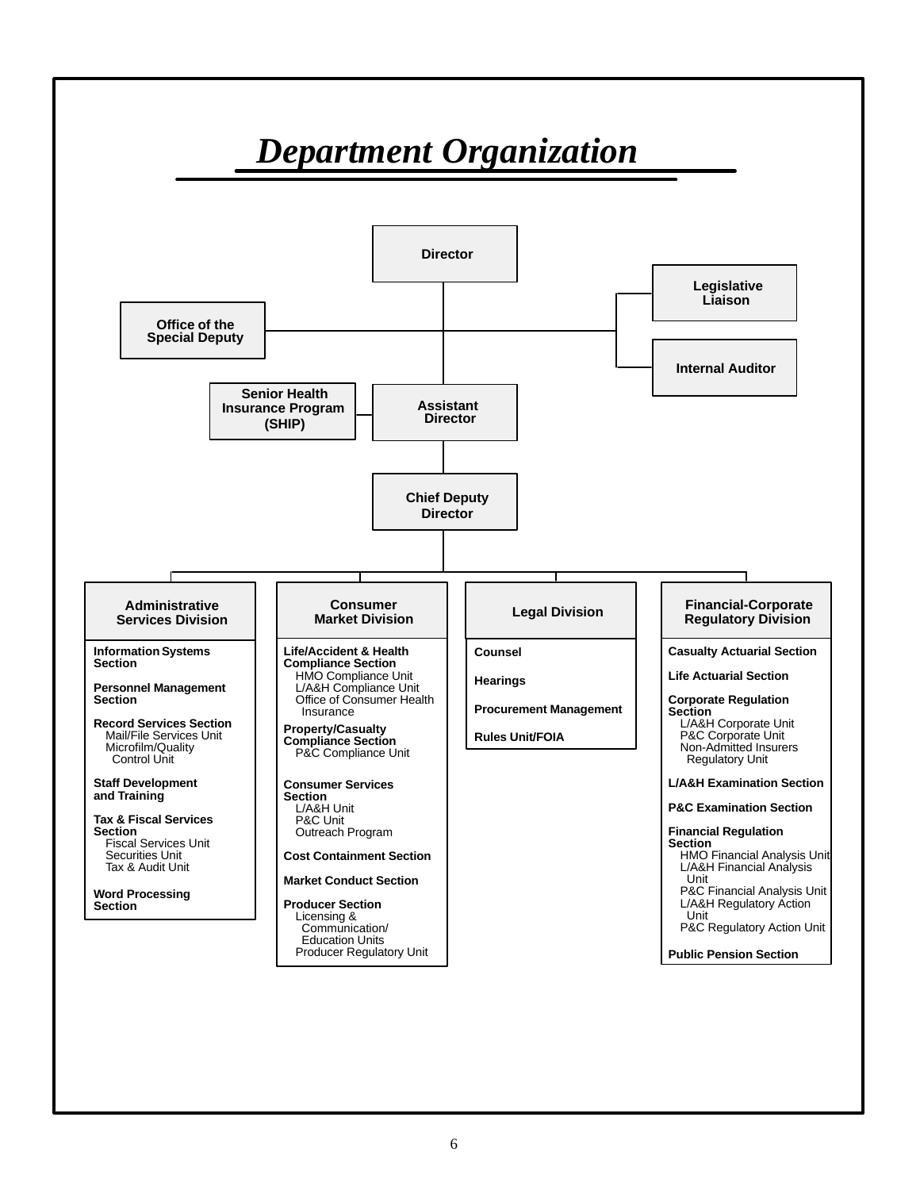# *Department Organization*

**Director**

- **Office of the Special Deputy**
- **Legislative Liaison**
- **Internal Auditor**

**Assistant Director**

- **Senior Health Insurance Program (SHIP)**

**Chief Deputy Director**

## Administrative Services Division

**Information Systems Section**

**Personnel Management Section**

**Record Services Section**
- Mail/File Services Unit
- Microfilm/Quality Control Unit

**Staff Development and Training**

**Tax & Fiscal Services Section**
- Fiscal Services Unit
- Securities Unit
- Tax & Audit Unit

**Word Processing Section**

## Consumer Market Division

**Life/Accident & Health Compliance Section**
- HMO Compliance Unit
- L/A&H Compliance Unit
- Office of Consumer Health Insurance

**Property/Casualty Compliance Section**
- P&C Compliance Unit

**Consumer Services Section**
- L/A&H Unit
- P&C Unit
- Outreach Program

**Cost Containment Section**

**Market Conduct Section**

**Producer Section**
- Licensing & Communication/Education Units
- Producer Regulatory Unit

## Legal Division

**Counsel**

**Hearings**

**Procurement Management**

**Rules Unit/FOIA**

## Financial-Corporate Regulatory Division

**Casualty Actuarial Section**

**Life Actuarial Section**

**Corporate Regulation Section**
- L/A&H Corporate Unit
- P&C Corporate Unit
- Non-Admitted Insurers Regulatory Unit

**L/A&H Examination Section**

**P&C Examination Section**

**Financial Regulation Section**
- HMO Financial Analysis Unit
- L/A&H Financial Analysis Unit
- P&C Financial Analysis Unit
- L/A&H Regulatory Action Unit
- P&C Regulatory Action Unit

**Public Pension Section**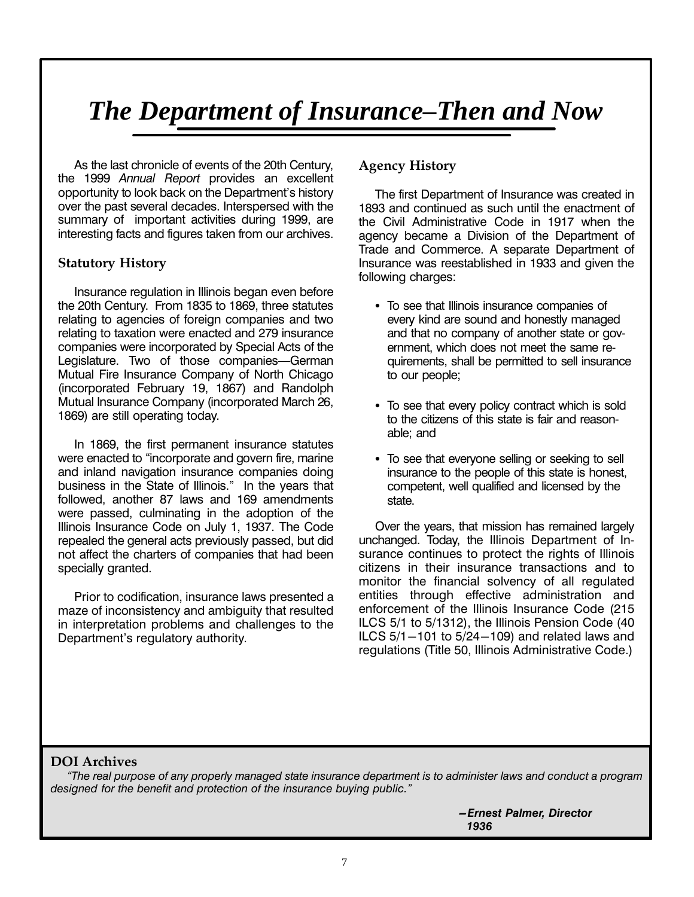# *The Department of Insurance–Then and Now*

As the last chronicle of events of the 20th Century, the 1999 *Annual Report* provides an excellent opportunity to look back on the Department's history over the past several decades. Interspersed with the summary of important activities during 1999, are interesting facts and figures taken from our archives.

## Statutory History

Insurance regulation in Illinois began even before the 20th Century. From 1835 to 1869, three statutes relating to agencies of foreign companies and two relating to taxation were enacted and 279 insurance companies were incorporated by Special Acts of the Legislature. Two of those companies—German Mutual Fire Insurance Company of North Chicago (incorporated February 19, 1867) and Randolph Mutual Insurance Company (incorporated March 26, 1869) are still operating today.

In 1869, the first permanent insurance statutes were enacted to "incorporate and govern fire, marine and inland navigation insurance companies doing business in the State of Illinois." In the years that followed, another 87 laws and 169 amendments were passed, culminating in the adoption of the Illinois Insurance Code on July 1, 1937. The Code repealed the general acts previously passed, but did not affect the charters of companies that had been specially granted.

Prior to codification, insurance laws presented a maze of inconsistency and ambiguity that resulted in interpretation problems and challenges to the Department's regulatory authority.

## Agency History

The first Department of Insurance was created in 1893 and continued as such until the enactment of the Civil Administrative Code in 1917 when the agency became a Division of the Department of Trade and Commerce. A separate Department of Insurance was reestablished in 1933 and given the following charges:

- To see that Illinois insurance companies of every kind are sound and honestly managed and that no company of another state or government, which does not meet the same requirements, shall be permitted to sell insurance to our people;
- To see that every policy contract which is sold to the citizens of this state is fair and reasonable; and
- To see that everyone selling or seeking to sell insurance to the people of this state is honest, competent, well qualified and licensed by the state.

Over the years, that mission has remained largely unchanged. Today, the Illinois Department of Insurance continues to protect the rights of Illinois citizens in their insurance transactions and to monitor the financial solvency of all regulated entities through effective administration and enforcement of the Illinois Insurance Code (215 ILCS 5/1 to 5/1312), the Illinois Pension Code (40 ILCS 5/1—101 to 5/24—109) and related laws and regulations (Title 50, Illinois Administrative Code.)

## DOI Archives

*"The real purpose of any properly managed state insurance department is to administer laws and conduct a program designed for the benefit and protection of the insurance buying public."*

***—Ernest Palmer, Director 1936***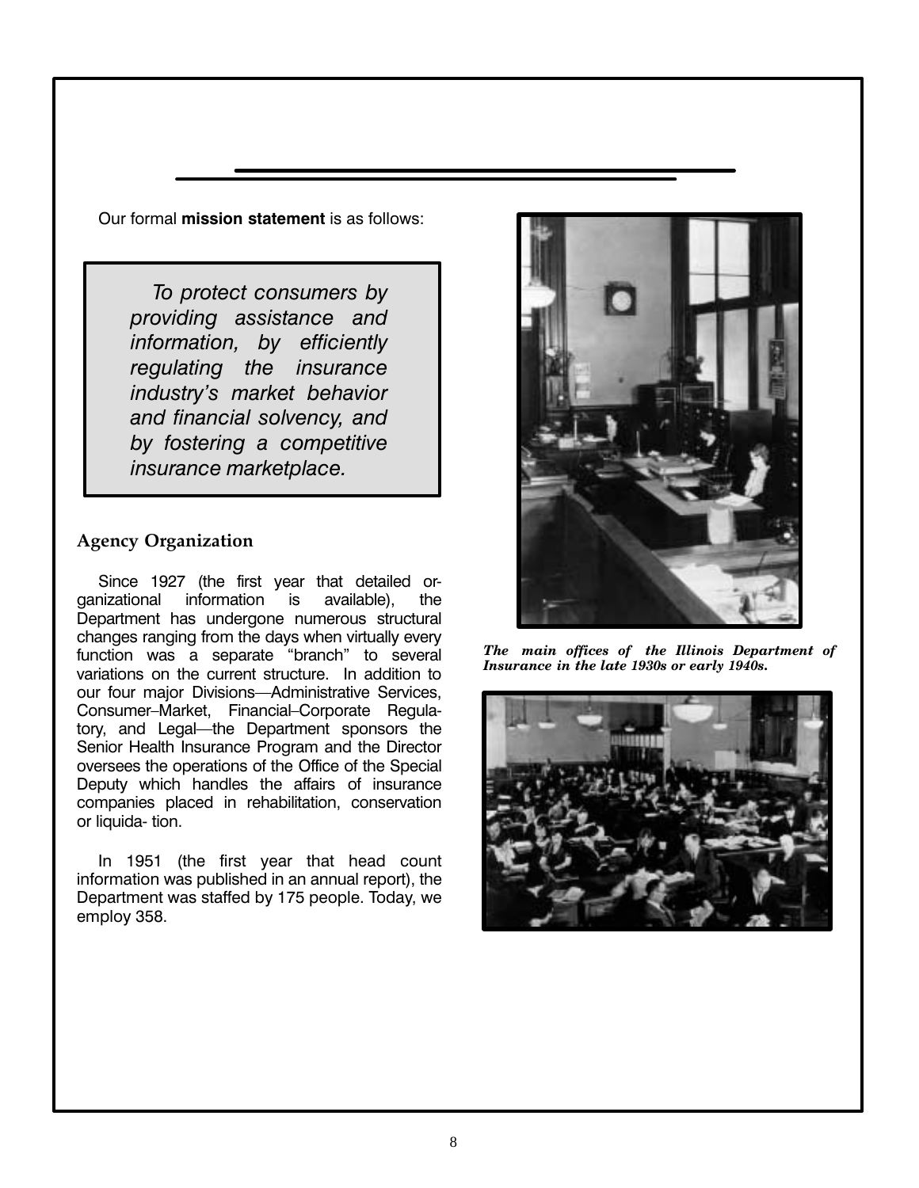Our formal **mission statement** is as follows:

> *To protect consumers by providing assistance and information, by efficiently regulating the insurance industry's market behavior and financial solvency, and by fostering a competitive insurance marketplace.*

### Agency Organization

Since 1927 (the first year that detailed organizational information is available), the Department has undergone numerous structural changes ranging from the days when virtually every function was a separate "branch" to several variations on the current structure. In addition to our four major Divisions—Administrative Services, Consumer–Market, Financial–Corporate Regulatory, and Legal—the Department sponsors the Senior Health Insurance Program and the Director oversees the operations of the Office of the Special Deputy which handles the affairs of insurance companies placed in rehabilitation, conservation or liquidation.

In 1951 (the first year that head count information was published in an annual report), the Department was staffed by 175 people. Today, we employ 358.

***The main offices of the Illinois Department of Insurance in the late 1930s or early 1940s.***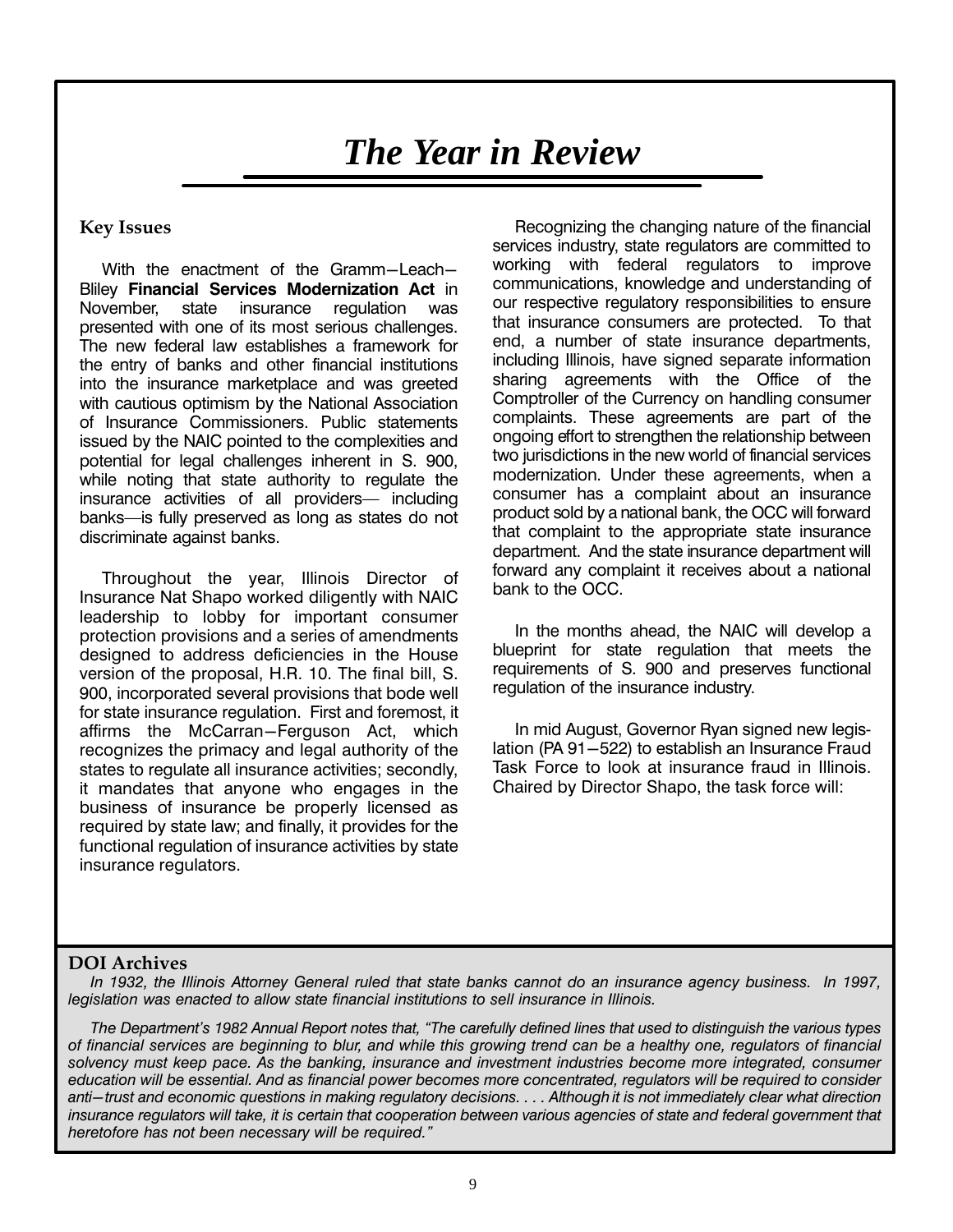# The Year in Review

## Key Issues

With the enactment of the Gramm−Leach−Bliley **Financial Services Modernization Act** in November, state insurance regulation was presented with one of its most serious challenges. The new federal law establishes a framework for the entry of banks and other financial institutions into the insurance marketplace and was greeted with cautious optimism by the National Association of Insurance Commissioners. Public statements issued by the NAIC pointed to the complexities and potential for legal challenges inherent in S. 900, while noting that state authority to regulate the insurance activities of all providers— including banks—is fully preserved as long as states do not discriminate against banks.

Throughout the year, Illinois Director of Insurance Nat Shapo worked diligently with NAIC leadership to lobby for important consumer protection provisions and a series of amendments designed to address deficiencies in the House version of the proposal, H.R. 10. The final bill, S. 900, incorporated several provisions that bode well for state insurance regulation. First and foremost, it affirms the McCarran−Ferguson Act, which recognizes the primacy and legal authority of the states to regulate all insurance activities; secondly, it mandates that anyone who engages in the business of insurance be properly licensed as required by state law; and finally, it provides for the functional regulation of insurance activities by state insurance regulators.

Recognizing the changing nature of the financial services industry, state regulators are committed to working with federal regulators to improve communications, knowledge and understanding of our respective regulatory responsibilities to ensure that insurance consumers are protected. To that end, a number of state insurance departments, including Illinois, have signed separate information sharing agreements with the Office of the Comptroller of the Currency on handling consumer complaints. These agreements are part of the ongoing effort to strengthen the relationship between two jurisdictions in the new world of financial services modernization. Under these agreements, when a consumer has a complaint about an insurance product sold by a national bank, the OCC will forward that complaint to the appropriate state insurance department. And the state insurance department will forward any complaint it receives about a national bank to the OCC.

In the months ahead, the NAIC will develop a blueprint for state regulation that meets the requirements of S. 900 and preserves functional regulation of the insurance industry.

In mid August, Governor Ryan signed new legislation (PA 91−522) to establish an Insurance Fraud Task Force to look at insurance fraud in Illinois. Chaired by Director Shapo, the task force will:

## DOI Archives

*In 1932, the Illinois Attorney General ruled that state banks cannot do an insurance agency business. In 1997, legislation was enacted to allow state financial institutions to sell insurance in Illinois.*

*The Department's 1982 Annual Report notes that, "The carefully defined lines that used to distinguish the various types of financial services are beginning to blur, and while this growing trend can be a healthy one, regulators of financial solvency must keep pace. As the banking, insurance and investment industries become more integrated, consumer education will be essential. And as financial power becomes more concentrated, regulators will be required to consider anti−trust and economic questions in making regulatory decisions. . . . Although it is not immediately clear what direction insurance regulators will take, it is certain that cooperation between various agencies of state and federal government that heretofore has not been necessary will be required."*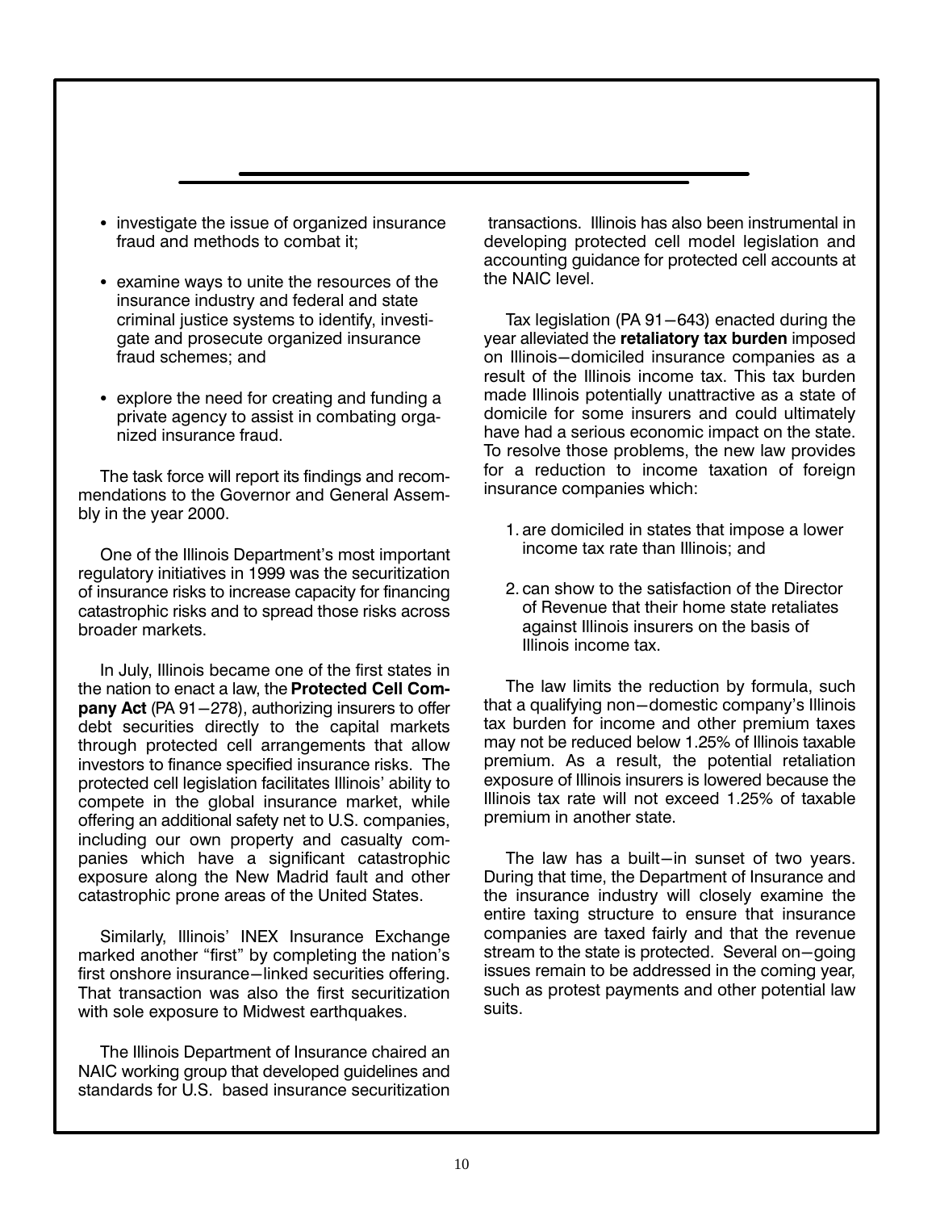- investigate the issue of organized insurance fraud and methods to combat it;

- examine ways to unite the resources of the insurance industry and federal and state criminal justice systems to identify, investigate and prosecute organized insurance fraud schemes; and

- explore the need for creating and funding a private agency to assist in combating organized insurance fraud.

The task force will report its findings and recommendations to the Governor and General Assembly in the year 2000.

One of the Illinois Department's most important regulatory initiatives in 1999 was the securitization of insurance risks to increase capacity for financing catastrophic risks and to spread those risks across broader markets.

In July, Illinois became one of the first states in the nation to enact a law, the **Protected Cell Company Act** (PA 91–278), authorizing insurers to offer debt securities directly to the capital markets through protected cell arrangements that allow investors to finance specified insurance risks. The protected cell legislation facilitates Illinois' ability to compete in the global insurance market, while offering an additional safety net to U.S. companies, including our own property and casualty companies which have a significant catastrophic exposure along the New Madrid fault and other catastrophic prone areas of the United States.

Similarly, Illinois' INEX Insurance Exchange marked another "first" by completing the nation's first onshore insurance–linked securities offering. That transaction was also the first securitization with sole exposure to Midwest earthquakes.

The Illinois Department of Insurance chaired an NAIC working group that developed guidelines and standards for U.S. based insurance securitization transactions. Illinois has also been instrumental in developing protected cell model legislation and accounting guidance for protected cell accounts at the NAIC level.

Tax legislation (PA 91–643) enacted during the year alleviated the **retaliatory tax burden** imposed on Illinois–domiciled insurance companies as a result of the Illinois income tax. This tax burden made Illinois potentially unattractive as a state of domicile for some insurers and could ultimately have had a serious economic impact on the state. To resolve those problems, the new law provides for a reduction to income taxation of foreign insurance companies which:

1. are domiciled in states that impose a lower income tax rate than Illinois; and

2. can show to the satisfaction of the Director of Revenue that their home state retaliates against Illinois insurers on the basis of Illinois income tax.

The law limits the reduction by formula, such that a qualifying non–domestic company's Illinois tax burden for income and other premium taxes may not be reduced below 1.25% of Illinois taxable premium. As a result, the potential retaliation exposure of Illinois insurers is lowered because the Illinois tax rate will not exceed 1.25% of taxable premium in another state.

The law has a built–in sunset of two years. During that time, the Department of Insurance and the insurance industry will closely examine the entire taxing structure to ensure that insurance companies are taxed fairly and that the revenue stream to the state is protected. Several on–going issues remain to be addressed in the coming year, such as protest payments and other potential law suits.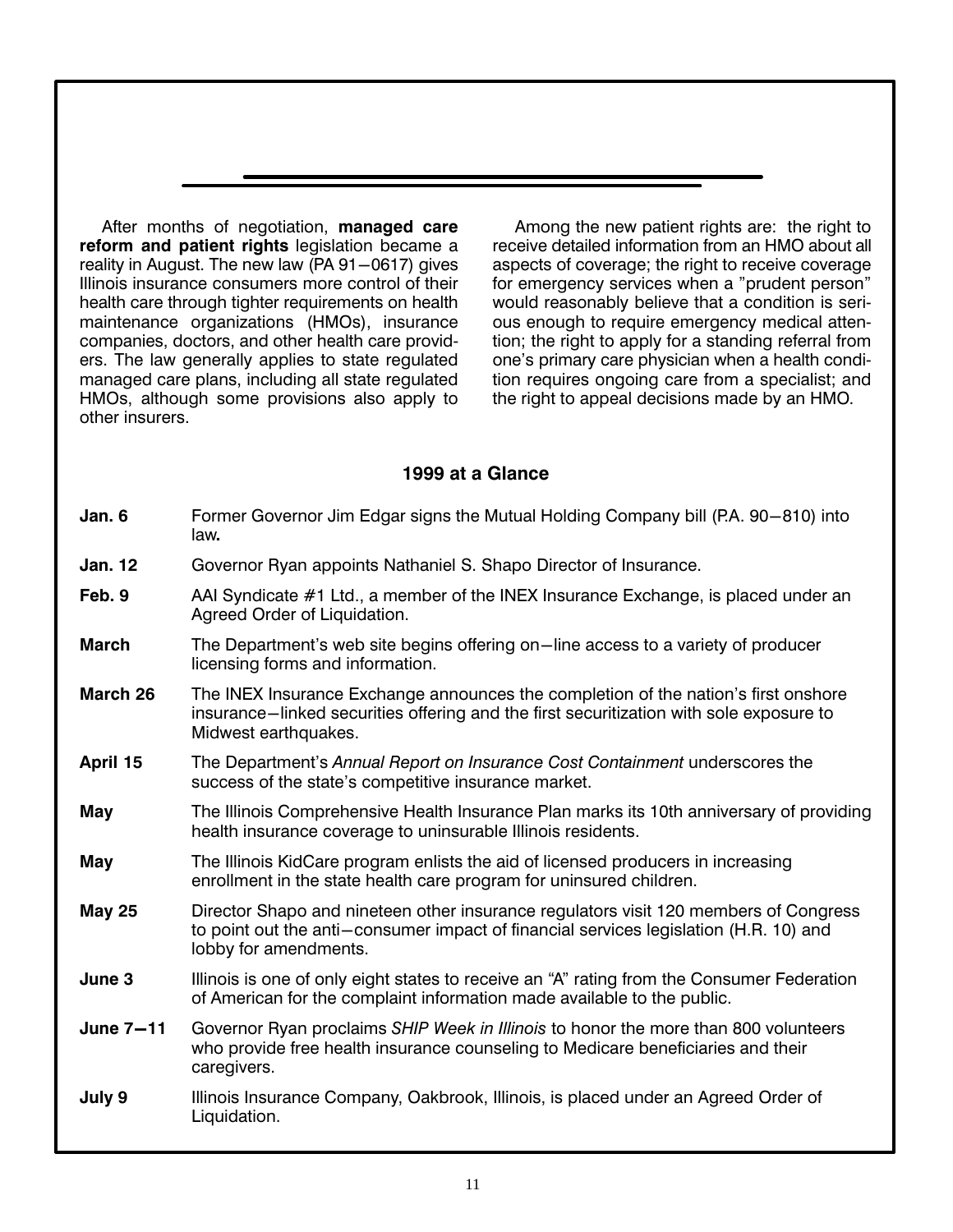After months of negotiation, **managed care reform and patient rights** legislation became a reality in August. The new law (PA 91–0617) gives Illinois insurance consumers more control of their health care through tighter requirements on health maintenance organizations (HMOs), insurance companies, doctors, and other health care providers. The law generally applies to state regulated managed care plans, including all state regulated HMOs, although some provisions also apply to other insurers.

Among the new patient rights are: the right to receive detailed information from an HMO about all aspects of coverage; the right to receive coverage for emergency services when a "prudent person" would reasonably believe that a condition is serious enough to require emergency medical attention; the right to apply for a standing referral from one's primary care physician when a health condition requires ongoing care from a specialist; and the right to appeal decisions made by an HMO.

## 1999 at a Glance

**Jan. 6** Former Governor Jim Edgar signs the Mutual Holding Company bill (P.A. 90–810) into law**.**

**Jan. 12** Governor Ryan appoints Nathaniel S. Shapo Director of Insurance.

**Feb. 9** AAI Syndicate #1 Ltd., a member of the INEX Insurance Exchange, is placed under an Agreed Order of Liquidation.

**March** The Department's web site begins offering on–line access to a variety of producer licensing forms and information.

**March 26** The INEX Insurance Exchange announces the completion of the nation's first onshore insurance–linked securities offering and the first securitization with sole exposure to Midwest earthquakes.

**April 15** The Department's *Annual Report on Insurance Cost Containment* underscores the success of the state's competitive insurance market.

**May** The Illinois Comprehensive Health Insurance Plan marks its 10th anniversary of providing health insurance coverage to uninsurable Illinois residents.

**May** The Illinois KidCare program enlists the aid of licensed producers in increasing enrollment in the state health care program for uninsured children.

**May 25** Director Shapo and nineteen other insurance regulators visit 120 members of Congress to point out the anti–consumer impact of financial services legislation (H.R. 10) and lobby for amendments.

**June 3** Illinois is one of only eight states to receive an "A" rating from the Consumer Federation of American for the complaint information made available to the public.

**June 7–11** Governor Ryan proclaims *SHIP Week in Illinois* to honor the more than 800 volunteers who provide free health insurance counseling to Medicare beneficiaries and their caregivers.

**July 9** Illinois Insurance Company, Oakbrook, Illinois, is placed under an Agreed Order of Liquidation.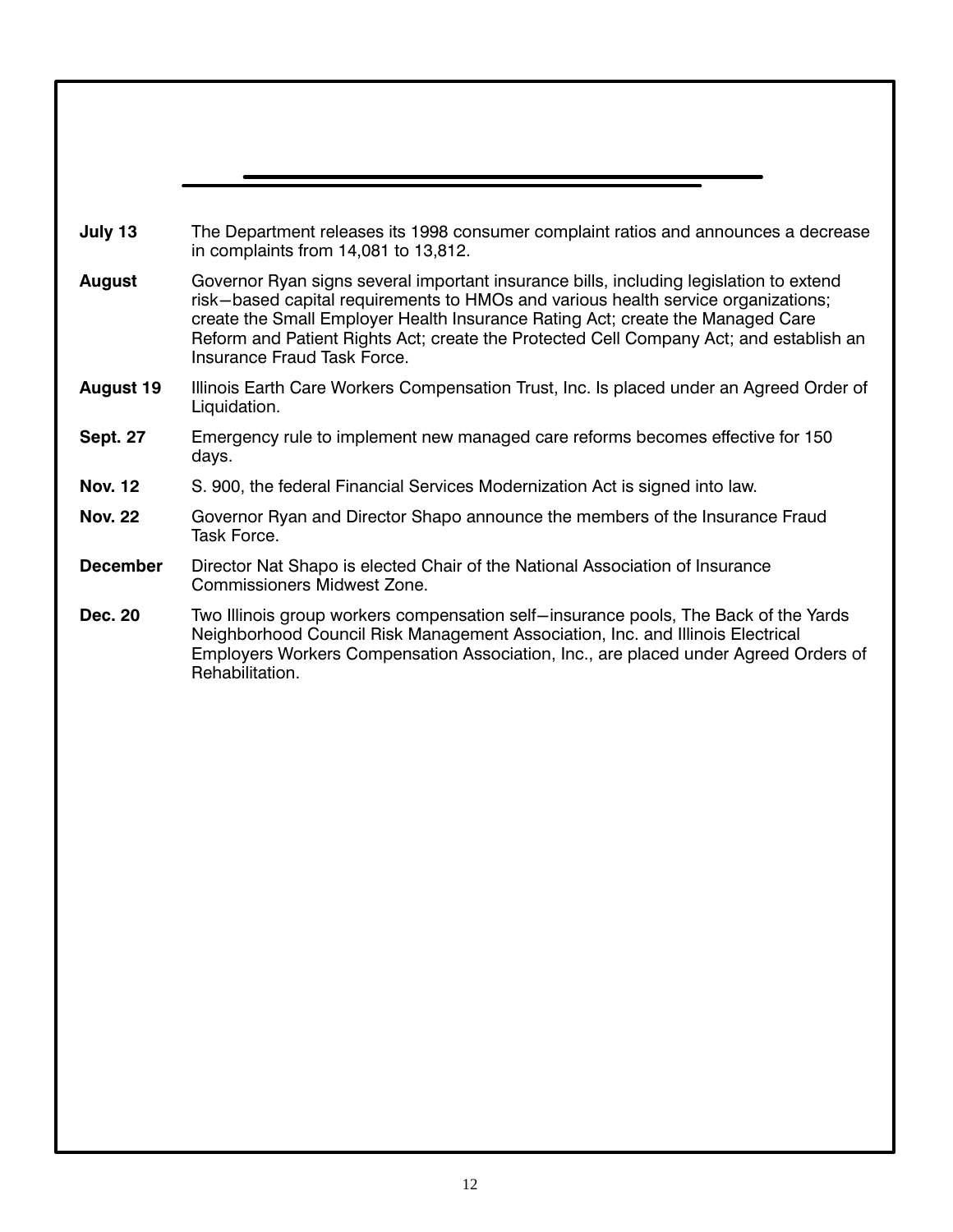**July 13** The Department releases its 1998 consumer complaint ratios and announces a decrease in complaints from 14,081 to 13,812.

**August** Governor Ryan signs several important insurance bills, including legislation to extend risk−based capital requirements to HMOs and various health service organizations; create the Small Employer Health Insurance Rating Act; create the Managed Care Reform and Patient Rights Act; create the Protected Cell Company Act; and establish an Insurance Fraud Task Force.

**August 19** Illinois Earth Care Workers Compensation Trust, Inc. Is placed under an Agreed Order of Liquidation.

**Sept. 27** Emergency rule to implement new managed care reforms becomes effective for 150 days.

**Nov. 12** S. 900, the federal Financial Services Modernization Act is signed into law.

**Nov. 22** Governor Ryan and Director Shapo announce the members of the Insurance Fraud Task Force.

**December** Director Nat Shapo is elected Chair of the National Association of Insurance Commissioners Midwest Zone.

**Dec. 20** Two Illinois group workers compensation self−insurance pools, The Back of the Yards Neighborhood Council Risk Management Association, Inc. and Illinois Electrical Employers Workers Compensation Association, Inc., are placed under Agreed Orders of Rehabilitation.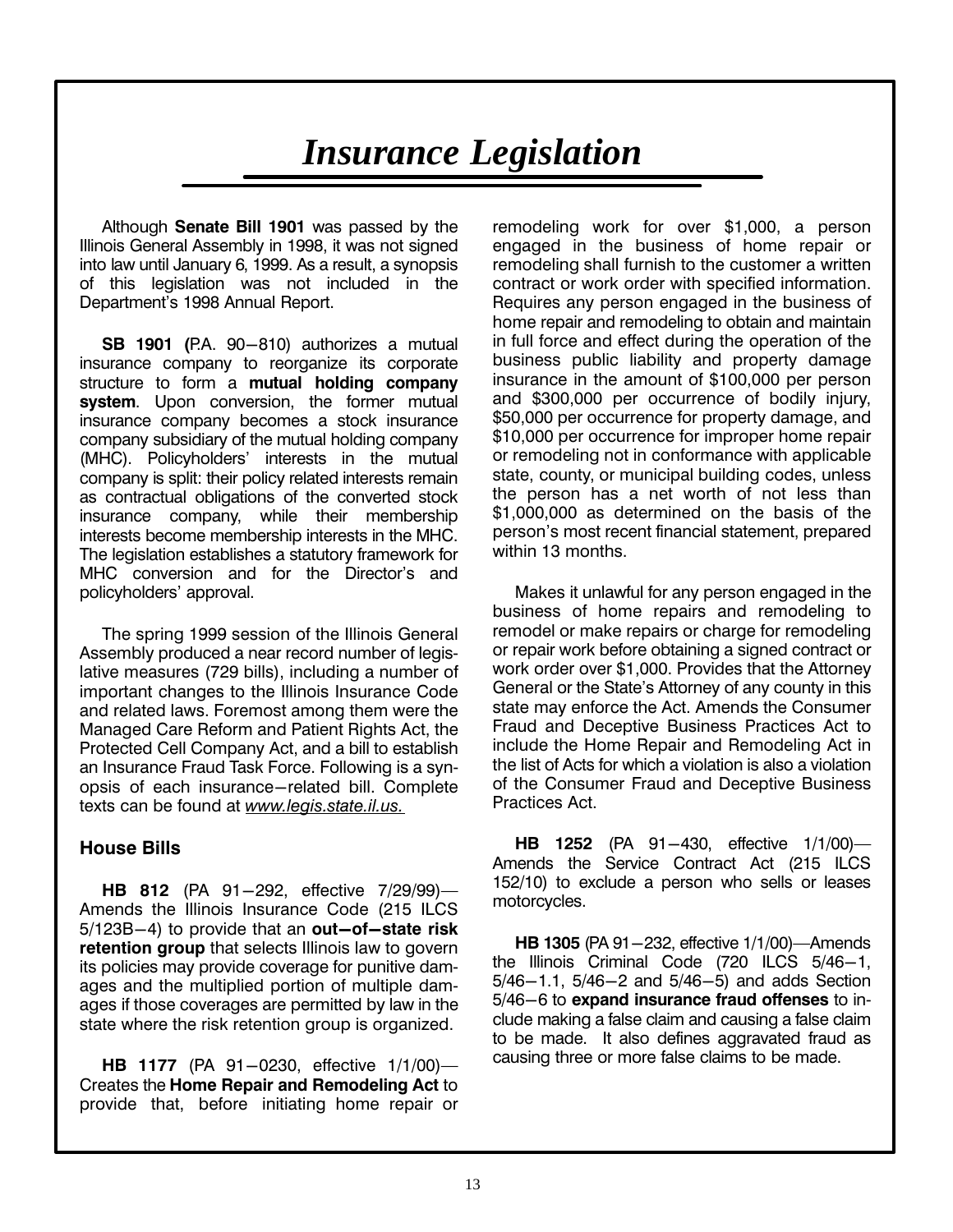# Insurance Legislation

Although **Senate Bill 1901** was passed by the Illinois General Assembly in 1998, it was not signed into law until January 6, 1999. As a result, a synopsis of this legislation was not included in the Department's 1998 Annual Report.

**SB 1901 (**P.A. 90–810) authorizes a mutual insurance company to reorganize its corporate structure to form a **mutual holding company system**. Upon conversion, the former mutual insurance company becomes a stock insurance company subsidiary of the mutual holding company (MHC). Policyholders' interests in the mutual company is split: their policy related interests remain as contractual obligations of the converted stock insurance company, while their membership interests become membership interests in the MHC. The legislation establishes a statutory framework for MHC conversion and for the Director's and policyholders' approval.

The spring 1999 session of the Illinois General Assembly produced a near record number of legislative measures (729 bills), including a number of important changes to the Illinois Insurance Code and related laws. Foremost among them were the Managed Care Reform and Patient Rights Act, the Protected Cell Company Act, and a bill to establish an Insurance Fraud Task Force. Following is a synopsis of each insurance–related bill. Complete texts can be found at *www.legis.state.il.us.*

## House Bills

**HB 812** (PA 91–292, effective 7/29/99)— Amends the Illinois Insurance Code (215 ILCS 5/123B–4) to provide that an **out–of–state risk retention group** that selects Illinois law to govern its policies may provide coverage for punitive damages and the multiplied portion of multiple damages if those coverages are permitted by law in the state where the risk retention group is organized.

**HB 1177** (PA 91–0230, effective 1/1/00)— Creates the **Home Repair and Remodeling Act** to provide that, before initiating home repair or remodeling work for over $1,000, a person engaged in the business of home repair or remodeling shall furnish to the customer a written contract or work order with specified information. Requires any person engaged in the business of home repair and remodeling to obtain and maintain in full force and effect during the operation of the business public liability and property damage insurance in the amount of $100,000 per person and $300,000 per occurrence of bodily injury, $50,000 per occurrence for property damage, and $10,000 per occurrence for improper home repair or remodeling not in conformance with applicable state, county, or municipal building codes, unless the person has a net worth of not less than $1,000,000 as determined on the basis of the person's most recent financial statement, prepared within 13 months.

Makes it unlawful for any person engaged in the business of home repairs and remodeling to remodel or make repairs or charge for remodeling or repair work before obtaining a signed contract or work order over $1,000. Provides that the Attorney General or the State's Attorney of any county in this state may enforce the Act. Amends the Consumer Fraud and Deceptive Business Practices Act to include the Home Repair and Remodeling Act in the list of Acts for which a violation is also a violation of the Consumer Fraud and Deceptive Business Practices Act.

**HB 1252** (PA 91–430, effective 1/1/00)— Amends the Service Contract Act (215 ILCS 152/10) to exclude a person who sells or leases motorcycles.

**HB 1305** (PA 91–232, effective 1/1/00)—Amends the Illinois Criminal Code (720 ILCS 5/46–1, 5/46–1.1, 5/46–2 and 5/46–5) and adds Section 5/46–6 to **expand insurance fraud offenses** to include making a false claim and causing a false claim to be made. It also defines aggravated fraud as causing three or more false claims to be made.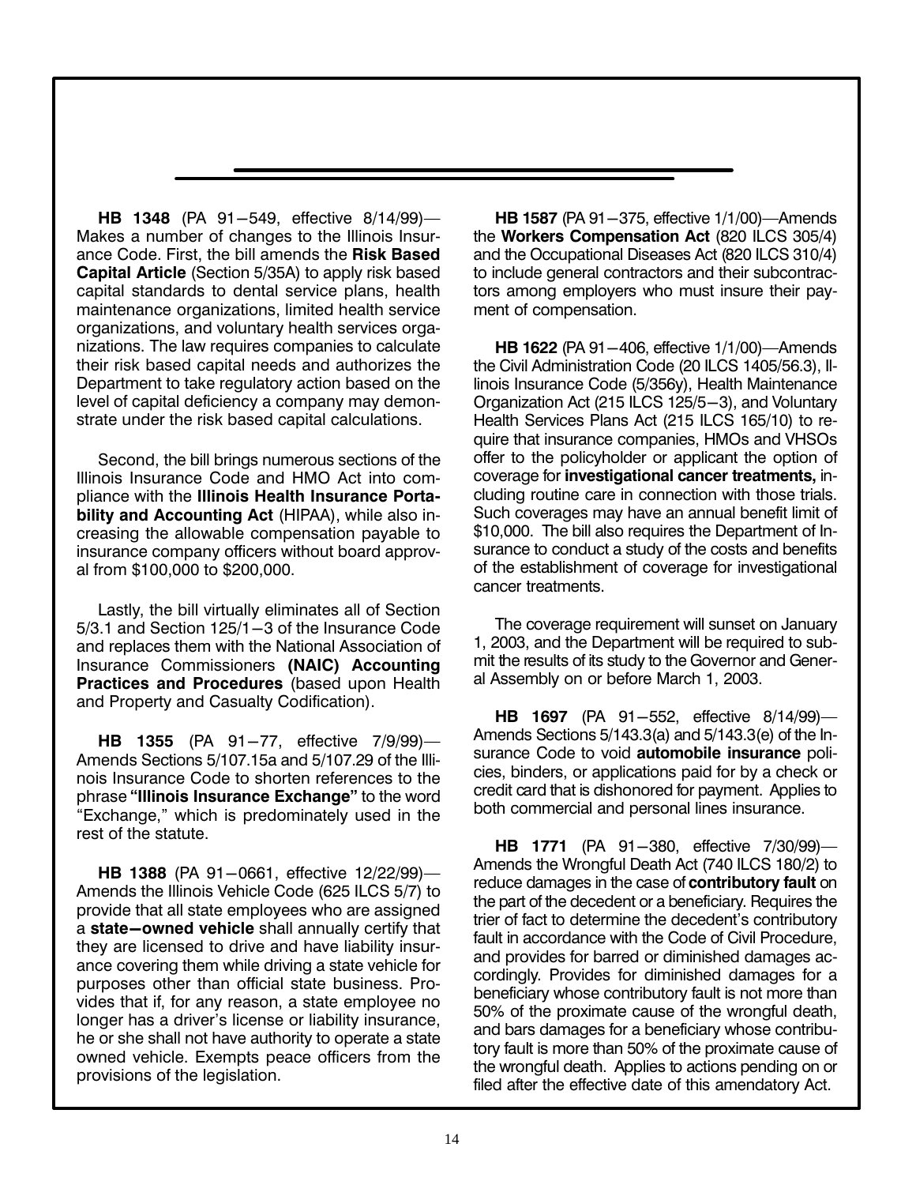**HB 1348** (PA 91—549, effective 8/14/99)—Makes a number of changes to the Illinois Insurance Code. First, the bill amends the **Risk Based Capital Article** (Section 5/35A) to apply risk based capital standards to dental service plans, health maintenance organizations, limited health service organizations, and voluntary health services organizations. The law requires companies to calculate their risk based capital needs and authorizes the Department to take regulatory action based on the level of capital deficiency a company may demonstrate under the risk based capital calculations.

Second, the bill brings numerous sections of the Illinois Insurance Code and HMO Act into compliance with the **Illinois Health Insurance Portability and Accounting Act** (HIPAA), while also increasing the allowable compensation payable to insurance company officers without board approval from $100,000 to $200,000.

Lastly, the bill virtually eliminates all of Section 5/3.1 and Section 125/1—3 of the Insurance Code and replaces them with the National Association of Insurance Commissioners **(NAIC) Accounting Practices and Procedures** (based upon Health and Property and Casualty Codification).

**HB 1355** (PA 91—77, effective 7/9/99)—Amends Sections 5/107.15a and 5/107.29 of the Illinois Insurance Code to shorten references to the phrase **"Illinois Insurance Exchange"** to the word "Exchange," which is predominately used in the rest of the statute.

**HB 1388** (PA 91—0661, effective 12/22/99)—Amends the Illinois Vehicle Code (625 ILCS 5/7) to provide that all state employees who are assigned a **state—owned vehicle** shall annually certify that they are licensed to drive and have liability insurance covering them while driving a state vehicle for purposes other than official state business. Provides that if, for any reason, a state employee no longer has a driver's license or liability insurance, he or she shall not have authority to operate a state owned vehicle. Exempts peace officers from the provisions of the legislation.

**HB 1587** (PA 91—375, effective 1/1/00)—Amends the **Workers Compensation Act** (820 ILCS 305/4) and the Occupational Diseases Act (820 ILCS 310/4) to include general contractors and their subcontractors among employers who must insure their payment of compensation.

**HB 1622** (PA 91—406, effective 1/1/00)—Amends the Civil Administration Code (20 ILCS 1405/56.3), Illinois Insurance Code (5/356y), Health Maintenance Organization Act (215 ILCS 125/5—3), and Voluntary Health Services Plans Act (215 ILCS 165/10) to require that insurance companies, HMOs and VHSOs offer to the policyholder or applicant the option of coverage for **investigational cancer treatments,** including routine care in connection with those trials. Such coverages may have an annual benefit limit of $10,000. The bill also requires the Department of Insurance to conduct a study of the costs and benefits of the establishment of coverage for investigational cancer treatments.

The coverage requirement will sunset on January 1, 2003, and the Department will be required to submit the results of its study to the Governor and General Assembly on or before March 1, 2003.

**HB 1697** (PA 91—552, effective 8/14/99)—Amends Sections 5/143.3(a) and 5/143.3(e) of the Insurance Code to void **automobile insurance** policies, binders, or applications paid for by a check or credit card that is dishonored for payment. Applies to both commercial and personal lines insurance.

**HB 1771** (PA 91—380, effective 7/30/99)—Amends the Wrongful Death Act (740 ILCS 180/2) to reduce damages in the case of **contributory fault** on the part of the decedent or a beneficiary. Requires the trier of fact to determine the decedent's contributory fault in accordance with the Code of Civil Procedure, and provides for barred or diminished damages accordingly. Provides for diminished damages for a beneficiary whose contributory fault is not more than 50% of the proximate cause of the wrongful death, and bars damages for a beneficiary whose contributory fault is more than 50% of the proximate cause of the wrongful death. Applies to actions pending on or filed after the effective date of this amendatory Act.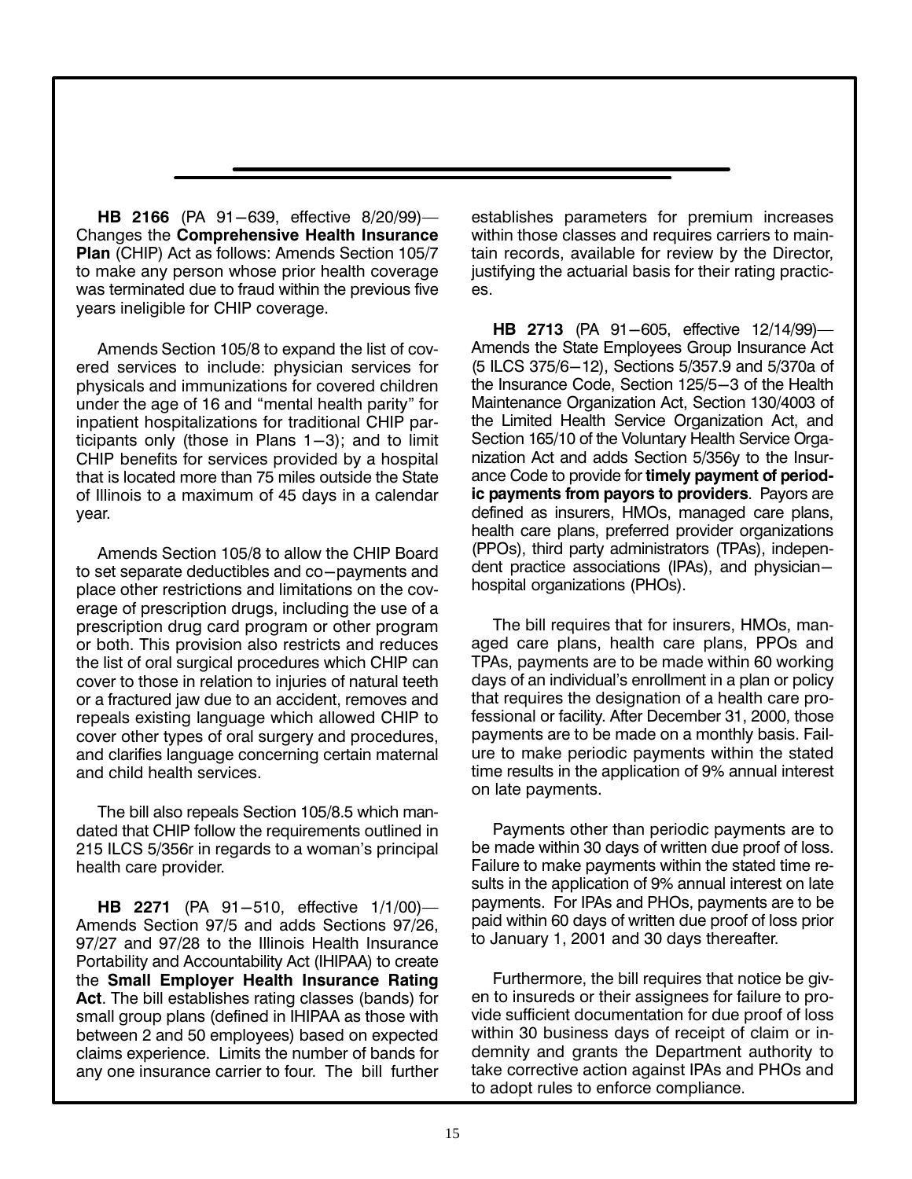**HB 2166** (PA 91–639, effective 8/20/99)— Changes the **Comprehensive Health Insurance Plan** (CHIP) Act as follows: Amends Section 105/7 to make any person whose prior health coverage was terminated due to fraud within the previous five years ineligible for CHIP coverage.

Amends Section 105/8 to expand the list of covered services to include: physician services for physicals and immunizations for covered children under the age of 16 and "mental health parity" for inpatient hospitalizations for traditional CHIP participants only (those in Plans 1–3); and to limit CHIP benefits for services provided by a hospital that is located more than 75 miles outside the State of Illinois to a maximum of 45 days in a calendar year.

Amends Section 105/8 to allow the CHIP Board to set separate deductibles and co–payments and place other restrictions and limitations on the coverage of prescription drugs, including the use of a prescription drug card program or other program or both. This provision also restricts and reduces the list of oral surgical procedures which CHIP can cover to those in relation to injuries of natural teeth or a fractured jaw due to an accident, removes and repeals existing language which allowed CHIP to cover other types of oral surgery and procedures, and clarifies language concerning certain maternal and child health services.

The bill also repeals Section 105/8.5 which mandated that CHIP follow the requirements outlined in 215 ILCS 5/356r in regards to a woman's principal health care provider.

**HB 2271** (PA 91–510, effective 1/1/00)— Amends Section 97/5 and adds Sections 97/26, 97/27 and 97/28 to the Illinois Health Insurance Portability and Accountability Act (IHIPAA) to create the **Small Employer Health Insurance Rating Act**. The bill establishes rating classes (bands) for small group plans (defined in IHIPAA as those with between 2 and 50 employees) based on expected claims experience. Limits the number of bands for any one insurance carrier to four. The bill further establishes parameters for premium increases within those classes and requires carriers to maintain records, available for review by the Director, justifying the actuarial basis for their rating practices.

**HB 2713** (PA 91–605, effective 12/14/99)— Amends the State Employees Group Insurance Act (5 ILCS 375/6–12), Sections 5/357.9 and 5/370a of the Insurance Code, Section 125/5–3 of the Health Maintenance Organization Act, Section 130/4003 of the Limited Health Service Organization Act, and Section 165/10 of the Voluntary Health Service Organization Act and adds Section 5/356y to the Insurance Code to provide for **timely payment of periodic payments from payors to providers**. Payors are defined as insurers, HMOs, managed care plans, health care plans, preferred provider organizations (PPOs), third party administrators (TPAs), independent practice associations (IPAs), and physician–hospital organizations (PHOs).

The bill requires that for insurers, HMOs, managed care plans, health care plans, PPOs and TPAs, payments are to be made within 60 working days of an individual's enrollment in a plan or policy that requires the designation of a health care professional or facility. After December 31, 2000, those payments are to be made on a monthly basis. Failure to make periodic payments within the stated time results in the application of 9% annual interest on late payments.

Payments other than periodic payments are to be made within 30 days of written due proof of loss. Failure to make payments within the stated time results in the application of 9% annual interest on late payments. For IPAs and PHOs, payments are to be paid within 60 days of written due proof of loss prior to January 1, 2001 and 30 days thereafter.

Furthermore, the bill requires that notice be given to insureds or their assignees for failure to provide sufficient documentation for due proof of loss within 30 business days of receipt of claim or indemnity and grants the Department authority to take corrective action against IPAs and PHOs and to adopt rules to enforce compliance.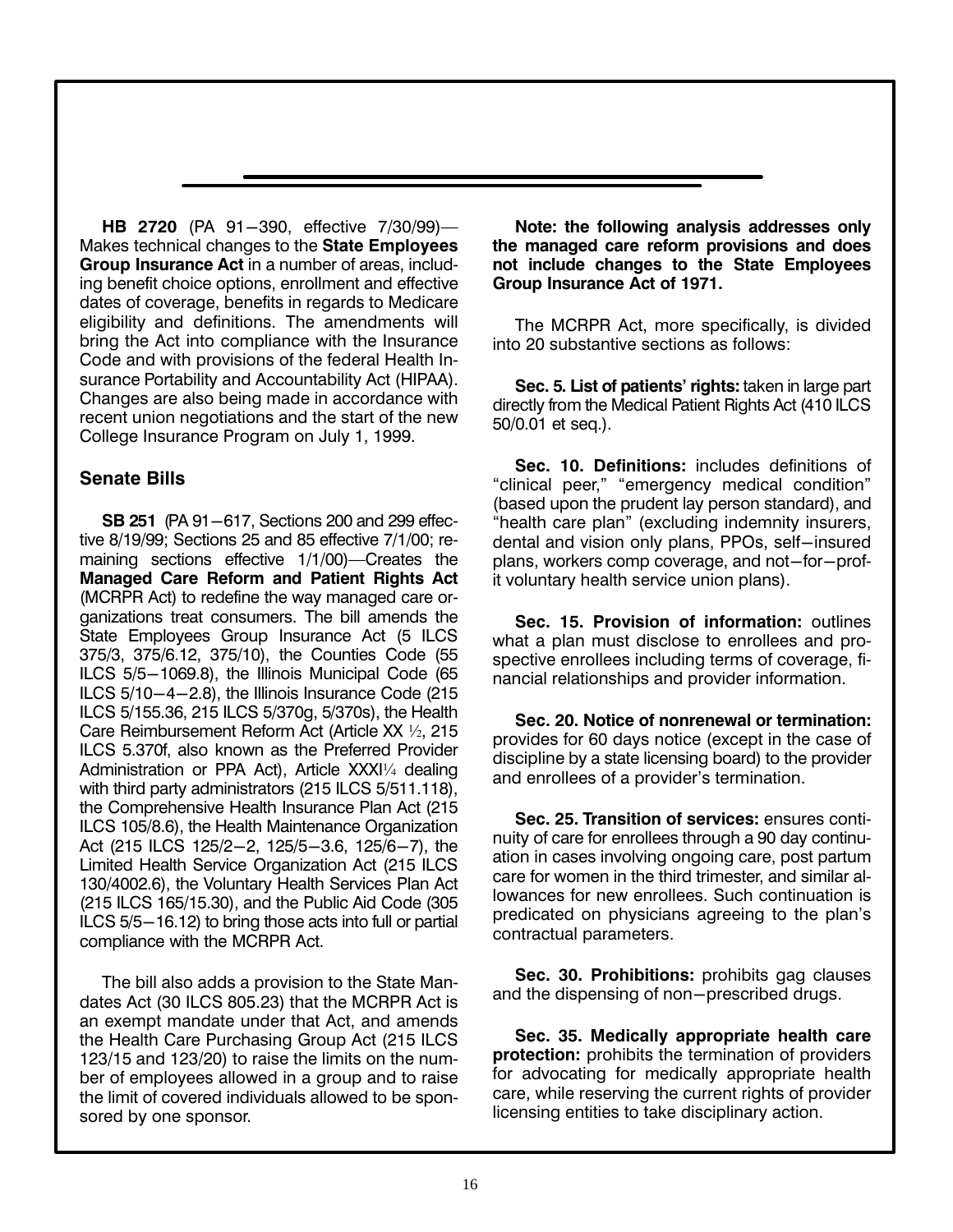**HB 2720** (PA 91−390, effective 7/30/99)—Makes technical changes to the **State Employees Group Insurance Act** in a number of areas, including benefit choice options, enrollment and effective dates of coverage, benefits in regards to Medicare eligibility and definitions. The amendments will bring the Act into compliance with the Insurance Code and with provisions of the federal Health Insurance Portability and Accountability Act (HIPAA). Changes are also being made in accordance with recent union negotiations and the start of the new College Insurance Program on July 1, 1999.

## Senate Bills

**SB 251** (PA 91−617, Sections 200 and 299 effective 8/19/99; Sections 25 and 85 effective 7/1/00; remaining sections effective 1/1/00)—Creates the **Managed Care Reform and Patient Rights Act** (MCRPR Act) to redefine the way managed care organizations treat consumers. The bill amends the State Employees Group Insurance Act (5 ILCS 375/3, 375/6.12, 375/10), the Counties Code (55 ILCS 5/5−1069.8), the Illinois Municipal Code (65 ILCS 5/10−4−2.8), the Illinois Insurance Code (215 ILCS 5/155.36, 215 ILCS 5/370g, 5/370s), the Health Care Reimbursement Reform Act (Article XX ½, 215 ILCS 5.370f, also known as the Preferred Provider Administration or PPA Act), Article XXXI¼ dealing with third party administrators (215 ILCS 5/511.118), the Comprehensive Health Insurance Plan Act (215 ILCS 105/8.6), the Health Maintenance Organization Act (215 ILCS 125/2−2, 125/5−3.6, 125/6−7), the Limited Health Service Organization Act (215 ILCS 130/4002.6), the Voluntary Health Services Plan Act (215 ILCS 165/15.30), and the Public Aid Code (305 ILCS 5/5−16.12) to bring those acts into full or partial compliance with the MCRPR Act.

The bill also adds a provision to the State Mandates Act (30 ILCS 805.23) that the MCRPR Act is an exempt mandate under that Act, and amends the Health Care Purchasing Group Act (215 ILCS 123/15 and 123/20) to raise the limits on the number of employees allowed in a group and to raise the limit of covered individuals allowed to be sponsored by one sponsor.

**Note: the following analysis addresses only the managed care reform provisions and does not include changes to the State Employees Group Insurance Act of 1971.**

The MCRPR Act, more specifically, is divided into 20 substantive sections as follows:

**Sec. 5. List of patients' rights:** taken in large part directly from the Medical Patient Rights Act (410 ILCS 50/0.01 et seq.).

**Sec. 10. Definitions:** includes definitions of "clinical peer," "emergency medical condition" (based upon the prudent lay person standard), and "health care plan" (excluding indemnity insurers, dental and vision only plans, PPOs, self−insured plans, workers comp coverage, and not−for−profit voluntary health service union plans).

**Sec. 15. Provision of information:** outlines what a plan must disclose to enrollees and prospective enrollees including terms of coverage, financial relationships and provider information.

**Sec. 20. Notice of nonrenewal or termination:** provides for 60 days notice (except in the case of discipline by a state licensing board) to the provider and enrollees of a provider's termination.

**Sec. 25. Transition of services:** ensures continuity of care for enrollees through a 90 day continuation in cases involving ongoing care, post partum care for women in the third trimester, and similar allowances for new enrollees. Such continuation is predicated on physicians agreeing to the plan's contractual parameters.

**Sec. 30. Prohibitions:** prohibits gag clauses and the dispensing of non−prescribed drugs.

**Sec. 35. Medically appropriate health care protection:** prohibits the termination of providers for advocating for medically appropriate health care, while reserving the current rights of provider licensing entities to take disciplinary action.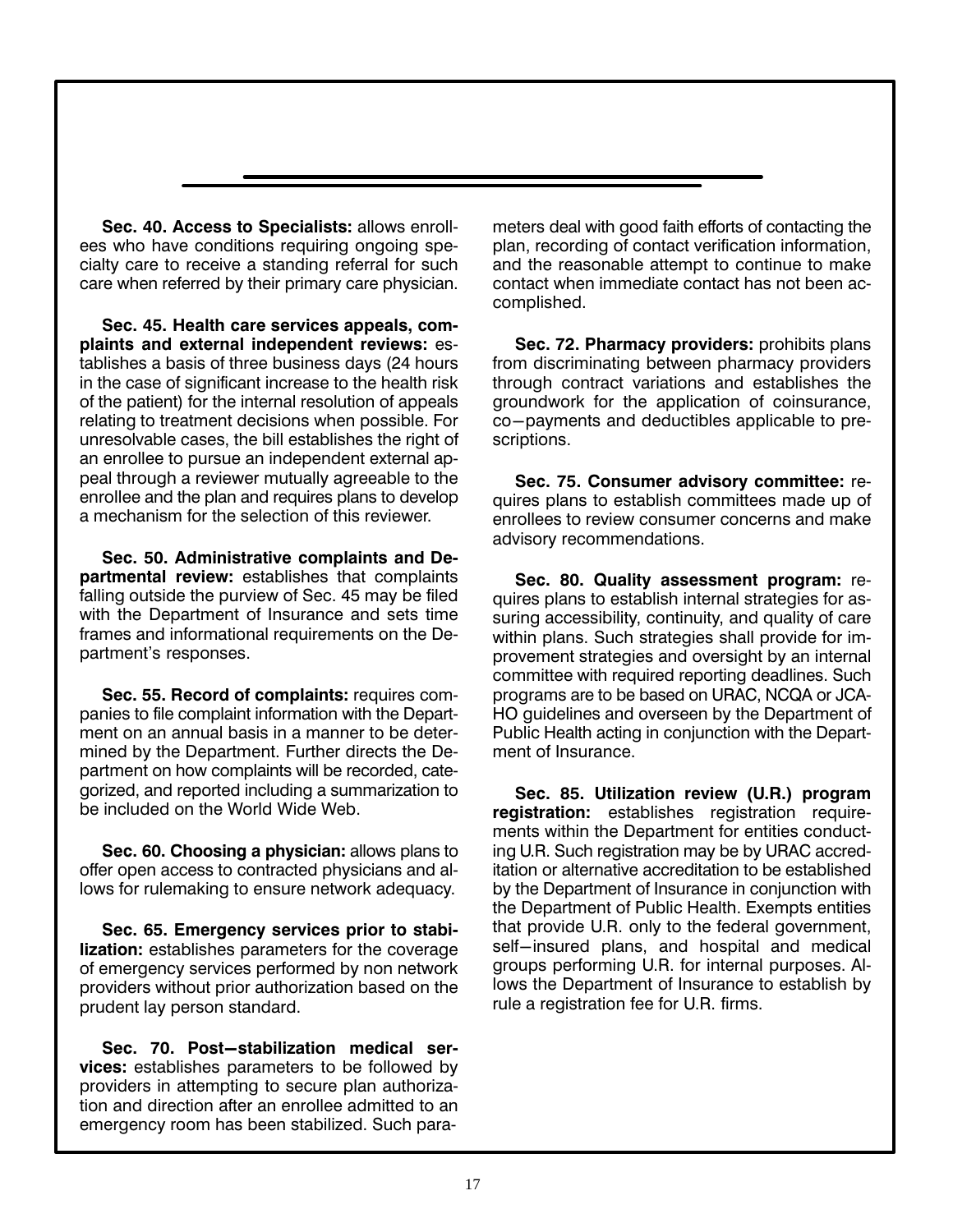**Sec. 40. Access to Specialists:** allows enrollees who have conditions requiring ongoing specialty care to receive a standing referral for such care when referred by their primary care physician.

**Sec. 45. Health care services appeals, complaints and external independent reviews:** establishes a basis of three business days (24 hours in the case of significant increase to the health risk of the patient) for the internal resolution of appeals relating to treatment decisions when possible. For unresolvable cases, the bill establishes the right of an enrollee to pursue an independent external appeal through a reviewer mutually agreeable to the enrollee and the plan and requires plans to develop a mechanism for the selection of this reviewer.

**Sec. 50. Administrative complaints and Departmental review:** establishes that complaints falling outside the purview of Sec. 45 may be filed with the Department of Insurance and sets time frames and informational requirements on the Department's responses.

**Sec. 55. Record of complaints:** requires companies to file complaint information with the Department on an annual basis in a manner to be determined by the Department. Further directs the Department on how complaints will be recorded, categorized, and reported including a summarization to be included on the World Wide Web.

**Sec. 60. Choosing a physician:** allows plans to offer open access to contracted physicians and allows for rulemaking to ensure network adequacy.

**Sec. 65. Emergency services prior to stabilization:** establishes parameters for the coverage of emergency services performed by non network providers without prior authorization based on the prudent lay person standard.

**Sec. 70. Post–stabilization medical services:** establishes parameters to be followed by providers in attempting to secure plan authorization and direction after an enrollee admitted to an emergency room has been stabilized. Such parameters deal with good faith efforts of contacting the plan, recording of contact verification information, and the reasonable attempt to continue to make contact when immediate contact has not been accomplished.

**Sec. 72. Pharmacy providers:** prohibits plans from discriminating between pharmacy providers through contract variations and establishes the groundwork for the application of coinsurance, co–payments and deductibles applicable to prescriptions.

**Sec. 75. Consumer advisory committee:** requires plans to establish committees made up of enrollees to review consumer concerns and make advisory recommendations.

**Sec. 80. Quality assessment program:** requires plans to establish internal strategies for assuring accessibility, continuity, and quality of care within plans. Such strategies shall provide for improvement strategies and oversight by an internal committee with required reporting deadlines. Such programs are to be based on URAC, NCQA or JCAHO guidelines and overseen by the Department of Public Health acting in conjunction with the Department of Insurance.

**Sec. 85. Utilization review (U.R.) program registration:** establishes registration requirements within the Department for entities conducting U.R. Such registration may be by URAC accreditation or alternative accreditation to be established by the Department of Insurance in conjunction with the Department of Public Health. Exempts entities that provide U.R. only to the federal government, self–insured plans, and hospital and medical groups performing U.R. for internal purposes. Allows the Department of Insurance to establish by rule a registration fee for U.R. firms.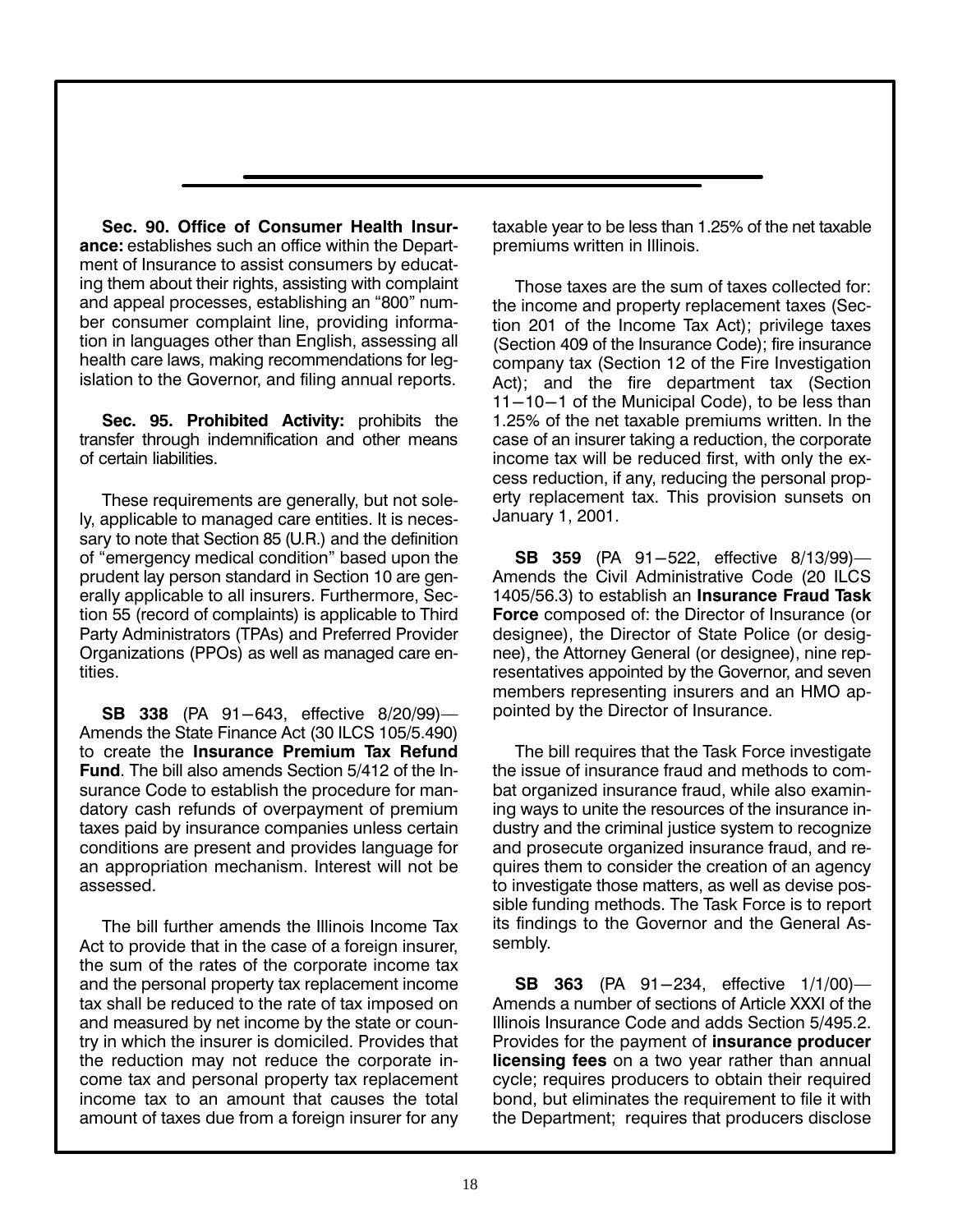**Sec. 90. Office of Consumer Health Insurance:** establishes such an office within the Department of Insurance to assist consumers by educating them about their rights, assisting with complaint and appeal processes, establishing an "800" number consumer complaint line, providing information in languages other than English, assessing all health care laws, making recommendations for legislation to the Governor, and filing annual reports.

**Sec. 95. Prohibited Activity:** prohibits the transfer through indemnification and other means of certain liabilities.

These requirements are generally, but not solely, applicable to managed care entities. It is necessary to note that Section 85 (U.R.) and the definition of "emergency medical condition" based upon the prudent lay person standard in Section 10 are generally applicable to all insurers. Furthermore, Section 55 (record of complaints) is applicable to Third Party Administrators (TPAs) and Preferred Provider Organizations (PPOs) as well as managed care entities.

**SB 338** (PA 91−643, effective 8/20/99)—Amends the State Finance Act (30 ILCS 105/5.490) to create the **Insurance Premium Tax Refund Fund**. The bill also amends Section 5/412 of the Insurance Code to establish the procedure for mandatory cash refunds of overpayment of premium taxes paid by insurance companies unless certain conditions are present and provides language for an appropriation mechanism. Interest will not be assessed.

The bill further amends the Illinois Income Tax Act to provide that in the case of a foreign insurer, the sum of the rates of the corporate income tax and the personal property tax replacement income tax shall be reduced to the rate of tax imposed on and measured by net income by the state or country in which the insurer is domiciled. Provides that the reduction may not reduce the corporate income tax and personal property tax replacement income tax to an amount that causes the total amount of taxes due from a foreign insurer for any taxable year to be less than 1.25% of the net taxable premiums written in Illinois.

Those taxes are the sum of taxes collected for: the income and property replacement taxes (Section 201 of the Income Tax Act); privilege taxes (Section 409 of the Insurance Code); fire insurance company tax (Section 12 of the Fire Investigation Act); and the fire department tax (Section 11−10−1 of the Municipal Code), to be less than 1.25% of the net taxable premiums written. In the case of an insurer taking a reduction, the corporate income tax will be reduced first, with only the excess reduction, if any, reducing the personal property replacement tax. This provision sunsets on January 1, 2001.

**SB 359** (PA 91−522, effective 8/13/99)—Amends the Civil Administrative Code (20 ILCS 1405/56.3) to establish an **Insurance Fraud Task Force** composed of: the Director of Insurance (or designee), the Director of State Police (or designee), the Attorney General (or designee), nine representatives appointed by the Governor, and seven members representing insurers and an HMO appointed by the Director of Insurance.

The bill requires that the Task Force investigate the issue of insurance fraud and methods to combat organized insurance fraud, while also examining ways to unite the resources of the insurance industry and the criminal justice system to recognize and prosecute organized insurance fraud, and requires them to consider the creation of an agency to investigate those matters, as well as devise possible funding methods. The Task Force is to report its findings to the Governor and the General Assembly.

**SB 363** (PA 91−234, effective 1/1/00)—Amends a number of sections of Article XXXI of the Illinois Insurance Code and adds Section 5/495.2. Provides for the payment of **insurance producer licensing fees** on a two year rather than annual cycle; requires producers to obtain their required bond, but eliminates the requirement to file it with the Department; requires that producers disclose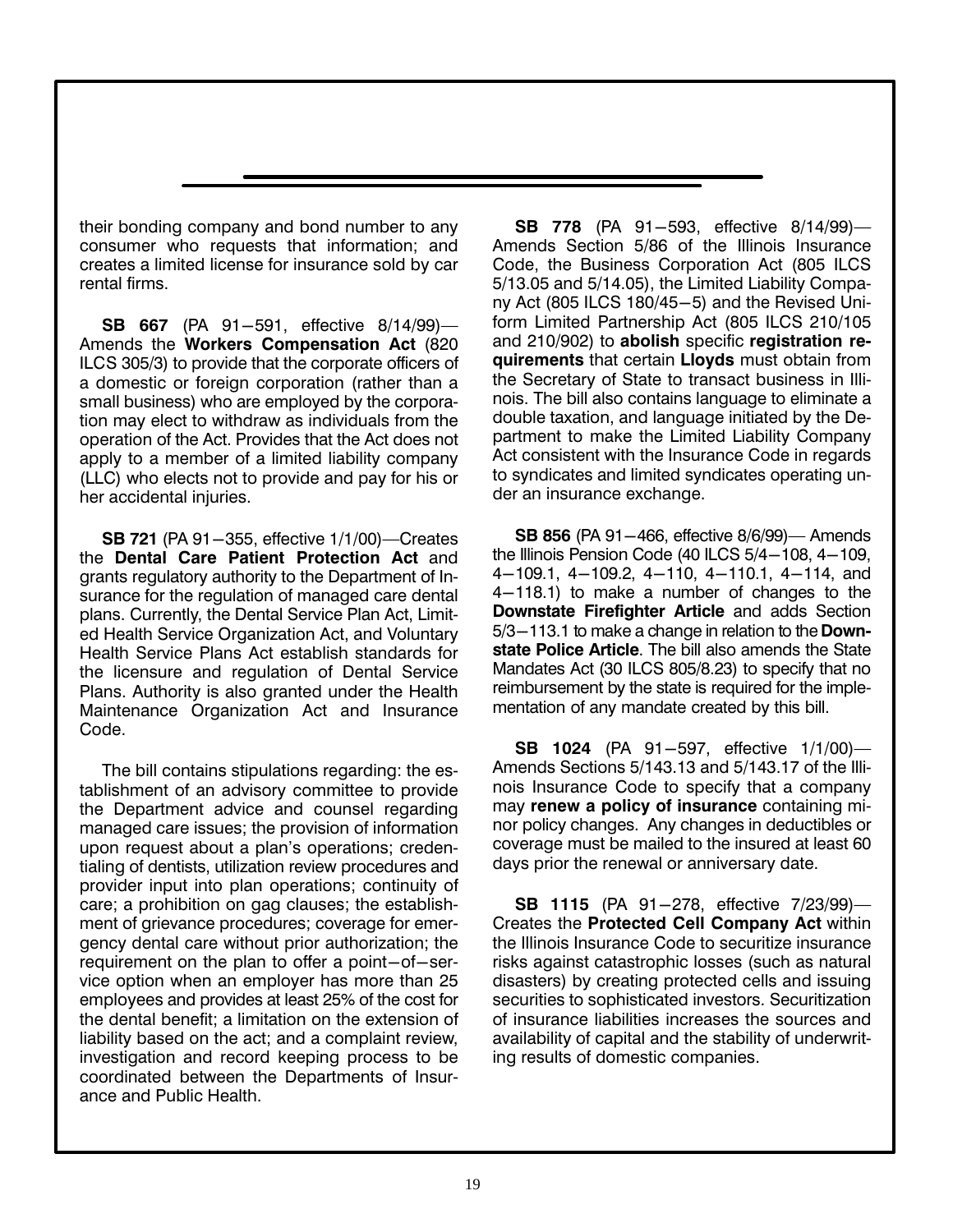their bonding company and bond number to any consumer who requests that information; and creates a limited license for insurance sold by car rental firms.

**SB 667** (PA 91–591, effective 8/14/99)— Amends the **Workers Compensation Act** (820 ILCS 305/3) to provide that the corporate officers of a domestic or foreign corporation (rather than a small business) who are employed by the corporation may elect to withdraw as individuals from the operation of the Act. Provides that the Act does not apply to a member of a limited liability company (LLC) who elects not to provide and pay for his or her accidental injuries.

**SB 721** (PA 91–355, effective 1/1/00)—Creates the **Dental Care Patient Protection Act** and grants regulatory authority to the Department of Insurance for the regulation of managed care dental plans. Currently, the Dental Service Plan Act, Limited Health Service Organization Act, and Voluntary Health Service Plans Act establish standards for the licensure and regulation of Dental Service Plans. Authority is also granted under the Health Maintenance Organization Act and Insurance Code.

The bill contains stipulations regarding: the establishment of an advisory committee to provide the Department advice and counsel regarding managed care issues; the provision of information upon request about a plan's operations; credentialing of dentists, utilization review procedures and provider input into plan operations; continuity of care; a prohibition on gag clauses; the establishment of grievance procedures; coverage for emergency dental care without prior authorization; the requirement on the plan to offer a point–of–service option when an employer has more than 25 employees and provides at least 25% of the cost for the dental benefit; a limitation on the extension of liability based on the act; and a complaint review, investigation and record keeping process to be coordinated between the Departments of Insurance and Public Health.

**SB 778** (PA 91–593, effective 8/14/99)— Amends Section 5/86 of the Illinois Insurance Code, the Business Corporation Act (805 ILCS 5/13.05 and 5/14.05), the Limited Liability Company Act (805 ILCS 180/45–5) and the Revised Uniform Limited Partnership Act (805 ILCS 210/105 and 210/902) to **abolish** specific **registration requirements** that certain **Lloyds** must obtain from the Secretary of State to transact business in Illinois. The bill also contains language to eliminate a double taxation, and language initiated by the Department to make the Limited Liability Company Act consistent with the Insurance Code in regards to syndicates and limited syndicates operating under an insurance exchange.

**SB 856** (PA 91–466, effective 8/6/99)— Amends the Illinois Pension Code (40 ILCS 5/4–108, 4–109, 4–109.1, 4–109.2, 4–110, 4–110.1, 4–114, and 4–118.1) to make a number of changes to the **Downstate Firefighter Article** and adds Section 5/3–113.1 to make a change in relation to the **Downstate Police Article**. The bill also amends the State Mandates Act (30 ILCS 805/8.23) to specify that no reimbursement by the state is required for the implementation of any mandate created by this bill.

**SB 1024** (PA 91–597, effective 1/1/00)— Amends Sections 5/143.13 and 5/143.17 of the Illinois Insurance Code to specify that a company may **renew a policy of insurance** containing minor policy changes. Any changes in deductibles or coverage must be mailed to the insured at least 60 days prior the renewal or anniversary date.

**SB 1115** (PA 91–278, effective 7/23/99)— Creates the **Protected Cell Company Act** within the Illinois Insurance Code to securitize insurance risks against catastrophic losses (such as natural disasters) by creating protected cells and issuing securities to sophisticated investors. Securitization of insurance liabilities increases the sources and availability of capital and the stability of underwriting results of domestic companies.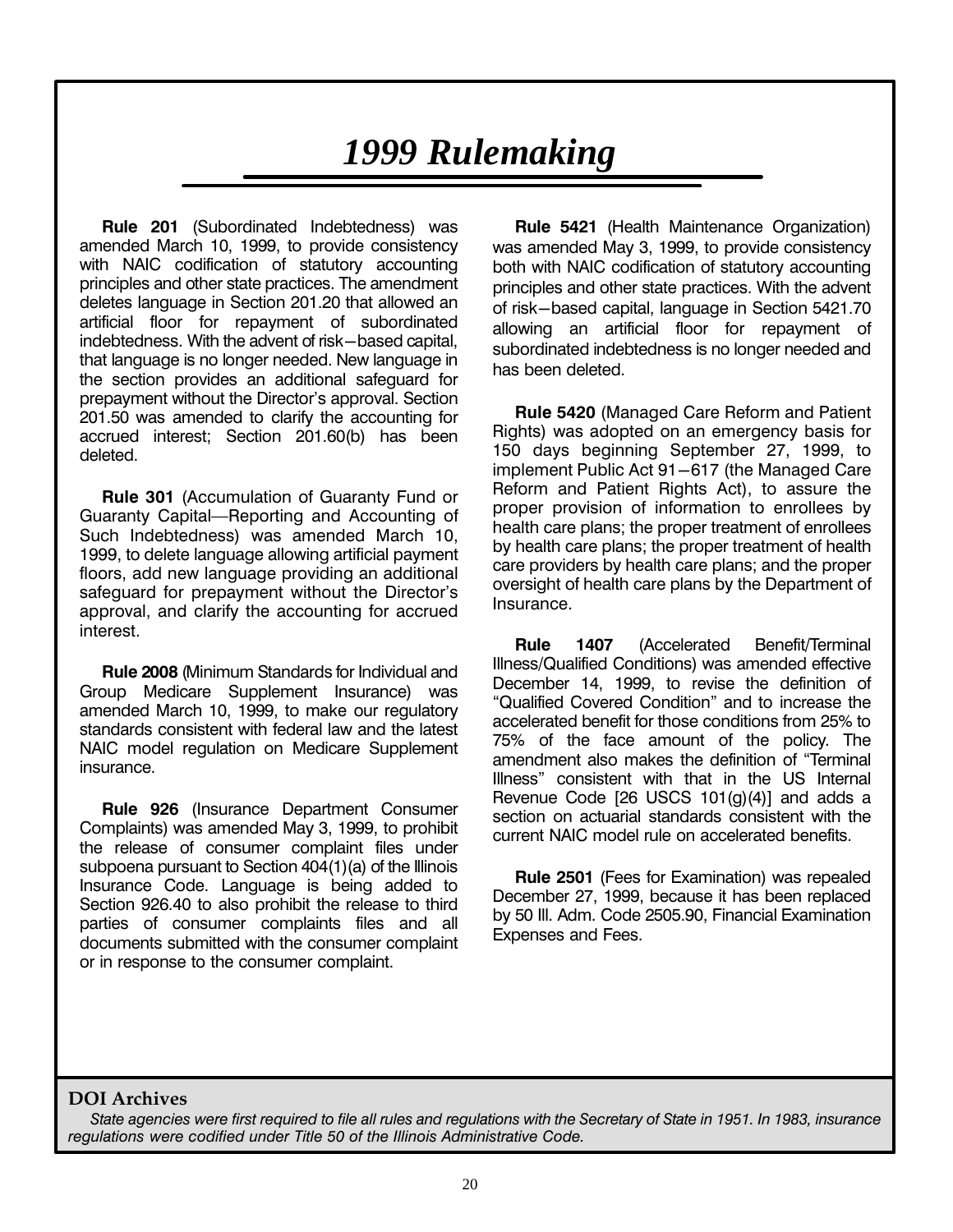# *1999 Rulemaking*

**Rule 201** (Subordinated Indebtedness) was amended March 10, 1999, to provide consistency with NAIC codification of statutory accounting principles and other state practices. The amendment deletes language in Section 201.20 that allowed an artificial floor for repayment of subordinated indebtedness. With the advent of risk–based capital, that language is no longer needed. New language in the section provides an additional safeguard for prepayment without the Director's approval. Section 201.50 was amended to clarify the accounting for accrued interest; Section 201.60(b) has been deleted.

**Rule 301** (Accumulation of Guaranty Fund or Guaranty Capital—Reporting and Accounting of Such Indebtedness) was amended March 10, 1999, to delete language allowing artificial payment floors, add new language providing an additional safeguard for prepayment without the Director's approval, and clarify the accounting for accrued interest.

**Rule 2008** (Minimum Standards for Individual and Group Medicare Supplement Insurance) was amended March 10, 1999, to make our regulatory standards consistent with federal law and the latest NAIC model regulation on Medicare Supplement insurance.

**Rule 926** (Insurance Department Consumer Complaints) was amended May 3, 1999, to prohibit the release of consumer complaint files under subpoena pursuant to Section 404(1)(a) of the Illinois Insurance Code. Language is being added to Section 926.40 to also prohibit the release to third parties of consumer complaints files and all documents submitted with the consumer complaint or in response to the consumer complaint.

**Rule 5421** (Health Maintenance Organization) was amended May 3, 1999, to provide consistency both with NAIC codification of statutory accounting principles and other state practices. With the advent of risk–based capital, language in Section 5421.70 allowing an artificial floor for repayment of subordinated indebtedness is no longer needed and has been deleted.

**Rule 5420** (Managed Care Reform and Patient Rights) was adopted on an emergency basis for 150 days beginning September 27, 1999, to implement Public Act 91–617 (the Managed Care Reform and Patient Rights Act), to assure the proper provision of information to enrollees by health care plans; the proper treatment of enrollees by health care plans; the proper treatment of health care providers by health care plans; and the proper oversight of health care plans by the Department of Insurance.

**Rule 1407** (Accelerated Benefit/Terminal Illness/Qualified Conditions) was amended effective December 14, 1999, to revise the definition of "Qualified Covered Condition" and to increase the accelerated benefit for those conditions from 25% to 75% of the face amount of the policy. The amendment also makes the definition of "Terminal Illness" consistent with that in the US Internal Revenue Code [26 USCS 101(g)(4)] and adds a section on actuarial standards consistent with the current NAIC model rule on accelerated benefits.

**Rule 2501** (Fees for Examination) was repealed December 27, 1999, because it has been replaced by 50 Ill. Adm. Code 2505.90, Financial Examination Expenses and Fees.

**DOI Archives**

*State agencies were first required to file all rules and regulations with the Secretary of State in 1951. In 1983, insurance regulations were codified under Title 50 of the Illinois Administrative Code.*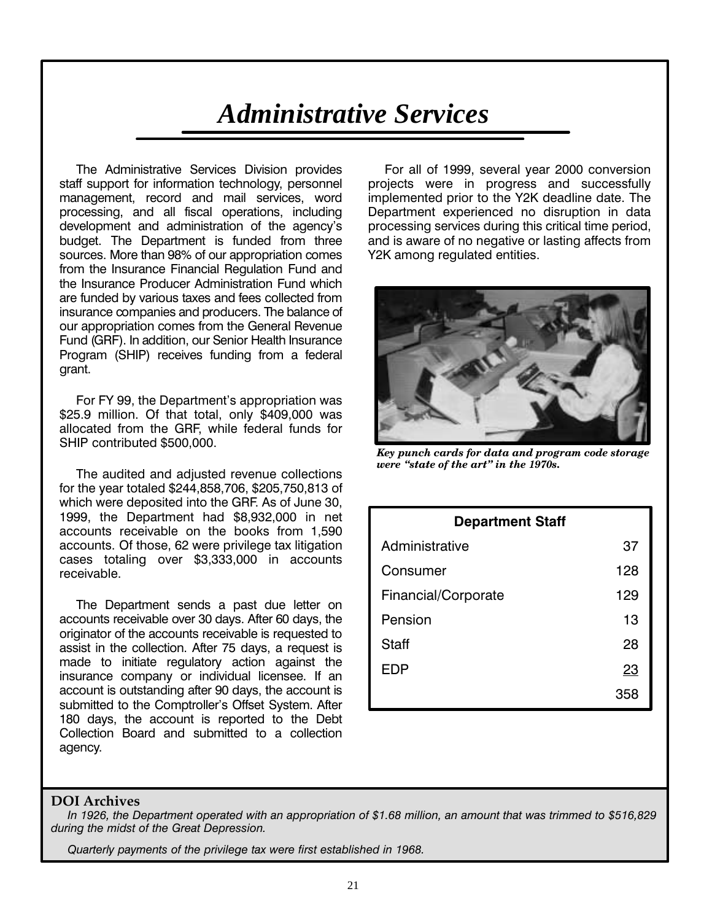# *Administrative Services*

The Administrative Services Division provides staff support for information technology, personnel management, record and mail services, word processing, and all fiscal operations, including development and administration of the agency's budget. The Department is funded from three sources. More than 98% of our appropriation comes from the Insurance Financial Regulation Fund and the Insurance Producer Administration Fund which are funded by various taxes and fees collected from insurance companies and producers. The balance of our appropriation comes from the General Revenue Fund (GRF). In addition, our Senior Health Insurance Program (SHIP) receives funding from a federal grant.

For FY 99, the Department's appropriation was $25.9 million. Of that total, only $409,000 was allocated from the GRF, while federal funds for SHIP contributed $500,000.

The audited and adjusted revenue collections for the year totaled $244,858,706, $205,750,813 of which were deposited into the GRF. As of June 30, 1999, the Department had $8,932,000 in net accounts receivable on the books from 1,590 accounts. Of those, 62 were privilege tax litigation cases totaling over $3,333,000 in accounts receivable.

The Department sends a past due letter on accounts receivable over 30 days. After 60 days, the originator of the accounts receivable is requested to assist in the collection. After 75 days, a request is made to initiate regulatory action against the insurance company or individual licensee. If an account is outstanding after 90 days, the account is submitted to the Comptroller's Offset System. After 180 days, the account is reported to the Debt Collection Board and submitted to a collection agency.

For all of 1999, several year 2000 conversion projects were in progress and successfully implemented prior to the Y2K deadline date. The Department experienced no disruption in data processing services during this critical time period, and is aware of no negative or lasting affects from Y2K among regulated entities.

***Key punch cards for data and program code storage were "state of the art" in the 1970s.***

| Department Staff | |
|---|---|
| Administrative | 37 |
| Consumer | 128 |
| Financial/Corporate | 129 |
| Pension | 13 |
| Staff | 28 |
| EDP | 23 |
| | 358 |

**DOI Archives**

*In 1926, the Department operated with an appropriation of $1.68 million, an amount that was trimmed to $516,829 during the midst of the Great Depression.*

*Quarterly payments of the privilege tax were first established in 1968.*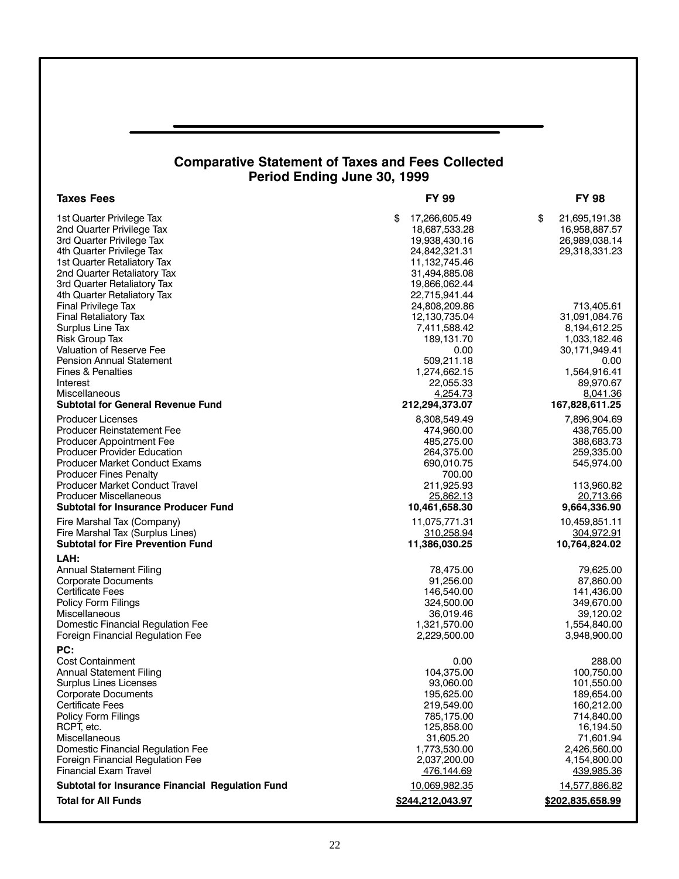## Comparative Statement of Taxes and Fees Collected
## Period Ending June 30, 1999

| Taxes Fees | FY 99 | FY 98 |
|---|---|---|
| 1st Quarter Privilege Tax | $ 17,266,605.49 | $ 21,695,191.38 |
| 2nd Quarter Privilege Tax | 18,687,533.28 | 16,958,887.57 |
| 3rd Quarter Privilege Tax | 19,938,430.16 | 26,989,038.14 |
| 4th Quarter Privilege Tax | 24,842,321.31 | 29,318,331.23 |
| 1st Quarter Retaliatory Tax | 11,132,745.46 | |
| 2nd Quarter Retaliatory Tax | 31,494,885.08 | |
| 3rd Quarter Retaliatory Tax | 19,866,062.44 | |
| 4th Quarter Retaliatory Tax | 22,715,941.44 | |
| Final Privilege Tax | 24,808,209.86 | 713,405.61 |
| Final Retaliatory Tax | 12,130,735.04 | 31,091,084.76 |
| Surplus Line Tax | 7,411,588.42 | 8,194,612.25 |
| Risk Group Tax | 189,131.70 | 1,033,182.46 |
| Valuation of Reserve Fee | 0.00 | 30,171,949.41 |
| Pension Annual Statement | 509,211.18 | 0.00 |
| Fines & Penalties | 1,274,662.15 | 1,564,916.41 |
| Interest | 22,055.33 | 89,970.67 |
| Miscellaneous | 4,254.73 | 8,041.36 |
| **Subtotal for General Revenue Fund** | **212,294,373.07** | **167,828,611.25** |
| Producer Licenses | 8,308,549.49 | 7,896,904.69 |
| Producer Reinstatement Fee | 474,960.00 | 438,765.00 |
| Producer Appointment Fee | 485,275.00 | 388,683.73 |
| Producer Provider Education | 264,375.00 | 259,335.00 |
| Producer Market Conduct Exams | 690,010.75 | 545,974.00 |
| Producer Fines Penalty | 700.00 | |
| Producer Market Conduct Travel | 211,925.93 | 113,960.82 |
| Producer Miscellaneous | 25,862.13 | 20,713.66 |
| **Subtotal for Insurance Producer Fund** | **10,461,658.30** | **9,664,336.90** |
| Fire Marshal Tax (Company) | 11,075,771.31 | 10,459,851.11 |
| Fire Marshal Tax (Surplus Lines) | 310,258.94 | 304,972.91 |
| **Subtotal for Fire Prevention Fund** | **11,386,030.25** | **10,764,824.02** |
| **LAH:** | | |
| Annual Statement Filing | 78,475.00 | 79,625.00 |
| Corporate Documents | 91,256.00 | 87,860.00 |
| Certificate Fees | 146,540.00 | 141,436.00 |
| Policy Form Filings | 324,500.00 | 349,670.00 |
| Miscellaneous | 36,019.46 | 39,120.02 |
| Domestic Financial Regulation Fee | 1,321,570.00 | 1,554,840.00 |
| Foreign Financial Regulation Fee | 2,229,500.00 | 3,948,900.00 |
| **PC:** | | |
| Cost Containment | 0.00 | 288.00 |
| Annual Statement Filing | 104,375.00 | 100,750.00 |
| Surplus Lines Licenses | 93,060.00 | 101,550.00 |
| Corporate Documents | 195,625.00 | 189,654.00 |
| Certificate Fees | 219,549.00 | 160,212.00 |
| Policy Form Filings | 785,175.00 | 714,840.00 |
| RCPT, etc. | 125,858.00 | 16,194.50 |
| Miscellaneous | 31,605.20 | 71,601.94 |
| Domestic Financial Regulation Fee | 1,773,530.00 | 2,426,560.00 |
| Foreign Financial Regulation Fee | 2,037,200.00 | 4,154,800.00 |
| Financial Exam Travel | 476,144.69 | 439,985.36 |
| **Subtotal for Insurance Financial Regulation Fund** | 10,069,982.35 | 14,577,886.82 |
| **Total for All Funds** | **$244,212,043.97** | **$202,835,658.99** |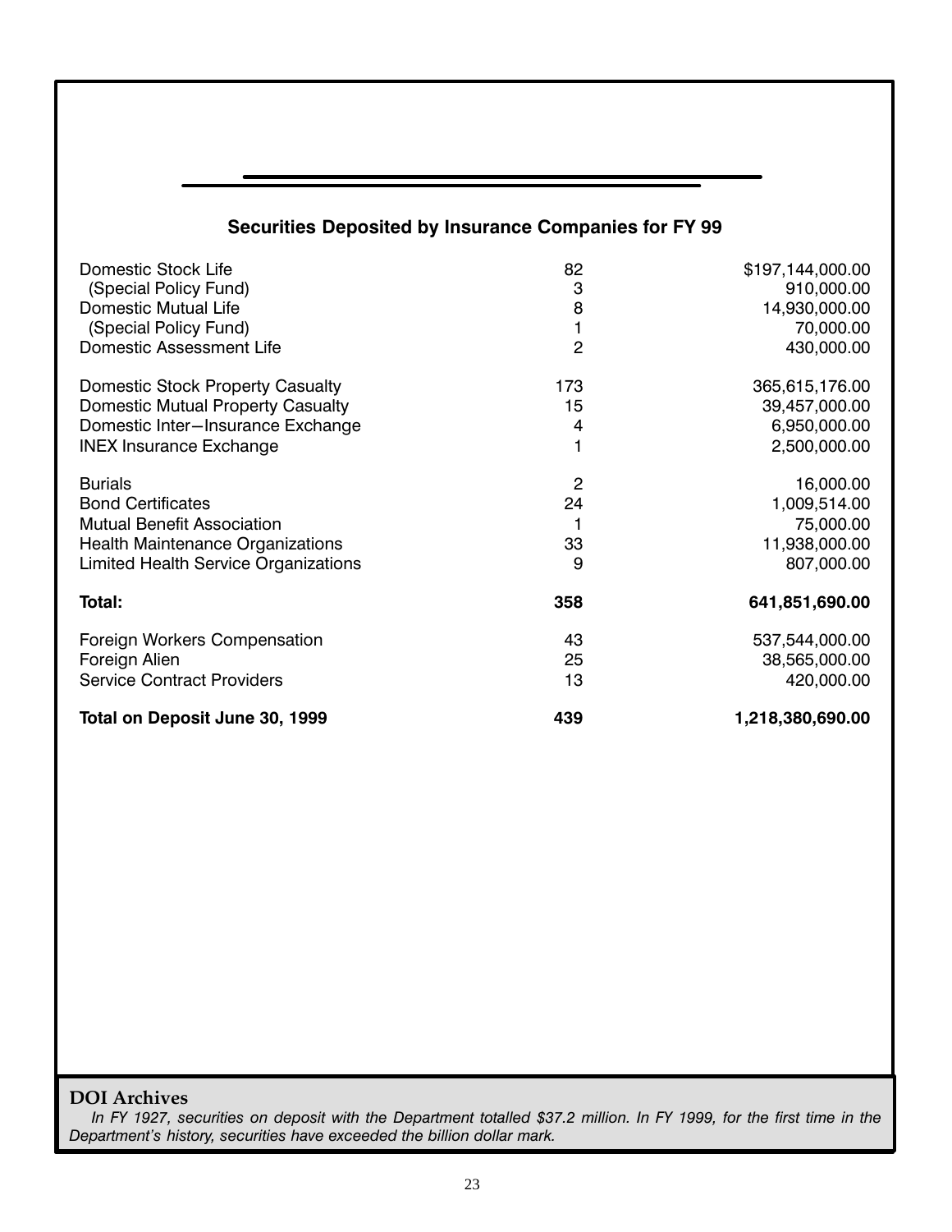## Securities Deposited by Insurance Companies for FY 99

| | | |
|---|---|---|
| Domestic Stock Life | 82 | $197,144,000.00 |
| (Special Policy Fund) | 3 | 910,000.00 |
| Domestic Mutual Life | 8 | 14,930,000.00 |
| (Special Policy Fund) | 1 | 70,000.00 |
| Domestic Assessment Life | 2 | 430,000.00 |
| Domestic Stock Property Casualty | 173 | 365,615,176.00 |
| Domestic Mutual Property Casualty | 15 | 39,457,000.00 |
| Domestic Inter—Insurance Exchange | 4 | 6,950,000.00 |
| INEX Insurance Exchange | 1 | 2,500,000.00 |
| Burials | 2 | 16,000.00 |
| Bond Certificates | 24 | 1,009,514.00 |
| Mutual Benefit Association | 1 | 75,000.00 |
| Health Maintenance Organizations | 33 | 11,938,000.00 |
| Limited Health Service Organizations | 9 | 807,000.00 |
| **Total:** | **358** | **641,851,690.00** |
| Foreign Workers Compensation | 43 | 537,544,000.00 |
| Foreign Alien | 25 | 38,565,000.00 |
| Service Contract Providers | 13 | 420,000.00 |
| **Total on Deposit June 30, 1999** | **439** | **1,218,380,690.00** |

**DOI Archives**

*In FY 1927, securities on deposit with the Department totalled $37.2 million. In FY 1999, for the first time in the Department's history, securities have exceeded the billion dollar mark.*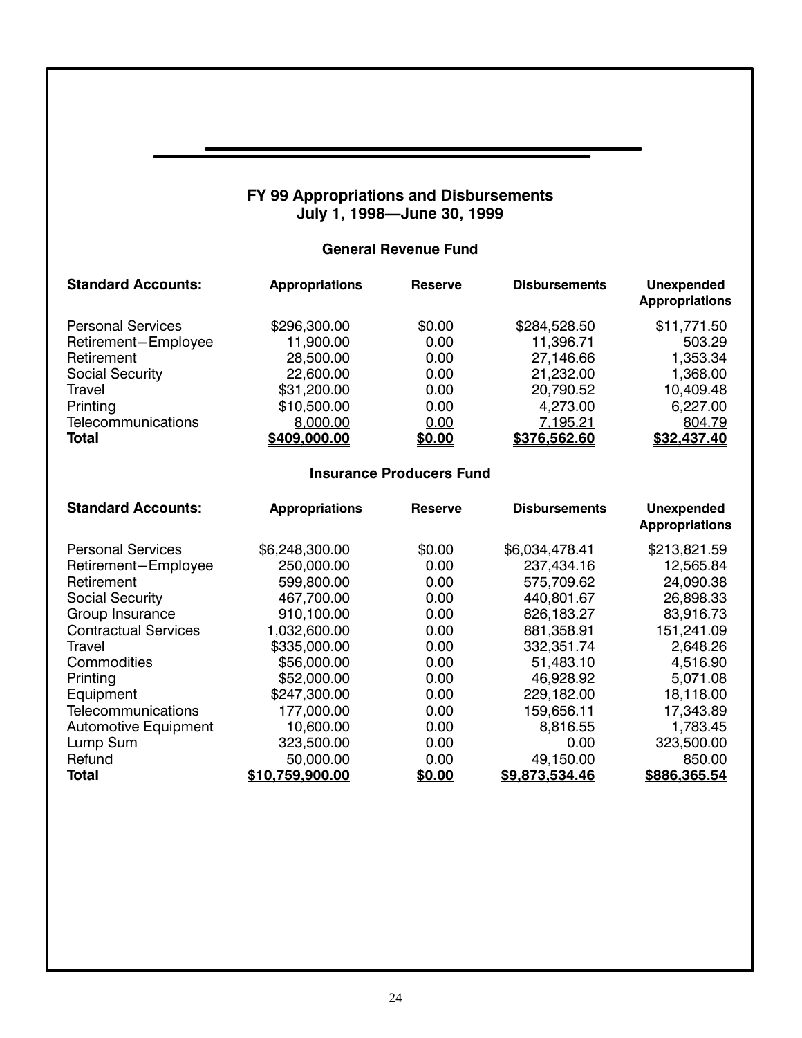## FY 99 Appropriations and Disbursements
### July 1, 1998—June 30, 1999

### General Revenue Fund

| Standard Accounts: | Appropriations | Reserve | Disbursements | Unexpended Appropriations |
|---|---|---|---|---|
| Personal Services | $296,300.00 | $0.00 | $284,528.50 | $11,771.50 |
| Retirement–Employee | 11,900.00 | 0.00 | 11,396.71 | 503.29 |
| Retirement | 28,500.00 | 0.00 | 27,146.66 | 1,353.34 |
| Social Security | 22,600.00 | 0.00 | 21,232.00 | 1,368.00 |
| Travel | $31,200.00 | 0.00 | 20,790.52 | 10,409.48 |
| Printing | $10,500.00 | 0.00 | 4,273.00 | 6,227.00 |
| Telecommunications | 8,000.00 | 0.00 | 7,195.21 | 804.79 |
| **Total** | **$409,000.00** | **$0.00** | **$376,562.60** | **$32,437.40** |

### Insurance Producers Fund

| Standard Accounts: | Appropriations | Reserve | Disbursements | Unexpended Appropriations |
|---|---|---|---|---|
| Personal Services | $6,248,300.00 | $0.00 | $6,034,478.41 | $213,821.59 |
| Retirement–Employee | 250,000.00 | 0.00 | 237,434.16 | 12,565.84 |
| Retirement | 599,800.00 | 0.00 | 575,709.62 | 24,090.38 |
| Social Security | 467,700.00 | 0.00 | 440,801.67 | 26,898.33 |
| Group Insurance | 910,100.00 | 0.00 | 826,183.27 | 83,916.73 |
| Contractual Services | 1,032,600.00 | 0.00 | 881,358.91 | 151,241.09 |
| Travel | $335,000.00 | 0.00 | 332,351.74 | 2,648.26 |
| Commodities | $56,000.00 | 0.00 | 51,483.10 | 4,516.90 |
| Printing | $52,000.00 | 0.00 | 46,928.92 | 5,071.08 |
| Equipment | $247,300.00 | 0.00 | 229,182.00 | 18,118.00 |
| Telecommunications | 177,000.00 | 0.00 | 159,656.11 | 17,343.89 |
| Automotive Equipment | 10,600.00 | 0.00 | 8,816.55 | 1,783.45 |
| Lump Sum | 323,500.00 | 0.00 | 0.00 | 323,500.00 |
| Refund | 50,000.00 | 0.00 | 49,150.00 | 850.00 |
| **Total** | **$10,759,900.00** | **$0.00** | **$9,873,534.46** | **$886,365.54** |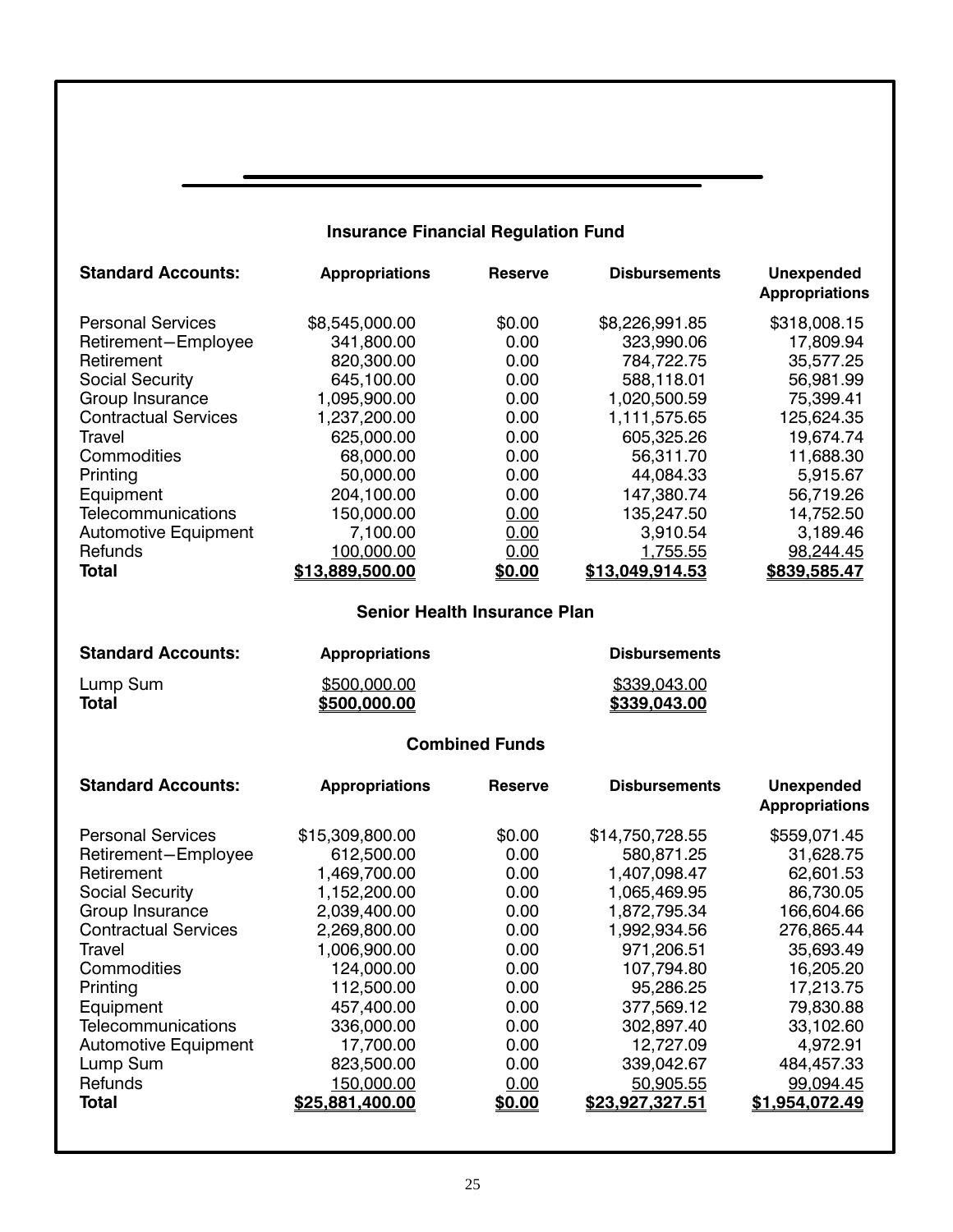## Insurance Financial Regulation Fund

| Standard Accounts: | Appropriations | Reserve | Disbursements | Unexpended Appropriations |
|---|---|---|---|---|
| Personal Services | $8,545,000.00 | $0.00 | $8,226,991.85 | $318,008.15 |
| Retirement—Employee | 341,800.00 | 0.00 | 323,990.06 | 17,809.94 |
| Retirement | 820,300.00 | 0.00 | 784,722.75 | 35,577.25 |
| Social Security | 645,100.00 | 0.00 | 588,118.01 | 56,981.99 |
| Group Insurance | 1,095,900.00 | 0.00 | 1,020,500.59 | 75,399.41 |
| Contractual Services | 1,237,200.00 | 0.00 | 1,111,575.65 | 125,624.35 |
| Travel | 625,000.00 | 0.00 | 605,325.26 | 19,674.74 |
| Commodities | 68,000.00 | 0.00 | 56,311.70 | 11,688.30 |
| Printing | 50,000.00 | 0.00 | 44,084.33 | 5,915.67 |
| Equipment | 204,100.00 | 0.00 | 147,380.74 | 56,719.26 |
| Telecommunications | 150,000.00 | 0.00 | 135,247.50 | 14,752.50 |
| Automotive Equipment | 7,100.00 | 0.00 | 3,910.54 | 3,189.46 |
| Refunds | 100,000.00 | 0.00 | 1,755.55 | 98,244.45 |
| **Total** | **$13,889,500.00** | **$0.00** | **$13,049,914.53** | **$839,585.47** |

## Senior Health Insurance Plan

| Standard Accounts: | Appropriations | Disbursements |
|---|---|---|
| Lump Sum | $500,000.00 | $339,043.00 |
| **Total** | **$500,000.00** | **$339,043.00** |

## Combined Funds

| Standard Accounts: | Appropriations | Reserve | Disbursements | Unexpended Appropriations |
|---|---|---|---|---|
| Personal Services | $15,309,800.00 | $0.00 | $14,750,728.55 | $559,071.45 |
| Retirement—Employee | 612,500.00 | 0.00 | 580,871.25 | 31,628.75 |
| Retirement | 1,469,700.00 | 0.00 | 1,407,098.47 | 62,601.53 |
| Social Security | 1,152,200.00 | 0.00 | 1,065,469.95 | 86,730.05 |
| Group Insurance | 2,039,400.00 | 0.00 | 1,872,795.34 | 166,604.66 |
| Contractual Services | 2,269,800.00 | 0.00 | 1,992,934.56 | 276,865.44 |
| Travel | 1,006,900.00 | 0.00 | 971,206.51 | 35,693.49 |
| Commodities | 124,000.00 | 0.00 | 107,794.80 | 16,205.20 |
| Printing | 112,500.00 | 0.00 | 95,286.25 | 17,213.75 |
| Equipment | 457,400.00 | 0.00 | 377,569.12 | 79,830.88 |
| Telecommunications | 336,000.00 | 0.00 | 302,897.40 | 33,102.60 |
| Automotive Equipment | 17,700.00 | 0.00 | 12,727.09 | 4,972.91 |
| Lump Sum | 823,500.00 | 0.00 | 339,042.67 | 484,457.33 |
| Refunds | 150,000.00 | 0.00 | 50,905.55 | 99,094.45 |
| **Total** | **$25,881,400.00** | **$0.00** | **$23,927,327.51** | **$1,954,072.49** |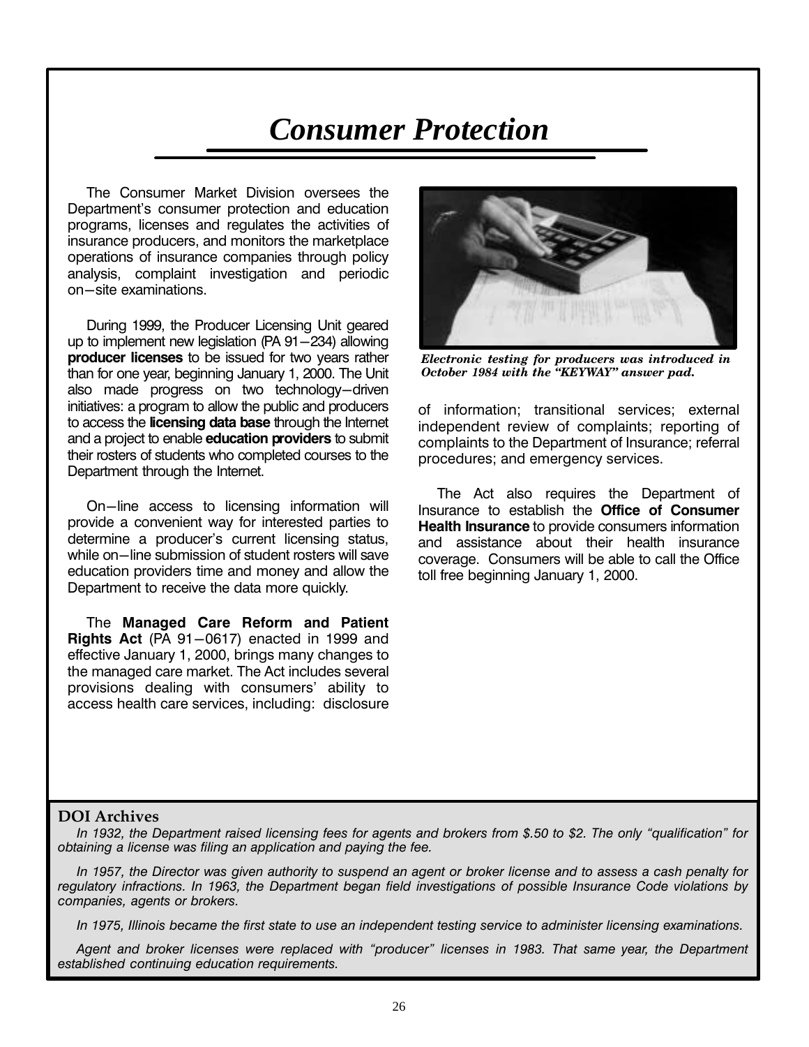# Consumer Protection

The Consumer Market Division oversees the Department's consumer protection and education programs, licenses and regulates the activities of insurance producers, and monitors the marketplace operations of insurance companies through policy analysis, complaint investigation and periodic on–site examinations.

During 1999, the Producer Licensing Unit geared up to implement new legislation (PA 91–234) allowing **producer licenses** to be issued for two years rather than for one year, beginning January 1, 2000. The Unit also made progress on two technology–driven initiatives: a program to allow the public and producers to access the **licensing data base** through the Internet and a project to enable **education providers** to submit their rosters of students who completed courses to the Department through the Internet.

On–line access to licensing information will provide a convenient way for interested parties to determine a producer's current licensing status, while on–line submission of student rosters will save education providers time and money and allow the Department to receive the data more quickly.

The **Managed Care Reform and Patient Rights Act** (PA 91–0617) enacted in 1999 and effective January 1, 2000, brings many changes to the managed care market. The Act includes several provisions dealing with consumers' ability to access health care services, including: disclosure of information; transitional services; external independent review of complaints; reporting of complaints to the Department of Insurance; referral procedures; and emergency services.

*Electronic testing for producers was introduced in October 1984 with the "KEYWAY" answer pad.*

The Act also requires the Department of Insurance to establish the **Office of Consumer Health Insurance** to provide consumers information and assistance about their health insurance coverage. Consumers will be able to call the Office toll free beginning January 1, 2000.

**DOI Archives**

*In 1932, the Department raised licensing fees for agents and brokers from $.50 to $2. The only "qualification" for obtaining a license was filing an application and paying the fee.*

*In 1957, the Director was given authority to suspend an agent or broker license and to assess a cash penalty for regulatory infractions. In 1963, the Department began field investigations of possible Insurance Code violations by companies, agents or brokers.*

*In 1975, Illinois became the first state to use an independent testing service to administer licensing examinations.*

*Agent and broker licenses were replaced with "producer" licenses in 1983. That same year, the Department established continuing education requirements.*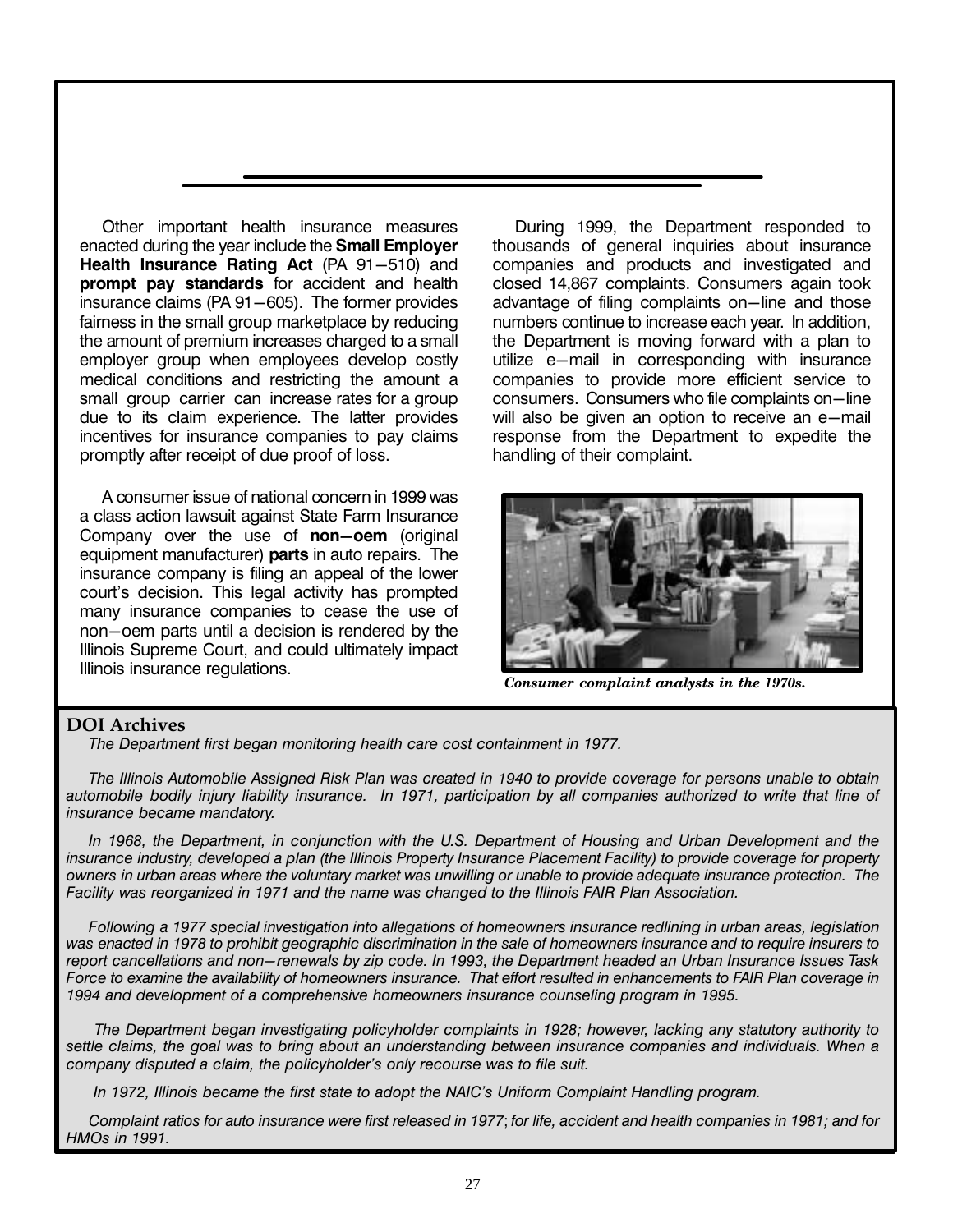Other important health insurance measures enacted during the year include the **Small Employer Health Insurance Rating Act** (PA 91—510) and **prompt pay standards** for accident and health insurance claims (PA 91—605). The former provides fairness in the small group marketplace by reducing the amount of premium increases charged to a small employer group when employees develop costly medical conditions and restricting the amount a small group carrier can increase rates for a group due to its claim experience. The latter provides incentives for insurance companies to pay claims promptly after receipt of due proof of loss.

A consumer issue of national concern in 1999 was a class action lawsuit against State Farm Insurance Company over the use of **non—oem** (original equipment manufacturer) **parts** in auto repairs. The insurance company is filing an appeal of the lower court's decision. This legal activity has prompted many insurance companies to cease the use of non—oem parts until a decision is rendered by the Illinois Supreme Court, and could ultimately impact Illinois insurance regulations.

During 1999, the Department responded to thousands of general inquiries about insurance companies and products and investigated and closed 14,867 complaints. Consumers again took advantage of filing complaints on—line and those numbers continue to increase each year. In addition, the Department is moving forward with a plan to utilize e—mail in corresponding with insurance companies to provide more efficient service to consumers. Consumers who file complaints on—line will also be given an option to receive an e—mail response from the Department to expedite the handling of their complaint.

***Consumer complaint analysts in the 1970s.***

## DOI Archives

*The Department first began monitoring health care cost containment in 1977.*

*The Illinois Automobile Assigned Risk Plan was created in 1940 to provide coverage for persons unable to obtain automobile bodily injury liability insurance. In 1971, participation by all companies authorized to write that line of insurance became mandatory.*

*In 1968, the Department, in conjunction with the U.S. Department of Housing and Urban Development and the insurance industry, developed a plan (the Illinois Property Insurance Placement Facility) to provide coverage for property owners in urban areas where the voluntary market was unwilling or unable to provide adequate insurance protection. The Facility was reorganized in 1971 and the name was changed to the Illinois FAIR Plan Association.*

*Following a 1977 special investigation into allegations of homeowners insurance redlining in urban areas, legislation was enacted in 1978 to prohibit geographic discrimination in the sale of homeowners insurance and to require insurers to report cancellations and non—renewals by zip code. In 1993, the Department headed an Urban Insurance Issues Task Force to examine the availability of homeowners insurance. That effort resulted in enhancements to FAIR Plan coverage in 1994 and development of a comprehensive homeowners insurance counseling program in 1995.*

*The Department began investigating policyholder complaints in 1928; however, lacking any statutory authority to settle claims, the goal was to bring about an understanding between insurance companies and individuals. When a company disputed a claim, the policyholder's only recourse was to file suit.*

*In 1972, Illinois became the first state to adopt the NAIC's Uniform Complaint Handling program.*

*Complaint ratios for auto insurance were first released in 1977; for life, accident and health companies in 1981; and for HMOs in 1991.*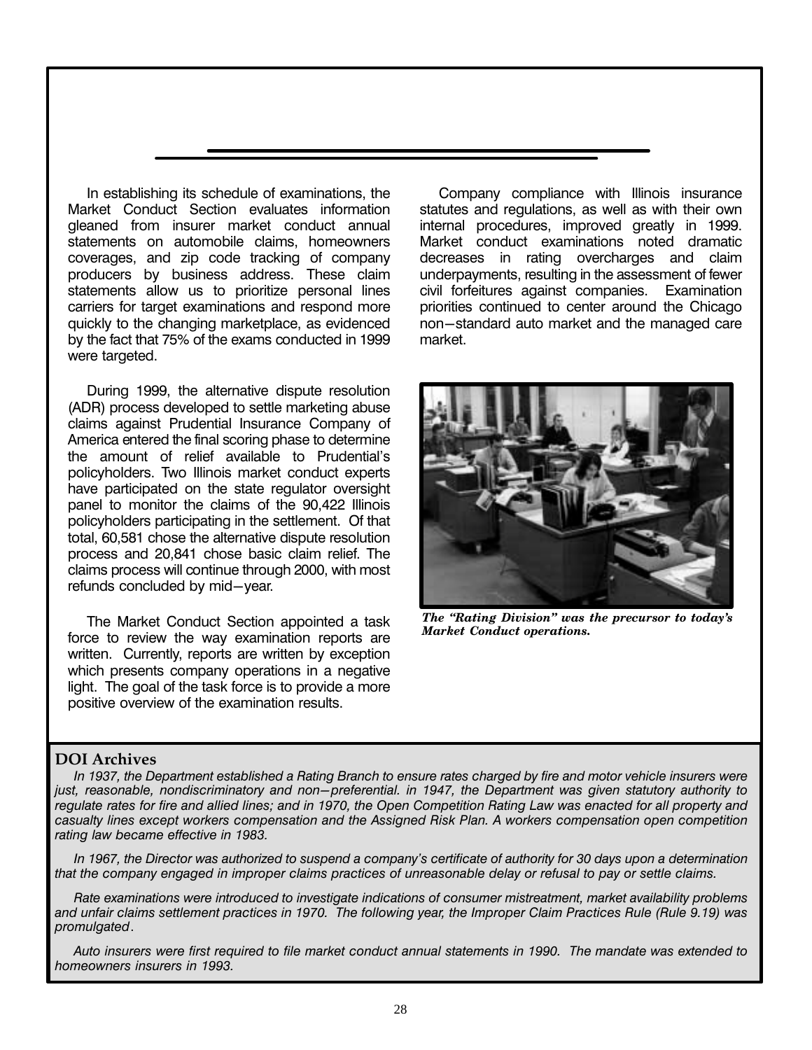In establishing its schedule of examinations, the Market Conduct Section evaluates information gleaned from insurer market conduct annual statements on automobile claims, homeowners coverages, and zip code tracking of company producers by business address. These claim statements allow us to prioritize personal lines carriers for target examinations and respond more quickly to the changing marketplace, as evidenced by the fact that 75% of the exams conducted in 1999 were targeted.

During 1999, the alternative dispute resolution (ADR) process developed to settle marketing abuse claims against Prudential Insurance Company of America entered the final scoring phase to determine the amount of relief available to Prudential's policyholders. Two Illinois market conduct experts have participated on the state regulator oversight panel to monitor the claims of the 90,422 Illinois policyholders participating in the settlement. Of that total, 60,581 chose the alternative dispute resolution process and 20,841 chose basic claim relief. The claims process will continue through 2000, with most refunds concluded by mid–year.

The Market Conduct Section appointed a task force to review the way examination reports are written. Currently, reports are written by exception which presents company operations in a negative light. The goal of the task force is to provide a more positive overview of the examination results.

Company compliance with Illinois insurance statutes and regulations, as well as with their own internal procedures, improved greatly in 1999. Market conduct examinations noted dramatic decreases in rating overcharges and claim underpayments, resulting in the assessment of fewer civil forfeitures against companies. Examination priorities continued to center around the Chicago non–standard auto market and the managed care market.

*The "Rating Division" was the precursor to today's Market Conduct operations.*

**DOI Archives**

*In 1937, the Department established a Rating Branch to ensure rates charged by fire and motor vehicle insurers were just, reasonable, nondiscriminatory and non–preferential. in 1947, the Department was given statutory authority to regulate rates for fire and allied lines; and in 1970, the Open Competition Rating Law was enacted for all property and casualty lines except workers compensation and the Assigned Risk Plan. A workers compensation open competition rating law became effective in 1983.*

*In 1967, the Director was authorized to suspend a company's certificate of authority for 30 days upon a determination that the company engaged in improper claims practices of unreasonable delay or refusal to pay or settle claims.*

*Rate examinations were introduced to investigate indications of consumer mistreatment, market availability problems and unfair claims settlement practices in 1970. The following year, the Improper Claim Practices Rule (Rule 9.19) was promulgated.*

*Auto insurers were first required to file market conduct annual statements in 1990. The mandate was extended to homeowners insurers in 1993.*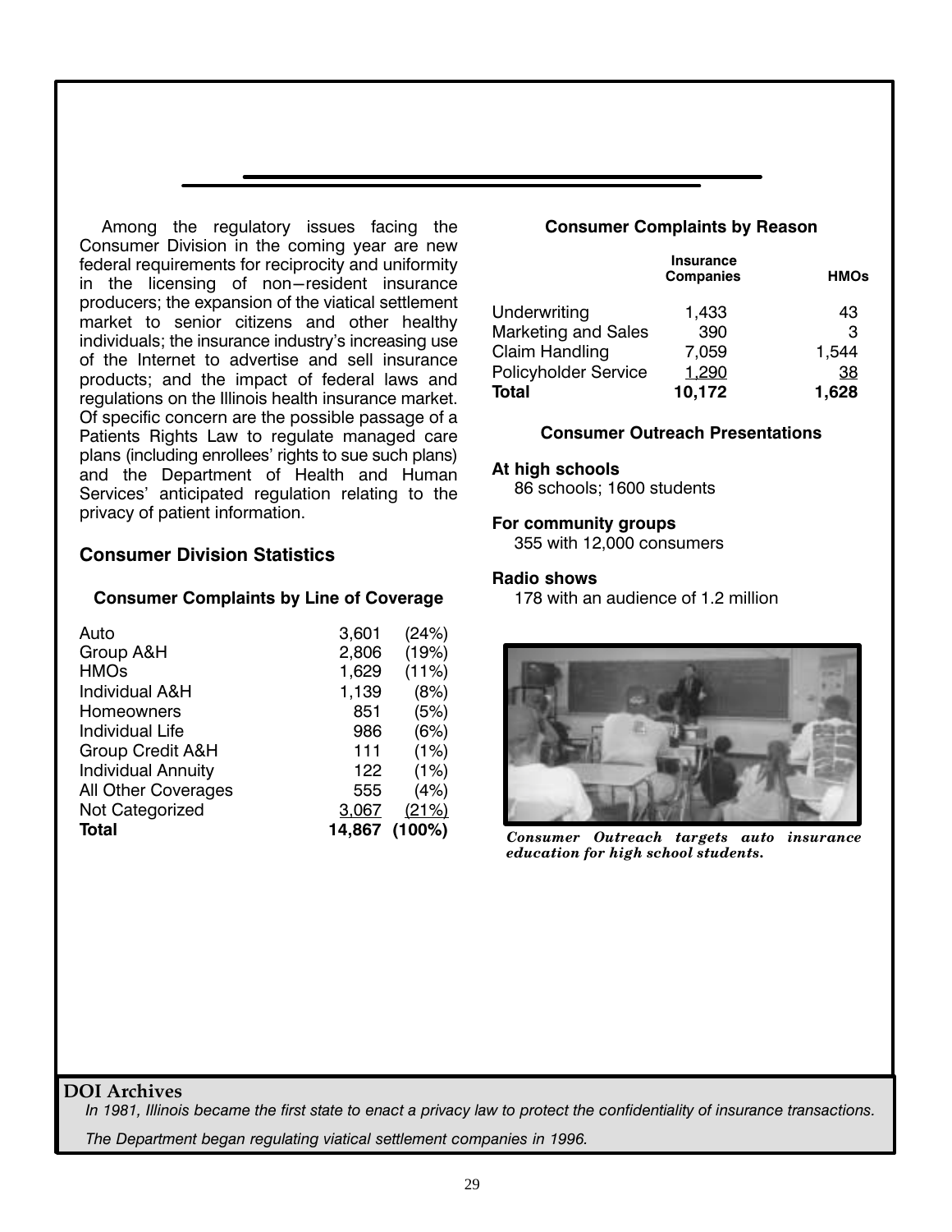Among the regulatory issues facing the Consumer Division in the coming year are new federal requirements for reciprocity and uniformity in the licensing of non-resident insurance producers; the expansion of the viatical settlement market to senior citizens and other healthy individuals; the insurance industry's increasing use of the Internet to advertise and sell insurance products; and the impact of federal laws and regulations on the Illinois health insurance market. Of specific concern are the possible passage of a Patients Rights Law to regulate managed care plans (including enrollees' rights to sue such plans) and the Department of Health and Human Services' anticipated regulation relating to the privacy of patient information.

## Consumer Division Statistics

### Consumer Complaints by Line of Coverage

| | | |
|---|---|---|
| Auto | 3,601 | (24%) |
| Group A&H | 2,806 | (19%) |
| HMOs | 1,629 | (11%) |
| Individual A&H | 1,139 | (8%) |
| Homeowners | 851 | (5%) |
| Individual Life | 986 | (6%) |
| Group Credit A&H | 111 | (1%) |
| Individual Annuity | 122 | (1%) |
| All Other Coverages | 555 | (4%) |
| Not Categorized | 3,067 | (21%) |
| **Total** | **14,867** | **(100%)** |

### Consumer Complaints by Reason

| | Insurance Companies | HMOs |
|---|---|---|
| Underwriting | 1,433 | 43 |
| Marketing and Sales | 390 | 3 |
| Claim Handling | 7,059 | 1,544 |
| Policyholder Service | 1,290 | 38 |
| **Total** | **10,172** | **1,628** |

### Consumer Outreach Presentations

**At high schools**
86 schools; 1600 students

**For community groups**
355 with 12,000 consumers

**Radio shows**
178 with an audience of 1.2 million

*Consumer Outreach targets auto insurance education for high school students.*

**DOI Archives**

*In 1981, Illinois became the first state to enact a privacy law to protect the confidentiality of insurance transactions.*

*The Department began regulating viatical settlement companies in 1996.*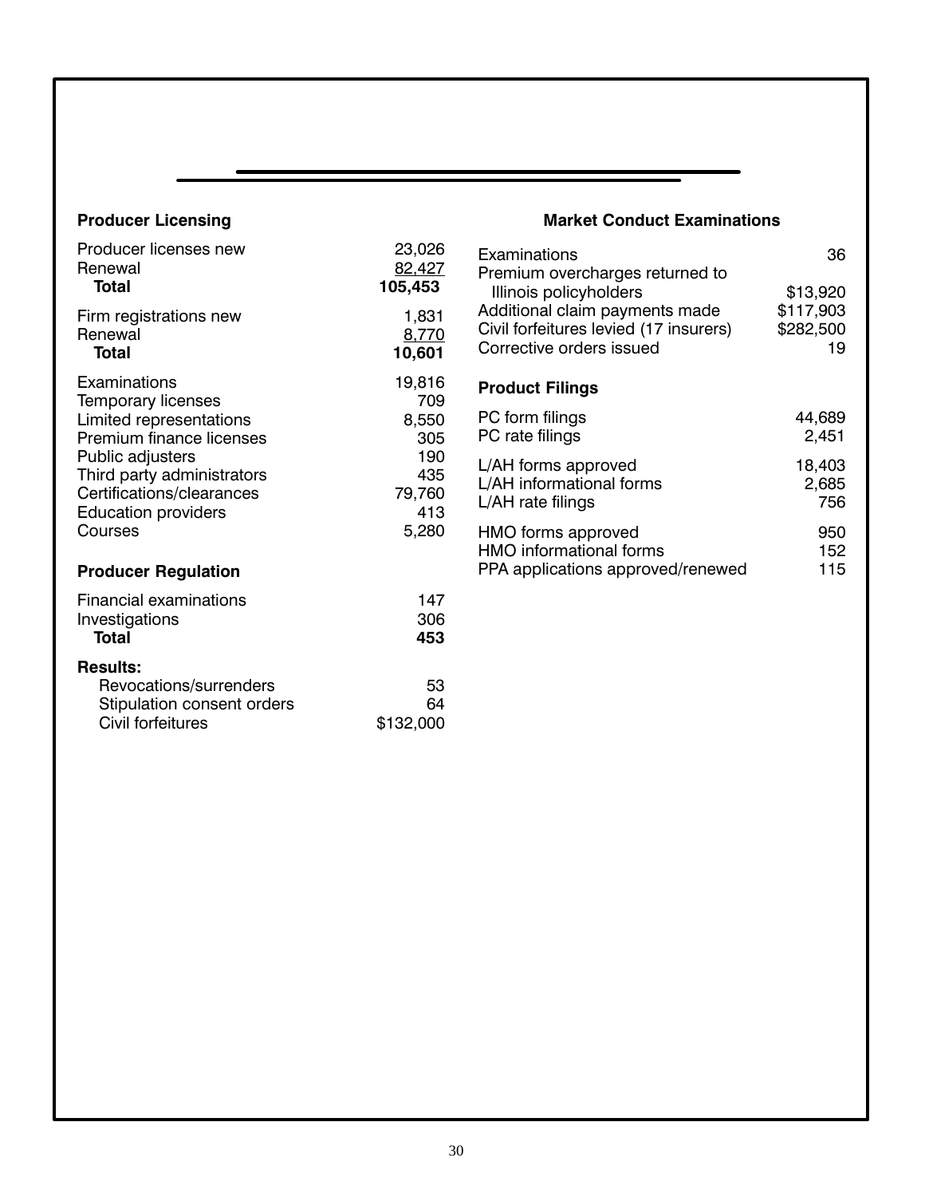## Producer Licensing

| | |
|---|---|
| Producer licenses new | 23,026 |
| Renewal | 82,427 |
| **Total** | **105,453** |
| Firm registrations new | 1,831 |
| Renewal | 8,770 |
| **Total** | **10,601** |
| Examinations | 19,816 |
| Temporary licenses | 709 |
| Limited representations | 8,550 |
| Premium finance licenses | 305 |
| Public adjusters | 190 |
| Third party administrators | 435 |
| Certifications/clearances | 79,760 |
| Education providers | 413 |
| Courses | 5,280 |

## Producer Regulation

| | |
|---|---|
| Financial examinations | 147 |
| Investigations | 306 |
| **Total** | **453** |

**Results:**

| | |
|---|---|
| Revocations/surrenders | 53 |
| Stipulation consent orders | 64 |
| Civil forfeitures | $132,000 |

## Market Conduct Examinations

| | |
|---|---|
| Examinations | 36 |
| Premium overcharges returned to Illinois policyholders | $13,920 |
| Additional claim payments made | $117,903 |
| Civil forfeitures levied (17 insurers) | $282,500 |
| Corrective orders issued | 19 |

## Product Filings

| | |
|---|---|
| PC form filings | 44,689 |
| PC rate filings | 2,451 |
| L/AH forms approved | 18,403 |
| L/AH informational forms | 2,685 |
| L/AH rate filings | 756 |
| HMO forms approved | 950 |
| HMO informational forms | 152 |
| PPA applications approved/renewed | 115 |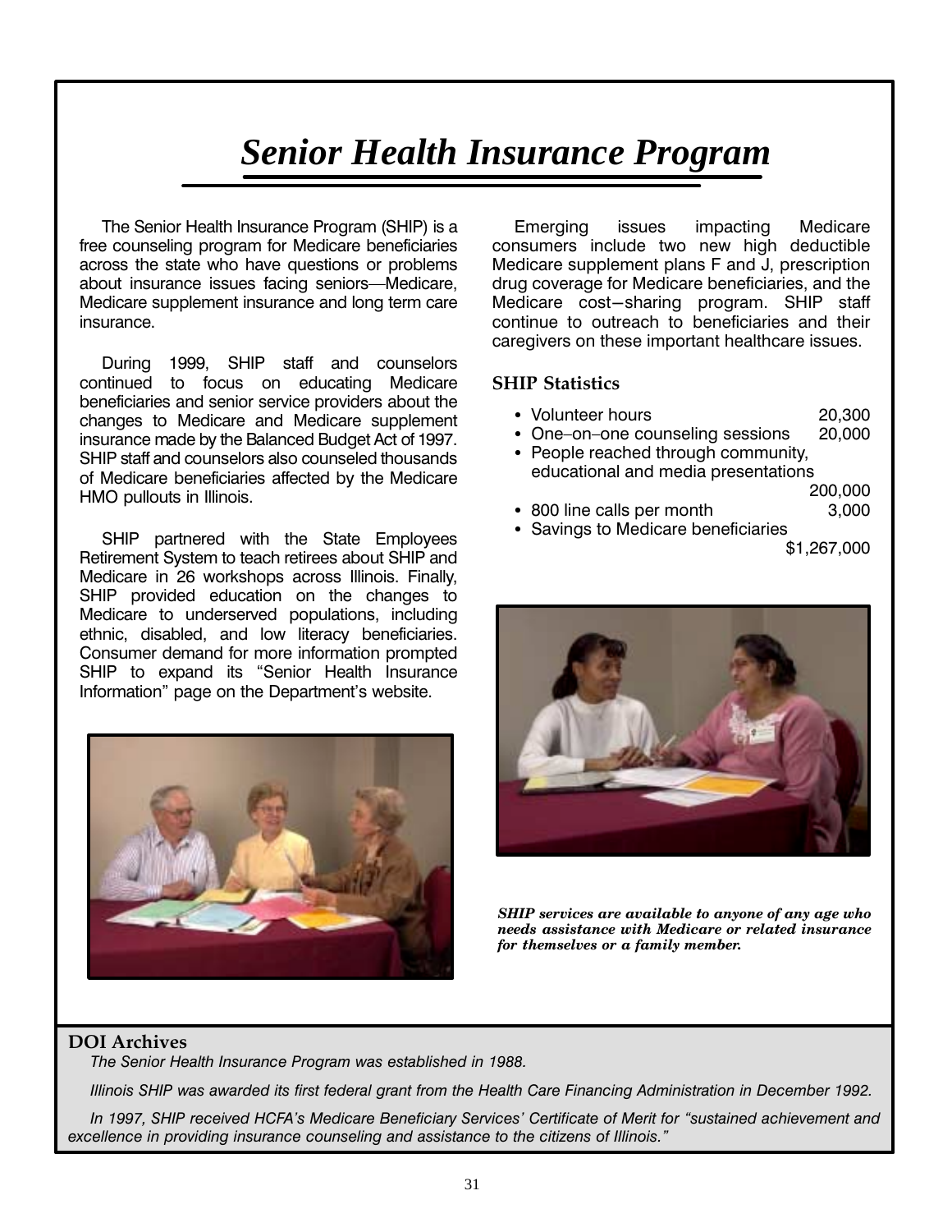# *Senior Health Insurance Program*

The Senior Health Insurance Program (SHIP) is a free counseling program for Medicare beneficiaries across the state who have questions or problems about insurance issues facing seniors—Medicare, Medicare supplement insurance and long term care insurance.

During 1999, SHIP staff and counselors continued to focus on educating Medicare beneficiaries and senior service providers about the changes to Medicare and Medicare supplement insurance made by the Balanced Budget Act of 1997. SHIP staff and counselors also counseled thousands of Medicare beneficiaries affected by the Medicare HMO pullouts in Illinois.

SHIP partnered with the State Employees Retirement System to teach retirees about SHIP and Medicare in 26 workshops across Illinois. Finally, SHIP provided education on the changes to Medicare to underserved populations, including ethnic, disabled, and low literacy beneficiaries. Consumer demand for more information prompted SHIP to expand its "Senior Health Insurance Information" page on the Department's website.

Emerging issues impacting Medicare consumers include two new high deductible Medicare supplement plans F and J, prescription drug coverage for Medicare beneficiaries, and the Medicare cost–sharing program. SHIP staff continue to outreach to beneficiaries and their caregivers on these important healthcare issues.

### SHIP Statistics

- Volunteer hours 20,300
- One–on–one counseling sessions 20,000
- People reached through community, educational and media presentations 200,000
- 800 line calls per month 3,000
- Savings to Medicare beneficiaries $1,267,000

***SHIP services are available to anyone of any age who needs assistance with Medicare or related insurance for themselves or a family member.***

### DOI Archives

*The Senior Health Insurance Program was established in 1988.*

*Illinois SHIP was awarded its first federal grant from the Health Care Financing Administration in December 1992.*

*In 1997, SHIP received HCFA's Medicare Beneficiary Services' Certificate of Merit for "sustained achievement and excellence in providing insurance counseling and assistance to the citizens of Illinois."*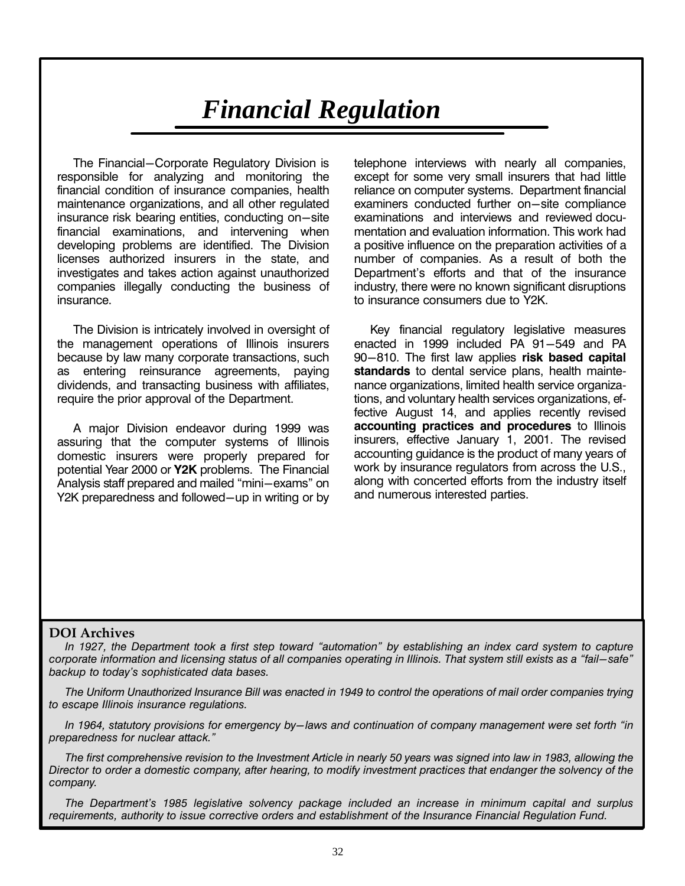# *Financial Regulation*

The Financial–Corporate Regulatory Division is responsible for analyzing and monitoring the financial condition of insurance companies, health maintenance organizations, and all other regulated insurance risk bearing entities, conducting on–site financial examinations, and intervening when developing problems are identified. The Division licenses authorized insurers in the state, and investigates and takes action against unauthorized companies illegally conducting the business of insurance.

The Division is intricately involved in oversight of the management operations of Illinois insurers because by law many corporate transactions, such as entering reinsurance agreements, paying dividends, and transacting business with affiliates, require the prior approval of the Department.

A major Division endeavor during 1999 was assuring that the computer systems of Illinois domestic insurers were properly prepared for potential Year 2000 or **Y2K** problems. The Financial Analysis staff prepared and mailed "mini–exams" on Y2K preparedness and followed–up in writing or by telephone interviews with nearly all companies, except for some very small insurers that had little reliance on computer systems. Department financial examiners conducted further on–site compliance examinations and interviews and reviewed documentation and evaluation information. This work had a positive influence on the preparation activities of a number of companies. As a result of both the Department's efforts and that of the insurance industry, there were no known significant disruptions to insurance consumers due to Y2K.

Key financial regulatory legislative measures enacted in 1999 included PA 91–549 and PA 90–810. The first law applies **risk based capital standards** to dental service plans, health maintenance organizations, limited health service organizations, and voluntary health services organizations, effective August 14, and applies recently revised **accounting practices and procedures** to Illinois insurers, effective January 1, 2001. The revised accounting guidance is the product of many years of work by insurance regulators from across the U.S., along with concerted efforts from the industry itself and numerous interested parties.

## DOI Archives

*In 1927, the Department took a first step toward "automation" by establishing an index card system to capture corporate information and licensing status of all companies operating in Illinois. That system still exists as a "fail–safe" backup to today's sophisticated data bases.*

*The Uniform Unauthorized Insurance Bill was enacted in 1949 to control the operations of mail order companies trying to escape Illinois insurance regulations.*

*In 1964, statutory provisions for emergency by–laws and continuation of company management were set forth "in preparedness for nuclear attack."*

*The first comprehensive revision to the Investment Article in nearly 50 years was signed into law in 1983, allowing the Director to order a domestic company, after hearing, to modify investment practices that endanger the solvency of the company.*

*The Department's 1985 legislative solvency package included an increase in minimum capital and surplus requirements, authority to issue corrective orders and establishment of the Insurance Financial Regulation Fund.*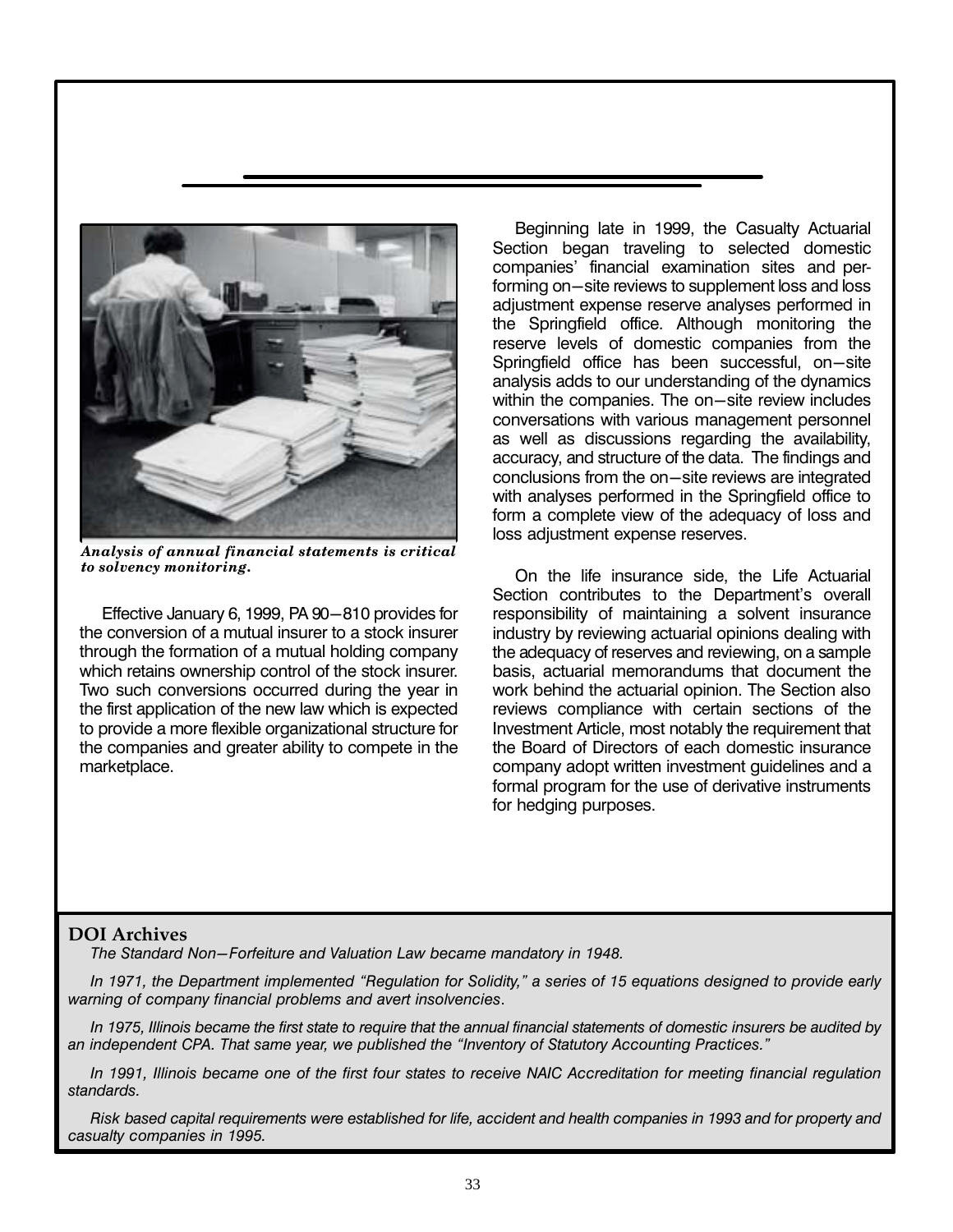*Analysis of annual financial statements is critical to solvency monitoring.*

Effective January 6, 1999, PA 90–810 provides for the conversion of a mutual insurer to a stock insurer through the formation of a mutual holding company which retains ownership control of the stock insurer. Two such conversions occurred during the year in the first application of the new law which is expected to provide a more flexible organizational structure for the companies and greater ability to compete in the marketplace.

Beginning late in 1999, the Casualty Actuarial Section began traveling to selected domestic companies' financial examination sites and performing on–site reviews to supplement loss and loss adjustment expense reserve analyses performed in the Springfield office. Although monitoring the reserve levels of domestic companies from the Springfield office has been successful, on–site analysis adds to our understanding of the dynamics within the companies. The on–site review includes conversations with various management personnel as well as discussions regarding the availability, accuracy, and structure of the data. The findings and conclusions from the on–site reviews are integrated with analyses performed in the Springfield office to form a complete view of the adequacy of loss and loss adjustment expense reserves.

On the life insurance side, the Life Actuarial Section contributes to the Department's overall responsibility of maintaining a solvent insurance industry by reviewing actuarial opinions dealing with the adequacy of reserves and reviewing, on a sample basis, actuarial memorandums that document the work behind the actuarial opinion. The Section also reviews compliance with certain sections of the Investment Article, most notably the requirement that the Board of Directors of each domestic insurance company adopt written investment guidelines and a formal program for the use of derivative instruments for hedging purposes.

**DOI Archives**

*The Standard Non–Forfeiture and Valuation Law became mandatory in 1948.*

*In 1971, the Department implemented "Regulation for Solidity," a series of 15 equations designed to provide early warning of company financial problems and avert insolvencies.*

*In 1975, Illinois became the first state to require that the annual financial statements of domestic insurers be audited by an independent CPA. That same year, we published the "Inventory of Statutory Accounting Practices."*

*In 1991, Illinois became one of the first four states to receive NAIC Accreditation for meeting financial regulation standards.*

*Risk based capital requirements were established for life, accident and health companies in 1993 and for property and casualty companies in 1995.*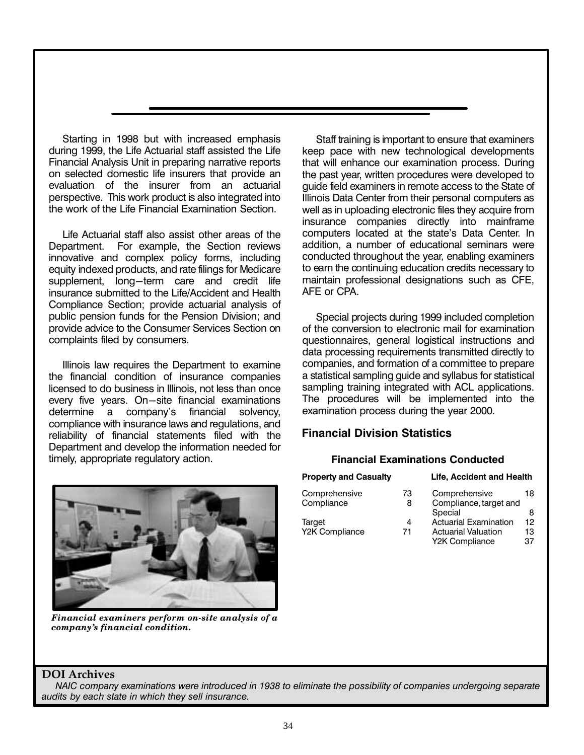Starting in 1998 but with increased emphasis during 1999, the Life Actuarial staff assisted the Life Financial Analysis Unit in preparing narrative reports on selected domestic life insurers that provide an evaluation of the insurer from an actuarial perspective. This work product is also integrated into the work of the Life Financial Examination Section.

Life Actuarial staff also assist other areas of the Department. For example, the Section reviews innovative and complex policy forms, including equity indexed products, and rate filings for Medicare supplement, long−term care and credit life insurance submitted to the Life/Accident and Health Compliance Section; provide actuarial analysis of public pension funds for the Pension Division; and provide advice to the Consumer Services Section on complaints filed by consumers.

Illinois law requires the Department to examine the financial condition of insurance companies licensed to do business in Illinois, not less than once every five years. On−site financial examinations determine a company's financial solvency, compliance with insurance laws and regulations, and reliability of financial statements filed with the Department and develop the information needed for timely, appropriate regulatory action.

*Financial examiners perform on-site analysis of a company's financial condition.*

Staff training is important to ensure that examiners keep pace with new technological developments that will enhance our examination process. During the past year, written procedures were developed to guide field examiners in remote access to the State of Illinois Data Center from their personal computers as well as in uploading electronic files they acquire from insurance companies directly into mainframe computers located at the state's Data Center. In addition, a number of educational seminars were conducted throughout the year, enabling examiners to earn the continuing education credits necessary to maintain professional designations such as CFE, AFE or CPA.

Special projects during 1999 included completion of the conversion to electronic mail for examination questionnaires, general logistical instructions and data processing requirements transmitted directly to companies, and formation of a committee to prepare a statistical sampling guide and syllabus for statistical sampling training integrated with ACL applications. The procedures will be implemented into the examination process during the year 2000.

## Financial Division Statistics

### Financial Examinations Conducted

| Property and Casualty | | Life, Accident and Health | |
|---|---|---|---|
| Comprehensive | 73 | Comprehensive | 18 |
| Compliance | 8 | Compliance, target and Special | 8 |
| Target | 4 | Actuarial Examination | 12 |
| Y2K Compliance | 71 | Actuarial Valuation | 13 |
| | | Y2K Compliance | 37 |

**DOI Archives**

*NAIC company examinations were introduced in 1938 to eliminate the possibility of companies undergoing separate audits by each state in which they sell insurance.*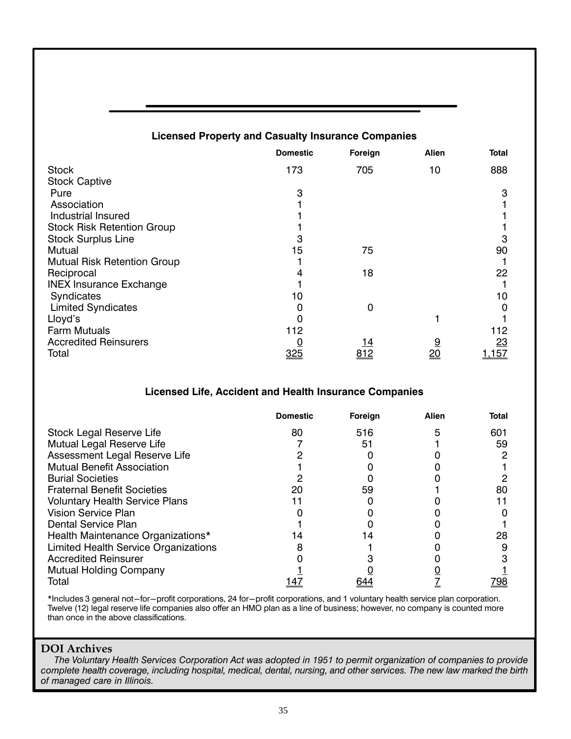## Licensed Property and Casualty Insurance Companies

| | Domestic | Foreign | Alien | Total |
|---|---|---|---|---|
| Stock | 173 | 705 | 10 | 888 |
| Stock Captive | | | | |
| Pure | 3 | | | 3 |
| Association | 1 | | | 1 |
| Industrial Insured | 1 | | | 1 |
| Stock Risk Retention Group | 1 | | | 1 |
| Stock Surplus Line | 3 | | | 3 |
| Mutual | 15 | 75 | | 90 |
| Mutual Risk Retention Group | 1 | | | 1 |
| Reciprocal | 4 | 18 | | 22 |
| INEX Insurance Exchange | 1 | | | 1 |
| Syndicates | 10 | | | 10 |
| Limited Syndicates | 0 | 0 | | 0 |
| Lloyd's | 0 | | 1 | 1 |
| Farm Mutuals | 112 | | | 112 |
| Accredited Reinsurers | 0 | 14 | 9 | 23 |
| Total | 325 | 812 | 20 | 1,157 |

## Licensed Life, Accident and Health Insurance Companies

| | Domestic | Foreign | Alien | Total |
|---|---|---|---|---|
| Stock Legal Reserve Life | 80 | 516 | 5 | 601 |
| Mutual Legal Reserve Life | 7 | 51 | 1 | 59 |
| Assessment Legal Reserve Life | 2 | 0 | 0 | 2 |
| Mutual Benefit Association | 1 | 0 | 0 | 1 |
| Burial Societies | 2 | 0 | 0 | 2 |
| Fraternal Benefit Societies | 20 | 59 | 1 | 80 |
| Voluntary Health Service Plans | 11 | 0 | 0 | 11 |
| Vision Service Plan | 0 | 0 | 0 | 0 |
| Dental Service Plan | 1 | 0 | 0 | 1 |
| Health Maintenance Organizations* | 14 | 14 | 0 | 28 |
| Limited Health Service Organizations | 8 | 1 | 0 | 9 |
| Accredited Reinsurer | 0 | 3 | 0 | 3 |
| Mutual Holding Company | 1 | 0 | 0 | 1 |
| Total | 147 | 644 | 7 | 798 |

*Includes 3 general not–for–profit corporations, 24 for–profit corporations, and 1 voluntary health service plan corporation. Twelve (12) legal reserve life companies also offer an HMO plan as a line of business; however, no company is counted more than once in the above classifications.

### DOI Archives

*The Voluntary Health Services Corporation Act was adopted in 1951 to permit organization of companies to provide complete health coverage, including hospital, medical, dental, nursing, and other services. The new law marked the birth of managed care in Illinois.*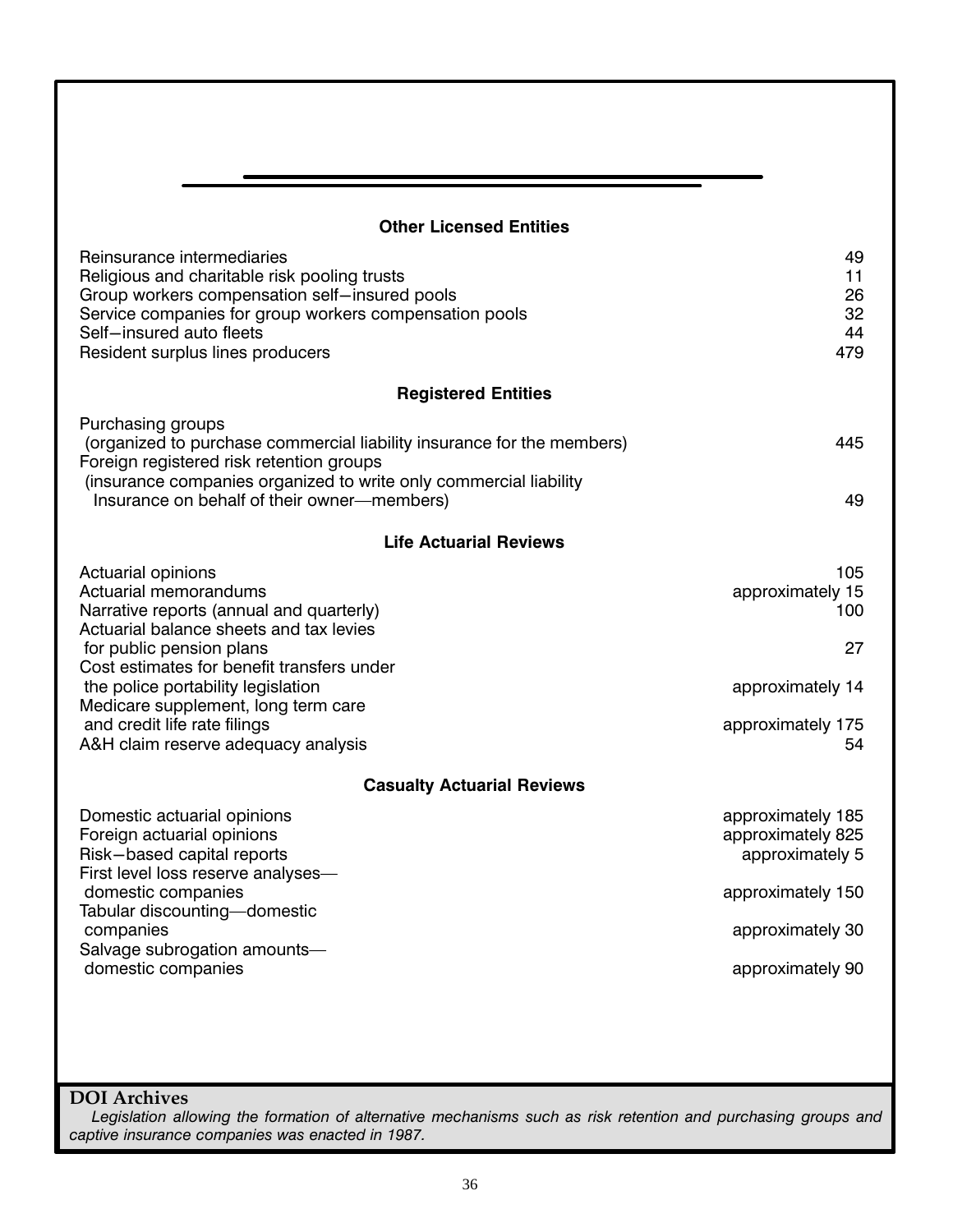### Other Licensed Entities

| | |
|---|---|
| Reinsurance intermediaries | 49 |
| Religious and charitable risk pooling trusts | 11 |
| Group workers compensation self−insured pools | 26 |
| Service companies for group workers compensation pools | 32 |
| Self−insured auto fleets | 44 |
| Resident surplus lines producers | 479 |

### Registered Entities

| | |
|---|---|
| Purchasing groups (organized to purchase commercial liability insurance for the members) | 445 |
| Foreign registered risk retention groups (insurance companies organized to write only commercial liability Insurance on behalf of their owner—members) | 49 |

### Life Actuarial Reviews

| | |
|---|---|
| Actuarial opinions | 105 |
| Actuarial memorandums | approximately 15 |
| Narrative reports (annual and quarterly) | 100 |
| Actuarial balance sheets and tax levies for public pension plans | 27 |
| Cost estimates for benefit transfers under the police portability legislation | approximately 14 |
| Medicare supplement, long term care and credit life rate filings | approximately 175 |
| A&H claim reserve adequacy analysis | 54 |

### Casualty Actuarial Reviews

| | |
|---|---|
| Domestic actuarial opinions | approximately 185 |
| Foreign actuarial opinions | approximately 825 |
| Risk−based capital reports | approximately 5 |
| First level loss reserve analyses— domestic companies | approximately 150 |
| Tabular discounting—domestic companies | approximately 30 |
| Salvage subrogation amounts— domestic companies | approximately 90 |

**DOI Archives**

*Legislation allowing the formation of alternative mechanisms such as risk retention and purchasing groups and captive insurance companies was enacted in 1987.*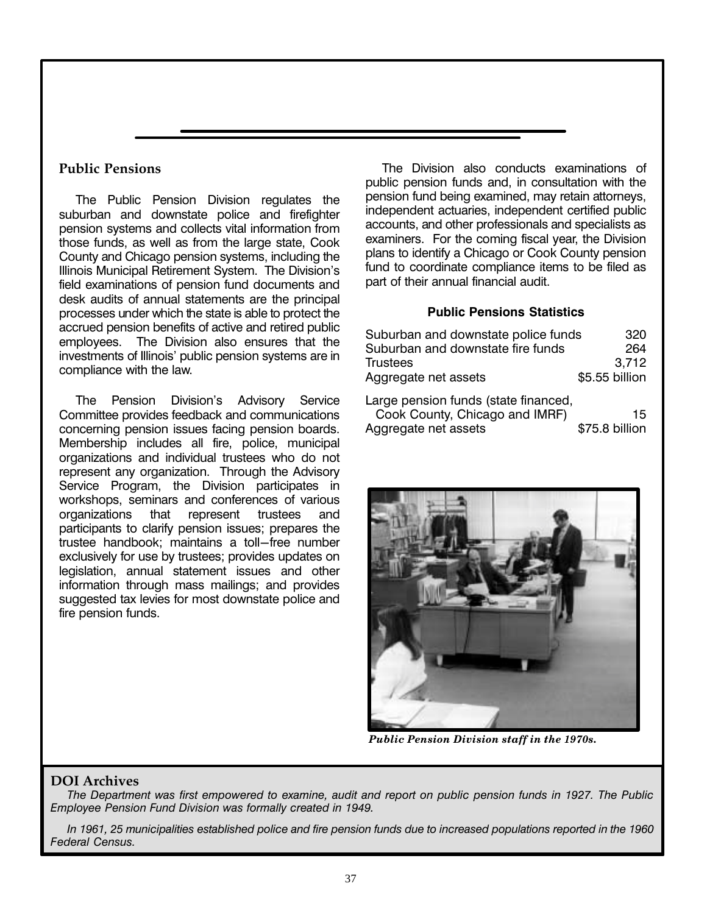## Public Pensions

The Public Pension Division regulates the suburban and downstate police and firefighter pension systems and collects vital information from those funds, as well as from the large state, Cook County and Chicago pension systems, including the Illinois Municipal Retirement System. The Division's field examinations of pension fund documents and desk audits of annual statements are the principal processes under which the state is able to protect the accrued pension benefits of active and retired public employees. The Division also ensures that the investments of Illinois' public pension systems are in compliance with the law.

The Pension Division's Advisory Service Committee provides feedback and communications concerning pension issues facing pension boards. Membership includes all fire, police, municipal organizations and individual trustees who do not represent any organization. Through the Advisory Service Program, the Division participates in workshops, seminars and conferences of various organizations that represent trustees and participants to clarify pension issues; prepares the trustee handbook; maintains a toll−free number exclusively for use by trustees; provides updates on legislation, annual statement issues and other information through mass mailings; and provides suggested tax levies for most downstate police and fire pension funds.

The Division also conducts examinations of public pension funds and, in consultation with the pension fund being examined, may retain attorneys, independent actuaries, independent certified public accounts, and other professionals and specialists as examiners. For the coming fiscal year, the Division plans to identify a Chicago or Cook County pension fund to coordinate compliance items to be filed as part of their annual financial audit.

**Public Pensions Statistics**

| | |
|---|---|
| Suburban and downstate police funds | 320 |
| Suburban and downstate fire funds | 264 |
| Trustees | 3,712 |
| Aggregate net assets | $5.55 billion |
| Large pension funds (state financed, Cook County, Chicago and IMRF) | 15 |
| Aggregate net assets | $75.8 billion |

*Public Pension Division staff in the 1970s.*

## DOI Archives

*The Department was first empowered to examine, audit and report on public pension funds in 1927. The Public Employee Pension Fund Division was formally created in 1949.*

*In 1961, 25 municipalities established police and fire pension funds due to increased populations reported in the 1960 Federal Census.*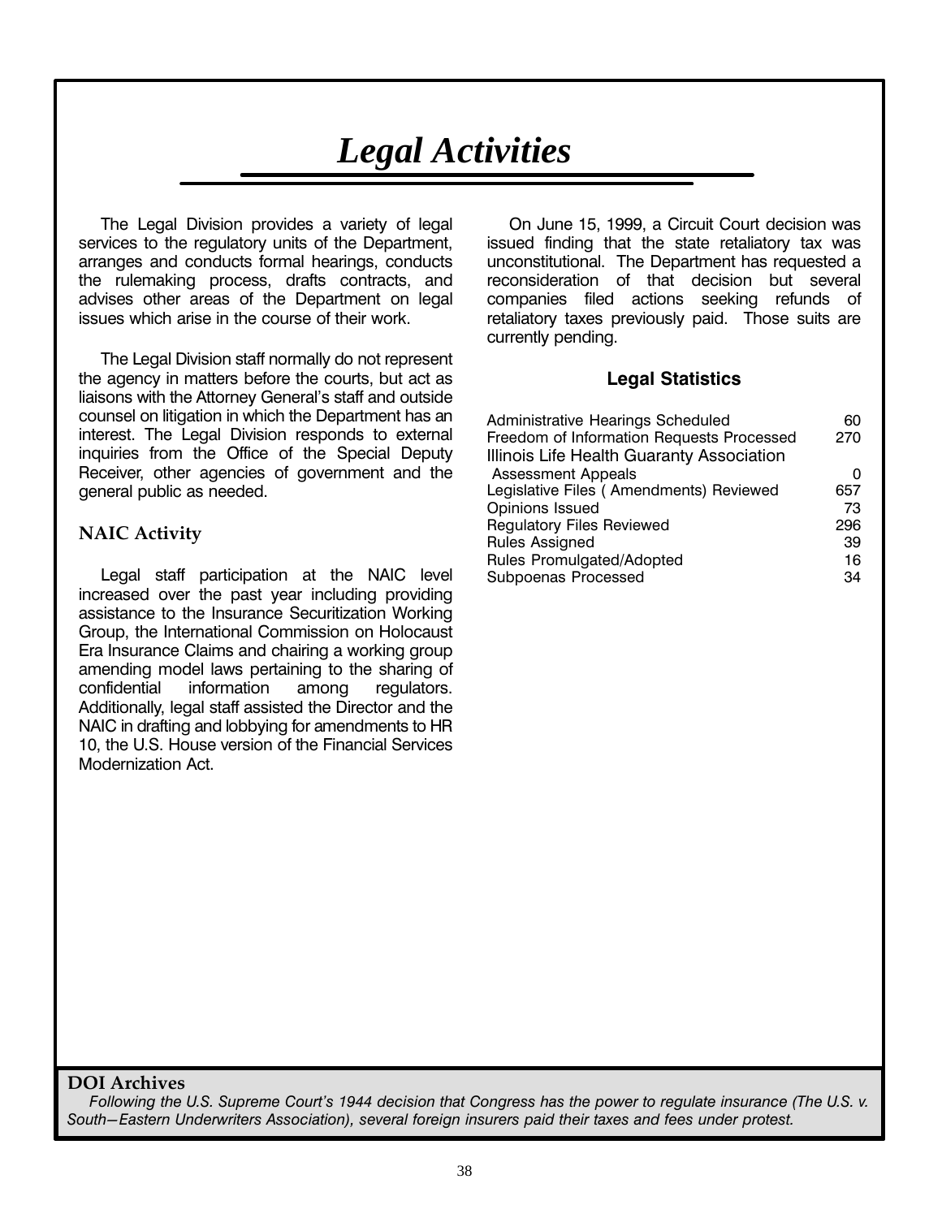# Legal Activities

The Legal Division provides a variety of legal services to the regulatory units of the Department, arranges and conducts formal hearings, conducts the rulemaking process, drafts contracts, and advises other areas of the Department on legal issues which arise in the course of their work.

The Legal Division staff normally do not represent the agency in matters before the courts, but act as liaisons with the Attorney General's staff and outside counsel on litigation in which the Department has an interest. The Legal Division responds to external inquiries from the Office of the Special Deputy Receiver, other agencies of government and the general public as needed.

## NAIC Activity

Legal staff participation at the NAIC level increased over the past year including providing assistance to the Insurance Securitization Working Group, the International Commission on Holocaust Era Insurance Claims and chairing a working group amending model laws pertaining to the sharing of confidential information among regulators. Additionally, legal staff assisted the Director and the NAIC in drafting and lobbying for amendments to HR 10, the U.S. House version of the Financial Services Modernization Act.

On June 15, 1999, a Circuit Court decision was issued finding that the state retaliatory tax was unconstitutional. The Department has requested a reconsideration of that decision but several companies filed actions seeking refunds of retaliatory taxes previously paid. Those suits are currently pending.

## Legal Statistics

| | |
|---|---|
| Administrative Hearings Scheduled | 60 |
| Freedom of Information Requests Processed | 270 |
| Illinois Life Health Guaranty Association Assessment Appeals | 0 |
| Legislative Files ( Amendments) Reviewed | 657 |
| Opinions Issued | 73 |
| Regulatory Files Reviewed | 296 |
| Rules Assigned | 39 |
| Rules Promulgated/Adopted | 16 |
| Subpoenas Processed | 34 |

**DOI Archives**

*Following the U.S. Supreme Court's 1944 decision that Congress has the power to regulate insurance (The U.S. v. South−Eastern Underwriters Association), several foreign insurers paid their taxes and fees under protest.*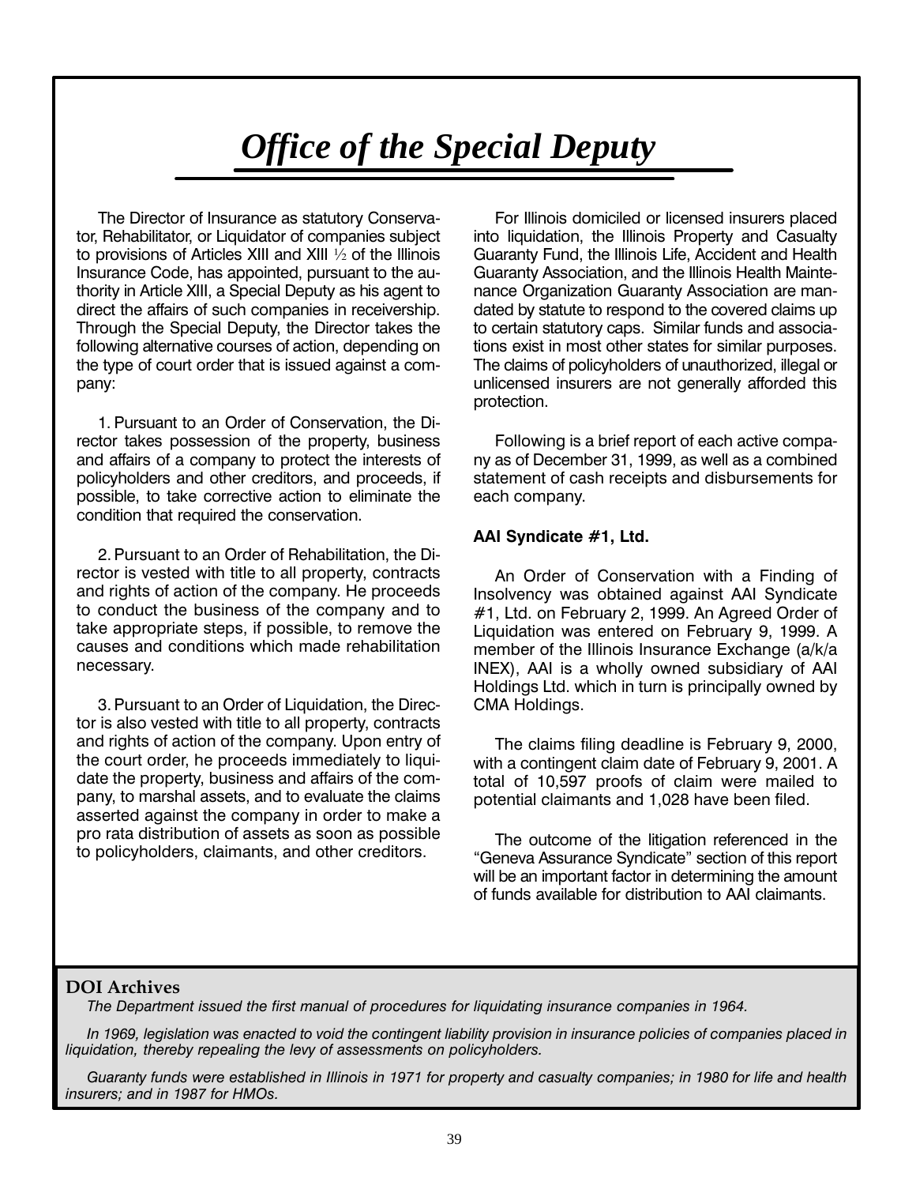# *Office of the Special Deputy*

The Director of Insurance as statutory Conservator, Rehabilitator, or Liquidator of companies subject to provisions of Articles XIII and XIII ½ of the Illinois Insurance Code, has appointed, pursuant to the authority in Article XIII, a Special Deputy as his agent to direct the affairs of such companies in receivership. Through the Special Deputy, the Director takes the following alternative courses of action, depending on the type of court order that is issued against a company:

1. Pursuant to an Order of Conservation, the Director takes possession of the property, business and affairs of a company to protect the interests of policyholders and other creditors, and proceeds, if possible, to take corrective action to eliminate the condition that required the conservation.

2. Pursuant to an Order of Rehabilitation, the Director is vested with title to all property, contracts and rights of action of the company. He proceeds to conduct the business of the company and to take appropriate steps, if possible, to remove the causes and conditions which made rehabilitation necessary.

3. Pursuant to an Order of Liquidation, the Director is also vested with title to all property, contracts and rights of action of the company. Upon entry of the court order, he proceeds immediately to liquidate the property, business and affairs of the company, to marshal assets, and to evaluate the claims asserted against the company in order to make a pro rata distribution of assets as soon as possible to policyholders, claimants, and other creditors.

For Illinois domiciled or licensed insurers placed into liquidation, the Illinois Property and Casualty Guaranty Fund, the Illinois Life, Accident and Health Guaranty Association, and the Illinois Health Maintenance Organization Guaranty Association are mandated by statute to respond to the covered claims up to certain statutory caps. Similar funds and associations exist in most other states for similar purposes. The claims of policyholders of unauthorized, illegal or unlicensed insurers are not generally afforded this protection.

Following is a brief report of each active company as of December 31, 1999, as well as a combined statement of cash receipts and disbursements for each company.

**AAI Syndicate #1, Ltd.**

An Order of Conservation with a Finding of Insolvency was obtained against AAI Syndicate #1, Ltd. on February 2, 1999. An Agreed Order of Liquidation was entered on February 9, 1999. A member of the Illinois Insurance Exchange (a/k/a INEX), AAI is a wholly owned subsidiary of AAI Holdings Ltd. which in turn is principally owned by CMA Holdings.

The claims filing deadline is February 9, 2000, with a contingent claim date of February 9, 2001. A total of 10,597 proofs of claim were mailed to potential claimants and 1,028 have been filed.

The outcome of the litigation referenced in the "Geneva Assurance Syndicate" section of this report will be an important factor in determining the amount of funds available for distribution to AAI claimants.

**DOI Archives**

*The Department issued the first manual of procedures for liquidating insurance companies in 1964.*

*In 1969, legislation was enacted to void the contingent liability provision in insurance policies of companies placed in liquidation, thereby repealing the levy of assessments on policyholders.*

*Guaranty funds were established in Illinois in 1971 for property and casualty companies; in 1980 for life and health insurers; and in 1987 for HMOs.*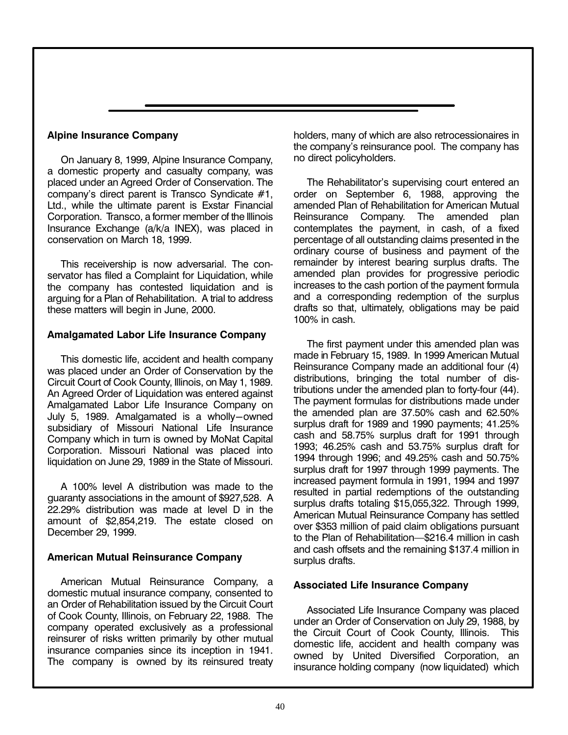### Alpine Insurance Company

On January 8, 1999, Alpine Insurance Company, a domestic property and casualty company, was placed under an Agreed Order of Conservation. The company's direct parent is Transco Syndicate #1, Ltd., while the ultimate parent is Exstar Financial Corporation. Transco, a former member of the Illinois Insurance Exchange (a/k/a INEX), was placed in conservation on March 18, 1999.

This receivership is now adversarial. The conservator has filed a Complaint for Liquidation, while the company has contested liquidation and is arguing for a Plan of Rehabilitation. A trial to address these matters will begin in June, 2000.

### Amalgamated Labor Life Insurance Company

This domestic life, accident and health company was placed under an Order of Conservation by the Circuit Court of Cook County, Illinois, on May 1, 1989. An Agreed Order of Liquidation was entered against Amalgamated Labor Life Insurance Company on July 5, 1989. Amalgamated is a wholly–owned subsidiary of Missouri National Life Insurance Company which in turn is owned by MoNat Capital Corporation. Missouri National was placed into liquidation on June 29, 1989 in the State of Missouri.

A 100% level A distribution was made to the guaranty associations in the amount of $927,528. A 22.29% distribution was made at level D in the amount of $2,854,219. The estate closed on December 29, 1999.

### American Mutual Reinsurance Company

American Mutual Reinsurance Company, a domestic mutual insurance company, consented to an Order of Rehabilitation issued by the Circuit Court of Cook County, Illinois, on February 22, 1988. The company operated exclusively as a professional reinsurer of risks written primarily by other mutual insurance companies since its inception in 1941. The company is owned by its reinsured treaty holders, many of which are also retrocessionaires in the company's reinsurance pool. The company has no direct policyholders.

The Rehabilitator's supervising court entered an order on September 6, 1988, approving the amended Plan of Rehabilitation for American Mutual Reinsurance Company. The amended plan contemplates the payment, in cash, of a fixed percentage of all outstanding claims presented in the ordinary course of business and payment of the remainder by interest bearing surplus drafts. The amended plan provides for progressive periodic increases to the cash portion of the payment formula and a corresponding redemption of the surplus drafts so that, ultimately, obligations may be paid 100% in cash.

The first payment under this amended plan was made in February 15, 1989. In 1999 American Mutual Reinsurance Company made an additional four (4) distributions, bringing the total number of distributions under the amended plan to forty-four (44). The payment formulas for distributions made under the amended plan are 37.50% cash and 62.50% surplus draft for 1989 and 1990 payments; 41.25% cash and 58.75% surplus draft for 1991 through 1993; 46.25% cash and 53.75% surplus draft for 1994 through 1996; and 49.25% cash and 50.75% surplus draft for 1997 through 1999 payments. The increased payment formula in 1991, 1994 and 1997 resulted in partial redemptions of the outstanding surplus drafts totaling $15,055,322. Through 1999, American Mutual Reinsurance Company has settled over $353 million of paid claim obligations pursuant to the Plan of Rehabilitation—$216.4 million in cash and cash offsets and the remaining $137.4 million in surplus drafts.

### Associated Life Insurance Company

Associated Life Insurance Company was placed under an Order of Conservation on July 29, 1988, by the Circuit Court of Cook County, Illinois. This domestic life, accident and health company was owned by United Diversified Corporation, an insurance holding company (now liquidated) which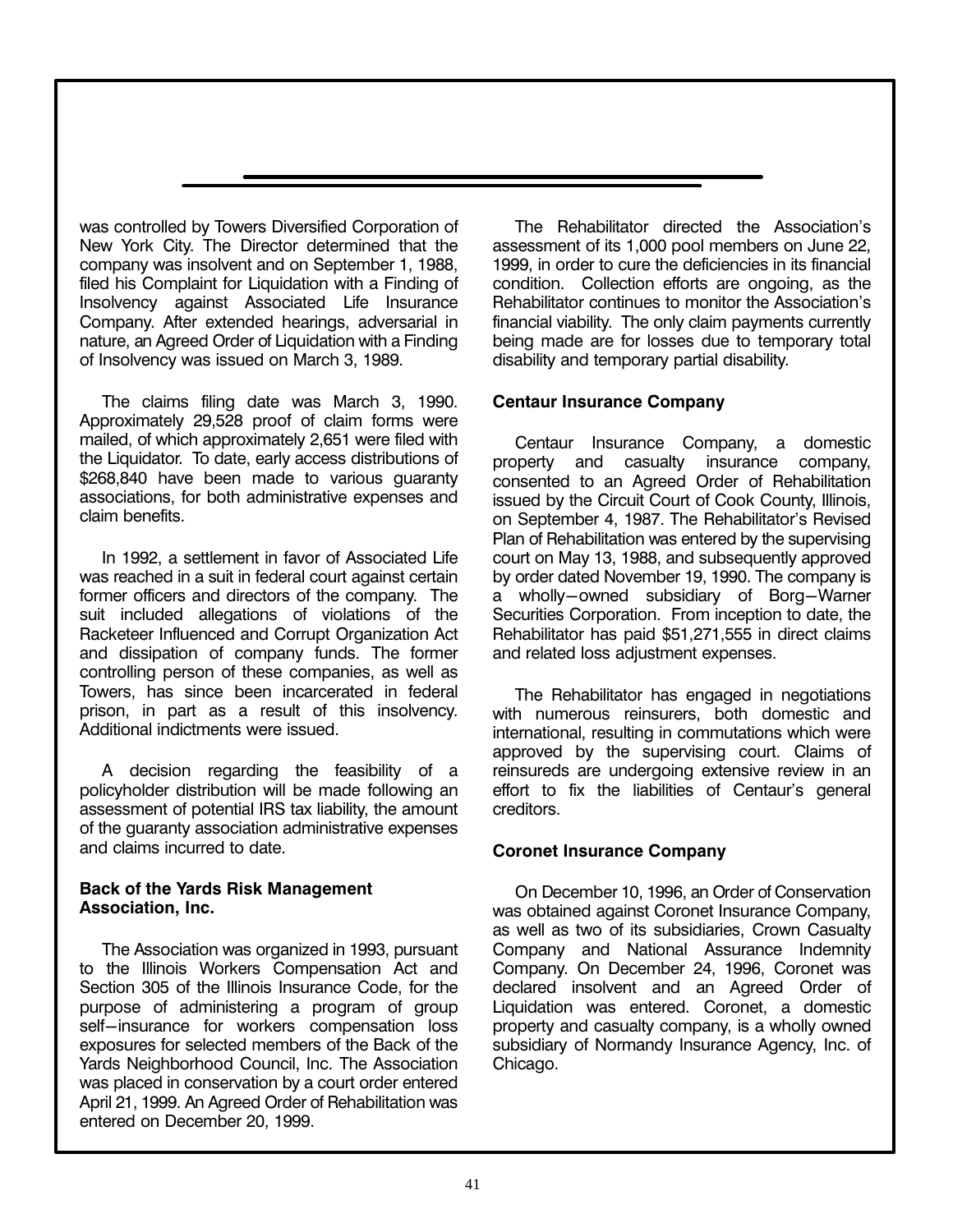was controlled by Towers Diversified Corporation of New York City. The Director determined that the company was insolvent and on September 1, 1988, filed his Complaint for Liquidation with a Finding of Insolvency against Associated Life Insurance Company. After extended hearings, adversarial in nature, an Agreed Order of Liquidation with a Finding of Insolvency was issued on March 3, 1989.

The claims filing date was March 3, 1990. Approximately 29,528 proof of claim forms were mailed, of which approximately 2,651 were filed with the Liquidator. To date, early access distributions of $268,840 have been made to various guaranty associations, for both administrative expenses and claim benefits.

In 1992, a settlement in favor of Associated Life was reached in a suit in federal court against certain former officers and directors of the company. The suit included allegations of violations of the Racketeer Influenced and Corrupt Organization Act and dissipation of company funds. The former controlling person of these companies, as well as Towers, has since been incarcerated in federal prison, in part as a result of this insolvency. Additional indictments were issued.

A decision regarding the feasibility of a policyholder distribution will be made following an assessment of potential IRS tax liability, the amount of the guaranty association administrative expenses and claims incurred to date.

**Back of the Yards Risk Management Association, Inc.**

The Association was organized in 1993, pursuant to the Illinois Workers Compensation Act and Section 305 of the Illinois Insurance Code, for the purpose of administering a program of group self−insurance for workers compensation loss exposures for selected members of the Back of the Yards Neighborhood Council, Inc. The Association was placed in conservation by a court order entered April 21, 1999. An Agreed Order of Rehabilitation was entered on December 20, 1999.

The Rehabilitator directed the Association's assessment of its 1,000 pool members on June 22, 1999, in order to cure the deficiencies in its financial condition. Collection efforts are ongoing, as the Rehabilitator continues to monitor the Association's financial viability. The only claim payments currently being made are for losses due to temporary total disability and temporary partial disability.

**Centaur Insurance Company**

Centaur Insurance Company, a domestic property and casualty insurance company, consented to an Agreed Order of Rehabilitation issued by the Circuit Court of Cook County, Illinois, on September 4, 1987. The Rehabilitator's Revised Plan of Rehabilitation was entered by the supervising court on May 13, 1988, and subsequently approved by order dated November 19, 1990. The company is a wholly−owned subsidiary of Borg−Warner Securities Corporation. From inception to date, the Rehabilitator has paid $51,271,555 in direct claims and related loss adjustment expenses.

The Rehabilitator has engaged in negotiations with numerous reinsurers, both domestic and international, resulting in commutations which were approved by the supervising court. Claims of reinsureds are undergoing extensive review in an effort to fix the liabilities of Centaur's general creditors.

**Coronet Insurance Company**

On December 10, 1996, an Order of Conservation was obtained against Coronet Insurance Company, as well as two of its subsidiaries, Crown Casualty Company and National Assurance Indemnity Company. On December 24, 1996, Coronet was declared insolvent and an Agreed Order of Liquidation was entered. Coronet, a domestic property and casualty company, is a wholly owned subsidiary of Normandy Insurance Agency, Inc. of Chicago.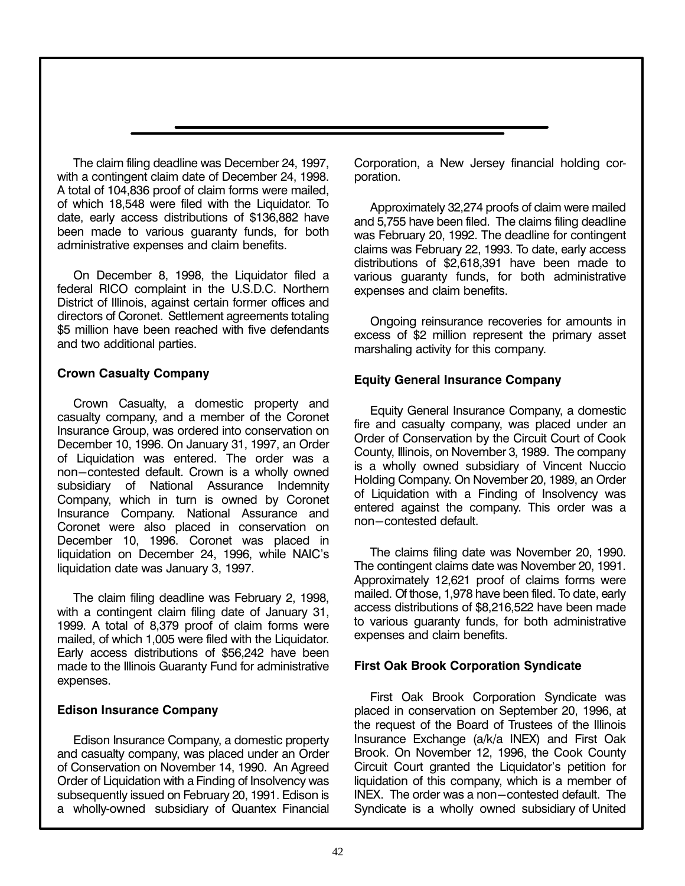The claim filing deadline was December 24, 1997, with a contingent claim date of December 24, 1998. A total of 104,836 proof of claim forms were mailed, of which 18,548 were filed with the Liquidator. To date, early access distributions of $136,882 have been made to various guaranty funds, for both administrative expenses and claim benefits.

On December 8, 1998, the Liquidator filed a federal RICO complaint in the U.S.D.C. Northern District of Illinois, against certain former offices and directors of Coronet. Settlement agreements totaling $5 million have been reached with five defendants and two additional parties.

**Crown Casualty Company**

Crown Casualty, a domestic property and casualty company, and a member of the Coronet Insurance Group, was ordered into conservation on December 10, 1996. On January 31, 1997, an Order of Liquidation was entered. The order was a non–contested default. Crown is a wholly owned subsidiary of National Assurance Indemnity Company, which in turn is owned by Coronet Insurance Company. National Assurance and Coronet were also placed in conservation on December 10, 1996. Coronet was placed in liquidation on December 24, 1996, while NAIC's liquidation date was January 3, 1997.

The claim filing deadline was February 2, 1998, with a contingent claim filing date of January 31, 1999. A total of 8,379 proof of claim forms were mailed, of which 1,005 were filed with the Liquidator. Early access distributions of $56,242 have been made to the Illinois Guaranty Fund for administrative expenses.

**Edison Insurance Company**

Edison Insurance Company, a domestic property and casualty company, was placed under an Order of Conservation on November 14, 1990. An Agreed Order of Liquidation with a Finding of Insolvency was subsequently issued on February 20, 1991. Edison is a wholly-owned subsidiary of Quantex Financial Corporation, a New Jersey financial holding corporation.

Approximately 32,274 proofs of claim were mailed and 5,755 have been filed. The claims filing deadline was February 20, 1992. The deadline for contingent claims was February 22, 1993. To date, early access distributions of $2,618,391 have been made to various guaranty funds, for both administrative expenses and claim benefits.

Ongoing reinsurance recoveries for amounts in excess of $2 million represent the primary asset marshaling activity for this company.

**Equity General Insurance Company**

Equity General Insurance Company, a domestic fire and casualty company, was placed under an Order of Conservation by the Circuit Court of Cook County, Illinois, on November 3, 1989. The company is a wholly owned subsidiary of Vincent Nuccio Holding Company. On November 20, 1989, an Order of Liquidation with a Finding of Insolvency was entered against the company. This order was a non–contested default.

The claims filing date was November 20, 1990. The contingent claims date was November 20, 1991. Approximately 12,621 proof of claims forms were mailed. Of those, 1,978 have been filed. To date, early access distributions of $8,216,522 have been made to various guaranty funds, for both administrative expenses and claim benefits.

**First Oak Brook Corporation Syndicate**

First Oak Brook Corporation Syndicate was placed in conservation on September 20, 1996, at the request of the Board of Trustees of the Illinois Insurance Exchange (a/k/a INEX) and First Oak Brook. On November 12, 1996, the Cook County Circuit Court granted the Liquidator's petition for liquidation of this company, which is a member of INEX. The order was a non–contested default. The Syndicate is a wholly owned subsidiary of United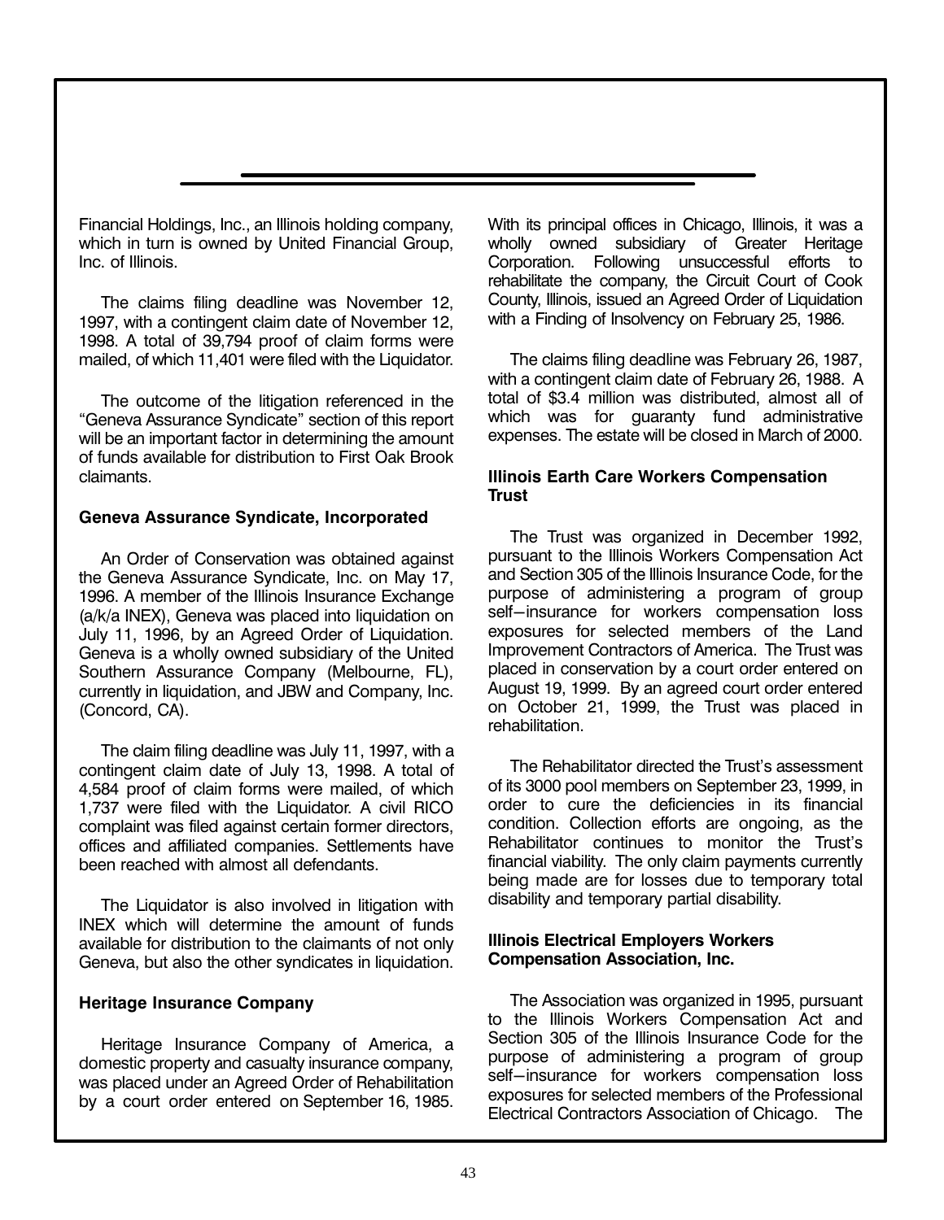Financial Holdings, Inc., an Illinois holding company, which in turn is owned by United Financial Group, Inc. of Illinois.

The claims filing deadline was November 12, 1997, with a contingent claim date of November 12, 1998. A total of 39,794 proof of claim forms were mailed, of which 11,401 were filed with the Liquidator.

The outcome of the litigation referenced in the "Geneva Assurance Syndicate" section of this report will be an important factor in determining the amount of funds available for distribution to First Oak Brook claimants.

### Geneva Assurance Syndicate, Incorporated

An Order of Conservation was obtained against the Geneva Assurance Syndicate, Inc. on May 17, 1996. A member of the Illinois Insurance Exchange (a/k/a INEX), Geneva was placed into liquidation on July 11, 1996, by an Agreed Order of Liquidation. Geneva is a wholly owned subsidiary of the United Southern Assurance Company (Melbourne, FL), currently in liquidation, and JBW and Company, Inc. (Concord, CA).

The claim filing deadline was July 11, 1997, with a contingent claim date of July 13, 1998. A total of 4,584 proof of claim forms were mailed, of which 1,737 were filed with the Liquidator. A civil RICO complaint was filed against certain former directors, offices and affiliated companies. Settlements have been reached with almost all defendants.

The Liquidator is also involved in litigation with INEX which will determine the amount of funds available for distribution to the claimants of not only Geneva, but also the other syndicates in liquidation.

### Heritage Insurance Company

Heritage Insurance Company of America, a domestic property and casualty insurance company, was placed under an Agreed Order of Rehabilitation by a court order entered on September 16, 1985. With its principal offices in Chicago, Illinois, it was a wholly owned subsidiary of Greater Heritage Corporation. Following unsuccessful efforts to rehabilitate the company, the Circuit Court of Cook County, Illinois, issued an Agreed Order of Liquidation with a Finding of Insolvency on February 25, 1986.

The claims filing deadline was February 26, 1987, with a contingent claim date of February 26, 1988. A total of $3.4 million was distributed, almost all of which was for guaranty fund administrative expenses. The estate will be closed in March of 2000.

### Illinois Earth Care Workers Compensation Trust

The Trust was organized in December 1992, pursuant to the Illinois Workers Compensation Act and Section 305 of the Illinois Insurance Code, for the purpose of administering a program of group self–insurance for workers compensation loss exposures for selected members of the Land Improvement Contractors of America. The Trust was placed in conservation by a court order entered on August 19, 1999. By an agreed court order entered on October 21, 1999, the Trust was placed in rehabilitation.

The Rehabilitator directed the Trust's assessment of its 3000 pool members on September 23, 1999, in order to cure the deficiencies in its financial condition. Collection efforts are ongoing, as the Rehabilitator continues to monitor the Trust's financial viability. The only claim payments currently being made are for losses due to temporary total disability and temporary partial disability.

### Illinois Electrical Employers Workers Compensation Association, Inc.

The Association was organized in 1995, pursuant to the Illinois Workers Compensation Act and Section 305 of the Illinois Insurance Code for the purpose of administering a program of group self–insurance for workers compensation loss exposures for selected members of the Professional Electrical Contractors Association of Chicago. The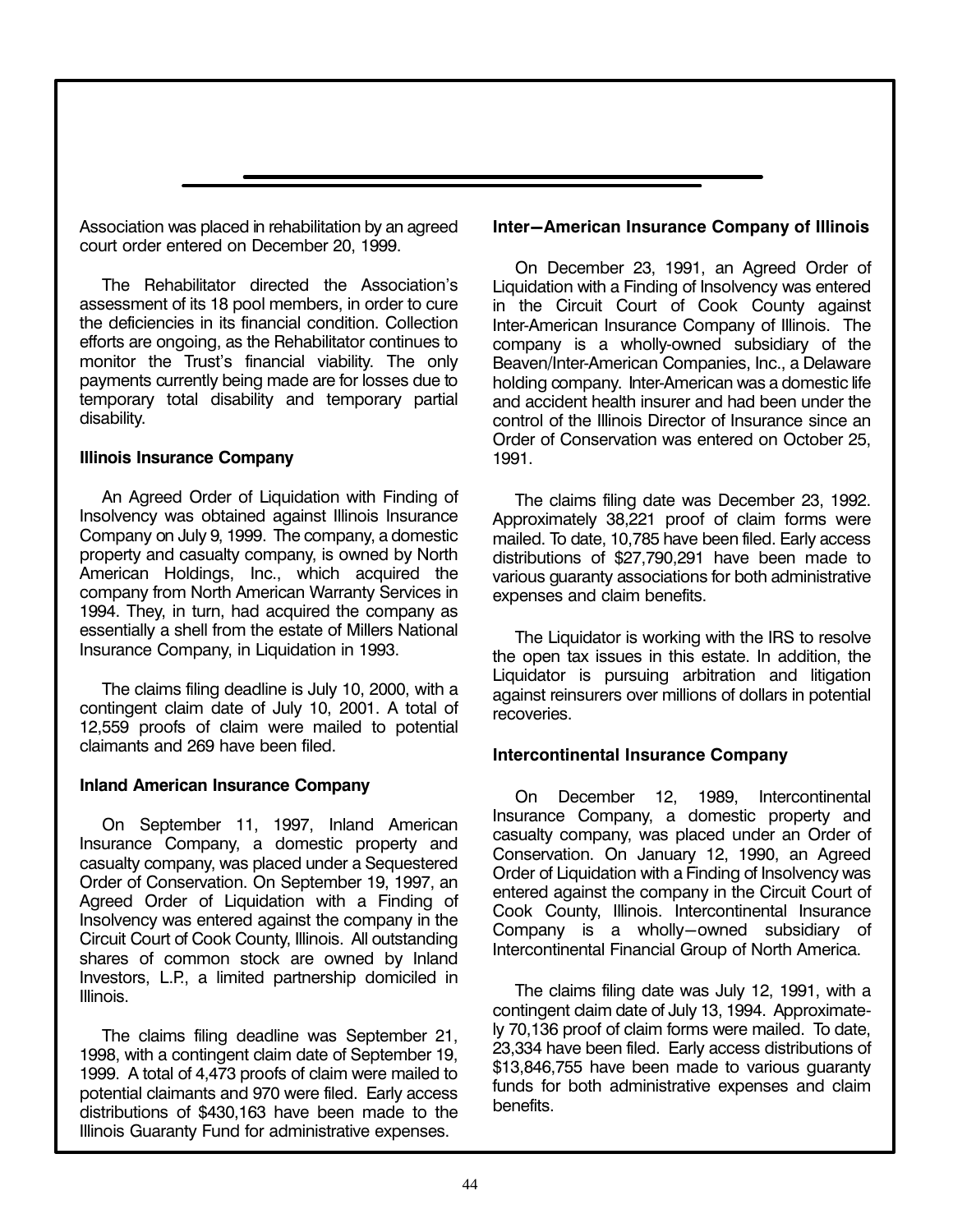Association was placed in rehabilitation by an agreed court order entered on December 20, 1999.

The Rehabilitator directed the Association's assessment of its 18 pool members, in order to cure the deficiencies in its financial condition. Collection efforts are ongoing, as the Rehabilitator continues to monitor the Trust's financial viability. The only payments currently being made are for losses due to temporary total disability and temporary partial disability.

**Illinois Insurance Company**

An Agreed Order of Liquidation with Finding of Insolvency was obtained against Illinois Insurance Company on July 9, 1999. The company, a domestic property and casualty company, is owned by North American Holdings, Inc., which acquired the company from North American Warranty Services in 1994. They, in turn, had acquired the company as essentially a shell from the estate of Millers National Insurance Company, in Liquidation in 1993.

The claims filing deadline is July 10, 2000, with a contingent claim date of July 10, 2001. A total of 12,559 proofs of claim were mailed to potential claimants and 269 have been filed.

**Inland American Insurance Company**

On September 11, 1997, Inland American Insurance Company, a domestic property and casualty company, was placed under a Sequestered Order of Conservation. On September 19, 1997, an Agreed Order of Liquidation with a Finding of Insolvency was entered against the company in the Circuit Court of Cook County, Illinois. All outstanding shares of common stock are owned by Inland Investors, L.P., a limited partnership domiciled in Illinois.

The claims filing deadline was September 21, 1998, with a contingent claim date of September 19, 1999. A total of 4,473 proofs of claim were mailed to potential claimants and 970 were filed. Early access distributions of $430,163 have been made to the Illinois Guaranty Fund for administrative expenses.

**Inter—American Insurance Company of Illinois**

On December 23, 1991, an Agreed Order of Liquidation with a Finding of Insolvency was entered in the Circuit Court of Cook County against Inter-American Insurance Company of Illinois. The company is a wholly-owned subsidiary of the Beaven/Inter-American Companies, Inc., a Delaware holding company. Inter-American was a domestic life and accident health insurer and had been under the control of the Illinois Director of Insurance since an Order of Conservation was entered on October 25, 1991.

The claims filing date was December 23, 1992. Approximately 38,221 proof of claim forms were mailed. To date, 10,785 have been filed. Early access distributions of $27,790,291 have been made to various guaranty associations for both administrative expenses and claim benefits.

The Liquidator is working with the IRS to resolve the open tax issues in this estate. In addition, the Liquidator is pursuing arbitration and litigation against reinsurers over millions of dollars in potential recoveries.

**Intercontinental Insurance Company**

On December 12, 1989, Intercontinental Insurance Company, a domestic property and casualty company, was placed under an Order of Conservation. On January 12, 1990, an Agreed Order of Liquidation with a Finding of Insolvency was entered against the company in the Circuit Court of Cook County, Illinois. Intercontinental Insurance Company is a wholly—owned subsidiary of Intercontinental Financial Group of North America.

The claims filing date was July 12, 1991, with a contingent claim date of July 13, 1994. Approximately 70,136 proof of claim forms were mailed. To date, 23,334 have been filed. Early access distributions of $13,846,755 have been made to various guaranty funds for both administrative expenses and claim benefits.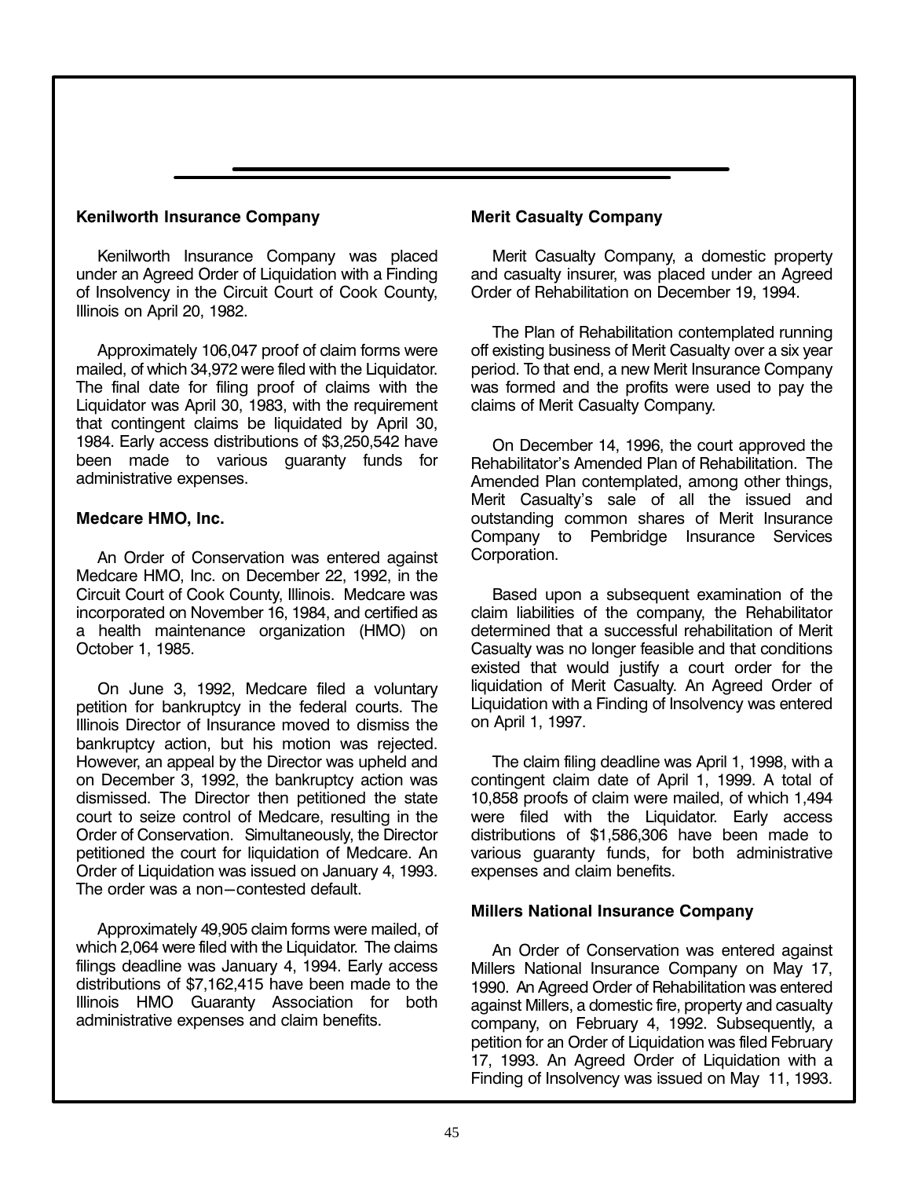### Kenilworth Insurance Company

Kenilworth Insurance Company was placed under an Agreed Order of Liquidation with a Finding of Insolvency in the Circuit Court of Cook County, Illinois on April 20, 1982.

Approximately 106,047 proof of claim forms were mailed, of which 34,972 were filed with the Liquidator. The final date for filing proof of claims with the Liquidator was April 30, 1983, with the requirement that contingent claims be liquidated by April 30, 1984. Early access distributions of $3,250,542 have been made to various guaranty funds for administrative expenses.

### Medcare HMO, Inc.

An Order of Conservation was entered against Medcare HMO, Inc. on December 22, 1992, in the Circuit Court of Cook County, Illinois. Medcare was incorporated on November 16, 1984, and certified as a health maintenance organization (HMO) on October 1, 1985.

On June 3, 1992, Medcare filed a voluntary petition for bankruptcy in the federal courts. The Illinois Director of Insurance moved to dismiss the bankruptcy action, but his motion was rejected. However, an appeal by the Director was upheld and on December 3, 1992, the bankruptcy action was dismissed. The Director then petitioned the state court to seize control of Medcare, resulting in the Order of Conservation. Simultaneously, the Director petitioned the court for liquidation of Medcare. An Order of Liquidation was issued on January 4, 1993. The order was a non−contested default.

Approximately 49,905 claim forms were mailed, of which 2,064 were filed with the Liquidator. The claims filings deadline was January 4, 1994. Early access distributions of $7,162,415 have been made to the Illinois HMO Guaranty Association for both administrative expenses and claim benefits.

### Merit Casualty Company

Merit Casualty Company, a domestic property and casualty insurer, was placed under an Agreed Order of Rehabilitation on December 19, 1994.

The Plan of Rehabilitation contemplated running off existing business of Merit Casualty over a six year period. To that end, a new Merit Insurance Company was formed and the profits were used to pay the claims of Merit Casualty Company.

On December 14, 1996, the court approved the Rehabilitator's Amended Plan of Rehabilitation. The Amended Plan contemplated, among other things, Merit Casualty's sale of all the issued and outstanding common shares of Merit Insurance Company to Pembridge Insurance Services Corporation.

Based upon a subsequent examination of the claim liabilities of the company, the Rehabilitator determined that a successful rehabilitation of Merit Casualty was no longer feasible and that conditions existed that would justify a court order for the liquidation of Merit Casualty. An Agreed Order of Liquidation with a Finding of Insolvency was entered on April 1, 1997.

The claim filing deadline was April 1, 1998, with a contingent claim date of April 1, 1999. A total of 10,858 proofs of claim were mailed, of which 1,494 were filed with the Liquidator. Early access distributions of $1,586,306 have been made to various guaranty funds, for both administrative expenses and claim benefits.

### Millers National Insurance Company

An Order of Conservation was entered against Millers National Insurance Company on May 17, 1990. An Agreed Order of Rehabilitation was entered against Millers, a domestic fire, property and casualty company, on February 4, 1992. Subsequently, a petition for an Order of Liquidation was filed February 17, 1993. An Agreed Order of Liquidation with a Finding of Insolvency was issued on May 11, 1993.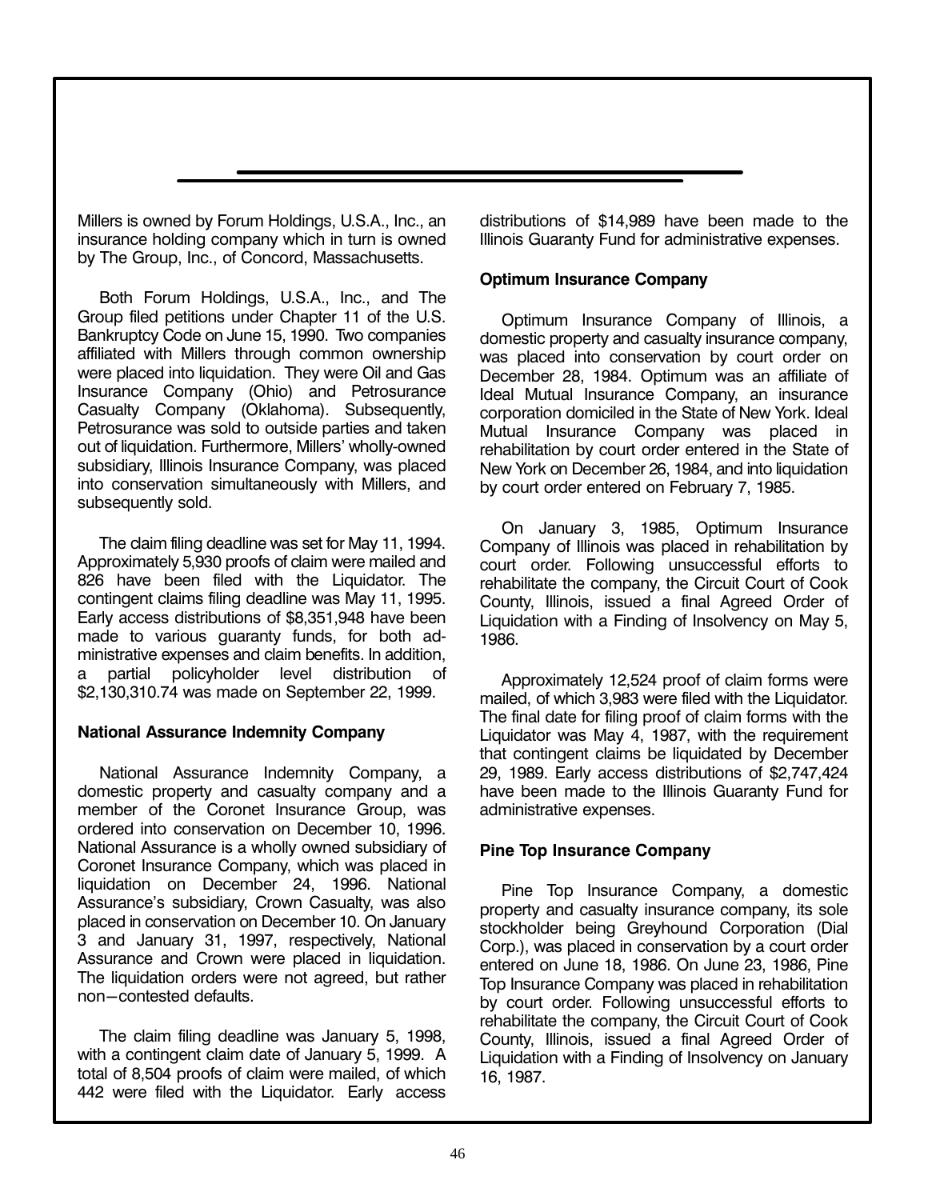Millers is owned by Forum Holdings, U.S.A., Inc., an insurance holding company which in turn is owned by The Group, Inc., of Concord, Massachusetts.

Both Forum Holdings, U.S.A., Inc., and The Group filed petitions under Chapter 11 of the U.S. Bankruptcy Code on June 15, 1990. Two companies affiliated with Millers through common ownership were placed into liquidation. They were Oil and Gas Insurance Company (Ohio) and Petrosurance Casualty Company (Oklahoma). Subsequently, Petrosurance was sold to outside parties and taken out of liquidation. Furthermore, Millers' wholly-owned subsidiary, Illinois Insurance Company, was placed into conservation simultaneously with Millers, and subsequently sold.

The claim filing deadline was set for May 11, 1994. Approximately 5,930 proofs of claim were mailed and 826 have been filed with the Liquidator. The contingent claims filing deadline was May 11, 1995. Early access distributions of $8,351,948 have been made to various guaranty funds, for both administrative expenses and claim benefits. In addition, a partial policyholder level distribution of $2,130,310.74 was made on September 22, 1999.

**National Assurance Indemnity Company**

National Assurance Indemnity Company, a domestic property and casualty company and a member of the Coronet Insurance Group, was ordered into conservation on December 10, 1996. National Assurance is a wholly owned subsidiary of Coronet Insurance Company, which was placed in liquidation on December 24, 1996. National Assurance's subsidiary, Crown Casualty, was also placed in conservation on December 10. On January 3 and January 31, 1997, respectively, National Assurance and Crown were placed in liquidation. The liquidation orders were not agreed, but rather non–contested defaults.

The claim filing deadline was January 5, 1998, with a contingent claim date of January 5, 1999. A total of 8,504 proofs of claim were mailed, of which 442 were filed with the Liquidator. Early access distributions of $14,989 have been made to the Illinois Guaranty Fund for administrative expenses.

**Optimum Insurance Company**

Optimum Insurance Company of Illinois, a domestic property and casualty insurance company, was placed into conservation by court order on December 28, 1984. Optimum was an affiliate of Ideal Mutual Insurance Company, an insurance corporation domiciled in the State of New York. Ideal Mutual Insurance Company was placed in rehabilitation by court order entered in the State of New York on December 26, 1984, and into liquidation by court order entered on February 7, 1985.

On January 3, 1985, Optimum Insurance Company of Illinois was placed in rehabilitation by court order. Following unsuccessful efforts to rehabilitate the company, the Circuit Court of Cook County, Illinois, issued a final Agreed Order of Liquidation with a Finding of Insolvency on May 5, 1986.

Approximately 12,524 proof of claim forms were mailed, of which 3,983 were filed with the Liquidator. The final date for filing proof of claim forms with the Liquidator was May 4, 1987, with the requirement that contingent claims be liquidated by December 29, 1989. Early access distributions of $2,747,424 have been made to the Illinois Guaranty Fund for administrative expenses.

**Pine Top Insurance Company**

Pine Top Insurance Company, a domestic property and casualty insurance company, its sole stockholder being Greyhound Corporation (Dial Corp.), was placed in conservation by a court order entered on June 18, 1986. On June 23, 1986, Pine Top Insurance Company was placed in rehabilitation by court order. Following unsuccessful efforts to rehabilitate the company, the Circuit Court of Cook County, Illinois, issued a final Agreed Order of Liquidation with a Finding of Insolvency on January 16, 1987.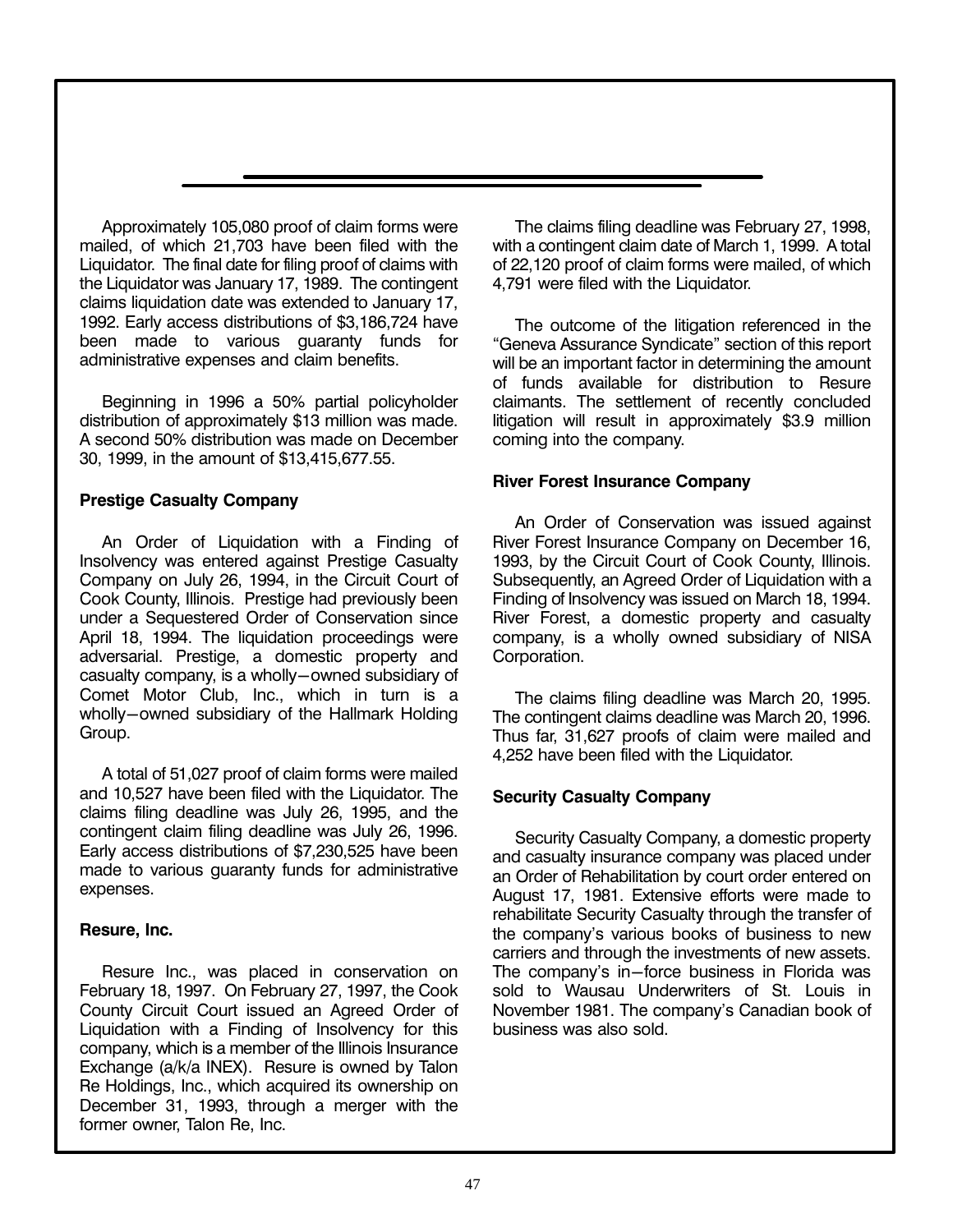Approximately 105,080 proof of claim forms were mailed, of which 21,703 have been filed with the Liquidator. The final date for filing proof of claims with the Liquidator was January 17, 1989. The contingent claims liquidation date was extended to January 17, 1992. Early access distributions of $3,186,724 have been made to various guaranty funds for administrative expenses and claim benefits.

Beginning in 1996 a 50% partial policyholder distribution of approximately $13 million was made. A second 50% distribution was made on December 30, 1999, in the amount of $13,415,677.55.

**Prestige Casualty Company**

An Order of Liquidation with a Finding of Insolvency was entered against Prestige Casualty Company on July 26, 1994, in the Circuit Court of Cook County, Illinois. Prestige had previously been under a Sequestered Order of Conservation since April 18, 1994. The liquidation proceedings were adversarial. Prestige, a domestic property and casualty company, is a wholly–owned subsidiary of Comet Motor Club, Inc., which in turn is a wholly–owned subsidiary of the Hallmark Holding Group.

A total of 51,027 proof of claim forms were mailed and 10,527 have been filed with the Liquidator. The claims filing deadline was July 26, 1995, and the contingent claim filing deadline was July 26, 1996. Early access distributions of $7,230,525 have been made to various guaranty funds for administrative expenses.

**Resure, Inc.**

Resure Inc., was placed in conservation on February 18, 1997. On February 27, 1997, the Cook County Circuit Court issued an Agreed Order of Liquidation with a Finding of Insolvency for this company, which is a member of the Illinois Insurance Exchange (a/k/a INEX). Resure is owned by Talon Re Holdings, Inc., which acquired its ownership on December 31, 1993, through a merger with the former owner, Talon Re, Inc.

The claims filing deadline was February 27, 1998, with a contingent claim date of March 1, 1999. A total of 22,120 proof of claim forms were mailed, of which 4,791 were filed with the Liquidator.

The outcome of the litigation referenced in the "Geneva Assurance Syndicate" section of this report will be an important factor in determining the amount of funds available for distribution to Resure claimants. The settlement of recently concluded litigation will result in approximately $3.9 million coming into the company.

**River Forest Insurance Company**

An Order of Conservation was issued against River Forest Insurance Company on December 16, 1993, by the Circuit Court of Cook County, Illinois. Subsequently, an Agreed Order of Liquidation with a Finding of Insolvency was issued on March 18, 1994. River Forest, a domestic property and casualty company, is a wholly owned subsidiary of NISA Corporation.

The claims filing deadline was March 20, 1995. The contingent claims deadline was March 20, 1996. Thus far, 31,627 proofs of claim were mailed and 4,252 have been filed with the Liquidator.

**Security Casualty Company**

Security Casualty Company, a domestic property and casualty insurance company was placed under an Order of Rehabilitation by court order entered on August 17, 1981. Extensive efforts were made to rehabilitate Security Casualty through the transfer of the company's various books of business to new carriers and through the investments of new assets. The company's in–force business in Florida was sold to Wausau Underwriters of St. Louis in November 1981. The company's Canadian book of business was also sold.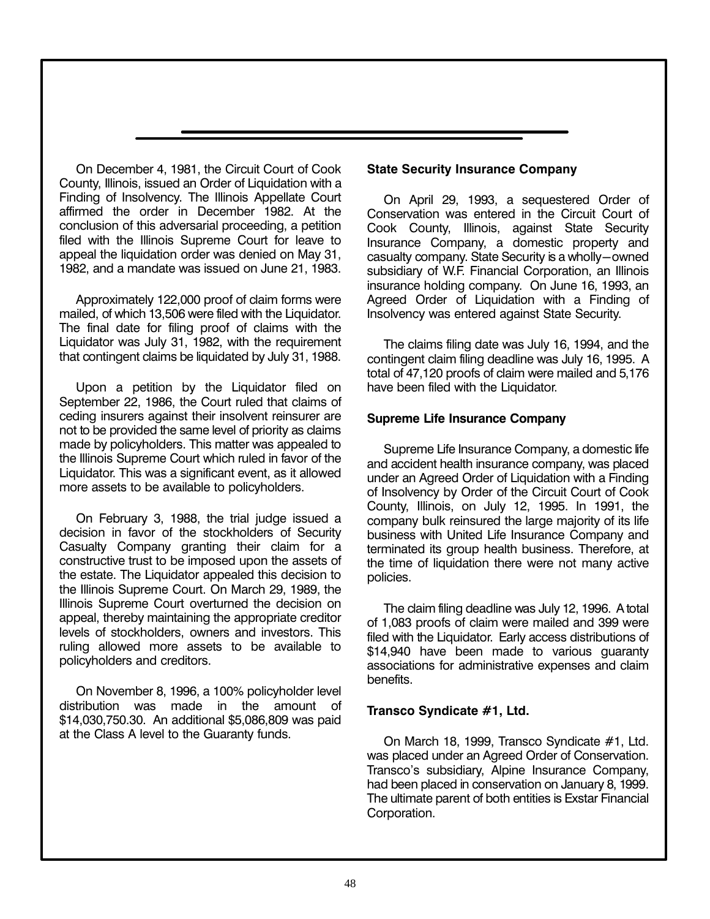On December 4, 1981, the Circuit Court of Cook County, Illinois, issued an Order of Liquidation with a Finding of Insolvency. The Illinois Appellate Court affirmed the order in December 1982. At the conclusion of this adversarial proceeding, a petition filed with the Illinois Supreme Court for leave to appeal the liquidation order was denied on May 31, 1982, and a mandate was issued on June 21, 1983.

Approximately 122,000 proof of claim forms were mailed, of which 13,506 were filed with the Liquidator. The final date for filing proof of claims with the Liquidator was July 31, 1982, with the requirement that contingent claims be liquidated by July 31, 1988.

Upon a petition by the Liquidator filed on September 22, 1986, the Court ruled that claims of ceding insurers against their insolvent reinsurer are not to be provided the same level of priority as claims made by policyholders. This matter was appealed to the Illinois Supreme Court which ruled in favor of the Liquidator. This was a significant event, as it allowed more assets to be available to policyholders.

On February 3, 1988, the trial judge issued a decision in favor of the stockholders of Security Casualty Company granting their claim for a constructive trust to be imposed upon the assets of the estate. The Liquidator appealed this decision to the Illinois Supreme Court. On March 29, 1989, the Illinois Supreme Court overturned the decision on appeal, thereby maintaining the appropriate creditor levels of stockholders, owners and investors. This ruling allowed more assets to be available to policyholders and creditors.

On November 8, 1996, a 100% policyholder level distribution was made in the amount of $14,030,750.30. An additional $5,086,809 was paid at the Class A level to the Guaranty funds.

**State Security Insurance Company**

On April 29, 1993, a sequestered Order of Conservation was entered in the Circuit Court of Cook County, Illinois, against State Security Insurance Company, a domestic property and casualty company. State Security is a wholly—owned subsidiary of W.F. Financial Corporation, an Illinois insurance holding company. On June 16, 1993, an Agreed Order of Liquidation with a Finding of Insolvency was entered against State Security.

The claims filing date was July 16, 1994, and the contingent claim filing deadline was July 16, 1995. A total of 47,120 proofs of claim were mailed and 5,176 have been filed with the Liquidator.

**Supreme Life Insurance Company**

Supreme Life Insurance Company, a domestic life and accident health insurance company, was placed under an Agreed Order of Liquidation with a Finding of Insolvency by Order of the Circuit Court of Cook County, Illinois, on July 12, 1995. In 1991, the company bulk reinsured the large majority of its life business with United Life Insurance Company and terminated its group health business. Therefore, at the time of liquidation there were not many active policies.

The claim filing deadline was July 12, 1996. A total of 1,083 proofs of claim were mailed and 399 were filed with the Liquidator. Early access distributions of $14,940 have been made to various guaranty associations for administrative expenses and claim benefits.

**Transco Syndicate #1, Ltd.**

On March 18, 1999, Transco Syndicate #1, Ltd. was placed under an Agreed Order of Conservation. Transco's subsidiary, Alpine Insurance Company, had been placed in conservation on January 8, 1999. The ultimate parent of both entities is Exstar Financial Corporation.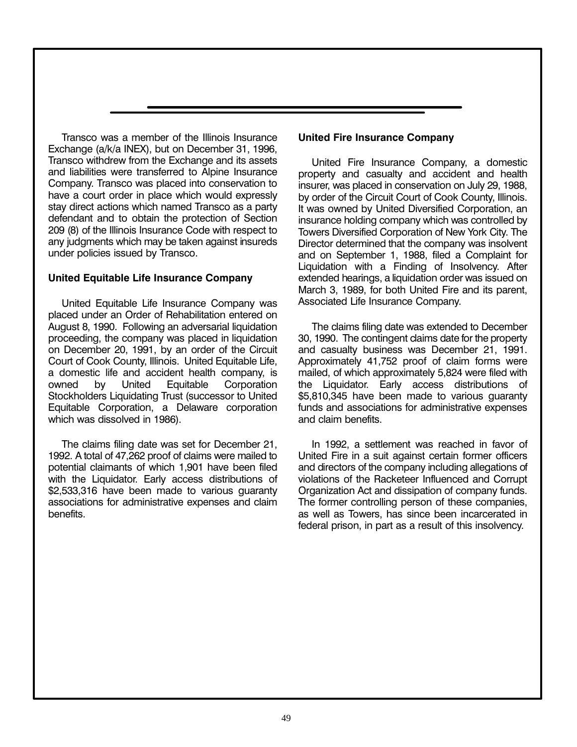Transco was a member of the Illinois Insurance Exchange (a/k/a INEX), but on December 31, 1996, Transco withdrew from the Exchange and its assets and liabilities were transferred to Alpine Insurance Company. Transco was placed into conservation to have a court order in place which would expressly stay direct actions which named Transco as a party defendant and to obtain the protection of Section 209 (8) of the Illinois Insurance Code with respect to any judgments which may be taken against insureds under policies issued by Transco.

**United Equitable Life Insurance Company**

United Equitable Life Insurance Company was placed under an Order of Rehabilitation entered on August 8, 1990. Following an adversarial liquidation proceeding, the company was placed in liquidation on December 20, 1991, by an order of the Circuit Court of Cook County, Illinois. United Equitable Life, a domestic life and accident health company, is owned by United Equitable Corporation Stockholders Liquidating Trust (successor to United Equitable Corporation, a Delaware corporation which was dissolved in 1986).

The claims filing date was set for December 21, 1992. A total of 47,262 proof of claims were mailed to potential claimants of which 1,901 have been filed with the Liquidator. Early access distributions of $2,533,316 have been made to various guaranty associations for administrative expenses and claim benefits.

**United Fire Insurance Company**

United Fire Insurance Company, a domestic property and casualty and accident and health insurer, was placed in conservation on July 29, 1988, by order of the Circuit Court of Cook County, Illinois. It was owned by United Diversified Corporation, an insurance holding company which was controlled by Towers Diversified Corporation of New York City. The Director determined that the company was insolvent and on September 1, 1988, filed a Complaint for Liquidation with a Finding of Insolvency. After extended hearings, a liquidation order was issued on March 3, 1989, for both United Fire and its parent, Associated Life Insurance Company.

The claims filing date was extended to December 30, 1990. The contingent claims date for the property and casualty business was December 21, 1991. Approximately 41,752 proof of claim forms were mailed, of which approximately 5,824 were filed with the Liquidator. Early access distributions of $5,810,345 have been made to various guaranty funds and associations for administrative expenses and claim benefits.

In 1992, a settlement was reached in favor of United Fire in a suit against certain former officers and directors of the company including allegations of violations of the Racketeer Influenced and Corrupt Organization Act and dissipation of company funds. The former controlling person of these companies, as well as Towers, has since been incarcerated in federal prison, in part as a result of this insolvency.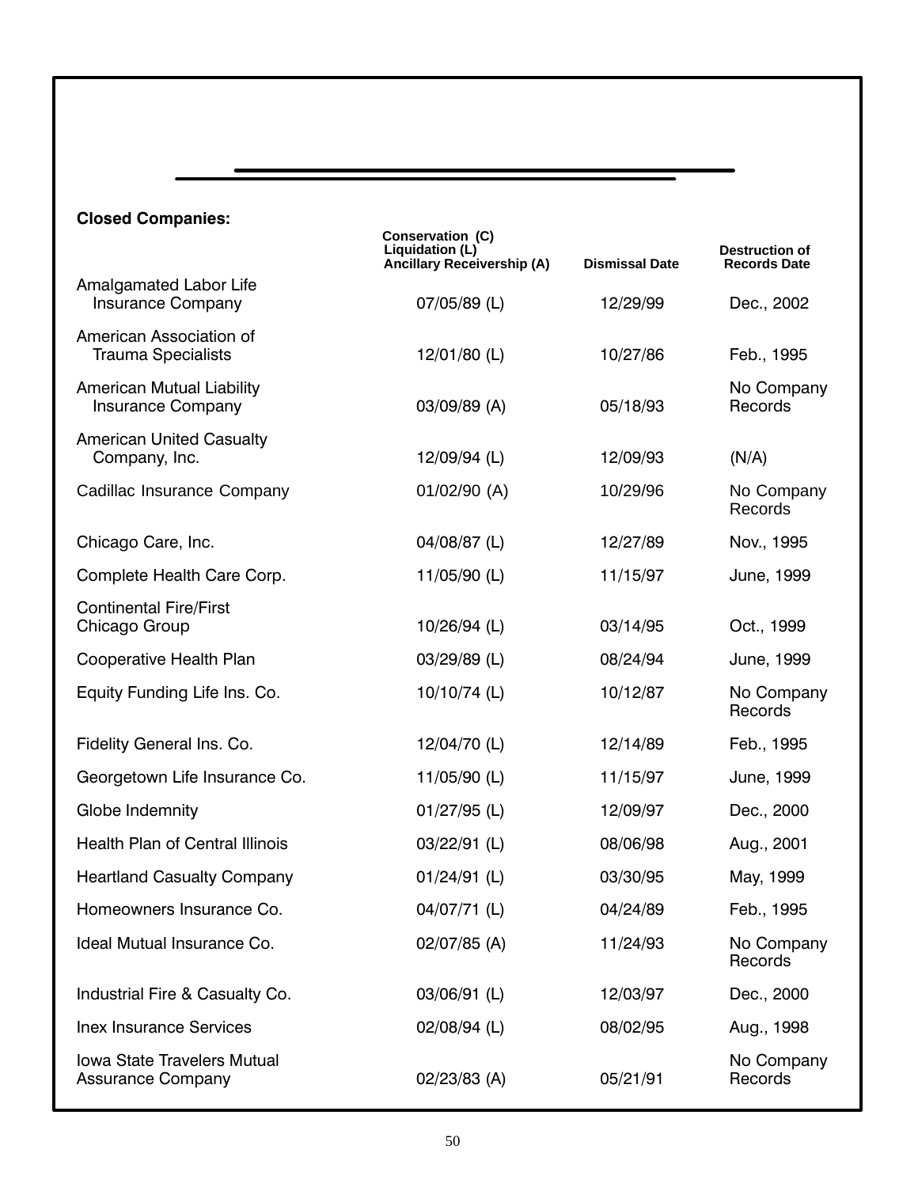**Closed Companies:**

| | Conservation (C) Liquidation (L) Ancillary Receivership (A) | Dismissal Date | Destruction of Records Date |
|---|---|---|---|
| Amalgamated Labor Life Insurance Company | 07/05/89 (L) | 12/29/99 | Dec., 2002 |
| American Association of Trauma Specialists | 12/01/80 (L) | 10/27/86 | Feb., 1995 |
| American Mutual Liability Insurance Company | 03/09/89 (A) | 05/18/93 | No Company Records |
| American United Casualty Company, Inc. | 12/09/94 (L) | 12/09/93 | (N/A) |
| Cadillac Insurance Company | 01/02/90 (A) | 10/29/96 | No Company Records |
| Chicago Care, Inc. | 04/08/87 (L) | 12/27/89 | Nov., 1995 |
| Complete Health Care Corp. | 11/05/90 (L) | 11/15/97 | June, 1999 |
| Continental Fire/First Chicago Group | 10/26/94 (L) | 03/14/95 | Oct., 1999 |
| Cooperative Health Plan | 03/29/89 (L) | 08/24/94 | June, 1999 |
| Equity Funding Life Ins. Co. | 10/10/74 (L) | 10/12/87 | No Company Records |
| Fidelity General Ins. Co. | 12/04/70 (L) | 12/14/89 | Feb., 1995 |
| Georgetown Life Insurance Co. | 11/05/90 (L) | 11/15/97 | June, 1999 |
| Globe Indemnity | 01/27/95 (L) | 12/09/97 | Dec., 2000 |
| Health Plan of Central Illinois | 03/22/91 (L) | 08/06/98 | Aug., 2001 |
| Heartland Casualty Company | 01/24/91 (L) | 03/30/95 | May, 1999 |
| Homeowners Insurance Co. | 04/07/71 (L) | 04/24/89 | Feb., 1995 |
| Ideal Mutual Insurance Co. | 02/07/85 (A) | 11/24/93 | No Company Records |
| Industrial Fire & Casualty Co. | 03/06/91 (L) | 12/03/97 | Dec., 2000 |
| Inex Insurance Services | 02/08/94 (L) | 08/02/95 | Aug., 1998 |
| Iowa State Travelers Mutual Assurance Company | 02/23/83 (A) | 05/21/91 | No Company Records |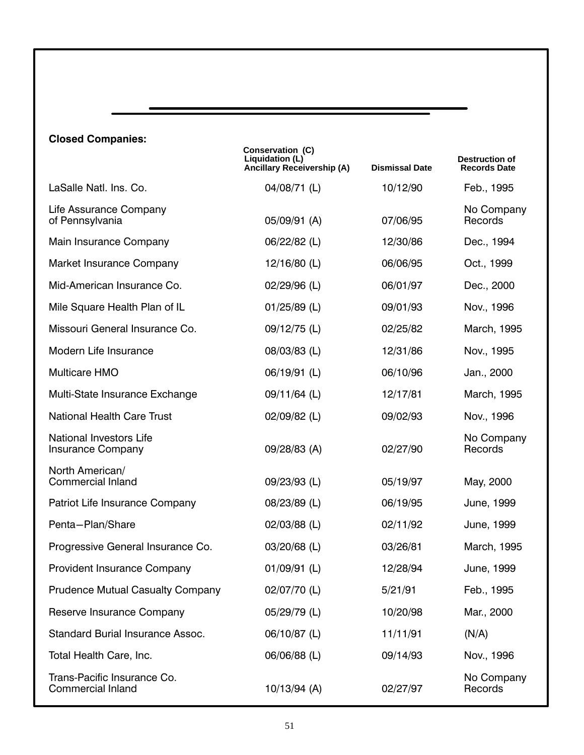**Closed Companies:**

| | Conservation (C) Liquidation (L) Ancillary Receivership (A) | Dismissal Date | Destruction of Records Date |
|---|---|---|---|
| LaSalle Natl. Ins. Co. | 04/08/71 (L) | 10/12/90 | Feb., 1995 |
| Life Assurance Company of Pennsylvania | 05/09/91 (A) | 07/06/95 | No Company Records |
| Main Insurance Company | 06/22/82 (L) | 12/30/86 | Dec., 1994 |
| Market Insurance Company | 12/16/80 (L) | 06/06/95 | Oct., 1999 |
| Mid-American Insurance Co. | 02/29/96 (L) | 06/01/97 | Dec., 2000 |
| Mile Square Health Plan of IL | 01/25/89 (L) | 09/01/93 | Nov., 1996 |
| Missouri General Insurance Co. | 09/12/75 (L) | 02/25/82 | March, 1995 |
| Modern Life Insurance | 08/03/83 (L) | 12/31/86 | Nov., 1995 |
| Multicare HMO | 06/19/91 (L) | 06/10/96 | Jan., 2000 |
| Multi-State Insurance Exchange | 09/11/64 (L) | 12/17/81 | March, 1995 |
| National Health Care Trust | 02/09/82 (L) | 09/02/93 | Nov., 1996 |
| National Investors Life Insurance Company | 09/28/83 (A) | 02/27/90 | No Company Records |
| North American/ Commercial Inland | 09/23/93 (L) | 05/19/97 | May, 2000 |
| Patriot Life Insurance Company | 08/23/89 (L) | 06/19/95 | June, 1999 |
| Penta–Plan/Share | 02/03/88 (L) | 02/11/92 | June, 1999 |
| Progressive General Insurance Co. | 03/20/68 (L) | 03/26/81 | March, 1995 |
| Provident Insurance Company | 01/09/91 (L) | 12/28/94 | June, 1999 |
| Prudence Mutual Casualty Company | 02/07/70 (L) | 5/21/91 | Feb., 1995 |
| Reserve Insurance Company | 05/29/79 (L) | 10/20/98 | Mar., 2000 |
| Standard Burial Insurance Assoc. | 06/10/87 (L) | 11/11/91 | (N/A) |
| Total Health Care, Inc. | 06/06/88 (L) | 09/14/93 | Nov., 1996 |
| Trans-Pacific Insurance Co. Commercial Inland | 10/13/94 (A) | 02/27/97 | No Company Records |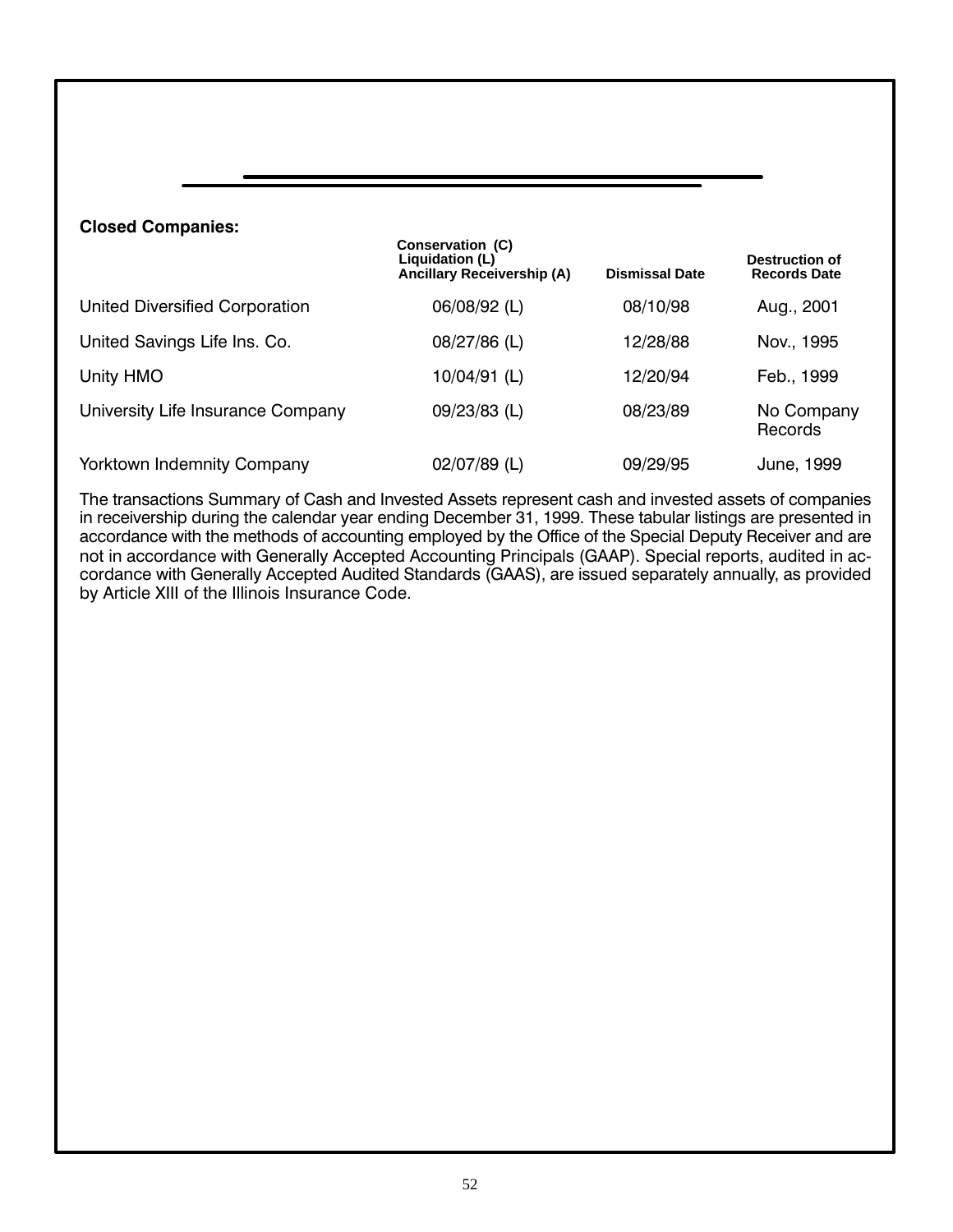**Closed Companies:**

| | Conservation (C) Liquidation (L) Ancillary Receivership (A) | Dismissal Date | Destruction of Records Date |
|---|---|---|---|
| United Diversified Corporation | 06/08/92 (L) | 08/10/98 | Aug., 2001 |
| United Savings Life Ins. Co. | 08/27/86 (L) | 12/28/88 | Nov., 1995 |
| Unity HMO | 10/04/91 (L) | 12/20/94 | Feb., 1999 |
| University Life Insurance Company | 09/23/83 (L) | 08/23/89 | No Company Records |
| Yorktown Indemnity Company | 02/07/89 (L) | 09/29/95 | June, 1999 |

The transactions Summary of Cash and Invested Assets represent cash and invested assets of companies in receivership during the calendar year ending December 31, 1999. These tabular listings are presented in accordance with the methods of accounting employed by the Office of the Special Deputy Receiver and are not in accordance with Generally Accepted Accounting Principals (GAAP). Special reports, audited in accordance with Generally Accepted Audited Standards (GAAS), are issued separately annually, as provided by Article XIII of the Illinois Insurance Code.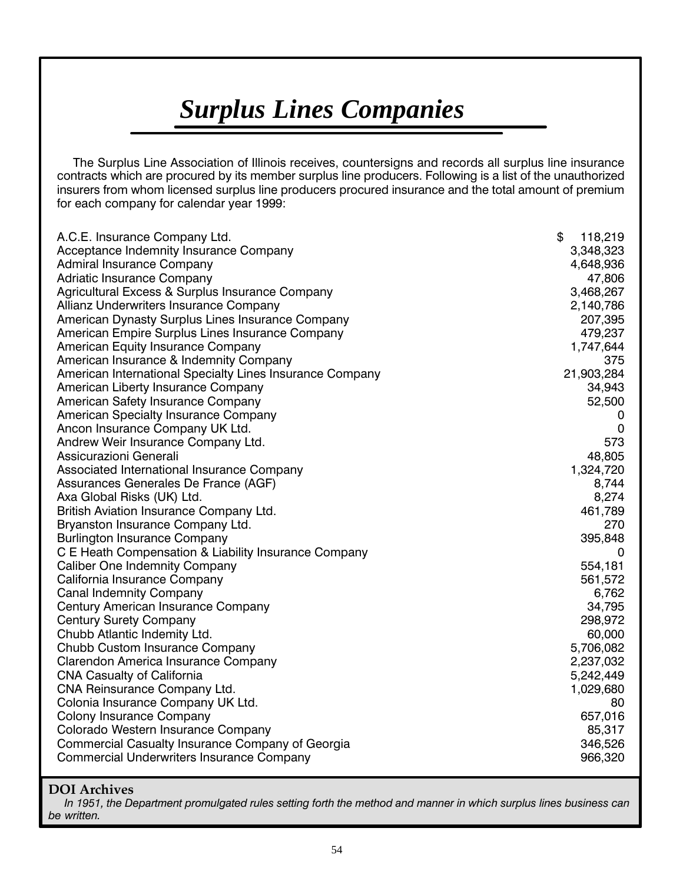# *Surplus Lines Companies*

The Surplus Line Association of Illinois receives, countersigns and records all surplus line insurance contracts which are procured by its member surplus line producers. Following is a list of the unauthorized insurers from whom licensed surplus line producers procured insurance and the total amount of premium for each company for calendar year 1999:

| Company | Premium |
|---|---|
| A.C.E. Insurance Company Ltd. | $ 118,219 |
| Acceptance Indemnity Insurance Company | 3,348,323 |
| Admiral Insurance Company | 4,648,936 |
| Adriatic Insurance Company | 47,806 |
| Agricultural Excess & Surplus Insurance Company | 3,468,267 |
| Allianz Underwriters Insurance Company | 2,140,786 |
| American Dynasty Surplus Lines Insurance Company | 207,395 |
| American Empire Surplus Lines Insurance Company | 479,237 |
| American Equity Insurance Company | 1,747,644 |
| American Insurance & Indemnity Company | 375 |
| American International Specialty Lines Insurance Company | 21,903,284 |
| American Liberty Insurance Company | 34,943 |
| American Safety Insurance Company | 52,500 |
| American Specialty Insurance Company | 0 |
| Ancon Insurance Company UK Ltd. | 0 |
| Andrew Weir Insurance Company Ltd. | 573 |
| Assicurazioni Generali | 48,805 |
| Associated International Insurance Company | 1,324,720 |
| Assurances Generales De France (AGF) | 8,744 |
| Axa Global Risks (UK) Ltd. | 8,274 |
| British Aviation Insurance Company Ltd. | 461,789 |
| Bryanston Insurance Company Ltd. | 270 |
| Burlington Insurance Company | 395,848 |
| C E Heath Compensation & Liability Insurance Company | 0 |
| Caliber One Indemnity Company | 554,181 |
| California Insurance Company | 561,572 |
| Canal Indemnity Company | 6,762 |
| Century American Insurance Company | 34,795 |
| Century Surety Company | 298,972 |
| Chubb Atlantic Indemity Ltd. | 60,000 |
| Chubb Custom Insurance Company | 5,706,082 |
| Clarendon America Insurance Company | 2,237,032 |
| CNA Casualty of California | 5,242,449 |
| CNA Reinsurance Company Ltd. | 1,029,680 |
| Colonia Insurance Company UK Ltd. | 80 |
| Colony Insurance Company | 657,016 |
| Colorado Western Insurance Company | 85,317 |
| Commercial Casualty Insurance Company of Georgia | 346,526 |
| Commercial Underwriters Insurance Company | 966,320 |

**DOI Archives**

*In 1951, the Department promulgated rules setting forth the method and manner in which surplus lines business can be written.*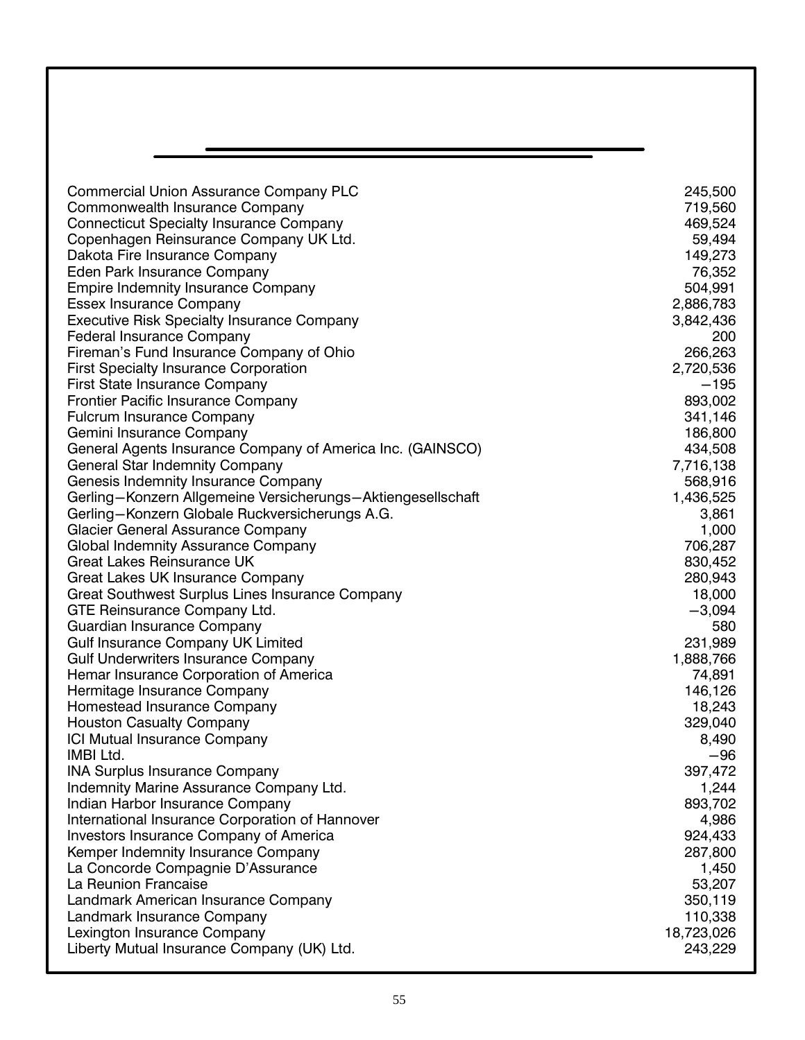| | |
|---|---|
| Commercial Union Assurance Company PLC | 245,500 |
| Commonwealth Insurance Company | 719,560 |
| Connecticut Specialty Insurance Company | 469,524 |
| Copenhagen Reinsurance Company UK Ltd. | 59,494 |
| Dakota Fire Insurance Company | 149,273 |
| Eden Park Insurance Company | 76,352 |
| Empire Indemnity Insurance Company | 504,991 |
| Essex Insurance Company | 2,886,783 |
| Executive Risk Specialty Insurance Company | 3,842,436 |
| Federal Insurance Company | 200 |
| Fireman's Fund Insurance Company of Ohio | 266,263 |
| First Specialty Insurance Corporation | 2,720,536 |
| First State Insurance Company | −195 |
| Frontier Pacific Insurance Company | 893,002 |
| Fulcrum Insurance Company | 341,146 |
| Gemini Insurance Company | 186,800 |
| General Agents Insurance Company of America Inc. (GAINSCO) | 434,508 |
| General Star Indemnity Company | 7,716,138 |
| Genesis Indemnity Insurance Company | 568,916 |
| Gerling−Konzern Allgemeine Versicherungs−Aktiengesellschaft | 1,436,525 |
| Gerling−Konzern Globale Ruckversicherungs A.G. | 3,861 |
| Glacier General Assurance Company | 1,000 |
| Global Indemnity Assurance Company | 706,287 |
| Great Lakes Reinsurance UK | 830,452 |
| Great Lakes UK Insurance Company | 280,943 |
| Great Southwest Surplus Lines Insurance Company | 18,000 |
| GTE Reinsurance Company Ltd. | −3,094 |
| Guardian Insurance Company | 580 |
| Gulf Insurance Company UK Limited | 231,989 |
| Gulf Underwriters Insurance Company | 1,888,766 |
| Hemar Insurance Corporation of America | 74,891 |
| Hermitage Insurance Company | 146,126 |
| Homestead Insurance Company | 18,243 |
| Houston Casualty Company | 329,040 |
| ICI Mutual Insurance Company | 8,490 |
| IMBI Ltd. | −96 |
| INA Surplus Insurance Company | 397,472 |
| Indemnity Marine Assurance Company Ltd. | 1,244 |
| Indian Harbor Insurance Company | 893,702 |
| International Insurance Corporation of Hannover | 4,986 |
| Investors Insurance Company of America | 924,433 |
| Kemper Indemnity Insurance Company | 287,800 |
| La Concorde Compagnie D'Assurance | 1,450 |
| La Reunion Francaise | 53,207 |
| Landmark American Insurance Company | 350,119 |
| Landmark Insurance Company | 110,338 |
| Lexington Insurance Company | 18,723,026 |
| Liberty Mutual Insurance Company (UK) Ltd. | 243,229 |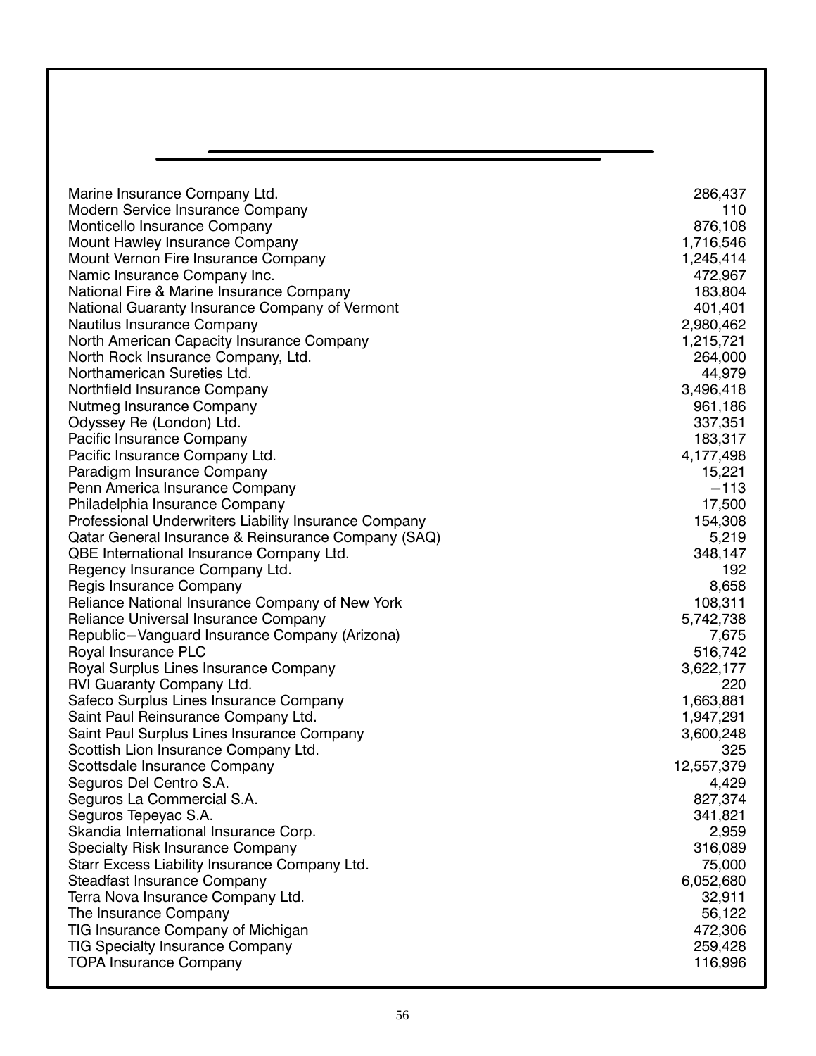| | |
|---|---|
| Marine Insurance Company Ltd. | 286,437 |
| Modern Service Insurance Company | 110 |
| Monticello Insurance Company | 876,108 |
| Mount Hawley Insurance Company | 1,716,546 |
| Mount Vernon Fire Insurance Company | 1,245,414 |
| Namic Insurance Company Inc. | 472,967 |
| National Fire & Marine Insurance Company | 183,804 |
| National Guaranty Insurance Company of Vermont | 401,401 |
| Nautilus Insurance Company | 2,980,462 |
| North American Capacity Insurance Company | 1,215,721 |
| North Rock Insurance Company, Ltd. | 264,000 |
| Northamerican Sureties Ltd. | 44,979 |
| Northfield Insurance Company | 3,496,418 |
| Nutmeg Insurance Company | 961,186 |
| Odyssey Re (London) Ltd. | 337,351 |
| Pacific Insurance Company | 183,317 |
| Pacific Insurance Company Ltd. | 4,177,498 |
| Paradigm Insurance Company | 15,221 |
| Penn America Insurance Company | −113 |
| Philadelphia Insurance Company | 17,500 |
| Professional Underwriters Liability Insurance Company | 154,308 |
| Qatar General Insurance & Reinsurance Company (SAQ) | 5,219 |
| QBE International Insurance Company Ltd. | 348,147 |
| Regency Insurance Company Ltd. | 192 |
| Regis Insurance Company | 8,658 |
| Reliance National Insurance Company of New York | 108,311 |
| Reliance Universal Insurance Company | 5,742,738 |
| Republic—Vanguard Insurance Company (Arizona) | 7,675 |
| Royal Insurance PLC | 516,742 |
| Royal Surplus Lines Insurance Company | 3,622,177 |
| RVI Guaranty Company Ltd. | 220 |
| Safeco Surplus Lines Insurance Company | 1,663,881 |
| Saint Paul Reinsurance Company Ltd. | 1,947,291 |
| Saint Paul Surplus Lines Insurance Company | 3,600,248 |
| Scottish Lion Insurance Company Ltd. | 325 |
| Scottsdale Insurance Company | 12,557,379 |
| Seguros Del Centro S.A. | 4,429 |
| Seguros La Commercial S.A. | 827,374 |
| Seguros Tepeyac S.A. | 341,821 |
| Skandia International Insurance Corp. | 2,959 |
| Specialty Risk Insurance Company | 316,089 |
| Starr Excess Liability Insurance Company Ltd. | 75,000 |
| Steadfast Insurance Company | 6,052,680 |
| Terra Nova Insurance Company Ltd. | 32,911 |
| The Insurance Company | 56,122 |
| TIG Insurance Company of Michigan | 472,306 |
| TIG Specialty Insurance Company | 259,428 |
| TOPA Insurance Company | 116,996 |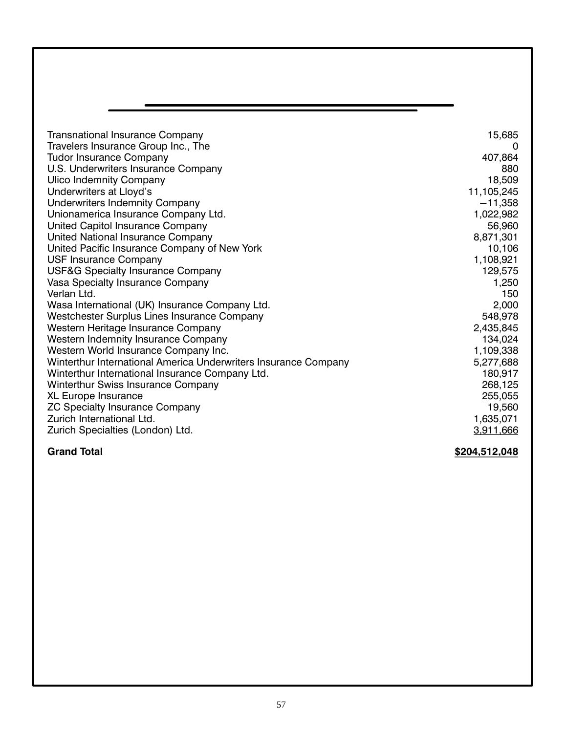| | |
|---|---:|
| Transnational Insurance Company | 15,685 |
| Travelers Insurance Group Inc., The | 0 |
| Tudor Insurance Company | 407,864 |
| U.S. Underwriters Insurance Company | 880 |
| Ulico Indemnity Company | 18,509 |
| Underwriters at Lloyd's | 11,105,245 |
| Underwriters Indemnity Company | −11,358 |
| Unionamerica Insurance Company Ltd. | 1,022,982 |
| United Capitol Insurance Company | 56,960 |
| United National Insurance Company | 8,871,301 |
| United Pacific Insurance Company of New York | 10,106 |
| USF Insurance Company | 1,108,921 |
| USF&G Specialty Insurance Company | 129,575 |
| Vasa Specialty Insurance Company | 1,250 |
| Verlan Ltd. | 150 |
| Wasa International (UK) Insurance Company Ltd. | 2,000 |
| Westchester Surplus Lines Insurance Company | 548,978 |
| Western Heritage Insurance Company | 2,435,845 |
| Western Indemnity Insurance Company | 134,024 |
| Western World Insurance Company Inc. | 1,109,338 |
| Winterthur International America Underwriters Insurance Company | 5,277,688 |
| Winterthur International Insurance Company Ltd. | 180,917 |
| Winterthur Swiss Insurance Company | 268,125 |
| XL Europe Insurance | 255,055 |
| ZC Specialty Insurance Company | 19,560 |
| Zurich International Ltd. | 1,635,071 |
| Zurich Specialties (London) Ltd. | 3,911,666 |
| **Grand Total** | **$204,512,048** |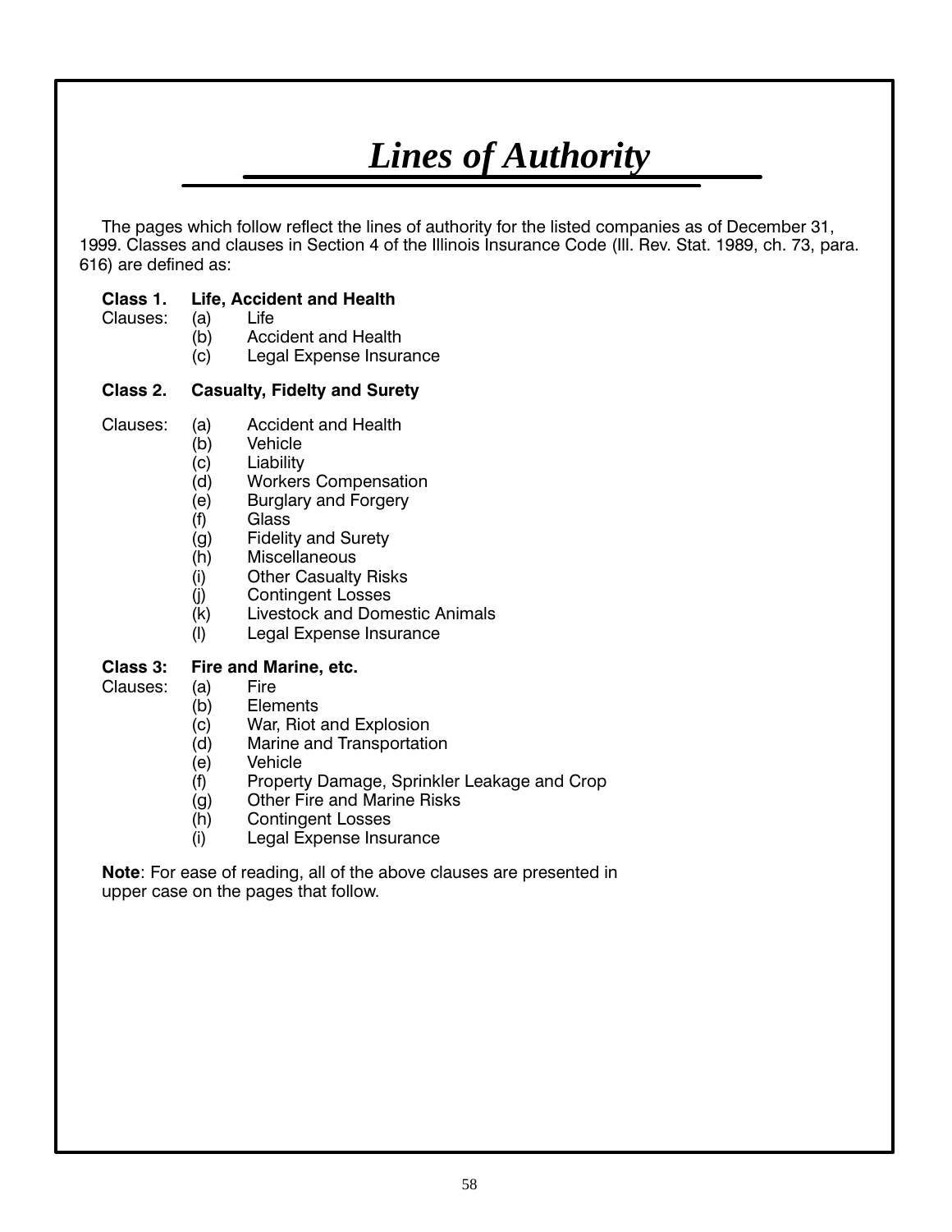# *Lines of Authority*

The pages which follow reflect the lines of authority for the listed companies as of December 31, 1999. Classes and clauses in Section 4 of the Illinois Insurance Code (Ill. Rev. Stat. 1989, ch. 73, para. 616) are defined as:

**Class 1. Life, Accident and Health**

Clauses:
- (a) Life
- (b) Accident and Health
- (c) Legal Expense Insurance

**Class 2. Casualty, Fidelty and Surety**

Clauses:
- (a) Accident and Health
- (b) Vehicle
- (c) Liability
- (d) Workers Compensation
- (e) Burglary and Forgery
- (f) Glass
- (g) Fidelity and Surety
- (h) Miscellaneous
- (i) Other Casualty Risks
- (j) Contingent Losses
- (k) Livestock and Domestic Animals
- (l) Legal Expense Insurance

**Class 3: Fire and Marine, etc.**

Clauses:
- (a) Fire
- (b) Elements
- (c) War, Riot and Explosion
- (d) Marine and Transportation
- (e) Vehicle
- (f) Property Damage, Sprinkler Leakage and Crop
- (g) Other Fire and Marine Risks
- (h) Contingent Losses
- (i) Legal Expense Insurance

**Note**: For ease of reading, all of the above clauses are presented in upper case on the pages that follow.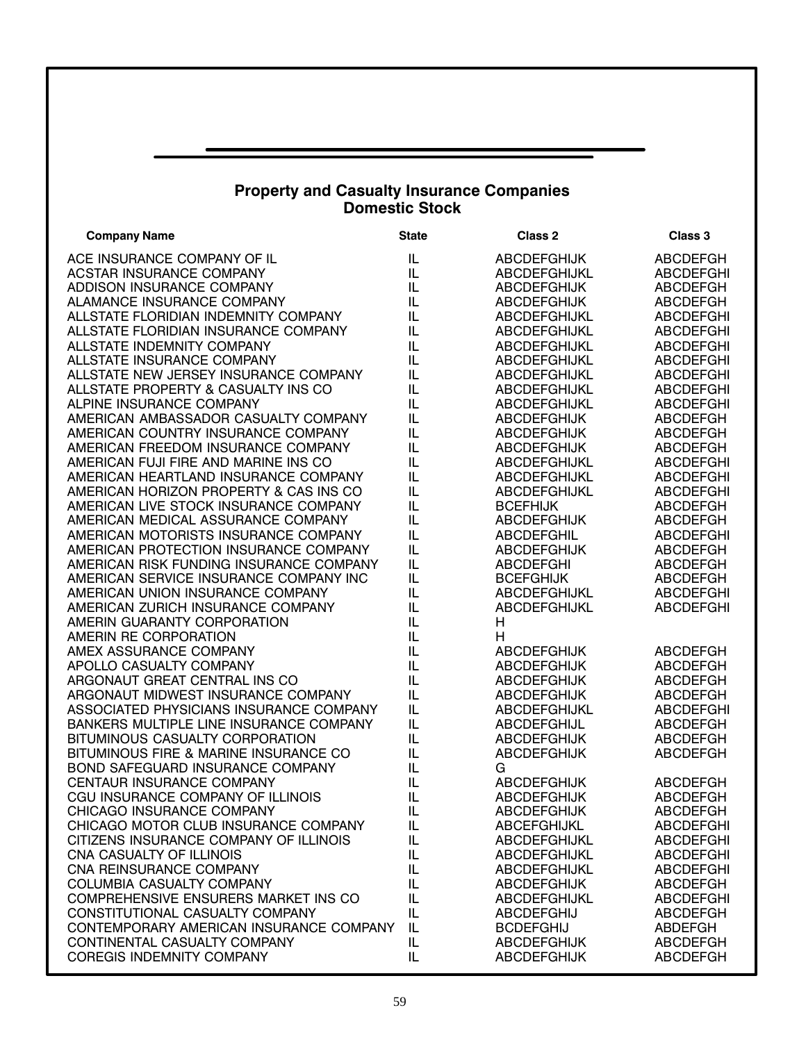## Property and Casualty Insurance Companies
### Domestic Stock

| Company Name | State | Class 2 | Class 3 |
|---|---|---|---|
| ACE INSURANCE COMPANY OF IL | IL | ABCDEFGHIJK | ABCDEFGH |
| ACSTAR INSURANCE COMPANY | IL | ABCDEFGHIJKL | ABCDEFGHI |
| ADDISON INSURANCE COMPANY | IL | ABCDEFGHIJK | ABCDEFGH |
| ALAMANCE INSURANCE COMPANY | IL | ABCDEFGHIJK | ABCDEFGH |
| ALLSTATE FLORIDIAN INDEMNITY COMPANY | IL | ABCDEFGHIJKL | ABCDEFGHI |
| ALLSTATE FLORIDIAN INSURANCE COMPANY | IL | ABCDEFGHIJKL | ABCDEFGHI |
| ALLSTATE INDEMNITY COMPANY | IL | ABCDEFGHIJKL | ABCDEFGHI |
| ALLSTATE INSURANCE COMPANY | IL | ABCDEFGHIJKL | ABCDEFGHI |
| ALLSTATE NEW JERSEY INSURANCE COMPANY | IL | ABCDEFGHIJKL | ABCDEFGHI |
| ALLSTATE PROPERTY & CASUALTY INS CO | IL | ABCDEFGHIJKL | ABCDEFGHI |
| ALPINE INSURANCE COMPANY | IL | ABCDEFGHIJKL | ABCDEFGHI |
| AMERICAN AMBASSADOR CASUALTY COMPANY | IL | ABCDEFGHIJK | ABCDEFGH |
| AMERICAN COUNTRY INSURANCE COMPANY | IL | ABCDEFGHIJK | ABCDEFGH |
| AMERICAN FREEDOM INSURANCE COMPANY | IL | ABCDEFGHIJK | ABCDEFGH |
| AMERICAN FUJI FIRE AND MARINE INS CO | IL | ABCDEFGHIJKL | ABCDEFGHI |
| AMERICAN HEARTLAND INSURANCE COMPANY | IL | ABCDEFGHIJKL | ABCDEFGHI |
| AMERICAN HORIZON PROPERTY & CAS INS CO | IL | ABCDEFGHIJKL | ABCDEFGHI |
| AMERICAN LIVE STOCK INSURANCE COMPANY | IL | BCEFHIJK | ABCDEFGH |
| AMERICAN MEDICAL ASSURANCE COMPANY | IL | ABCDEFGHIJK | ABCDEFGH |
| AMERICAN MOTORISTS INSURANCE COMPANY | IL | ABCDEFGHIL | ABCDEFGHI |
| AMERICAN PROTECTION INSURANCE COMPANY | IL | ABCDEFGHIJK | ABCDEFGH |
| AMERICAN RISK FUNDING INSURANCE COMPANY | IL | ABCDEFGHI | ABCDEFGH |
| AMERICAN SERVICE INSURANCE COMPANY INC | IL | BCEFGHIJK | ABCDEFGH |
| AMERICAN UNION INSURANCE COMPANY | IL | ABCDEFGHIJKL | ABCDEFGHI |
| AMERICAN ZURICH INSURANCE COMPANY | IL | ABCDEFGHIJKL | ABCDEFGHI |
| AMERIN GUARANTY CORPORATION | IL | H | |
| AMERIN RE CORPORATION | IL | H | |
| AMEX ASSURANCE COMPANY | IL | ABCDEFGHIJK | ABCDEFGH |
| APOLLO CASUALTY COMPANY | IL | ABCDEFGHIJK | ABCDEFGH |
| ARGONAUT GREAT CENTRAL INS CO | IL | ABCDEFGHIJK | ABCDEFGH |
| ARGONAUT MIDWEST INSURANCE COMPANY | IL | ABCDEFGHIJK | ABCDEFGH |
| ASSOCIATED PHYSICIANS INSURANCE COMPANY | IL | ABCDEFGHIJKL | ABCDEFGHI |
| BANKERS MULTIPLE LINE INSURANCE COMPANY | IL | ABCDEFGHIJL | ABCDEFGH |
| BITUMINOUS CASUALTY CORPORATION | IL | ABCDEFGHIJK | ABCDEFGH |
| BITUMINOUS FIRE & MARINE INSURANCE CO | IL | ABCDEFGHIJK | ABCDEFGH |
| BOND SAFEGUARD INSURANCE COMPANY | IL | G | |
| CENTAUR INSURANCE COMPANY | IL | ABCDEFGHIJK | ABCDEFGH |
| CGU INSURANCE COMPANY OF ILLINOIS | IL | ABCDEFGHIJK | ABCDEFGH |
| CHICAGO INSURANCE COMPANY | IL | ABCDEFGHIJK | ABCDEFGH |
| CHICAGO MOTOR CLUB INSURANCE COMPANY | IL | ABCEFGHIJKL | ABCDEFGHI |
| CITIZENS INSURANCE COMPANY OF ILLINOIS | IL | ABCDEFGHIJKL | ABCDEFGHI |
| CNA CASUALTY OF ILLINOIS | IL | ABCDEFGHIJKL | ABCDEFGHI |
| CNA REINSURANCE COMPANY | IL | ABCDEFGHIJKL | ABCDEFGHI |
| COLUMBIA CASUALTY COMPANY | IL | ABCDEFGHIJK | ABCDEFGH |
| COMPREHENSIVE ENSURERS MARKET INS CO | IL | ABCDEFGHIJKL | ABCDEFGHI |
| CONSTITUTIONAL CASUALTY COMPANY | IL | ABCDEFGHIJ | ABCDEFGH |
| CONTEMPORARY AMERICAN INSURANCE COMPANY | IL | BCDEFGHIJ | ABDEFGH |
| CONTINENTAL CASUALTY COMPANY | IL | ABCDEFGHIJK | ABCDEFGH |
| COREGIS INDEMNITY COMPANY | IL | ABCDEFGHIJK | ABCDEFGH |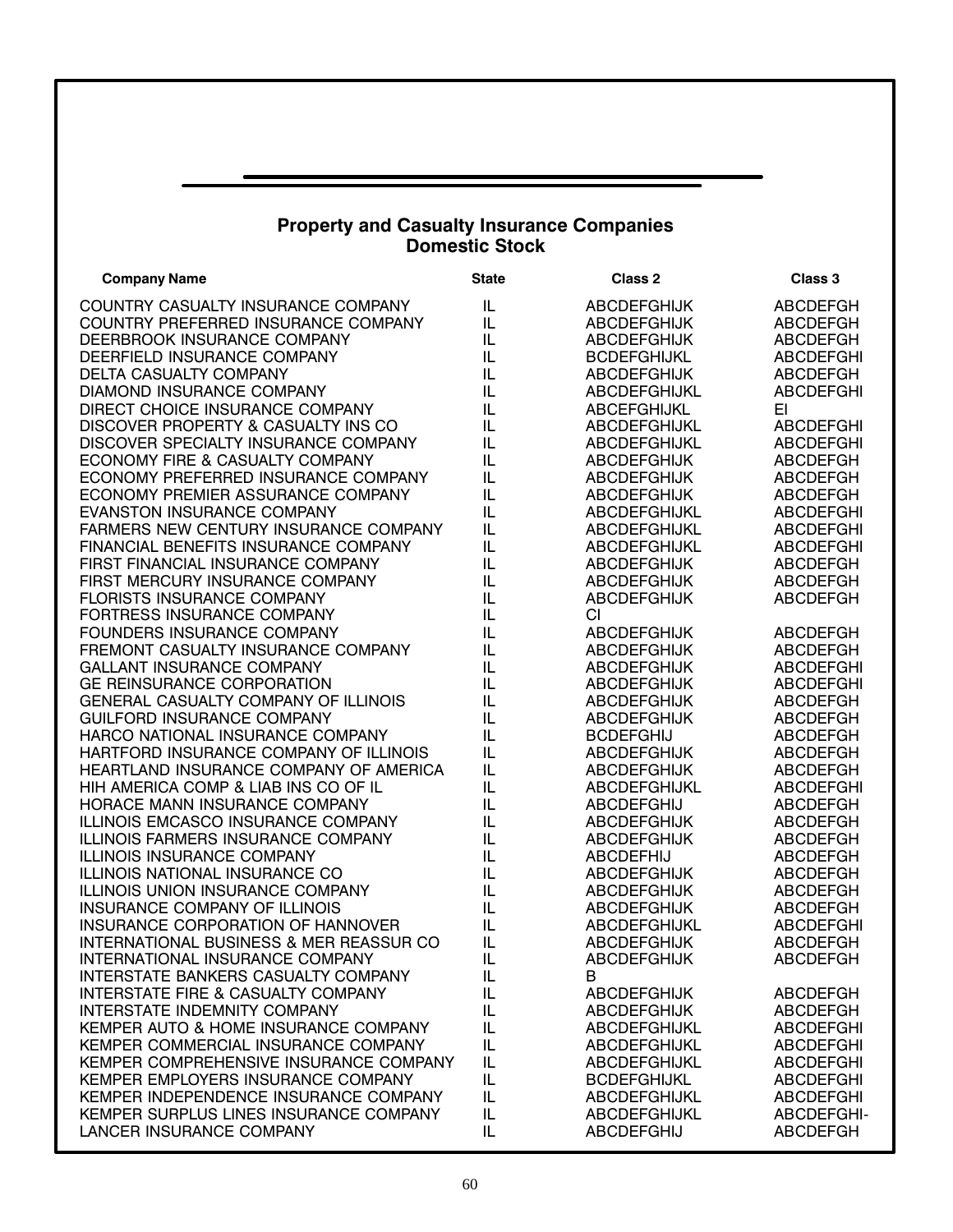## Property and Casualty Insurance Companies
## Domestic Stock

| Company Name | State | Class 2 | Class 3 |
|---|---|---|---|
| COUNTRY CASUALTY INSURANCE COMPANY | IL | ABCDEFGHIJK | ABCDEFGH |
| COUNTRY PREFERRED INSURANCE COMPANY | IL | ABCDEFGHIJK | ABCDEFGH |
| DEERBROOK INSURANCE COMPANY | IL | ABCDEFGHIJK | ABCDEFGH |
| DEERFIELD INSURANCE COMPANY | IL | BCDEFGHIJKL | ABCDEFGHI |
| DELTA CASUALTY COMPANY | IL | ABCDEFGHIJK | ABCDEFGH |
| DIAMOND INSURANCE COMPANY | IL | ABCDEFGHIJKL | ABCDEFGHI |
| DIRECT CHOICE INSURANCE COMPANY | IL | ABCEFGHIJKL | EI |
| DISCOVER PROPERTY & CASUALTY INS CO | IL | ABCDEFGHIJKL | ABCDEFGHI |
| DISCOVER SPECIALTY INSURANCE COMPANY | IL | ABCDEFGHIJKL | ABCDEFGHI |
| ECONOMY FIRE & CASUALTY COMPANY | IL | ABCDEFGHIJK | ABCDEFGH |
| ECONOMY PREFERRED INSURANCE COMPANY | IL | ABCDEFGHIJK | ABCDEFGH |
| ECONOMY PREMIER ASSURANCE COMPANY | IL | ABCDEFGHIJK | ABCDEFGH |
| EVANSTON INSURANCE COMPANY | IL | ABCDEFGHIJKL | ABCDEFGHI |
| FARMERS NEW CENTURY INSURANCE COMPANY | IL | ABCDEFGHIJKL | ABCDEFGHI |
| FINANCIAL BENEFITS INSURANCE COMPANY | IL | ABCDEFGHIJKL | ABCDEFGHI |
| FIRST FINANCIAL INSURANCE COMPANY | IL | ABCDEFGHIJK | ABCDEFGH |
| FIRST MERCURY INSURANCE COMPANY | IL | ABCDEFGHIJK | ABCDEFGH |
| FLORISTS INSURANCE COMPANY | IL | ABCDEFGHIJK | ABCDEFGH |
| FORTRESS INSURANCE COMPANY | IL | CI | |
| FOUNDERS INSURANCE COMPANY | IL | ABCDEFGHIJK | ABCDEFGH |
| FREMONT CASUALTY INSURANCE COMPANY | IL | ABCDEFGHIJK | ABCDEFGH |
| GALLANT INSURANCE COMPANY | IL | ABCDEFGHIJK | ABCDEFGHI |
| GE REINSURANCE CORPORATION | IL | ABCDEFGHIJK | ABCDEFGHI |
| GENERAL CASUALTY COMPANY OF ILLINOIS | IL | ABCDEFGHIJK | ABCDEFGH |
| GUILFORD INSURANCE COMPANY | IL | ABCDEFGHIJK | ABCDEFGH |
| HARCO NATIONAL INSURANCE COMPANY | IL | BCDEFGHIJ | ABCDEFGH |
| HARTFORD INSURANCE COMPANY OF ILLINOIS | IL | ABCDEFGHIJK | ABCDEFGH |
| HEARTLAND INSURANCE COMPANY OF AMERICA | IL | ABCDEFGHIJK | ABCDEFGH |
| HIH AMERICA COMP & LIAB INS CO OF IL | IL | ABCDEFGHIJKL | ABCDEFGHI |
| HORACE MANN INSURANCE COMPANY | IL | ABCDEFGHIJ | ABCDEFGH |
| ILLINOIS EMCASCO INSURANCE COMPANY | IL | ABCDEFGHIJK | ABCDEFGH |
| ILLINOIS FARMERS INSURANCE COMPANY | IL | ABCDEFGHIJK | ABCDEFGH |
| ILLINOIS INSURANCE COMPANY | IL | ABCDEFHIJ | ABCDEFGH |
| ILLINOIS NATIONAL INSURANCE CO | IL | ABCDEFGHIJK | ABCDEFGH |
| ILLINOIS UNION INSURANCE COMPANY | IL | ABCDEFGHIJK | ABCDEFGH |
| INSURANCE COMPANY OF ILLINOIS | IL | ABCDEFGHIJK | ABCDEFGH |
| INSURANCE CORPORATION OF HANNOVER | IL | ABCDEFGHIJKL | ABCDEFGHI |
| INTERNATIONAL BUSINESS & MER REASSUR CO | IL | ABCDEFGHIJK | ABCDEFGH |
| INTERNATIONAL INSURANCE COMPANY | IL | ABCDEFGHIJK | ABCDEFGH |
| INTERSTATE BANKERS CASUALTY COMPANY | IL | B | |
| INTERSTATE FIRE & CASUALTY COMPANY | IL | ABCDEFGHIJK | ABCDEFGH |
| INTERSTATE INDEMNITY COMPANY | IL | ABCDEFGHIJK | ABCDEFGH |
| KEMPER AUTO & HOME INSURANCE COMPANY | IL | ABCDEFGHIJKL | ABCDEFGHI |
| KEMPER COMMERCIAL INSURANCE COMPANY | IL | ABCDEFGHIJKL | ABCDEFGHI |
| KEMPER COMPREHENSIVE INSURANCE COMPANY | IL | ABCDEFGHIJKL | ABCDEFGHI |
| KEMPER EMPLOYERS INSURANCE COMPANY | IL | BCDEFGHIJKL | ABCDEFGHI |
| KEMPER INDEPENDENCE INSURANCE COMPANY | IL | ABCDEFGHIJKL | ABCDEFGHI |
| KEMPER SURPLUS LINES INSURANCE COMPANY | IL | ABCDEFGHIJKL | ABCDEFGHI- |
| LANCER INSURANCE COMPANY | IL | ABCDEFGHIJ | ABCDEFGH |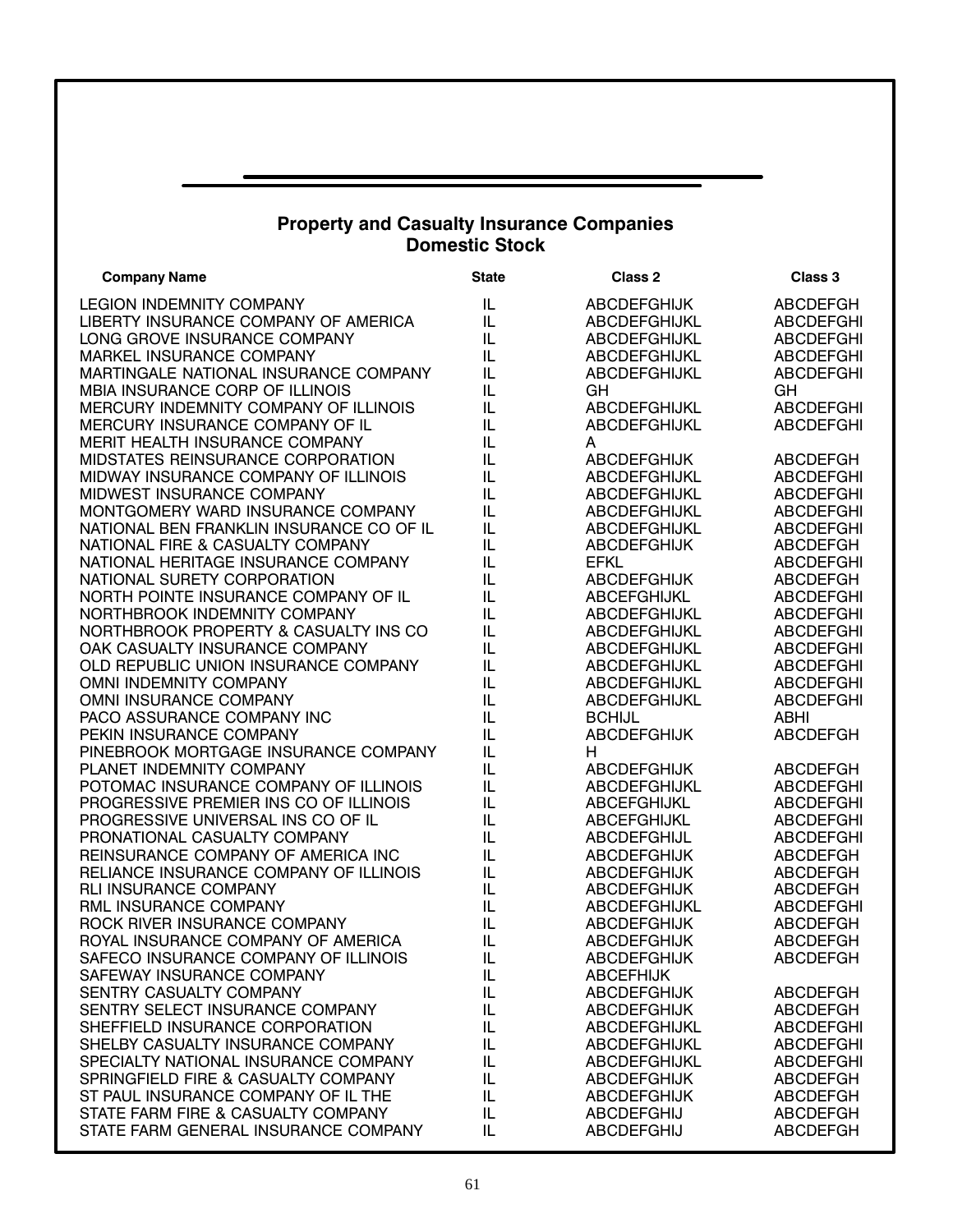## Property and Casualty Insurance Companies
## Domestic Stock

| Company Name | State | Class 2 | Class 3 |
|---|---|---|---|
| LEGION INDEMNITY COMPANY | IL | ABCDEFGHIJK | ABCDEFGH |
| LIBERTY INSURANCE COMPANY OF AMERICA | IL | ABCDEFGHIJKL | ABCDEFGHI |
| LONG GROVE INSURANCE COMPANY | IL | ABCDEFGHIJKL | ABCDEFGHI |
| MARKEL INSURANCE COMPANY | IL | ABCDEFGHIJKL | ABCDEFGHI |
| MARTINGALE NATIONAL INSURANCE COMPANY | IL | ABCDEFGHIJKL | ABCDEFGHI |
| MBIA INSURANCE CORP OF ILLINOIS | IL | GH | GH |
| MERCURY INDEMNITY COMPANY OF ILLINOIS | IL | ABCDEFGHIJKL | ABCDEFGHI |
| MERCURY INSURANCE COMPANY OF IL | IL | ABCDEFGHIJKL | ABCDEFGHI |
| MERIT HEALTH INSURANCE COMPANY | IL | A | |
| MIDSTATES REINSURANCE CORPORATION | IL | ABCDEFGHIJK | ABCDEFGH |
| MIDWAY INSURANCE COMPANY OF ILLINOIS | IL | ABCDEFGHIJKL | ABCDEFGHI |
| MIDWEST INSURANCE COMPANY | IL | ABCDEFGHIJKL | ABCDEFGHI |
| MONTGOMERY WARD INSURANCE COMPANY | IL | ABCDEFGHIJKL | ABCDEFGHI |
| NATIONAL BEN FRANKLIN INSURANCE CO OF IL | IL | ABCDEFGHIJKL | ABCDEFGHI |
| NATIONAL FIRE & CASUALTY COMPANY | IL | ABCDEFGHIJK | ABCDEFGH |
| NATIONAL HERITAGE INSURANCE COMPANY | IL | EFKL | ABCDEFGHI |
| NATIONAL SURETY CORPORATION | IL | ABCDEFGHIJK | ABCDEFGH |
| NORTH POINTE INSURANCE COMPANY OF IL | IL | ABCEFGHIJKL | ABCDEFGHI |
| NORTHBROOK INDEMNITY COMPANY | IL | ABCDEFGHIJKL | ABCDEFGHI |
| NORTHBROOK PROPERTY & CASUALTY INS CO | IL | ABCDEFGHIJKL | ABCDEFGHI |
| OAK CASUALTY INSURANCE COMPANY | IL | ABCDEFGHIJKL | ABCDEFGHI |
| OLD REPUBLIC UNION INSURANCE COMPANY | IL | ABCDEFGHIJKL | ABCDEFGHI |
| OMNI INDEMNITY COMPANY | IL | ABCDEFGHIJKL | ABCDEFGHI |
| OMNI INSURANCE COMPANY | IL | ABCDEFGHIJKL | ABCDEFGHI |
| PACO ASSURANCE COMPANY INC | IL | BCHIJL | ABHI |
| PEKIN INSURANCE COMPANY | IL | ABCDEFGHIJK | ABCDEFGH |
| PINEBROOK MORTGAGE INSURANCE COMPANY | IL | H | |
| PLANET INDEMNITY COMPANY | IL | ABCDEFGHIJK | ABCDEFGH |
| POTOMAC INSURANCE COMPANY OF ILLINOIS | IL | ABCDEFGHIJKL | ABCDEFGHI |
| PROGRESSIVE PREMIER INS CO OF ILLINOIS | IL | ABCEFGHIJKL | ABCDEFGHI |
| PROGRESSIVE UNIVERSAL INS CO OF IL | IL | ABCEFGHIJKL | ABCDEFGHI |
| PRONATIONAL CASUALTY COMPANY | IL | ABCDEFGHIJL | ABCDEFGHI |
| REINSURANCE COMPANY OF AMERICA INC | IL | ABCDEFGHIJK | ABCDEFGH |
| RELIANCE INSURANCE COMPANY OF ILLINOIS | IL | ABCDEFGHIJK | ABCDEFGH |
| RLI INSURANCE COMPANY | IL | ABCDEFGHIJK | ABCDEFGH |
| RML INSURANCE COMPANY | IL | ABCDEFGHIJKL | ABCDEFGHI |
| ROCK RIVER INSURANCE COMPANY | IL | ABCDEFGHIJK | ABCDEFGH |
| ROYAL INSURANCE COMPANY OF AMERICA | IL | ABCDEFGHIJK | ABCDEFGH |
| SAFECO INSURANCE COMPANY OF ILLINOIS | IL | ABCDEFGHIJK | ABCDEFGH |
| SAFEWAY INSURANCE COMPANY | IL | ABCEFHIJK | |
| SENTRY CASUALTY COMPANY | IL | ABCDEFGHIJK | ABCDEFGH |
| SENTRY SELECT INSURANCE COMPANY | IL | ABCDEFGHIJK | ABCDEFGH |
| SHEFFIELD INSURANCE CORPORATION | IL | ABCDEFGHIJKL | ABCDEFGHI |
| SHELBY CASUALTY INSURANCE COMPANY | IL | ABCDEFGHIJKL | ABCDEFGHI |
| SPECIALTY NATIONAL INSURANCE COMPANY | IL | ABCDEFGHIJKL | ABCDEFGHI |
| SPRINGFIELD FIRE & CASUALTY COMPANY | IL | ABCDEFGHIJK | ABCDEFGH |
| ST PAUL INSURANCE COMPANY OF IL THE | IL | ABCDEFGHIJK | ABCDEFGH |
| STATE FARM FIRE & CASUALTY COMPANY | IL | ABCDEFGHIJ | ABCDEFGH |
| STATE FARM GENERAL INSURANCE COMPANY | IL | ABCDEFGHIJ | ABCDEFGH |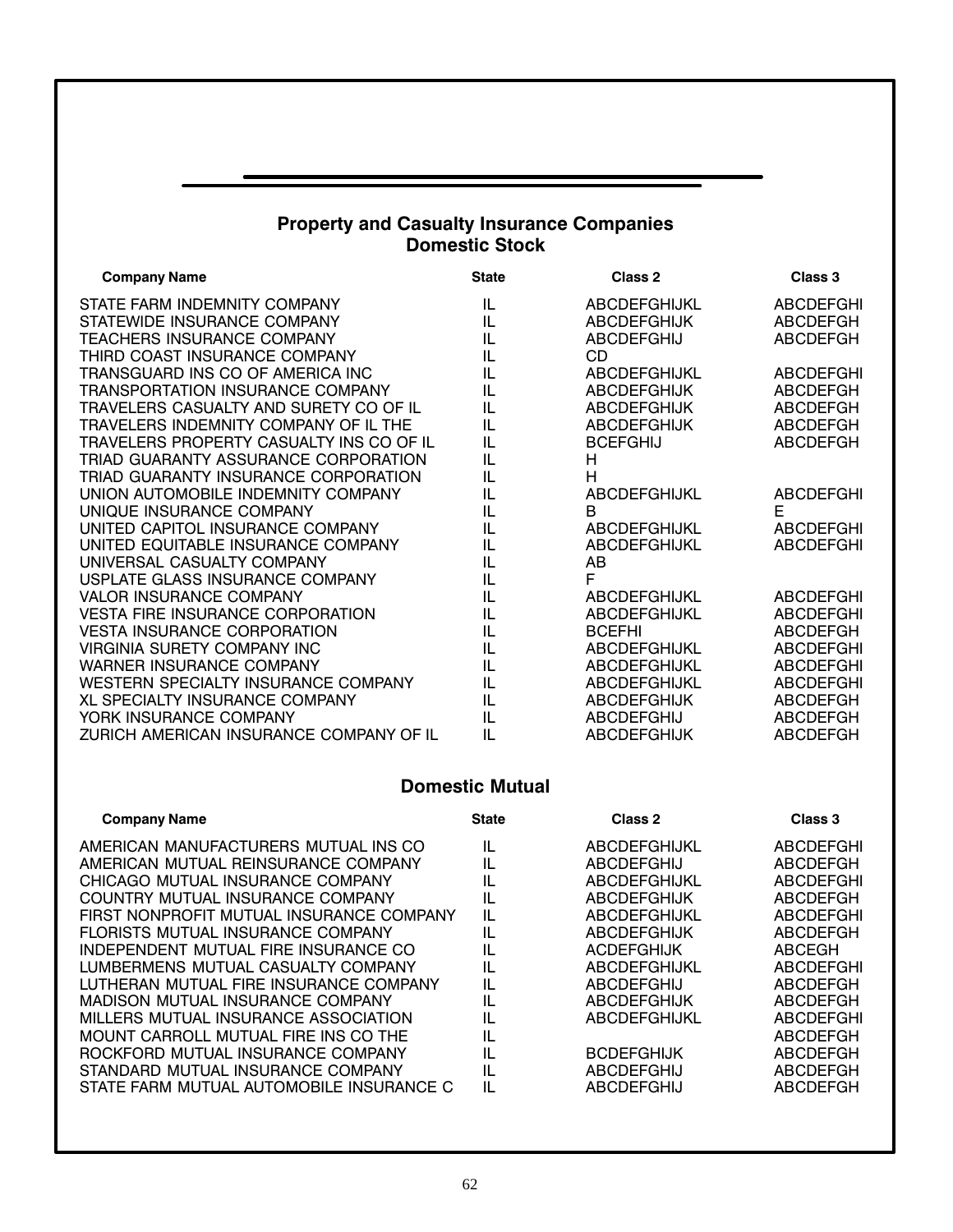## Property and Casualty Insurance Companies
### Domestic Stock

| Company Name | State | Class 2 | Class 3 |
|---|---|---|---|
| STATE FARM INDEMNITY COMPANY | IL | ABCDEFGHIJKL | ABCDEFGHI |
| STATEWIDE INSURANCE COMPANY | IL | ABCDEFGHIJK | ABCDEFGH |
| TEACHERS INSURANCE COMPANY | IL | ABCDEFGHIJ | ABCDEFGH |
| THIRD COAST INSURANCE COMPANY | IL | CD | |
| TRANSGUARD INS CO OF AMERICA INC | IL | ABCDEFGHIJKL | ABCDEFGHI |
| TRANSPORTATION INSURANCE COMPANY | IL | ABCDEFGHIJK | ABCDEFGH |
| TRAVELERS CASUALTY AND SURETY CO OF IL | IL | ABCDEFGHIJK | ABCDEFGH |
| TRAVELERS INDEMNITY COMPANY OF IL THE | IL | ABCDEFGHIJK | ABCDEFGH |
| TRAVELERS PROPERTY CASUALTY INS CO OF IL | IL | BCEFGHIJ | ABCDEFGH |
| TRIAD GUARANTY ASSURANCE CORPORATION | IL | H | |
| TRIAD GUARANTY INSURANCE CORPORATION | IL | H | |
| UNION AUTOMOBILE INDEMNITY COMPANY | IL | ABCDEFGHIJKL | ABCDEFGHI |
| UNIQUE INSURANCE COMPANY | IL | B | E |
| UNITED CAPITOL INSURANCE COMPANY | IL | ABCDEFGHIJKL | ABCDEFGHI |
| UNITED EQUITABLE INSURANCE COMPANY | IL | ABCDEFGHIJKL | ABCDEFGHI |
| UNIVERSAL CASUALTY COMPANY | IL | AB | |
| USPLATE GLASS INSURANCE COMPANY | IL | F | |
| VALOR INSURANCE COMPANY | IL | ABCDEFGHIJKL | ABCDEFGHI |
| VESTA FIRE INSURANCE CORPORATION | IL | ABCDEFGHIJKL | ABCDEFGHI |
| VESTA INSURANCE CORPORATION | IL | BCEFHI | ABCDEFGH |
| VIRGINIA SURETY COMPANY INC | IL | ABCDEFGHIJKL | ABCDEFGHI |
| WARNER INSURANCE COMPANY | IL | ABCDEFGHIJKL | ABCDEFGHI |
| WESTERN SPECIALTY INSURANCE COMPANY | IL | ABCDEFGHIJKL | ABCDEFGHI |
| XL SPECIALTY INSURANCE COMPANY | IL | ABCDEFGHIJK | ABCDEFGH |
| YORK INSURANCE COMPANY | IL | ABCDEFGHIJ | ABCDEFGH |
| ZURICH AMERICAN INSURANCE COMPANY OF IL | IL | ABCDEFGHIJK | ABCDEFGH |

### Domestic Mutual

| Company Name | State | Class 2 | Class 3 |
|---|---|---|---|
| AMERICAN MANUFACTURERS MUTUAL INS CO | IL | ABCDEFGHIJKL | ABCDEFGHI |
| AMERICAN MUTUAL REINSURANCE COMPANY | IL | ABCDEFGHIJ | ABCDEFGH |
| CHICAGO MUTUAL INSURANCE COMPANY | IL | ABCDEFGHIJKL | ABCDEFGHI |
| COUNTRY MUTUAL INSURANCE COMPANY | IL | ABCDEFGHIJK | ABCDEFGH |
| FIRST NONPROFIT MUTUAL INSURANCE COMPANY | IL | ABCDEFGHIJKL | ABCDEFGHI |
| FLORISTS MUTUAL INSURANCE COMPANY | IL | ABCDEFGHIJK | ABCDEFGH |
| INDEPENDENT MUTUAL FIRE INSURANCE CO | IL | ACDEFGHIJK | ABCEGH |
| LUMBERMENS MUTUAL CASUALTY COMPANY | IL | ABCDEFGHIJKL | ABCDEFGHI |
| LUTHERAN MUTUAL FIRE INSURANCE COMPANY | IL | ABCDEFGHIJ | ABCDEFGH |
| MADISON MUTUAL INSURANCE COMPANY | IL | ABCDEFGHIJK | ABCDEFGH |
| MILLERS MUTUAL INSURANCE ASSOCIATION | IL | ABCDEFGHIJKL | ABCDEFGHI |
| MOUNT CARROLL MUTUAL FIRE INS CO THE | IL | | ABCDEFGH |
| ROCKFORD MUTUAL INSURANCE COMPANY | IL | BCDEFGHIJK | ABCDEFGH |
| STANDARD MUTUAL INSURANCE COMPANY | IL | ABCDEFGHIJ | ABCDEFGH |
| STATE FARM MUTUAL AUTOMOBILE INSURANCE C | IL | ABCDEFGHIJ | ABCDEFGH |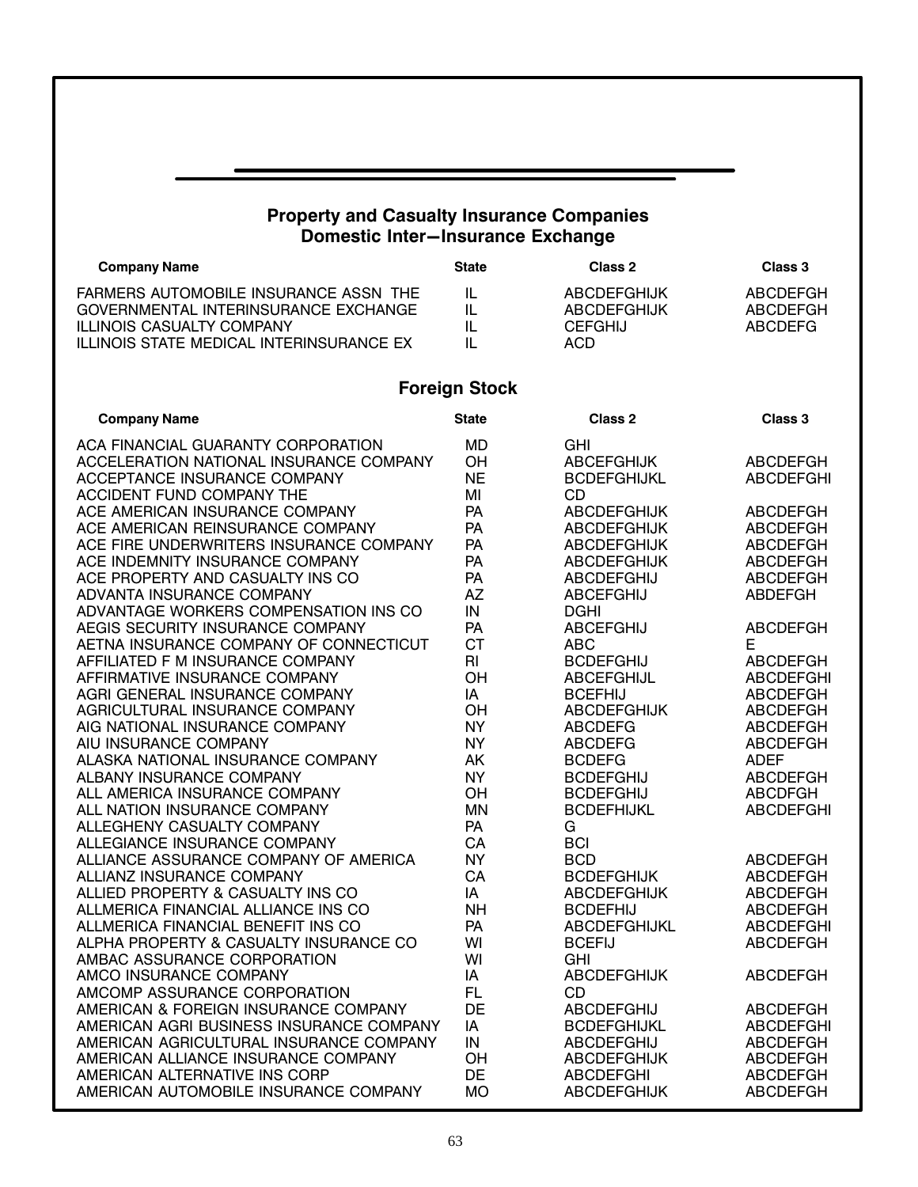## Property and Casualty Insurance Companies
## Domestic Inter—Insurance Exchange

| Company Name | State | Class 2 | Class 3 |
|---|---|---|---|
| FARMERS AUTOMOBILE INSURANCE ASSN THE | IL | ABCDEFGHIJK | ABCDEFGH |
| GOVERNMENTAL INTERINSURANCE EXCHANGE | IL | ABCDEFGHIJK | ABCDEFGH |
| ILLINOIS CASUALTY COMPANY | IL | CEFGHIJ | ABCDEFG |
| ILLINOIS STATE MEDICAL INTERINSURANCE EX | IL | ACD | |

## Foreign Stock

| Company Name | State | Class 2 | Class 3 |
|---|---|---|---|
| ACA FINANCIAL GUARANTY CORPORATION | MD | GHI | |
| ACCELERATION NATIONAL INSURANCE COMPANY | OH | ABCEFGHIJK | ABCDEFGH |
| ACCEPTANCE INSURANCE COMPANY | NE | BCDEFGHIJKL | ABCDEFGHI |
| ACCIDENT FUND COMPANY THE | MI | CD | |
| ACE AMERICAN INSURANCE COMPANY | PA | ABCDEFGHIJK | ABCDEFGH |
| ACE AMERICAN REINSURANCE COMPANY | PA | ABCDEFGHIJK | ABCDEFGH |
| ACE FIRE UNDERWRITERS INSURANCE COMPANY | PA | ABCDEFGHIJK | ABCDEFGH |
| ACE INDEMNITY INSURANCE COMPANY | PA | ABCDEFGHIJK | ABCDEFGH |
| ACE PROPERTY AND CASUALTY INS CO | PA | ABCDEFGHIJ | ABCDEFGH |
| ADVANTA INSURANCE COMPANY | AZ | ABCEFGHIJ | ABDEFGH |
| ADVANTAGE WORKERS COMPENSATION INS CO | IN | DGHI | |
| AEGIS SECURITY INSURANCE COMPANY | PA | ABCEFGHIJ | ABCDEFGH |
| AETNA INSURANCE COMPANY OF CONNECTICUT | CT | ABC | E |
| AFFILIATED F M INSURANCE COMPANY | RI | BCDEFGHIJ | ABCDEFGH |
| AFFIRMATIVE INSURANCE COMPANY | OH | ABCEFGHIJL | ABCDEFGHI |
| AGRI GENERAL INSURANCE COMPANY | IA | BCEFHIJ | ABCDEFGH |
| AGRICULTURAL INSURANCE COMPANY | OH | ABCDEFGHIJK | ABCDEFGH |
| AIG NATIONAL INSURANCE COMPANY | NY | ABCDEFG | ABCDEFGH |
| AIU INSURANCE COMPANY | NY | ABCDEFG | ABCDEFGH |
| ALASKA NATIONAL INSURANCE COMPANY | AK | BCDEFG | ADEF |
| ALBANY INSURANCE COMPANY | NY | BCDEFGHIJ | ABCDEFGH |
| ALL AMERICA INSURANCE COMPANY | OH | BCDEFGHIJ | ABCDFGH |
| ALL NATION INSURANCE COMPANY | MN | BCDEFHIJKL | ABCDEFGHI |
| ALLEGHENY CASUALTY COMPANY | PA | G | |
| ALLEGIANCE INSURANCE COMPANY | CA | BCI | |
| ALLIANCE ASSURANCE COMPANY OF AMERICA | NY | BCD | ABCDEFGH |
| ALLIANZ INSURANCE COMPANY | CA | BCDEFGHIJK | ABCDEFGH |
| ALLIED PROPERTY & CASUALTY INS CO | IA | ABCDEFGHIJK | ABCDEFGH |
| ALLMERICA FINANCIAL ALLIANCE INS CO | NH | BCDEFHIJ | ABCDEFGH |
| ALLMERICA FINANCIAL BENEFIT INS CO | PA | ABCDEFGHIJKL | ABCDEFGHI |
| ALPHA PROPERTY & CASUALTY INSURANCE CO | WI | BCEFIJ | ABCDEFGH |
| AMBAC ASSURANCE CORPORATION | WI | GHI | |
| AMCO INSURANCE COMPANY | IA | ABCDEFGHIJK | ABCDEFGH |
| AMCOMP ASSURANCE CORPORATION | FL | CD | |
| AMERICAN & FOREIGN INSURANCE COMPANY | DE | ABCDEFGHIJ | ABCDEFGH |
| AMERICAN AGRI BUSINESS INSURANCE COMPANY | IA | BCDEFGHIJKL | ABCDEFGHI |
| AMERICAN AGRICULTURAL INSURANCE COMPANY | IN | ABCDEFGHIJ | ABCDEFGH |
| AMERICAN ALLIANCE INSURANCE COMPANY | OH | ABCDEFGHIJK | ABCDEFGH |
| AMERICAN ALTERNATIVE INS CORP | DE | ABCDEFGHI | ABCDEFGH |
| AMERICAN AUTOMOBILE INSURANCE COMPANY | MO | ABCDEFGHIJK | ABCDEFGH |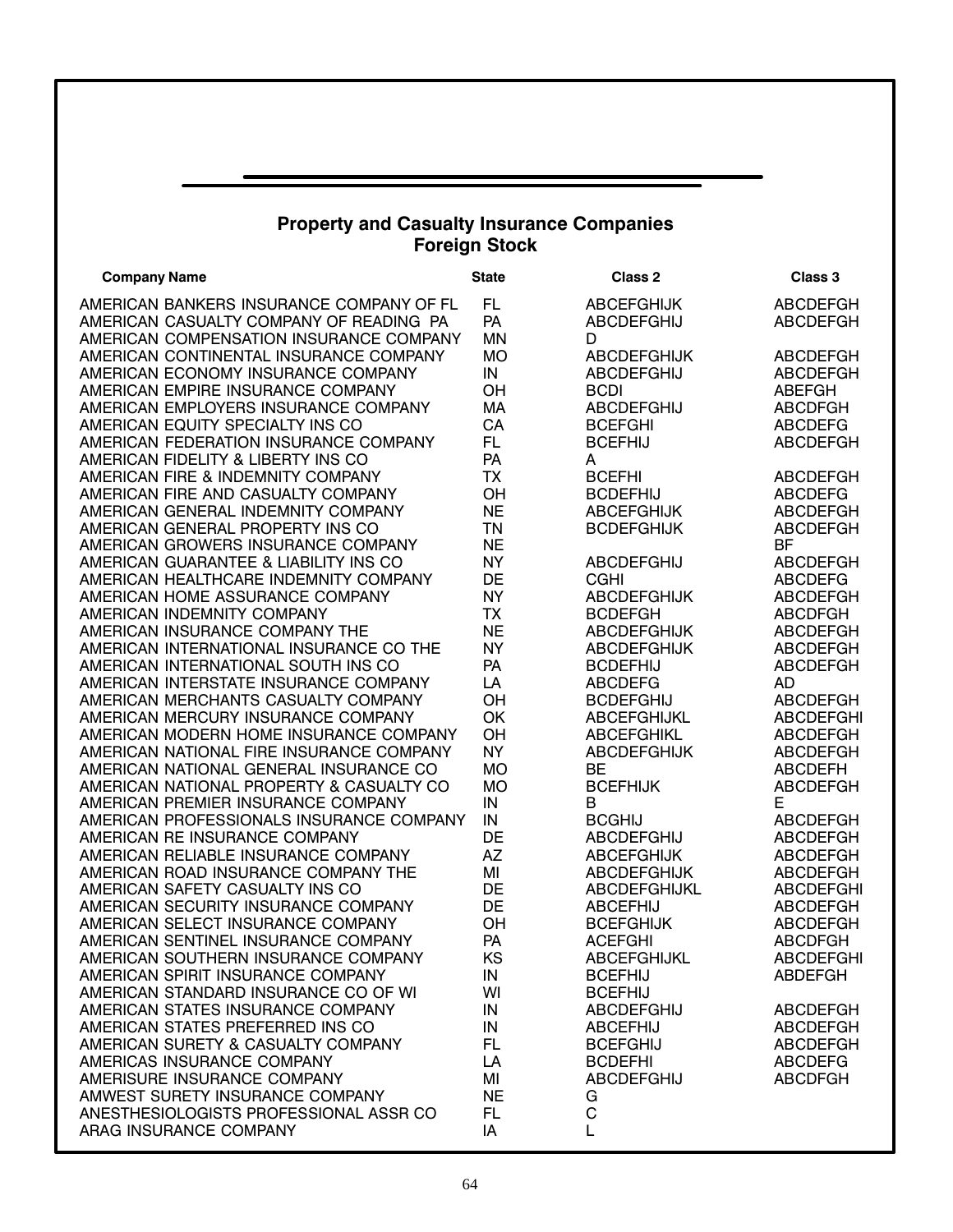## Property and Casualty Insurance Companies
## Foreign Stock

| Company Name | State | Class 2 | Class 3 |
|---|---|---|---|
| AMERICAN BANKERS INSURANCE COMPANY OF FL | FL | ABCEFGHIJK | ABCDEFGH |
| AMERICAN CASUALTY COMPANY OF READING PA | PA | ABCDEFGHIJ | ABCDEFGH |
| AMERICAN COMPENSATION INSURANCE COMPANY | MN | D | |
| AMERICAN CONTINENTAL INSURANCE COMPANY | MO | ABCDEFGHIJK | ABCDEFGH |
| AMERICAN ECONOMY INSURANCE COMPANY | IN | ABCDEFGHIJ | ABCDEFGH |
| AMERICAN EMPIRE INSURANCE COMPANY | OH | BCDI | ABEFGH |
| AMERICAN EMPLOYERS INSURANCE COMPANY | MA | ABCDEFGHIJ | ABCDFGH |
| AMERICAN EQUITY SPECIALTY INS CO | CA | BCEFGHI | ABCDEFG |
| AMERICAN FEDERATION INSURANCE COMPANY | FL | BCEFHIJ | ABCDEFGH |
| AMERICAN FIDELITY & LIBERTY INS CO | PA | A | |
| AMERICAN FIRE & INDEMNITY COMPANY | TX | BCEFHI | ABCDEFGH |
| AMERICAN FIRE AND CASUALTY COMPANY | OH | BCDEFHIJ | ABCDEFG |
| AMERICAN GENERAL INDEMNITY COMPANY | NE | ABCEFGHIJK | ABCDEFGH |
| AMERICAN GENERAL PROPERTY INS CO | TN | BCDEFGHIJK | ABCDEFGH |
| AMERICAN GROWERS INSURANCE COMPANY | NE | | BF |
| AMERICAN GUARANTEE & LIABILITY INS CO | NY | ABCDEFGHIJ | ABCDEFGH |
| AMERICAN HEALTHCARE INDEMNITY COMPANY | DE | CGHI | ABCDEFG |
| AMERICAN HOME ASSURANCE COMPANY | NY | ABCDEFGHIJK | ABCDEFGH |
| AMERICAN INDEMNITY COMPANY | TX | BCDEFGH | ABCDFGH |
| AMERICAN INSURANCE COMPANY THE | NE | ABCDEFGHIJK | ABCDEFGH |
| AMERICAN INTERNATIONAL INSURANCE CO THE | NY | ABCDEFGHIJK | ABCDEFGH |
| AMERICAN INTERNATIONAL SOUTH INS CO | PA | BCDEFHIJ | ABCDEFGH |
| AMERICAN INTERSTATE INSURANCE COMPANY | LA | ABCDEFG | AD |
| AMERICAN MERCHANTS CASUALTY COMPANY | OH | BCDEFGHIJ | ABCDEFGH |
| AMERICAN MERCURY INSURANCE COMPANY | OK | ABCEFGHIJKL | ABCDEFGHI |
| AMERICAN MODERN HOME INSURANCE COMPANY | OH | ABCEFGHIKL | ABCDEFGH |
| AMERICAN NATIONAL FIRE INSURANCE COMPANY | NY | ABCDEFGHIJK | ABCDEFGH |
| AMERICAN NATIONAL GENERAL INSURANCE CO | MO | BE | ABCDEFH |
| AMERICAN NATIONAL PROPERTY & CASUALTY CO | MO | BCEFHIJK | ABCDEFGH |
| AMERICAN PREMIER INSURANCE COMPANY | IN | B | E |
| AMERICAN PROFESSIONALS INSURANCE COMPANY | IN | BCGHIJ | ABCDEFGH |
| AMERICAN RE INSURANCE COMPANY | DE | ABCDEFGHIJ | ABCDEFGH |
| AMERICAN RELIABLE INSURANCE COMPANY | AZ | ABCEFGHIJK | ABCDEFGH |
| AMERICAN ROAD INSURANCE COMPANY THE | MI | ABCDEFGHIJK | ABCDEFGH |
| AMERICAN SAFETY CASUALTY INS CO | DE | ABCDEFGHIJKL | ABCDEFGHI |
| AMERICAN SECURITY INSURANCE COMPANY | DE | ABCEFHIJ | ABCDEFGH |
| AMERICAN SELECT INSURANCE COMPANY | OH | BCEFGHIJK | ABCDEFGH |
| AMERICAN SENTINEL INSURANCE COMPANY | PA | ACEFGHI | ABCDFGH |
| AMERICAN SOUTHERN INSURANCE COMPANY | KS | ABCEFGHIJKL | ABCDEFGHI |
| AMERICAN SPIRIT INSURANCE COMPANY | IN | BCEFHIJ | ABDEFGH |
| AMERICAN STANDARD INSURANCE CO OF WI | WI | BCEFHIJ | |
| AMERICAN STATES INSURANCE COMPANY | IN | ABCDEFGHIJ | ABCDEFGH |
| AMERICAN STATES PREFERRED INS CO | IN | ABCEFHIJ | ABCDEFGH |
| AMERICAN SURETY & CASUALTY COMPANY | FL | BCEFGHIJ | ABCDEFGH |
| AMERICAS INSURANCE COMPANY | LA | BCDEFHI | ABCDEFG |
| AMERISURE INSURANCE COMPANY | MI | ABCDEFGHIJ | ABCDFGH |
| AMWEST SURETY INSURANCE COMPANY | NE | G | |
| ANESTHESIOLOGISTS PROFESSIONAL ASSR CO | FL | C | |
| ARAG INSURANCE COMPANY | IA | L | |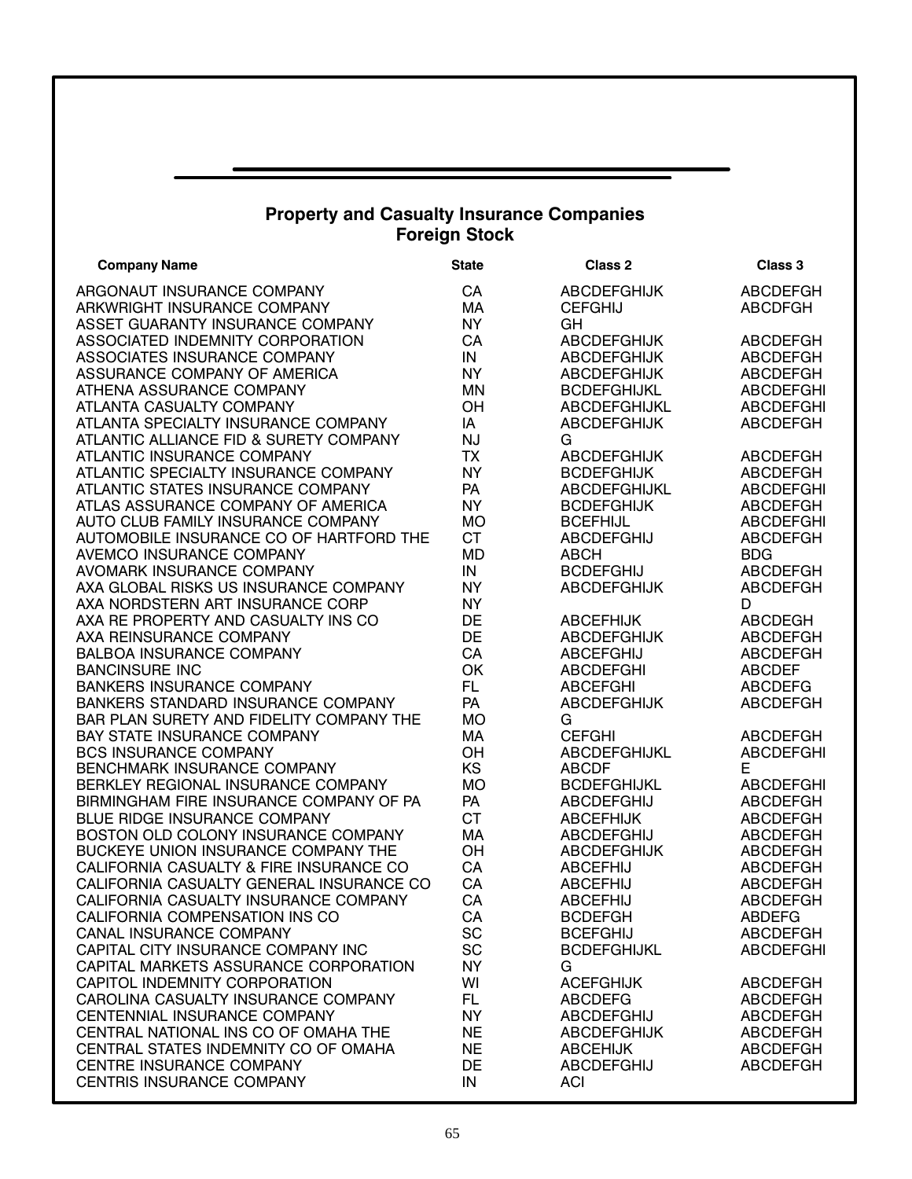## Property and Casualty Insurance Companies
## Foreign Stock

| Company Name | State | Class 2 | Class 3 |
|---|---|---|---|
| ARGONAUT INSURANCE COMPANY | CA | ABCDEFGHIJK | ABCDEFGH |
| ARKWRIGHT INSURANCE COMPANY | MA | CEFGHIJ | ABCDFGH |
| ASSET GUARANTY INSURANCE COMPANY | NY | GH | |
| ASSOCIATED INDEMNITY CORPORATION | CA | ABCDEFGHIJK | ABCDEFGH |
| ASSOCIATES INSURANCE COMPANY | IN | ABCDEFGHIJK | ABCDEFGH |
| ASSURANCE COMPANY OF AMERICA | NY | ABCDEFGHIJK | ABCDEFGH |
| ATHENA ASSURANCE COMPANY | MN | BCDEFGHIJKL | ABCDEFGHI |
| ATLANTA CASUALTY COMPANY | OH | ABCDEFGHIJKL | ABCDEFGHI |
| ATLANTA SPECIALTY INSURANCE COMPANY | IA | ABCDEFGHIJK | ABCDEFGH |
| ATLANTIC ALLIANCE FID & SURETY COMPANY | NJ | G | |
| ATLANTIC INSURANCE COMPANY | TX | ABCDEFGHIJK | ABCDEFGH |
| ATLANTIC SPECIALTY INSURANCE COMPANY | NY | BCDEFGHIJK | ABCDEFGH |
| ATLANTIC STATES INSURANCE COMPANY | PA | ABCDEFGHIJKL | ABCDEFGHI |
| ATLAS ASSURANCE COMPANY OF AMERICA | NY | BCDEFGHIJK | ABCDEFGH |
| AUTO CLUB FAMILY INSURANCE COMPANY | MO | BCEFHIJL | ABCDEFGHI |
| AUTOMOBILE INSURANCE CO OF HARTFORD THE | CT | ABCDEFGHIJ | ABCDEFGH |
| AVEMCO INSURANCE COMPANY | MD | ABCH | BDG |
| AVOMARK INSURANCE COMPANY | IN | BCDEFGHIJ | ABCDEFGH |
| AXA GLOBAL RISKS US INSURANCE COMPANY | NY | ABCDEFGHIJK | ABCDEFGH |
| AXA NORDSTERN ART INSURANCE CORP | NY | | D |
| AXA RE PROPERTY AND CASUALTY INS CO | DE | ABCEFHIJK | ABCDEGH |
| AXA REINSURANCE COMPANY | DE | ABCDEFGHIJK | ABCDEFGH |
| BALBOA INSURANCE COMPANY | CA | ABCEFGHIJ | ABCDEFGH |
| BANCINSURE INC | OK | ABCDEFGHI | ABCDEF |
| BANKERS INSURANCE COMPANY | FL | ABCEFGHI | ABCDEFG |
| BANKERS STANDARD INSURANCE COMPANY | PA | ABCDEFGHIJK | ABCDEFGH |
| BAR PLAN SURETY AND FIDELITY COMPANY THE | MO | G | |
| BAY STATE INSURANCE COMPANY | MA | CEFGHI | ABCDEFGH |
| BCS INSURANCE COMPANY | OH | ABCDEFGHIJKL | ABCDEFGHI |
| BENCHMARK INSURANCE COMPANY | KS | ABCDF | E |
| BERKLEY REGIONAL INSURANCE COMPANY | MO | BCDEFGHIJKL | ABCDEFGHI |
| BIRMINGHAM FIRE INSURANCE COMPANY OF PA | PA | ABCDEFGHIJ | ABCDEFGH |
| BLUE RIDGE INSURANCE COMPANY | CT | ABCEFHIJK | ABCDEFGH |
| BOSTON OLD COLONY INSURANCE COMPANY | MA | ABCDEFGHIJ | ABCDEFGH |
| BUCKEYE UNION INSURANCE COMPANY THE | OH | ABCDEFGHIJK | ABCDEFGH |
| CALIFORNIA CASUALTY & FIRE INSURANCE CO | CA | ABCEFHIJ | ABCDEFGH |
| CALIFORNIA CASUALTY GENERAL INSURANCE CO | CA | ABCEFHIJ | ABCDEFGH |
| CALIFORNIA CASUALTY INSURANCE COMPANY | CA | ABCEFHIJ | ABCDEFGH |
| CALIFORNIA COMPENSATION INS CO | CA | BCDEFGH | ABDEFG |
| CANAL INSURANCE COMPANY | SC | BCEFGHIJ | ABCDEFGH |
| CAPITAL CITY INSURANCE COMPANY INC | SC | BCDEFGHIJKL | ABCDEFGHI |
| CAPITAL MARKETS ASSURANCE CORPORATION | NY | G | |
| CAPITOL INDEMNITY CORPORATION | WI | ACEFGHIJK | ABCDEFGH |
| CAROLINA CASUALTY INSURANCE COMPANY | FL | ABCDEFG | ABCDEFGH |
| CENTENNIAL INSURANCE COMPANY | NY | ABCDEFGHIJ | ABCDEFGH |
| CENTRAL NATIONAL INS CO OF OMAHA THE | NE | ABCDEFGHIJK | ABCDEFGH |
| CENTRAL STATES INDEMNITY CO OF OMAHA | NE | ABCEHIJK | ABCDEFGH |
| CENTRE INSURANCE COMPANY | DE | ABCDEFGHIJ | ABCDEFGH |
| CENTRIS INSURANCE COMPANY | IN | ACI | |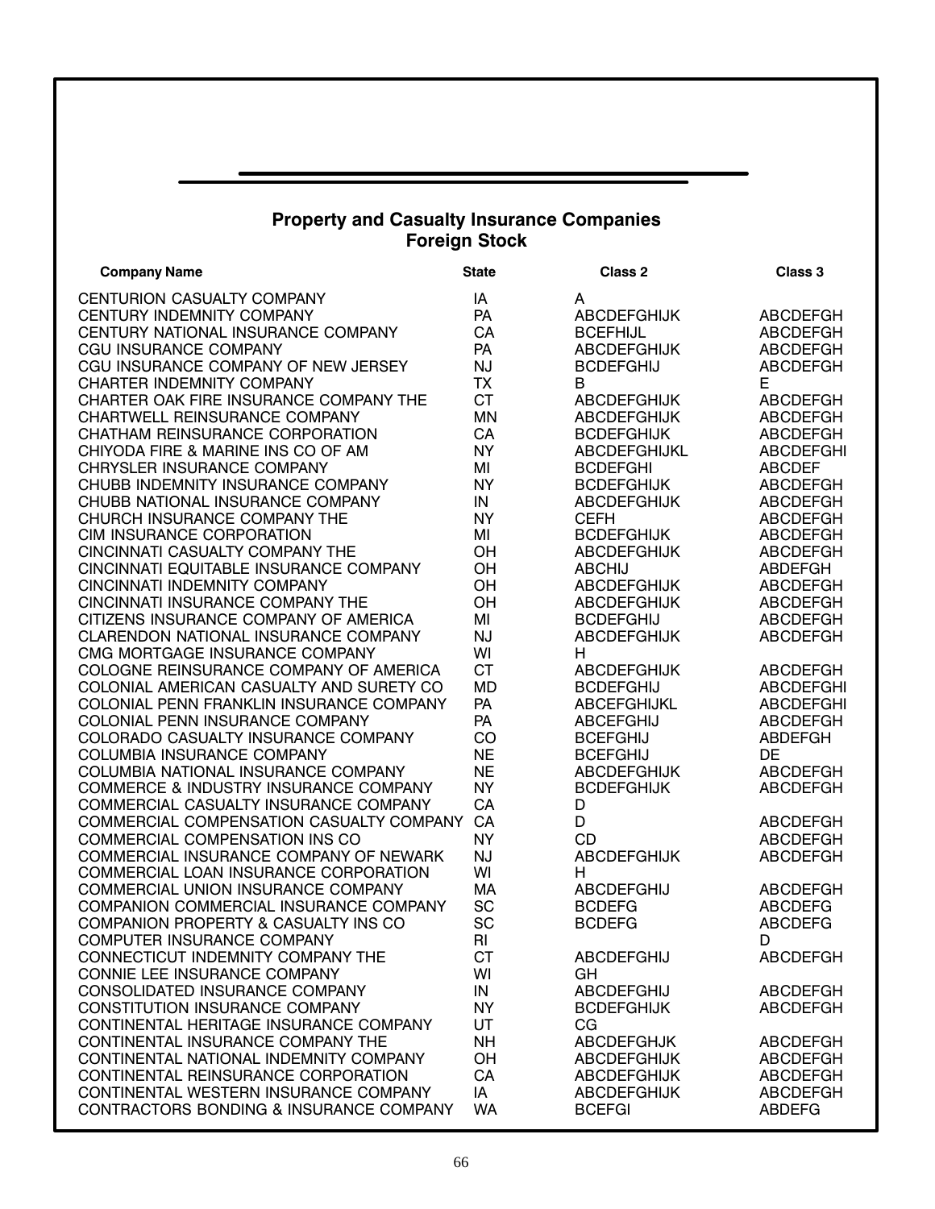## Property and Casualty Insurance Companies
## Foreign Stock

| Company Name | State | Class 2 | Class 3 |
|---|---|---|---|
| CENTURION CASUALTY COMPANY | IA | A | |
| CENTURY INDEMNITY COMPANY | PA | ABCDEFGHIJK | ABCDEFGH |
| CENTURY NATIONAL INSURANCE COMPANY | CA | BCEFHIJL | ABCDEFGH |
| CGU INSURANCE COMPANY | PA | ABCDEFGHIJK | ABCDEFGH |
| CGU INSURANCE COMPANY OF NEW JERSEY | NJ | BCDEFGHIJ | ABCDEFGH |
| CHARTER INDEMNITY COMPANY | TX | B | E |
| CHARTER OAK FIRE INSURANCE COMPANY THE | CT | ABCDEFGHIJK | ABCDEFGH |
| CHARTWELL REINSURANCE COMPANY | MN | ABCDEFGHIJK | ABCDEFGH |
| CHATHAM REINSURANCE CORPORATION | CA | BCDEFGHIJK | ABCDEFGH |
| CHIYODA FIRE & MARINE INS CO OF AM | NY | ABCDEFGHIJKL | ABCDEFGHI |
| CHRYSLER INSURANCE COMPANY | MI | BCDEFGHI | ABCDEF |
| CHUBB INDEMNITY INSURANCE COMPANY | NY | BCDEFGHIJK | ABCDEFGH |
| CHUBB NATIONAL INSURANCE COMPANY | IN | ABCDEFGHIJK | ABCDEFGH |
| CHURCH INSURANCE COMPANY THE | NY | CEFH | ABCDEFGH |
| CIM INSURANCE CORPORATION | MI | BCDEFGHIJK | ABCDEFGH |
| CINCINNATI CASUALTY COMPANY THE | OH | ABCDEFGHIJK | ABCDEFGH |
| CINCINNATI EQUITABLE INSURANCE COMPANY | OH | ABCHIJ | ABDEFGH |
| CINCINNATI INDEMNITY COMPANY | OH | ABCDEFGHIJK | ABCDEFGH |
| CINCINNATI INSURANCE COMPANY THE | OH | ABCDEFGHIJK | ABCDEFGH |
| CITIZENS INSURANCE COMPANY OF AMERICA | MI | BCDEFGHIJ | ABCDEFGH |
| CLARENDON NATIONAL INSURANCE COMPANY | NJ | ABCDEFGHIJK | ABCDEFGH |
| CMG MORTGAGE INSURANCE COMPANY | WI | H | |
| COLOGNE REINSURANCE COMPANY OF AMERICA | CT | ABCDEFGHIJK | ABCDEFGH |
| COLONIAL AMERICAN CASUALTY AND SURETY CO | MD | BCDEFGHIJ | ABCDEFGHI |
| COLONIAL PENN FRANKLIN INSURANCE COMPANY | PA | ABCEFGHIJKL | ABCDEFGHI |
| COLONIAL PENN INSURANCE COMPANY | PA | ABCEFGHIJ | ABCDEFGH |
| COLORADO CASUALTY INSURANCE COMPANY | CO | BCEFGHIJ | ABDEFGH |
| COLUMBIA INSURANCE COMPANY | NE | BCEFGHIJ | DE |
| COLUMBIA NATIONAL INSURANCE COMPANY | NE | ABCDEFGHIJK | ABCDEFGH |
| COMMERCE & INDUSTRY INSURANCE COMPANY | NY | BCDEFGHIJK | ABCDEFGH |
| COMMERCIAL CASUALTY INSURANCE COMPANY | CA | D | |
| COMMERCIAL COMPENSATION CASUALTY COMPANY | CA | D | ABCDEFGH |
| COMMERCIAL COMPENSATION INS CO | NY | CD | ABCDEFGH |
| COMMERCIAL INSURANCE COMPANY OF NEWARK | NJ | ABCDEFGHIJK | ABCDEFGH |
| COMMERCIAL LOAN INSURANCE CORPORATION | WI | H | |
| COMMERCIAL UNION INSURANCE COMPANY | MA | ABCDEFGHIJ | ABCDEFGH |
| COMPANION COMMERCIAL INSURANCE COMPANY | SC | BCDEFG | ABCDEFG |
| COMPANION PROPERTY & CASUALTY INS CO | SC | BCDEFG | ABCDEFG |
| COMPUTER INSURANCE COMPANY | RI | | D |
| CONNECTICUT INDEMNITY COMPANY THE | CT | ABCDEFGHIJ | ABCDEFGH |
| CONNIE LEE INSURANCE COMPANY | WI | GH | |
| CONSOLIDATED INSURANCE COMPANY | IN | ABCDEFGHIJ | ABCDEFGH |
| CONSTITUTION INSURANCE COMPANY | NY | BCDEFGHIJK | ABCDEFGH |
| CONTINENTAL HERITAGE INSURANCE COMPANY | UT | CG | |
| CONTINENTAL INSURANCE COMPANY THE | NH | ABCDEFGHJK | ABCDEFGH |
| CONTINENTAL NATIONAL INDEMNITY COMPANY | OH | ABCDEFGHIJK | ABCDEFGH |
| CONTINENTAL REINSURANCE CORPORATION | CA | ABCDEFGHIJK | ABCDEFGH |
| CONTINENTAL WESTERN INSURANCE COMPANY | IA | ABCDEFGHIJK | ABCDEFGH |
| CONTRACTORS BONDING & INSURANCE COMPANY | WA | BCEFGI | ABDEFG |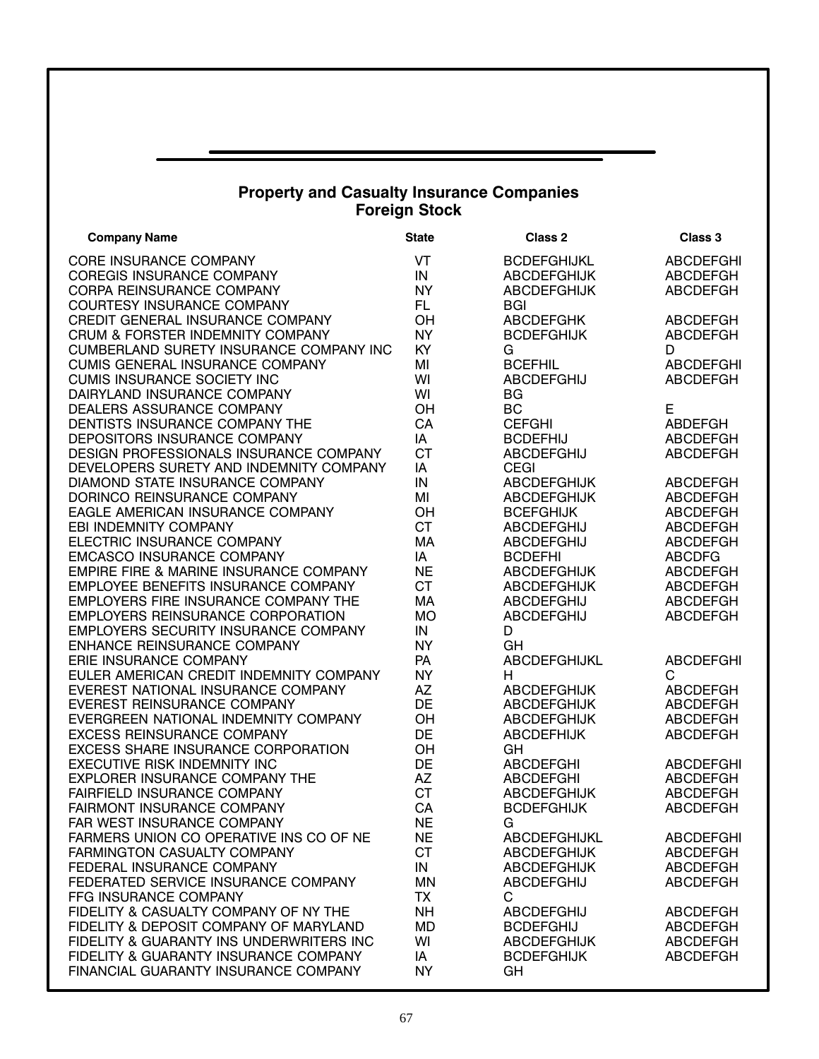## Property and Casualty Insurance Companies
## Foreign Stock

| Company Name | State | Class 2 | Class 3 |
|---|---|---|---|
| CORE INSURANCE COMPANY | VT | BCDEFGHIJKL | ABCDEFGHI |
| COREGIS INSURANCE COMPANY | IN | ABCDEFGHIJK | ABCDEFGH |
| CORPA REINSURANCE COMPANY | NY | ABCDEFGHIJK | ABCDEFGH |
| COURTESY INSURANCE COMPANY | FL | BGI | |
| CREDIT GENERAL INSURANCE COMPANY | OH | ABCDEFGHK | ABCDEFGH |
| CRUM & FORSTER INDEMNITY COMPANY | NY | BCDEFGHIJK | ABCDEFGH |
| CUMBERLAND SURETY INSURANCE COMPANY INC | KY | G | D |
| CUMIS GENERAL INSURANCE COMPANY | MI | BCEFHIL | ABCDEFGHI |
| CUMIS INSURANCE SOCIETY INC | WI | ABCDEFGHIJ | ABCDEFGH |
| DAIRYLAND INSURANCE COMPANY | WI | BG | |
| DEALERS ASSURANCE COMPANY | OH | BC | E |
| DENTISTS INSURANCE COMPANY THE | CA | CEFGHI | ABDEFGH |
| DEPOSITORS INSURANCE COMPANY | IA | BCDEFHIJ | ABCDEFGH |
| DESIGN PROFESSIONALS INSURANCE COMPANY | CT | ABCDEFGHIJ | ABCDEFGH |
| DEVELOPERS SURETY AND INDEMNITY COMPANY | IA | CEGI | |
| DIAMOND STATE INSURANCE COMPANY | IN | ABCDEFGHIJK | ABCDEFGH |
| DORINCO REINSURANCE COMPANY | MI | ABCDEFGHIJK | ABCDEFGH |
| EAGLE AMERICAN INSURANCE COMPANY | OH | BCEFGHIJK | ABCDEFGH |
| EBI INDEMNITY COMPANY | CT | ABCDEFGHIJ | ABCDEFGH |
| ELECTRIC INSURANCE COMPANY | MA | ABCDEFGHIJ | ABCDEFGH |
| EMCASCO INSURANCE COMPANY | IA | BCDEFHI | ABCDFG |
| EMPIRE FIRE & MARINE INSURANCE COMPANY | NE | ABCDEFGHIJK | ABCDEFGH |
| EMPLOYEE BENEFITS INSURANCE COMPANY | CT | ABCDEFGHIJK | ABCDEFGH |
| EMPLOYERS FIRE INSURANCE COMPANY THE | MA | ABCDEFGHIJ | ABCDEFGH |
| EMPLOYERS REINSURANCE CORPORATION | MO | ABCDEFGHIJ | ABCDEFGH |
| EMPLOYERS SECURITY INSURANCE COMPANY | IN | D | |
| ENHANCE REINSURANCE COMPANY | NY | GH | |
| ERIE INSURANCE COMPANY | PA | ABCDEFGHIJKL | ABCDEFGHI |
| EULER AMERICAN CREDIT INDEMNITY COMPANY | NY | H | C |
| EVEREST NATIONAL INSURANCE COMPANY | AZ | ABCDEFGHIJK | ABCDEFGH |
| EVEREST REINSURANCE COMPANY | DE | ABCDEFGHIJK | ABCDEFGH |
| EVERGREEN NATIONAL INDEMNITY COMPANY | OH | ABCDEFGHIJK | ABCDEFGH |
| EXCESS REINSURANCE COMPANY | DE | ABCDEFHIJK | ABCDEFGH |
| EXCESS SHARE INSURANCE CORPORATION | OH | GH | |
| EXECUTIVE RISK INDEMNITY INC | DE | ABCDEFGHI | ABCDEFGHI |
| EXPLORER INSURANCE COMPANY THE | AZ | ABCDEFGHI | ABCDEFGH |
| FAIRFIELD INSURANCE COMPANY | CT | ABCDEFGHIJK | ABCDEFGH |
| FAIRMONT INSURANCE COMPANY | CA | BCDEFGHIJK | ABCDEFGH |
| FAR WEST INSURANCE COMPANY | NE | G | |
| FARMERS UNION CO OPERATIVE INS CO OF NE | NE | ABCDEFGHIJKL | ABCDEFGHI |
| FARMINGTON CASUALTY COMPANY | CT | ABCDEFGHIJK | ABCDEFGH |
| FEDERAL INSURANCE COMPANY | IN | ABCDEFGHIJK | ABCDEFGH |
| FEDERATED SERVICE INSURANCE COMPANY | MN | ABCDEFGHIJ | ABCDEFGH |
| FFG INSURANCE COMPANY | TX | C | |
| FIDELITY & CASUALTY COMPANY OF NY THE | NH | ABCDEFGHIJ | ABCDEFGH |
| FIDELITY & DEPOSIT COMPANY OF MARYLAND | MD | BCDEFGHIJ | ABCDEFGH |
| FIDELITY & GUARANTY INS UNDERWRITERS INC | WI | ABCDEFGHIJK | ABCDEFGH |
| FIDELITY & GUARANTY INSURANCE COMPANY | IA | BCDEFGHIJK | ABCDEFGH |
| FINANCIAL GUARANTY INSURANCE COMPANY | NY | GH | |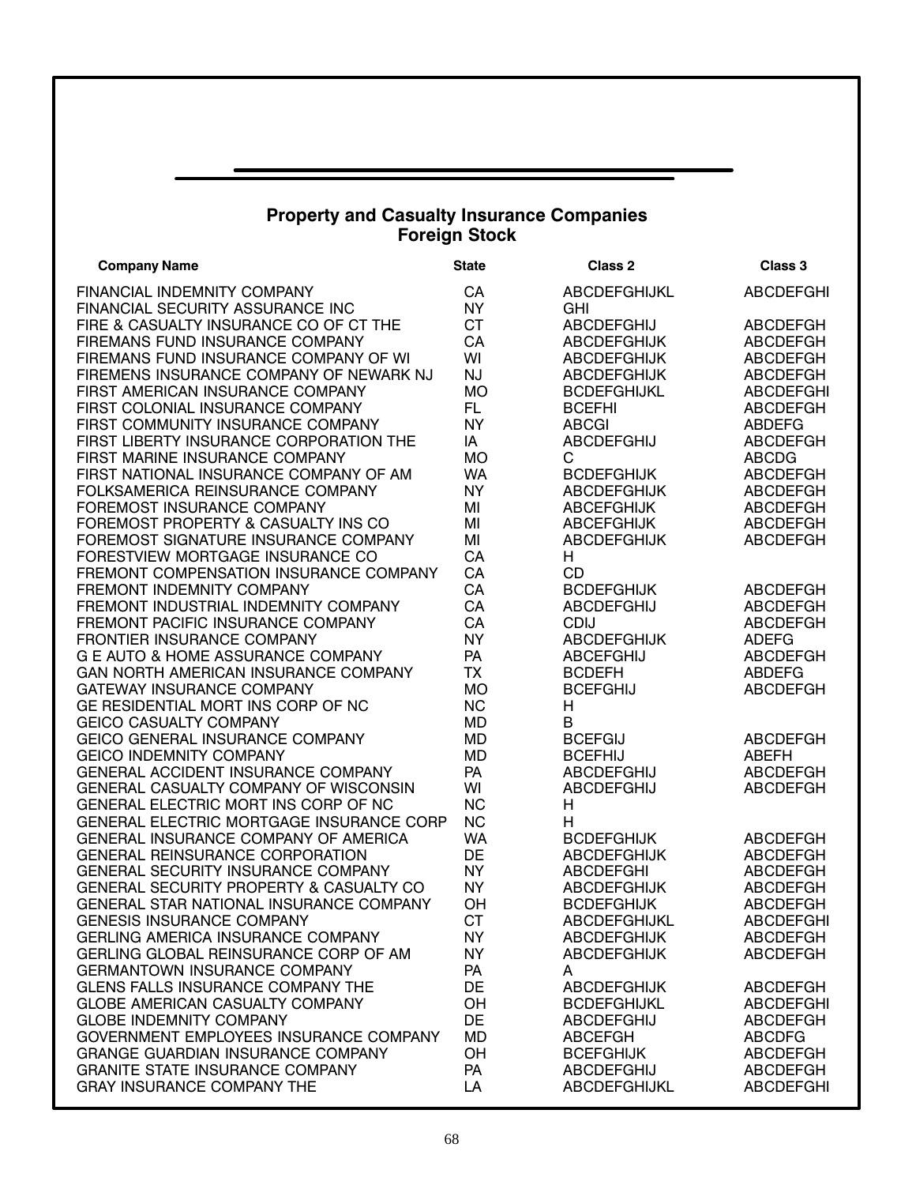## Property and Casualty Insurance Companies
### Foreign Stock

| Company Name | State | Class 2 | Class 3 |
|---|---|---|---|
| FINANCIAL INDEMNITY COMPANY | CA | ABCDEFGHIJKL | ABCDEFGHI |
| FINANCIAL SECURITY ASSURANCE INC | NY | GHI | |
| FIRE & CASUALTY INSURANCE CO OF CT THE | CT | ABCDEFGHIJ | ABCDEFGH |
| FIREMANS FUND INSURANCE COMPANY | CA | ABCDEFGHIJK | ABCDEFGH |
| FIREMANS FUND INSURANCE COMPANY OF WI | WI | ABCDEFGHIJK | ABCDEFGH |
| FIREMENS INSURANCE COMPANY OF NEWARK NJ | NJ | ABCDEFGHIJK | ABCDEFGH |
| FIRST AMERICAN INSURANCE COMPANY | MO | BCDEFGHIJKL | ABCDEFGHI |
| FIRST COLONIAL INSURANCE COMPANY | FL | BCEFHI | ABCDEFGH |
| FIRST COMMUNITY INSURANCE COMPANY | NY | ABCGI | ABDEFG |
| FIRST LIBERTY INSURANCE CORPORATION THE | IA | ABCDEFGHIJ | ABCDEFGH |
| FIRST MARINE INSURANCE COMPANY | MO | C | ABCDG |
| FIRST NATIONAL INSURANCE COMPANY OF AM | WA | BCDEFGHIJK | ABCDEFGH |
| FOLKSAMERICA REINSURANCE COMPANY | NY | ABCDEFGHIJK | ABCDEFGH |
| FOREMOST INSURANCE COMPANY | MI | ABCEFGHIJK | ABCDEFGH |
| FOREMOST PROPERTY & CASUALTY INS CO | MI | ABCEFGHIJK | ABCDEFGH |
| FOREMOST SIGNATURE INSURANCE COMPANY | MI | ABCDEFGHIJK | ABCDEFGH |
| FORESTVIEW MORTGAGE INSURANCE CO | CA | H | |
| FREMONT COMPENSATION INSURANCE COMPANY | CA | CD | |
| FREMONT INDEMNITY COMPANY | CA | BCDEFGHIJK | ABCDEFGH |
| FREMONT INDUSTRIAL INDEMNITY COMPANY | CA | ABCDEFGHIJ | ABCDEFGH |
| FREMONT PACIFIC INSURANCE COMPANY | CA | CDIJ | ABCDEFGH |
| FRONTIER INSURANCE COMPANY | NY | ABCDEFGHIJK | ADEFG |
| G E AUTO & HOME ASSURANCE COMPANY | PA | ABCEFGHIJ | ABCDEFGH |
| GAN NORTH AMERICAN INSURANCE COMPANY | TX | BCDEFH | ABDEFG |
| GATEWAY INSURANCE COMPANY | MO | BCEFGHIJ | ABCDEFGH |
| GE RESIDENTIAL MORT INS CORP OF NC | NC | H | |
| GEICO CASUALTY COMPANY | MD | B | |
| GEICO GENERAL INSURANCE COMPANY | MD | BCEFGIJ | ABCDEFGH |
| GEICO INDEMNITY COMPANY | MD | BCEFHIJ | ABEFH |
| GENERAL ACCIDENT INSURANCE COMPANY | PA | ABCDEFGHIJ | ABCDEFGH |
| GENERAL CASUALTY COMPANY OF WISCONSIN | WI | ABCDEFGHIJ | ABCDEFGH |
| GENERAL ELECTRIC MORT INS CORP OF NC | NC | H | |
| GENERAL ELECTRIC MORTGAGE INSURANCE CORP | NC | H | |
| GENERAL INSURANCE COMPANY OF AMERICA | WA | BCDEFGHIJK | ABCDEFGH |
| GENERAL REINSURANCE CORPORATION | DE | ABCDEFGHIJK | ABCDEFGH |
| GENERAL SECURITY INSURANCE COMPANY | NY | ABCDEFGHI | ABCDEFGH |
| GENERAL SECURITY PROPERTY & CASUALTY CO | NY | ABCDEFGHIJK | ABCDEFGH |
| GENERAL STAR NATIONAL INSURANCE COMPANY | OH | BCDEFGHIJK | ABCDEFGH |
| GENESIS INSURANCE COMPANY | CT | ABCDEFGHIJKL | ABCDEFGHI |
| GERLING AMERICA INSURANCE COMPANY | NY | ABCDEFGHIJK | ABCDEFGH |
| GERLING GLOBAL REINSURANCE CORP OF AM | NY | ABCDEFGHIJK | ABCDEFGH |
| GERMANTOWN INSURANCE COMPANY | PA | A | |
| GLENS FALLS INSURANCE COMPANY THE | DE | ABCDEFGHIJK | ABCDEFGH |
| GLOBE AMERICAN CASUALTY COMPANY | OH | BCDEFGHIJKL | ABCDEFGHI |
| GLOBE INDEMNITY COMPANY | DE | ABCDEFGHIJ | ABCDEFGH |
| GOVERNMENT EMPLOYEES INSURANCE COMPANY | MD | ABCEFGH | ABCDFG |
| GRANGE GUARDIAN INSURANCE COMPANY | OH | BCEFGHIJK | ABCDEFGH |
| GRANITE STATE INSURANCE COMPANY | PA | ABCDEFGHIJ | ABCDEFGH |
| GRAY INSURANCE COMPANY THE | LA | ABCDEFGHIJKL | ABCDEFGHI |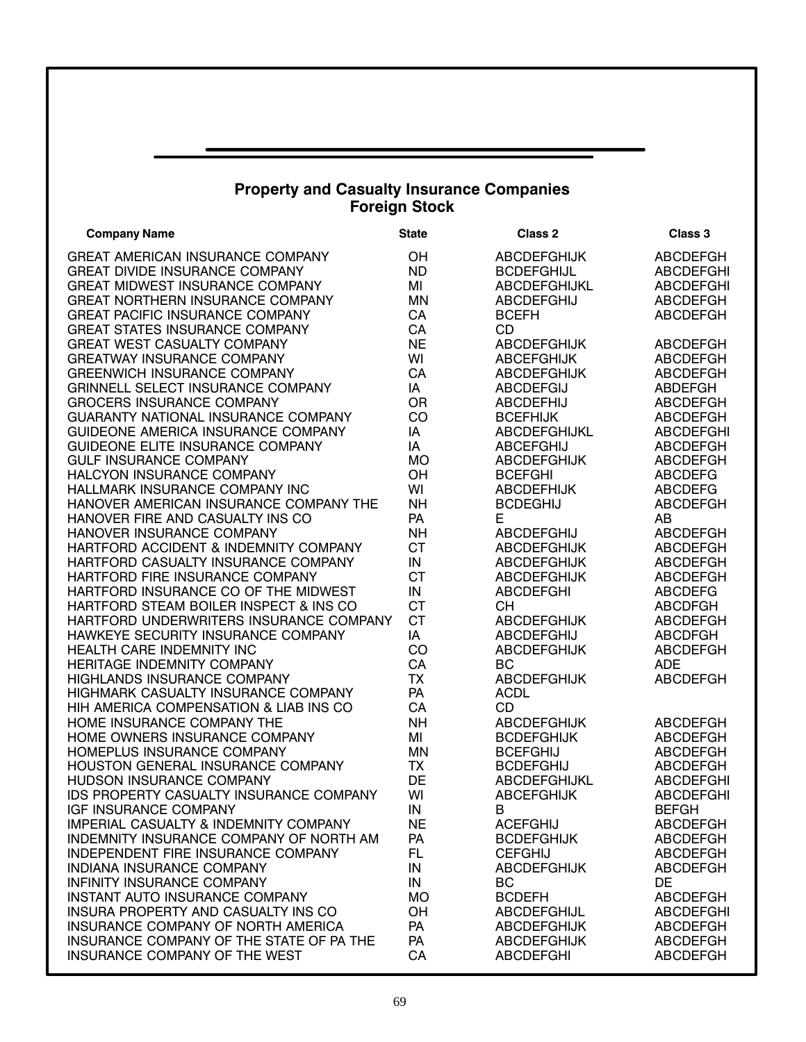## Property and Casualty Insurance Companies
## Foreign Stock

| Company Name | State | Class 2 | Class 3 |
|---|---|---|---|
| GREAT AMERICAN INSURANCE COMPANY | OH | ABCDEFGHIJK | ABCDEFGH |
| GREAT DIVIDE INSURANCE COMPANY | ND | BCDEFGHIJL | ABCDEFGHI |
| GREAT MIDWEST INSURANCE COMPANY | MI | ABCDEFGHIJKL | ABCDEFGHI |
| GREAT NORTHERN INSURANCE COMPANY | MN | ABCDEFGHIJ | ABCDEFGH |
| GREAT PACIFIC INSURANCE COMPANY | CA | BCEFH | ABCDEFGH |
| GREAT STATES INSURANCE COMPANY | CA | CD | |
| GREAT WEST CASUALTY COMPANY | NE | ABCDEFGHIJK | ABCDEFGH |
| GREATWAY INSURANCE COMPANY | WI | ABCEFGHIJK | ABCDEFGH |
| GREENWICH INSURANCE COMPANY | CA | ABCDEFGHIJK | ABCDEFGH |
| GRINNELL SELECT INSURANCE COMPANY | IA | ABCDEFGIJ | ABDEFGH |
| GROCERS INSURANCE COMPANY | OR | ABCDEFHIJ | ABCDEFGH |
| GUARANTY NATIONAL INSURANCE COMPANY | CO | BCEFHIJK | ABCDEFGH |
| GUIDEONE AMERICA INSURANCE COMPANY | IA | ABCDEFGHIJKL | ABCDEFGHI |
| GUIDEONE ELITE INSURANCE COMPANY | IA | ABCEFGHIJ | ABCDEFGH |
| GULF INSURANCE COMPANY | MO | ABCDEFGHIJK | ABCDEFGH |
| HALCYON INSURANCE COMPANY | OH | BCEFGHI | ABCDEFG |
| HALLMARK INSURANCE COMPANY INC | WI | ABCDEFHIJK | ABCDEFG |
| HANOVER AMERICAN INSURANCE COMPANY THE | NH | BCDEGHIJ | ABCDEFGH |
| HANOVER FIRE AND CASUALTY INS CO | PA | E | AB |
| HANOVER INSURANCE COMPANY | NH | ABCDEFGHIJ | ABCDEFGH |
| HARTFORD ACCIDENT & INDEMNITY COMPANY | CT | ABCDEFGHIJK | ABCDEFGH |
| HARTFORD CASUALTY INSURANCE COMPANY | IN | ABCDEFGHIJK | ABCDEFGH |
| HARTFORD FIRE INSURANCE COMPANY | CT | ABCDEFGHIJK | ABCDEFGH |
| HARTFORD INSURANCE CO OF THE MIDWEST | IN | ABCDEFGHI | ABCDEFG |
| HARTFORD STEAM BOILER INSPECT & INS CO | CT | CH | ABCDFGH |
| HARTFORD UNDERWRITERS INSURANCE COMPANY | CT | ABCDEFGHIJK | ABCDEFGH |
| HAWKEYE SECURITY INSURANCE COMPANY | IA | ABCDEFGHIJ | ABCDFGH |
| HEALTH CARE INDEMNITY INC | CO | ABCDEFGHIJK | ABCDEFGH |
| HERITAGE INDEMNITY COMPANY | CA | BC | ADE |
| HIGHLANDS INSURANCE COMPANY | TX | ABCDEFGHIJK | ABCDEFGH |
| HIGHMARK CASUALTY INSURANCE COMPANY | PA | ACDL | |
| HIH AMERICA COMPENSATION & LIAB INS CO | CA | CD | |
| HOME INSURANCE COMPANY THE | NH | ABCDEFGHIJK | ABCDEFGH |
| HOME OWNERS INSURANCE COMPANY | MI | BCDEFGHIJK | ABCDEFGH |
| HOMEPLUS INSURANCE COMPANY | MN | BCEFGHIJ | ABCDEFGH |
| HOUSTON GENERAL INSURANCE COMPANY | TX | BCDEFGHIJ | ABCDEFGH |
| HUDSON INSURANCE COMPANY | DE | ABCDEFGHIJKL | ABCDEFGHI |
| IDS PROPERTY CASUALTY INSURANCE COMPANY | WI | ABCEFGHIJK | ABCDEFGHI |
| IGF INSURANCE COMPANY | IN | B | BEFGH |
| IMPERIAL CASUALTY & INDEMNITY COMPANY | NE | ACEFGHIJ | ABCDEFGH |
| INDEMNITY INSURANCE COMPANY OF NORTH AM | PA | BCDEFGHIJK | ABCDEFGH |
| INDEPENDENT FIRE INSURANCE COMPANY | FL | CEFGHIJ | ABCDEFGH |
| INDIANA INSURANCE COMPANY | IN | ABCDEFGHIJK | ABCDEFGH |
| INFINITY INSURANCE COMPANY | IN | BC | DE |
| INSTANT AUTO INSURANCE COMPANY | MO | BCDEFH | ABCDEFGH |
| INSURA PROPERTY AND CASUALTY INS CO | OH | ABCDEFGHIJL | ABCDEFGHI |
| INSURANCE COMPANY OF NORTH AMERICA | PA | ABCDEFGHIJK | ABCDEFGH |
| INSURANCE COMPANY OF THE STATE OF PA THE | PA | ABCDEFGHIJK | ABCDEFGH |
| INSURANCE COMPANY OF THE WEST | CA | ABCDEFGHI | ABCDEFGH |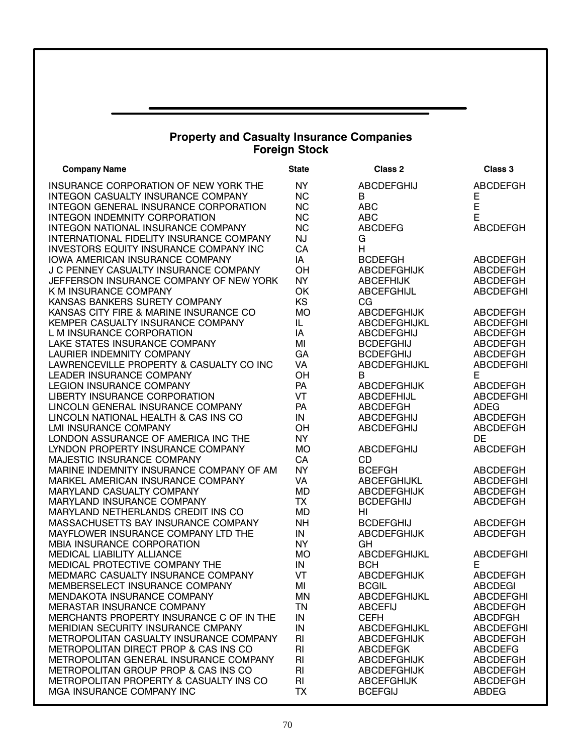## Property and Casualty Insurance Companies
### Foreign Stock

| Company Name | State | Class 2 | Class 3 |
|---|---|---|---|
| INSURANCE CORPORATION OF NEW YORK THE | NY | ABCDEFGHIJ | ABCDEFGH |
| INTEGON CASUALTY INSURANCE COMPANY | NC | B | E |
| INTEGON GENERAL INSURANCE CORPORATION | NC | ABC | E |
| INTEGON INDEMNITY CORPORATION | NC | ABC | E |
| INTEGON NATIONAL INSURANCE COMPANY | NC | ABCDEFG | ABCDEFGH |
| INTERNATIONAL FIDELITY INSURANCE COMPANY | NJ | G | |
| INVESTORS EQUITY INSURANCE COMPANY INC | CA | H | |
| IOWA AMERICAN INSURANCE COMPANY | IA | BCDEFGH | ABCDEFGH |
| J C PENNEY CASUALTY INSURANCE COMPANY | OH | ABCDEFGHIJK | ABCDEFGH |
| JEFFERSON INSURANCE COMPANY OF NEW YORK | NY | ABCEFHIJK | ABCDEFGH |
| K M INSURANCE COMPANY | OK | ABCEFGHIJL | ABCDEFGHI |
| KANSAS BANKERS SURETY COMPANY | KS | CG | |
| KANSAS CITY FIRE & MARINE INSURANCE CO | MO | ABCDEFGHIJK | ABCDEFGH |
| KEMPER CASUALTY INSURANCE COMPANY | IL | ABCDEFGHIJKL | ABCDEFGHI |
| L M INSURANCE CORPORATION | IA | ABCDEFGHIJ | ABCDEFGH |
| LAKE STATES INSURANCE COMPANY | MI | BCDEFGHIJ | ABCDEFGH |
| LAURIER INDEMNITY COMPANY | GA | BCDEFGHIJ | ABCDEFGH |
| LAWRENCEVILLE PROPERTY & CASUALTY CO INC | VA | ABCDEFGHIJKL | ABCDEFGHI |
| LEADER INSURANCE COMPANY | OH | B | E |
| LEGION INSURANCE COMPANY | PA | ABCDEFGHIJK | ABCDEFGH |
| LIBERTY INSURANCE CORPORATION | VT | ABCDEFHIJL | ABCDEFGHI |
| LINCOLN GENERAL INSURANCE COMPANY | PA | ABCDEFGH | ADEG |
| LINCOLN NATIONAL HEALTH & CAS INS CO | IN | ABCDEFGHIJ | ABCDEFGH |
| LMI INSURANCE COMPANY | OH | ABCDEFGHIJ | ABCDEFGH |
| LONDON ASSURANCE OF AMERICA INC THE | NY | | DE |
| LYNDON PROPERTY INSURANCE COMPANY | MO | ABCDEFGHIJ | ABCDEFGH |
| MAJESTIC INSURANCE COMPANY | CA | CD | |
| MARINE INDEMNITY INSURANCE COMPANY OF AM | NY | BCEFGH | ABCDEFGH |
| MARKEL AMERICAN INSURANCE COMPANY | VA | ABCEFGHIJKL | ABCDEFGHI |
| MARYLAND CASUALTY COMPANY | MD | ABCDEFGHIJK | ABCDEFGH |
| MARYLAND INSURANCE COMPANY | TX | BCDEFGHIJ | ABCDEFGH |
| MARYLAND NETHERLANDS CREDIT INS CO | MD | HI | |
| MASSACHUSETTS BAY INSURANCE COMPANY | NH | BCDEFGHIJ | ABCDEFGH |
| MAYFLOWER INSURANCE COMPANY LTD THE | IN | ABCDEFGHIJK | ABCDEFGH |
| MBIA INSURANCE CORPORATION | NY | GH | |
| MEDICAL LIABILITY ALLIANCE | MO | ABCDEFGHIJKL | ABCDEFGHI |
| MEDICAL PROTECTIVE COMPANY THE | IN | BCH | E |
| MEDMARC CASUALTY INSURANCE COMPANY | VT | ABCDEFGHIJK | ABCDEFGH |
| MEMBERSELECT INSURANCE COMPANY | MI | BCGIL | ABCDEGI |
| MENDAKOTA INSURANCE COMPANY | MN | ABCDEFGHIJKL | ABCDEFGHI |
| MERASTAR INSURANCE COMPANY | TN | ABCEFIJ | ABCDEFGH |
| MERCHANTS PROPERTY INSURANCE C OF IN THE | IN | CEFH | ABCDFGH |
| MERIDIAN SECURITY INSURANCE CMPANY | IN | ABCDEFGHIJKL | ABCDEFGHI |
| METROPOLITAN CASUALTY INSURANCE COMPANY | RI | ABCDEFGHIJK | ABCDEFGH |
| METROPOLITAN DIRECT PROP & CAS INS CO | RI | ABCDEFGK | ABCDEFG |
| METROPOLITAN GENERAL INSURANCE COMPANY | RI | ABCDEFGHIJK | ABCDEFGH |
| METROPOLITAN GROUP PROP & CAS INS CO | RI | ABCDEFGHIJK | ABCDEFGH |
| METROPOLITAN PROPERTY & CASUALTY INS CO | RI | ABCEFGHIJK | ABCDEFGH |
| MGA INSURANCE COMPANY INC | TX | BCEFGIJ | ABDEG |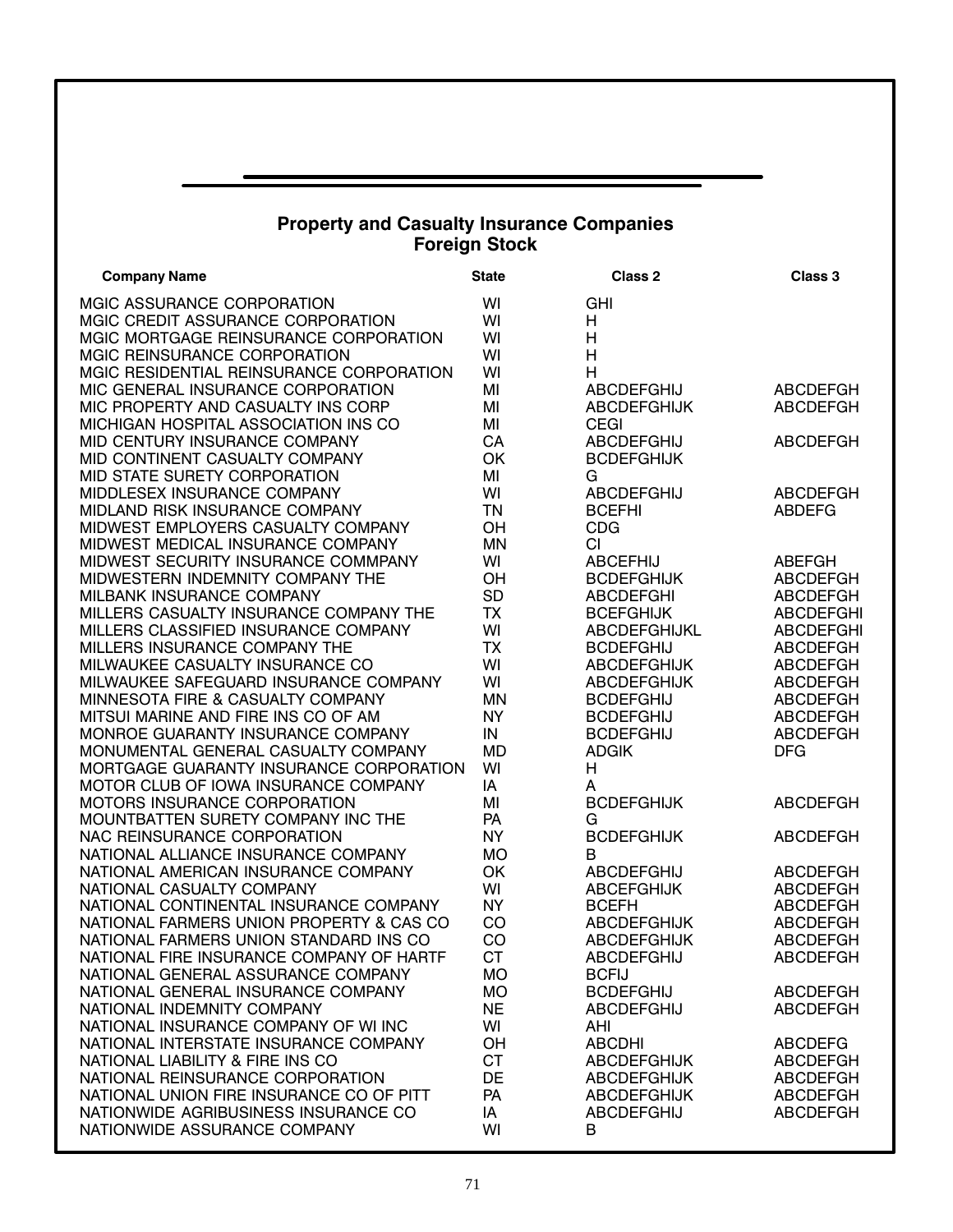## Property and Casualty Insurance Companies
### Foreign Stock

| Company Name | State | Class 2 | Class 3 |
|---|---|---|---|
| MGIC ASSURANCE CORPORATION | WI | GHI | |
| MGIC CREDIT ASSURANCE CORPORATION | WI | H | |
| MGIC MORTGAGE REINSURANCE CORPORATION | WI | H | |
| MGIC REINSURANCE CORPORATION | WI | H | |
| MGIC RESIDENTIAL REINSURANCE CORPORATION | WI | H | |
| MIC GENERAL INSURANCE CORPORATION | MI | ABCDEFGHIJ | ABCDEFGH |
| MIC PROPERTY AND CASUALTY INS CORP | MI | ABCDEFGHIJK | ABCDEFGH |
| MICHIGAN HOSPITAL ASSOCIATION INS CO | MI | CEGI | |
| MID CENTURY INSURANCE COMPANY | CA | ABCDEFGHIJ | ABCDEFGH |
| MID CONTINENT CASUALTY COMPANY | OK | BCDEFGHIJK | |
| MID STATE SURETY CORPORATION | MI | G | |
| MIDDLESEX INSURANCE COMPANY | WI | ABCDEFGHIJ | ABCDEFGH |
| MIDLAND RISK INSURANCE COMPANY | TN | BCEFHI | ABDEFG |
| MIDWEST EMPLOYERS CASUALTY COMPANY | OH | CDG | |
| MIDWEST MEDICAL INSURANCE COMPANY | MN | CI | |
| MIDWEST SECURITY INSURANCE COMMPANY | WI | ABCEFHIJ | ABEFGH |
| MIDWESTERN INDEMNITY COMPANY THE | OH | BCDEFGHIJK | ABCDEFGH |
| MILBANK INSURANCE COMPANY | SD | ABCDEFGHI | ABCDEFGH |
| MILLERS CASUALTY INSURANCE COMPANY THE | TX | BCEFGHIJK | ABCDEFGHI |
| MILLERS CLASSIFIED INSURANCE COMPANY | WI | ABCDEFGHIJKL | ABCDEFGHI |
| MILLERS INSURANCE COMPANY THE | TX | BCDEFGHIJ | ABCDEFGH |
| MILWAUKEE CASUALTY INSURANCE CO | WI | ABCDEFGHIJK | ABCDEFGH |
| MILWAUKEE SAFEGUARD INSURANCE COMPANY | WI | ABCDEFGHIJK | ABCDEFGH |
| MINNESOTA FIRE & CASUALTY COMPANY | MN | BCDEFGHIJ | ABCDEFGH |
| MITSUI MARINE AND FIRE INS CO OF AM | NY | BCDEFGHIJ | ABCDEFGH |
| MONROE GUARANTY INSURANCE COMPANY | IN | BCDEFGHIJ | ABCDEFGH |
| MONUMENTAL GENERAL CASUALTY COMPANY | MD | ADGIK | DFG |
| MORTGAGE GUARANTY INSURANCE CORPORATION | WI | H | |
| MOTOR CLUB OF IOWA INSURANCE COMPANY | IA | A | |
| MOTORS INSURANCE CORPORATION | MI | BCDEFGHIJK | ABCDEFGH |
| MOUNTBATTEN SURETY COMPANY INC THE | PA | G | |
| NAC REINSURANCE CORPORATION | NY | BCDEFGHIJK | ABCDEFGH |
| NATIONAL ALLIANCE INSURANCE COMPANY | MO | B | |
| NATIONAL AMERICAN INSURANCE COMPANY | OK | ABCDEFGHIJ | ABCDEFGH |
| NATIONAL CASUALTY COMPANY | WI | ABCEFGHIJK | ABCDEFGH |
| NATIONAL CONTINENTAL INSURANCE COMPANY | NY | BCEFH | ABCDEFGH |
| NATIONAL FARMERS UNION PROPERTY & CAS CO | CO | ABCDEFGHIJK | ABCDEFGH |
| NATIONAL FARMERS UNION STANDARD INS CO | CO | ABCDEFGHIJK | ABCDEFGH |
| NATIONAL FIRE INSURANCE COMPANY OF HARTF | CT | ABCDEFGHIJ | ABCDEFGH |
| NATIONAL GENERAL ASSURANCE COMPANY | MO | BCFIJ | |
| NATIONAL GENERAL INSURANCE COMPANY | MO | BCDEFGHIJ | ABCDEFGH |
| NATIONAL INDEMNITY COMPANY | NE | ABCDEFGHIJ | ABCDEFGH |
| NATIONAL INSURANCE COMPANY OF WI INC | WI | AHI | |
| NATIONAL INTERSTATE INSURANCE COMPANY | OH | ABCDHI | ABCDEFG |
| NATIONAL LIABILITY & FIRE INS CO | CT | ABCDEFGHIJK | ABCDEFGH |
| NATIONAL REINSURANCE CORPORATION | DE | ABCDEFGHIJK | ABCDEFGH |
| NATIONAL UNION FIRE INSURANCE CO OF PITT | PA | ABCDEFGHIJK | ABCDEFGH |
| NATIONWIDE AGRIBUSINESS INSURANCE CO | IA | ABCDEFGHIJ | ABCDEFGH |
| NATIONWIDE ASSURANCE COMPANY | WI | B | |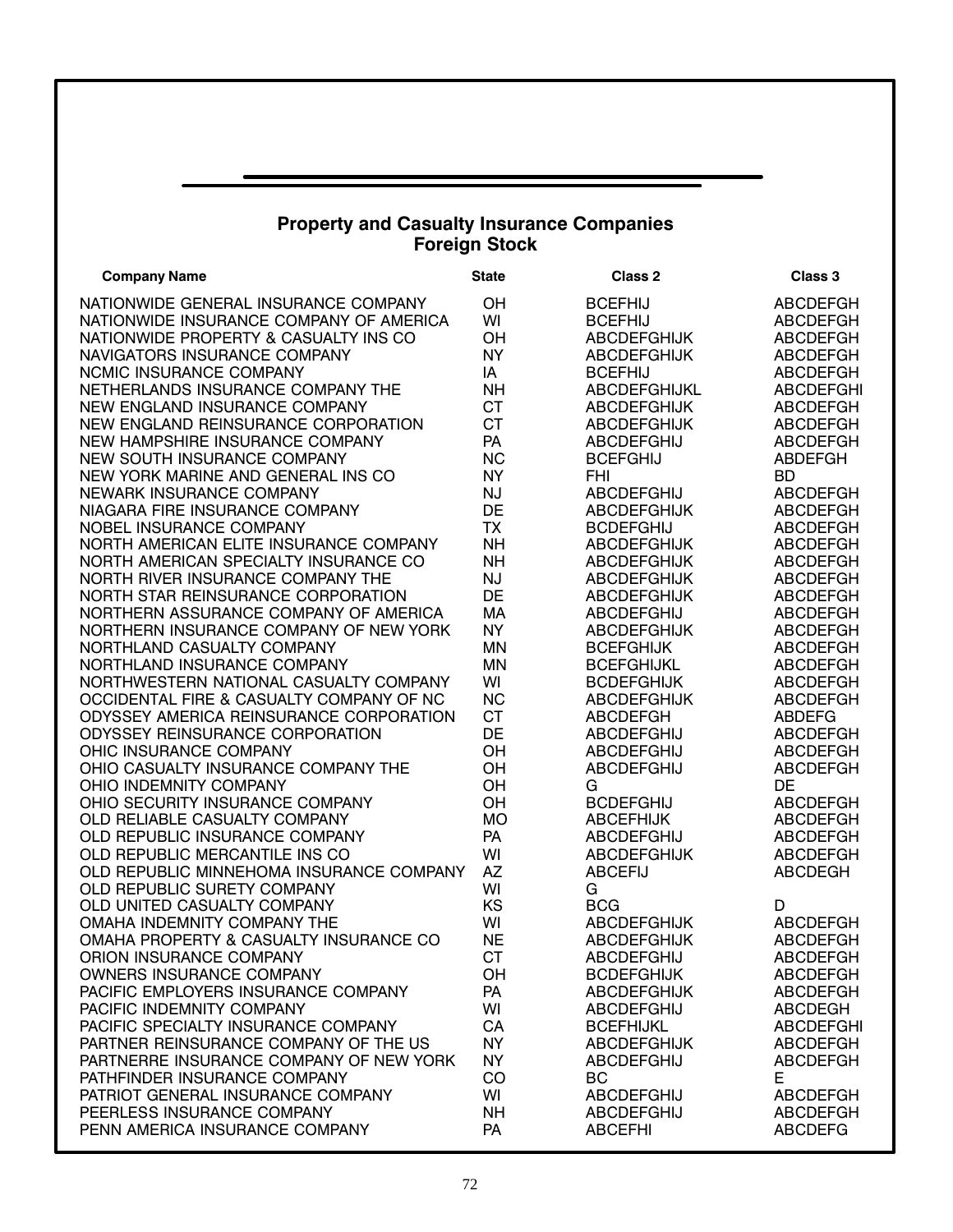## Property and Casualty Insurance Companies
## Foreign Stock

| Company Name | State | Class 2 | Class 3 |
|---|---|---|---|
| NATIONWIDE GENERAL INSURANCE COMPANY | OH | BCEFHIJ | ABCDEFGH |
| NATIONWIDE INSURANCE COMPANY OF AMERICA | WI | BCEFHIJ | ABCDEFGH |
| NATIONWIDE PROPERTY & CASUALTY INS CO | OH | ABCDEFGHIJK | ABCDEFGH |
| NAVIGATORS INSURANCE COMPANY | NY | ABCDEFGHIJK | ABCDEFGH |
| NCMIC INSURANCE COMPANY | IA | BCEFHIJ | ABCDEFGH |
| NETHERLANDS INSURANCE COMPANY THE | NH | ABCDEFGHIJKL | ABCDEFGHI |
| NEW ENGLAND INSURANCE COMPANY | CT | ABCDEFGHIJK | ABCDEFGH |
| NEW ENGLAND REINSURANCE CORPORATION | CT | ABCDEFGHIJK | ABCDEFGH |
| NEW HAMPSHIRE INSURANCE COMPANY | PA | ABCDEFGHIJ | ABCDEFGH |
| NEW SOUTH INSURANCE COMPANY | NC | BCEFGHIJ | ABDEFGH |
| NEW YORK MARINE AND GENERAL INS CO | NY | FHI | BD |
| NEWARK INSURANCE COMPANY | NJ | ABCDEFGHIJ | ABCDEFGH |
| NIAGARA FIRE INSURANCE COMPANY | DE | ABCDEFGHIJK | ABCDEFGH |
| NOBEL INSURANCE COMPANY | TX | BCDEFGHIJ | ABCDEFGH |
| NORTH AMERICAN ELITE INSURANCE COMPANY | NH | ABCDEFGHIJK | ABCDEFGH |
| NORTH AMERICAN SPECIALTY INSURANCE CO | NH | ABCDEFGHIJK | ABCDEFGH |
| NORTH RIVER INSURANCE COMPANY THE | NJ | ABCDEFGHIJK | ABCDEFGH |
| NORTH STAR REINSURANCE CORPORATION | DE | ABCDEFGHIJK | ABCDEFGH |
| NORTHERN ASSURANCE COMPANY OF AMERICA | MA | ABCDEFGHIJ | ABCDEFGH |
| NORTHERN INSURANCE COMPANY OF NEW YORK | NY | ABCDEFGHIJK | ABCDEFGH |
| NORTHLAND CASUALTY COMPANY | MN | BCEFGHIJK | ABCDEFGH |
| NORTHLAND INSURANCE COMPANY | MN | BCEFGHIJKL | ABCDEFGH |
| NORTHWESTERN NATIONAL CASUALTY COMPANY | WI | BCDEFGHIJK | ABCDEFGH |
| OCCIDENTAL FIRE & CASUALTY COMPANY OF NC | NC | ABCDEFGHIJK | ABCDEFGH |
| ODYSSEY AMERICA REINSURANCE CORPORATION | CT | ABCDEFGH | ABDEFG |
| ODYSSEY REINSURANCE CORPORATION | DE | ABCDEFGHIJ | ABCDEFGH |
| OHIC INSURANCE COMPANY | OH | ABCDEFGHIJ | ABCDEFGH |
| OHIO CASUALTY INSURANCE COMPANY THE | OH | ABCDEFGHIJ | ABCDEFGH |
| OHIO INDEMNITY COMPANY | OH | G | DE |
| OHIO SECURITY INSURANCE COMPANY | OH | BCDEFGHIJ | ABCDEFGH |
| OLD RELIABLE CASUALTY COMPANY | MO | ABCEFHIJK | ABCDEFGH |
| OLD REPUBLIC INSURANCE COMPANY | PA | ABCDEFGHIJ | ABCDEFGH |
| OLD REPUBLIC MERCANTILE INS CO | WI | ABCDEFGHIJK | ABCDEFGH |
| OLD REPUBLIC MINNEHOMA INSURANCE COMPANY | AZ | ABCEFIJ | ABCDEGH |
| OLD REPUBLIC SURETY COMPANY | WI | G | |
| OLD UNITED CASUALTY COMPANY | KS | BCG | D |
| OMAHA INDEMNITY COMPANY THE | WI | ABCDEFGHIJK | ABCDEFGH |
| OMAHA PROPERTY & CASUALTY INSURANCE CO | NE | ABCDEFGHIJK | ABCDEFGH |
| ORION INSURANCE COMPANY | CT | ABCDEFGHIJ | ABCDEFGH |
| OWNERS INSURANCE COMPANY | OH | BCDEFGHIJK | ABCDEFGH |
| PACIFIC EMPLOYERS INSURANCE COMPANY | PA | ABCDEFGHIJK | ABCDEFGH |
| PACIFIC INDEMNITY COMPANY | WI | ABCDEFGHIJ | ABCDEGH |
| PACIFIC SPECIALTY INSURANCE COMPANY | CA | BCEFHIJKL | ABCDEFGHI |
| PARTNER REINSURANCE COMPANY OF THE US | NY | ABCDEFGHIJK | ABCDEFGH |
| PARTNERRE INSURANCE COMPANY OF NEW YORK | NY | ABCDEFGHIJ | ABCDEFGH |
| PATHFINDER INSURANCE COMPANY | CO | BC | E |
| PATRIOT GENERAL INSURANCE COMPANY | WI | ABCDEFGHIJ | ABCDEFGH |
| PEERLESS INSURANCE COMPANY | NH | ABCDEFGHIJ | ABCDEFGH |
| PENN AMERICA INSURANCE COMPANY | PA | ABCEFHI | ABCDEFG |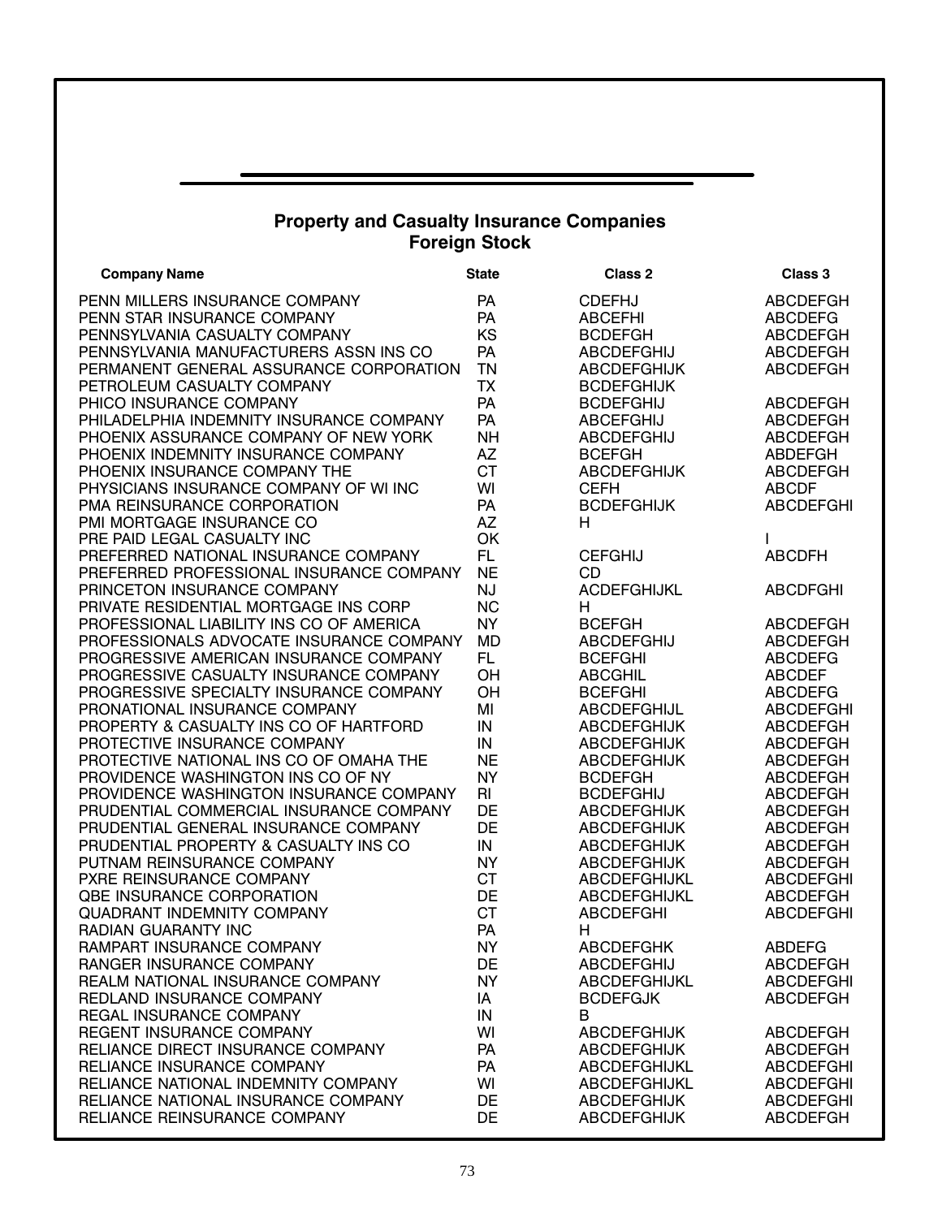## Property and Casualty Insurance Companies
## Foreign Stock

| Company Name | State | Class 2 | Class 3 |
|---|---|---|---|
| PENN MILLERS INSURANCE COMPANY | PA | CDEFHJ | ABCDEFGH |
| PENN STAR INSURANCE COMPANY | PA | ABCEFHI | ABCDEFG |
| PENNSYLVANIA CASUALTY COMPANY | KS | BCDEFGH | ABCDEFGH |
| PENNSYLVANIA MANUFACTURERS ASSN INS CO | PA | ABCDEFGHIJ | ABCDEFGH |
| PERMANENT GENERAL ASSURANCE CORPORATION | TN | ABCDEFGHIJK | ABCDEFGH |
| PETROLEUM CASUALTY COMPANY | TX | BCDEFGHIJK | |
| PHICO INSURANCE COMPANY | PA | BCDEFGHIJ | ABCDEFGH |
| PHILADELPHIA INDEMNITY INSURANCE COMPANY | PA | ABCEFGHIJ | ABCDEFGH |
| PHOENIX ASSURANCE COMPANY OF NEW YORK | NH | ABCDEFGHIJ | ABCDEFGH |
| PHOENIX INDEMNITY INSURANCE COMPANY | AZ | BCEFGH | ABDEFGH |
| PHOENIX INSURANCE COMPANY THE | CT | ABCDEFGHIJK | ABCDEFGH |
| PHYSICIANS INSURANCE COMPANY OF WI INC | WI | CEFH | ABCDF |
| PMA REINSURANCE CORPORATION | PA | BCDEFGHIJK | ABCDEFGHI |
| PMI MORTGAGE INSURANCE CO | AZ | H | |
| PRE PAID LEGAL CASUALTY INC | OK | | I |
| PREFERRED NATIONAL INSURANCE COMPANY | FL | CEFGHIJ | ABCDFH |
| PREFERRED PROFESSIONAL INSURANCE COMPANY | NE | CD | |
| PRINCETON INSURANCE COMPANY | NJ | ACDEFGHIJKL | ABCDFGHI |
| PRIVATE RESIDENTIAL MORTGAGE INS CORP | NC | H | |
| PROFESSIONAL LIABILITY INS CO OF AMERICA | NY | BCEFGH | ABCDEFGH |
| PROFESSIONALS ADVOCATE INSURANCE COMPANY | MD | ABCDEFGHIJ | ABCDEFGH |
| PROGRESSIVE AMERICAN INSURANCE COMPANY | FL | BCEFGHI | ABCDEFG |
| PROGRESSIVE CASUALTY INSURANCE COMPANY | OH | ABCGHIL | ABCDEF |
| PROGRESSIVE SPECIALTY INSURANCE COMPANY | OH | BCEFGHI | ABCDEFG |
| PRONATIONAL INSURANCE COMPANY | MI | ABCDEFGHIJL | ABCDEFGHI |
| PROPERTY & CASUALTY INS CO OF HARTFORD | IN | ABCDEFGHIJK | ABCDEFGH |
| PROTECTIVE INSURANCE COMPANY | IN | ABCDEFGHIJK | ABCDEFGH |
| PROTECTIVE NATIONAL INS CO OF OMAHA THE | NE | ABCDEFGHIJK | ABCDEFGH |
| PROVIDENCE WASHINGTON INS CO OF NY | NY | BCDEFGH | ABCDEFGH |
| PROVIDENCE WASHINGTON INSURANCE COMPANY | RI | BCDEFGHIJ | ABCDEFGH |
| PRUDENTIAL COMMERCIAL INSURANCE COMPANY | DE | ABCDEFGHIJK | ABCDEFGH |
| PRUDENTIAL GENERAL INSURANCE COMPANY | DE | ABCDEFGHIJK | ABCDEFGH |
| PRUDENTIAL PROPERTY & CASUALTY INS CO | IN | ABCDEFGHIJK | ABCDEFGH |
| PUTNAM REINSURANCE COMPANY | NY | ABCDEFGHIJK | ABCDEFGH |
| PXRE REINSURANCE COMPANY | CT | ABCDEFGHIJKL | ABCDEFGHI |
| QBE INSURANCE CORPORATION | DE | ABCDEFGHIJKL | ABCDEFGH |
| QUADRANT INDEMNITY COMPANY | CT | ABCDEFGHI | ABCDEFGHI |
| RADIAN GUARANTY INC | PA | H | |
| RAMPART INSURANCE COMPANY | NY | ABCDEFGHK | ABDEFG |
| RANGER INSURANCE COMPANY | DE | ABCDEFGHIJ | ABCDEFGH |
| REALM NATIONAL INSURANCE COMPANY | NY | ABCDEFGHIJKL | ABCDEFGHI |
| REDLAND INSURANCE COMPANY | IA | BCDEFGJK | ABCDEFGH |
| REGAL INSURANCE COMPANY | IN | B | |
| REGENT INSURANCE COMPANY | WI | ABCDEFGHIJK | ABCDEFGH |
| RELIANCE DIRECT INSURANCE COMPANY | PA | ABCDEFGHIJK | ABCDEFGH |
| RELIANCE INSURANCE COMPANY | PA | ABCDEFGHIJKL | ABCDEFGHI |
| RELIANCE NATIONAL INDEMNITY COMPANY | WI | ABCDEFGHIJKL | ABCDEFGHI |
| RELIANCE NATIONAL INSURANCE COMPANY | DE | ABCDEFGHIJK | ABCDEFGHI |
| RELIANCE REINSURANCE COMPANY | DE | ABCDEFGHIJK | ABCDEFGH |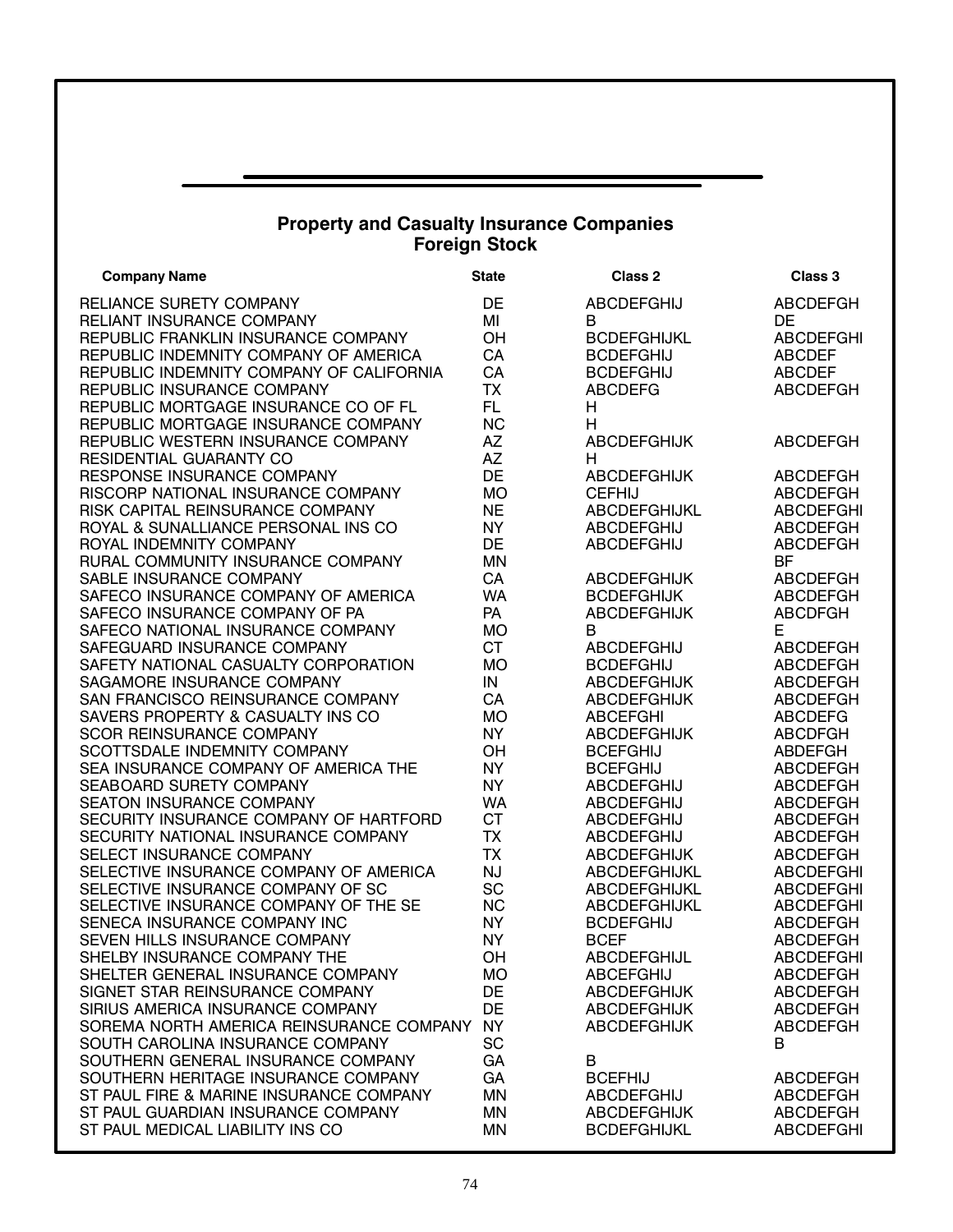## Property and Casualty Insurance Companies
## Foreign Stock

| Company Name | State | Class 2 | Class 3 |
|---|---|---|---|
| RELIANCE SURETY COMPANY | DE | ABCDEFGHIJ | ABCDEFGH |
| RELIANT INSURANCE COMPANY | MI | B | DE |
| REPUBLIC FRANKLIN INSURANCE COMPANY | OH | BCDEFGHIJKL | ABCDEFGHI |
| REPUBLIC INDEMNITY COMPANY OF AMERICA | CA | BCDEFGHIJ | ABCDEF |
| REPUBLIC INDEMNITY COMPANY OF CALIFORNIA | CA | BCDEFGHIJ | ABCDEF |
| REPUBLIC INSURANCE COMPANY | TX | ABCDEFG | ABCDEFGH |
| REPUBLIC MORTGAGE INSURANCE CO OF FL | FL | H | |
| REPUBLIC MORTGAGE INSURANCE COMPANY | NC | H | |
| REPUBLIC WESTERN INSURANCE COMPANY | AZ | ABCDEFGHIJK | ABCDEFGH |
| RESIDENTIAL GUARANTY CO | AZ | H | |
| RESPONSE INSURANCE COMPANY | DE | ABCDEFGHIJK | ABCDEFGH |
| RISCORP NATIONAL INSURANCE COMPANY | MO | CEFHIJ | ABCDEFGH |
| RISK CAPITAL REINSURANCE COMPANY | NE | ABCDEFGHIJKL | ABCDEFGHI |
| ROYAL & SUNALLIANCE PERSONAL INS CO | NY | ABCDEFGHIJ | ABCDEFGH |
| ROYAL INDEMNITY COMPANY | DE | ABCDEFGHIJ | ABCDEFGH |
| RURAL COMMUNITY INSURANCE COMPANY | MN | | BF |
| SABLE INSURANCE COMPANY | CA | ABCDEFGHIJK | ABCDEFGH |
| SAFECO INSURANCE COMPANY OF AMERICA | WA | BCDEFGHIJK | ABCDEFGH |
| SAFECO INSURANCE COMPANY OF PA | PA | ABCDEFGHIJK | ABCDFGH |
| SAFECO NATIONAL INSURANCE COMPANY | MO | B | E |
| SAFEGUARD INSURANCE COMPANY | CT | ABCDEFGHIJ | ABCDEFGH |
| SAFETY NATIONAL CASUALTY CORPORATION | MO | BCDEFGHIJ | ABCDEFGH |
| SAGAMORE INSURANCE COMPANY | IN | ABCDEFGHIJK | ABCDEFGH |
| SAN FRANCISCO REINSURANCE COMPANY | CA | ABCDEFGHIJK | ABCDEFGH |
| SAVERS PROPERTY & CASUALTY INS CO | MO | ABCEFGHI | ABCDEFG |
| SCOR REINSURANCE COMPANY | NY | ABCDEFGHIJK | ABCDFGH |
| SCOTTSDALE INDEMNITY COMPANY | OH | BCEFGHIJ | ABDEFGH |
| SEA INSURANCE COMPANY OF AMERICA THE | NY | BCEFGHIJ | ABCDEFGH |
| SEABOARD SURETY COMPANY | NY | ABCDEFGHIJ | ABCDEFGH |
| SEATON INSURANCE COMPANY | WA | ABCDEFGHIJ | ABCDEFGH |
| SECURITY INSURANCE COMPANY OF HARTFORD | CT | ABCDEFGHIJ | ABCDEFGH |
| SECURITY NATIONAL INSURANCE COMPANY | TX | ABCDEFGHIJ | ABCDEFGH |
| SELECT INSURANCE COMPANY | TX | ABCDEFGHIJK | ABCDEFGH |
| SELECTIVE INSURANCE COMPANY OF AMERICA | NJ | ABCDEFGHIJKL | ABCDEFGHI |
| SELECTIVE INSURANCE COMPANY OF SC | SC | ABCDEFGHIJKL | ABCDEFGHI |
| SELECTIVE INSURANCE COMPANY OF THE SE | NC | ABCDEFGHIJKL | ABCDEFGHI |
| SENECA INSURANCE COMPANY INC | NY | BCDEFGHIJ | ABCDEFGH |
| SEVEN HILLS INSURANCE COMPANY | NY | BCEF | ABCDEFGH |
| SHELBY INSURANCE COMPANY THE | OH | ABCDEFGHIJL | ABCDEFGHI |
| SHELTER GENERAL INSURANCE COMPANY | MO | ABCEFGHIJ | ABCDEFGH |
| SIGNET STAR REINSURANCE COMPANY | DE | ABCDEFGHIJK | ABCDEFGH |
| SIRIUS AMERICA INSURANCE COMPANY | DE | ABCDEFGHIJK | ABCDEFGH |
| SOREMA NORTH AMERICA REINSURANCE COMPANY | NY | ABCDEFGHIJK | ABCDEFGH |
| SOUTH CAROLINA INSURANCE COMPANY | SC | | B |
| SOUTHERN GENERAL INSURANCE COMPANY | GA | B | |
| SOUTHERN HERITAGE INSURANCE COMPANY | GA | BCEFHIJ | ABCDEFGH |
| ST PAUL FIRE & MARINE INSURANCE COMPANY | MN | ABCDEFGHIJ | ABCDEFGH |
| ST PAUL GUARDIAN INSURANCE COMPANY | MN | ABCDEFGHIJK | ABCDEFGH |
| ST PAUL MEDICAL LIABILITY INS CO | MN | BCDEFGHIJKL | ABCDEFGHI |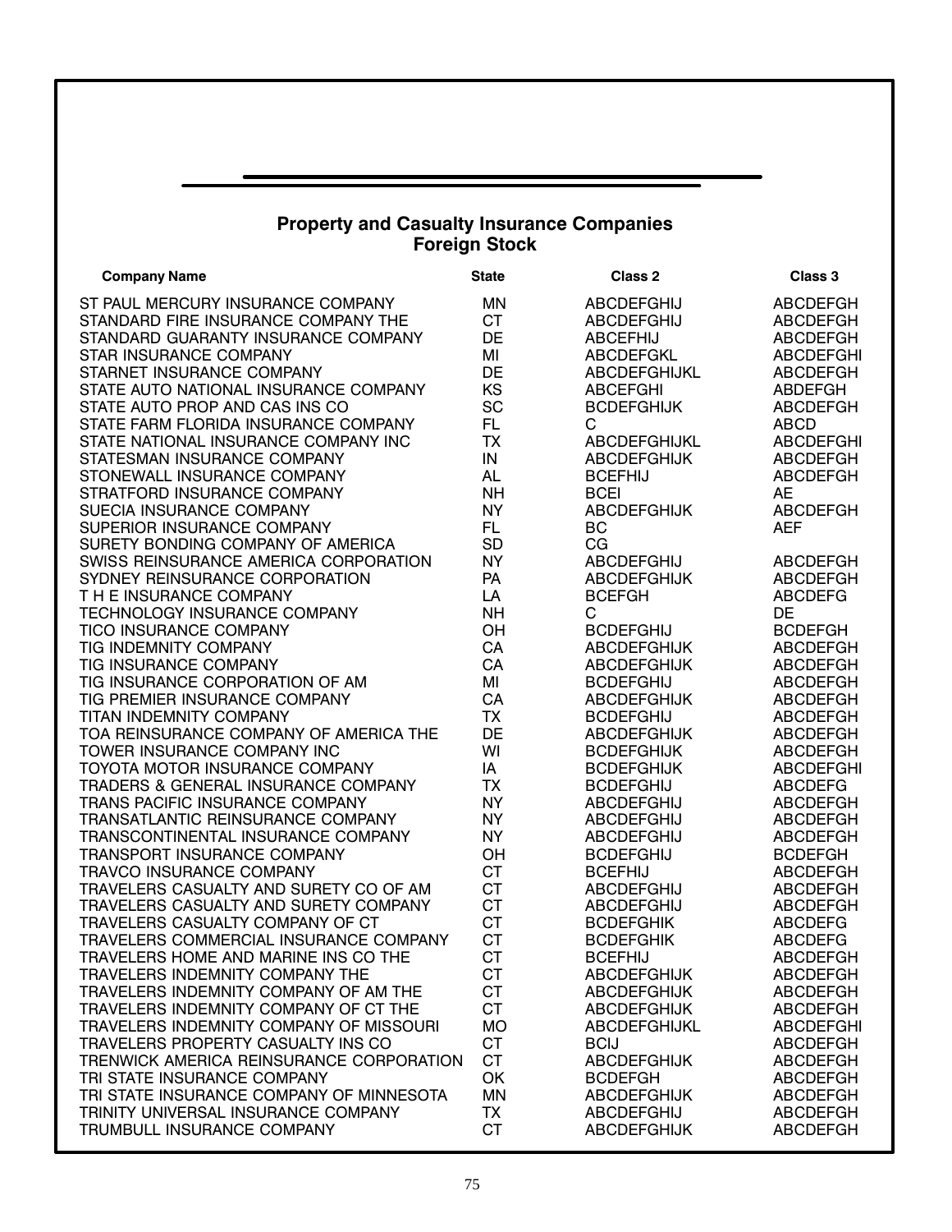## Property and Casualty Insurance Companies
## Foreign Stock

| Company Name | State | Class 2 | Class 3 |
|---|---|---|---|
| ST PAUL MERCURY INSURANCE COMPANY | MN | ABCDEFGHIJ | ABCDEFGH |
| STANDARD FIRE INSURANCE COMPANY THE | CT | ABCDEFGHIJ | ABCDEFGH |
| STANDARD GUARANTY INSURANCE COMPANY | DE | ABCEFHIJ | ABCDEFGH |
| STAR INSURANCE COMPANY | MI | ABCDEFGKL | ABCDEFGHI |
| STARNET INSURANCE COMPANY | DE | ABCDEFGHIJKL | ABCDEFGH |
| STATE AUTO NATIONAL INSURANCE COMPANY | KS | ABCEFGHI | ABDEFGH |
| STATE AUTO PROP AND CAS INS CO | SC | BCDEFGHIJK | ABCDEFGH |
| STATE FARM FLORIDA INSURANCE COMPANY | FL | C | ABCD |
| STATE NATIONAL INSURANCE COMPANY INC | TX | ABCDEFGHIJKL | ABCDEFGHI |
| STATESMAN INSURANCE COMPANY | IN | ABCDEFGHIJK | ABCDEFGH |
| STONEWALL INSURANCE COMPANY | AL | BCEFHIJ | ABCDEFGH |
| STRATFORD INSURANCE COMPANY | NH | BCEI | AE |
| SUECIA INSURANCE COMPANY | NY | ABCDEFGHIJK | ABCDEFGH |
| SUPERIOR INSURANCE COMPANY | FL | BC | AEF |
| SURETY BONDING COMPANY OF AMERICA | SD | CG | |
| SWISS REINSURANCE AMERICA CORPORATION | NY | ABCDEFGHIJ | ABCDEFGH |
| SYDNEY REINSURANCE CORPORATION | PA | ABCDEFGHIJK | ABCDEFGH |
| T H E INSURANCE COMPANY | LA | BCEFGH | ABCDEFG |
| TECHNOLOGY INSURANCE COMPANY | NH | C | DE |
| TICO INSURANCE COMPANY | OH | BCDEFGHIJ | BCDEFGH |
| TIG INDEMNITY COMPANY | CA | ABCDEFGHIJK | ABCDEFGH |
| TIG INSURANCE COMPANY | CA | ABCDEFGHIJK | ABCDEFGH |
| TIG INSURANCE CORPORATION OF AM | MI | BCDEFGHIJ | ABCDEFGH |
| TIG PREMIER INSURANCE COMPANY | CA | ABCDEFGHIJK | ABCDEFGH |
| TITAN INDEMNITY COMPANY | TX | BCDEFGHIJ | ABCDEFGH |
| TOA REINSURANCE COMPANY OF AMERICA THE | DE | ABCDEFGHIJK | ABCDEFGH |
| TOWER INSURANCE COMPANY INC | WI | BCDEFGHIJK | ABCDEFGH |
| TOYOTA MOTOR INSURANCE COMPANY | IA | BCDEFGHIJK | ABCDEFGHI |
| TRADERS & GENERAL INSURANCE COMPANY | TX | BCDEFGHIJ | ABCDEFG |
| TRANS PACIFIC INSURANCE COMPANY | NY | ABCDEFGHIJ | ABCDEFGH |
| TRANSATLANTIC REINSURANCE COMPANY | NY | ABCDEFGHIJ | ABCDEFGH |
| TRANSCONTINENTAL INSURANCE COMPANY | NY | ABCDEFGHIJ | ABCDEFGH |
| TRANSPORT INSURANCE COMPANY | OH | BCDEFGHIJ | BCDEFGH |
| TRAVCO INSURANCE COMPANY | CT | BCEFHIJ | ABCDEFGH |
| TRAVELERS CASUALTY AND SURETY CO OF AM | CT | ABCDEFGHIJ | ABCDEFGH |
| TRAVELERS CASUALTY AND SURETY COMPANY | CT | ABCDEFGHIJ | ABCDEFGH |
| TRAVELERS CASUALTY COMPANY OF CT | CT | BCDEFGHIK | ABCDEFG |
| TRAVELERS COMMERCIAL INSURANCE COMPANY | CT | BCDEFGHIK | ABCDEFG |
| TRAVELERS HOME AND MARINE INS CO THE | CT | BCEFHIJ | ABCDEFGH |
| TRAVELERS INDEMNITY COMPANY THE | CT | ABCDEFGHIJK | ABCDEFGH |
| TRAVELERS INDEMNITY COMPANY OF AM THE | CT | ABCDEFGHIJK | ABCDEFGH |
| TRAVELERS INDEMNITY COMPANY OF CT THE | CT | ABCDEFGHIJK | ABCDEFGH |
| TRAVELERS INDEMNITY COMPANY OF MISSOURI | MO | ABCDEFGHIJKL | ABCDEFGHI |
| TRAVELERS PROPERTY CASUALTY INS CO | CT | BCIJ | ABCDEFGH |
| TRENWICK AMERICA REINSURANCE CORPORATION | CT | ABCDEFGHIJK | ABCDEFGH |
| TRI STATE INSURANCE COMPANY | OK | BCDEFGH | ABCDEFGH |
| TRI STATE INSURANCE COMPANY OF MINNESOTA | MN | ABCDEFGHIJK | ABCDEFGH |
| TRINITY UNIVERSAL INSURANCE COMPANY | TX | ABCDEFGHIJ | ABCDEFGH |
| TRUMBULL INSURANCE COMPANY | CT | ABCDEFGHIJK | ABCDEFGH |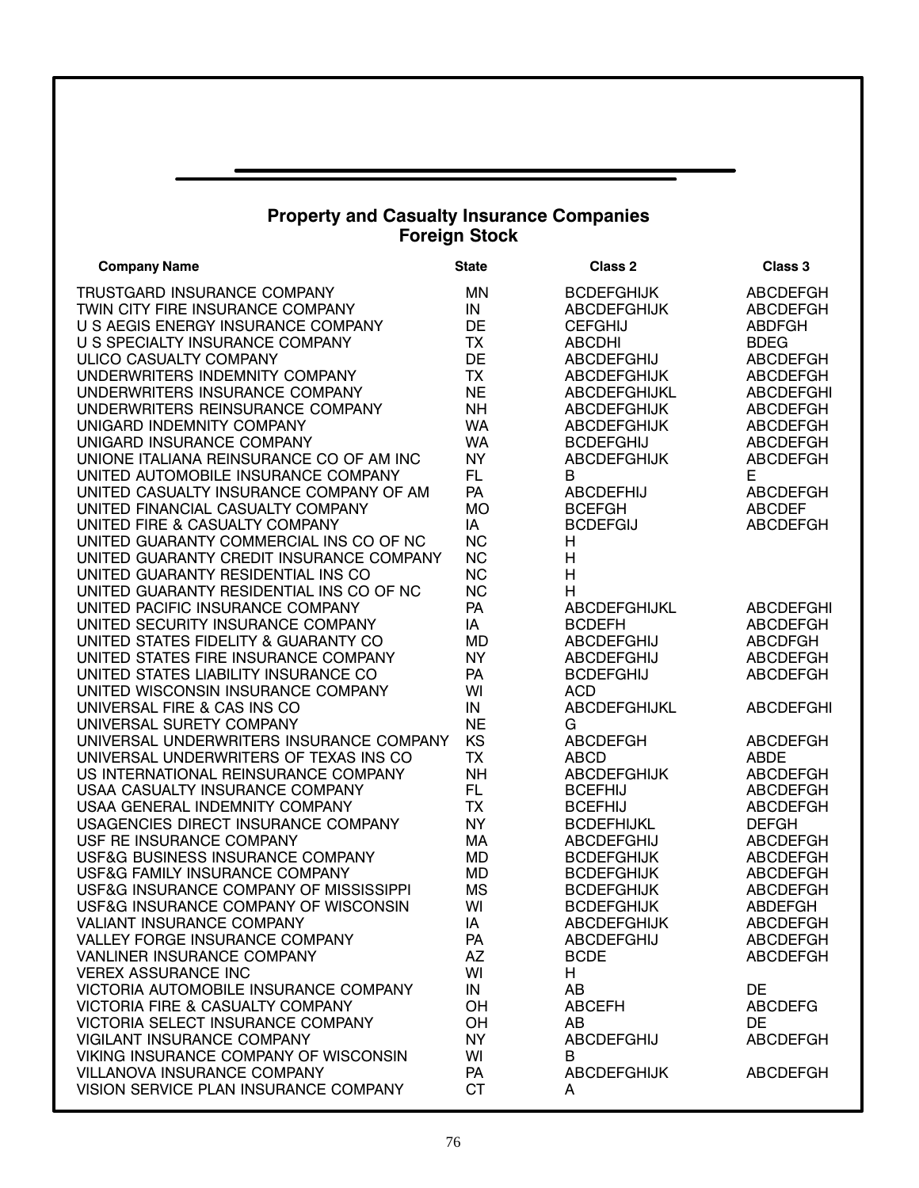## Property and Casualty Insurance Companies
## Foreign Stock

| Company Name | State | Class 2 | Class 3 |
|---|---|---|---|
| TRUSTGARD INSURANCE COMPANY | MN | BCDEFGHIJK | ABCDEFGH |
| TWIN CITY FIRE INSURANCE COMPANY | IN | ABCDEFGHIJK | ABCDEFGH |
| U S AEGIS ENERGY INSURANCE COMPANY | DE | CEFGHIJ | ABDFGH |
| U S SPECIALTY INSURANCE COMPANY | TX | ABCDHI | BDEG |
| ULICO CASUALTY COMPANY | DE | ABCDEFGHIJ | ABCDEFGH |
| UNDERWRITERS INDEMNITY COMPANY | TX | ABCDEFGHIJK | ABCDEFGH |
| UNDERWRITERS INSURANCE COMPANY | NE | ABCDEFGHIJKL | ABCDEFGHI |
| UNDERWRITERS REINSURANCE COMPANY | NH | ABCDEFGHIJK | ABCDEFGH |
| UNIGARD INDEMNITY COMPANY | WA | ABCDEFGHIJK | ABCDEFGH |
| UNIGARD INSURANCE COMPANY | WA | BCDEFGHIJ | ABCDEFGH |
| UNIONE ITALIANA REINSURANCE CO OF AM INC | NY | ABCDEFGHIJK | ABCDEFGH |
| UNITED AUTOMOBILE INSURANCE COMPANY | FL | B | E |
| UNITED CASUALTY INSURANCE COMPANY OF AM | PA | ABCDEFHIJ | ABCDEFGH |
| UNITED FINANCIAL CASUALTY COMPANY | MO | BCEFGH | ABCDEF |
| UNITED FIRE & CASUALTY COMPANY | IA | BCDEFGIJ | ABCDEFGH |
| UNITED GUARANTY COMMERCIAL INS CO OF NC | NC | H | |
| UNITED GUARANTY CREDIT INSURANCE COMPANY | NC | H | |
| UNITED GUARANTY RESIDENTIAL INS CO | NC | H | |
| UNITED GUARANTY RESIDENTIAL INS CO OF NC | NC | H | |
| UNITED PACIFIC INSURANCE COMPANY | PA | ABCDEFGHIJKL | ABCDEFGHI |
| UNITED SECURITY INSURANCE COMPANY | IA | BCDEFH | ABCDEFGH |
| UNITED STATES FIDELITY & GUARANTY CO | MD | ABCDEFGHIJ | ABCDFGH |
| UNITED STATES FIRE INSURANCE COMPANY | NY | ABCDEFGHIJ | ABCDEFGH |
| UNITED STATES LIABILITY INSURANCE CO | PA | BCDEFGHIJ | ABCDEFGH |
| UNITED WISCONSIN INSURANCE COMPANY | WI | ACD | |
| UNIVERSAL FIRE & CAS INS CO | IN | ABCDEFGHIJKL | ABCDEFGHI |
| UNIVERSAL SURETY COMPANY | NE | G | |
| UNIVERSAL UNDERWRITERS INSURANCE COMPANY | KS | ABCDEFGH | ABCDEFGH |
| UNIVERSAL UNDERWRITERS OF TEXAS INS CO | TX | ABCD | ABDE |
| US INTERNATIONAL REINSURANCE COMPANY | NH | ABCDEFGHIJK | ABCDEFGH |
| USAA CASUALTY INSURANCE COMPANY | FL | BCEFHIJ | ABCDEFGH |
| USAA GENERAL INDEMNITY COMPANY | TX | BCEFHIJ | ABCDEFGH |
| USAGENCIES DIRECT INSURANCE COMPANY | NY | BCDEFHIJKL | DEFGH |
| USF RE INSURANCE COMPANY | MA | ABCDEFGHIJ | ABCDEFGH |
| USF&G BUSINESS INSURANCE COMPANY | MD | BCDEFGHIJK | ABCDEFGH |
| USF&G FAMILY INSURANCE COMPANY | MD | BCDEFGHIJK | ABCDEFGH |
| USF&G INSURANCE COMPANY OF MISSISSIPPI | MS | BCDEFGHIJK | ABCDEFGH |
| USF&G INSURANCE COMPANY OF WISCONSIN | WI | BCDEFGHIJK | ABDEFGH |
| VALIANT INSURANCE COMPANY | IA | ABCDEFGHIJK | ABCDEFGH |
| VALLEY FORGE INSURANCE COMPANY | PA | ABCDEFGHIJ | ABCDEFGH |
| VANLINER INSURANCE COMPANY | AZ | BCDE | ABCDEFGH |
| VEREX ASSURANCE INC | WI | H | |
| VICTORIA AUTOMOBILE INSURANCE COMPANY | IN | AB | DE |
| VICTORIA FIRE & CASUALTY COMPANY | OH | ABCEFH | ABCDEFG |
| VICTORIA SELECT INSURANCE COMPANY | OH | AB | DE |
| VIGILANT INSURANCE COMPANY | NY | ABCDEFGHIJ | ABCDEFGH |
| VIKING INSURANCE COMPANY OF WISCONSIN | WI | B | |
| VILLANOVA INSURANCE COMPANY | PA | ABCDEFGHIJK | ABCDEFGH |
| VISION SERVICE PLAN INSURANCE COMPANY | CT | A | |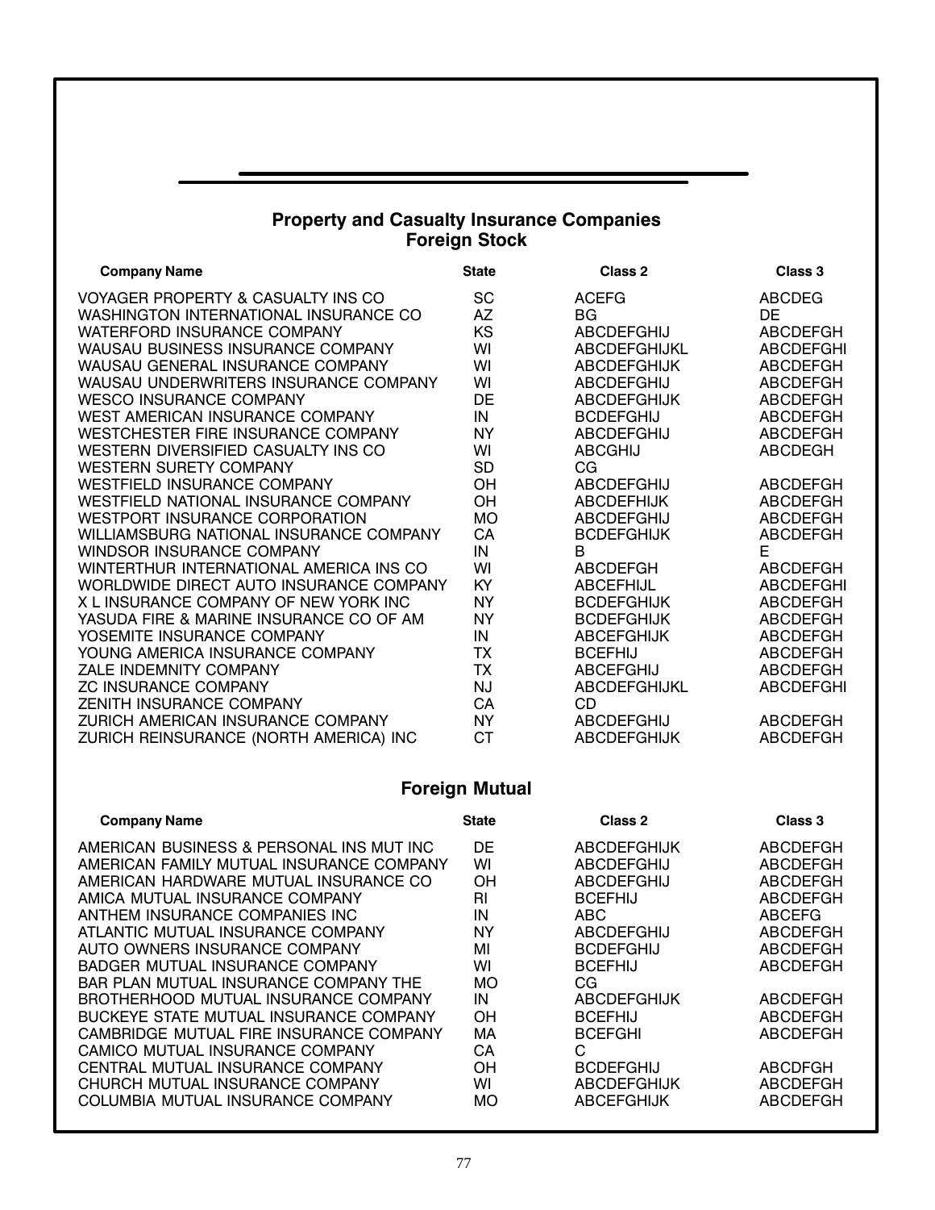## Property and Casualty Insurance Companies

### Foreign Stock

| Company Name | State | Class 2 | Class 3 |
|---|---|---|---|
| VOYAGER PROPERTY & CASUALTY INS CO | SC | ACEFG | ABCDEG |
| WASHINGTON INTERNATIONAL INSURANCE CO | AZ | BG | DE |
| WATERFORD INSURANCE COMPANY | KS | ABCDEFGHIJ | ABCDEFGH |
| WAUSAU BUSINESS INSURANCE COMPANY | WI | ABCDEFGHIJKL | ABCDEFGHI |
| WAUSAU GENERAL INSURANCE COMPANY | WI | ABCDEFGHIJK | ABCDEFGH |
| WAUSAU UNDERWRITERS INSURANCE COMPANY | WI | ABCDEFGHIJ | ABCDEFGH |
| WESCO INSURANCE COMPANY | DE | ABCDEFGHIJK | ABCDEFGH |
| WEST AMERICAN INSURANCE COMPANY | IN | BCDEFGHIJ | ABCDEFGH |
| WESTCHESTER FIRE INSURANCE COMPANY | NY | ABCDEFGHIJ | ABCDEFGH |
| WESTERN DIVERSIFIED CASUALTY INS CO | WI | ABCGHIJ | ABCDEGH |
| WESTERN SURETY COMPANY | SD | CG | |
| WESTFIELD INSURANCE COMPANY | OH | ABCDEFGHIJ | ABCDEFGH |
| WESTFIELD NATIONAL INSURANCE COMPANY | OH | ABCDEFHIJK | ABCDEFGH |
| WESTPORT INSURANCE CORPORATION | MO | ABCDEFGHIJ | ABCDEFGH |
| WILLIAMSBURG NATIONAL INSURANCE COMPANY | CA | BCDEFGHIJK | ABCDEFGH |
| WINDSOR INSURANCE COMPANY | IN | B | E |
| WINTERTHUR INTERNATIONAL AMERICA INS CO | WI | ABCDEFGH | ABCDEFGH |
| WORLDWIDE DIRECT AUTO INSURANCE COMPANY | KY | ABCEFHIJL | ABCDEFGHI |
| X L INSURANCE COMPANY OF NEW YORK INC | NY | BCDEFGHIJK | ABCDEFGH |
| YASUDA FIRE & MARINE INSURANCE CO OF AM | NY | BCDEFGHIJK | ABCDEFGH |
| YOSEMITE INSURANCE COMPANY | IN | ABCEFGHIJK | ABCDEFGH |
| YOUNG AMERICA INSURANCE COMPANY | TX | BCEFHIJ | ABCDEFGH |
| ZALE INDEMNITY COMPANY | TX | ABCEFGHIJ | ABCDEFGH |
| ZC INSURANCE COMPANY | NJ | ABCDEFGHIJKL | ABCDEFGHI |
| ZENITH INSURANCE COMPANY | CA | CD | |
| ZURICH AMERICAN INSURANCE COMPANY | NY | ABCDEFGHIJ | ABCDEFGH |
| ZURICH REINSURANCE (NORTH AMERICA) INC | CT | ABCDEFGHIJK | ABCDEFGH |

### Foreign Mutual

| Company Name | State | Class 2 | Class 3 |
|---|---|---|---|
| AMERICAN BUSINESS & PERSONAL INS MUT INC | DE | ABCDEFGHIJK | ABCDEFGH |
| AMERICAN FAMILY MUTUAL INSURANCE COMPANY | WI | ABCDEFGHIJ | ABCDEFGH |
| AMERICAN HARDWARE MUTUAL INSURANCE CO | OH | ABCDEFGHIJ | ABCDEFGH |
| AMICA MUTUAL INSURANCE COMPANY | RI | BCEFHIJ | ABCDEFGH |
| ANTHEM INSURANCE COMPANIES INC | IN | ABC | ABCEFG |
| ATLANTIC MUTUAL INSURANCE COMPANY | NY | ABCDEFGHIJ | ABCDEFGH |
| AUTO OWNERS INSURANCE COMPANY | MI | BCDEFGHIJ | ABCDEFGH |
| BADGER MUTUAL INSURANCE COMPANY | WI | BCEFHIJ | ABCDEFGH |
| BAR PLAN MUTUAL INSURANCE COMPANY THE | MO | CG | |
| BROTHERHOOD MUTUAL INSURANCE COMPANY | IN | ABCDEFGHIJK | ABCDEFGH |
| BUCKEYE STATE MUTUAL INSURANCE COMPANY | OH | BCEFHIJ | ABCDEFGH |
| CAMBRIDGE MUTUAL FIRE INSURANCE COMPANY | MA | BCEFGHI | ABCDEFGH |
| CAMICO MUTUAL INSURANCE COMPANY | CA | C | |
| CENTRAL MUTUAL INSURANCE COMPANY | OH | BCDEFGHIJ | ABCDFGH |
| CHURCH MUTUAL INSURANCE COMPANY | WI | ABCDEFGHIJK | ABCDEFGH |
| COLUMBIA MUTUAL INSURANCE COMPANY | MO | ABCEFGHIJK | ABCDEFGH |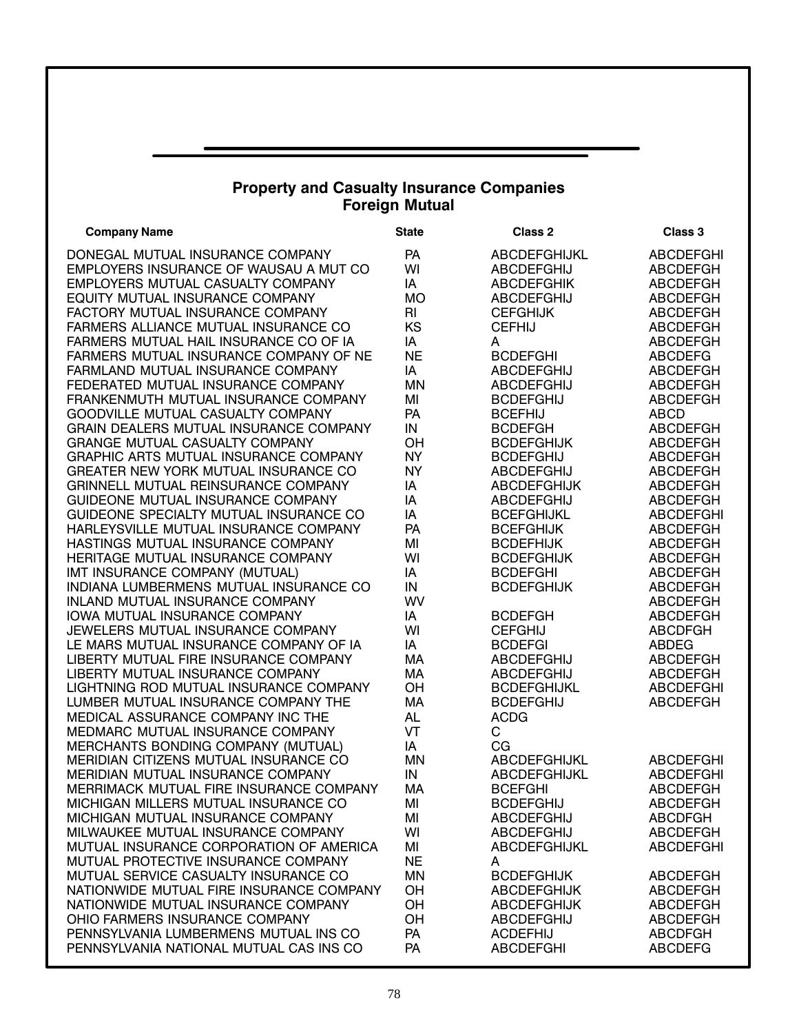## Property and Casualty Insurance Companies
### Foreign Mutual

| Company Name | State | Class 2 | Class 3 |
|---|---|---|---|
| DONEGAL MUTUAL INSURANCE COMPANY | PA | ABCDEFGHIJKL | ABCDEFGHI |
| EMPLOYERS INSURANCE OF WAUSAU A MUT CO | WI | ABCDEFGHIJ | ABCDEFGH |
| EMPLOYERS MUTUAL CASUALTY COMPANY | IA | ABCDEFGHIK | ABCDEFGH |
| EQUITY MUTUAL INSURANCE COMPANY | MO | ABCDEFGHIJ | ABCDEFGH |
| FACTORY MUTUAL INSURANCE COMPANY | RI | CEFGHIJK | ABCDEFGH |
| FARMERS ALLIANCE MUTUAL INSURANCE CO | KS | CEFHIJ | ABCDEFGH |
| FARMERS MUTUAL HAIL INSURANCE CO OF IA | IA | A | ABCDEFGH |
| FARMERS MUTUAL INSURANCE COMPANY OF NE | NE | BCDEFGHI | ABCDEFG |
| FARMLAND MUTUAL INSURANCE COMPANY | IA | ABCDEFGHIJ | ABCDEFGH |
| FEDERATED MUTUAL INSURANCE COMPANY | MN | ABCDEFGHIJ | ABCDEFGH |
| FRANKENMUTH MUTUAL INSURANCE COMPANY | MI | BCDEFGHIJ | ABCDEFGH |
| GOODVILLE MUTUAL CASUALTY COMPANY | PA | BCEFHIJ | ABCD |
| GRAIN DEALERS MUTUAL INSURANCE COMPANY | IN | BCDEFGH | ABCDEFGH |
| GRANGE MUTUAL CASUALTY COMPANY | OH | BCDEFGHIJK | ABCDEFGH |
| GRAPHIC ARTS MUTUAL INSURANCE COMPANY | NY | BCDEFGHIJ | ABCDEFGH |
| GREATER NEW YORK MUTUAL INSURANCE CO | NY | ABCDEFGHIJ | ABCDEFGH |
| GRINNELL MUTUAL REINSURANCE COMPANY | IA | ABCDEFGHIJK | ABCDEFGH |
| GUIDEONE MUTUAL INSURANCE COMPANY | IA | ABCDEFGHIJ | ABCDEFGH |
| GUIDEONE SPECIALTY MUTUAL INSURANCE CO | IA | BCEFGHIJKL | ABCDEFGHI |
| HARLEYSVILLE MUTUAL INSURANCE COMPANY | PA | BCEFGHIJK | ABCDEFGH |
| HASTINGS MUTUAL INSURANCE COMPANY | MI | BCDEFHIJK | ABCDEFGH |
| HERITAGE MUTUAL INSURANCE COMPANY | WI | BCDEFGHIJK | ABCDEFGH |
| IMT INSURANCE COMPANY (MUTUAL) | IA | BCDEFGHI | ABCDEFGH |
| INDIANA LUMBERMENS MUTUAL INSURANCE CO | IN | BCDEFGHIJK | ABCDEFGH |
| INLAND MUTUAL INSURANCE COMPANY | WV | | ABCDEFGH |
| IOWA MUTUAL INSURANCE COMPANY | IA | BCDEFGH | ABCDEFGH |
| JEWELERS MUTUAL INSURANCE COMPANY | WI | CEFGHIJ | ABCDFGH |
| LE MARS MUTUAL INSURANCE COMPANY OF IA | IA | BCDEFGI | ABDEG |
| LIBERTY MUTUAL FIRE INSURANCE COMPANY | MA | ABCDEFGHIJ | ABCDEFGH |
| LIBERTY MUTUAL INSURANCE COMPANY | MA | ABCDEFGHIJ | ABCDEFGH |
| LIGHTNING ROD MUTUAL INSURANCE COMPANY | OH | BCDEFGHIJKL | ABCDEFGHI |
| LUMBER MUTUAL INSURANCE COMPANY THE | MA | BCDEFGHIJ | ABCDEFGH |
| MEDICAL ASSURANCE COMPANY INC THE | AL | ACDG | |
| MEDMARC MUTUAL INSURANCE COMPANY | VT | C | |
| MERCHANTS BONDING COMPANY (MUTUAL) | IA | CG | |
| MERIDIAN CITIZENS MUTUAL INSURANCE CO | MN | ABCDEFGHIJKL | ABCDEFGHI |
| MERIDIAN MUTUAL INSURANCE COMPANY | IN | ABCDEFGHIJKL | ABCDEFGHI |
| MERRIMACK MUTUAL FIRE INSURANCE COMPANY | MA | BCEFGHI | ABCDEFGH |
| MICHIGAN MILLERS MUTUAL INSURANCE CO | MI | BCDEFGHIJ | ABCDEFGH |
| MICHIGAN MUTUAL INSURANCE COMPANY | MI | ABCDEFGHIJ | ABCDFGH |
| MILWAUKEE MUTUAL INSURANCE COMPANY | WI | ABCDEFGHIJ | ABCDEFGH |
| MUTUAL INSURANCE CORPORATION OF AMERICA | MI | ABCDEFGHIJKL | ABCDEFGHI |
| MUTUAL PROTECTIVE INSURANCE COMPANY | NE | A | |
| MUTUAL SERVICE CASUALTY INSURANCE CO | MN | BCDEFGHIJK | ABCDEFGH |
| NATIONWIDE MUTUAL FIRE INSURANCE COMPANY | OH | ABCDEFGHIJK | ABCDEFGH |
| NATIONWIDE MUTUAL INSURANCE COMPANY | OH | ABCDEFGHIJK | ABCDEFGH |
| OHIO FARMERS INSURANCE COMPANY | OH | ABCDEFGHIJ | ABCDEFGH |
| PENNSYLVANIA LUMBERMENS MUTUAL INS CO | PA | ACDEFHIJ | ABCDFGH |
| PENNSYLVANIA NATIONAL MUTUAL CAS INS CO | PA | ABCDEFGHI | ABCDEFG |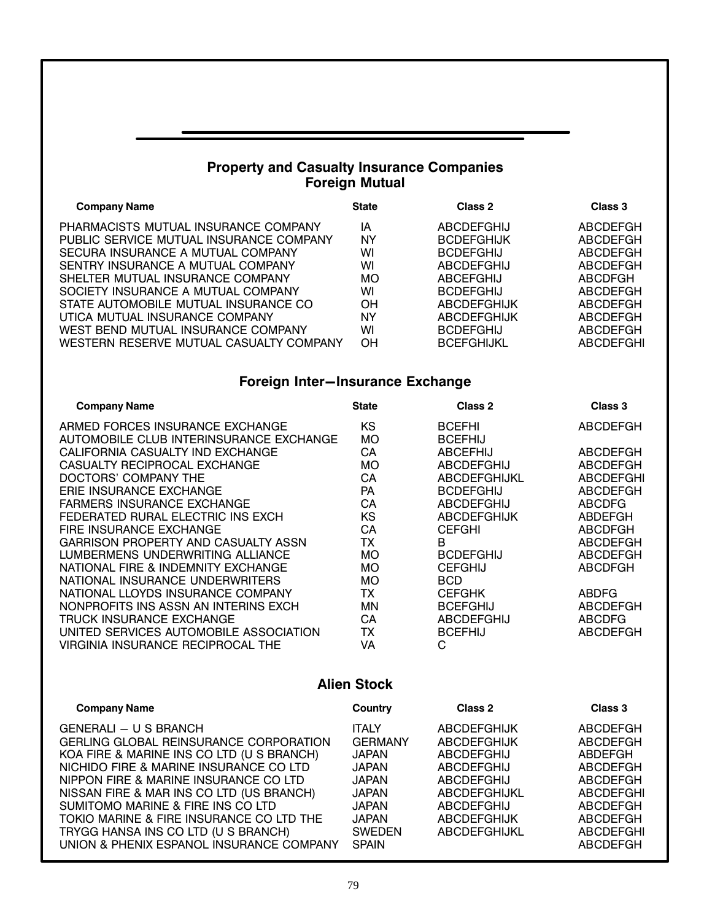## Property and Casualty Insurance Companies
### Foreign Mutual

| Company Name | State | Class 2 | Class 3 |
|---|---|---|---|
| PHARMACISTS MUTUAL INSURANCE COMPANY | IA | ABCDEFGHIJ | ABCDEFGH |
| PUBLIC SERVICE MUTUAL INSURANCE COMPANY | NY | BCDEFGHIJK | ABCDEFGH |
| SECURA INSURANCE A MUTUAL COMPANY | WI | BCDEFGHIJ | ABCDEFGH |
| SENTRY INSURANCE A MUTUAL COMPANY | WI | ABCDEFGHIJ | ABCDEFGH |
| SHELTER MUTUAL INSURANCE COMPANY | MO | ABCEFGHIJ | ABCDFGH |
| SOCIETY INSURANCE A MUTUAL COMPANY | WI | BCDEFGHIJ | ABCDEFGH |
| STATE AUTOMOBILE MUTUAL INSURANCE CO | OH | ABCDEFGHIJK | ABCDEFGH |
| UTICA MUTUAL INSURANCE COMPANY | NY | ABCDEFGHIJK | ABCDEFGH |
| WEST BEND MUTUAL INSURANCE COMPANY | WI | BCDEFGHIJ | ABCDEFGH |
| WESTERN RESERVE MUTUAL CASUALTY COMPANY | OH | BCEFGHIJKL | ABCDEFGHI |

### Foreign Inter—Insurance Exchange

| Company Name | State | Class 2 | Class 3 |
|---|---|---|---|
| ARMED FORCES INSURANCE EXCHANGE | KS | BCEFHI | ABCDEFGH |
| AUTOMOBILE CLUB INTERINSURANCE EXCHANGE | MO | BCEFHIJ | |
| CALIFORNIA CASUALTY IND EXCHANGE | CA | ABCEFHIJ | ABCDEFGH |
| CASUALTY RECIPROCAL EXCHANGE | MO | ABCDEFGHIJ | ABCDEFGH |
| DOCTORS' COMPANY THE | CA | ABCDEFGHIJKL | ABCDEFGHI |
| ERIE INSURANCE EXCHANGE | PA | BCDEFGHIJ | ABCDEFGH |
| FARMERS INSURANCE EXCHANGE | CA | ABCDEFGHIJ | ABCDFG |
| FEDERATED RURAL ELECTRIC INS EXCH | KS | ABCDEFGHIJK | ABDEFGH |
| FIRE INSURANCE EXCHANGE | CA | CEFGHI | ABCDFGH |
| GARRISON PROPERTY AND CASUALTY ASSN | TX | B | ABCDEFGH |
| LUMBERMENS UNDERWRITING ALLIANCE | MO | BCDEFGHIJ | ABCDEFGH |
| NATIONAL FIRE & INDEMNITY EXCHANGE | MO | CEFGHIJ | ABCDFGH |
| NATIONAL INSURANCE UNDERWRITERS | MO | BCD | |
| NATIONAL LLOYDS INSURANCE COMPANY | TX | CEFGHK | ABDFG |
| NONPROFITS INS ASSN AN INTERINS EXCH | MN | BCEFGHIJ | ABCDEFGH |
| TRUCK INSURANCE EXCHANGE | CA | ABCDEFGHIJ | ABCDFG |
| UNITED SERVICES AUTOMOBILE ASSOCIATION | TX | BCEFHIJ | ABCDEFGH |
| VIRGINIA INSURANCE RECIPROCAL THE | VA | C | |

### Alien Stock

| Company Name | Country | Class 2 | Class 3 |
|---|---|---|---|
| GENERALI — U S BRANCH | ITALY | ABCDEFGHIJK | ABCDEFGH |
| GERLING GLOBAL REINSURANCE CORPORATION | GERMANY | ABCDEFGHIJK | ABCDEFGH |
| KOA FIRE & MARINE INS CO LTD (U S BRANCH) | JAPAN | ABCDEFGHIJ | ABDEFGH |
| NICHIDO FIRE & MARINE INSURANCE CO LTD | JAPAN | ABCDEFGHIJ | ABCDEFGH |
| NIPPON FIRE & MARINE INSURANCE CO LTD | JAPAN | ABCDEFGHIJ | ABCDEFGH |
| NISSAN FIRE & MAR INS CO LTD (US BRANCH) | JAPAN | ABCDEFGHIJKL | ABCDEFGHI |
| SUMITOMO MARINE & FIRE INS CO LTD | JAPAN | ABCDEFGHIJ | ABCDEFGH |
| TOKIO MARINE & FIRE INSURANCE CO LTD THE | JAPAN | ABCDEFGHIJK | ABCDEFGH |
| TRYGG HANSA INS CO LTD (U S BRANCH) | SWEDEN | ABCDEFGHIJKL | ABCDEFGHI |
| UNION & PHENIX ESPANOL INSURANCE COMPANY | SPAIN | | ABCDEFGH |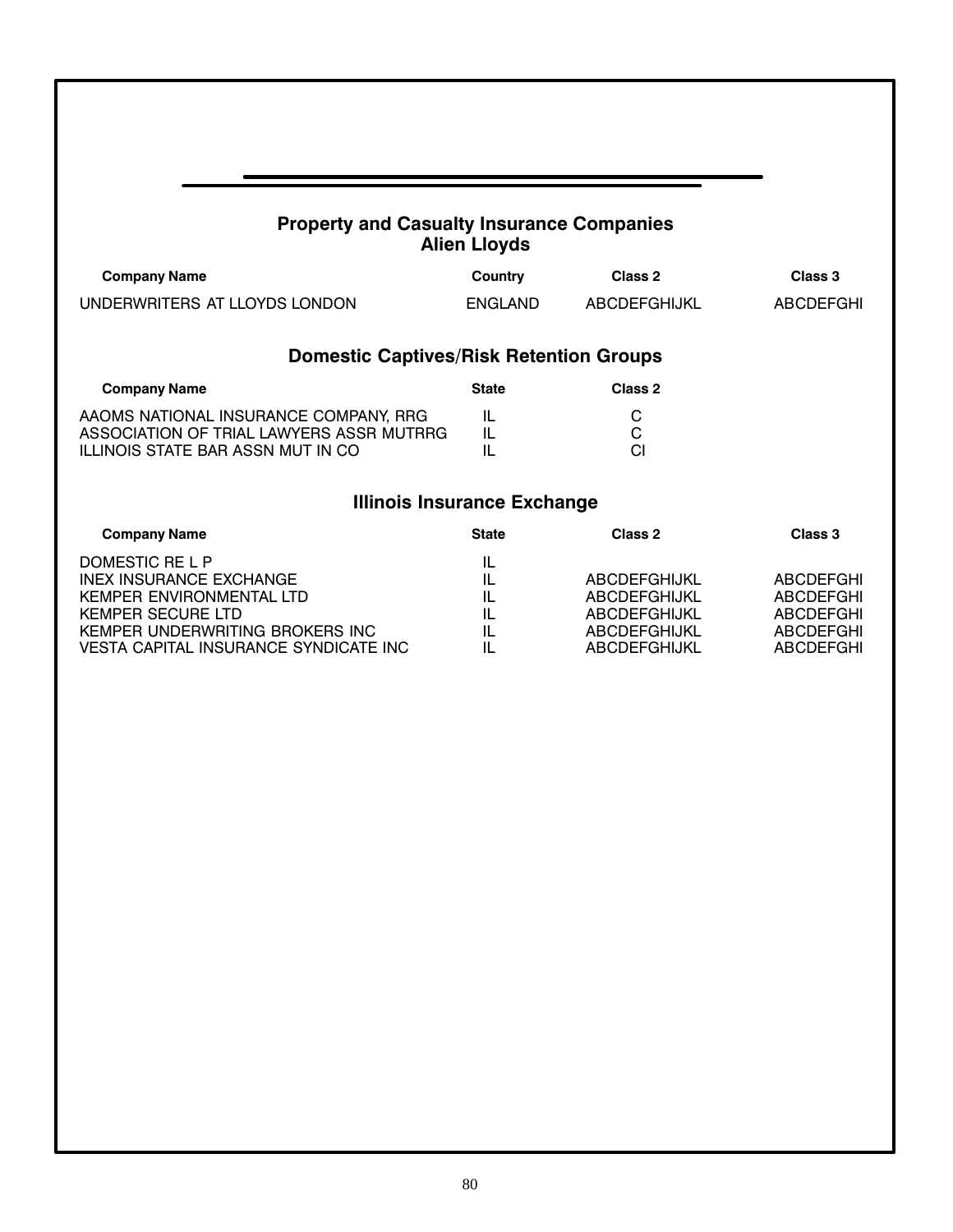## Property and Casualty Insurance Companies
### Alien Lloyds

| Company Name | Country | Class 2 | Class 3 |
|---|---|---|---|
| UNDERWRITERS AT LLOYDS LONDON | ENGLAND | ABCDEFGHIJKL | ABCDEFGHI |

### Domestic Captives/Risk Retention Groups

| Company Name | State | Class 2 |
|---|---|---|
| AAOMS NATIONAL INSURANCE COMPANY, RRG | IL | C |
| ASSOCIATION OF TRIAL LAWYERS ASSR MUTRRG | IL | C |
| ILLINOIS STATE BAR ASSN MUT IN CO | IL | CI |

### Illinois Insurance Exchange

| Company Name | State | Class 2 | Class 3 |
|---|---|---|---|
| DOMESTIC RE L P | IL | | |
| INEX INSURANCE EXCHANGE | IL | ABCDEFGHIJKL | ABCDEFGHI |
| KEMPER ENVIRONMENTAL LTD | IL | ABCDEFGHIJKL | ABCDEFGHI |
| KEMPER SECURE LTD | IL | ABCDEFGHIJKL | ABCDEFGHI |
| KEMPER UNDERWRITING BROKERS INC | IL | ABCDEFGHIJKL | ABCDEFGHI |
| VESTA CAPITAL INSURANCE SYNDICATE INC | IL | ABCDEFGHIJKL | ABCDEFGHI |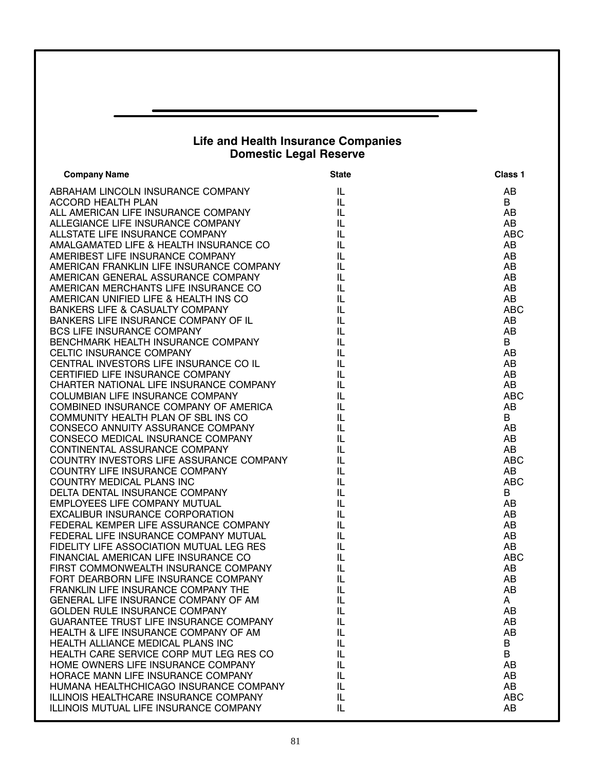## Life and Health Insurance Companies
## Domestic Legal Reserve

| Company Name | State | Class 1 |
|---|---|---|
| ABRAHAM LINCOLN INSURANCE COMPANY | IL | AB |
| ACCORD HEALTH PLAN | IL | B |
| ALL AMERICAN LIFE INSURANCE COMPANY | IL | AB |
| ALLEGIANCE LIFE INSURANCE COMPANY | IL | AB |
| ALLSTATE LIFE INSURANCE COMPANY | IL | ABC |
| AMALGAMATED LIFE & HEALTH INSURANCE CO | IL | AB |
| AMERIBEST LIFE INSURANCE COMPANY | IL | AB |
| AMERICAN FRANKLIN LIFE INSURANCE COMPANY | IL | AB |
| AMERICAN GENERAL ASSURANCE COMPANY | IL | AB |
| AMERICAN MERCHANTS LIFE INSURANCE CO | IL | AB |
| AMERICAN UNIFIED LIFE & HEALTH INS CO | IL | AB |
| BANKERS LIFE & CASUALTY COMPANY | IL | ABC |
| BANKERS LIFE INSURANCE COMPANY OF IL | IL | AB |
| BCS LIFE INSURANCE COMPANY | IL | AB |
| BENCHMARK HEALTH INSURANCE COMPANY | IL | B |
| CELTIC INSURANCE COMPANY | IL | AB |
| CENTRAL INVESTORS LIFE INSURANCE CO IL | IL | AB |
| CERTIFIED LIFE INSURANCE COMPANY | IL | AB |
| CHARTER NATIONAL LIFE INSURANCE COMPANY | IL | AB |
| COLUMBIAN LIFE INSURANCE COMPANY | IL | ABC |
| COMBINED INSURANCE COMPANY OF AMERICA | IL | AB |
| COMMUNITY HEALTH PLAN OF SBL INS CO | IL | B |
| CONSECO ANNUITY ASSURANCE COMPANY | IL | AB |
| CONSECO MEDICAL INSURANCE COMPANY | IL | AB |
| CONTINENTAL ASSURANCE COMPANY | IL | AB |
| COUNTRY INVESTORS LIFE ASSURANCE COMPANY | IL | ABC |
| COUNTRY LIFE INSURANCE COMPANY | IL | AB |
| COUNTRY MEDICAL PLANS INC | IL | ABC |
| DELTA DENTAL INSURANCE COMPANY | IL | B |
| EMPLOYEES LIFE COMPANY MUTUAL | IL | AB |
| EXCALIBUR INSURANCE CORPORATION | IL | AB |
| FEDERAL KEMPER LIFE ASSURANCE COMPANY | IL | AB |
| FEDERAL LIFE INSURANCE COMPANY MUTUAL | IL | AB |
| FIDELITY LIFE ASSOCIATION MUTUAL LEG RES | IL | AB |
| FINANCIAL AMERICAN LIFE INSURANCE CO | IL | ABC |
| FIRST COMMONWEALTH INSURANCE COMPANY | IL | AB |
| FORT DEARBORN LIFE INSURANCE COMPANY | IL | AB |
| FRANKLIN LIFE INSURANCE COMPANY THE | IL | AB |
| GENERAL LIFE INSURANCE COMPANY OF AM | IL | A |
| GOLDEN RULE INSURANCE COMPANY | IL | AB |
| GUARANTEE TRUST LIFE INSURANCE COMPANY | IL | AB |
| HEALTH & LIFE INSURANCE COMPANY OF AM | IL | AB |
| HEALTH ALLIANCE MEDICAL PLANS INC | IL | B |
| HEALTH CARE SERVICE CORP MUT LEG RES CO | IL | B |
| HOME OWNERS LIFE INSURANCE COMPANY | IL | AB |
| HORACE MANN LIFE INSURANCE COMPANY | IL | AB |
| HUMANA HEALTHCHICAGO INSURANCE COMPANY | IL | AB |
| ILLINOIS HEALTHCARE INSURANCE COMPANY | IL | ABC |
| ILLINOIS MUTUAL LIFE INSURANCE COMPANY | IL | AB |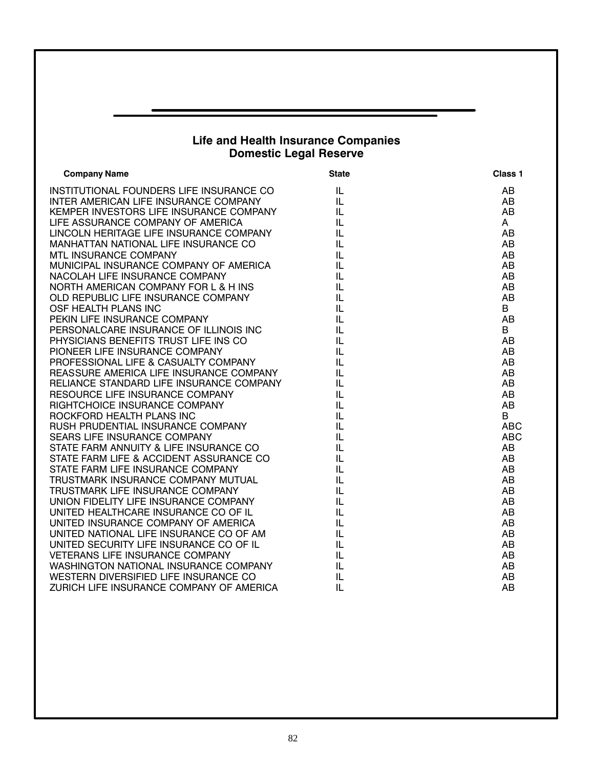## Life and Health Insurance Companies
## Domestic Legal Reserve

| Company Name | State | Class 1 |
|---|---|---|
| INSTITUTIONAL FOUNDERS LIFE INSURANCE CO | IL | AB |
| INTER AMERICAN LIFE INSURANCE COMPANY | IL | AB |
| KEMPER INVESTORS LIFE INSURANCE COMPANY | IL | AB |
| LIFE ASSURANCE COMPANY OF AMERICA | IL | A |
| LINCOLN HERITAGE LIFE INSURANCE COMPANY | IL | AB |
| MANHATTAN NATIONAL LIFE INSURANCE CO | IL | AB |
| MTL INSURANCE COMPANY | IL | AB |
| MUNICIPAL INSURANCE COMPANY OF AMERICA | IL | AB |
| NACOLAH LIFE INSURANCE COMPANY | IL | AB |
| NORTH AMERICAN COMPANY FOR L & H INS | IL | AB |
| OLD REPUBLIC LIFE INSURANCE COMPANY | IL | AB |
| OSF HEALTH PLANS INC | IL | B |
| PEKIN LIFE INSURANCE COMPANY | IL | AB |
| PERSONALCARE INSURANCE OF ILLINOIS INC | IL | B |
| PHYSICIANS BENEFITS TRUST LIFE INS CO | IL | AB |
| PIONEER LIFE INSURANCE COMPANY | IL | AB |
| PROFESSIONAL LIFE & CASUALTY COMPANY | IL | AB |
| REASSURE AMERICA LIFE INSURANCE COMPANY | IL | AB |
| RELIANCE STANDARD LIFE INSURANCE COMPANY | IL | AB |
| RESOURCE LIFE INSURANCE COMPANY | IL | AB |
| RIGHTCHOICE INSURANCE COMPANY | IL | AB |
| ROCKFORD HEALTH PLANS INC | IL | B |
| RUSH PRUDENTIAL INSURANCE COMPANY | IL | ABC |
| SEARS LIFE INSURANCE COMPANY | IL | ABC |
| STATE FARM ANNUITY & LIFE INSURANCE CO | IL | AB |
| STATE FARM LIFE & ACCIDENT ASSURANCE CO | IL | AB |
| STATE FARM LIFE INSURANCE COMPANY | IL | AB |
| TRUSTMARK INSURANCE COMPANY MUTUAL | IL | AB |
| TRUSTMARK LIFE INSURANCE COMPANY | IL | AB |
| UNION FIDELITY LIFE INSURANCE COMPANY | IL | AB |
| UNITED HEALTHCARE INSURANCE CO OF IL | IL | AB |
| UNITED INSURANCE COMPANY OF AMERICA | IL | AB |
| UNITED NATIONAL LIFE INSURANCE CO OF AM | IL | AB |
| UNITED SECURITY LIFE INSURANCE CO OF IL | IL | AB |
| VETERANS LIFE INSURANCE COMPANY | IL | AB |
| WASHINGTON NATIONAL INSURANCE COMPANY | IL | AB |
| WESTERN DIVERSIFIED LIFE INSURANCE CO | IL | AB |
| ZURICH LIFE INSURANCE COMPANY OF AMERICA | IL | AB |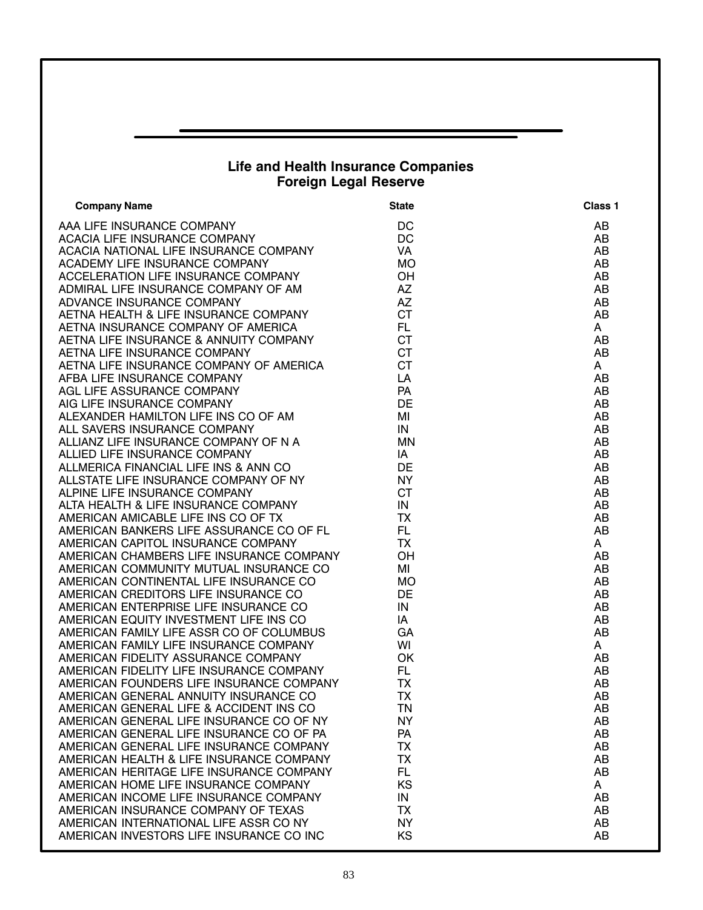## Life and Health Insurance Companies
## Foreign Legal Reserve

| Company Name | State | Class 1 |
|---|---|---|
| AAA LIFE INSURANCE COMPANY | DC | AB |
| ACACIA LIFE INSURANCE COMPANY | DC | AB |
| ACACIA NATIONAL LIFE INSURANCE COMPANY | VA | AB |
| ACADEMY LIFE INSURANCE COMPANY | MO | AB |
| ACCELERATION LIFE INSURANCE COMPANY | OH | AB |
| ADMIRAL LIFE INSURANCE COMPANY OF AM | AZ | AB |
| ADVANCE INSURANCE COMPANY | AZ | AB |
| AETNA HEALTH & LIFE INSURANCE COMPANY | CT | AB |
| AETNA INSURANCE COMPANY OF AMERICA | FL | A |
| AETNA LIFE INSURANCE & ANNUITY COMPANY | CT | AB |
| AETNA LIFE INSURANCE COMPANY | CT | AB |
| AETNA LIFE INSURANCE COMPANY OF AMERICA | CT | A |
| AFBA LIFE INSURANCE COMPANY | LA | AB |
| AGL LIFE ASSURANCE COMPANY | PA | AB |
| AIG LIFE INSURANCE COMPANY | DE | AB |
| ALEXANDER HAMILTON LIFE INS CO OF AM | MI | AB |
| ALL SAVERS INSURANCE COMPANY | IN | AB |
| ALLIANZ LIFE INSURANCE COMPANY OF N A | MN | AB |
| ALLIED LIFE INSURANCE COMPANY | IA | AB |
| ALLMERICA FINANCIAL LIFE INS & ANN CO | DE | AB |
| ALLSTATE LIFE INSURANCE COMPANY OF NY | NY | AB |
| ALPINE LIFE INSURANCE COMPANY | CT | AB |
| ALTA HEALTH & LIFE INSURANCE COMPANY | IN | AB |
| AMERICAN AMICABLE LIFE INS CO OF TX | TX | AB |
| AMERICAN BANKERS LIFE ASSURANCE CO OF FL | FL | AB |
| AMERICAN CAPITOL INSURANCE COMPANY | TX | A |
| AMERICAN CHAMBERS LIFE INSURANCE COMPANY | OH | AB |
| AMERICAN COMMUNITY MUTUAL INSURANCE CO | MI | AB |
| AMERICAN CONTINENTAL LIFE INSURANCE CO | MO | AB |
| AMERICAN CREDITORS LIFE INSURANCE CO | DE | AB |
| AMERICAN ENTERPRISE LIFE INSURANCE CO | IN | AB |
| AMERICAN EQUITY INVESTMENT LIFE INS CO | IA | AB |
| AMERICAN FAMILY LIFE ASSR CO OF COLUMBUS | GA | AB |
| AMERICAN FAMILY LIFE INSURANCE COMPANY | WI | A |
| AMERICAN FIDELITY ASSURANCE COMPANY | OK | AB |
| AMERICAN FIDELITY LIFE INSURANCE COMPANY | FL | AB |
| AMERICAN FOUNDERS LIFE INSURANCE COMPANY | TX | AB |
| AMERICAN GENERAL ANNUITY INSURANCE CO | TX | AB |
| AMERICAN GENERAL LIFE & ACCIDENT INS CO | TN | AB |
| AMERICAN GENERAL LIFE INSURANCE CO OF NY | NY | AB |
| AMERICAN GENERAL LIFE INSURANCE CO OF PA | PA | AB |
| AMERICAN GENERAL LIFE INSURANCE COMPANY | TX | AB |
| AMERICAN HEALTH & LIFE INSURANCE COMPANY | TX | AB |
| AMERICAN HERITAGE LIFE INSURANCE COMPANY | FL | AB |
| AMERICAN HOME LIFE INSURANCE COMPANY | KS | A |
| AMERICAN INCOME LIFE INSURANCE COMPANY | IN | AB |
| AMERICAN INSURANCE COMPANY OF TEXAS | TX | AB |
| AMERICAN INTERNATIONAL LIFE ASSR CO NY | NY | AB |
| AMERICAN INVESTORS LIFE INSURANCE CO INC | KS | AB |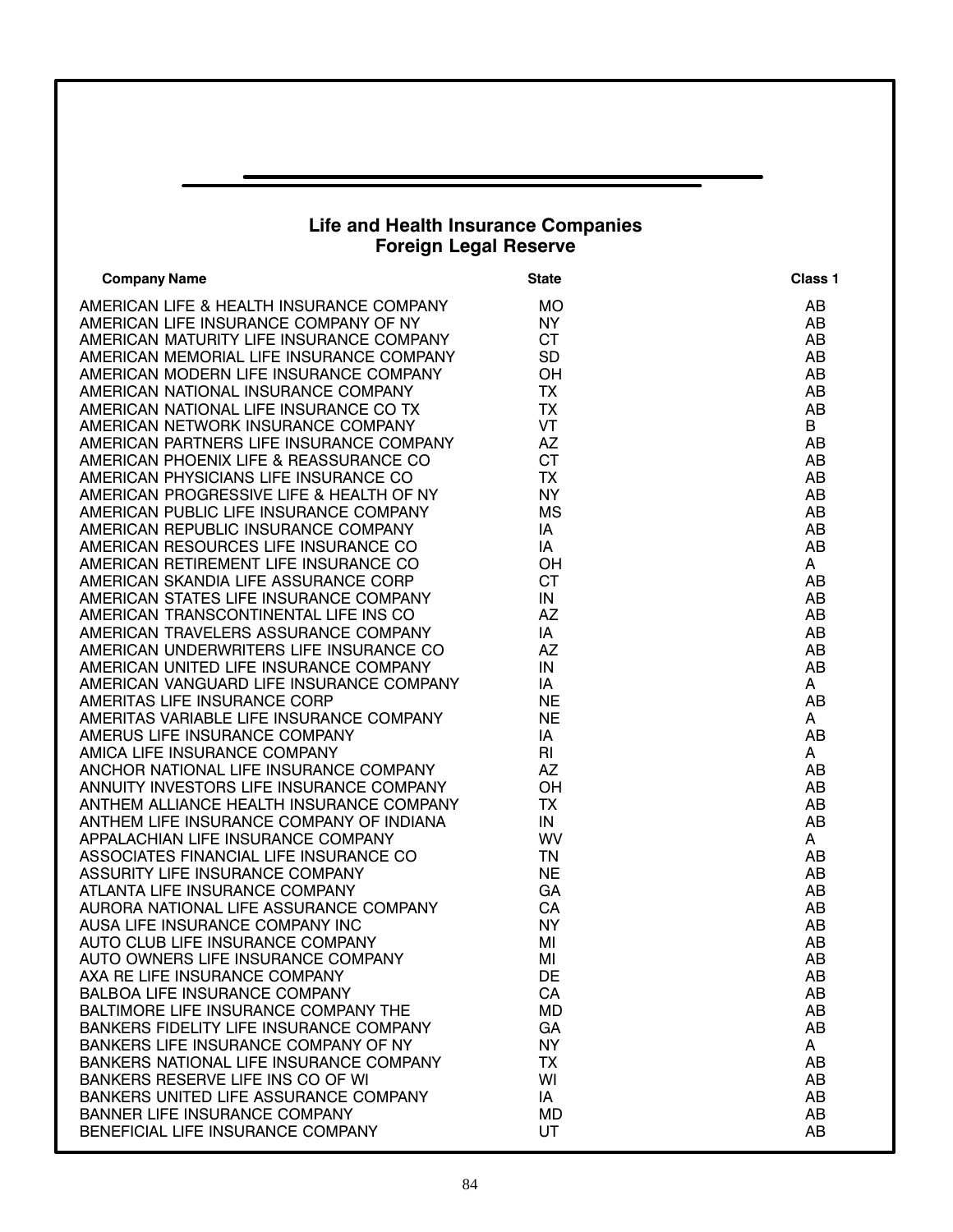## Life and Health Insurance Companies
## Foreign Legal Reserve

| Company Name | State | Class 1 |
|---|---|---|
| AMERICAN LIFE & HEALTH INSURANCE COMPANY | MO | AB |
| AMERICAN LIFE INSURANCE COMPANY OF NY | NY | AB |
| AMERICAN MATURITY LIFE INSURANCE COMPANY | CT | AB |
| AMERICAN MEMORIAL LIFE INSURANCE COMPANY | SD | AB |
| AMERICAN MODERN LIFE INSURANCE COMPANY | OH | AB |
| AMERICAN NATIONAL INSURANCE COMPANY | TX | AB |
| AMERICAN NATIONAL LIFE INSURANCE CO TX | TX | AB |
| AMERICAN NETWORK INSURANCE COMPANY | VT | B |
| AMERICAN PARTNERS LIFE INSURANCE COMPANY | AZ | AB |
| AMERICAN PHOENIX LIFE & REASSURANCE CO | CT | AB |
| AMERICAN PHYSICIANS LIFE INSURANCE CO | TX | AB |
| AMERICAN PROGRESSIVE LIFE & HEALTH OF NY | NY | AB |
| AMERICAN PUBLIC LIFE INSURANCE COMPANY | MS | AB |
| AMERICAN REPUBLIC INSURANCE COMPANY | IA | AB |
| AMERICAN RESOURCES LIFE INSURANCE CO | IA | AB |
| AMERICAN RETIREMENT LIFE INSURANCE CO | OH | A |
| AMERICAN SKANDIA LIFE ASSURANCE CORP | CT | AB |
| AMERICAN STATES LIFE INSURANCE COMPANY | IN | AB |
| AMERICAN TRANSCONTINENTAL LIFE INS CO | AZ | AB |
| AMERICAN TRAVELERS ASSURANCE COMPANY | IA | AB |
| AMERICAN UNDERWRITERS LIFE INSURANCE CO | AZ | AB |
| AMERICAN UNITED LIFE INSURANCE COMPANY | IN | AB |
| AMERICAN VANGUARD LIFE INSURANCE COMPANY | IA | A |
| AMERITAS LIFE INSURANCE CORP | NE | AB |
| AMERITAS VARIABLE LIFE INSURANCE COMPANY | NE | A |
| AMERUS LIFE INSURANCE COMPANY | IA | AB |
| AMICA LIFE INSURANCE COMPANY | RI | A |
| ANCHOR NATIONAL LIFE INSURANCE COMPANY | AZ | AB |
| ANNUITY INVESTORS LIFE INSURANCE COMPANY | OH | AB |
| ANTHEM ALLIANCE HEALTH INSURANCE COMPANY | TX | AB |
| ANTHEM LIFE INSURANCE COMPANY OF INDIANA | IN | AB |
| APPALACHIAN LIFE INSURANCE COMPANY | WV | A |
| ASSOCIATES FINANCIAL LIFE INSURANCE CO | TN | AB |
| ASSURITY LIFE INSURANCE COMPANY | NE | AB |
| ATLANTA LIFE INSURANCE COMPANY | GA | AB |
| AURORA NATIONAL LIFE ASSURANCE COMPANY | CA | AB |
| AUSA LIFE INSURANCE COMPANY INC | NY | AB |
| AUTO CLUB LIFE INSURANCE COMPANY | MI | AB |
| AUTO OWNERS LIFE INSURANCE COMPANY | MI | AB |
| AXA RE LIFE INSURANCE COMPANY | DE | AB |
| BALBOA LIFE INSURANCE COMPANY | CA | AB |
| BALTIMORE LIFE INSURANCE COMPANY THE | MD | AB |
| BANKERS FIDELITY LIFE INSURANCE COMPANY | GA | AB |
| BANKERS LIFE INSURANCE COMPANY OF NY | NY | A |
| BANKERS NATIONAL LIFE INSURANCE COMPANY | TX | AB |
| BANKERS RESERVE LIFE INS CO OF WI | WI | AB |
| BANKERS UNITED LIFE ASSURANCE COMPANY | IA | AB |
| BANNER LIFE INSURANCE COMPANY | MD | AB |
| BENEFICIAL LIFE INSURANCE COMPANY | UT | AB |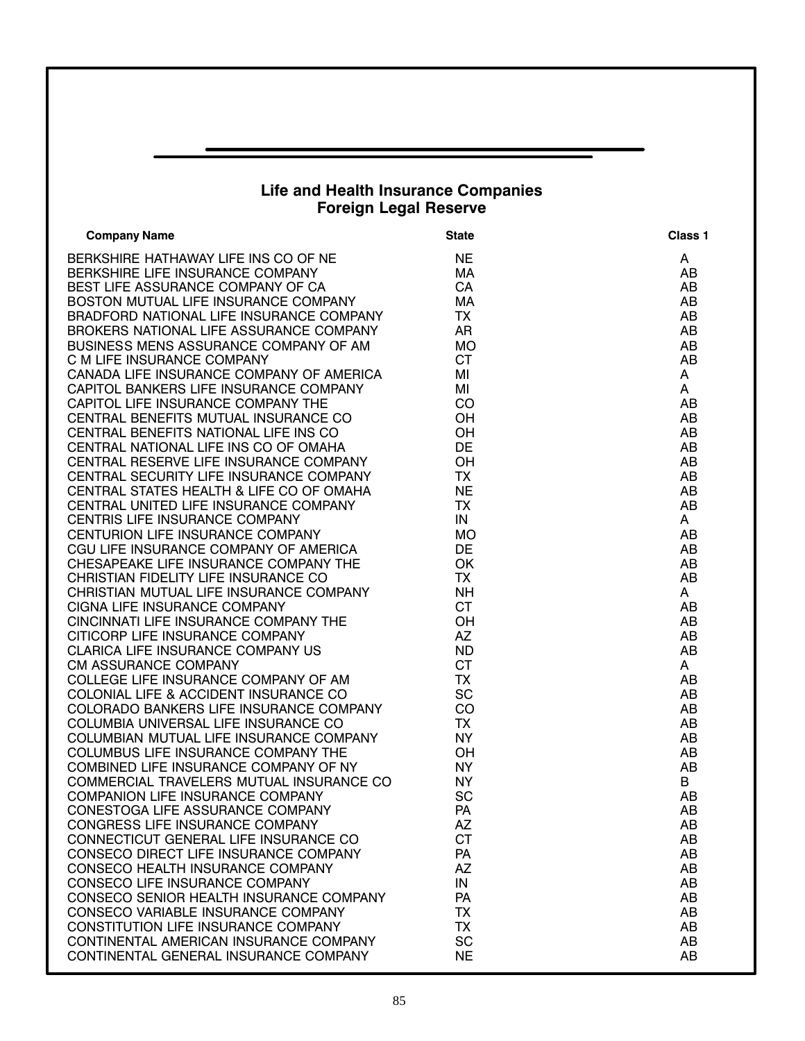## Life and Health Insurance Companies
## Foreign Legal Reserve

| Company Name | State | Class 1 |
|---|---|---|
| BERKSHIRE HATHAWAY LIFE INS CO OF NE | NE | A |
| BERKSHIRE LIFE INSURANCE COMPANY | MA | AB |
| BEST LIFE ASSURANCE COMPANY OF CA | CA | AB |
| BOSTON MUTUAL LIFE INSURANCE COMPANY | MA | AB |
| BRADFORD NATIONAL LIFE INSURANCE COMPANY | TX | AB |
| BROKERS NATIONAL LIFE ASSURANCE COMPANY | AR | AB |
| BUSINESS MENS ASSURANCE COMPANY OF AM | MO | AB |
| C M LIFE INSURANCE COMPANY | CT | AB |
| CANADA LIFE INSURANCE COMPANY OF AMERICA | MI | A |
| CAPITOL BANKERS LIFE INSURANCE COMPANY | MI | A |
| CAPITOL LIFE INSURANCE COMPANY THE | CO | AB |
| CENTRAL BENEFITS MUTUAL INSURANCE CO | OH | AB |
| CENTRAL BENEFITS NATIONAL LIFE INS CO | OH | AB |
| CENTRAL NATIONAL LIFE INS CO OF OMAHA | DE | AB |
| CENTRAL RESERVE LIFE INSURANCE COMPANY | OH | AB |
| CENTRAL SECURITY LIFE INSURANCE COMPANY | TX | AB |
| CENTRAL STATES HEALTH & LIFE CO OF OMAHA | NE | AB |
| CENTRAL UNITED LIFE INSURANCE COMPANY | TX | AB |
| CENTRIS LIFE INSURANCE COMPANY | IN | A |
| CENTURION LIFE INSURANCE COMPANY | MO | AB |
| CGU LIFE INSURANCE COMPANY OF AMERICA | DE | AB |
| CHESAPEAKE LIFE INSURANCE COMPANY THE | OK | AB |
| CHRISTIAN FIDELITY LIFE INSURANCE CO | TX | AB |
| CHRISTIAN MUTUAL LIFE INSURANCE COMPANY | NH | A |
| CIGNA LIFE INSURANCE COMPANY | CT | AB |
| CINCINNATI LIFE INSURANCE COMPANY THE | OH | AB |
| CITICORP LIFE INSURANCE COMPANY | AZ | AB |
| CLARICA LIFE INSURANCE COMPANY US | ND | AB |
| CM ASSURANCE COMPANY | CT | A |
| COLLEGE LIFE INSURANCE COMPANY OF AM | TX | AB |
| COLONIAL LIFE & ACCIDENT INSURANCE CO | SC | AB |
| COLORADO BANKERS LIFE INSURANCE COMPANY | CO | AB |
| COLUMBIA UNIVERSAL LIFE INSURANCE CO | TX | AB |
| COLUMBIAN MUTUAL LIFE INSURANCE COMPANY | NY | AB |
| COLUMBUS LIFE INSURANCE COMPANY THE | OH | AB |
| COMBINED LIFE INSURANCE COMPANY OF NY | NY | AB |
| COMMERCIAL TRAVELERS MUTUAL INSURANCE CO | NY | B |
| COMPANION LIFE INSURANCE COMPANY | SC | AB |
| CONESTOGA LIFE ASSURANCE COMPANY | PA | AB |
| CONGRESS LIFE INSURANCE COMPANY | AZ | AB |
| CONNECTICUT GENERAL LIFE INSURANCE CO | CT | AB |
| CONSECO DIRECT LIFE INSURANCE COMPANY | PA | AB |
| CONSECO HEALTH INSURANCE COMPANY | AZ | AB |
| CONSECO LIFE INSURANCE COMPANY | IN | AB |
| CONSECO SENIOR HEALTH INSURANCE COMPANY | PA | AB |
| CONSECO VARIABLE INSURANCE COMPANY | TX | AB |
| CONSTITUTION LIFE INSURANCE COMPANY | TX | AB |
| CONTINENTAL AMERICAN INSURANCE COMPANY | SC | AB |
| CONTINENTAL GENERAL INSURANCE COMPANY | NE | AB |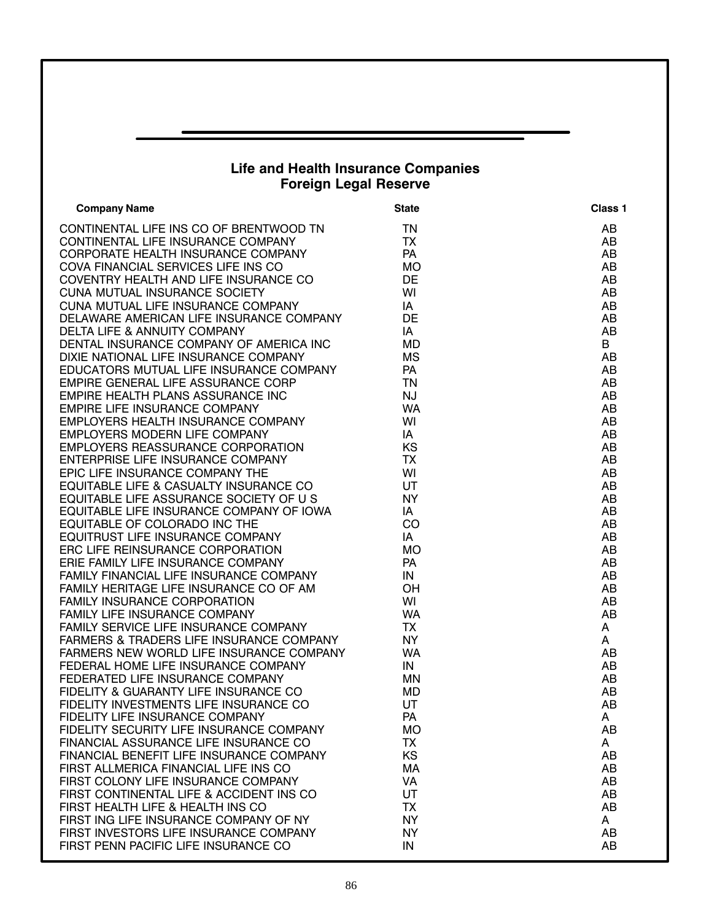## Life and Health Insurance Companies
## Foreign Legal Reserve

| Company Name | State | Class 1 |
|---|---|---|
| CONTINENTAL LIFE INS CO OF BRENTWOOD TN | TN | AB |
| CONTINENTAL LIFE INSURANCE COMPANY | TX | AB |
| CORPORATE HEALTH INSURANCE COMPANY | PA | AB |
| COVA FINANCIAL SERVICES LIFE INS CO | MO | AB |
| COVENTRY HEALTH AND LIFE INSURANCE CO | DE | AB |
| CUNA MUTUAL INSURANCE SOCIETY | WI | AB |
| CUNA MUTUAL LIFE INSURANCE COMPANY | IA | AB |
| DELAWARE AMERICAN LIFE INSURANCE COMPANY | DE | AB |
| DELTA LIFE & ANNUITY COMPANY | IA | AB |
| DENTAL INSURANCE COMPANY OF AMERICA INC | MD | B |
| DIXIE NATIONAL LIFE INSURANCE COMPANY | MS | AB |
| EDUCATORS MUTUAL LIFE INSURANCE COMPANY | PA | AB |
| EMPIRE GENERAL LIFE ASSURANCE CORP | TN | AB |
| EMPIRE HEALTH PLANS ASSURANCE INC | NJ | AB |
| EMPIRE LIFE INSURANCE COMPANY | WA | AB |
| EMPLOYERS HEALTH INSURANCE COMPANY | WI | AB |
| EMPLOYERS MODERN LIFE COMPANY | IA | AB |
| EMPLOYERS REASSURANCE CORPORATION | KS | AB |
| ENTERPRISE LIFE INSURANCE COMPANY | TX | AB |
| EPIC LIFE INSURANCE COMPANY THE | WI | AB |
| EQUITABLE LIFE & CASUALTY INSURANCE CO | UT | AB |
| EQUITABLE LIFE ASSURANCE SOCIETY OF U S | NY | AB |
| EQUITABLE LIFE INSURANCE COMPANY OF IOWA | IA | AB |
| EQUITABLE OF COLORADO INC THE | CO | AB |
| EQUITRUST LIFE INSURANCE COMPANY | IA | AB |
| ERC LIFE REINSURANCE CORPORATION | MO | AB |
| ERIE FAMILY LIFE INSURANCE COMPANY | PA | AB |
| FAMILY FINANCIAL LIFE INSURANCE COMPANY | IN | AB |
| FAMILY HERITAGE LIFE INSURANCE CO OF AM | OH | AB |
| FAMILY INSURANCE CORPORATION | WI | AB |
| FAMILY LIFE INSURANCE COMPANY | WA | AB |
| FAMILY SERVICE LIFE INSURANCE COMPANY | TX | A |
| FARMERS & TRADERS LIFE INSURANCE COMPANY | NY | A |
| FARMERS NEW WORLD LIFE INSURANCE COMPANY | WA | AB |
| FEDERAL HOME LIFE INSURANCE COMPANY | IN | AB |
| FEDERATED LIFE INSURANCE COMPANY | MN | AB |
| FIDELITY & GUARANTY LIFE INSURANCE CO | MD | AB |
| FIDELITY INVESTMENTS LIFE INSURANCE CO | UT | AB |
| FIDELITY LIFE INSURANCE COMPANY | PA | A |
| FIDELITY SECURITY LIFE INSURANCE COMPANY | MO | AB |
| FINANCIAL ASSURANCE LIFE INSURANCE CO | TX | A |
| FINANCIAL BENEFIT LIFE INSURANCE COMPANY | KS | AB |
| FIRST ALLMERICA FINANCIAL LIFE INS CO | MA | AB |
| FIRST COLONY LIFE INSURANCE COMPANY | VA | AB |
| FIRST CONTINENTAL LIFE & ACCIDENT INS CO | UT | AB |
| FIRST HEALTH LIFE & HEALTH INS CO | TX | AB |
| FIRST ING LIFE INSURANCE COMPANY OF NY | NY | A |
| FIRST INVESTORS LIFE INSURANCE COMPANY | NY | AB |
| FIRST PENN PACIFIC LIFE INSURANCE CO | IN | AB |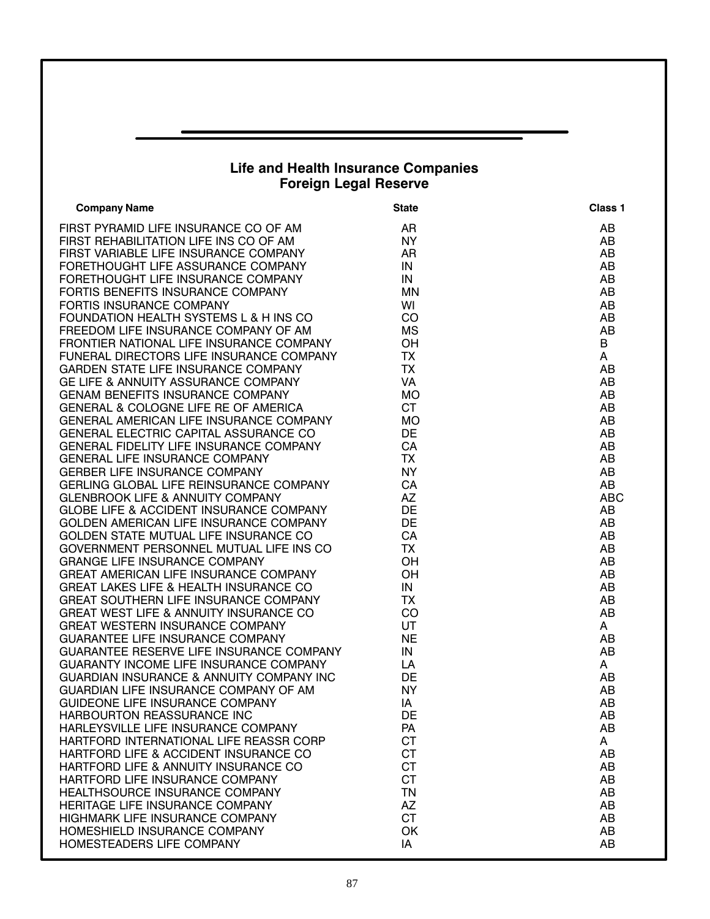## Life and Health Insurance Companies
## Foreign Legal Reserve

| Company Name | State | Class 1 |
| --- | --- | --- |
| FIRST PYRAMID LIFE INSURANCE CO OF AM | AR | AB |
| FIRST REHABILITATION LIFE INS CO OF AM | NY | AB |
| FIRST VARIABLE LIFE INSURANCE COMPANY | AR | AB |
| FORETHOUGHT LIFE ASSURANCE COMPANY | IN | AB |
| FORETHOUGHT LIFE INSURANCE COMPANY | IN | AB |
| FORTIS BENEFITS INSURANCE COMPANY | MN | AB |
| FORTIS INSURANCE COMPANY | WI | AB |
| FOUNDATION HEALTH SYSTEMS L & H INS CO | CO | AB |
| FREEDOM LIFE INSURANCE COMPANY OF AM | MS | AB |
| FRONTIER NATIONAL LIFE INSURANCE COMPANY | OH | B |
| FUNERAL DIRECTORS LIFE INSURANCE COMPANY | TX | A |
| GARDEN STATE LIFE INSURANCE COMPANY | TX | AB |
| GE LIFE & ANNUITY ASSURANCE COMPANY | VA | AB |
| GENAM BENEFITS INSURANCE COMPANY | MO | AB |
| GENERAL & COLOGNE LIFE RE OF AMERICA | CT | AB |
| GENERAL AMERICAN LIFE INSURANCE COMPANY | MO | AB |
| GENERAL ELECTRIC CAPITAL ASSURANCE CO | DE | AB |
| GENERAL FIDELITY LIFE INSURANCE COMPANY | CA | AB |
| GENERAL LIFE INSURANCE COMPANY | TX | AB |
| GERBER LIFE INSURANCE COMPANY | NY | AB |
| GERLING GLOBAL LIFE REINSURANCE COMPANY | CA | AB |
| GLENBROOK LIFE & ANNUITY COMPANY | AZ | ABC |
| GLOBE LIFE & ACCIDENT INSURANCE COMPANY | DE | AB |
| GOLDEN AMERICAN LIFE INSURANCE COMPANY | DE | AB |
| GOLDEN STATE MUTUAL LIFE INSURANCE CO | CA | AB |
| GOVERNMENT PERSONNEL MUTUAL LIFE INS CO | TX | AB |
| GRANGE LIFE INSURANCE COMPANY | OH | AB |
| GREAT AMERICAN LIFE INSURANCE COMPANY | OH | AB |
| GREAT LAKES LIFE & HEALTH INSURANCE CO | IN | AB |
| GREAT SOUTHERN LIFE INSURANCE COMPANY | TX | AB |
| GREAT WEST LIFE & ANNUITY INSURANCE CO | CO | AB |
| GREAT WESTERN INSURANCE COMPANY | UT | A |
| GUARANTEE LIFE INSURANCE COMPANY | NE | AB |
| GUARANTEE RESERVE LIFE INSURANCE COMPANY | IN | AB |
| GUARANTY INCOME LIFE INSURANCE COMPANY | LA | A |
| GUARDIAN INSURANCE & ANNUITY COMPANY INC | DE | AB |
| GUARDIAN LIFE INSURANCE COMPANY OF AM | NY | AB |
| GUIDEONE LIFE INSURANCE COMPANY | IA | AB |
| HARBOURTON REASSURANCE INC | DE | AB |
| HARLEYSVILLE LIFE INSURANCE COMPANY | PA | AB |
| HARTFORD INTERNATIONAL LIFE REASSR CORP | CT | A |
| HARTFORD LIFE & ACCIDENT INSURANCE CO | CT | AB |
| HARTFORD LIFE & ANNUITY INSURANCE CO | CT | AB |
| HARTFORD LIFE INSURANCE COMPANY | CT | AB |
| HEALTHSOURCE INSURANCE COMPANY | TN | AB |
| HERITAGE LIFE INSURANCE COMPANY | AZ | AB |
| HIGHMARK LIFE INSURANCE COMPANY | CT | AB |
| HOMESHIELD INSURANCE COMPANY | OK | AB |
| HOMESTEADERS LIFE COMPANY | IA | AB |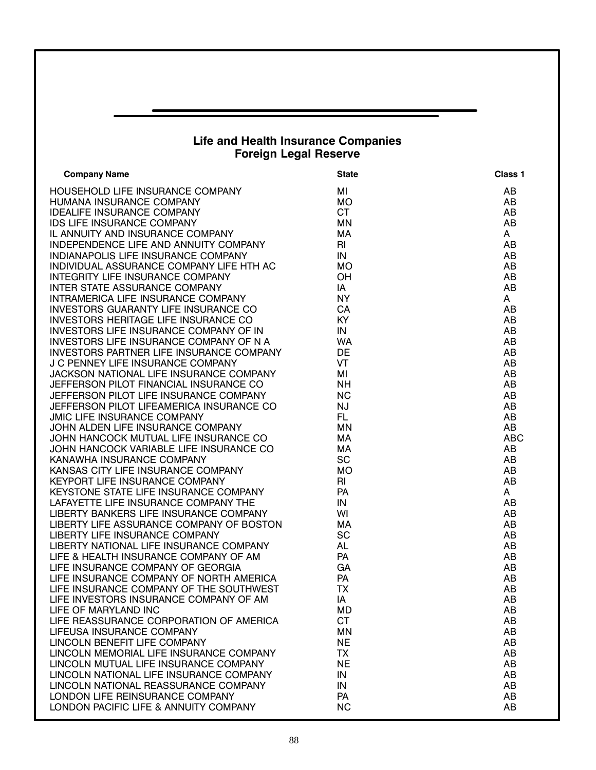## Life and Health Insurance Companies
## Foreign Legal Reserve

| Company Name | State | Class 1 |
|---|---|---|
| HOUSEHOLD LIFE INSURANCE COMPANY | MI | AB |
| HUMANA INSURANCE COMPANY | MO | AB |
| IDEALIFE INSURANCE COMPANY | CT | AB |
| IDS LIFE INSURANCE COMPANY | MN | AB |
| IL ANNUITY AND INSURANCE COMPANY | MA | A |
| INDEPENDENCE LIFE AND ANNUITY COMPANY | RI | AB |
| INDIANAPOLIS LIFE INSURANCE COMPANY | IN | AB |
| INDIVIDUAL ASSURANCE COMPANY LIFE HTH AC | MO | AB |
| INTEGRITY LIFE INSURANCE COMPANY | OH | AB |
| INTER STATE ASSURANCE COMPANY | IA | AB |
| INTRAMERICA LIFE INSURANCE COMPANY | NY | A |
| INVESTORS GUARANTY LIFE INSURANCE CO | CA | AB |
| INVESTORS HERITAGE LIFE INSURANCE CO | KY | AB |
| INVESTORS LIFE INSURANCE COMPANY OF IN | IN | AB |
| INVESTORS LIFE INSURANCE COMPANY OF N A | WA | AB |
| INVESTORS PARTNER LIFE INSURANCE COMPANY | DE | AB |
| J C PENNEY LIFE INSURANCE COMPANY | VT | AB |
| JACKSON NATIONAL LIFE INSURANCE COMPANY | MI | AB |
| JEFFERSON PILOT FINANCIAL INSURANCE CO | NH | AB |
| JEFFERSON PILOT LIFE INSURANCE COMPANY | NC | AB |
| JEFFERSON PILOT LIFEAMERICA INSURANCE CO | NJ | AB |
| JMIC LIFE INSURANCE COMPANY | FL | AB |
| JOHN ALDEN LIFE INSURANCE COMPANY | MN | AB |
| JOHN HANCOCK MUTUAL LIFE INSURANCE CO | MA | ABC |
| JOHN HANCOCK VARIABLE LIFE INSURANCE CO | MA | AB |
| KANAWHA INSURANCE COMPANY | SC | AB |
| KANSAS CITY LIFE INSURANCE COMPANY | MO | AB |
| KEYPORT LIFE INSURANCE COMPANY | RI | AB |
| KEYSTONE STATE LIFE INSURANCE COMPANY | PA | A |
| LAFAYETTE LIFE INSURANCE COMPANY THE | IN | AB |
| LIBERTY BANKERS LIFE INSURANCE COMPANY | WI | AB |
| LIBERTY LIFE ASSURANCE COMPANY OF BOSTON | MA | AB |
| LIBERTY LIFE INSURANCE COMPANY | SC | AB |
| LIBERTY NATIONAL LIFE INSURANCE COMPANY | AL | AB |
| LIFE & HEALTH INSURANCE COMPANY OF AM | PA | AB |
| LIFE INSURANCE COMPANY OF GEORGIA | GA | AB |
| LIFE INSURANCE COMPANY OF NORTH AMERICA | PA | AB |
| LIFE INSURANCE COMPANY OF THE SOUTHWEST | TX | AB |
| LIFE INVESTORS INSURANCE COMPANY OF AM | IA | AB |
| LIFE OF MARYLAND INC | MD | AB |
| LIFE REASSURANCE CORPORATION OF AMERICA | CT | AB |
| LIFEUSA INSURANCE COMPANY | MN | AB |
| LINCOLN BENEFIT LIFE COMPANY | NE | AB |
| LINCOLN MEMORIAL LIFE INSURANCE COMPANY | TX | AB |
| LINCOLN MUTUAL LIFE INSURANCE COMPANY | NE | AB |
| LINCOLN NATIONAL LIFE INSURANCE COMPANY | IN | AB |
| LINCOLN NATIONAL REASSURANCE COMPANY | IN | AB |
| LONDON LIFE REINSURANCE COMPANY | PA | AB |
| LONDON PACIFIC LIFE & ANNUITY COMPANY | NC | AB |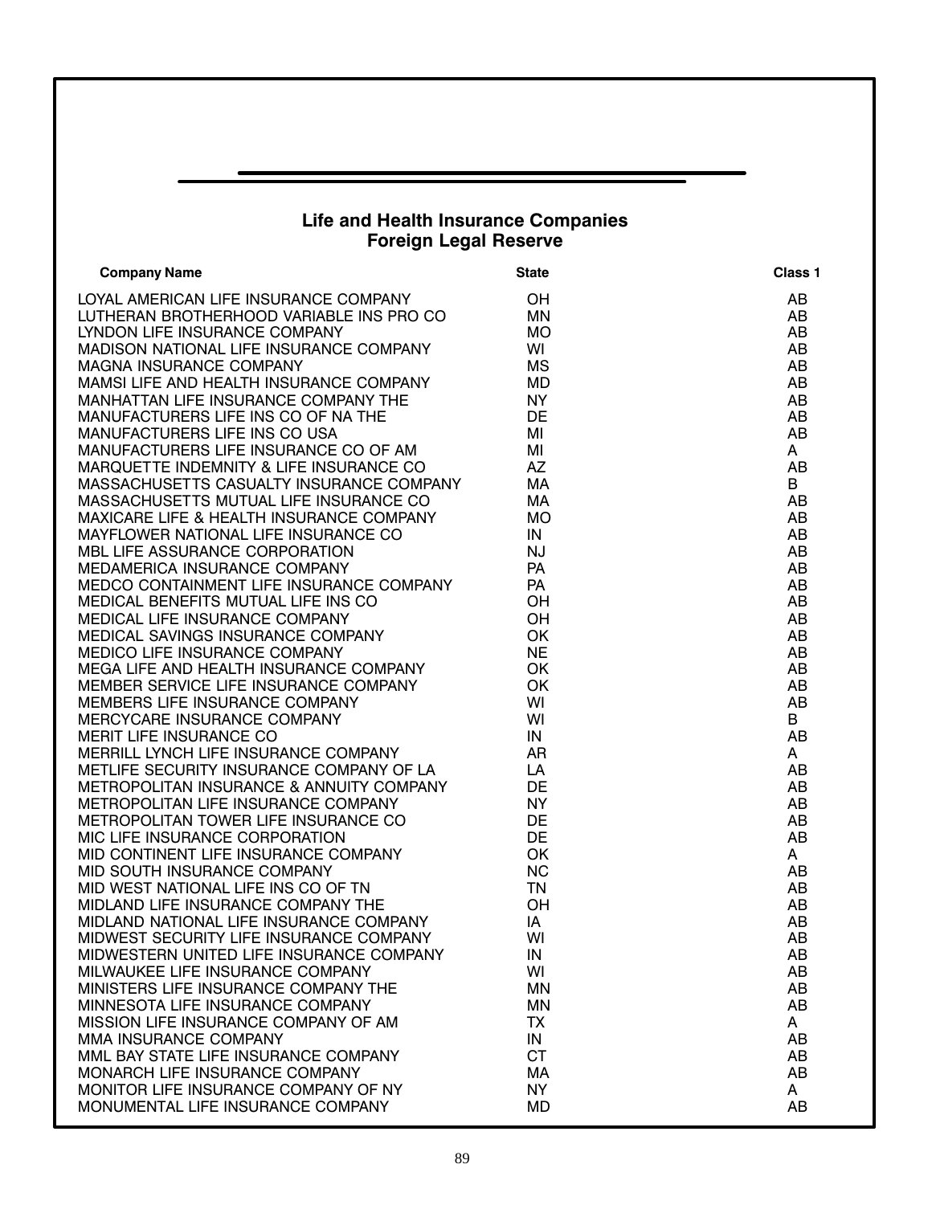## Life and Health Insurance Companies
## Foreign Legal Reserve

| Company Name | State | Class 1 |
|---|---|---|
| LOYAL AMERICAN LIFE INSURANCE COMPANY | OH | AB |
| LUTHERAN BROTHERHOOD VARIABLE INS PRO CO | MN | AB |
| LYNDON LIFE INSURANCE COMPANY | MO | AB |
| MADISON NATIONAL LIFE INSURANCE COMPANY | WI | AB |
| MAGNA INSURANCE COMPANY | MS | AB |
| MAMSI LIFE AND HEALTH INSURANCE COMPANY | MD | AB |
| MANHATTAN LIFE INSURANCE COMPANY THE | NY | AB |
| MANUFACTURERS LIFE INS CO OF NA THE | DE | AB |
| MANUFACTURERS LIFE INS CO USA | MI | AB |
| MANUFACTURERS LIFE INSURANCE CO OF AM | MI | A |
| MARQUETTE INDEMNITY & LIFE INSURANCE CO | AZ | AB |
| MASSACHUSETTS CASUALTY INSURANCE COMPANY | MA | B |
| MASSACHUSETTS MUTUAL LIFE INSURANCE CO | MA | AB |
| MAXICARE LIFE & HEALTH INSURANCE COMPANY | MO | AB |
| MAYFLOWER NATIONAL LIFE INSURANCE CO | IN | AB |
| MBL LIFE ASSURANCE CORPORATION | NJ | AB |
| MEDAMERICA INSURANCE COMPANY | PA | AB |
| MEDCO CONTAINMENT LIFE INSURANCE COMPANY | PA | AB |
| MEDICAL BENEFITS MUTUAL LIFE INS CO | OH | AB |
| MEDICAL LIFE INSURANCE COMPANY | OH | AB |
| MEDICAL SAVINGS INSURANCE COMPANY | OK | AB |
| MEDICO LIFE INSURANCE COMPANY | NE | AB |
| MEGA LIFE AND HEALTH INSURANCE COMPANY | OK | AB |
| MEMBER SERVICE LIFE INSURANCE COMPANY | OK | AB |
| MEMBERS LIFE INSURANCE COMPANY | WI | AB |
| MERCYCARE INSURANCE COMPANY | WI | B |
| MERIT LIFE INSURANCE CO | IN | AB |
| MERRILL LYNCH LIFE INSURANCE COMPANY | AR | A |
| METLIFE SECURITY INSURANCE COMPANY OF LA | LA | AB |
| METROPOLITAN INSURANCE & ANNUITY COMPANY | DE | AB |
| METROPOLITAN LIFE INSURANCE COMPANY | NY | AB |
| METROPOLITAN TOWER LIFE INSURANCE CO | DE | AB |
| MIC LIFE INSURANCE CORPORATION | DE | AB |
| MID CONTINENT LIFE INSURANCE COMPANY | OK | A |
| MID SOUTH INSURANCE COMPANY | NC | AB |
| MID WEST NATIONAL LIFE INS CO OF TN | TN | AB |
| MIDLAND LIFE INSURANCE COMPANY THE | OH | AB |
| MIDLAND NATIONAL LIFE INSURANCE COMPANY | IA | AB |
| MIDWEST SECURITY LIFE INSURANCE COMPANY | WI | AB |
| MIDWESTERN UNITED LIFE INSURANCE COMPANY | IN | AB |
| MILWAUKEE LIFE INSURANCE COMPANY | WI | AB |
| MINISTERS LIFE INSURANCE COMPANY THE | MN | AB |
| MINNESOTA LIFE INSURANCE COMPANY | MN | AB |
| MISSION LIFE INSURANCE COMPANY OF AM | TX | A |
| MMA INSURANCE COMPANY | IN | AB |
| MML BAY STATE LIFE INSURANCE COMPANY | CT | AB |
| MONARCH LIFE INSURANCE COMPANY | MA | AB |
| MONITOR LIFE INSURANCE COMPANY OF NY | NY | A |
| MONUMENTAL LIFE INSURANCE COMPANY | MD | AB |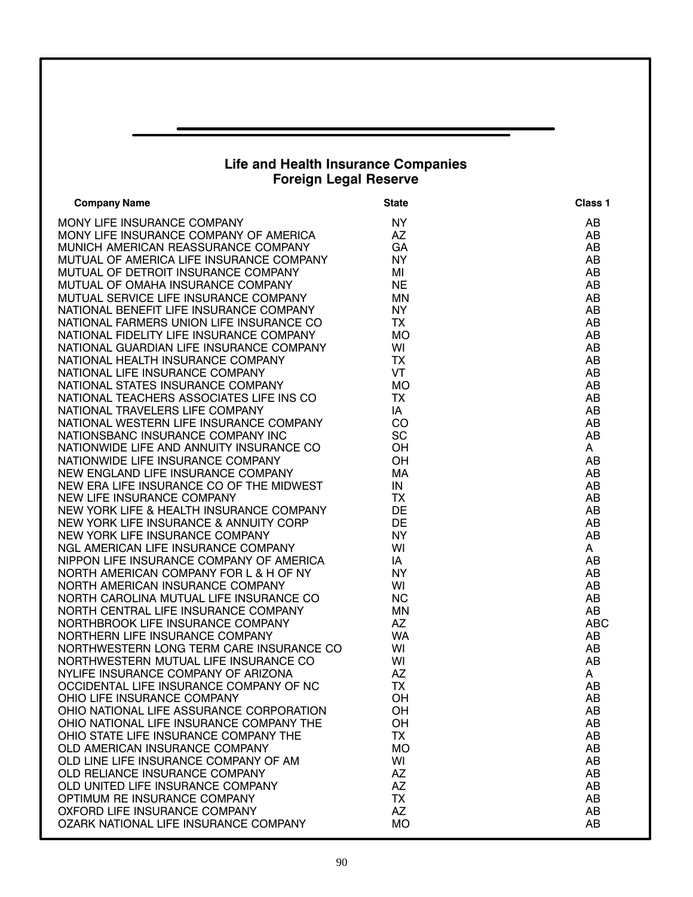## Life and Health Insurance Companies
## Foreign Legal Reserve

| Company Name | State | Class 1 |
|---|---|---|
| MONY LIFE INSURANCE COMPANY | NY | AB |
| MONY LIFE INSURANCE COMPANY OF AMERICA | AZ | AB |
| MUNICH AMERICAN REASSURANCE COMPANY | GA | AB |
| MUTUAL OF AMERICA LIFE INSURANCE COMPANY | NY | AB |
| MUTUAL OF DETROIT INSURANCE COMPANY | MI | AB |
| MUTUAL OF OMAHA INSURANCE COMPANY | NE | AB |
| MUTUAL SERVICE LIFE INSURANCE COMPANY | MN | AB |
| NATIONAL BENEFIT LIFE INSURANCE COMPANY | NY | AB |
| NATIONAL FARMERS UNION LIFE INSURANCE CO | TX | AB |
| NATIONAL FIDELITY LIFE INSURANCE COMPANY | MO | AB |
| NATIONAL GUARDIAN LIFE INSURANCE COMPANY | WI | AB |
| NATIONAL HEALTH INSURANCE COMPANY | TX | AB |
| NATIONAL LIFE INSURANCE COMPANY | VT | AB |
| NATIONAL STATES INSURANCE COMPANY | MO | AB |
| NATIONAL TEACHERS ASSOCIATES LIFE INS CO | TX | AB |
| NATIONAL TRAVELERS LIFE COMPANY | IA | AB |
| NATIONAL WESTERN LIFE INSURANCE COMPANY | CO | AB |
| NATIONSBANC INSURANCE COMPANY INC | SC | AB |
| NATIONWIDE LIFE AND ANNUITY INSURANCE CO | OH | A |
| NATIONWIDE LIFE INSURANCE COMPANY | OH | AB |
| NEW ENGLAND LIFE INSURANCE COMPANY | MA | AB |
| NEW ERA LIFE INSURANCE CO OF THE MIDWEST | IN | AB |
| NEW LIFE INSURANCE COMPANY | TX | AB |
| NEW YORK LIFE & HEALTH INSURANCE COMPANY | DE | AB |
| NEW YORK LIFE INSURANCE & ANNUITY CORP | DE | AB |
| NEW YORK LIFE INSURANCE COMPANY | NY | AB |
| NGL AMERICAN LIFE INSURANCE COMPANY | WI | A |
| NIPPON LIFE INSURANCE COMPANY OF AMERICA | IA | AB |
| NORTH AMERICAN COMPANY FOR L & H OF NY | NY | AB |
| NORTH AMERICAN INSURANCE COMPANY | WI | AB |
| NORTH CAROLINA MUTUAL LIFE INSURANCE CO | NC | AB |
| NORTH CENTRAL LIFE INSURANCE COMPANY | MN | AB |
| NORTHBROOK LIFE INSURANCE COMPANY | AZ | ABC |
| NORTHERN LIFE INSURANCE COMPANY | WA | AB |
| NORTHWESTERN LONG TERM CARE INSURANCE CO | WI | AB |
| NORTHWESTERN MUTUAL LIFE INSURANCE CO | WI | AB |
| NYLIFE INSURANCE COMPANY OF ARIZONA | AZ | A |
| OCCIDENTAL LIFE INSURANCE COMPANY OF NC | TX | AB |
| OHIO LIFE INSURANCE COMPANY | OH | AB |
| OHIO NATIONAL LIFE ASSURANCE CORPORATION | OH | AB |
| OHIO NATIONAL LIFE INSURANCE COMPANY THE | OH | AB |
| OHIO STATE LIFE INSURANCE COMPANY THE | TX | AB |
| OLD AMERICAN INSURANCE COMPANY | MO | AB |
| OLD LINE LIFE INSURANCE COMPANY OF AM | WI | AB |
| OLD RELIANCE INSURANCE COMPANY | AZ | AB |
| OLD UNITED LIFE INSURANCE COMPANY | AZ | AB |
| OPTIMUM RE INSURANCE COMPANY | TX | AB |
| OXFORD LIFE INSURANCE COMPANY | AZ | AB |
| OZARK NATIONAL LIFE INSURANCE COMPANY | MO | AB |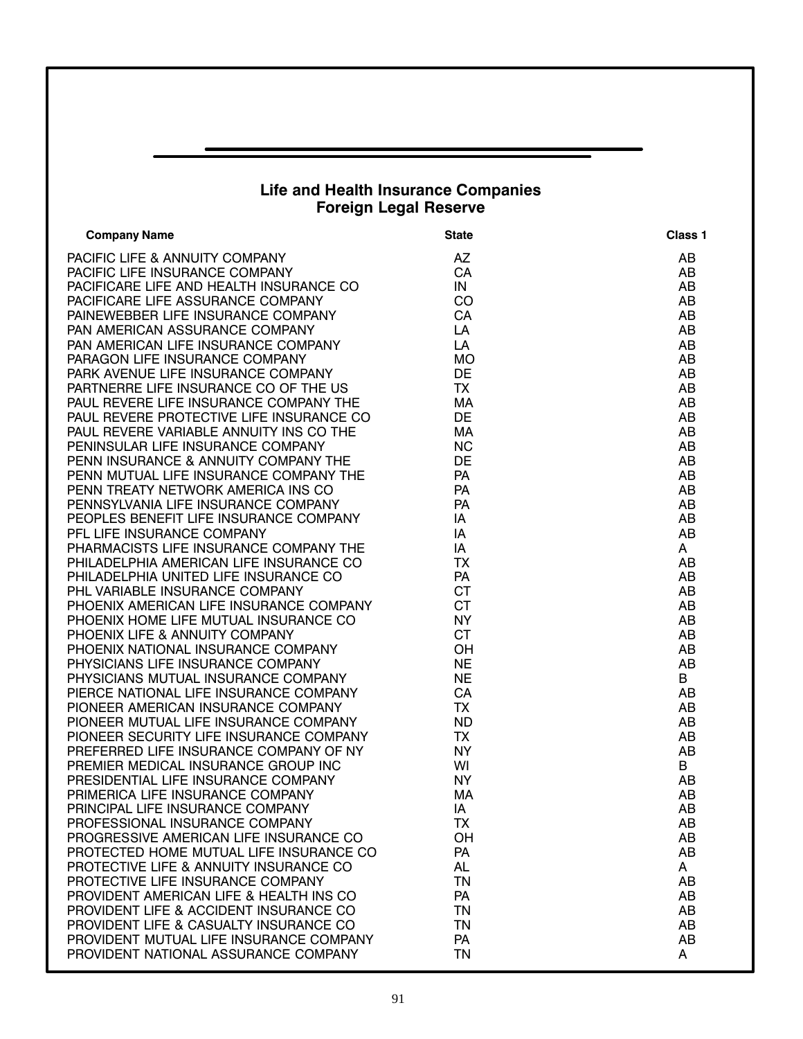## Life and Health Insurance Companies
## Foreign Legal Reserve

| Company Name | State | Class 1 |
|---|---|---|
| PACIFIC LIFE & ANNUITY COMPANY | AZ | AB |
| PACIFIC LIFE INSURANCE COMPANY | CA | AB |
| PACIFICARE LIFE AND HEALTH INSURANCE CO | IN | AB |
| PACIFICARE LIFE ASSURANCE COMPANY | CO | AB |
| PAINEWEBBER LIFE INSURANCE COMPANY | CA | AB |
| PAN AMERICAN ASSURANCE COMPANY | LA | AB |
| PAN AMERICAN LIFE INSURANCE COMPANY | LA | AB |
| PARAGON LIFE INSURANCE COMPANY | MO | AB |
| PARK AVENUE LIFE INSURANCE COMPANY | DE | AB |
| PARTNERRE LIFE INSURANCE CO OF THE US | TX | AB |
| PAUL REVERE LIFE INSURANCE COMPANY THE | MA | AB |
| PAUL REVERE PROTECTIVE LIFE INSURANCE CO | DE | AB |
| PAUL REVERE VARIABLE ANNUITY INS CO THE | MA | AB |
| PENINSULAR LIFE INSURANCE COMPANY | NC | AB |
| PENN INSURANCE & ANNUITY COMPANY THE | DE | AB |
| PENN MUTUAL LIFE INSURANCE COMPANY THE | PA | AB |
| PENN TREATY NETWORK AMERICA INS CO | PA | AB |
| PENNSYLVANIA LIFE INSURANCE COMPANY | PA | AB |
| PEOPLES BENEFIT LIFE INSURANCE COMPANY | IA | AB |
| PFL LIFE INSURANCE COMPANY | IA | AB |
| PHARMACISTS LIFE INSURANCE COMPANY THE | IA | A |
| PHILADELPHIA AMERICAN LIFE INSURANCE CO | TX | AB |
| PHILADELPHIA UNITED LIFE INSURANCE CO | PA | AB |
| PHL VARIABLE INSURANCE COMPANY | CT | AB |
| PHOENIX AMERICAN LIFE INSURANCE COMPANY | CT | AB |
| PHOENIX HOME LIFE MUTUAL INSURANCE CO | NY | AB |
| PHOENIX LIFE & ANNUITY COMPANY | CT | AB |
| PHOENIX NATIONAL INSURANCE COMPANY | OH | AB |
| PHYSICIANS LIFE INSURANCE COMPANY | NE | AB |
| PHYSICIANS MUTUAL INSURANCE COMPANY | NE | B |
| PIERCE NATIONAL LIFE INSURANCE COMPANY | CA | AB |
| PIONEER AMERICAN INSURANCE COMPANY | TX | AB |
| PIONEER MUTUAL LIFE INSURANCE COMPANY | ND | AB |
| PIONEER SECURITY LIFE INSURANCE COMPANY | TX | AB |
| PREFERRED LIFE INSURANCE COMPANY OF NY | NY | AB |
| PREMIER MEDICAL INSURANCE GROUP INC | WI | B |
| PRESIDENTIAL LIFE INSURANCE COMPANY | NY | AB |
| PRIMERICA LIFE INSURANCE COMPANY | MA | AB |
| PRINCIPAL LIFE INSURANCE COMPANY | IA | AB |
| PROFESSIONAL INSURANCE COMPANY | TX | AB |
| PROGRESSIVE AMERICAN LIFE INSURANCE CO | OH | AB |
| PROTECTED HOME MUTUAL LIFE INSURANCE CO | PA | AB |
| PROTECTIVE LIFE & ANNUITY INSURANCE CO | AL | A |
| PROTECTIVE LIFE INSURANCE COMPANY | TN | AB |
| PROVIDENT AMERICAN LIFE & HEALTH INS CO | PA | AB |
| PROVIDENT LIFE & ACCIDENT INSURANCE CO | TN | AB |
| PROVIDENT LIFE & CASUALTY INSURANCE CO | TN | AB |
| PROVIDENT MUTUAL LIFE INSURANCE COMPANY | PA | AB |
| PROVIDENT NATIONAL ASSURANCE COMPANY | TN | A |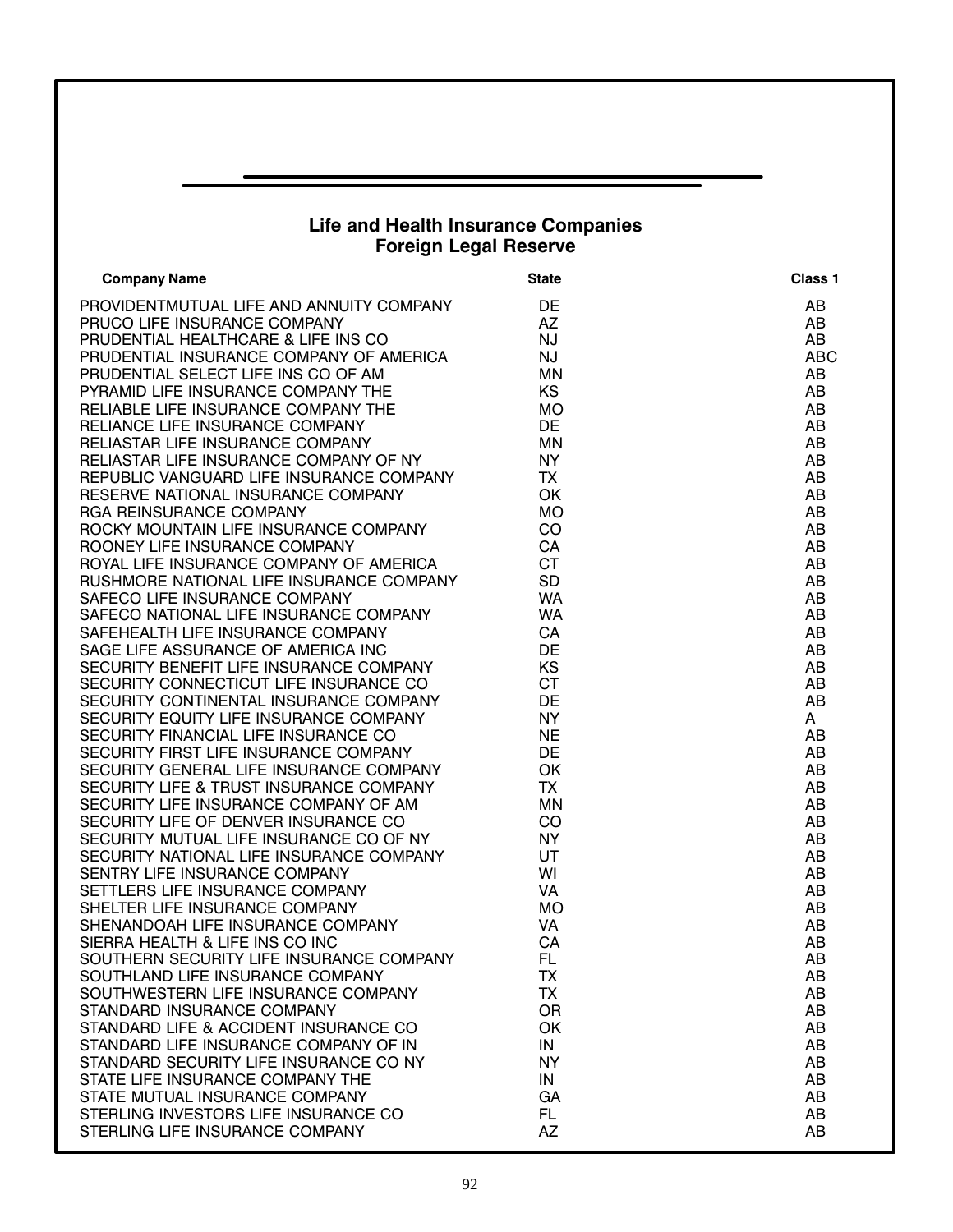## Life and Health Insurance Companies
## Foreign Legal Reserve

| Company Name | State | Class 1 |
|---|---|---|
| PROVIDENTMUTUAL LIFE AND ANNUITY COMPANY | DE | AB |
| PRUCO LIFE INSURANCE COMPANY | AZ | AB |
| PRUDENTIAL HEALTHCARE & LIFE INS CO | NJ | AB |
| PRUDENTIAL INSURANCE COMPANY OF AMERICA | NJ | ABC |
| PRUDENTIAL SELECT LIFE INS CO OF AM | MN | AB |
| PYRAMID LIFE INSURANCE COMPANY THE | KS | AB |
| RELIABLE LIFE INSURANCE COMPANY THE | MO | AB |
| RELIANCE LIFE INSURANCE COMPANY | DE | AB |
| RELIASTAR LIFE INSURANCE COMPANY | MN | AB |
| RELIASTAR LIFE INSURANCE COMPANY OF NY | NY | AB |
| REPUBLIC VANGUARD LIFE INSURANCE COMPANY | TX | AB |
| RESERVE NATIONAL INSURANCE COMPANY | OK | AB |
| RGA REINSURANCE COMPANY | MO | AB |
| ROCKY MOUNTAIN LIFE INSURANCE COMPANY | CO | AB |
| ROONEY LIFE INSURANCE COMPANY | CA | AB |
| ROYAL LIFE INSURANCE COMPANY OF AMERICA | CT | AB |
| RUSHMORE NATIONAL LIFE INSURANCE COMPANY | SD | AB |
| SAFECO LIFE INSURANCE COMPANY | WA | AB |
| SAFECO NATIONAL LIFE INSURANCE COMPANY | WA | AB |
| SAFEHEALTH LIFE INSURANCE COMPANY | CA | AB |
| SAGE LIFE ASSURANCE OF AMERICA INC | DE | AB |
| SECURITY BENEFIT LIFE INSURANCE COMPANY | KS | AB |
| SECURITY CONNECTICUT LIFE INSURANCE CO | CT | AB |
| SECURITY CONTINENTAL INSURANCE COMPANY | DE | AB |
| SECURITY EQUITY LIFE INSURANCE COMPANY | NY | A |
| SECURITY FINANCIAL LIFE INSURANCE CO | NE | AB |
| SECURITY FIRST LIFE INSURANCE COMPANY | DE | AB |
| SECURITY GENERAL LIFE INSURANCE COMPANY | OK | AB |
| SECURITY LIFE & TRUST INSURANCE COMPANY | TX | AB |
| SECURITY LIFE INSURANCE COMPANY OF AM | MN | AB |
| SECURITY LIFE OF DENVER INSURANCE CO | CO | AB |
| SECURITY MUTUAL LIFE INSURANCE CO OF NY | NY | AB |
| SECURITY NATIONAL LIFE INSURANCE COMPANY | UT | AB |
| SENTRY LIFE INSURANCE COMPANY | WI | AB |
| SETTLERS LIFE INSURANCE COMPANY | VA | AB |
| SHELTER LIFE INSURANCE COMPANY | MO | AB |
| SHENANDOAH LIFE INSURANCE COMPANY | VA | AB |
| SIERRA HEALTH & LIFE INS CO INC | CA | AB |
| SOUTHERN SECURITY LIFE INSURANCE COMPANY | FL | AB |
| SOUTHLAND LIFE INSURANCE COMPANY | TX | AB |
| SOUTHWESTERN LIFE INSURANCE COMPANY | TX | AB |
| STANDARD INSURANCE COMPANY | OR | AB |
| STANDARD LIFE & ACCIDENT INSURANCE CO | OK | AB |
| STANDARD LIFE INSURANCE COMPANY OF IN | IN | AB |
| STANDARD SECURITY LIFE INSURANCE CO NY | NY | AB |
| STATE LIFE INSURANCE COMPANY THE | IN | AB |
| STATE MUTUAL INSURANCE COMPANY | GA | AB |
| STERLING INVESTORS LIFE INSURANCE CO | FL | AB |
| STERLING LIFE INSURANCE COMPANY | AZ | AB |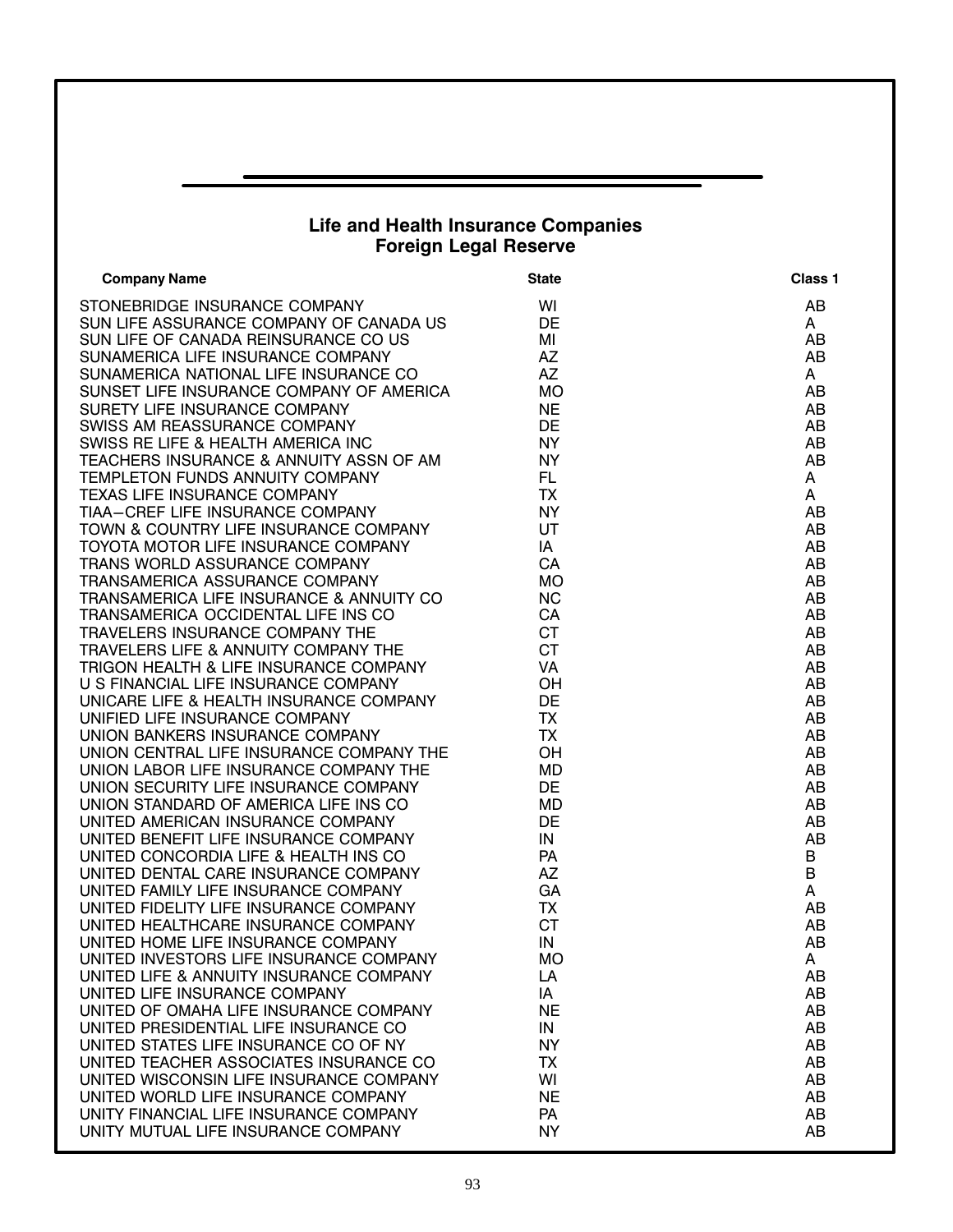## Life and Health Insurance Companies
## Foreign Legal Reserve

| Company Name | State | Class 1 |
|---|---|---|
| STONEBRIDGE INSURANCE COMPANY | WI | AB |
| SUN LIFE ASSURANCE COMPANY OF CANADA US | DE | A |
| SUN LIFE OF CANADA REINSURANCE CO US | MI | AB |
| SUNAMERICA LIFE INSURANCE COMPANY | AZ | AB |
| SUNAMERICA NATIONAL LIFE INSURANCE CO | AZ | A |
| SUNSET LIFE INSURANCE COMPANY OF AMERICA | MO | AB |
| SURETY LIFE INSURANCE COMPANY | NE | AB |
| SWISS AM REASSURANCE COMPANY | DE | AB |
| SWISS RE LIFE & HEALTH AMERICA INC | NY | AB |
| TEACHERS INSURANCE & ANNUITY ASSN OF AM | NY | AB |
| TEMPLETON FUNDS ANNUITY COMPANY | FL | A |
| TEXAS LIFE INSURANCE COMPANY | TX | A |
| TIAA−CREF LIFE INSURANCE COMPANY | NY | AB |
| TOWN & COUNTRY LIFE INSURANCE COMPANY | UT | AB |
| TOYOTA MOTOR LIFE INSURANCE COMPANY | IA | AB |
| TRANS WORLD ASSURANCE COMPANY | CA | AB |
| TRANSAMERICA ASSURANCE COMPANY | MO | AB |
| TRANSAMERICA LIFE INSURANCE & ANNUITY CO | NC | AB |
| TRANSAMERICA OCCIDENTAL LIFE INS CO | CA | AB |
| TRAVELERS INSURANCE COMPANY THE | CT | AB |
| TRAVELERS LIFE & ANNUITY COMPANY THE | CT | AB |
| TRIGON HEALTH & LIFE INSURANCE COMPANY | VA | AB |
| U S FINANCIAL LIFE INSURANCE COMPANY | OH | AB |
| UNICARE LIFE & HEALTH INSURANCE COMPANY | DE | AB |
| UNIFIED LIFE INSURANCE COMPANY | TX | AB |
| UNION BANKERS INSURANCE COMPANY | TX | AB |
| UNION CENTRAL LIFE INSURANCE COMPANY THE | OH | AB |
| UNION LABOR LIFE INSURANCE COMPANY THE | MD | AB |
| UNION SECURITY LIFE INSURANCE COMPANY | DE | AB |
| UNION STANDARD OF AMERICA LIFE INS CO | MD | AB |
| UNITED AMERICAN INSURANCE COMPANY | DE | AB |
| UNITED BENEFIT LIFE INSURANCE COMPANY | IN | AB |
| UNITED CONCORDIA LIFE & HEALTH INS CO | PA | B |
| UNITED DENTAL CARE INSURANCE COMPANY | AZ | B |
| UNITED FAMILY LIFE INSURANCE COMPANY | GA | A |
| UNITED FIDELITY LIFE INSURANCE COMPANY | TX | AB |
| UNITED HEALTHCARE INSURANCE COMPANY | CT | AB |
| UNITED HOME LIFE INSURANCE COMPANY | IN | AB |
| UNITED INVESTORS LIFE INSURANCE COMPANY | MO | A |
| UNITED LIFE & ANNUITY INSURANCE COMPANY | LA | AB |
| UNITED LIFE INSURANCE COMPANY | IA | AB |
| UNITED OF OMAHA LIFE INSURANCE COMPANY | NE | AB |
| UNITED PRESIDENTIAL LIFE INSURANCE CO | IN | AB |
| UNITED STATES LIFE INSURANCE CO OF NY | NY | AB |
| UNITED TEACHER ASSOCIATES INSURANCE CO | TX | AB |
| UNITED WISCONSIN LIFE INSURANCE COMPANY | WI | AB |
| UNITED WORLD LIFE INSURANCE COMPANY | NE | AB |
| UNITY FINANCIAL LIFE INSURANCE COMPANY | PA | AB |
| UNITY MUTUAL LIFE INSURANCE COMPANY | NY | AB |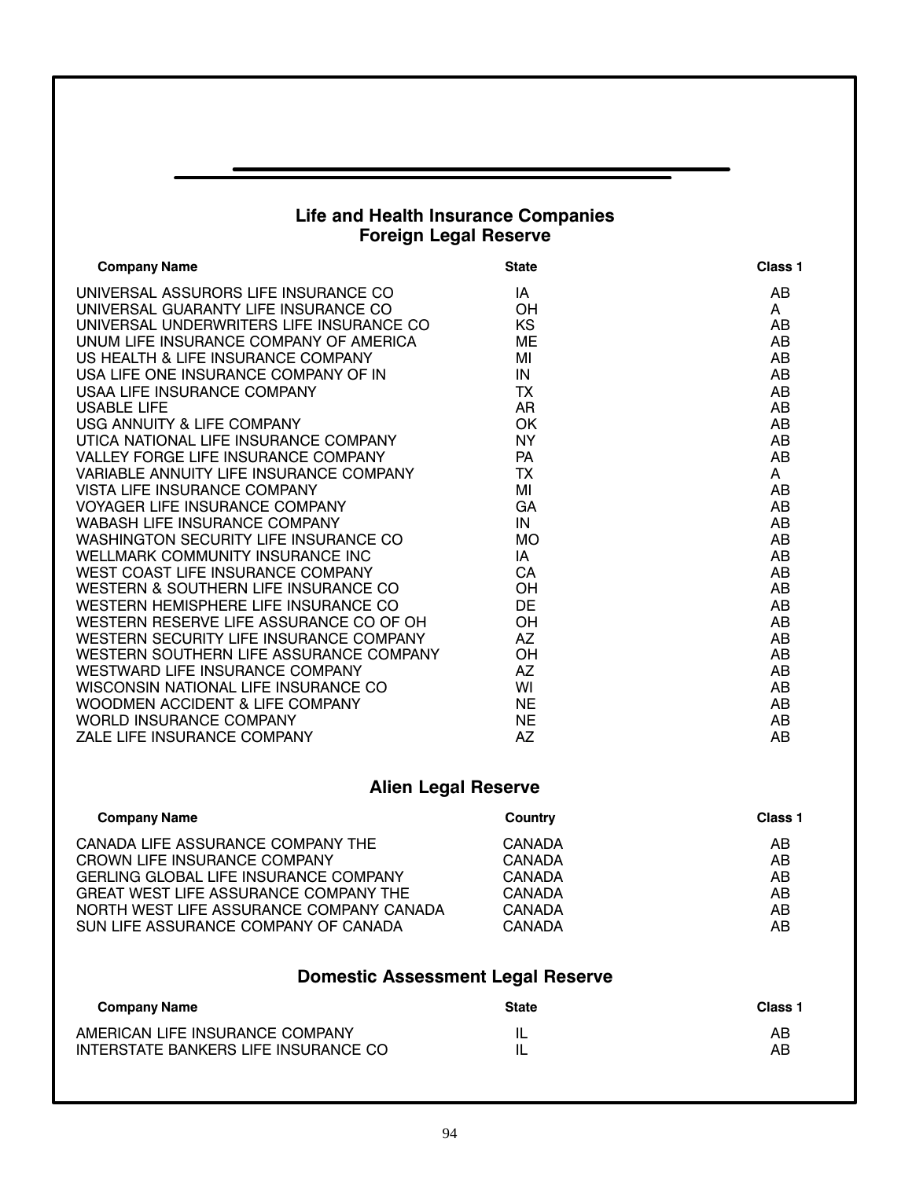## Life and Health Insurance Companies
## Foreign Legal Reserve

| Company Name | State | Class 1 |
|---|---|---|
| UNIVERSAL ASSURORS LIFE INSURANCE CO | IA | AB |
| UNIVERSAL GUARANTY LIFE INSURANCE CO | OH | A |
| UNIVERSAL UNDERWRITERS LIFE INSURANCE CO | KS | AB |
| UNUM LIFE INSURANCE COMPANY OF AMERICA | ME | AB |
| US HEALTH & LIFE INSURANCE COMPANY | MI | AB |
| USA LIFE ONE INSURANCE COMPANY OF IN | IN | AB |
| USAA LIFE INSURANCE COMPANY | TX | AB |
| USABLE LIFE | AR | AB |
| USG ANNUITY & LIFE COMPANY | OK | AB |
| UTICA NATIONAL LIFE INSURANCE COMPANY | NY | AB |
| VALLEY FORGE LIFE INSURANCE COMPANY | PA | AB |
| VARIABLE ANNUITY LIFE INSURANCE COMPANY | TX | A |
| VISTA LIFE INSURANCE COMPANY | MI | AB |
| VOYAGER LIFE INSURANCE COMPANY | GA | AB |
| WABASH LIFE INSURANCE COMPANY | IN | AB |
| WASHINGTON SECURITY LIFE INSURANCE CO | MO | AB |
| WELLMARK COMMUNITY INSURANCE INC | IA | AB |
| WEST COAST LIFE INSURANCE COMPANY | CA | AB |
| WESTERN & SOUTHERN LIFE INSURANCE CO | OH | AB |
| WESTERN HEMISPHERE LIFE INSURANCE CO | DE | AB |
| WESTERN RESERVE LIFE ASSURANCE CO OF OH | OH | AB |
| WESTERN SECURITY LIFE INSURANCE COMPANY | AZ | AB |
| WESTERN SOUTHERN LIFE ASSURANCE COMPANY | OH | AB |
| WESTWARD LIFE INSURANCE COMPANY | AZ | AB |
| WISCONSIN NATIONAL LIFE INSURANCE CO | WI | AB |
| WOODMEN ACCIDENT & LIFE COMPANY | NE | AB |
| WORLD INSURANCE COMPANY | NE | AB |
| ZALE LIFE INSURANCE COMPANY | AZ | AB |

## Alien Legal Reserve

| Company Name | Country | Class 1 |
|---|---|---|
| CANADA LIFE ASSURANCE COMPANY THE | CANADA | AB |
| CROWN LIFE INSURANCE COMPANY | CANADA | AB |
| GERLING GLOBAL LIFE INSURANCE COMPANY | CANADA | AB |
| GREAT WEST LIFE ASSURANCE COMPANY THE | CANADA | AB |
| NORTH WEST LIFE ASSURANCE COMPANY CANADA | CANADA | AB |
| SUN LIFE ASSURANCE COMPANY OF CANADA | CANADA | AB |

## Domestic Assessment Legal Reserve

| Company Name | State | Class 1 |
|---|---|---|
| AMERICAN LIFE INSURANCE COMPANY | IL | AB |
| INTERSTATE BANKERS LIFE INSURANCE CO | IL | AB |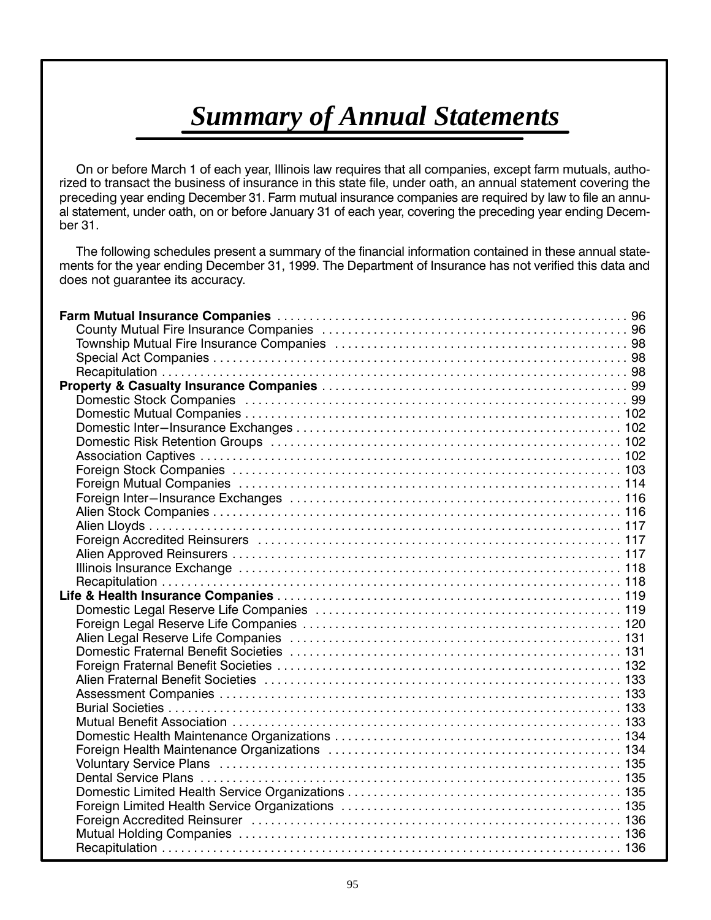# *Summary of Annual Statements*

On or before March 1 of each year, Illinois law requires that all companies, except farm mutuals, authorized to transact the business of insurance in this state file, under oath, an annual statement covering the preceding year ending December 31. Farm mutual insurance companies are required by law to file an annual statement, under oath, on or before January 31 of each year, covering the preceding year ending December 31.

The following schedules present a summary of the financial information contained in these annual statements for the year ending December 31, 1999. The Department of Insurance has not verified this data and does not guarantee its accuracy.

| | |
|---|---|
| **Farm Mutual Insurance Companies** | 96 |
| County Mutual Fire Insurance Companies | 96 |
| Township Mutual Fire Insurance Companies | 98 |
| Special Act Companies | 98 |
| Recapitulation | 98 |
| **Property & Casualty Insurance Companies** | 99 |
| Domestic Stock Companies | 99 |
| Domestic Mutual Companies | 102 |
| Domestic Inter−Insurance Exchanges | 102 |
| Domestic Risk Retention Groups | 102 |
| Association Captives | 102 |
| Foreign Stock Companies | 103 |
| Foreign Mutual Companies | 114 |
| Foreign Inter−Insurance Exchanges | 116 |
| Alien Stock Companies | 116 |
| Alien Lloyds | 117 |
| Foreign Accredited Reinsurers | 117 |
| Alien Approved Reinsurers | 117 |
| Illinois Insurance Exchange | 118 |
| Recapitulation | 118 |
| **Life & Health Insurance Companies** | 119 |
| Domestic Legal Reserve Life Companies | 119 |
| Foreign Legal Reserve Life Companies | 120 |
| Alien Legal Reserve Life Companies | 131 |
| Domestic Fraternal Benefit Societies | 131 |
| Foreign Fraternal Benefit Societies | 132 |
| Alien Fraternal Benefit Societies | 133 |
| Assessment Companies | 133 |
| Burial Societies | 133 |
| Mutual Benefit Association | 133 |
| Domestic Health Maintenance Organizations | 134 |
| Foreign Health Maintenance Organizations | 134 |
| Voluntary Service Plans | 135 |
| Dental Service Plans | 135 |
| Domestic Limited Health Service Organizations | 135 |
| Foreign Limited Health Service Organizations | 135 |
| Foreign Accredited Reinsurer | 136 |
| Mutual Holding Companies | 136 |
| Recapitulation | 136 |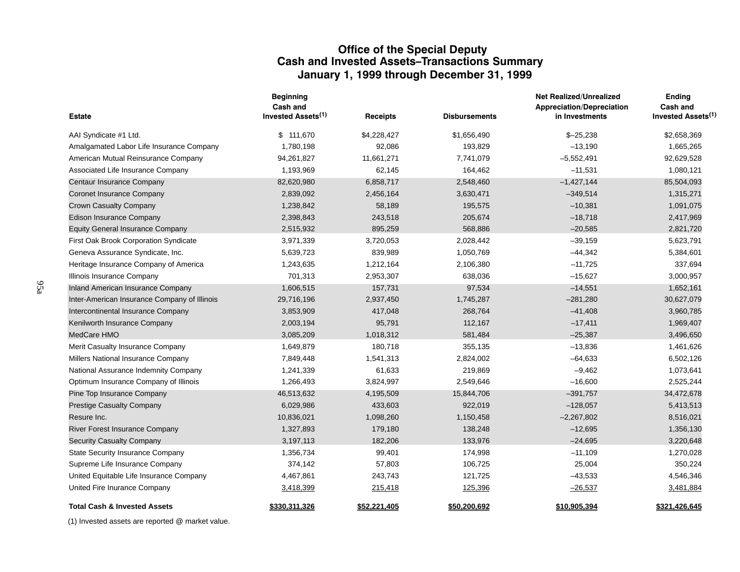# Office of the Special Deputy
## Cash and Invested Assets–Transactions Summary
## January 1, 1999 through December 31, 1999

| Estate | Beginning Cash and Invested Assets(1) | Receipts | Disbursements | Net Realized/Unrealized Appreciation/Depreciation in Investments | Ending Cash and Invested Assets(1) |
|---|---|---|---|---|---|
| AAI Syndicate #1 Ltd. | $ 111,670 | $4,228,427 | $1,656,490 | $–25,238 | $2,658,369 |
| Amalgamated Labor Life Insurance Company | 1,780,198 | 92,086 | 193,829 | –13,190 | 1,665,265 |
| American Mutual Reinsurance Company | 94,261,827 | 11,661,271 | 7,741,079 | –5,552,491 | 92,629,528 |
| Associated Life Insurance Company | 1,193,969 | 62,145 | 164,462 | –11,531 | 1,080,121 |
| Centaur Insurance Company | 82,620,980 | 6,858,717 | 2,548,460 | –1,427,144 | 85,504,093 |
| Coronet Insurance Company | 2,839,092 | 2,456,164 | 3,630,471 | –349,514 | 1,315,271 |
| Crown Casualty Company | 1,238,842 | 58,189 | 195,575 | –10,381 | 1,091,075 |
| Edison Insurance Company | 2,398,843 | 243,518 | 205,674 | –18,718 | 2,417,969 |
| Equity General Insurance Company | 2,515,932 | 895,259 | 568,886 | –20,585 | 2,821,720 |
| First Oak Brook Corporation Syndicate | 3,971,339 | 3,720,053 | 2,028,442 | –39,159 | 5,623,791 |
| Geneva Assurance Syndicate, Inc. | 5,639,723 | 839,989 | 1,050,769 | –44,342 | 5,384,601 |
| Heritage Insurance Company of America | 1,243,635 | 1,212,164 | 2,106,380 | –11,725 | 337,694 |
| Illinois Insurance Company | 701,313 | 2,953,307 | 638,036 | –15,627 | 3,000,957 |
| Inland American Insurance Company | 1,606,515 | 157,731 | 97,534 | –14,551 | 1,652,161 |
| Inter-American Insurance Company of Illinois | 29,716,196 | 2,937,450 | 1,745,287 | –281,280 | 30,627,079 |
| Intercontinental Insurance Company | 3,853,909 | 417,048 | 268,764 | –41,408 | 3,960,785 |
| Kenilworth Insurance Company | 2,003,194 | 95,791 | 112,167 | –17,411 | 1,969,407 |
| MedCare HMO | 3,085,209 | 1,018,312 | 581,484 | –25,387 | 3,496,650 |
| Merit Casualty Insurance Company | 1,649,879 | 180,718 | 355,135 | –13,836 | 1,461,626 |
| Millers National Insurance Company | 7,849,448 | 1,541,313 | 2,824,002 | –64,633 | 6,502,126 |
| National Assurance Indemnity Company | 1,241,339 | 61,633 | 219,869 | –9,462 | 1,073,641 |
| Optimum Insurance Company of Illinois | 1,266,493 | 3,824,997 | 2,549,646 | –16,600 | 2,525,244 |
| Pine Top Insurance Company | 46,513,632 | 4,195,509 | 15,844,706 | –391,757 | 34,472,678 |
| Prestige Casualty Company | 6,029,986 | 433,603 | 922,019 | –128,057 | 5,413,513 |
| Resure Inc. | 10,836,021 | 1,098,260 | 1,150,458 | –2,267,802 | 8,516,021 |
| River Forest Insurance Company | 1,327,893 | 179,180 | 138,248 | –12,695 | 1,356,130 |
| Security Casualty Company | 3,197,113 | 182,206 | 133,976 | –24,695 | 3,220,648 |
| State Security Insurance Company | 1,356,734 | 99,401 | 174,998 | –11,109 | 1,270,028 |
| Supreme Life Insurance Company | 374,142 | 57,803 | 106,725 | 25,004 | 350,224 |
| United Equitable Life Insurance Company | 4,467,861 | 243,743 | 121,725 | –43,533 | 4,546,346 |
| United Fire Inurance Company | 3,418,399 | 215,418 | 125,396 | –26,537 | 3,481,884 |
| **Total Cash & Invested Assets** | **$330,311,326** | **$52,221,405** | **$50,200,692** | **$10,905,394** | **$321,426,645** |

(1) Invested assets are reported @ market value.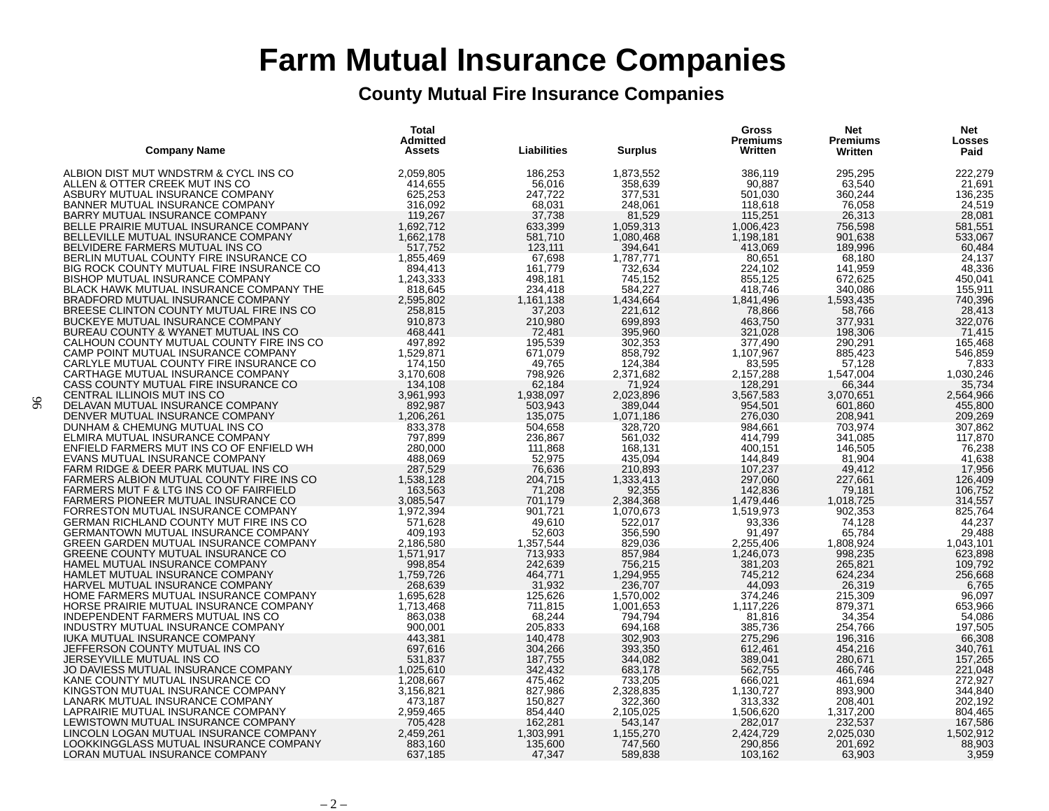# Farm Mutual Insurance Companies

## County Mutual Fire Insurance Companies

| Company Name | Total Admitted Assets | Liabilities | Surplus | Gross Premiums Written | Net Premiums Written | Net Losses Paid |
|---|---|---|---|---|---|---|
| ALBION DIST MUT WNDSTRM & CYCL INS CO | 2,059,805 | 186,253 | 1,873,552 | 386,119 | 295,295 | 222,279 |
| ALLEN & OTTER CREEK MUT INS CO | 414,655 | 56,016 | 358,639 | 90,887 | 63,540 | 21,691 |
| ASBURY MUTUAL INSURANCE COMPANY | 625,253 | 247,722 | 377,531 | 501,030 | 360,244 | 136,235 |
| BANNER MUTUAL INSURANCE COMPANY | 316,092 | 68,031 | 248,061 | 118,618 | 76,058 | 24,519 |
| BARRY MUTUAL INSURANCE COMPANY | 119,267 | 37,738 | 81,529 | 115,251 | 26,313 | 28,081 |
| BELLE PRAIRIE MUTUAL INSURANCE COMPANY | 1,692,712 | 633,399 | 1,059,313 | 1,006,423 | 756,598 | 581,551 |
| BELLEVILLE MUTUAL INSURANCE COMPANY | 1,662,178 | 581,710 | 1,080,468 | 1,198,181 | 901,638 | 533,067 |
| BELVIDERE FARMERS MUTUAL INS CO | 517,752 | 123,111 | 394,641 | 413,069 | 189,996 | 60,484 |
| BERLIN MUTUAL COUNTY FIRE INSURANCE CO | 1,855,469 | 67,698 | 1,787,771 | 80,651 | 68,180 | 24,137 |
| BIG ROCK COUNTY MUTUAL FIRE INSURANCE CO | 894,413 | 161,779 | 732,634 | 224,102 | 141,959 | 48,336 |
| BISHOP MUTUAL INSURANCE COMPANY | 1,243,333 | 498,181 | 745,152 | 855,125 | 672,625 | 450,041 |
| BLACK HAWK MUTUAL INSURANCE COMPANY THE | 818,645 | 234,418 | 584,227 | 418,746 | 340,086 | 155,911 |
| BRADFORD MUTUAL INSURANCE COMPANY | 2,595,802 | 1,161,138 | 1,434,664 | 1,841,496 | 1,593,435 | 740,396 |
| BREESE CLINTON COUNTY MUTUAL FIRE INS CO | 258,815 | 37,203 | 221,612 | 78,866 | 58,766 | 28,413 |
| BUCKEYE MUTUAL INSURANCE COMPANY | 910,873 | 210,980 | 699,893 | 463,750 | 377,931 | 322,076 |
| BUREAU COUNTY & WYANET MUTUAL INS CO | 468,441 | 72,481 | 395,960 | 321,028 | 198,306 | 71,415 |
| CALHOUN COUNTY MUTUAL COUNTY FIRE INS CO | 497,892 | 195,539 | 302,353 | 377,490 | 290,291 | 165,468 |
| CAMP POINT MUTUAL INSURANCE COMPANY | 1,529,871 | 671,079 | 858,792 | 1,107,967 | 885,423 | 546,859 |
| CARLYLE MUTUAL COUNTY FIRE INSURANCE CO | 174,150 | 49,765 | 124,384 | 83,595 | 57,128 | 7,833 |
| CARTHAGE MUTUAL INSURANCE COMPANY | 3,170,608 | 798,926 | 2,371,682 | 2,157,288 | 1,547,004 | 1,030,246 |
| CASS COUNTY MUTUAL FIRE INSURANCE CO | 134,108 | 62,184 | 71,924 | 128,291 | 66,344 | 35,734 |
| CENTRAL ILLINOIS MUT INS CO | 3,961,993 | 1,938,097 | 2,023,896 | 3,567,583 | 3,070,651 | 2,564,966 |
| DELAVAN MUTUAL INSURANCE COMPANY | 892,987 | 503,943 | 389,044 | 954,501 | 601,860 | 455,800 |
| DENVER MUTUAL INSURANCE COMPANY | 1,206,261 | 135,075 | 1,071,186 | 276,030 | 208,941 | 209,269 |
| DUNHAM & CHEMUNG MUTUAL INS CO | 833,378 | 504,658 | 328,720 | 984,661 | 703,974 | 307,862 |
| ELMIRA MUTUAL INSURANCE COMPANY | 797,899 | 236,867 | 561,032 | 414,799 | 341,085 | 117,870 |
| ENFIELD FARMERS MUT INS CO OF ENFIELD WH | 280,000 | 111,868 | 168,131 | 400,151 | 146,505 | 76,238 |
| EVANS MUTUAL INSURANCE COMPANY | 488,069 | 52,975 | 435,094 | 144,849 | 81,904 | 41,638 |
| FARM RIDGE & DEER PARK MUTUAL INS CO | 287,529 | 76,636 | 210,893 | 107,237 | 49,412 | 17,956 |
| FARMERS ALBION MUTUAL COUNTY FIRE INS CO | 1,538,128 | 204,715 | 1,333,413 | 297,060 | 227,661 | 126,409 |
| FARMERS MUT F & LTG INS CO OF FAIRFIELD | 163,563 | 71,208 | 92,355 | 142,836 | 79,181 | 106,752 |
| FARMERS PIONEER MUTUAL INSURANCE CO | 3,085,547 | 701,179 | 2,384,368 | 1,479,446 | 1,018,725 | 314,557 |
| FORRESTON MUTUAL INSURANCE COMPANY | 1,972,394 | 901,721 | 1,070,673 | 1,519,973 | 902,353 | 825,764 |
| GERMAN RICHLAND COUNTY MUT FIRE INS CO | 571,628 | 49,610 | 522,017 | 93,336 | 74,128 | 44,237 |
| GERMANTOWN MUTUAL INSURANCE COMPANY | 409,193 | 52,603 | 356,590 | 91,497 | 65,784 | 29,488 |
| GREEN GARDEN MUTUAL INSURANCE COMPANY | 2,186,580 | 1,357,544 | 829,036 | 2,255,406 | 1,808,924 | 1,043,101 |
| GREENE COUNTY MUTUAL INSURANCE CO | 1,571,917 | 713,933 | 857,984 | 1,246,073 | 998,235 | 623,898 |
| HAMEL MUTUAL INSURANCE COMPANY | 998,854 | 242,639 | 756,215 | 381,203 | 265,821 | 109,792 |
| HAMLET MUTUAL INSURANCE COMPANY | 1,759,726 | 464,771 | 1,294,955 | 745,212 | 624,234 | 256,668 |
| HARVEL MUTUAL INSURANCE COMPANY | 268,639 | 31,932 | 236,707 | 44,093 | 26,319 | 6,765 |
| HOME FARMERS MUTUAL INSURANCE COMPANY | 1,695,628 | 125,626 | 1,570,002 | 374,246 | 215,309 | 96,097 |
| HORSE PRAIRIE MUTUAL INSURANCE COMPANY | 1,713,468 | 711,815 | 1,001,653 | 1,117,226 | 879,371 | 653,966 |
| INDEPENDENT FARMERS MUTUAL INS CO | 863,038 | 68,244 | 794,794 | 81,816 | 34,354 | 54,086 |
| INDUSTRY MUTUAL INSURANCE COMPANY | 900,001 | 205,833 | 694,168 | 385,736 | 254,766 | 197,505 |
| IUKA MUTUAL INSURANCE COMPANY | 443,381 | 140,478 | 302,903 | 275,296 | 196,316 | 66,308 |
| JEFFERSON COUNTY MUTUAL INS CO | 697,616 | 304,266 | 393,350 | 612,461 | 454,216 | 340,761 |
| JERSEYVILLE MUTUAL INS CO | 531,837 | 187,755 | 344,082 | 389,041 | 280,671 | 157,265 |
| JO DAVIESS MUTUAL INSURANCE COMPANY | 1,025,610 | 342,432 | 683,178 | 562,755 | 466,746 | 221,048 |
| KANE COUNTY MUTUAL INSURANCE CO | 1,208,667 | 475,462 | 733,205 | 666,021 | 461,694 | 272,927 |
| KINGSTON MUTUAL INSURANCE COMPANY | 3,156,821 | 827,986 | 2,328,835 | 1,130,727 | 893,900 | 344,840 |
| LANARK MUTUAL INSURANCE COMPANY | 473,187 | 150,827 | 322,360 | 313,332 | 208,401 | 202,192 |
| LAPRAIRIE MUTUAL INSURANCE COMPANY | 2,959,465 | 854,440 | 2,105,025 | 1,506,620 | 1,317,200 | 804,465 |
| LEWISTOWN MUTUAL INSURANCE COMPANY | 705,428 | 162,281 | 543,147 | 282,017 | 232,537 | 167,586 |
| LINCOLN LOGAN MUTUAL INSURANCE COMPANY | 2,459,261 | 1,303,991 | 1,155,270 | 2,424,729 | 2,025,030 | 1,502,912 |
| LOOKKINGGLASS MUTUAL INSURANCE COMPANY | 883,160 | 135,600 | 747,560 | 290,856 | 201,692 | 88,903 |
| LORAN MUTUAL INSURANCE COMPANY | 637,185 | 47,347 | 589,838 | 103,162 | 63,903 | 3,959 |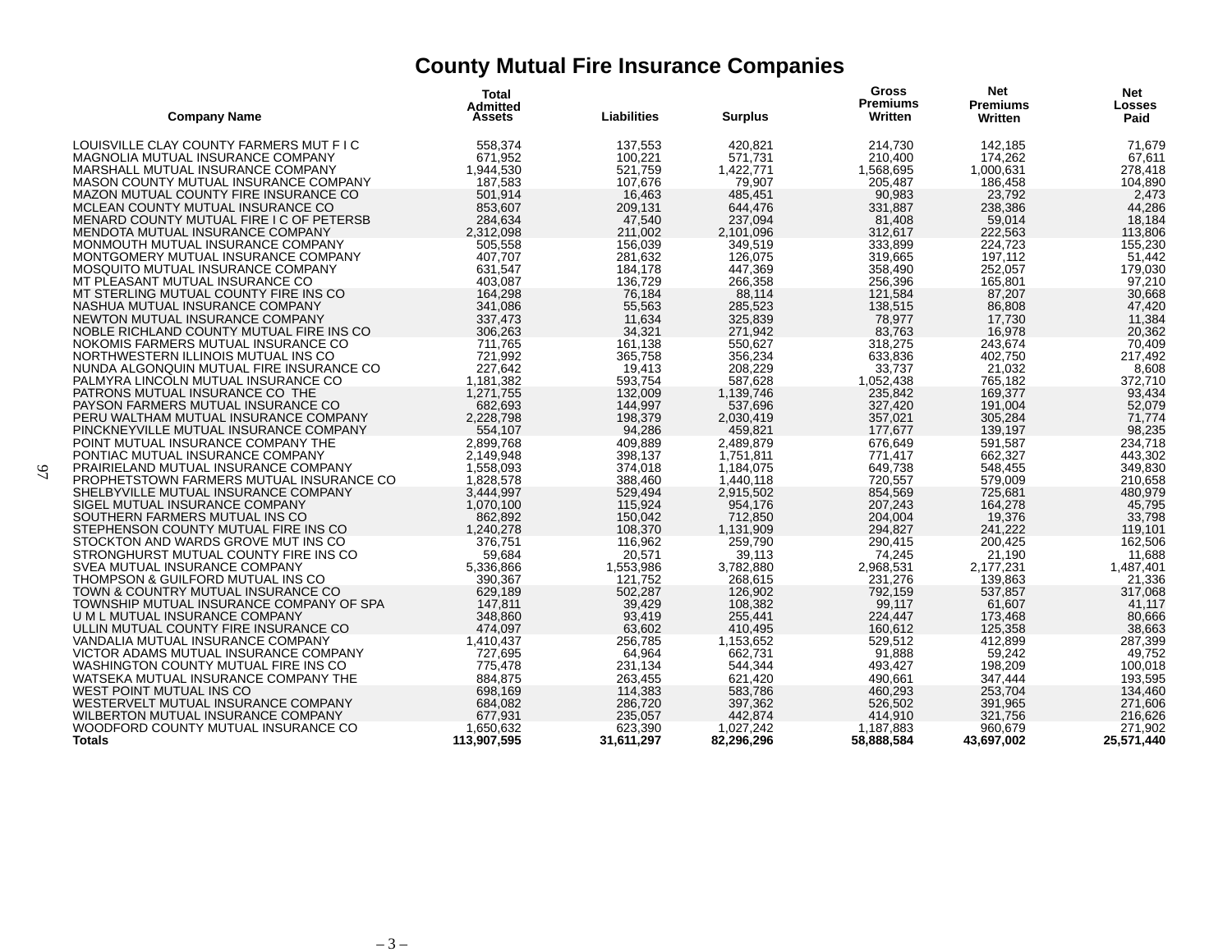# County Mutual Fire Insurance Companies

| Company Name | Total Admitted Assets | Liabilities | Surplus | Gross Premiums Written | Net Premiums Written | Net Losses Paid |
|---|---|---|---|---|---|---|
| LOUISVILLE CLAY COUNTY FARMERS MUT F I C | 558,374 | 137,553 | 420,821 | 214,730 | 142,185 | 71,679 |
| MAGNOLIA MUTUAL INSURANCE COMPANY | 671,952 | 100,221 | 571,731 | 210,400 | 174,262 | 67,611 |
| MARSHALL MUTUAL INSURANCE COMPANY | 1,944,530 | 521,759 | 1,422,771 | 1,568,695 | 1,000,631 | 278,418 |
| MASON COUNTY MUTUAL INSURANCE COMPANY | 187,583 | 107,676 | 79,907 | 205,487 | 186,458 | 104,890 |
| MAZON MUTUAL COUNTY FIRE INSURANCE CO | 501,914 | 16,463 | 485,451 | 90,983 | 23,792 | 2,473 |
| MCLEAN COUNTY MUTUAL INSURANCE CO | 853,607 | 209,131 | 644,476 | 331,887 | 238,386 | 44,286 |
| MENARD COUNTY MUTUAL FIRE I C OF PETERSB | 284,634 | 47,540 | 237,094 | 81,408 | 59,014 | 18,184 |
| MENDOTA MUTUAL INSURANCE COMPANY | 2,312,098 | 211,002 | 2,101,096 | 312,617 | 222,563 | 113,806 |
| MONMOUTH MUTUAL INSURANCE COMPANY | 505,558 | 156,039 | 349,519 | 333,899 | 224,723 | 155,230 |
| MONTGOMERY MUTUAL INSURANCE COMPANY | 407,707 | 281,632 | 126,075 | 319,665 | 197,112 | 51,442 |
| MOSQUITO MUTUAL INSURANCE COMPANY | 631,547 | 184,178 | 447,369 | 358,490 | 252,057 | 179,030 |
| MT PLEASANT MUTUAL INSURANCE CO | 403,087 | 136,729 | 266,358 | 256,396 | 165,801 | 97,210 |
| MT STERLING MUTUAL COUNTY FIRE INS CO | 164,298 | 76,184 | 88,114 | 121,584 | 87,207 | 30,668 |
| NASHUA MUTUAL INSURANCE COMPANY | 341,086 | 55,563 | 285,523 | 138,515 | 86,808 | 47,420 |
| NEWTON MUTUAL INSURANCE COMPANY | 337,473 | 11,634 | 325,839 | 78,977 | 17,730 | 11,384 |
| NOBLE RICHLAND COUNTY MUTUAL FIRE INS CO | 306,263 | 34,321 | 271,942 | 83,763 | 16,978 | 20,362 |
| NOKOMIS FARMERS MUTUAL INSURANCE CO | 711,765 | 161,138 | 550,627 | 318,275 | 243,674 | 70,409 |
| NORTHWESTERN ILLINOIS MUTUAL INS CO | 721,992 | 365,758 | 356,234 | 633,836 | 402,750 | 217,492 |
| NUNDA ALGONQUIN MUTUAL FIRE INSURANCE CO | 227,642 | 19,413 | 208,229 | 33,737 | 21,032 | 8,608 |
| PALMYRA LINCOLN MUTUAL INSURANCE CO | 1,181,382 | 593,754 | 587,628 | 1,052,438 | 765,182 | 372,710 |
| PATRONS MUTUAL INSURANCE CO THE | 1,271,755 | 132,009 | 1,139,746 | 235,842 | 169,377 | 93,434 |
| PAYSON FARMERS MUTUAL INSURANCE CO | 682,693 | 144,997 | 537,696 | 327,420 | 191,004 | 52,079 |
| PERU WALTHAM MUTUAL INSURANCE COMPANY | 2,228,798 | 198,379 | 2,030,419 | 357,021 | 305,284 | 71,774 |
| PINCKNEYVILLE MUTUAL INSURANCE COMPANY | 554,107 | 94,286 | 459,821 | 177,677 | 139,197 | 98,235 |
| POINT MUTUAL INSURANCE COMPANY THE | 2,899,768 | 409,889 | 2,489,879 | 676,649 | 591,587 | 234,718 |
| PONTIAC MUTUAL INSURANCE COMPANY | 2,149,948 | 398,137 | 1,751,811 | 771,417 | 662,327 | 443,302 |
| PRAIRIELAND MUTUAL INSURANCE COMPANY | 1,558,093 | 374,018 | 1,184,075 | 649,738 | 548,455 | 349,830 |
| PROPHETSTOWN FARMERS MUTUAL INSURANCE CO | 1,828,578 | 388,460 | 1,440,118 | 720,557 | 579,009 | 210,658 |
| SHELBYVILLE MUTUAL INSURANCE COMPANY | 3,444,997 | 529,494 | 2,915,502 | 854,569 | 725,681 | 480,979 |
| SIGEL MUTUAL INSURANCE COMPANY | 1,070,100 | 115,924 | 954,176 | 207,243 | 164,278 | 45,795 |
| SOUTHERN FARMERS MUTUAL INS CO | 862,892 | 150,042 | 712,850 | 204,004 | 19,376 | 33,798 |
| STEPHENSON COUNTY MUTUAL FIRE INS CO | 1,240,278 | 108,370 | 1,131,909 | 294,827 | 241,222 | 119,101 |
| STOCKTON AND WARDS GROVE MUT INS CO | 376,751 | 116,962 | 259,790 | 290,415 | 200,425 | 162,506 |
| STRONGHURST MUTUAL COUNTY FIRE INS CO | 59,684 | 20,571 | 39,113 | 74,245 | 21,190 | 11,688 |
| SVEA MUTUAL INSURANCE COMPANY | 5,336,866 | 1,553,986 | 3,782,880 | 2,968,531 | 2,177,231 | 1,487,401 |
| THOMPSON & GUILFORD MUTUAL INS CO | 390,367 | 121,752 | 268,615 | 231,276 | 139,863 | 21,336 |
| TOWN & COUNTRY MUTUAL INSURANCE CO | 629,189 | 502,287 | 126,902 | 792,159 | 537,857 | 317,068 |
| TOWNSHIP MUTUAL INSURANCE COMPANY OF SPA | 147,811 | 39,429 | 108,382 | 99,117 | 61,607 | 41,117 |
| U M L MUTUAL INSURANCE COMPANY | 348,860 | 93,419 | 255,441 | 224,447 | 173,468 | 80,666 |
| ULLIN MUTUAL COUNTY FIRE INSURANCE CO | 474,097 | 63,602 | 410,495 | 160,612 | 125,358 | 38,663 |
| VANDALIA MUTUAL INSURANCE COMPANY | 1,410,437 | 256,785 | 1,153,652 | 529,512 | 412,899 | 287,399 |
| VICTOR ADAMS MUTUAL INSURANCE COMPANY | 727,695 | 64,964 | 662,731 | 91,888 | 59,242 | 49,752 |
| WASHINGTON COUNTY MUTUAL FIRE INS CO | 775,478 | 231,134 | 544,344 | 493,427 | 198,209 | 100,018 |
| WATSEKA MUTUAL INSURANCE COMPANY THE | 884,875 | 263,455 | 621,420 | 490,661 | 347,444 | 193,595 |
| WEST POINT MUTUAL INS CO | 698,169 | 114,383 | 583,786 | 460,293 | 253,704 | 134,460 |
| WESTERVELT MUTUAL INSURANCE COMPANY | 684,082 | 286,720 | 397,362 | 526,502 | 391,965 | 271,606 |
| WILBERTON MUTUAL INSURANCE COMPANY | 677,931 | 235,057 | 442,874 | 414,910 | 321,756 | 216,626 |
| WOODFORD COUNTY MUTUAL INSURANCE CO | 1,650,632 | 623,390 | 1,027,242 | 1,187,883 | 960,679 | 271,902 |
| **Totals** | **113,907,595** | **31,611,297** | **82,296,296** | **58,888,584** | **43,697,002** | **25,571,440** |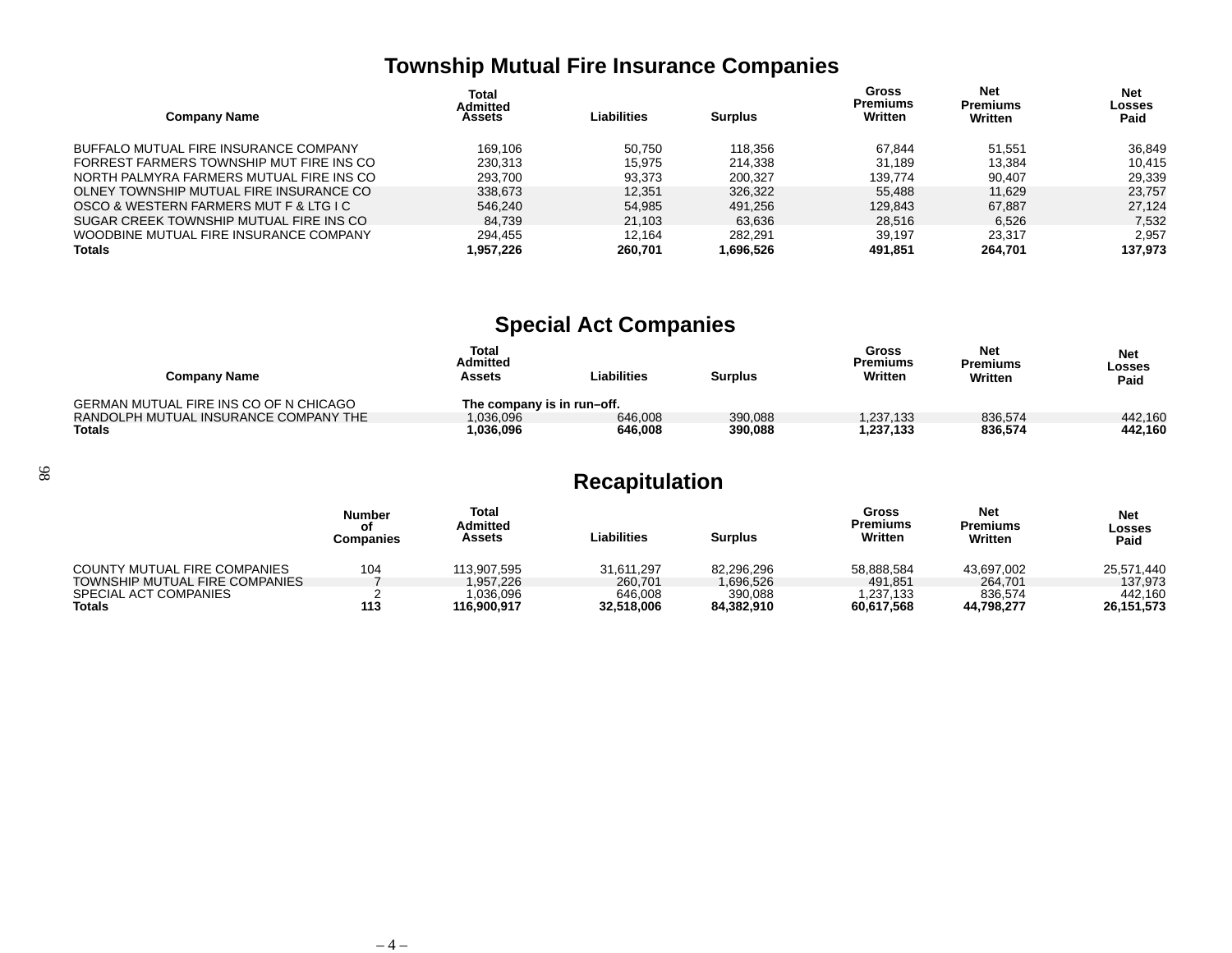## Township Mutual Fire Insurance Companies

| Company Name | Total Admitted Assets | Liabilities | Surplus | Gross Premiums Written | Net Premiums Written | Net Losses Paid |
|---|---|---|---|---|---|---|
| BUFFALO MUTUAL FIRE INSURANCE COMPANY | 169,106 | 50,750 | 118,356 | 67,844 | 51,551 | 36,849 |
| FORREST FARMERS TOWNSHIP MUT FIRE INS CO | 230,313 | 15,975 | 214,338 | 31,189 | 13,384 | 10,415 |
| NORTH PALMYRA FARMERS MUTUAL FIRE INS CO | 293,700 | 93,373 | 200,327 | 139,774 | 90,407 | 29,339 |
| OLNEY TOWNSHIP MUTUAL FIRE INSURANCE CO | 338,673 | 12,351 | 326,322 | 55,488 | 11,629 | 23,757 |
| OSCO & WESTERN FARMERS MUT F & LTG I C | 546,240 | 54,985 | 491,256 | 129,843 | 67,887 | 27,124 |
| SUGAR CREEK TOWNSHIP MUTUAL FIRE INS CO | 84,739 | 21,103 | 63,636 | 28,516 | 6,526 | 7,532 |
| WOODBINE MUTUAL FIRE INSURANCE COMPANY | 294,455 | 12,164 | 282,291 | 39,197 | 23,317 | 2,957 |
| **Totals** | **1,957,226** | **260,701** | **1,696,526** | **491,851** | **264,701** | **137,973** |

## Special Act Companies

| Company Name | Total Admitted Assets | Liabilities | Surplus | Gross Premiums Written | Net Premiums Written | Net Losses Paid |
|---|---|---|---|---|---|---|
| GERMAN MUTUAL FIRE INS CO OF N CHICAGO | **The company is in run–off.** | | | | | |
| RANDOLPH MUTUAL INSURANCE COMPANY THE | 1,036,096 | 646,008 | 390,088 | 1,237,133 | 836,574 | 442,160 |
| **Totals** | **1,036,096** | **646,008** | **390,088** | **1,237,133** | **836,574** | **442,160** |

## Recapitulation

| | Number of Companies | Total Admitted Assets | Liabilities | Surplus | Gross Premiums Written | Net Premiums Written | Net Losses Paid |
|---|---|---|---|---|---|---|---|
| COUNTY MUTUAL FIRE COMPANIES | 104 | 113,907,595 | 31,611,297 | 82,296,296 | 58,888,584 | 43,697,002 | 25,571,440 |
| TOWNSHIP MUTUAL FIRE COMPANIES | 7 | 1,957,226 | 260,701 | 1,696,526 | 491,851 | 264,701 | 137,973 |
| SPECIAL ACT COMPANIES | 2 | 1,036,096 | 646,008 | 390,088 | 1,237,133 | 836,574 | 442,160 |
| **Totals** | **113** | **116,900,917** | **32,518,006** | **84,382,910** | **60,617,568** | **44,798,277** | **26,151,573** |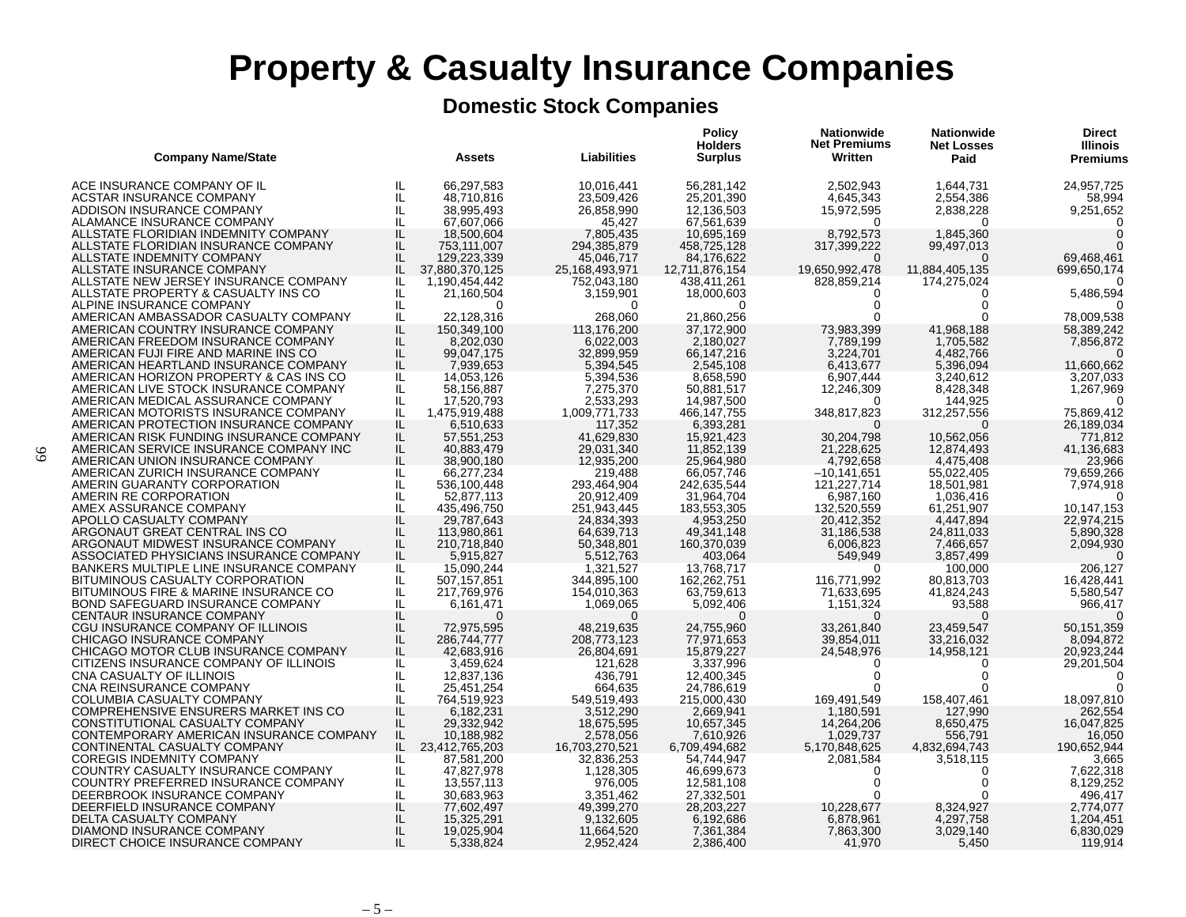# Property & Casualty Insurance Companies

## Domestic Stock Companies

| Company Name/State | | Assets | Liabilities | Policy Holders Surplus | Nationwide Net Premiums Written | Nationwide Net Losses Paid | Direct Illinois Premiums |
|---|---|---|---|---|---|---|---|
| ACE INSURANCE COMPANY OF IL | IL | 66,297,583 | 10,016,441 | 56,281,142 | 2,502,943 | 1,644,731 | 24,957,725 |
| ACSTAR INSURANCE COMPANY | IL | 48,710,816 | 23,509,426 | 25,201,390 | 4,645,343 | 2,554,386 | 58,994 |
| ADDISON INSURANCE COMPANY | IL | 38,995,493 | 26,858,990 | 12,136,503 | 15,972,595 | 2,838,228 | 9,251,652 |
| ALAMANCE INSURANCE COMPANY | IL | 67,607,066 | 45,427 | 67,561,639 | 0 | 0 | 0 |
| ALLSTATE FLORIDIAN INDEMNITY COMPANY | IL | 18,500,604 | 7,805,435 | 10,695,169 | 8,792,573 | 1,845,360 | 0 |
| ALLSTATE FLORIDIAN INSURANCE COMPANY | IL | 753,111,007 | 294,385,879 | 458,725,128 | 317,399,222 | 99,497,013 | 0 |
| ALLSTATE INDEMNITY COMPANY | IL | 129,223,339 | 45,046,717 | 84,176,622 | 0 | 0 | 69,468,461 |
| ALLSTATE INSURANCE COMPANY | IL | 37,880,370,125 | 25,168,493,971 | 12,711,876,154 | 19,650,992,478 | 11,884,405,135 | 699,650,174 |
| ALLSTATE NEW JERSEY INSURANCE COMPANY | IL | 1,190,454,442 | 752,043,180 | 438,411,261 | 828,859,214 | 174,275,024 | 0 |
| ALLSTATE PROPERTY & CASUALTY INS CO | IL | 21,160,504 | 3,159,901 | 18,000,603 | 0 | 0 | 5,486,594 |
| ALPINE INSURANCE COMPANY | IL | 0 | 0 | 0 | 0 | 0 | 0 |
| AMERICAN AMBASSADOR CASUALTY COMPANY | IL | 22,128,316 | 268,060 | 21,860,256 | 0 | 0 | 78,009,538 |
| AMERICAN COUNTRY INSURANCE COMPANY | IL | 150,349,100 | 113,176,200 | 37,172,900 | 73,983,399 | 41,968,188 | 58,389,242 |
| AMERICAN FREEDOM INSURANCE COMPANY | IL | 8,202,030 | 6,022,003 | 2,180,027 | 7,789,199 | 1,705,582 | 7,856,872 |
| AMERICAN FUJI FIRE AND MARINE INS CO | IL | 99,047,175 | 32,899,959 | 66,147,216 | 3,224,701 | 4,482,766 | 0 |
| AMERICAN HEARTLAND INSURANCE COMPANY | IL | 7,939,653 | 5,394,545 | 2,545,108 | 6,413,677 | 5,396,094 | 11,660,662 |
| AMERICAN HORIZON PROPERTY & CAS INS CO | IL | 14,053,126 | 5,394,536 | 8,658,590 | 6,907,444 | 3,240,612 | 3,207,033 |
| AMERICAN LIVE STOCK INSURANCE COMPANY | IL | 58,156,887 | 7,275,370 | 50,881,517 | 12,246,309 | 8,428,348 | 1,267,969 |
| AMERICAN MEDICAL ASSURANCE COMPANY | IL | 17,520,793 | 2,533,293 | 14,987,500 | 0 | 144,925 | 0 |
| AMERICAN MOTORISTS INSURANCE COMPANY | IL | 1,475,919,488 | 1,009,771,733 | 466,147,755 | 348,817,823 | 312,257,556 | 75,869,412 |
| AMERICAN PROTECTION INSURANCE COMPANY | IL | 6,510,633 | 117,352 | 6,393,281 | 0 | 0 | 26,189,034 |
| AMERICAN RISK FUNDING INSURANCE COMPANY | IL | 57,551,253 | 41,629,830 | 15,921,423 | 30,204,798 | 10,562,056 | 771,812 |
| AMERICAN SERVICE INSURANCE COMPANY INC | IL | 40,883,479 | 29,031,340 | 11,852,139 | 21,228,625 | 12,874,493 | 41,136,683 |
| AMERICAN UNION INSURANCE COMPANY | IL | 38,900,180 | 12,935,200 | 25,964,980 | 4,792,658 | 4,475,408 | 23,966 |
| AMERICAN ZURICH INSURANCE COMPANY | IL | 66,277,234 | 219,488 | 66,057,746 | –10,141,651 | 55,022,405 | 79,659,266 |
| AMERIN GUARANTY CORPORATION | IL | 536,100,448 | 293,464,904 | 242,635,544 | 121,227,714 | 18,501,981 | 7,974,918 |
| AMERIN RE CORPORATION | IL | 52,877,113 | 20,912,409 | 31,964,704 | 6,987,160 | 1,036,416 | 0 |
| AMEX ASSURANCE COMPANY | IL | 435,496,750 | 251,943,445 | 183,553,305 | 132,520,559 | 61,251,907 | 10,147,153 |
| APOLLO CASUALTY COMPANY | IL | 29,787,643 | 24,834,393 | 4,953,250 | 20,412,352 | 4,447,894 | 22,974,215 |
| ARGONAUT GREAT CENTRAL INS CO | IL | 113,980,861 | 64,639,713 | 49,341,148 | 31,186,538 | 24,811,033 | 5,890,328 |
| ARGONAUT MIDWEST INSURANCE COMPANY | IL | 210,718,840 | 50,348,801 | 160,370,039 | 6,006,823 | 7,466,657 | 2,094,930 |
| ASSOCIATED PHYSICIANS INSURANCE COMPANY | IL | 5,915,827 | 5,512,763 | 403,064 | 549,949 | 3,857,499 | 0 |
| BANKERS MULTIPLE LINE INSURANCE COMPANY | IL | 15,090,244 | 1,321,527 | 13,768,717 | 0 | 100,000 | 206,127 |
| BITUMINOUS CASUALTY CORPORATION | IL | 507,157,851 | 344,895,100 | 162,262,751 | 116,771,992 | 80,813,703 | 16,428,441 |
| BITUMINOUS FIRE & MARINE INSURANCE CO | IL | 217,769,976 | 154,010,363 | 63,759,613 | 71,633,695 | 41,824,243 | 5,580,547 |
| BOND SAFEGUARD INSURANCE COMPANY | IL | 6,161,471 | 1,069,065 | 5,092,406 | 1,151,324 | 93,588 | 966,417 |
| CENTAUR INSURANCE COMPANY | IL | 0 | 0 | 0 | 0 | 0 | 0 |
| CGU INSURANCE COMPANY OF ILLINOIS | IL | 72,975,595 | 48,219,635 | 24,755,960 | 33,261,840 | 23,459,547 | 50,151,359 |
| CHICAGO INSURANCE COMPANY | IL | 286,744,777 | 208,773,123 | 77,971,653 | 39,854,011 | 33,216,032 | 8,094,872 |
| CHICAGO MOTOR CLUB INSURANCE COMPANY | IL | 42,683,916 | 26,804,691 | 15,879,227 | 24,548,976 | 14,958,121 | 20,923,244 |
| CITIZENS INSURANCE COMPANY OF ILLINOIS | IL | 3,459,624 | 121,628 | 3,337,996 | 0 | 0 | 29,201,504 |
| CNA CASUALTY OF ILLINOIS | IL | 12,837,136 | 436,791 | 12,400,345 | 0 | 0 | 0 |
| CNA REINSURANCE COMPANY | IL | 25,451,254 | 664,635 | 24,786,619 | 0 | 0 | 0 |
| COLUMBIA CASUALTY COMPANY | IL | 764,519,923 | 549,519,493 | 215,000,430 | 169,491,549 | 158,407,461 | 18,097,810 |
| COMPREHENSIVE ENSURERS MARKET INS CO | IL | 6,182,231 | 3,512,290 | 2,669,941 | 1,180,591 | 127,990 | 262,554 |
| CONSTITUTIONAL CASUALTY COMPANY | IL | 29,332,942 | 18,675,595 | 10,657,345 | 14,264,206 | 8,650,475 | 16,047,825 |
| CONTEMPORARY AMERICAN INSURANCE COMPANY | IL | 10,188,982 | 2,578,056 | 7,610,926 | 1,029,737 | 556,791 | 16,050 |
| CONTINENTAL CASUALTY COMPANY | IL | 23,412,765,203 | 16,703,270,521 | 6,709,494,682 | 5,170,848,625 | 4,832,694,743 | 190,652,944 |
| COREGIS INDEMNITY COMPANY | IL | 87,581,200 | 32,836,253 | 54,744,947 | 2,081,584 | 3,518,115 | 3,665 |
| COUNTRY CASUALTY INSURANCE COMPANY | IL | 47,827,978 | 1,128,305 | 46,699,673 | 0 | 0 | 7,622,318 |
| COUNTRY PREFERRED INSURANCE COMPANY | IL | 13,557,113 | 976,005 | 12,581,108 | 0 | 0 | 8,129,252 |
| DEERBROOK INSURANCE COMPANY | IL | 30,683,963 | 3,351,462 | 27,332,501 | 0 | 0 | 496,417 |
| DEERFIELD INSURANCE COMPANY | IL | 77,602,497 | 49,399,270 | 28,203,227 | 10,228,677 | 8,324,927 | 2,774,077 |
| DELTA CASUALTY COMPANY | IL | 15,325,291 | 9,132,605 | 6,192,686 | 6,878,961 | 4,297,758 | 1,204,451 |
| DIAMOND INSURANCE COMPANY | IL | 19,025,904 | 11,664,520 | 7,361,384 | 7,863,300 | 3,029,140 | 6,830,029 |
| DIRECT CHOICE INSURANCE COMPANY | IL | 5,338,824 | 2,952,424 | 2,386,400 | 41,970 | 5,450 | 119,914 |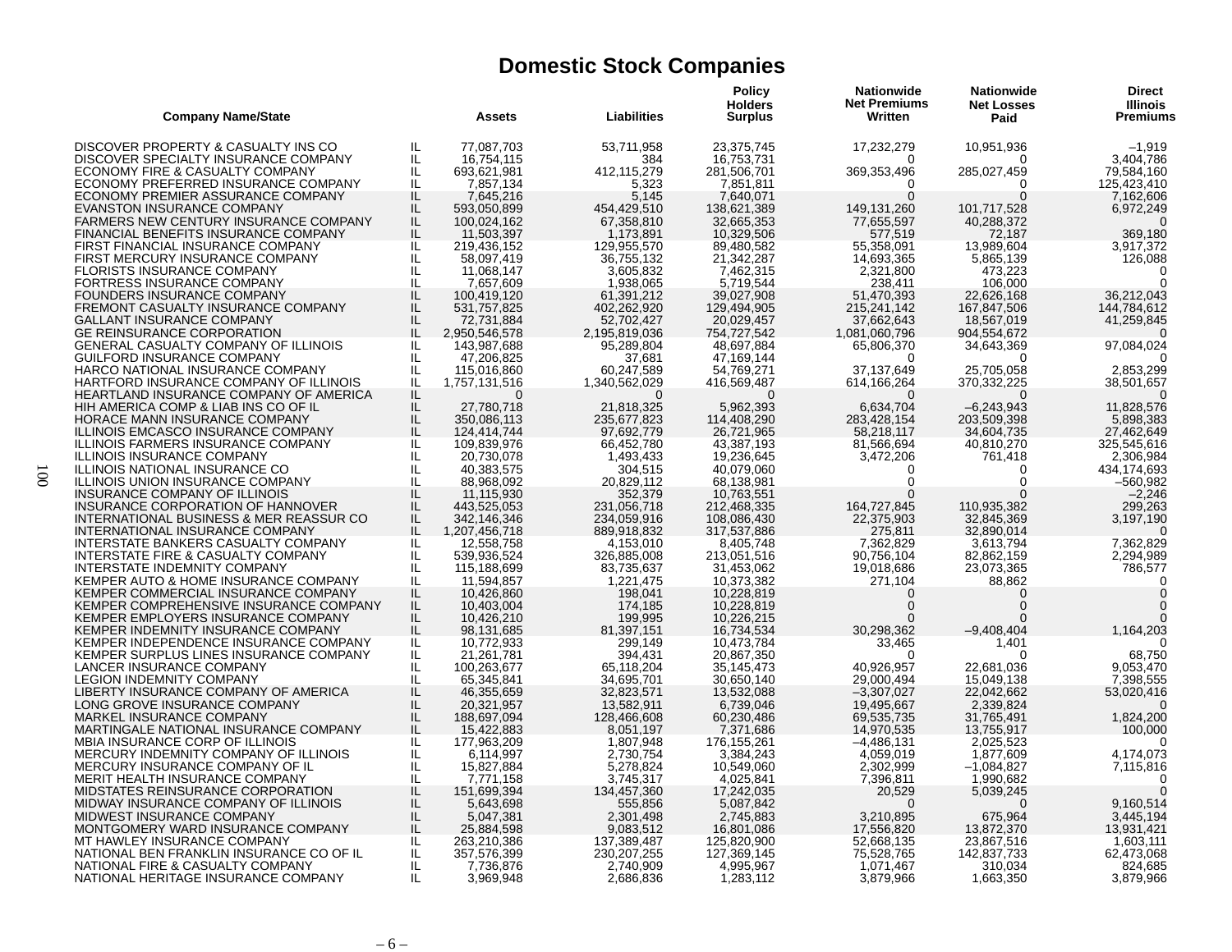## Domestic Stock Companies

| Company Name/State | | Assets | Liabilities | Policy Holders Surplus | Nationwide Net Premiums Written | Nationwide Net Losses Paid | Direct Illinois Premiums |
|---|---|---|---|---|---|---|---|
| DISCOVER PROPERTY & CASUALTY INS CO | IL | 77,087,703 | 53,711,958 | 23,375,745 | 17,232,279 | 10,951,936 | –1,919 |
| DISCOVER SPECIALTY INSURANCE COMPANY | IL | 16,754,115 | 384 | 16,753,731 | 0 | 0 | 3,404,786 |
| ECONOMY FIRE & CASUALTY COMPANY | IL | 693,621,981 | 412,115,279 | 281,506,701 | 369,353,496 | 285,027,459 | 79,584,160 |
| ECONOMY PREFERRED INSURANCE COMPANY | IL | 7,857,134 | 5,323 | 7,851,811 | 0 | 0 | 125,423,410 |
| ECONOMY PREMIER ASSURANCE COMPANY | IL | 7,645,216 | 5,145 | 7,640,071 | 0 | 0 | 7,162,606 |
| EVANSTON INSURANCE COMPANY | IL | 593,050,899 | 454,429,510 | 138,621,389 | 149,131,260 | 101,717,528 | 6,972,249 |
| FARMERS NEW CENTURY INSURANCE COMPANY | IL | 100,024,162 | 67,358,810 | 32,665,353 | 77,655,597 | 40,288,372 | 0 |
| FINANCIAL BENEFITS INSURANCE COMPANY | IL | 11,503,397 | 1,173,891 | 10,329,506 | 577,519 | 72,187 | 369,180 |
| FIRST FINANCIAL INSURANCE COMPANY | IL | 219,436,152 | 129,955,570 | 89,480,582 | 55,358,091 | 13,989,604 | 3,917,372 |
| FIRST MERCURY INSURANCE COMPANY | IL | 58,097,419 | 36,755,132 | 21,342,287 | 14,693,365 | 5,865,139 | 126,088 |
| FLORISTS INSURANCE COMPANY | IL | 11,068,147 | 3,605,832 | 7,462,315 | 2,321,800 | 473,223 | 0 |
| FORTRESS INSURANCE COMPANY | IL | 7,657,609 | 1,938,065 | 5,719,544 | 238,411 | 106,000 | 0 |
| FOUNDERS INSURANCE COMPANY | IL | 100,419,120 | 61,391,212 | 39,027,908 | 51,470,393 | 22,626,168 | 36,212,043 |
| FREMONT CASUALTY INSURANCE COMPANY | IL | 531,757,825 | 402,262,920 | 129,494,905 | 215,241,142 | 167,847,506 | 144,784,612 |
| GALLANT INSURANCE COMPANY | IL | 72,731,884 | 52,702,427 | 20,029,457 | 37,662,643 | 18,567,019 | 41,259,845 |
| GE REINSURANCE CORPORATION | IL | 2,950,546,578 | 2,195,819,036 | 754,727,542 | 1,081,060,796 | 904,554,672 | 0 |
| GENERAL CASUALTY COMPANY OF ILLINOIS | IL | 143,987,688 | 95,289,804 | 48,697,884 | 65,806,370 | 34,643,369 | 97,084,024 |
| GUILFORD INSURANCE COMPANY | IL | 47,206,825 | 37,681 | 47,169,144 | 0 | 0 | 0 |
| HARCO NATIONAL INSURANCE COMPANY | IL | 115,016,860 | 60,247,589 | 54,769,271 | 37,137,649 | 25,705,058 | 2,853,299 |
| HARTFORD INSURANCE COMPANY OF ILLINOIS | IL | 1,757,131,516 | 1,340,562,029 | 416,569,487 | 614,166,264 | 370,332,225 | 38,501,657 |
| HEARTLAND INSURANCE COMPANY OF AMERICA | IL | 0 | 0 | 0 | 0 | 0 | 0 |
| HIH AMERICA COMP & LIAB INS CO OF IL | IL | 27,780,718 | 21,818,325 | 5,962,393 | 6,634,704 | –6,243,943 | 11,828,576 |
| HORACE MANN INSURANCE COMPANY | IL | 350,086,113 | 235,677,823 | 114,408,290 | 283,428,154 | 203,509,398 | 5,898,383 |
| ILLINOIS EMCASCO INSURANCE COMPANY | IL | 124,414,744 | 97,692,779 | 26,721,965 | 58,218,117 | 34,604,735 | 27,462,649 |
| ILLINOIS FARMERS INSURANCE COMPANY | IL | 109,839,976 | 66,452,780 | 43,387,193 | 81,566,694 | 40,810,270 | 325,545,616 |
| ILLINOIS INSURANCE COMPANY | IL | 20,730,078 | 1,493,433 | 19,236,645 | 3,472,206 | 761,418 | 2,306,984 |
| ILLINOIS NATIONAL INSURANCE CO | IL | 40,383,575 | 304,515 | 40,079,060 | 0 | 0 | 434,174,693 |
| ILLINOIS UNION INSURANCE COMPANY | IL | 88,968,092 | 20,829,112 | 68,138,981 | 0 | 0 | –560,982 |
| INSURANCE COMPANY OF ILLINOIS | IL | 11,115,930 | 352,379 | 10,763,551 | 0 | 0 | –2,246 |
| INSURANCE CORPORATION OF HANNOVER | IL | 443,525,053 | 231,056,718 | 212,468,335 | 164,727,845 | 110,935,382 | 299,263 |
| INTERNATIONAL BUSINESS & MER REASSUR CO | IL | 342,146,346 | 234,059,916 | 108,086,430 | 22,375,903 | 32,845,369 | 3,197,190 |
| INTERNATIONAL INSURANCE COMPANY | IL | 1,207,456,718 | 889,918,832 | 317,537,886 | 275,811 | 32,890,014 | 0 |
| INTERSTATE BANKERS CASUALTY COMPANY | IL | 12,558,758 | 4,153,010 | 8,405,748 | 7,362,829 | 3,613,794 | 7,362,829 |
| INTERSTATE FIRE & CASUALTY COMPANY | IL | 539,936,524 | 326,885,008 | 213,051,516 | 90,756,104 | 82,862,159 | 2,294,989 |
| INTERSTATE INDEMNITY COMPANY | IL | 115,188,699 | 83,735,637 | 31,453,062 | 19,018,686 | 23,073,365 | 786,577 |
| KEMPER AUTO & HOME INSURANCE COMPANY | IL | 11,594,857 | 1,221,475 | 10,373,382 | 271,104 | 88,862 | 0 |
| KEMPER COMMERCIAL INSURANCE COMPANY | IL | 10,426,860 | 198,041 | 10,228,819 | 0 | 0 | 0 |
| KEMPER COMPREHENSIVE INSURANCE COMPANY | IL | 10,403,004 | 174,185 | 10,228,819 | 0 | 0 | 0 |
| KEMPER EMPLOYERS INSURANCE COMPANY | IL | 10,426,210 | 199,995 | 10,226,215 | 0 | 0 | 0 |
| KEMPER INDEMNITY INSURANCE COMPANY | IL | 98,131,685 | 81,397,151 | 16,734,534 | 30,298,362 | –9,408,404 | 1,164,203 |
| KEMPER INDEPENDENCE INSURANCE COMPANY | IL | 10,772,933 | 299,149 | 10,473,784 | 33,465 | 1,401 | 0 |
| KEMPER SURPLUS LINES INSURANCE COMPANY | IL | 21,261,781 | 394,431 | 20,867,350 | 0 | 0 | 68,750 |
| LANCER INSURANCE COMPANY | IL | 100,263,677 | 65,118,204 | 35,145,473 | 40,926,957 | 22,681,036 | 9,053,470 |
| LEGION INDEMNITY COMPANY | IL | 65,345,841 | 34,695,701 | 30,650,140 | 29,000,494 | 15,049,138 | 7,398,555 |
| LIBERTY INSURANCE COMPANY OF AMERICA | IL | 46,355,659 | 32,823,571 | 13,532,088 | –3,307,027 | 22,042,662 | 53,020,416 |
| LONG GROVE INSURANCE COMPANY | IL | 20,321,957 | 13,582,911 | 6,739,046 | 19,495,667 | 2,339,824 | 0 |
| MARKEL INSURANCE COMPANY | IL | 188,697,094 | 128,466,608 | 60,230,486 | 69,535,735 | 31,765,491 | 1,824,200 |
| MARTINGALE NATIONAL INSURANCE COMPANY | IL | 15,422,883 | 8,051,197 | 7,371,686 | 14,970,535 | 13,755,917 | 100,000 |
| MBIA INSURANCE CORP OF ILLINOIS | IL | 177,963,209 | 1,807,948 | 176,155,261 | –4,486,131 | 2,025,523 | 0 |
| MERCURY INDEMNITY COMPANY OF ILLINOIS | IL | 6,114,997 | 2,730,754 | 3,384,243 | 4,059,019 | 1,877,609 | 4,174,073 |
| MERCURY INSURANCE COMPANY OF IL | IL | 15,827,884 | 5,278,824 | 10,549,060 | 2,302,999 | –1,084,827 | 7,115,816 |
| MERIT HEALTH INSURANCE COMPANY | IL | 7,771,158 | 3,745,317 | 4,025,841 | 7,396,811 | 1,990,682 | 0 |
| MIDSTATES REINSURANCE CORPORATION | IL | 151,699,394 | 134,457,360 | 17,242,035 | 20,529 | 5,039,245 | 0 |
| MIDWAY INSURANCE COMPANY OF ILLINOIS | IL | 5,643,698 | 555,856 | 5,087,842 | 0 | 0 | 9,160,514 |
| MIDWEST INSURANCE COMPANY | IL | 5,047,381 | 2,301,498 | 2,745,883 | 3,210,895 | 675,964 | 3,445,194 |
| MONTGOMERY WARD INSURANCE COMPANY | IL | 25,884,598 | 9,083,512 | 16,801,086 | 17,556,820 | 13,872,370 | 13,931,421 |
| MT HAWLEY INSURANCE COMPANY | IL | 263,210,386 | 137,389,487 | 125,820,900 | 52,668,135 | 23,867,516 | 1,603,111 |
| NATIONAL BEN FRANKLIN INSURANCE CO OF IL | IL | 357,576,399 | 230,207,255 | 127,369,145 | 75,528,765 | 142,837,733 | 62,473,068 |
| NATIONAL FIRE & CASUALTY COMPANY | IL | 7,736,876 | 2,740,909 | 4,995,967 | 1,071,467 | 310,034 | 824,685 |
| NATIONAL HERITAGE INSURANCE COMPANY | IL | 3,969,948 | 2,686,836 | 1,283,112 | 3,879,966 | 1,663,350 | 3,879,966 |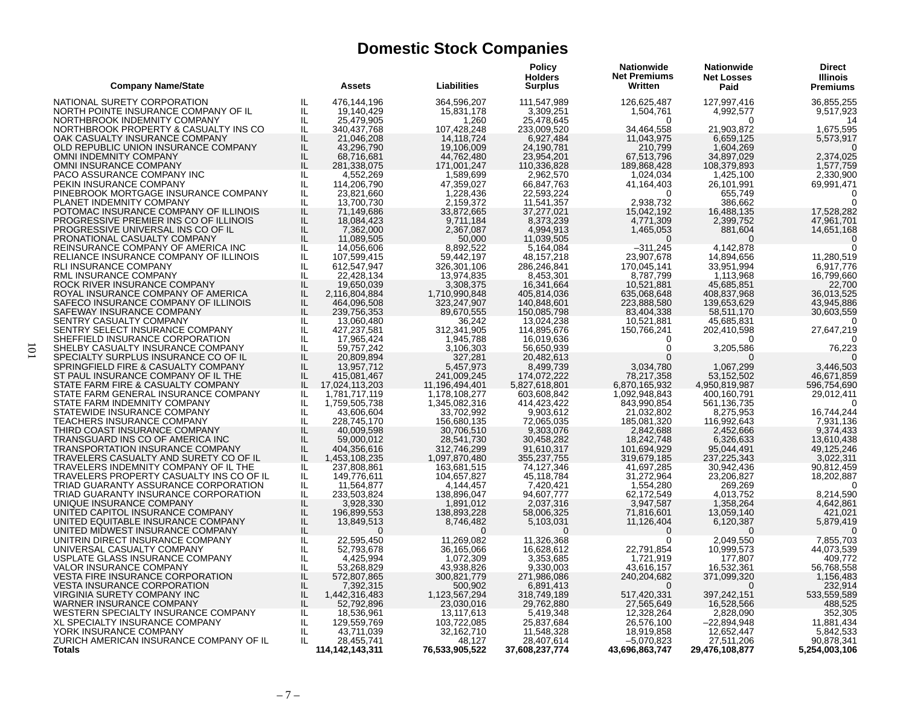# Domestic Stock Companies

| Company Name/State | | Assets | Liabilities | Policy Holders Surplus | Nationwide Net Premiums Written | Nationwide Net Losses Paid | Direct Illinois Premiums |
|---|---|---|---|---|---|---|---|
| NATIONAL SURETY CORPORATION | IL | 476,144,196 | 364,596,207 | 111,547,989 | 126,625,487 | 127,997,416 | 36,855,255 |
| NORTH POINTE INSURANCE COMPANY OF IL | IL | 19,140,429 | 15,831,178 | 3,309,251 | 1,504,761 | 4,992,577 | 9,517,923 |
| NORTHBROOK INDEMNITY COMPANY | IL | 25,479,905 | 1,260 | 25,478,645 | 0 | 0 | 14 |
| NORTHBROOK PROPERTY & CASUALTY INS CO | IL | 340,437,768 | 107,428,248 | 233,009,520 | 34,464,558 | 21,903,872 | 1,675,595 |
| OAK CASUALTY INSURANCE COMPANY | IL | 21,046,208 | 14,118,724 | 6,927,484 | 11,043,975 | 6,659,125 | 5,573,917 |
| OLD REPUBLIC UNION INSURANCE COMPANY | IL | 43,296,790 | 19,106,009 | 24,190,781 | 210,799 | 1,604,269 | 0 |
| OMNI INDEMNITY COMPANY | IL | 68,716,681 | 44,762,480 | 23,954,201 | 67,513,796 | 34,897,029 | 2,374,025 |
| OMNI INSURANCE COMPANY | IL | 281,338,075 | 171,001,247 | 110,336,828 | 189,868,428 | 108,379,893 | 1,577,759 |
| PACO ASSURANCE COMPANY INC | IL | 4,552,269 | 1,589,699 | 2,962,570 | 1,024,034 | 1,425,100 | 2,330,900 |
| PEKIN INSURANCE COMPANY | IL | 114,206,790 | 47,359,027 | 66,847,763 | 41,164,403 | 26,101,991 | 69,991,471 |
| PINEBROOK MORTGAGE INSURANCE COMPANY | IL | 23,821,660 | 1,228,436 | 22,593,224 | 0 | 655,749 | 0 |
| PLANET INDEMNITY COMPANY | IL | 13,700,730 | 2,159,372 | 11,541,357 | 2,938,732 | 386,662 | 0 |
| POTOMAC INSURANCE COMPANY OF ILLINOIS | IL | 71,149,686 | 33,872,665 | 37,277,021 | 15,042,192 | 16,488,135 | 17,528,282 |
| PROGRESSIVE PREMIER INS CO OF ILLINOIS | IL | 18,084,423 | 9,711,184 | 8,373,239 | 4,771,309 | 2,399,752 | 47,961,701 |
| PROGRESSIVE UNIVERSAL INS CO OF IL | IL | 7,362,000 | 2,367,087 | 4,994,913 | 1,465,053 | 881,604 | 14,651,168 |
| PRONATIONAL CASUALTY COMPANY | IL | 11,089,505 | 50,000 | 11,039,505 | 0 | 0 | 0 |
| REINSURANCE COMPANY OF AMERICA INC | IL | 14,056,606 | 8,892,522 | 5,164,084 | –311,245 | 4,142,878 | 0 |
| RELIANCE INSURANCE COMPANY OF ILLINOIS | IL | 107,599,415 | 59,442,197 | 48,157,218 | 23,907,678 | 14,894,656 | 11,280,519 |
| RLI INSURANCE COMPANY | IL | 612,547,947 | 326,301,106 | 286,246,841 | 170,045,141 | 33,951,994 | 6,917,776 |
| RML INSURANCE COMPANY | IL | 22,428,134 | 13,974,835 | 8,453,301 | 8,787,799 | 1,113,968 | 16,799,660 |
| ROCK RIVER INSURANCE COMPANY | IL | 19,650,039 | 3,308,375 | 16,341,664 | 10,521,881 | 45,685,851 | 22,700 |
| ROYAL INSURANCE COMPANY OF AMERICA | IL | 2,116,804,884 | 1,710,990,848 | 405,814,036 | 635,068,648 | 408,837,968 | 36,013,525 |
| SAFECO INSURANCE COMPANY OF ILLINOIS | IL | 464,096,508 | 323,247,907 | 140,848,601 | 223,888,580 | 139,653,629 | 43,945,886 |
| SAFEWAY INSURANCE COMPANY | IL | 239,756,353 | 89,670,555 | 150,085,798 | 83,404,338 | 58,511,170 | 30,603,559 |
| SENTRY CASUALTY COMPANY | IL | 13,060,480 | 36,242 | 13,024,238 | 10,521,881 | 45,685,831 | 0 |
| SENTRY SELECT INSURANCE COMPANY | IL | 427,237,581 | 312,341,905 | 114,895,676 | 150,766,241 | 202,410,598 | 27,647,219 |
| SHEFFIELD INSURANCE CORPORATION | IL | 17,965,424 | 1,945,788 | 16,019,636 | 0 | 0 | 0 |
| SHELBY CASUALTY INSURANCE COMPANY | IL | 59,757,242 | 3,106,303 | 56,650,939 | 0 | 3,205,586 | 76,223 |
| SPECIALTY SURPLUS INSURANCE CO OF IL | IL | 20,809,894 | 327,281 | 20,482,613 | 0 | 0 | 0 |
| SPRINGFIELD FIRE & CASUALTY COMPANY | IL | 13,957,712 | 5,457,973 | 8,499,739 | 3,034,780 | 1,067,299 | 3,446,503 |
| ST PAUL INSURANCE COMPANY OF IL THE | IL | 415,081,467 | 241,009,245 | 174,072,222 | 78,217,358 | 53,152,502 | 46,671,859 |
| STATE FARM FIRE & CASUALTY COMPANY | IL | 17,024,113,203 | 11,196,494,401 | 5,827,618,801 | 6,870,165,932 | 4,950,819,987 | 596,754,690 |
| STATE FARM GENERAL INSURANCE COMPANY | IL | 1,781,717,119 | 1,178,108,277 | 603,608,842 | 1,092,948,843 | 400,160,791 | 29,012,411 |
| STATE FARM INDEMNITY COMPANY | IL | 1,759,505,738 | 1,345,082,316 | 414,423,422 | 843,990,854 | 561,136,735 | 0 |
| STATEWIDE INSURANCE COMPANY | IL | 43,606,604 | 33,702,992 | 9,903,612 | 21,032,802 | 8,275,953 | 16,744,244 |
| TEACHERS INSURANCE COMPANY | IL | 228,745,170 | 156,680,135 | 72,065,035 | 185,081,320 | 116,992,643 | 7,931,136 |
| THIRD COAST INSURANCE COMPANY | IL | 40,009,598 | 30,706,510 | 9,303,076 | 2,842,688 | 2,452,666 | 9,374,433 |
| TRANSGUARD INS CO OF AMERICA INC | IL | 59,000,012 | 28,541,730 | 30,458,282 | 18,242,748 | 6,326,633 | 13,610,438 |
| TRANSPORTATION INSURANCE COMPANY | IL | 404,356,616 | 312,746,299 | 91,610,317 | 101,694,929 | 95,044,491 | 49,125,246 |
| TRAVELERS CASUALTY AND SURETY CO OF IL | IL | 1,453,108,235 | 1,097,870,480 | 355,237,755 | 319,679,185 | 237,225,343 | 3,022,311 |
| TRAVELERS INDEMNITY COMPANY OF IL THE | IL | 237,808,861 | 163,681,515 | 74,127,346 | 41,697,285 | 30,942,436 | 90,812,459 |
| TRAVELERS PROPERTY CASUALTY INS CO OF IL | IL | 149,776,611 | 104,657,827 | 45,118,784 | 31,272,964 | 23,206,827 | 18,202,887 |
| TRIAD GUARANTY ASSURANCE CORPORATION | IL | 11,564,877 | 4,144,457 | 7,420,421 | 1,554,280 | 269,269 | 0 |
| TRIAD GUARANTY INSURANCE CORPORATION | IL | 233,503,824 | 138,896,047 | 94,607,777 | 62,172,549 | 4,013,752 | 8,214,590 |
| UNIQUE INSURANCE COMPANY | IL | 3,928,330 | 1,891,012 | 2,037,316 | 3,947,587 | 1,358,264 | 4,642,861 |
| UNITED CAPITOL INSURANCE COMPANY | IL | 196,899,553 | 138,893,228 | 58,006,325 | 71,816,601 | 13,059,140 | 421,021 |
| UNITED EQUITABLE INSURANCE COMPANY | IL | 13,849,513 | 8,746,482 | 5,103,031 | 11,126,404 | 6,120,387 | 5,879,419 |
| UNITED MIDWEST INSURANCE COMPANY | IL | 0 | 0 | 0 | 0 | 0 | 0 |
| UNITRIN DIRECT INSURANCE COMPANY | IL | 22,595,450 | 11,269,082 | 11,326,368 | 0 | 2,049,550 | 7,855,703 |
| UNIVERSAL CASUALTY COMPANY | IL | 52,793,678 | 36,165,066 | 16,628,612 | 22,791,854 | 10,999,573 | 44,073,539 |
| USPLATE GLASS INSURANCE COMPANY | IL | 4,425,994 | 1,072,309 | 3,353,685 | 1,721,919 | 177,807 | 409,772 |
| VALOR INSURANCE COMPANY | IL | 53,268,829 | 43,938,826 | 9,330,003 | 43,616,157 | 16,532,361 | 56,768,558 |
| VESTA FIRE INSURANCE CORPORATION | IL | 572,807,865 | 300,821,779 | 271,986,086 | 240,204,682 | 371,099,320 | 1,156,483 |
| VESTA INSURANCE CORPORATION | IL | 7,392,315 | 500,902 | 6,891,413 | 0 | 0 | 232,914 |
| VIRGINIA SURETY COMPANY INC | IL | 1,442,316,483 | 1,123,567,294 | 318,749,189 | 517,420,331 | 397,242,151 | 533,559,589 |
| WARNER INSURANCE COMPANY | IL | 52,792,896 | 23,030,016 | 29,762,880 | 27,565,649 | 16,528,566 | 488,525 |
| WESTERN SPECIALTY INSURANCE COMPANY | IL | 18,536,961 | 13,117,613 | 5,419,348 | 12,328,264 | 2,828,090 | 352,305 |
| XL SPECIALTY INSURANCE COMPANY | IL | 129,559,769 | 103,722,085 | 25,837,684 | 26,576,100 | –22,894,948 | 11,881,434 |
| YORK INSURANCE COMPANY | IL | 43,711,039 | 32,162,710 | 11,548,328 | 18,919,858 | 12,652,447 | 5,842,533 |
| ZURICH AMERICAN INSURANCE COMPANY OF IL | IL | 28,455,741 | 48,127 | 28,407,614 | –5,070,823 | 27,511,206 | 90,878,341 |
| **Totals** | | **114,142,143,311** | **76,533,905,522** | **37,608,237,774** | **43,696,863,747** | **29,476,108,877** | **5,254,003,106** |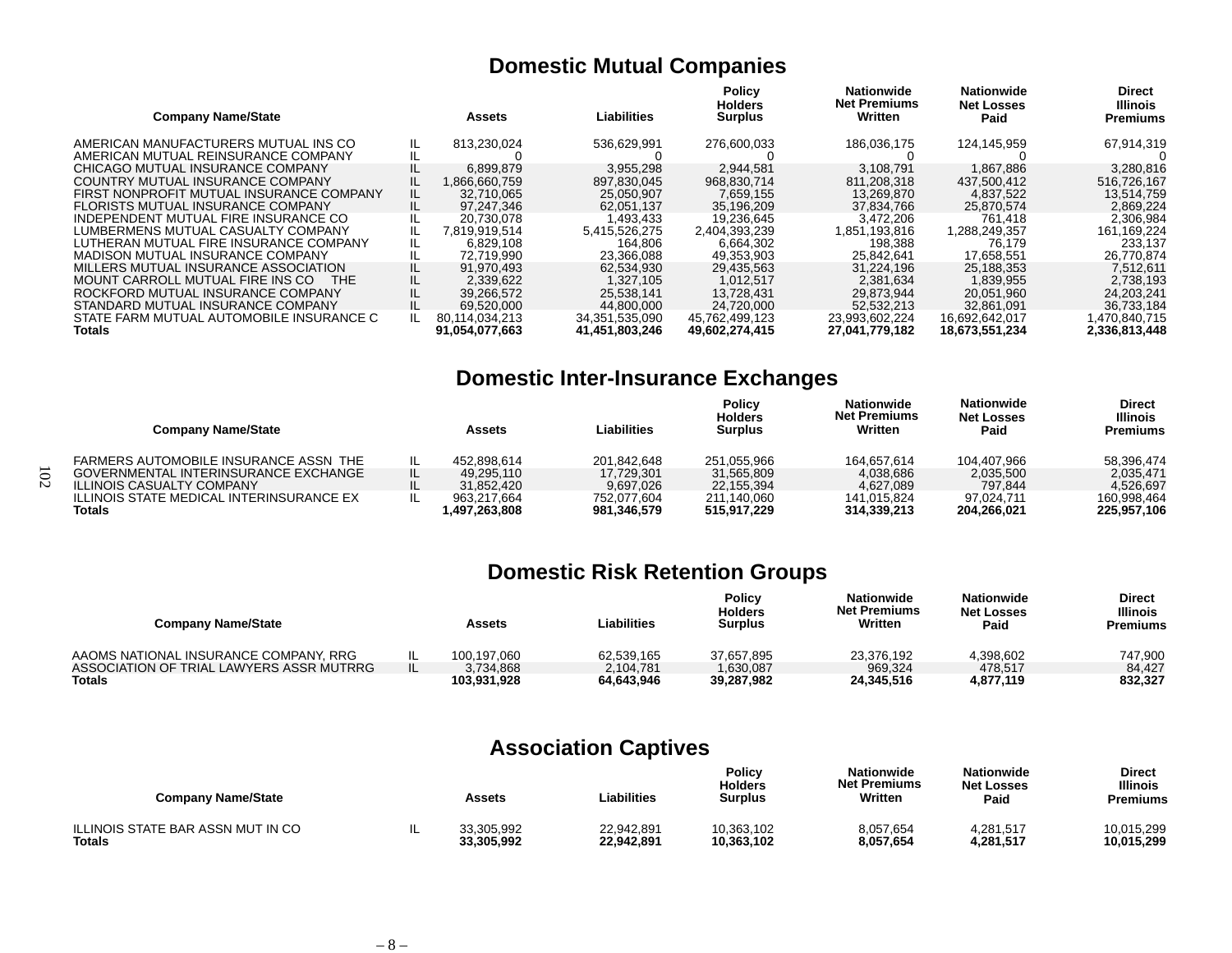## Domestic Mutual Companies

| Company Name/State | | Assets | Liabilities | Policy Holders Surplus | Nationwide Net Premiums Written | Nationwide Net Losses Paid | Direct Illinois Premiums |
|---|---|---|---|---|---|---|---|
| AMERICAN MANUFACTURERS MUTUAL INS CO | IL | 813,230,024 | 536,629,991 | 276,600,033 | 186,036,175 | 124,145,959 | 67,914,319 |
| AMERICAN MUTUAL REINSURANCE COMPANY | IL | 0 | 0 | 0 | 0 | 0 | 0 |
| CHICAGO MUTUAL INSURANCE COMPANY | IL | 6,899,879 | 3,955,298 | 2,944,581 | 3,108,791 | 1,867,886 | 3,280,816 |
| COUNTRY MUTUAL INSURANCE COMPANY | IL | 1,866,660,759 | 897,830,045 | 968,830,714 | 811,208,318 | 437,500,412 | 516,726,167 |
| FIRST NONPROFIT MUTUAL INSURANCE COMPANY | IL | 32,710,065 | 25,050,907 | 7,659,155 | 13,269,870 | 4,837,522 | 13,514,759 |
| FLORISTS MUTUAL INSURANCE COMPANY | IL | 97,247,346 | 62,051,137 | 35,196,209 | 37,834,766 | 25,870,574 | 2,869,224 |
| INDEPENDENT MUTUAL FIRE INSURANCE CO | IL | 20,730,078 | 1,493,433 | 19,236,645 | 3,472,206 | 761,418 | 2,306,984 |
| LUMBERMENS MUTUAL CASUALTY COMPANY | IL | 7,819,919,514 | 5,415,526,275 | 2,404,393,239 | 1,851,193,816 | 1,288,249,357 | 161,169,224 |
| LUTHERAN MUTUAL FIRE INSURANCE COMPANY | IL | 6,829,108 | 164,806 | 6,664,302 | 198,388 | 76,179 | 233,137 |
| MADISON MUTUAL INSURANCE COMPANY | IL | 72,719,990 | 23,366,088 | 49,353,903 | 25,842,641 | 17,658,551 | 26,770,874 |
| MILLERS MUTUAL INSURANCE ASSOCIATION | IL | 91,970,493 | 62,534,930 | 29,435,563 | 31,224,196 | 25,188,353 | 7,512,611 |
| MOUNT CARROLL MUTUAL FIRE INS CO THE | IL | 2,339,622 | 1,327,105 | 1,012,517 | 2,381,634 | 1,839,955 | 2,738,193 |
| ROCKFORD MUTUAL INSURANCE COMPANY | IL | 39,266,572 | 25,538,141 | 13,728,431 | 29,873,944 | 20,051,960 | 24,203,241 |
| STANDARD MUTUAL INSURANCE COMPANY | IL | 69,520,000 | 44,800,000 | 24,720,000 | 52,532,213 | 32,861,091 | 36,733,184 |
| STATE FARM MUTUAL AUTOMOBILE INSURANCE C | IL | 80,114,034,213 | 34,351,535,090 | 45,762,499,123 | 23,993,602,224 | 16,692,642,017 | 1,470,840,715 |
| **Totals** | | **91,054,077,663** | **41,451,803,246** | **49,602,274,415** | **27,041,779,182** | **18,673,551,234** | **2,336,813,448** |

## Domestic Inter-Insurance Exchanges

| Company Name/State | | Assets | Liabilities | Policy Holders Surplus | Nationwide Net Premiums Written | Nationwide Net Losses Paid | Direct Illinois Premiums |
|---|---|---|---|---|---|---|---|
| FARMERS AUTOMOBILE INSURANCE ASSN THE | IL | 452,898,614 | 201,842,648 | 251,055,966 | 164,657,614 | 104,407,966 | 58,396,474 |
| GOVERNMENTAL INTERINSURANCE EXCHANGE | IL | 49,295,110 | 17,729,301 | 31,565,809 | 4,038,686 | 2,035,500 | 2,035,471 |
| ILLINOIS CASUALTY COMPANY | IL | 31,852,420 | 9,697,026 | 22,155,394 | 4,627,089 | 797,844 | 4,526,697 |
| ILLINOIS STATE MEDICAL INTERINSURANCE EX | IL | 963,217,664 | 752,077,604 | 211,140,060 | 141,015,824 | 97,024,711 | 160,998,464 |
| **Totals** | | **1,497,263,808** | **981,346,579** | **515,917,229** | **314,339,213** | **204,266,021** | **225,957,106** |

## Domestic Risk Retention Groups

| Company Name/State | | Assets | Liabilities | Policy Holders Surplus | Nationwide Net Premiums Written | Nationwide Net Losses Paid | Direct Illinois Premiums |
|---|---|---|---|---|---|---|---|
| AAOMS NATIONAL INSURANCE COMPANY, RRG | IL | 100,197,060 | 62,539,165 | 37,657,895 | 23,376,192 | 4,398,602 | 747,900 |
| ASSOCIATION OF TRIAL LAWYERS ASSR MUTRRG | IL | 3,734,868 | 2,104,781 | 1,630,087 | 969,324 | 478,517 | 84,427 |
| **Totals** | | **103,931,928** | **64,643,946** | **39,287,982** | **24,345,516** | **4,877,119** | **832,327** |

## Association Captives

| Company Name/State | | Assets | Liabilities | Policy Holders Surplus | Nationwide Net Premiums Written | Nationwide Net Losses Paid | Direct Illinois Premiums |
|---|---|---|---|---|---|---|---|
| ILLINOIS STATE BAR ASSN MUT IN CO | IL | 33,305,992 | 22,942,891 | 10,363,102 | 8,057,654 | 4,281,517 | 10,015,299 |
| **Totals** | | **33,305,992** | **22,942,891** | **10,363,102** | **8,057,654** | **4,281,517** | **10,015,299** |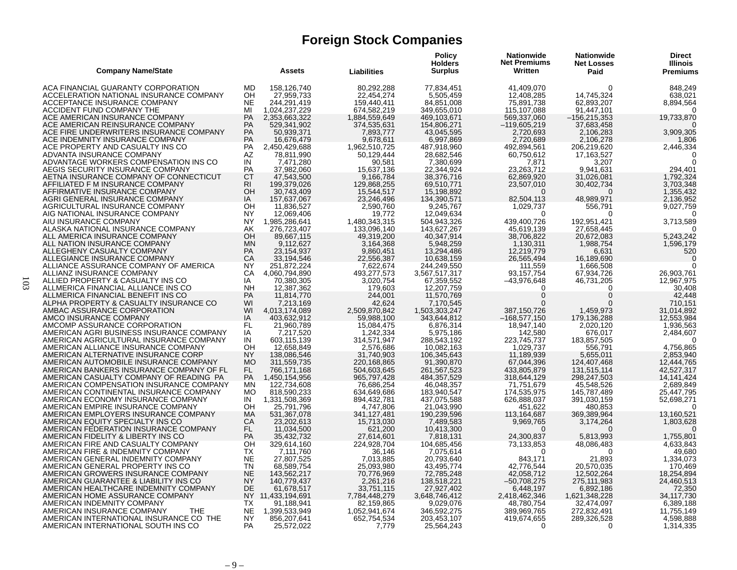# Foreign Stock Companies

| Company Name/State | | Assets | Liabilities | Policy Holders Surplus | Nationwide Net Premiums Written | Nationwide Net Losses Paid | Direct Illinois Premiums |
|---|---|---|---|---|---|---|---|
| ACA FINANCIAL GUARANTY CORPORATION | MD | 158,126,740 | 80,292,288 | 77,834,451 | 41,409,070 | 0 | 848,249 |
| ACCELERATION NATIONAL INSURANCE COMPANY | OH | 27,959,733 | 22,454,274 | 5,505,459 | 12,408,285 | 14,745,324 | 638,021 |
| ACCEPTANCE INSURANCE COMPANY | NE | 244,291,419 | 159,440,411 | 84,851,008 | 75,891,738 | 62,893,207 | 8,894,564 |
| ACCIDENT FUND COMPANY THE | MI | 1,024,237,229 | 674,582,219 | 349,655,010 | 115,107,088 | 91,447,101 | 0 |
| ACE AMERICAN INSURANCE COMPANY | PA | 2,353,663,322 | 1,884,559,649 | 469,103,671 | 569,337,060 | –156,215,353 | 19,733,870 |
| ACE AMERICAN REINSURANCE COMPANY | PA | 529,341,902 | 374,535,631 | 154,806,271 | –119,605,219 | 37,683,458 | 0 |
| ACE FIRE UNDERWRITERS INSURANCE COMPANY | PA | 50,939,371 | 7,893,777 | 43,045,595 | 2,720,693 | 2,106,283 | 3,909,305 |
| ACE INDEMNITY INSURANCE COMPANY | PA | 16,676,479 | 9,678,611 | 6,997,869 | 2,720,689 | 2,106,278 | 1,806 |
| ACE PROPERTY AND CASUALTY INS CO | PA | 2,450,429,688 | 1,962,510,725 | 487,918,960 | 492,894,561 | 206,219,620 | 2,446,334 |
| ADVANTA INSURANCE COMPANY | AZ | 78,811,990 | 50,129,444 | 28,682,546 | 60,750,612 | 17,163,527 | 0 |
| ADVANTAGE WORKERS COMPENSATION INS CO | IN | 7,471,280 | 90,581 | 7,380,699 | 7,871 | 3,207 | 0 |
| AEGIS SECURITY INSURANCE COMPANY | PA | 37,982,060 | 15,637,136 | 22,344,924 | 23,263,712 | 9,941,631 | 294,401 |
| AETNA INSURANCE COMPANY OF CONNECTICUT | CT | 47,543,500 | 9,166,784 | 38,376,716 | 62,869,920 | 31,026,081 | 1,792,324 |
| AFFILIATED F M INSURANCE COMPANY | RI | 199,379,026 | 129,868,255 | 69,510,771 | 23,507,010 | 30,402,734 | 3,703,348 |
| AFFIRMATIVE INSURANCE COMPANY | OH | 30,743,409 | 15,544,517 | 15,198,892 | 0 | 0 | 1,355,432 |
| AGRI GENERAL INSURANCE COMPANY | IA | 157,637,067 | 23,246,496 | 134,390,571 | 82,504,113 | 48,989,971 | 2,136,952 |
| AGRICULTURAL INSURANCE COMPANY | OH | 11,836,527 | 2,590,760 | 9,245,767 | 1,029,737 | 556,791 | 9,027,759 |
| AIG NATIONAL INSURANCE COMPANY | NY | 12,069,406 | 19,772 | 12,049,634 | 0 | 0 | 0 |
| AIU INSURANCE COMPANY | NY | 1,985,286,641 | 1,480,343,315 | 504,943,326 | 439,400,726 | 192,951,421 | 3,713,589 |
| ALASKA NATIONAL INSURANCE COMPANY | AK | 276,723,407 | 133,096,140 | 143,627,267 | 45,619,139 | 27,658,445 | 0 |
| ALL AMERICA INSURANCE COMPANY | OH | 89,667,115 | 49,319,200 | 40,347,914 | 38,706,822 | 20,672,083 | 5,243,242 |
| ALL NATION INSURANCE COMPANY | MN | 9,112,627 | 3,164,368 | 5,948,259 | 1,130,311 | 1,988,754 | 1,596,179 |
| ALLEGHENY CASUALTY COMPANY | PA | 23,154,937 | 9,860,451 | 13,294,486 | 12,219,779 | 6,631 | 520 |
| ALLEGIANCE INSURANCE COMPANY | CA | 33,194,546 | 22,556,387 | 10,638,159 | 26,565,494 | 16,189,690 | 0 |
| ALLIANCE ASSURANCE COMPANY OF AMERICA | NY | 251,872,224 | 7,622,674 | 244,249,550 | 111,559 | 1,666,508 | 0 |
| ALLIANZ INSURANCE COMPANY | CA | 4,060,794,890 | 493,277,573 | 3,567,517,317 | 93,157,754 | 67,934,726 | 26,903,761 |
| ALLIED PROPERTY & CASUALTY INS CO | IA | 70,380,305 | 3,020,754 | 67,359,552 | –43,976,648 | 46,731,205 | 12,967,975 |
| ALLMERICA FINANCIAL ALLIANCE INS CO | NH | 12,387,362 | 179,603 | 12,207,759 | 0 | 0 | 30,408 |
| ALLMERICA FINANCIAL BENEFIT INS CO | PA | 11,814,770 | 244,001 | 11,570,769 | 0 | 0 | 42,448 |
| ALPHA PROPERTY & CASUALTY INSURANCE CO | WI | 7,213,169 | 42,624 | 7,170,545 | 0 | 0 | 710,151 |
| AMBAC ASSURANCE CORPORATION | WI | 4,013,174,089 | 2,509,870,842 | 1,503,303,247 | 387,150,726 | 1,459,973 | 31,014,892 |
| AMCO INSURANCE COMPANY | IA | 403,632,912 | 59,988,100 | 343,644,812 | –168,577,150 | 179,136,288 | 12,553,984 |
| AMCOMP ASSURANCE CORPORATION | FL | 21,960,789 | 15,084,475 | 6,876,314 | 18,947,140 | 2,020,120 | 1,936,563 |
| AMERICAN AGRI BUSINESS INSURANCE COMPANY | IA | 7,217,520 | 1,242,334 | 5,975,186 | 142,580 | 676,017 | 2,484,607 |
| AMERICAN AGRICULTURAL INSURANCE COMPANY | IN | 603,115,139 | 314,571,947 | 288,543,192 | 223,745,737 | 183,857,505 | 0 |
| AMERICAN ALLIANCE INSURANCE COMPANY | OH | 12,658,849 | 2,576,686 | 10,082,163 | 1,029,737 | 556,791 | 4,756,865 |
| AMERICAN ALTERNATIVE INSURANCE CORP | NY | 138,086,546 | 31,740,903 | 106,345,643 | 11,189,939 | 5,655,011 | 2,853,940 |
| AMERICAN AUTOMOBILE INSURANCE COMPANY | MO | 311,559,735 | 220,168,865 | 91,390,870 | 67,044,396 | 124,407,468 | 12,444,765 |
| AMERICAN BANKERS INSURANCE COMPANY OF FL | FL | 766,171,168 | 504,603,645 | 261,567,523 | 433,805,879 | 131,515,114 | 42,527,317 |
| AMERICAN CASUALTY COMPANY OF READING PA | PA | 1,450,154,956 | 965,797,428 | 484,357,529 | 318,644,129 | 298,247,503 | 14,141,424 |
| AMERICAN COMPENSATION INSURANCE COMPANY | MN | 122,734,608 | 76,686,254 | 46,048,357 | 71,751,679 | 45,548,526 | 2,689,849 |
| AMERICAN CONTINENTAL INSURANCE COMPANY | MO | 818,590,233 | 634,649,686 | 183,940,547 | 174,535,975 | 145,787,489 | 25,447,795 |
| AMERICAN ECONOMY INSURANCE COMPANY | IN | 1,331,508,369 | 894,432,781 | 437,075,588 | 626,888,037 | 391,030,159 | 52,698,271 |
| AMERICAN EMPIRE INSURANCE COMPANY | OH | 25,791,796 | 4,747,806 | 21,043,990 | 451,622 | 480,853 | 0 |
| AMERICAN EMPLOYERS INSURANCE COMPANY | MA | 531,367,078 | 341,127,481 | 190,239,596 | 113,164,687 | 369,389,964 | 13,160,521 |
| AMERICAN EQUITY SPECIALTY INS CO | CA | 23,202,613 | 15,713,030 | 7,489,583 | 9,969,765 | 3,174,264 | 1,803,628 |
| AMERICAN FEDERATION INSURANCE COMPANY | FL | 11,034,500 | 621,200 | 10,413,300 | 0 | 0 | 0 |
| AMERICAN FIDELITY & LIBERTY INS CO | PA | 35,432,732 | 27,614,601 | 7,818,131 | 24,300,837 | 5,813,993 | 1,755,801 |
| AMERICAN FIRE AND CASUALTY COMPANY | OH | 329,614,160 | 224,928,704 | 104,685,456 | 73,133,853 | 48,086,483 | 4,633,843 |
| AMERICAN FIRE & INDEMNITY COMPANY | TX | 7,111,760 | 36,146 | 7,075,614 | 0 | 0 | 49,680 |
| AMERICAN GENERAL INDEMNITY COMPANY | NE | 27,807,525 | 7,013,885 | 20,793,640 | 843,171 | 21,893 | 1,334,073 |
| AMERICAN GENERAL PROPERTY INS CO | TN | 68,589,754 | 25,093,980 | 43,495,774 | 42,776,544 | 20,570,035 | 170,469 |
| AMERICAN GROWERS INSURANCE COMPANY | NE | 143,562,217 | 70,776,969 | 72,785,248 | 42,058,712 | 12,502,264 | 18,254,894 |
| AMERICAN GUARANTEE & LIABILITY INS CO | NY | 140,779,437 | 2,261,216 | 138,518,221 | –50,708,275 | 275,111,983 | 24,460,513 |
| AMERICAN HEALTHCARE INDEMNITY COMPANY | DE | 61,678,517 | 33,751,115 | 27,927,402 | 6,448,197 | 6,892,186 | 72,350 |
| AMERICAN HOME ASSURANCE COMPANY | NY | 11,433,194,691 | 7,784,448,279 | 3,648,746,412 | 2,418,462,346 | 1,621,348,228 | 34,117,730 |
| AMERICAN INDEMNITY COMPANY | TX | 91,188,941 | 82,159,865 | 9,029,076 | 48,780,754 | 32,474,097 | 6,389,188 |
| AMERICAN INSURANCE COMPANY THE | NE | 1,399,533,949 | 1,052,941,674 | 346,592,275 | 389,969,765 | 272,832,491 | 11,755,149 |
| AMERICAN INTERNATIONAL INSURANCE CO THE | NY | 856,207,641 | 652,754,534 | 203,453,107 | 419,674,655 | 289,326,528 | 4,598,888 |
| AMERICAN INTERNATIONAL SOUTH INS CO | PA | 25,572,022 | 7,779 | 25,564,243 | 0 | 0 | 1,314,335 |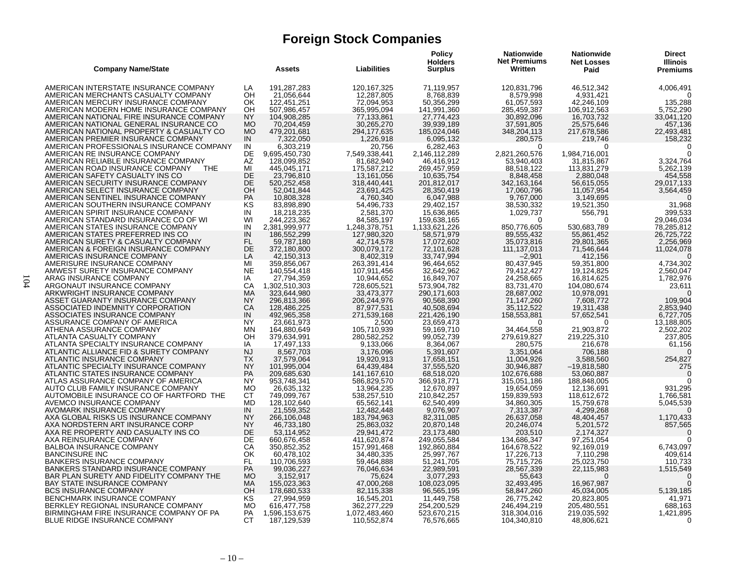# Foreign Stock Companies

| Company Name/State | | Assets | Liabilities | Policy Holders Surplus | Nationwide Net Premiums Written | Nationwide Net Losses Paid | Direct Illinois Premiums |
|---|---|---|---|---|---|---|---|
| AMERICAN INTERSTATE INSURANCE COMPANY | LA | 191,287,283 | 120,167,325 | 71,119,957 | 120,831,796 | 46,512,342 | 4,006,491 |
| AMERICAN MERCHANTS CASUALTY COMPANY | OH | 21,056,644 | 12,287,805 | 8,768,839 | 8,579,998 | 4,931,421 | 0 |
| AMERICAN MERCURY INSURANCE COMPANY | OK | 122,451,251 | 72,094,953 | 50,356,299 | 61,057,593 | 42,246,109 | 135,288 |
| AMERICAN MODERN HOME INSURANCE COMPANY | OH | 507,986,457 | 365,995,094 | 141,991,360 | 285,459,387 | 106,912,563 | 5,752,290 |
| AMERICAN NATIONAL FIRE INSURANCE COMPANY | NY | 104,908,285 | 77,133,861 | 27,774,423 | 30,892,096 | 16,703,732 | 33,041,120 |
| AMERICAN NATIONAL GENERAL INSURANCE CO | MO | 70,204,459 | 30,265,270 | 39,939,189 | 37,591,805 | 25,575,646 | 457,136 |
| AMERICAN NATIONAL PROPERTY & CASUALTY CO | MO | 479,201,681 | 294,177,635 | 185,024,046 | 348,204,113 | 217,678,586 | 22,493,481 |
| AMERICAN PREMIER INSURANCE COMPANY | IN | 7,322,050 | 1,226,918 | 6,095,132 | 280,575 | 219,746 | 158,232 |
| AMERICAN PROFESSIONALS INSURANCE COMPANY | IN | 6,303,219 | 20,756 | 6,282,463 | 0 | 0 | 0 |
| AMERICAN RE INSURANCE COMPANY | DE | 9,695,450,730 | 7,549,338,441 | 2,146,112,289 | 2,821,260,576 | 1,984,716,001 | 0 |
| AMERICAN RELIABLE INSURANCE COMPANY | AZ | 128,099,852 | 81,682,940 | 46,416,912 | 53,940,403 | 31,815,867 | 3,324,764 |
| AMERICAN ROAD INSURANCE COMPANY THE | MI | 445,045,171 | 175,587,212 | 269,457,959 | 88,518,122 | 113,831,279 | 5,262,139 |
| AMERICAN SAFETY CASUALTY INS CO | DE | 23,796,810 | 13,161,056 | 10,635,754 | 8,848,458 | 2,880,048 | 454,558 |
| AMERICAN SECURITY INSURANCE COMPANY | DE | 520,252,458 | 318,440,441 | 201,812,017 | 342,163,164 | 56,615,055 | 29,017,133 |
| AMERICAN SELECT INSURANCE COMPANY | OH | 52,041,844 | 23,691,425 | 28,350,419 | 17,060,796 | 11,057,954 | 3,564,459 |
| AMERICAN SENTINEL INSURANCE COMPANY | PA | 10,808,328 | 4,760,340 | 6,047,988 | 9,767,000 | 3,149,695 | 0 |
| AMERICAN SOUTHERN INSURANCE COMPANY | KS | 83,898,890 | 54,496,733 | 29,402,157 | 38,530,332 | 19,521,350 | 31,968 |
| AMERICAN SPIRIT INSURANCE COMPANY | IN | 18,218,235 | 2,581,370 | 15,636,865 | 1,029,737 | 556,791 | 399,533 |
| AMERICAN STANDARD INSURANCE CO OF WI | WI | 244,223,362 | 84,585,197 | 159,638,165 | 0 | 0 | 29,046,034 |
| AMERICAN STATES INSURANCE COMPANY | IN | 2,381,999,977 | 1,248,378,751 | 1,133,621,226 | 850,776,605 | 530,683,789 | 78,285,812 |
| AMERICAN STATES PREFERRED INS CO | IN | 186,552,299 | 127,980,320 | 58,571,979 | 89,555,432 | 55,861,452 | 26,725,722 |
| AMERICAN SURETY & CASUALTY COMPANY | FL | 59,787,180 | 42,714,578 | 17,072,602 | 35,073,816 | 29,801,365 | 2,256,969 |
| AMERICAN & FOREIGN INSURANCE COMPANY | DE | 372,180,800 | 300,079,172 | 72,101,628 | 111,137,013 | 71,546,644 | 11,024,078 |
| AMERICAS INSURANCE COMPANY | LA | 42,150,313 | 8,402,319 | 33,747,994 | –2,901 | 412,156 | 0 |
| AMERISURE INSURANCE COMPANY | MI | 359,856,067 | 263,391,414 | 96,464,652 | 80,437,945 | 59,351,800 | 4,734,302 |
| AMWEST SURETY INSURANCE COMPANY | NE | 140,554,418 | 107,911,456 | 32,642,962 | 79,412,427 | 19,124,825 | 2,560,047 |
| ARAG INSURANCE COMPANY | IA | 27,794,359 | 10,944,652 | 16,849,707 | 24,258,665 | 16,814,625 | 1,782,976 |
| ARGONAUT INSURANCE COMPANY | CA | 1,302,510,303 | 728,605,521 | 573,904,782 | 83,731,470 | 104,080,674 | 23,611 |
| ARKWRIGHT INSURANCE COMPANY | MA | 323,644,980 | 33,473,377 | 290,171,603 | 28,687,002 | 10,978,091 | 0 |
| ASSET GUARANTY INSURANCE COMPANY | NY | 296,813,366 | 206,244,976 | 90,568,390 | 71,147,260 | 7,608,772 | 109,904 |
| ASSOCIATED INDEMNITY CORPORATION | CA | 128,486,225 | 87,977,531 | 40,508,694 | 35,112,522 | 19,311,438 | 2,853,940 |
| ASSOCIATES INSURANCE COMPANY | IN | 492,965,358 | 271,539,168 | 221,426,190 | 158,553,881 | 57,652,541 | 6,727,705 |
| ASSURANCE COMPANY OF AMERICA | NY | 23,661,973 | 2,500 | 23,659,473 | 0 | 0 | 13,188,805 |
| ATHENA ASSURANCE COMPANY | MN | 164,880,649 | 105,710,939 | 59,169,710 | 34,464,558 | 21,903,872 | 2,502,202 |
| ATLANTA CASUALTY COMPANY | OH | 379,634,991 | 280,582,252 | 99,052,739 | 279,619,827 | 219,225,310 | 237,805 |
| ATLANTA SPECIALTY INSURANCE COMPANY | IA | 17,497,133 | 9,133,066 | 8,364,067 | 280,575 | 216,678 | 61,156 |
| ATLANTIC ALLIANCE FID & SURETY COMPANY | NJ | 8,567,703 | 3,176,096 | 5,391,607 | 3,351,064 | 706,188 | 0 |
| ATLANTIC INSURANCE COMPANY | TX | 37,579,064 | 19,920,913 | 17,658,151 | 11,004,926 | 3,588,560 | 254,827 |
| ATLANTIC SPECIALTY INSURANCE COMPANY | NY | 101,995,004 | 64,439,484 | 37,555,520 | 30,946,887 | –19,818,580 | 275 |
| ATLANTIC STATES INSURANCE COMPANY | PA | 209,685,630 | 141,167,610 | 68,518,020 | 102,676,688 | 53,060,887 | 0 |
| ATLAS ASSURANCE COMPANY OF AMERICA | NY | 953,748,341 | 586,829,570 | 366,918,771 | 315,051,186 | 188,848,005 | 0 |
| AUTO CLUB FAMILY INSURANCE COMPANY | MO | 26,635,132 | 13,964,235 | 12,670,897 | 19,654,059 | 12,136,691 | 931,295 |
| AUTOMOBILE INSURANCE CO OF HARTFORD THE | CT | 749,099,767 | 538,257,510 | 210,842,257 | 159,839,593 | 118,612,672 | 1,766,581 |
| AVEMCO INSURANCE COMPANY | MD | 128,102,640 | 65,562,141 | 62,540,499 | 34,860,305 | 15,759,678 | 5,045,539 |
| AVOMARK INSURANCE COMPANY | IN | 21,559,352 | 12,482,448 | 9,076,907 | 7,313,387 | 4,299,268 | 0 |
| AXA GLOBAL RISKS US INSURANCE COMPANY | NY | 266,106,048 | 183,794,963 | 82,311,085 | 26,637,058 | 48,404,457 | 1,170,433 |
| AXA NORDSTERN ART INSURANCE CORP | NY | 46,733,180 | 25,863,032 | 20,870,148 | 20,246,074 | 5,201,572 | 857,565 |
| AXA RE PROPERTY AND CASUALTY INS CO | DE | 53,114,952 | 29,941,472 | 23,173,480 | 203,510 | 2,174,327 | 0 |
| AXA REINSURANCE COMPANY | DE | 660,676,458 | 411,620,874 | 249,055,584 | 134,686,347 | 97,251,054 | 0 |
| BALBOA INSURANCE COMPANY | CA | 350,852,352 | 157,991,468 | 192,860,884 | 164,678,522 | 92,169,019 | 6,743,097 |
| BANCINSURE INC | OK | 60,478,102 | 34,480,335 | 25,997,767 | 17,226,713 | 7,110,298 | 409,614 |
| BANKERS INSURANCE COMPANY | FL | 110,706,593 | 59,464,888 | 51,241,705 | 75,715,726 | 25,023,750 | 110,733 |
| BANKERS STANDARD INSURANCE COMPANY | PA | 99,036,227 | 76,046,634 | 22,989,591 | 28,567,339 | 22,115,983 | 1,515,549 |
| BAR PLAN SURETY AND FIDELITY COMPANY THE | MO | 3,152,917 | 75,624 | 3,077,293 | 55,643 | 0 | 0 |
| BAY STATE INSURANCE COMPANY | MA | 155,023,363 | 47,000,268 | 108,023,095 | 32,493,495 | 16,967,987 | 0 |
| BCS INSURANCE COMPANY | OH | 178,680,533 | 82,115,338 | 96,565,195 | 58,847,260 | 45,034,005 | 5,139,185 |
| BENCHMARK INSURANCE COMPANY | KS | 27,994,959 | 16,545,201 | 11,449,758 | 26,775,242 | 20,823,805 | 41,971 |
| BERKLEY REGIONAL INSURANCE COMPANY | MO | 616,477,758 | 362,277,229 | 254,200,529 | 246,494,219 | 205,480,551 | 688,163 |
| BIRMINGHAM FIRE INSURANCE COMPANY OF PA | PA | 1,596,153,675 | 1,072,483,460 | 523,670,215 | 318,304,016 | 219,035,592 | 1,421,895 |
| BLUE RIDGE INSURANCE COMPANY | CT | 187,129,539 | 110,552,874 | 76,576,665 | 104,340,810 | 48,806,621 | 0 |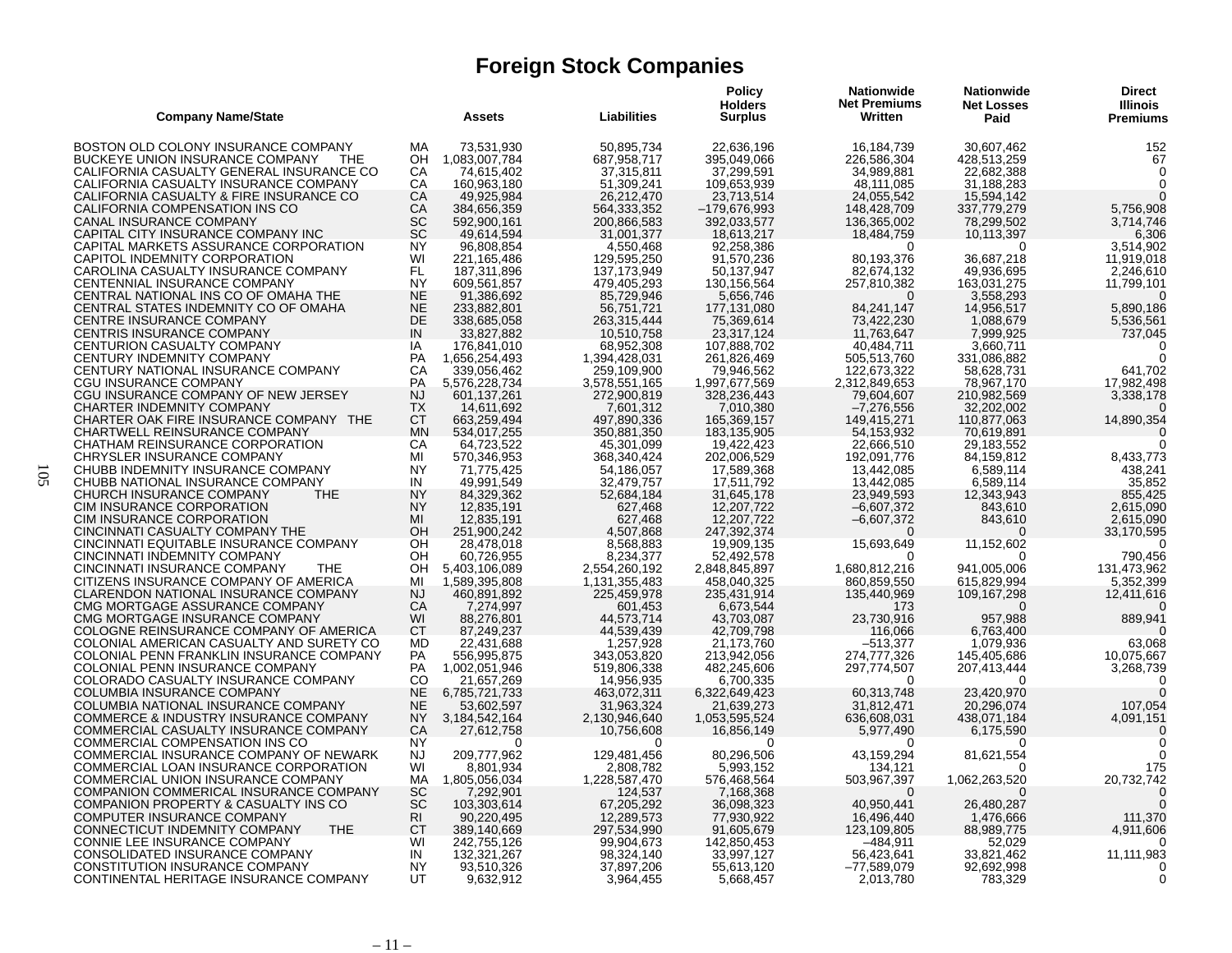# Foreign Stock Companies

| Company Name/State | | Assets | Liabilities | Policy Holders Surplus | Nationwide Net Premiums Written | Nationwide Net Losses Paid | Direct Illinois Premiums |
|---|---|---|---|---|---|---|---|
| BOSTON OLD COLONY INSURANCE COMPANY | MA | 73,531,930 | 50,895,734 | 22,636,196 | 16,184,739 | 30,607,462 | 152 |
| BUCKEYE UNION INSURANCE COMPANY THE | OH | 1,083,007,784 | 687,958,717 | 395,049,066 | 226,586,304 | 428,513,259 | 67 |
| CALIFORNIA CASUALTY GENERAL INSURANCE CO | CA | 74,615,402 | 37,315,811 | 37,299,591 | 34,989,881 | 22,682,388 | 0 |
| CALIFORNIA CASUALTY INSURANCE COMPANY | CA | 160,963,180 | 51,309,241 | 109,653,939 | 48,111,085 | 31,188,283 | 0 |
| CALIFORNIA CASUALTY & FIRE INSURANCE CO | CA | 49,925,984 | 26,212,470 | 23,713,514 | 24,055,542 | 15,594,142 | 0 |
| CALIFORNIA COMPENSATION INS CO | CA | 384,656,359 | 564,333,352 | –179,676,993 | 148,428,709 | 337,779,279 | 5,756,908 |
| CANAL INSURANCE COMPANY | SC | 592,900,161 | 200,866,583 | 392,033,577 | 136,365,002 | 78,299,502 | 3,714,746 |
| CAPITAL CITY INSURANCE COMPANY INC | SC | 49,614,594 | 31,001,377 | 18,613,217 | 18,484,759 | 10,113,397 | 6,306 |
| CAPITAL MARKETS ASSURANCE CORPORATION | NY | 96,808,854 | 4,550,468 | 92,258,386 | 0 | 0 | 3,514,902 |
| CAPITOL INDEMNITY CORPORATION | WI | 221,165,486 | 129,595,250 | 91,570,236 | 80,193,376 | 36,687,218 | 11,919,018 |
| CAROLINA CASUALTY INSURANCE COMPANY | FL | 187,311,896 | 137,173,949 | 50,137,947 | 82,674,132 | 49,936,695 | 2,246,610 |
| CENTENNIAL INSURANCE COMPANY | NY | 609,561,857 | 479,405,293 | 130,156,564 | 257,810,382 | 163,031,275 | 11,799,101 |
| CENTRAL NATIONAL INS CO OF OMAHA THE | NE | 91,386,692 | 85,729,946 | 5,656,746 | 0 | 3,558,293 | 0 |
| CENTRAL STATES INDEMNITY CO OF OMAHA | NE | 233,882,801 | 56,751,721 | 177,131,080 | 84,241,147 | 14,956,517 | 5,890,186 |
| CENTRE INSURANCE COMPANY | DE | 338,685,058 | 263,315,444 | 75,369,614 | 73,422,230 | 1,088,679 | 5,536,561 |
| CENTRIS INSURANCE COMPANY | IN | 33,827,882 | 10,510,758 | 23,317,124 | 11,763,647 | 7,999,925 | 737,045 |
| CENTURION CASUALTY COMPANY | IA | 176,841,010 | 68,952,308 | 107,888,702 | 40,484,711 | 3,660,711 | 0 |
| CENTURY INDEMNITY COMPANY | PA | 1,656,254,493 | 1,394,428,031 | 261,826,469 | 505,513,760 | 331,086,882 | 0 |
| CENTURY NATIONAL INSURANCE COMPANY | CA | 339,056,462 | 259,109,900 | 79,946,562 | 122,673,322 | 58,628,731 | 641,702 |
| CGU INSURANCE COMPANY | PA | 5,576,228,734 | 3,578,551,165 | 1,997,677,569 | 2,312,849,653 | 78,967,170 | 17,982,498 |
| CGU INSURANCE COMPANY OF NEW JERSEY | NJ | 601,137,261 | 272,900,819 | 328,236,443 | 79,604,607 | 210,982,569 | 3,338,178 |
| CHARTER INDEMNITY COMPANY | TX | 14,611,692 | 7,601,312 | 7,010,380 | –7,276,556 | 32,202,002 | 0 |
| CHARTER OAK FIRE INSURANCE COMPANY THE | CT | 663,259,494 | 497,890,336 | 165,369,157 | 149,415,271 | 110,877,063 | 14,890,354 |
| CHARTWELL REINSURANCE COMPANY | MN | 534,017,255 | 350,881,350 | 183,135,905 | 54,153,932 | 70,619,891 | 0 |
| CHATHAM REINSURANCE CORPORATION | CA | 64,723,522 | 45,301,099 | 19,422,423 | 22,666,510 | 29,183,552 | 0 |
| CHRYSLER INSURANCE COMPANY | MI | 570,346,953 | 368,340,424 | 202,006,529 | 192,091,776 | 84,159,812 | 8,433,773 |
| CHUBB INDEMNITY INSURANCE COMPANY | NY | 71,775,425 | 54,186,057 | 17,589,368 | 13,442,085 | 6,589,114 | 438,241 |
| CHUBB NATIONAL INSURANCE COMPANY | IN | 49,991,549 | 32,479,757 | 17,511,792 | 13,442,085 | 6,589,114 | 35,852 |
| CHURCH INSURANCE COMPANY THE | NY | 84,329,362 | 52,684,184 | 31,645,178 | 23,949,593 | 12,343,943 | 855,425 |
| CIM INSURANCE CORPORATION | NY | 12,835,191 | 627,468 | 12,207,722 | –6,607,372 | 843,610 | 2,615,090 |
| CIM INSURANCE CORPORATION | MI | 12,835,191 | 627,468 | 12,207,722 | –6,607,372 | 843,610 | 2,615,090 |
| CINCINNATI CASUALTY COMPANY THE | OH | 251,900,242 | 4,507,868 | 247,392,374 | 0 | 0 | 33,170,595 |
| CINCINNATI EQUITABLE INSURANCE COMPANY | OH | 28,478,018 | 8,568,883 | 19,909,135 | 15,693,649 | 11,152,602 | 0 |
| CINCINNATI INDEMNITY COMPANY | OH | 60,726,955 | 8,234,377 | 52,492,578 | 0 | 0 | 790,456 |
| CINCINNATI INSURANCE COMPANY THE | OH | 5,403,106,089 | 2,554,260,192 | 2,848,845,897 | 1,680,812,216 | 941,005,006 | 131,473,962 |
| CITIZENS INSURANCE COMPANY OF AMERICA | MI | 1,589,395,808 | 1,131,355,483 | 458,040,325 | 860,859,550 | 615,829,994 | 5,352,399 |
| CLARENDON NATIONAL INSURANCE COMPANY | NJ | 460,891,892 | 225,459,978 | 235,431,914 | 135,440,969 | 109,167,298 | 12,411,616 |
| CMG MORTGAGE ASSURANCE COMPANY | CA | 7,274,997 | 601,453 | 6,673,544 | 173 | 0 | 0 |
| CMG MORTGAGE INSURANCE COMPANY | WI | 88,276,801 | 44,573,714 | 43,703,087 | 23,730,916 | 957,988 | 889,941 |
| COLOGNE REINSURANCE COMPANY OF AMERICA | CT | 87,249,237 | 44,539,439 | 42,709,798 | 116,066 | 6,763,400 | 0 |
| COLONIAL AMERICAN CASUALTY AND SURETY CO | MD | 22,431,688 | 1,257,928 | 21,173,760 | –513,377 | 1,079,936 | 63,068 |
| COLONIAL PENN FRANKLIN INSURANCE COMPANY | PA | 556,995,875 | 343,053,820 | 213,942,056 | 274,777,326 | 145,405,686 | 10,075,667 |
| COLONIAL PENN INSURANCE COMPANY | PA | 1,002,051,946 | 519,806,338 | 482,245,606 | 297,774,507 | 207,413,444 | 3,268,739 |
| COLORADO CASUALTY INSURANCE COMPANY | CO | 21,657,269 | 14,956,935 | 6,700,335 | 0 | 0 | 0 |
| COLUMBIA INSURANCE COMPANY | NE | 6,785,721,733 | 463,072,311 | 6,322,649,423 | 60,313,748 | 23,420,970 | 0 |
| COLUMBIA NATIONAL INSURANCE COMPANY | NE | 53,602,597 | 31,963,324 | 21,639,273 | 31,812,471 | 20,296,074 | 107,054 |
| COMMERCE & INDUSTRY INSURANCE COMPANY | NY | 3,184,542,164 | 2,130,946,640 | 1,053,595,524 | 636,608,031 | 438,071,184 | 4,091,151 |
| COMMERCIAL CASUALTY INSURANCE COMPANY | CA | 27,612,758 | 10,756,608 | 16,856,149 | 5,977,490 | 6,175,590 | 0 |
| COMMERCIAL COMPENSATION INS CO | NY | 0 | 0 | 0 | 0 | 0 | 0 |
| COMMERCIAL INSURANCE COMPANY OF NEWARK | NJ | 209,777,962 | 129,481,456 | 80,296,506 | 43,159,294 | 81,621,554 | 0 |
| COMMERCIAL LOAN INSURANCE CORPORATION | WI | 8,801,934 | 2,808,782 | 5,993,152 | 134,121 | 0 | 175 |
| COMMERCIAL UNION INSURANCE COMPANY | MA | 1,805,056,034 | 1,228,587,470 | 576,468,564 | 503,967,397 | 1,062,263,520 | 20,732,742 |
| COMPANION COMMERICAL INSURANCE COMPANY | SC | 7,292,901 | 124,537 | 7,168,368 | 0 | 0 | 0 |
| COMPANION PROPERTY & CASUALTY INS CO | SC | 103,303,614 | 67,205,292 | 36,098,323 | 40,950,441 | 26,480,287 | 0 |
| COMPUTER INSURANCE COMPANY | RI | 90,220,495 | 12,289,573 | 77,930,922 | 16,496,440 | 1,476,666 | 111,370 |
| CONNECTICUT INDEMNITY COMPANY THE | CT | 389,140,669 | 297,534,990 | 91,605,679 | 123,109,805 | 88,989,775 | 4,911,606 |
| CONNIE LEE INSURANCE COMPANY | WI | 242,755,126 | 99,904,673 | 142,850,453 | –484,911 | 52,029 | 0 |
| CONSOLIDATED INSURANCE COMPANY | IN | 132,321,267 | 98,324,140 | 33,997,127 | 56,423,641 | 33,821,462 | 11,111,983 |
| CONSTITUTION INSURANCE COMPANY | NY | 93,510,326 | 37,897,206 | 55,613,120 | –77,589,079 | 92,692,998 | 0 |
| CONTINENTAL HERITAGE INSURANCE COMPANY | UT | 9,632,912 | 3,964,455 | 5,668,457 | 2,013,780 | 783,329 | 0 |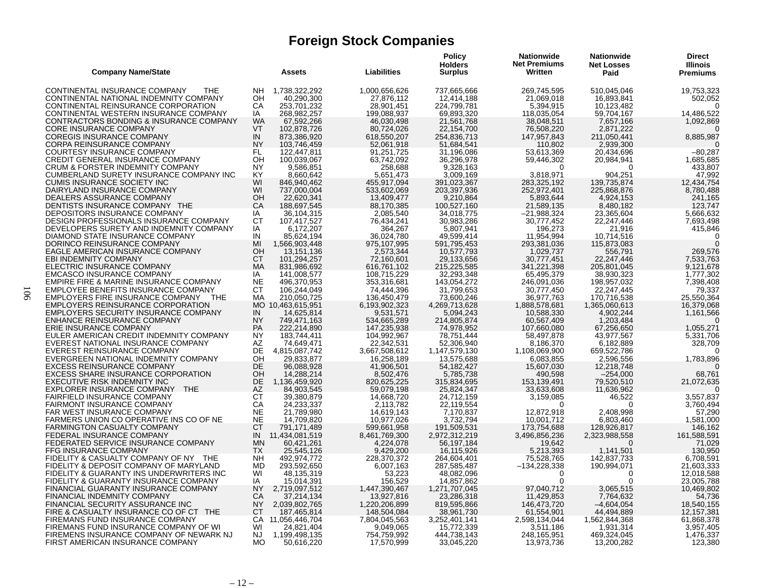# Foreign Stock Companies

| Company Name/State | | Assets | Liabilities | Policy Holders Surplus | Nationwide Net Premiums Written | Nationwide Net Losses Paid | Direct Illinois Premiums |
|---|---|---|---|---|---|---|---|
| CONTINENTAL INSURANCE COMPANY THE | NH | 1,738,322,292 | 1,000,656,626 | 737,665,666 | 269,745,595 | 510,045,046 | 19,753,323 |
| CONTINENTAL NATIONAL INDEMNITY COMPANY | OH | 40,290,300 | 27,876,112 | 12,414,188 | 21,069,018 | 16,893,841 | 502,052 |
| CONTINENTAL REINSURANCE CORPORATION | CA | 253,701,232 | 28,901,451 | 224,799,781 | 5,394,915 | 10,123,482 | 0 |
| CONTINENTAL WESTERN INSURANCE COMPANY | IA | 268,982,257 | 199,088,937 | 69,893,320 | 118,035,054 | 59,704,167 | 14,486,522 |
| CONTRACTORS BONDING & INSURANCE COMPANY | WA | 67,592,266 | 46,030,498 | 21,561,768 | 38,048,511 | 7,657,166 | 1,092,869 |
| CORE INSURANCE COMPANY | VT | 102,878,726 | 80,724,026 | 22,154,700 | 76,508,220 | 2,871,222 | 0 |
| COREGIS INSURANCE COMPANY | IN | 873,386,920 | 618,550,207 | 254,836,713 | 147,957,843 | 211,050,441 | 8,885,987 |
| CORPA REINSURANCE COMPANY | NY | 103,746,459 | 52,061,918 | 51,684,541 | 110,802 | 2,939,300 | 0 |
| COURTESY INSURANCE COMPANY | FL | 122,447,811 | 91,251,725 | 31,196,086 | 53,613,369 | 20,434,696 | –80,287 |
| CREDIT GENERAL INSURANCE COMPANY | OH | 100,039,067 | 63,742,092 | 36,296,978 | 59,446,302 | 20,984,941 | 1,685,685 |
| CRUM & FORSTER INDEMNITY COMPANY | NY | 9,586,851 | 258,688 | 9,328,163 | 0 | 0 | 433,807 |
| CUMBERLAND SURETY INSURANCE COMPANY INC | KY | 8,660,642 | 5,651,473 | 3,009,169 | 3,818,971 | 904,251 | 47,992 |
| CUMIS INSURANCE SOCIETY INC | WI | 846,940,462 | 455,917,094 | 391,023,367 | 283,325,192 | 139,735,874 | 12,434,754 |
| DAIRYLAND INSURANCE COMPANY | WI | 737,000,004 | 533,602,069 | 203,397,936 | 252,972,401 | 225,868,876 | 8,780,488 |
| DEALERS ASSURANCE COMPANY | OH | 22,620,341 | 13,409,477 | 9,210,864 | 5,893,644 | 4,924,153 | 241,165 |
| DENTISTS INSURANCE COMPANY THE | CA | 188,697,545 | 88,170,385 | 100,527,160 | 21,589,135 | 8,480,182 | 123,747 |
| DEPOSITORS INSURANCE COMPANY | IA | 36,104,315 | 2,085,540 | 34,018,775 | –21,988,324 | 23,365,604 | 5,666,632 |
| DESIGN PROFESSIONALS INSURANCE COMPANY | CT | 107,417,527 | 76,434,241 | 30,983,286 | 30,777,452 | 22,247,446 | 7,693,498 |
| DEVELOPERS SURETY AND INDEMNITY COMPANY | IA | 6,172,207 | 364,267 | 5,807,941 | 196,273 | 21,916 | 415,846 |
| DIAMOND STATE INSURANCE COMPANY | IN | 85,624,194 | 36,024,780 | 49,599,414 | 11,954,994 | 10,714,516 | 0 |
| DORINCO REINSURANCE COMPANY | MI | 1,566,903,448 | 975,107,995 | 591,795,453 | 293,381,036 | 115,873,083 | 0 |
| EAGLE AMERICAN INSURANCE COMPANY | OH | 13,151,136 | 2,573,344 | 10,577,793 | 1,029,737 | 556,791 | 269,576 |
| EBI INDEMNITY COMPANY | CT | 101,294,257 | 72,160,601 | 29,133,656 | 30,777,451 | 22,247,446 | 7,533,763 |
| ELECTRIC INSURANCE COMPANY | MA | 831,986,692 | 616,761,102 | 215,225,585 | 341,221,398 | 205,801,045 | 9,121,678 |
| EMCASCO INSURANCE COMPANY | IA | 141,008,577 | 108,715,229 | 32,293,348 | 65,495,379 | 38,930,323 | 1,777,302 |
| EMPIRE FIRE & MARINE INSURANCE COMPANY | NE | 496,370,953 | 353,316,681 | 143,054,272 | 246,091,036 | 198,957,032 | 7,398,408 |
| EMPLOYEE BENEFITS INSURANCE COMPANY | CT | 106,244,049 | 74,444,396 | 31,799,653 | 30,777,450 | 22,247,445 | 79,337 |
| EMPLOYERS FIRE INSURANCE COMPANY THE | MA | 210,050,725 | 136,450,479 | 73,600,246 | 36,977,763 | 170,716,538 | 25,550,364 |
| EMPLOYERS REINSURANCE CORPORATION | MO | 10,463,615,951 | 6,193,902,323 | 4,269,713,628 | 1,888,578,681 | 1,365,060,613 | 16,379,068 |
| EMPLOYERS SECURITY INSURANCE COMPANY | IN | 14,625,814 | 9,531,571 | 5,094,243 | 10,588,330 | 4,902,244 | 1,161,566 |
| ENHANCE REINSURANCE COMPANY | NY | 749,471,163 | 534,665,289 | 214,805,874 | 60,567,409 | 1,203,484 | 0 |
| ERIE INSURANCE COMPANY | PA | 222,214,890 | 147,235,938 | 74,978,952 | 107,660,080 | 67,256,650 | 1,055,271 |
| EULER AMERICAN CREDIT INDEMNITY COMPANY | NY | 183,744,411 | 104,992,967 | 78,751,444 | 58,497,878 | 43,977,567 | 5,331,706 |
| EVEREST NATIONAL INSURANCE COMPANY | AZ | 74,649,471 | 22,342,531 | 52,306,940 | 8,186,370 | 6,182,889 | 328,709 |
| EVEREST REINSURANCE COMPANY | DE | 4,815,087,742 | 3,667,508,612 | 1,147,579,130 | 1,108,069,900 | 659,522,786 | 0 |
| EVERGREEN NATIONAL INDEMNITY COMPANY | OH | 29,833,877 | 16,258,189 | 13,575,688 | 6,083,855 | 2,596,556 | 1,783,896 |
| EXCESS REINSURANCE COMPANY | DE | 96,088,928 | 41,906,501 | 54,182,427 | 15,607,030 | 12,218,748 | 0 |
| EXCESS SHARE INSURANCE CORPORATION | OH | 14,288,214 | 8,502,476 | 5,785,738 | 490,598 | –254,000 | 68,761 |
| EXECUTIVE RISK INDEMNITY INC | DE | 1,136,459,920 | 820,625,225 | 315,834,695 | 153,139,491 | 79,520,510 | 21,072,635 |
| EXPLORER INSURANCE COMPANY THE | AZ | 84,903,545 | 59,079,198 | 25,824,347 | 33,633,608 | 11,636,962 | 0 |
| FAIRFIELD INSURANCE COMPANY | CT | 39,380,879 | 14,668,720 | 24,712,159 | 3,159,085 | 46,522 | 3,557,837 |
| FAIRMONT INSURANCE COMPANY | CA | 24,233,337 | 2,113,782 | 22,119,554 | 0 | 0 | 3,760,494 |
| FAR WEST INSURANCE COMPANY | NE | 21,789,980 | 14,619,143 | 7,170,837 | 12,872,918 | 2,408,998 | 57,290 |
| FARMERS UNION CO OPERATIVE INS CO OF NE | NE | 14,709,820 | 10,977,026 | 3,732,794 | 10,001,712 | 6,803,460 | 1,581,000 |
| FARMINGTON CASUALTY COMPANY | CT | 791,171,489 | 599,661,958 | 191,509,531 | 173,754,688 | 128,926,817 | 146,162 |
| FEDERAL INSURANCE COMPANY | IN | 11,434,081,519 | 8,461,769,300 | 2,972,312,219 | 3,496,856,236 | 2,323,988,558 | 161,588,591 |
| FEDERATED SERVICE INSURANCE COMPANY | MN | 60,421,261 | 4,224,078 | 56,197,184 | 19,642 | 0 | 71,029 |
| FFG INSURANCE COMPANY | TX | 25,545,126 | 9,429,200 | 16,115,926 | 5,213,393 | 1,141,501 | 130,950 |
| FIDELITY & CASUALTY COMPANY OF NY THE | NH | 492,974,772 | 228,370,372 | 264,604,401 | 75,528,765 | 142,837,733 | 6,708,591 |
| FIDELITY & DEPOSIT COMPANY OF MARYLAND | MD | 293,592,650 | 6,007,163 | 287,585,487 | –134,228,338 | 190,994,071 | 21,603,333 |
| FIDELITY & GUARANTY INS UNDERWRITERS INC | WI | 48,135,319 | 53,223 | 48,082,096 | 0 | 0 | 12,018,588 |
| FIDELITY & GUARANTY INSURANCE COMPANY | IA | 15,014,391 | 156,529 | 14,857,862 | 0 | 0 | 23,005,788 |
| FINANCIAL GUARANTY INSURANCE COMPANY | NY | 2,719,097,512 | 1,447,390,467 | 1,271,707,045 | 97,040,712 | 3,065,515 | 10,469,802 |
| FINANCIAL INDEMNITY COMPANY | CA | 37,214,134 | 13,927,816 | 23,286,318 | 11,429,853 | 7,764,632 | 54,736 |
| FINANCIAL SECURITY ASSURANCE INC | NY | 2,039,802,765 | 1,220,206,899 | 819,595,866 | 146,473,720 | –4,604,054 | 18,540,155 |
| FIRE & CASUALTY INSURANCE CO OF CT THE | CT | 187,465,814 | 148,504,084 | 38,961,730 | 61,554,901 | 44,494,889 | 12,157,381 |
| FIREMANS FUND INSURANCE COMPANY | CA | 11,056,446,704 | 7,804,045,563 | 3,252,401,141 | 2,598,134,044 | 1,562,844,368 | 61,868,378 |
| FIREMANS FUND INSURANCE COMPANY OF WI | WI | 24,821,404 | 9,049,065 | 15,772,339 | 3,511,186 | 1,931,314 | 3,957,405 |
| FIREMENS INSURANCE COMPANY OF NEWARK NJ | NJ | 1,199,498,135 | 754,759,992 | 444,738,143 | 248,165,951 | 469,324,045 | 1,476,337 |
| FIRST AMERICAN INSURANCE COMPANY | MO | 50,616,220 | 17,570,999 | 33,045,220 | 13,973,736 | 13,200,282 | 123,380 |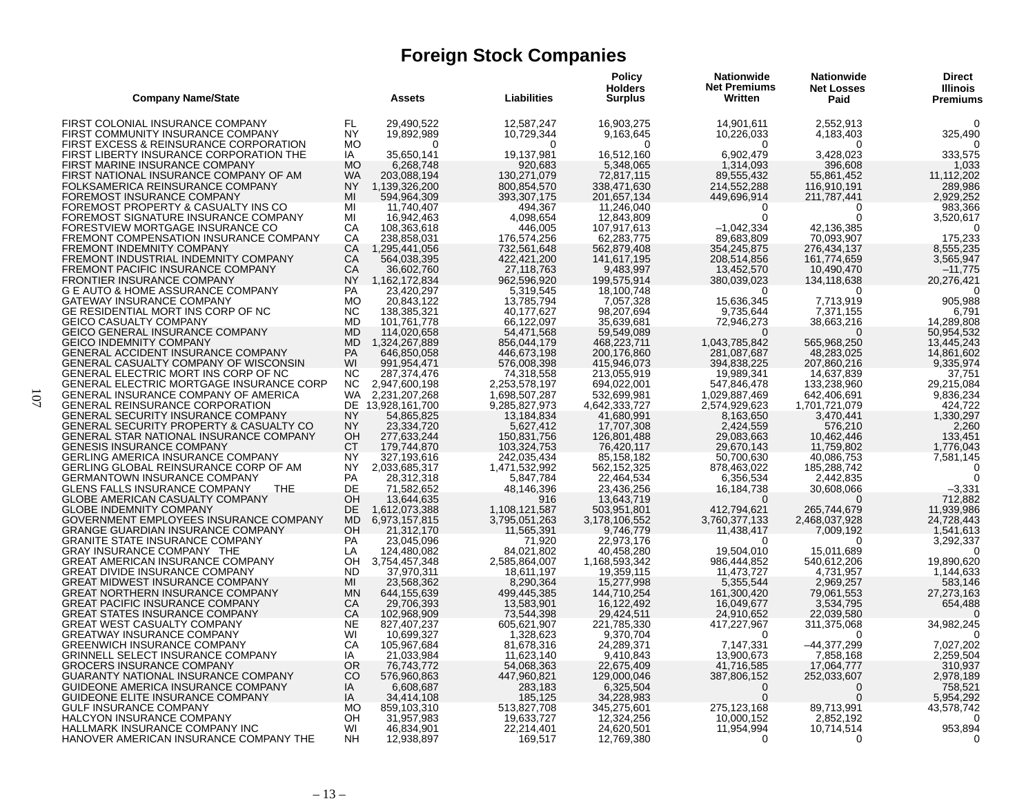# Foreign Stock Companies

| Company Name/State | | Assets | Liabilities | Policy Holders Surplus | Nationwide Net Premiums Written | Nationwide Net Losses Paid | Direct Illinois Premiums |
|---|---|---|---|---|---|---|---|
| FIRST COLONIAL INSURANCE COMPANY | FL | 29,490,522 | 12,587,247 | 16,903,275 | 14,901,611 | 2,552,913 | 0 |
| FIRST COMMUNITY INSURANCE COMPANY | NY | 19,892,989 | 10,729,344 | 9,163,645 | 10,226,033 | 4,183,403 | 325,490 |
| FIRST EXCESS & REINSURANCE CORPORATION | MO | 0 | 0 | 0 | 0 | 0 | 0 |
| FIRST LIBERTY INSURANCE CORPORATION THE | IA | 35,650,141 | 19,137,981 | 16,512,160 | 6,902,479 | 3,428,023 | 333,575 |
| FIRST MARINE INSURANCE COMPANY | MO | 6,268,748 | 920,683 | 5,348,065 | 1,314,093 | 396,608 | 1,033 |
| FIRST NATIONAL INSURANCE COMPANY OF AM | WA | 203,088,194 | 130,271,079 | 72,817,115 | 89,555,432 | 55,861,452 | 11,112,202 |
| FOLKSAMERICA REINSURANCE COMPANY | NY | 1,139,326,200 | 800,854,570 | 338,471,630 | 214,552,288 | 116,910,191 | 289,986 |
| FOREMOST INSURANCE COMPANY | MI | 594,964,309 | 393,307,175 | 201,657,134 | 449,696,914 | 211,787,441 | 2,929,252 |
| FOREMOST PROPERTY & CASUALTY INS CO | MI | 11,740,407 | 494,367 | 11,246,040 | 0 | 0 | 983,366 |
| FOREMOST SIGNATURE INSURANCE COMPANY | MI | 16,942,463 | 4,098,654 | 12,843,809 | 0 | 0 | 3,520,617 |
| FORESTVIEW MORTGAGE INSURANCE CO | CA | 108,363,618 | 446,005 | 107,917,613 | –1,042,334 | 42,136,385 | 0 |
| FREMONT COMPENSATION INSURANCE COMPANY | CA | 238,858,031 | 176,574,256 | 62,283,775 | 89,683,809 | 70,093,907 | 175,233 |
| FREMONT INDEMNITY COMPANY | CA | 1,295,441,056 | 732,561,648 | 562,879,408 | 354,245,875 | 276,434,137 | 8,555,235 |
| FREMONT INDUSTRIAL INDEMNITY COMPANY | CA | 564,038,395 | 422,421,200 | 141,617,195 | 208,514,856 | 161,774,659 | 3,565,947 |
| FREMONT PACIFIC INSURANCE COMPANY | CA | 36,602,760 | 27,118,763 | 9,483,997 | 13,452,570 | 10,490,470 | –11,775 |
| FRONTIER INSURANCE COMPANY | NY | 1,162,172,834 | 962,596,920 | 199,575,914 | 380,039,023 | 134,118,638 | 20,276,421 |
| G E AUTO & HOME ASSURANCE COMPANY | PA | 23,420,297 | 5,319,545 | 18,100,748 | 0 | 0 | 0 |
| GATEWAY INSURANCE COMPANY | MO | 20,843,122 | 13,785,794 | 7,057,328 | 15,636,345 | 7,713,919 | 905,988 |
| GE RESIDENTIAL MORT INS CORP OF NC | NC | 138,385,321 | 40,177,627 | 98,207,694 | 9,735,644 | 7,371,155 | 6,791 |
| GEICO CASUALTY COMPANY | MD | 101,761,778 | 66,122,097 | 35,639,681 | 72,946,273 | 38,663,216 | 14,289,808 |
| GEICO GENERAL INSURANCE COMPANY | MD | 114,020,658 | 54,471,568 | 59,549,089 | 0 | 0 | 50,954,532 |
| GEICO INDEMNITY COMPANY | MD | 1,324,267,889 | 856,044,179 | 468,223,711 | 1,043,785,842 | 565,968,250 | 13,445,243 |
| GENERAL ACCIDENT INSURANCE COMPANY | PA | 646,850,058 | 446,673,198 | 200,176,860 | 281,087,687 | 48,283,025 | 14,861,602 |
| GENERAL CASUALTY COMPANY OF WISCONSIN | WI | 991,954,471 | 576,008,398 | 415,946,073 | 394,838,225 | 207,860,216 | 9,335,974 |
| GENERAL ELECTRIC MORT INS CORP OF NC | NC | 287,374,476 | 74,318,558 | 213,055,919 | 19,989,341 | 14,637,839 | 37,751 |
| GENERAL ELECTRIC MORTGAGE INSURANCE CORP | NC | 2,947,600,198 | 2,253,578,197 | 694,022,001 | 547,846,478 | 133,238,960 | 29,215,084 |
| GENERAL INSURANCE COMPANY OF AMERICA | WA | 2,231,207,268 | 1,698,507,287 | 532,699,981 | 1,029,887,469 | 642,406,691 | 9,836,234 |
| GENERAL REINSURANCE CORPORATION | DE | 13,928,161,700 | 9,285,827,973 | 4,642,333,727 | 2,574,929,623 | 1,701,721,079 | 424,722 |
| GENERAL SECURITY INSURANCE COMPANY | NY | 54,865,825 | 13,184,834 | 41,680,991 | 8,163,650 | 3,470,441 | 1,330,297 |
| GENERAL SECURITY PROPERTY & CASUALTY CO | NY | 23,334,720 | 5,627,412 | 17,707,308 | 2,424,559 | 576,210 | 2,260 |
| GENERAL STAR NATIONAL INSURANCE COMPANY | OH | 277,633,244 | 150,831,756 | 126,801,488 | 29,083,663 | 10,462,446 | 133,451 |
| GENESIS INSURANCE COMPANY | CT | 179,744,870 | 103,324,753 | 76,420,117 | 29,670,143 | 11,759,802 | 1,776,043 |
| GERLING AMERICA INSURANCE COMPANY | NY | 327,193,616 | 242,035,434 | 85,158,182 | 50,700,630 | 40,086,753 | 7,581,145 |
| GERLING GLOBAL REINSURANCE CORP OF AM | NY | 2,033,685,317 | 1,471,532,992 | 562,152,325 | 878,463,022 | 185,288,742 | 0 |
| GERMANTOWN INSURANCE COMPANY | PA | 28,312,318 | 5,847,784 | 22,464,534 | 6,356,534 | 2,442,835 | 0 |
| GLENS FALLS INSURANCE COMPANY THE | DE | 71,582,652 | 48,146,396 | 23,436,256 | 16,184,738 | 30,608,066 | –3,331 |
| GLOBE AMERICAN CASUALTY COMPANY | OH | 13,644,635 | 916 | 13,643,719 | 0 | 0 | 712,882 |
| GLOBE INDEMNITY COMPANY | DE | 1,612,073,388 | 1,108,121,587 | 503,951,801 | 412,794,621 | 265,744,679 | 11,939,986 |
| GOVERNMENT EMPLOYEES INSURANCE COMPANY | MD | 6,973,157,815 | 3,795,051,263 | 3,178,106,552 | 3,760,377,133 | 2,468,037,928 | 24,728,443 |
| GRANGE GUARDIAN INSURANCE COMPANY | OH | 21,312,170 | 11,565,391 | 9,746,779 | 11,438,417 | 7,009,192 | 1,541,613 |
| GRANITE STATE INSURANCE COMPANY | PA | 23,045,096 | 71,920 | 22,973,176 | 0 | 0 | 3,292,337 |
| GRAY INSURANCE COMPANY THE | LA | 124,480,082 | 84,021,802 | 40,458,280 | 19,504,010 | 15,011,689 | 0 |
| GREAT AMERICAN INSURANCE COMPANY | OH | 3,754,457,348 | 2,585,864,007 | 1,168,593,342 | 986,444,852 | 540,612,206 | 19,890,620 |
| GREAT DIVIDE INSURANCE COMPANY | ND | 37,970,311 | 18,611,197 | 19,359,115 | 11,473,727 | 4,731,957 | 1,144,633 |
| GREAT MIDWEST INSURANCE COMPANY | MI | 23,568,362 | 8,290,364 | 15,277,998 | 5,355,544 | 2,969,257 | 583,146 |
| GREAT NORTHERN INSURANCE COMPANY | MN | 644,155,639 | 499,445,385 | 144,710,254 | 161,300,420 | 79,061,553 | 27,273,163 |
| GREAT PACIFIC INSURANCE COMPANY | CA | 29,706,393 | 13,583,901 | 16,122,492 | 16,049,677 | 3,534,795 | 654,488 |
| GREAT STATES INSURANCE COMPANY | CA | 102,968,909 | 73,544,398 | 29,424,511 | 24,910,652 | 22,039,580 | 0 |
| GREAT WEST CASUALTY COMPANY | NE | 827,407,237 | 605,621,907 | 221,785,330 | 417,227,967 | 311,375,068 | 34,982,245 |
| GREATWAY INSURANCE COMPANY | WI | 10,699,327 | 1,328,623 | 9,370,704 | 0 | 0 | 0 |
| GREENWICH INSURANCE COMPANY | CA | 105,967,684 | 81,678,316 | 24,289,371 | 7,147,331 | –44,377,299 | 7,027,202 |
| GRINNELL SELECT INSURANCE COMPANY | IA | 21,033,984 | 11,623,140 | 9,410,843 | 13,900,673 | 7,858,168 | 2,259,504 |
| GROCERS INSURANCE COMPANY | OR | 76,743,772 | 54,068,363 | 22,675,409 | 41,716,585 | 17,064,777 | 310,937 |
| GUARANTY NATIONAL INSURANCE COMPANY | CO | 576,960,863 | 447,960,821 | 129,000,046 | 387,806,152 | 252,033,607 | 2,978,189 |
| GUIDEONE AMERICA INSURANCE COMPANY | IA | 6,608,687 | 283,183 | 6,325,504 | 0 | 0 | 758,521 |
| GUIDEONE ELITE INSURANCE COMPANY | IA | 34,414,108 | 185,125 | 34,228,983 | 0 | 0 | 5,954,292 |
| GULF INSURANCE COMPANY | MO | 859,103,310 | 513,827,708 | 345,275,601 | 275,123,168 | 89,713,991 | 43,578,742 |
| HALCYON INSURANCE COMPANY | OH | 31,957,983 | 19,633,727 | 12,324,256 | 10,000,152 | 2,852,192 | 0 |
| HALLMARK INSURANCE COMPANY INC | WI | 46,834,901 | 22,214,401 | 24,620,501 | 11,954,994 | 10,714,514 | 953,894 |
| HANOVER AMERICAN INSURANCE COMPANY THE | NH | 12,938,897 | 169,517 | 12,769,380 | 0 | 0 | 0 |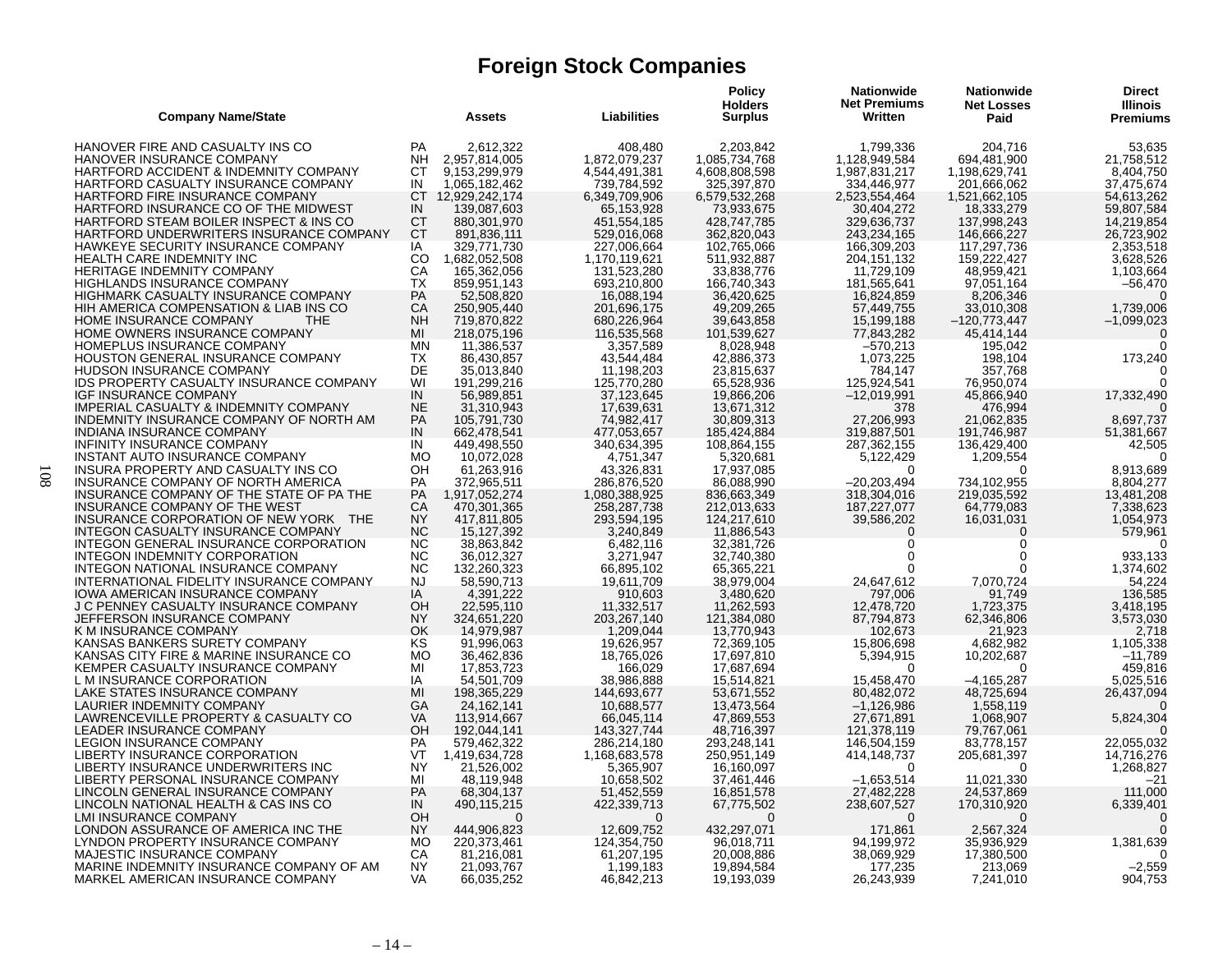# Foreign Stock Companies

| Company Name/State | | Assets | Liabilities | Policy Holders Surplus | Nationwide Net Premiums Written | Nationwide Net Losses Paid | Direct Illinois Premiums |
|---|---|---|---|---|---|---|---|
| HANOVER FIRE AND CASUALTY INS CO | PA | 2,612,322 | 408,480 | 2,203,842 | 1,799,336 | 204,716 | 53,635 |
| HANOVER INSURANCE COMPANY | NH | 2,957,814,005 | 1,872,079,237 | 1,085,734,768 | 1,128,949,584 | 694,481,900 | 21,758,512 |
| HARTFORD ACCIDENT & INDEMNITY COMPANY | CT | 9,153,299,979 | 4,544,491,381 | 4,608,808,598 | 1,987,831,217 | 1,198,629,741 | 8,404,750 |
| HARTFORD CASUALTY INSURANCE COMPANY | IN | 1,065,182,462 | 739,784,592 | 325,397,870 | 334,446,977 | 201,666,062 | 37,475,674 |
| HARTFORD FIRE INSURANCE COMPANY | CT | 12,929,242,174 | 6,349,709,906 | 6,579,532,268 | 2,523,554,464 | 1,521,662,105 | 54,613,262 |
| HARTFORD INSURANCE CO OF THE MIDWEST | IN | 139,087,603 | 65,153,928 | 73,933,675 | 30,404,272 | 18,333,279 | 59,807,584 |
| HARTFORD STEAM BOILER INSPECT & INS CO | CT | 880,301,970 | 451,554,185 | 428,747,785 | 329,636,737 | 137,998,243 | 14,219,854 |
| HARTFORD UNDERWRITERS INSURANCE COMPANY | CT | 891,836,111 | 529,016,068 | 362,820,043 | 243,234,165 | 146,666,227 | 26,723,902 |
| HAWKEYE SECURITY INSURANCE COMPANY | IA | 329,771,730 | 227,006,664 | 102,765,066 | 166,309,203 | 117,297,736 | 2,353,518 |
| HEALTH CARE INDEMNITY INC | CO | 1,682,052,508 | 1,170,119,621 | 511,932,887 | 204,151,132 | 159,222,427 | 3,628,526 |
| HERITAGE INDEMNITY COMPANY | CA | 165,362,056 | 131,523,280 | 33,838,776 | 11,729,109 | 48,959,421 | 1,103,664 |
| HIGHLANDS INSURANCE COMPANY | TX | 859,951,143 | 693,210,800 | 166,740,343 | 181,565,641 | 97,051,164 | –56,470 |
| HIGHMARK CASUALTY INSURANCE COMPANY | PA | 52,508,820 | 16,088,194 | 36,420,625 | 16,824,859 | 8,206,346 | 0 |
| HIH AMERICA COMPENSATION & LIAB INS CO | CA | 250,905,440 | 201,696,175 | 49,209,265 | 57,449,755 | 33,010,308 | 1,739,006 |
| HOME INSURANCE COMPANY THE | NH | 719,870,822 | 680,226,964 | 39,643,858 | 15,199,188 | –120,773,447 | –1,099,023 |
| HOME OWNERS INSURANCE COMPANY | MI | 218,075,196 | 116,535,568 | 101,539,627 | 77,843,282 | 45,414,144 | 0 |
| HOMEPLUS INSURANCE COMPANY | MN | 11,386,537 | 3,357,589 | 8,028,948 | –570,213 | 195,042 | 0 |
| HOUSTON GENERAL INSURANCE COMPANY | TX | 86,430,857 | 43,544,484 | 42,886,373 | 1,073,225 | 198,104 | 173,240 |
| HUDSON INSURANCE COMPANY | DE | 35,013,840 | 11,198,203 | 23,815,637 | 784,147 | 357,768 | 0 |
| IDS PROPERTY CASUALTY INSURANCE COMPANY | WI | 191,299,216 | 125,770,280 | 65,528,936 | 125,924,541 | 76,950,074 | 0 |
| IGF INSURANCE COMPANY | IN | 56,989,851 | 37,123,645 | 19,866,206 | –12,019,991 | 45,866,940 | 17,332,490 |
| IMPERIAL CASUALTY & INDEMNITY COMPANY | NE | 31,310,943 | 17,639,631 | 13,671,312 | 378 | 476,994 | 0 |
| INDEMNITY INSURANCE COMPANY OF NORTH AM | PA | 105,791,730 | 74,982,417 | 30,809,313 | 27,206,993 | 21,062,835 | 8,697,737 |
| INDIANA INSURANCE COMPANY | IN | 662,478,541 | 477,053,657 | 185,424,884 | 319,887,501 | 191,746,987 | 51,381,667 |
| INFINITY INSURANCE COMPANY | IN | 449,498,550 | 340,634,395 | 108,864,155 | 287,362,155 | 136,429,400 | 42,505 |
| INSTANT AUTO INSURANCE COMPANY | MO | 10,072,028 | 4,751,347 | 5,320,681 | 5,122,429 | 1,209,554 | 0 |
| INSURA PROPERTY AND CASUALTY INS CO | OH | 61,263,916 | 43,326,831 | 17,937,085 | 0 | 0 | 8,913,689 |
| INSURANCE COMPANY OF NORTH AMERICA | PA | 372,965,511 | 286,876,520 | 86,088,990 | –20,203,494 | 734,102,955 | 8,804,277 |
| INSURANCE COMPANY OF THE STATE OF PA THE | PA | 1,917,052,274 | 1,080,388,925 | 836,663,349 | 318,304,016 | 219,035,592 | 13,481,208 |
| INSURANCE COMPANY OF THE WEST | CA | 470,301,365 | 258,287,738 | 212,013,633 | 187,227,077 | 64,779,083 | 7,338,623 |
| INSURANCE CORPORATION OF NEW YORK THE | NY | 417,811,805 | 293,594,195 | 124,217,610 | 39,586,202 | 16,031,031 | 1,054,973 |
| INTEGON CASUALTY INSURANCE COMPANY | NC | 15,127,392 | 3,240,849 | 11,886,543 | 0 | 0 | 579,961 |
| INTEGON GENERAL INSURANCE CORPORATION | NC | 38,863,842 | 6,482,116 | 32,381,726 | 0 | 0 | 0 |
| INTEGON INDEMNITY CORPORATION | NC | 36,012,327 | 3,271,947 | 32,740,380 | 0 | 0 | 933,133 |
| INTEGON NATIONAL INSURANCE COMPANY | NC | 132,260,323 | 66,895,102 | 65,365,221 | 0 | 0 | 1,374,602 |
| INTERNATIONAL FIDELITY INSURANCE COMPANY | NJ | 58,590,713 | 19,611,709 | 38,979,004 | 24,647,612 | 7,070,724 | 54,224 |
| IOWA AMERICAN INSURANCE COMPANY | IA | 4,391,222 | 910,603 | 3,480,620 | 797,006 | 91,749 | 136,585 |
| J C PENNEY CASUALTY INSURANCE COMPANY | OH | 22,595,110 | 11,332,517 | 11,262,593 | 12,478,720 | 1,723,375 | 3,418,195 |
| JEFFERSON INSURANCE COMPANY | NY | 324,651,220 | 203,267,140 | 121,384,080 | 87,794,873 | 62,346,806 | 3,573,030 |
| K M INSURANCE COMPANY | OK | 14,979,987 | 1,209,044 | 13,770,943 | 102,673 | 21,923 | 2,718 |
| KANSAS BANKERS SURETY COMPANY | KS | 91,996,063 | 19,626,957 | 72,369,105 | 15,806,698 | 4,682,982 | 1,105,338 |
| KANSAS CITY FIRE & MARINE INSURANCE CO | MO | 36,462,836 | 18,765,026 | 17,697,810 | 5,394,915 | 10,202,687 | –11,789 |
| KEMPER CASUALTY INSURANCE COMPANY | MI | 17,853,723 | 166,029 | 17,687,694 | 0 | 0 | 459,816 |
| L M INSURANCE CORPORATION | IA | 54,501,709 | 38,986,888 | 15,514,821 | 15,458,470 | –4,165,287 | 5,025,516 |
| LAKE STATES INSURANCE COMPANY | MI | 198,365,229 | 144,693,677 | 53,671,552 | 80,482,072 | 48,725,694 | 26,437,094 |
| LAURIER INDEMNITY COMPANY | GA | 24,162,141 | 10,688,577 | 13,473,564 | –1,126,986 | 1,558,119 | 0 |
| LAWRENCEVILLE PROPERTY & CASUALTY CO | VA | 113,914,667 | 66,045,114 | 47,869,553 | 27,671,891 | 1,068,907 | 5,824,304 |
| LEADER INSURANCE COMPANY | OH | 192,044,141 | 143,327,744 | 48,716,397 | 121,378,119 | 79,767,061 | 0 |
| LEGION INSURANCE COMPANY | PA | 579,462,322 | 286,214,180 | 293,248,141 | 146,504,159 | 83,778,157 | 22,055,032 |
| LIBERTY INSURANCE CORPORATION | VT | 1,419,634,728 | 1,168,683,578 | 250,951,149 | 414,148,737 | 205,681,397 | 14,716,276 |
| LIBERTY INSURANCE UNDERWRITERS INC | NY | 21,526,002 | 5,365,907 | 16,160,097 | 0 | 0 | 1,268,827 |
| LIBERTY PERSONAL INSURANCE COMPANY | MI | 48,119,948 | 10,658,502 | 37,461,446 | –1,653,514 | 11,021,330 | –21 |
| LINCOLN GENERAL INSURANCE COMPANY | PA | 68,304,137 | 51,452,559 | 16,851,578 | 27,482,228 | 24,537,869 | 111,000 |
| LINCOLN NATIONAL HEALTH & CAS INS CO | IN | 490,115,215 | 422,339,713 | 67,775,502 | 238,607,527 | 170,310,920 | 6,339,401 |
| LMI INSURANCE COMPANY | OH | 0 | 0 | 0 | 0 | 0 | 0 |
| LONDON ASSURANCE OF AMERICA INC THE | NY | 444,906,823 | 12,609,752 | 432,297,071 | 171,861 | 2,567,324 | 0 |
| LYNDON PROPERTY INSURANCE COMPANY | MO | 220,373,461 | 124,354,750 | 96,018,711 | 94,199,972 | 35,936,929 | 1,381,639 |
| MAJESTIC INSURANCE COMPANY | CA | 81,216,081 | 61,207,195 | 20,008,886 | 38,069,929 | 17,380,500 | 0 |
| MARINE INDEMNITY INSURANCE COMPANY OF AM | NY | 21,093,767 | 1,199,183 | 19,894,584 | 177,235 | 213,069 | –2,559 |
| MARKEL AMERICAN INSURANCE COMPANY | VA | 66,035,252 | 46,842,213 | 19,193,039 | 26,243,939 | 7,241,010 | 904,753 |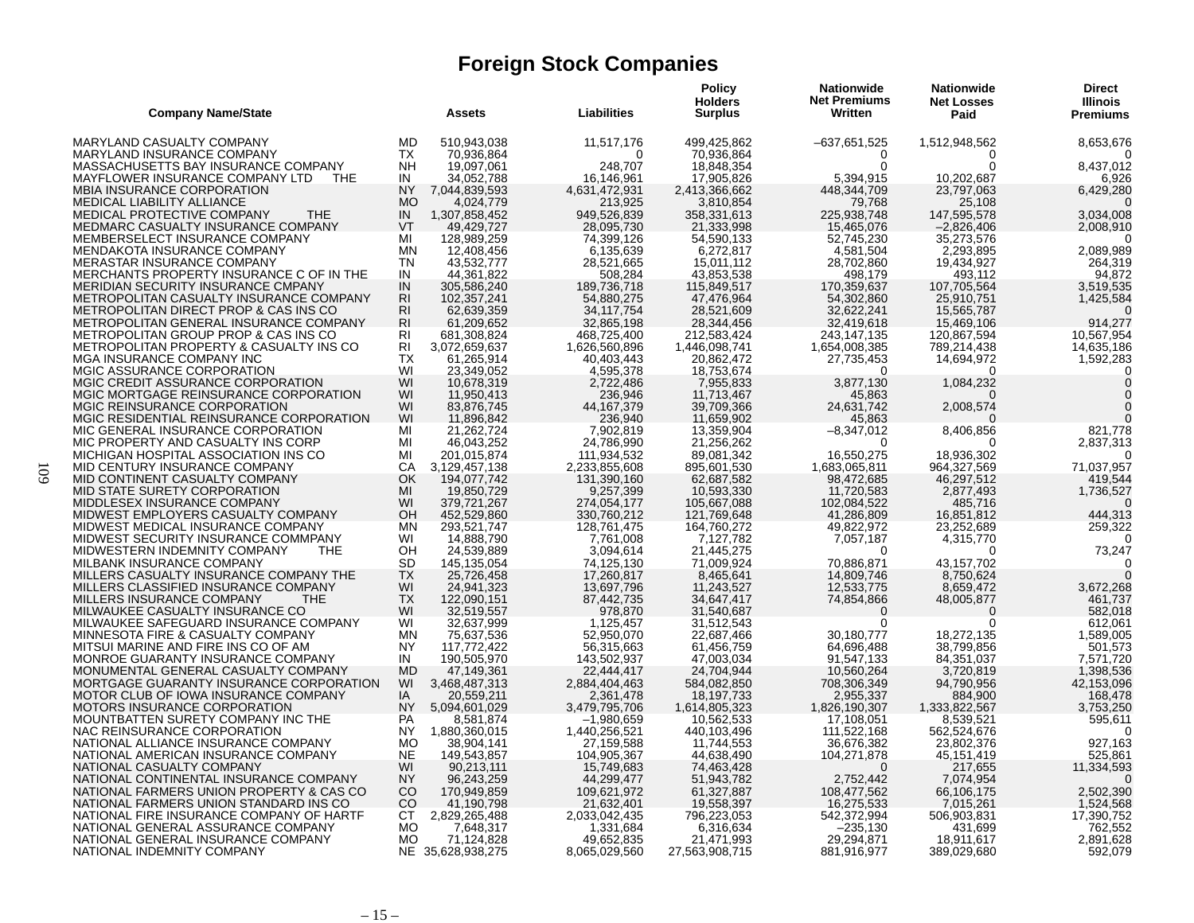# Foreign Stock Companies

| Company Name/State | | Assets | Liabilities | Policy Holders Surplus | Nationwide Net Premiums Written | Nationwide Net Losses Paid | Direct Illinois Premiums |
|---|---|---|---|---|---|---|---|
| MARYLAND CASUALTY COMPANY | MD | 510,943,038 | 11,517,176 | 499,425,862 | –637,651,525 | 1,512,948,562 | 8,653,676 |
| MARYLAND INSURANCE COMPANY | TX | 70,936,864 | 0 | 70,936,864 | 0 | 0 | 0 |
| MASSACHUSETTS BAY INSURANCE COMPANY | NH | 19,097,061 | 248,707 | 18,848,354 | 0 | 0 | 8,437,012 |
| MAYFLOWER INSURANCE COMPANY LTD THE | IN | 34,052,788 | 16,146,961 | 17,905,826 | 5,394,915 | 10,202,687 | 6,926 |
| MBIA INSURANCE CORPORATION | NY | 7,044,839,593 | 4,631,472,931 | 2,413,366,662 | 448,344,709 | 23,797,063 | 6,429,280 |
| MEDICAL LIABILITY ALLIANCE | MO | 4,024,779 | 213,925 | 3,810,854 | 79,768 | 25,108 | 0 |
| MEDICAL PROTECTIVE COMPANY THE | IN | 1,307,858,452 | 949,526,839 | 358,331,613 | 225,938,748 | 147,595,578 | 3,034,008 |
| MEDMARC CASUALTY INSURANCE COMPANY | VT | 49,429,727 | 28,095,730 | 21,333,998 | 15,465,076 | –2,826,406 | 2,008,910 |
| MEMBERSELECT INSURANCE COMPANY | MI | 128,989,259 | 74,399,126 | 54,590,133 | 52,745,230 | 35,273,576 | 0 |
| MENDAKOTA INSURANCE COMPANY | MN | 12,408,456 | 6,135,639 | 6,272,817 | 4,581,504 | 2,293,895 | 2,089,989 |
| MERASTAR INSURANCE COMPANY | TN | 43,532,777 | 28,521,665 | 15,011,112 | 28,702,860 | 19,434,927 | 264,319 |
| MERCHANTS PROPERTY INSURANCE C OF IN THE | IN | 44,361,822 | 508,284 | 43,853,538 | 498,179 | 493,112 | 94,872 |
| MERIDIAN SECURITY INSURANCE CMPANY | IN | 305,586,240 | 189,736,718 | 115,849,517 | 170,359,637 | 107,705,564 | 3,519,535 |
| METROPOLITAN CASUALTY INSURANCE COMPANY | RI | 102,357,241 | 54,880,275 | 47,476,964 | 54,302,860 | 25,910,751 | 1,425,584 |
| METROPOLITAN DIRECT PROP & CAS INS CO | RI | 62,639,359 | 34,117,754 | 28,521,609 | 32,622,241 | 15,565,787 | 0 |
| METROPOLITAN GENERAL INSURANCE COMPANY | RI | 61,209,652 | 32,865,198 | 28,344,456 | 32,419,618 | 15,469,106 | 914,277 |
| METROPOLITAN GROUP PROP & CAS INS CO | RI | 681,308,824 | 468,725,400 | 212,583,424 | 243,147,135 | 120,867,594 | 10,567,954 |
| METROPOLITAN PROPERTY & CASUALTY INS CO | RI | 3,072,659,637 | 1,626,560,896 | 1,446,098,741 | 1,654,008,385 | 789,214,438 | 14,635,186 |
| MGA INSURANCE COMPANY INC | TX | 61,265,914 | 40,403,443 | 20,862,472 | 27,735,453 | 14,694,972 | 1,592,283 |
| MGIC ASSURANCE CORPORATION | WI | 23,349,052 | 4,595,378 | 18,753,674 | 0 | 0 | 0 |
| MGIC CREDIT ASSURANCE CORPORATION | WI | 10,678,319 | 2,722,486 | 7,955,833 | 3,877,130 | 1,084,232 | 0 |
| MGIC MORTGAGE REINSURANCE CORPORATION | WI | 11,950,413 | 236,946 | 11,713,467 | 45,863 | 0 | 0 |
| MGIC REINSURANCE CORPORATION | WI | 83,876,745 | 44,167,379 | 39,709,366 | 24,631,742 | 2,008,574 | 0 |
| MGIC RESIDENTIAL REINSURANCE CORPORATION | WI | 11,896,842 | 236,940 | 11,659,902 | 45,863 | 0 | 0 |
| MIC GENERAL INSURANCE CORPORATION | MI | 21,262,724 | 7,902,819 | 13,359,904 | –8,347,012 | 8,406,856 | 821,778 |
| MIC PROPERTY AND CASUALTY INS CORP | MI | 46,043,252 | 24,786,990 | 21,256,262 | 0 | 0 | 2,837,313 |
| MICHIGAN HOSPITAL ASSOCIATION INS CO | MI | 201,015,874 | 111,934,532 | 89,081,342 | 16,550,275 | 18,936,302 | 0 |
| MID CENTURY INSURANCE COMPANY | CA | 3,129,457,138 | 2,233,855,608 | 895,601,530 | 1,683,065,811 | 964,327,569 | 71,037,957 |
| MID CONTINENT CASUALTY COMPANY | OK | 194,077,742 | 131,390,160 | 62,687,582 | 98,472,685 | 46,297,512 | 419,544 |
| MID STATE SURETY CORPORATION | MI | 19,850,729 | 9,257,399 | 10,593,330 | 11,720,583 | 2,877,493 | 1,736,527 |
| MIDDLESEX INSURANCE COMPANY | WI | 379,721,267 | 274,054,177 | 105,667,088 | 102,084,522 | 485,716 | 0 |
| MIDWEST EMPLOYERS CASUALTY COMPANY | OH | 452,529,860 | 330,760,212 | 121,769,648 | 41,286,809 | 16,851,812 | 444,313 |
| MIDWEST MEDICAL INSURANCE COMPANY | MN | 293,521,747 | 128,761,475 | 164,760,272 | 49,822,972 | 23,252,689 | 259,322 |
| MIDWEST SECURITY INSURANCE COMMPANY | WI | 14,888,790 | 7,761,008 | 7,127,782 | 7,057,187 | 4,315,770 | 0 |
| MIDWESTERN INDEMNITY COMPANY THE | OH | 24,539,889 | 3,094,614 | 21,445,275 | 0 | 0 | 73,247 |
| MILBANK INSURANCE COMPANY | SD | 145,135,054 | 74,125,130 | 71,009,924 | 70,886,871 | 43,157,702 | 0 |
| MILLERS CASUALTY INSURANCE COMPANY THE | TX | 25,726,458 | 17,260,817 | 8,465,641 | 14,809,746 | 8,750,624 | 0 |
| MILLERS CLASSIFIED INSURANCE COMPANY | WI | 24,941,323 | 13,697,796 | 11,243,527 | 12,533,775 | 8,659,472 | 3,672,268 |
| MILLERS INSURANCE COMPANY THE | TX | 122,090,151 | 87,442,735 | 34,647,417 | 74,854,866 | 48,005,877 | 461,737 |
| MILWAUKEE CASUALTY INSURANCE CO | WI | 32,519,557 | 978,870 | 31,540,687 | 0 | 0 | 582,018 |
| MILWAUKEE SAFEGUARD INSURANCE COMPANY | WI | 32,637,999 | 1,125,457 | 31,512,543 | 0 | 0 | 612,061 |
| MINNESOTA FIRE & CASUALTY COMPANY | MN | 75,637,536 | 52,950,070 | 22,687,466 | 30,180,777 | 18,272,135 | 1,589,005 |
| MITSUI MARINE AND FIRE INS CO OF AM | NY | 117,772,422 | 56,315,663 | 61,456,759 | 64,696,488 | 38,799,856 | 501,573 |
| MONROE GUARANTY INSURANCE COMPANY | IN | 190,505,970 | 143,502,937 | 47,003,034 | 91,547,133 | 84,351,037 | 7,571,720 |
| MONUMENTAL GENERAL CASUALTY COMPANY | MD | 47,149,361 | 22,444,417 | 24,704,944 | 10,560,264 | 3,720,819 | 1,398,536 |
| MORTGAGE GUARANTY INSURANCE CORPORATION | WI | 3,468,487,313 | 2,884,404,463 | 584,082,850 | 708,306,349 | 94,790,956 | 42,153,096 |
| MOTOR CLUB OF IOWA INSURANCE COMPANY | IA | 20,559,211 | 2,361,478 | 18,197,733 | 2,955,337 | 884,900 | 168,478 |
| MOTORS INSURANCE CORPORATION | NY | 5,094,601,029 | 3,479,795,706 | 1,614,805,323 | 1,826,190,307 | 1,333,822,567 | 3,753,250 |
| MOUNTBATTEN SURETY COMPANY INC THE | PA | 8,581,874 | –1,980,659 | 10,562,533 | 17,108,051 | 8,539,521 | 595,611 |
| NAC REINSURANCE CORPORATION | NY | 1,880,360,015 | 1,440,256,521 | 440,103,496 | 111,522,168 | 562,524,676 | 0 |
| NATIONAL ALLIANCE INSURANCE COMPANY | MO | 38,904,141 | 27,159,588 | 11,744,553 | 36,676,382 | 23,802,376 | 927,163 |
| NATIONAL AMERICAN INSURANCE COMPANY | NE | 149,543,857 | 104,905,367 | 44,638,490 | 104,271,878 | 45,151,419 | 525,861 |
| NATIONAL CASUALTY COMPANY | WI | 90,213,111 | 15,749,683 | 74,463,428 | 0 | 217,655 | 11,334,593 |
| NATIONAL CONTINENTAL INSURANCE COMPANY | NY | 96,243,259 | 44,299,477 | 51,943,782 | 2,752,442 | 7,074,954 | 0 |
| NATIONAL FARMERS UNION PROPERTY & CAS CO | CO | 170,949,859 | 109,621,972 | 61,327,887 | 108,477,562 | 66,106,175 | 2,502,390 |
| NATIONAL FARMERS UNION STANDARD INS CO | CO | 41,190,798 | 21,632,401 | 19,558,397 | 16,275,533 | 7,015,261 | 1,524,568 |
| NATIONAL FIRE INSURANCE COMPANY OF HARTF | CT | 2,829,265,488 | 2,033,042,435 | 796,223,053 | 542,372,994 | 506,903,831 | 17,390,752 |
| NATIONAL GENERAL ASSURANCE COMPANY | MO | 7,648,317 | 1,331,684 | 6,316,634 | –235,130 | 431,699 | 762,552 |
| NATIONAL GENERAL INSURANCE COMPANY | MO | 71,124,828 | 49,652,835 | 21,471,993 | 29,294,871 | 18,911,617 | 2,891,628 |
| NATIONAL INDEMNITY COMPANY | NE | 35,628,938,275 | 8,065,029,560 | 27,563,908,715 | 881,916,977 | 389,029,680 | 592,079 |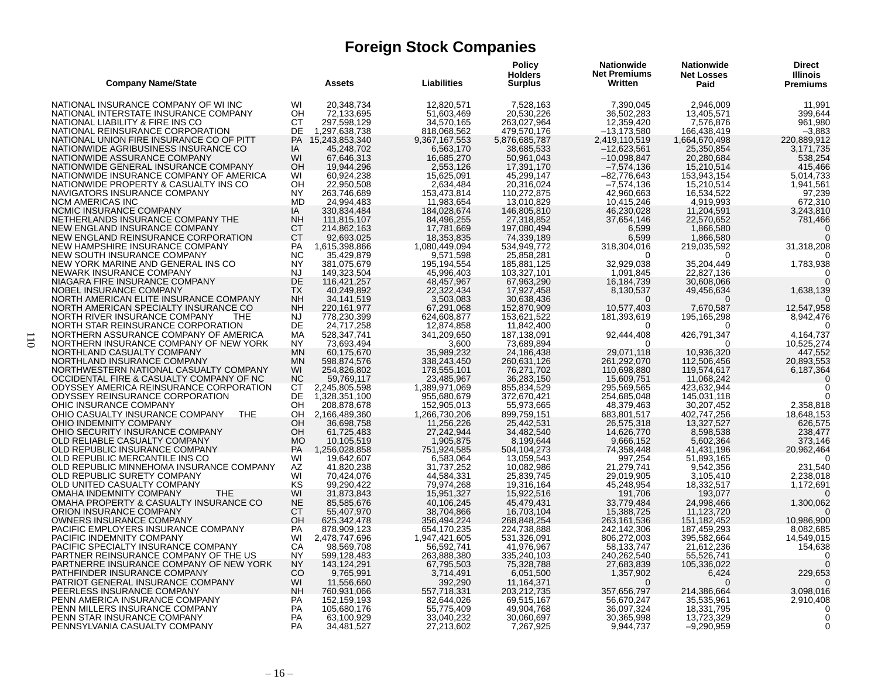## Foreign Stock Companies

| Company Name/State | | Assets | Liabilities | Policy Holders Surplus | Nationwide Net Premiums Written | Nationwide Net Losses Paid | Direct Illinois Premiums |
|---|---|---|---|---|---|---|---|
| NATIONAL INSURANCE COMPANY OF WI INC | WI | 20,348,734 | 12,820,571 | 7,528,163 | 7,390,045 | 2,946,009 | 11,991 |
| NATIONAL INTERSTATE INSURANCE COMPANY | OH | 72,133,695 | 51,603,469 | 20,530,226 | 36,502,283 | 13,405,571 | 399,644 |
| NATIONAL LIABILITY & FIRE INS CO | CT | 297,598,129 | 34,570,165 | 263,027,964 | 12,359,420 | 7,576,876 | 961,980 |
| NATIONAL REINSURANCE CORPORATION | DE | 1,297,638,738 | 818,068,562 | 479,570,176 | –13,173,580 | 166,438,419 | –3,883 |
| NATIONAL UNION FIRE INSURANCE CO OF PITT | PA | 15,243,853,340 | 9,367,167,553 | 5,876,685,787 | 2,419,110,519 | 1,664,670,498 | 220,889,912 |
| NATIONWIDE AGRIBUSINESS INSURANCE CO | IA | 45,248,702 | 6,563,170 | 38,685,533 | –12,623,561 | 25,350,854 | 3,171,735 |
| NATIONWIDE ASSURANCE COMPANY | WI | 67,646,313 | 16,685,270 | 50,961,043 | –10,098,847 | 20,280,684 | 538,254 |
| NATIONWIDE GENERAL INSURANCE COMPANY | OH | 19,944,296 | 2,553,126 | 17,391,170 | –7,574,136 | 15,210,514 | 415,466 |
| NATIONWIDE INSURANCE COMPANY OF AMERICA | WI | 60,924,238 | 15,625,091 | 45,299,147 | –82,776,643 | 153,943,154 | 5,014,733 |
| NATIONWIDE PROPERTY & CASUALTY INS CO | OH | 22,950,508 | 2,634,484 | 20,316,024 | –7,574,136 | 15,210,514 | 1,941,561 |
| NAVIGATORS INSURANCE COMPANY | NY | 263,746,689 | 153,473,814 | 110,272,875 | 42,960,663 | 16,534,522 | 97,239 |
| NCM AMERICAS INC | MD | 24,994,483 | 11,983,654 | 13,010,829 | 10,415,246 | 4,919,993 | 672,310 |
| NCMIC INSURANCE COMPANY | IA | 330,834,484 | 184,028,674 | 146,805,810 | 46,230,028 | 11,204,591 | 3,243,810 |
| NETHERLANDS INSURANCE COMPANY THE | NH | 111,815,107 | 84,496,255 | 27,318,852 | 37,654,146 | 22,570,652 | 781,466 |
| NEW ENGLAND INSURANCE COMPANY | CT | 214,862,163 | 17,781,669 | 197,080,494 | 6,599 | 1,866,580 | 0 |
| NEW ENGLAND REINSURANCE CORPORATION | CT | 92,693,025 | 18,353,835 | 74,339,189 | 6,599 | 1,866,580 | 0 |
| NEW HAMPSHIRE INSURANCE COMPANY | PA | 1,615,398,866 | 1,080,449,094 | 534,949,772 | 318,304,016 | 219,035,592 | 31,318,208 |
| NEW SOUTH INSURANCE COMPANY | NC | 35,429,879 | 9,571,598 | 25,858,281 | 0 | 0 | 0 |
| NEW YORK MARINE AND GENERAL INS CO | NY | 381,075,679 | 195,194,554 | 185,881,125 | 32,929,038 | 35,204,449 | 1,783,938 |
| NEWARK INSURANCE COMPANY | NJ | 149,323,504 | 45,996,403 | 103,327,101 | 1,091,845 | 22,827,136 | 0 |
| NIAGARA FIRE INSURANCE COMPANY | DE | 116,421,257 | 48,457,967 | 67,963,290 | 16,184,739 | 30,608,066 | 0 |
| NOBEL INSURANCE COMPANY | TX | 40,249,892 | 22,322,434 | 17,927,458 | 8,130,537 | 49,456,634 | 1,638,139 |
| NORTH AMERICAN ELITE INSURANCE COMPANY | NH | 34,141,519 | 3,503,083 | 30,638,436 | 0 | 0 | 0 |
| NORTH AMERICAN SPECIALTY INSURANCE CO | NH | 220,161,977 | 67,291,068 | 152,870,909 | 10,577,403 | 7,670,587 | 12,547,958 |
| NORTH RIVER INSURANCE COMPANY THE | NJ | 778,230,399 | 624,608,877 | 153,621,522 | 181,393,619 | 195,165,298 | 8,942,476 |
| NORTH STAR REINSURANCE CORPORATION | DE | 24,717,258 | 12,874,858 | 11,842,400 | 0 | 0 | 0 |
| NORTHERN ASSURANCE COMPANY OF AMERICA | MA | 528,347,741 | 341,209,650 | 187,138,091 | 92,444,408 | 426,791,347 | 4,164,737 |
| NORTHERN INSURANCE COMPANY OF NEW YORK | NY | 73,693,494 | 3,600 | 73,689,894 | 0 | 0 | 10,525,274 |
| NORTHLAND CASUALTY COMPANY | MN | 60,175,670 | 35,989,232 | 24,186,438 | 29,071,118 | 10,936,320 | 447,552 |
| NORTHLAND INSURANCE COMPANY | MN | 598,874,576 | 338,243,450 | 260,631,126 | 261,292,070 | 112,506,456 | 20,893,553 |
| NORTHWESTERN NATIONAL CASUALTY COMPANY | WI | 254,826,802 | 178,555,101 | 76,271,702 | 110,698,880 | 119,574,617 | 6,187,364 |
| OCCIDENTAL FIRE & CASUALTY COMPANY OF NC | NC | 59,769,117 | 23,485,967 | 36,283,150 | 15,609,751 | 11,068,242 | 0 |
| ODYSSEY AMERICA REINSURANCE CORPORATION | CT | 2,245,805,598 | 1,389,971,069 | 855,834,529 | 295,569,565 | 423,632,944 | 0 |
| ODYSSEY REINSURANCE CORPORATION | DE | 1,328,351,100 | 955,680,679 | 372,670,421 | 254,685,048 | 145,031,118 | 0 |
| OHIC INSURANCE COMPANY | OH | 208,878,678 | 152,905,013 | 55,973,665 | 48,379,463 | 30,207,452 | 2,358,818 |
| OHIO CASUALTY INSURANCE COMPANY THE | OH | 2,166,489,360 | 1,266,730,206 | 899,759,151 | 683,801,517 | 402,747,256 | 18,648,153 |
| OHIO INDEMNITY COMPANY | OH | 36,698,758 | 11,256,226 | 25,442,531 | 26,575,318 | 13,327,527 | 626,575 |
| OHIO SECURITY INSURANCE COMPANY | OH | 61,725,483 | 27,242,944 | 34,482,540 | 14,626,770 | 8,598,538 | 238,477 |
| OLD RELIABLE CASUALTY COMPANY | MO | 10,105,519 | 1,905,875 | 8,199,644 | 9,666,152 | 5,602,364 | 373,146 |
| OLD REPUBLIC INSURANCE COMPANY | PA | 1,256,028,858 | 751,924,585 | 504,104,273 | 74,358,448 | 41,431,196 | 20,962,464 |
| OLD REPUBLIC MERCANTILE INS CO | WI | 19,642,607 | 6,583,064 | 13,059,543 | 997,254 | 51,893,165 | 0 |
| OLD REPUBLIC MINNEHOMA INSURANCE COMPANY | AZ | 41,820,238 | 31,737,252 | 10,082,986 | 21,279,741 | 9,542,356 | 231,540 |
| OLD REPUBLIC SURETY COMPANY | WI | 70,424,076 | 44,584,331 | 25,839,745 | 29,019,905 | 3,105,410 | 2,238,018 |
| OLD UNITED CASUALTY COMPANY | KS | 99,290,422 | 79,974,268 | 19,316,164 | 45,248,954 | 18,332,517 | 1,172,691 |
| OMAHA INDEMNITY COMPANY THE | WI | 31,873,843 | 15,951,327 | 15,922,516 | 191,706 | 193,077 | 0 |
| OMAHA PROPERTY & CASUALTY INSURANCE CO | NE | 85,585,676 | 40,106,245 | 45,479,431 | 33,779,484 | 24,998,466 | 1,300,062 |
| ORION INSURANCE COMPANY | CT | 55,407,970 | 38,704,866 | 16,703,104 | 15,388,725 | 11,123,720 | 0 |
| OWNERS INSURANCE COMPANY | OH | 625,342,478 | 356,494,224 | 268,848,254 | 263,161,536 | 151,182,452 | 10,986,900 |
| PACIFIC EMPLOYERS INSURANCE COMPANY | PA | 878,909,123 | 654,170,235 | 224,738,888 | 242,142,306 | 187,459,293 | 8,082,685 |
| PACIFIC INDEMNITY COMPANY | WI | 2,478,747,696 | 1,947,421,605 | 531,326,091 | 806,272,003 | 395,582,664 | 14,549,015 |
| PACIFIC SPECIALTY INSURANCE COMPANY | CA | 98,569,708 | 56,592,741 | 41,976,967 | 58,133,747 | 21,612,236 | 154,638 |
| PARTNER REINSURANCE COMPANY OF THE US | NY | 599,128,483 | 263,888,380 | 335,240,103 | 240,262,540 | 55,526,741 | 0 |
| PARTNERRE INSURANCE COMPANY OF NEW YORK | NY | 143,124,291 | 67,795,503 | 75,328,788 | 27,683,839 | 105,336,022 | 0 |
| PATHFINDER INSURANCE COMPANY | CO | 9,765,991 | 3,714,491 | 6,051,500 | 1,357,902 | 6,424 | 229,653 |
| PATRIOT GENERAL INSURANCE COMPANY | WI | 11,556,660 | 392,290 | 11,164,371 | 0 | 0 | 0 |
| PEERLESS INSURANCE COMPANY | NH | 760,931,066 | 557,718,331 | 203,212,735 | 357,656,797 | 214,386,664 | 3,098,016 |
| PENN AMERICA INSURANCE COMPANY | PA | 152,159,193 | 82,644,026 | 69,515,167 | 56,670,247 | 35,535,961 | 2,910,408 |
| PENN MILLERS INSURANCE COMPANY | PA | 105,680,176 | 55,775,409 | 49,904,768 | 36,097,324 | 18,331,795 | 0 |
| PENN STAR INSURANCE COMPANY | PA | 63,100,929 | 33,040,232 | 30,060,697 | 30,365,998 | 13,723,329 | 0 |
| PENNSYLVANIA CASUALTY COMPANY | PA | 34,481,527 | 27,213,602 | 7,267,925 | 9,944,737 | –9,290,959 | 0 |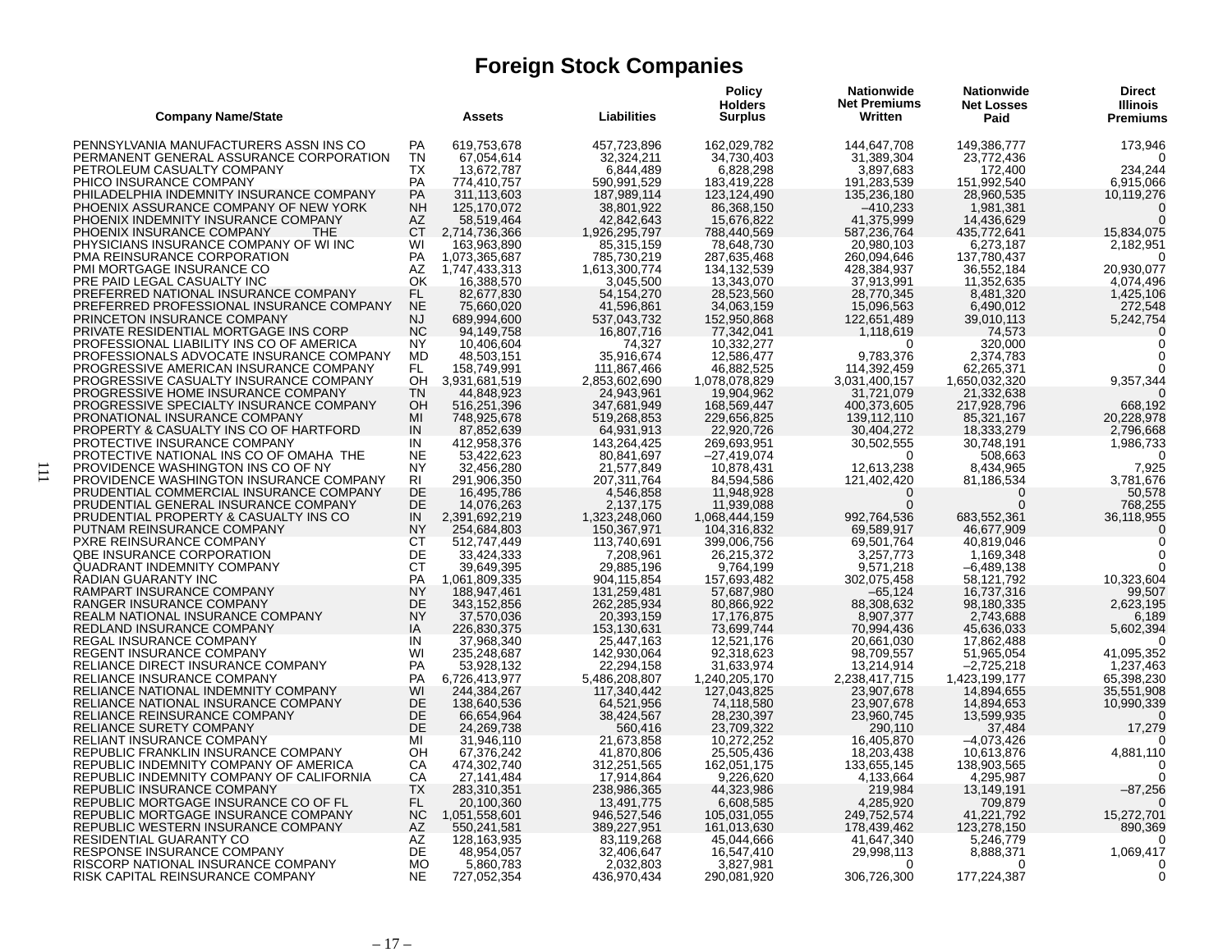## Foreign Stock Companies

| Company Name/State | | Assets | Liabilities | Policy Holders Surplus | Nationwide Net Premiums Written | Nationwide Net Losses Paid | Direct Illinois Premiums |
|---|---|---|---|---|---|---|---|
| PENNSYLVANIA MANUFACTURERS ASSN INS CO | PA | 619,753,678 | 457,723,896 | 162,029,782 | 144,647,708 | 149,386,777 | 173,946 |
| PERMANENT GENERAL ASSURANCE CORPORATION | TN | 67,054,614 | 32,324,211 | 34,730,403 | 31,389,304 | 23,772,436 | 0 |
| PETROLEUM CASUALTY COMPANY | TX | 13,672,787 | 6,844,489 | 6,828,298 | 3,897,683 | 172,400 | 234,244 |
| PHICO INSURANCE COMPANY | PA | 774,410,757 | 590,991,529 | 183,419,228 | 191,283,539 | 151,992,540 | 6,915,066 |
| PHILADELPHIA INDEMNITY INSURANCE COMPANY | PA | 311,113,603 | 187,989,114 | 123,124,490 | 135,236,180 | 28,960,535 | 10,119,276 |
| PHOENIX ASSURANCE COMPANY OF NEW YORK | NH | 125,170,072 | 38,801,922 | 86,368,150 | –410,233 | 1,981,381 | 0 |
| PHOENIX INDEMNITY INSURANCE COMPANY | AZ | 58,519,464 | 42,842,643 | 15,676,822 | 41,375,999 | 14,436,629 | 0 |
| PHOENIX INSURANCE COMPANY THE | CT | 2,714,736,366 | 1,926,295,797 | 788,440,569 | 587,236,764 | 435,772,641 | 15,834,075 |
| PHYSICIANS INSURANCE COMPANY OF WI INC | WI | 163,963,890 | 85,315,159 | 78,648,730 | 20,980,103 | 6,273,187 | 2,182,951 |
| PMA REINSURANCE CORPORATION | PA | 1,073,365,687 | 785,730,219 | 287,635,468 | 260,094,646 | 137,780,437 | 0 |
| PMI MORTGAGE INSURANCE CO | AZ | 1,747,433,313 | 1,613,300,774 | 134,132,539 | 428,384,937 | 36,552,184 | 20,930,077 |
| PRE PAID LEGAL CASUALTY INC | OK | 16,388,570 | 3,045,500 | 13,343,070 | 37,913,991 | 11,352,635 | 4,074,496 |
| PREFERRED NATIONAL INSURANCE COMPANY | FL | 82,677,830 | 54,154,270 | 28,523,560 | 28,770,345 | 8,481,320 | 1,425,106 |
| PREFERRED PROFESSIONAL INSURANCE COMPANY | NE | 75,660,020 | 41,596,861 | 34,063,159 | 15,096,563 | 6,490,012 | 272,548 |
| PRINCETON INSURANCE COMPANY | NJ | 689,994,600 | 537,043,732 | 152,950,868 | 122,651,489 | 39,010,113 | 5,242,754 |
| PRIVATE RESIDENTIAL MORTGAGE INS CORP | NC | 94,149,758 | 16,807,716 | 77,342,041 | 1,118,619 | 74,573 | 0 |
| PROFESSIONAL LIABILITY INS CO OF AMERICA | NY | 10,406,604 | 74,327 | 10,332,277 | 0 | 320,000 | 0 |
| PROFESSIONALS ADVOCATE INSURANCE COMPANY | MD | 48,503,151 | 35,916,674 | 12,586,477 | 9,783,376 | 2,374,783 | 0 |
| PROGRESSIVE AMERICAN INSURANCE COMPANY | FL | 158,749,991 | 111,867,466 | 46,882,525 | 114,392,459 | 62,265,371 | 0 |
| PROGRESSIVE CASUALTY INSURANCE COMPANY | OH | 3,931,681,519 | 2,853,602,690 | 1,078,078,829 | 3,031,400,157 | 1,650,032,320 | 9,357,344 |
| PROGRESSIVE HOME INSURANCE COMPANY | TN | 44,848,923 | 24,943,961 | 19,904,962 | 31,721,079 | 21,332,638 | 0 |
| PROGRESSIVE SPECIALTY INSURANCE COMPANY | OH | 516,251,396 | 347,681,949 | 168,569,447 | 400,373,605 | 217,928,796 | 668,192 |
| PRONATIONAL INSURANCE COMPANY | MI | 748,925,678 | 519,268,853 | 229,656,825 | 139,112,110 | 85,321,167 | 20,228,978 |
| PROPERTY & CASUALTY INS CO OF HARTFORD | IN | 87,852,639 | 64,931,913 | 22,920,726 | 30,404,272 | 18,333,279 | 2,796,668 |
| PROTECTIVE INSURANCE COMPANY | IN | 412,958,376 | 143,264,425 | 269,693,951 | 30,502,555 | 30,748,191 | 1,986,733 |
| PROTECTIVE NATIONAL INS CO OF OMAHA THE | NE | 53,422,623 | 80,841,697 | –27,419,074 | 0 | 508,663 | 0 |
| PROVIDENCE WASHINGTON INS CO OF NY | NY | 32,456,280 | 21,577,849 | 10,878,431 | 12,613,238 | 8,434,965 | 7,925 |
| PROVIDENCE WASHINGTON INSURANCE COMPANY | RI | 291,906,350 | 207,311,764 | 84,594,586 | 121,402,420 | 81,186,534 | 3,781,676 |
| PRUDENTIAL COMMERCIAL INSURANCE COMPANY | DE | 16,495,786 | 4,546,858 | 11,948,928 | 0 | 0 | 50,578 |
| PRUDENTIAL GENERAL INSURANCE COMPANY | DE | 14,076,263 | 2,137,175 | 11,939,088 | 0 | 0 | 768,255 |
| PRUDENTIAL PROPERTY & CASUALTY INS CO | IN | 2,391,692,219 | 1,323,248,060 | 1,068,444,159 | 992,764,536 | 683,552,361 | 36,118,955 |
| PUTNAM REINSURANCE COMPANY | NY | 254,684,803 | 150,367,971 | 104,316,832 | 69,589,917 | 46,677,909 | 0 |
| PXRE REINSURANCE COMPANY | CT | 512,747,449 | 113,740,691 | 399,006,756 | 69,501,764 | 40,819,046 | 0 |
| QBE INSURANCE CORPORATION | DE | 33,424,333 | 7,208,961 | 26,215,372 | 3,257,773 | 1,169,348 | 0 |
| QUADRANT INDEMNITY COMPANY | CT | 39,649,395 | 29,885,196 | 9,764,199 | 9,571,218 | –6,489,138 | 0 |
| RADIAN GUARANTY INC | PA | 1,061,809,335 | 904,115,854 | 157,693,482 | 302,075,458 | 58,121,792 | 10,323,604 |
| RAMPART INSURANCE COMPANY | NY | 188,947,461 | 131,259,481 | 57,687,980 | –65,124 | 16,737,316 | 99,507 |
| RANGER INSURANCE COMPANY | DE | 343,152,856 | 262,285,934 | 80,866,922 | 88,308,632 | 98,180,335 | 2,623,195 |
| REALM NATIONAL INSURANCE COMPANY | NY | 37,570,036 | 20,393,159 | 17,176,875 | 8,907,377 | 2,743,688 | 6,189 |
| REDLAND INSURANCE COMPANY | IA | 226,830,375 | 153,130,631 | 73,699,744 | 70,994,436 | 45,636,033 | 5,602,394 |
| REGAL INSURANCE COMPANY | IN | 37,968,340 | 25,447,163 | 12,521,176 | 20,661,030 | 17,862,488 | 0 |
| REGENT INSURANCE COMPANY | WI | 235,248,687 | 142,930,064 | 92,318,623 | 98,709,557 | 51,965,054 | 41,095,352 |
| RELIANCE DIRECT INSURANCE COMPANY | PA | 53,928,132 | 22,294,158 | 31,633,974 | 13,214,914 | –2,725,218 | 1,237,463 |
| RELIANCE INSURANCE COMPANY | PA | 6,726,413,977 | 5,486,208,807 | 1,240,205,170 | 2,238,417,715 | 1,423,199,177 | 65,398,230 |
| RELIANCE NATIONAL INDEMNITY COMPANY | WI | 244,384,267 | 117,340,442 | 127,043,825 | 23,907,678 | 14,894,655 | 35,551,908 |
| RELIANCE NATIONAL INSURANCE COMPANY | DE | 138,640,536 | 64,521,956 | 74,118,580 | 23,907,678 | 14,894,653 | 10,990,339 |
| RELIANCE REINSURANCE COMPANY | DE | 66,654,964 | 38,424,567 | 28,230,397 | 23,960,745 | 13,599,935 | 0 |
| RELIANCE SURETY COMPANY | DE | 24,269,738 | 560,416 | 23,709,322 | 290,110 | 37,484 | 17,279 |
| RELIANT INSURANCE COMPANY | MI | 31,946,110 | 21,673,858 | 10,272,252 | 16,405,870 | –4,073,426 | 0 |
| REPUBLIC FRANKLIN INSURANCE COMPANY | OH | 67,376,242 | 41,870,806 | 25,505,436 | 18,203,438 | 10,613,876 | 4,881,110 |
| REPUBLIC INDEMNITY COMPANY OF AMERICA | CA | 474,302,740 | 312,251,565 | 162,051,175 | 133,655,145 | 138,903,565 | 0 |
| REPUBLIC INDEMNITY COMPANY OF CALIFORNIA | CA | 27,141,484 | 17,914,864 | 9,226,620 | 4,133,664 | 4,295,987 | 0 |
| REPUBLIC INSURANCE COMPANY | TX | 283,310,351 | 238,986,365 | 44,323,986 | 219,984 | 13,149,191 | –87,256 |
| REPUBLIC MORTGAGE INSURANCE CO OF FL | FL | 20,100,360 | 13,491,775 | 6,608,585 | 4,285,920 | 709,879 | 0 |
| REPUBLIC MORTGAGE INSURANCE COMPANY | NC | 1,051,558,601 | 946,527,546 | 105,031,055 | 249,752,574 | 41,221,792 | 15,272,701 |
| REPUBLIC WESTERN INSURANCE COMPANY | AZ | 550,241,581 | 389,227,951 | 161,013,630 | 178,439,462 | 123,278,150 | 890,369 |
| RESIDENTIAL GUARANTY CO | AZ | 128,163,935 | 83,119,268 | 45,044,666 | 41,647,340 | 5,246,779 | 0 |
| RESPONSE INSURANCE COMPANY | DE | 48,954,057 | 32,406,647 | 16,547,410 | 29,998,113 | 8,888,371 | 1,069,417 |
| RISCORP NATIONAL INSURANCE COMPANY | MO | 5,860,783 | 2,032,803 | 3,827,981 | 0 | 0 | 0 |
| RISK CAPITAL REINSURANCE COMPANY | NE | 727,052,354 | 436,970,434 | 290,081,920 | 306,726,300 | 177,224,387 | 0 |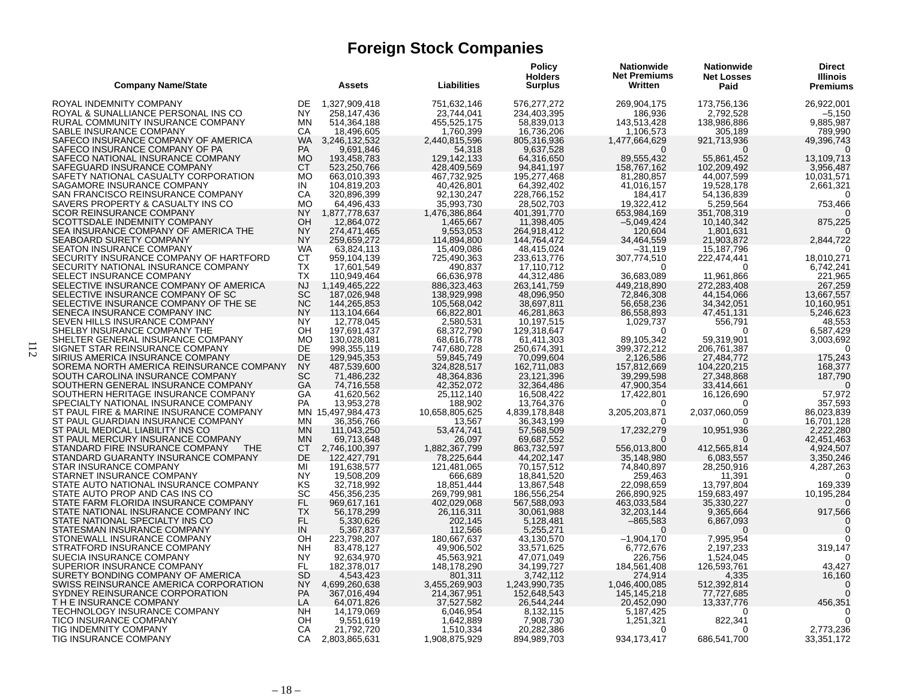# Foreign Stock Companies

| Company Name/State | | Assets | Liabilities | Policy Holders Surplus | Nationwide Net Premiums Written | Nationwide Net Losses Paid | Direct Illinois Premiums |
|---|---|---|---|---|---|---|---|
| ROYAL INDEMNITY COMPANY | DE | 1,327,909,418 | 751,632,146 | 576,277,272 | 269,904,175 | 173,756,136 | 26,922,001 |
| ROYAL & SUNALLIANCE PERSONAL INS CO | NY | 258,147,436 | 23,744,041 | 234,403,395 | 186,936 | 2,792,528 | –5,150 |
| RURAL COMMUNITY INSURANCE COMPANY | MN | 514,364,188 | 455,525,175 | 58,839,013 | 143,513,428 | 138,986,886 | 9,885,987 |
| SABLE INSURANCE COMPANY | CA | 18,496,605 | 1,760,399 | 16,736,206 | 1,106,573 | 305,189 | 789,990 |
| SAFECO INSURANCE COMPANY OF AMERICA | WA | 3,246,132,532 | 2,440,815,596 | 805,316,936 | 1,477,664,629 | 921,713,936 | 49,396,743 |
| SAFECO INSURANCE COMPANY OF PA | PA | 9,691,846 | 54,318 | 9,637,528 | 0 | 0 | 0 |
| SAFECO NATIONAL INSURANCE COMPANY | MO | 193,458,783 | 129,142,133 | 64,316,650 | 89,555,432 | 55,861,452 | 13,109,713 |
| SAFEGUARD INSURANCE COMPANY | CT | 523,250,766 | 428,409,569 | 94,841,197 | 158,767,162 | 102,209,492 | 3,956,487 |
| SAFETY NATIONAL CASUALTY CORPORATION | MO | 663,010,393 | 467,732,925 | 195,277,468 | 81,280,857 | 44,007,599 | 10,031,571 |
| SAGAMORE INSURANCE COMPANY | IN | 104,819,203 | 40,426,801 | 64,392,402 | 41,016,157 | 19,528,178 | 2,661,321 |
| SAN FRANCISCO REINSURANCE COMPANY | CA | 320,896,399 | 92,130,247 | 228,766,152 | 184,417 | 54,136,839 | 0 |
| SAVERS PROPERTY & CASUALTY INS CO | MO | 64,496,433 | 35,993,730 | 28,502,703 | 19,322,412 | 5,259,564 | 753,466 |
| SCOR REINSURANCE COMPANY | NY | 1,877,778,637 | 1,476,386,864 | 401,391,770 | 653,984,169 | 351,708,319 | 0 |
| SCOTTSDALE INDEMNITY COMPANY | OH | 12,864,072 | 1,465,667 | 11,398,405 | –5,049,424 | 10,140,342 | 875,225 |
| SEA INSURANCE COMPANY OF AMERICA THE | NY | 274,471,465 | 9,553,053 | 264,918,412 | 120,604 | 1,801,631 | 0 |
| SEABOARD SURETY COMPANY | NY | 259,659,272 | 114,894,800 | 144,764,472 | 34,464,559 | 21,903,872 | 2,844,722 |
| SEATON INSURANCE COMPANY | WA | 63,824,113 | 15,409,086 | 48,415,024 | –31,119 | 15,187,796 | 0 |
| SECURITY INSURANCE COMPANY OF HARTFORD | CT | 959,104,139 | 725,490,363 | 233,613,776 | 307,774,510 | 222,474,441 | 18,010,271 |
| SECURITY NATIONAL INSURANCE COMPANY | TX | 17,601,549 | 490,837 | 17,110,712 | 0 | 0 | 6,742,241 |
| SELECT INSURANCE COMPANY | TX | 110,949,464 | 66,636,978 | 44,312,486 | 36,683,089 | 11,961,866 | 221,965 |
| SELECTIVE INSURANCE COMPANY OF AMERICA | NJ | 1,149,465,222 | 886,323,463 | 263,141,759 | 449,218,890 | 272,283,408 | 267,259 |
| SELECTIVE INSURANCE COMPANY OF SC | SC | 187,026,948 | 138,929,998 | 48,096,950 | 72,846,308 | 44,154,066 | 13,667,557 |
| SELECTIVE INSURANCE COMPANY OF THE SE | NC | 144,265,853 | 105,568,042 | 38,697,811 | 56,658,236 | 34,342,051 | 10,160,951 |
| SENECA INSURANCE COMPANY INC | NY | 113,104,664 | 66,822,801 | 46,281,863 | 86,558,893 | 47,451,131 | 5,246,623 |
| SEVEN HILLS INSURANCE COMPANY | NY | 12,778,045 | 2,580,531 | 10,197,515 | 1,029,737 | 556,791 | 48,553 |
| SHELBY INSURANCE COMPANY THE | OH | 197,691,437 | 68,372,790 | 129,318,647 | 0 | 0 | 6,587,429 |
| SHELTER GENERAL INSURANCE COMPANY | MO | 130,028,081 | 68,616,778 | 61,411,303 | 89,105,342 | 59,319,901 | 3,003,692 |
| SIGNET STAR REINSURANCE COMPANY | DE | 998,355,119 | 747,680,728 | 250,674,391 | 399,372,212 | 206,761,387 | 0 |
| SIRIUS AMERICA INSURANCE COMPANY | DE | 129,945,353 | 59,845,749 | 70,099,604 | 2,126,586 | 27,484,772 | 175,243 |
| SOREMA NORTH AMERICA REINSURANCE COMPANY | NY | 487,539,600 | 324,828,517 | 162,711,083 | 157,812,669 | 104,220,215 | 168,377 |
| SOUTH CAROLINA INSURANCE COMPANY | SC | 71,486,232 | 48,364,836 | 23,121,396 | 39,299,598 | 27,348,868 | 187,790 |
| SOUTHERN GENERAL INSURANCE COMPANY | GA | 74,716,558 | 42,352,072 | 32,364,486 | 47,900,354 | 33,414,661 | 0 |
| SOUTHERN HERITAGE INSURANCE COMPANY | GA | 41,620,562 | 25,112,140 | 16,508,422 | 17,422,801 | 16,126,690 | 57,972 |
| SPECIALTY NATIONAL INSURANCE COMPANY | PA | 13,953,278 | 188,902 | 13,764,376 | 0 | 0 | 357,593 |
| ST PAUL FIRE & MARINE INSURANCE COMPANY | MN | 15,497,984,473 | 10,658,805,625 | 4,839,178,848 | 3,205,203,871 | 2,037,060,059 | 86,023,839 |
| ST PAUL GUARDIAN INSURANCE COMPANY | MN | 36,356,766 | 13,567 | 36,343,199 | 0 | 0 | 16,701,128 |
| ST PAUL MEDICAL LIABILITY INS CO | MN | 111,043,250 | 53,474,741 | 57,568,509 | 17,232,279 | 10,951,936 | 2,222,280 |
| ST PAUL MERCURY INSURANCE COMPANY | MN | 69,713,648 | 26,097 | 69,687,552 | 0 | 0 | 42,451,463 |
| STANDARD FIRE INSURANCE COMPANY THE | CT | 2,746,100,397 | 1,882,367,799 | 863,732,597 | 556,013,800 | 412,565,814 | 4,924,507 |
| STANDARD GUARANTY INSURANCE COMPANY | DE | 122,427,791 | 78,225,644 | 44,202,147 | 35,148,980 | 6,083,557 | 3,350,246 |
| STAR INSURANCE COMPANY | MI | 191,638,577 | 121,481,065 | 70,157,512 | 74,840,897 | 28,250,916 | 4,287,263 |
| STARNET INSURANCE COMPANY | NY | 19,508,209 | 666,689 | 18,841,520 | 259,463 | 11,391 | 0 |
| STATE AUTO NATIONAL INSURANCE COMPANY | KS | 32,718,992 | 18,851,444 | 13,867,548 | 22,098,659 | 13,797,804 | 169,339 |
| STATE AUTO PROP AND CAS INS CO | SC | 456,356,235 | 269,799,981 | 186,556,254 | 266,890,925 | 159,683,497 | 10,195,284 |
| STATE FARM FLORIDA INSURANCE COMPANY | FL | 969,617,161 | 402,029,068 | 567,588,093 | 463,033,584 | 35,330,227 | 0 |
| STATE NATIONAL INSURANCE COMPANY INC | TX | 56,178,299 | 26,116,311 | 30,061,988 | 32,203,144 | 9,365,664 | 917,566 |
| STATE NATIONAL SPECIALTY INS CO | FL | 5,330,626 | 202,145 | 5,128,481 | –865,583 | 6,867,093 | 0 |
| STATESMAN INSURANCE COMPANY | IN | 5,367,837 | 112,566 | 5,255,271 | 0 | 0 | 0 |
| STONEWALL INSURANCE COMPANY | OH | 223,798,207 | 180,667,637 | 43,130,570 | –1,904,170 | 7,995,954 | 0 |
| STRATFORD INSURANCE COMPANY | NH | 83,478,127 | 49,906,502 | 33,571,625 | 6,772,676 | 2,197,233 | 319,147 |
| SUECIA INSURANCE COMPANY | NY | 92,634,970 | 45,563,921 | 47,071,049 | 226,756 | 1,524,045 | 0 |
| SUPERIOR INSURANCE COMPANY | FL | 182,378,017 | 148,178,290 | 34,199,727 | 184,561,408 | 126,593,761 | 43,427 |
| SURETY BONDING COMPANY OF AMERICA | SD | 4,543,423 | 801,311 | 3,742,112 | 274,914 | 4,335 | 16,160 |
| SWISS REINSURANCE AMERICA CORPORATION | NY | 4,699,260,638 | 3,455,269,903 | 1,243,990,735 | 1,046,400,085 | 512,392,814 | 0 |
| SYDNEY REINSURANCE CORPORATION | PA | 367,016,494 | 214,367,951 | 152,648,543 | 145,145,218 | 77,727,685 | 0 |
| T H E INSURANCE COMPANY | LA | 64,071,826 | 37,527,582 | 26,544,244 | 20,452,090 | 13,337,776 | 456,351 |
| TECHNOLOGY INSURANCE COMPANY | NH | 14,179,069 | 6,046,954 | 8,132,115 | 5,187,425 | 0 | 0 |
| TICO INSURANCE COMPANY | OH | 9,551,619 | 1,642,889 | 7,908,730 | 1,251,321 | 822,341 | 0 |
| TIG INDEMNITY COMPANY | CA | 21,792,720 | 1,510,334 | 20,282,386 | 0 | 0 | 2,773,236 |
| TIG INSURANCE COMPANY | CA | 2,803,865,631 | 1,908,875,929 | 894,989,703 | 934,173,417 | 686,541,700 | 33,351,172 |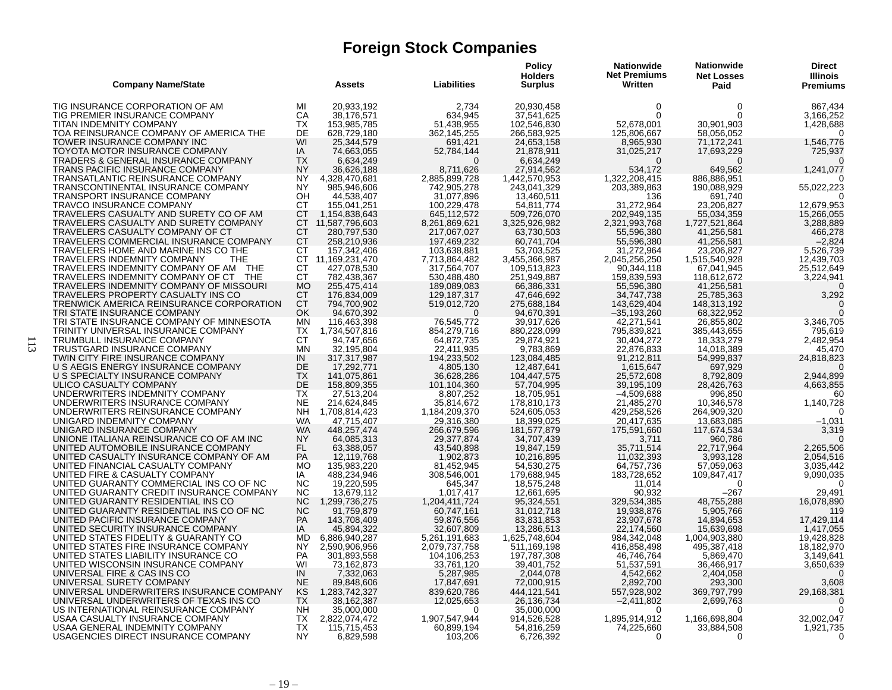## Foreign Stock Companies

| Company Name/State | | Assets | Liabilities | Policy Holders Surplus | Nationwide Net Premiums Written | Nationwide Net Losses Paid | Direct Illinois Premiums |
|---|---|---|---|---|---|---|---|
| TIG INSURANCE CORPORATION OF AM | MI | 20,933,192 | 2,734 | 20,930,458 | 0 | 0 | 867,434 |
| TIG PREMIER INSURANCE COMPANY | CA | 38,176,571 | 634,945 | 37,541,625 | 0 | 0 | 3,166,252 |
| TITAN INDEMNITY COMPANY | TX | 153,985,785 | 51,438,955 | 102,546,830 | 52,678,001 | 30,901,903 | 1,428,688 |
| TOA REINSURANCE COMPANY OF AMERICA THE | DE | 628,729,180 | 362,145,255 | 266,583,925 | 125,806,667 | 58,056,052 | 0 |
| TOWER INSURANCE COMPANY INC | WI | 25,344,579 | 691,421 | 24,653,158 | 8,965,930 | 71,172,241 | 1,546,776 |
| TOYOTA MOTOR INSURANCE COMPANY | IA | 74,663,055 | 52,784,144 | 21,878,911 | 31,025,217 | 17,693,229 | 725,937 |
| TRADERS & GENERAL INSURANCE COMPANY | TX | 6,634,249 | 0 | 6,634,249 | 0 | 0 | 0 |
| TRANS PACIFIC INSURANCE COMPANY | NY | 36,626,188 | 8,711,626 | 27,914,562 | 534,172 | 649,562 | 1,241,077 |
| TRANSATLANTIC REINSURANCE COMPANY | NY | 4,328,470,681 | 2,885,899,728 | 1,442,570,953 | 1,322,208,415 | 886,886,951 | 0 |
| TRANSCONTINENTAL INSURANCE COMPANY | NY | 985,946,606 | 742,905,278 | 243,041,329 | 203,389,863 | 190,088,929 | 55,022,223 |
| TRANSPORT INSURANCE COMPANY | OH | 44,538,407 | 31,077,896 | 13,460,511 | 136 | 691,740 | 0 |
| TRAVCO INSURANCE COMPANY | CT | 155,041,251 | 100,229,478 | 54,811,774 | 31,272,964 | 23,206,827 | 12,679,953 |
| TRAVELERS CASUALTY AND SURETY CO OF AM | CT | 1,154,838,643 | 645,112,572 | 509,726,070 | 202,949,135 | 55,034,359 | 15,266,055 |
| TRAVELERS CASUALTY AND SURETY COMPANY | CT | 11,587,796,603 | 8,261,869,621 | 3,325,926,982 | 2,321,993,768 | 1,727,521,864 | 3,288,889 |
| TRAVELERS CASUALTY COMPANY OF CT | CT | 280,797,530 | 217,067,027 | 63,730,503 | 55,596,380 | 41,256,581 | 466,278 |
| TRAVELERS COMMERCIAL INSURANCE COMPANY | CT | 258,210,936 | 197,469,232 | 60,741,704 | 55,596,380 | 41,256,581 | –2,824 |
| TRAVELERS HOME AND MARINE INS CO THE | CT | 157,342,406 | 103,638,881 | 53,703,525 | 31,272,964 | 23,206,827 | 5,526,739 |
| TRAVELERS INDEMNITY COMPANY THE | CT | 11,169,231,470 | 7,713,864,482 | 3,455,366,987 | 2,045,256,250 | 1,515,540,928 | 12,439,703 |
| TRAVELERS INDEMNITY COMPANY OF AM THE | CT | 427,078,530 | 317,564,707 | 109,513,823 | 90,344,118 | 67,041,945 | 25,512,649 |
| TRAVELERS INDEMNITY COMPANY OF CT THE | CT | 782,438,367 | 530,488,480 | 251,949,887 | 159,839,593 | 118,612,672 | 3,224,941 |
| TRAVELERS INDEMNITY COMPANY OF MISSOURI | MO | 255,475,414 | 189,089,083 | 66,386,331 | 55,596,380 | 41,256,581 | 0 |
| TRAVELERS PROPERTY CASUALTY INS CO | CT | 176,834,009 | 129,187,317 | 47,646,692 | 34,747,738 | 25,785,363 | 3,292 |
| TRENWICK AMERICA REINSURANCE CORPORATION | CT | 794,700,902 | 519,012,720 | 275,688,184 | 143,629,404 | 148,313,192 | 0 |
| TRI STATE INSURANCE COMPANY | OK | 94,670,392 | 0 | 94,670,391 | –35,193,260 | 68,322,952 | 0 |
| TRI STATE INSURANCE COMPANY OF MINNESOTA | MN | 116,463,398 | 76,545,772 | 39,917,626 | 42,271,541 | 26,855,802 | 3,346,705 |
| TRINITY UNIVERSAL INSURANCE COMPANY | TX | 1,734,507,816 | 854,279,716 | 880,228,099 | 795,839,821 | 385,443,655 | 795,619 |
| TRUMBULL INSURANCE COMPANY | CT | 94,747,656 | 64,872,735 | 29,874,921 | 30,404,272 | 18,333,279 | 2,482,954 |
| TRUSTGARD INSURANCE COMPANY | MN | 32,195,804 | 22,411,935 | 9,783,869 | 22,876,833 | 14,018,389 | 45,470 |
| TWIN CITY FIRE INSURANCE COMPANY | IN | 317,317,987 | 194,233,502 | 123,084,485 | 91,212,811 | 54,999,837 | 24,818,823 |
| U S AEGIS ENERGY INSURANCE COMPANY | DE | 17,292,771 | 4,805,130 | 12,487,641 | 1,615,647 | 697,929 | 0 |
| U S SPECIALTY INSURANCE COMPANY | TX | 141,075,861 | 36,628,286 | 104,447,575 | 25,572,608 | 8,792,809 | 2,944,899 |
| ULICO CASUALTY COMPANY | DE | 158,809,355 | 101,104,360 | 57,704,995 | 39,195,109 | 28,426,763 | 4,663,855 |
| UNDERWRITERS INDEMNITY COMPANY | TX | 27,513,204 | 8,807,252 | 18,705,951 | –4,509,688 | 996,850 | 60 |
| UNDERWRITERS INSURANCE COMPANY | NE | 214,624,845 | 35,814,672 | 178,810,173 | 21,485,270 | 10,346,578 | 1,140,728 |
| UNDERWRITERS REINSURANCE COMPANY | NH | 1,708,814,423 | 1,184,209,370 | 524,605,053 | 429,258,526 | 264,909,320 | 0 |
| UNIGARD INDEMNITY COMPANY | WA | 47,715,407 | 29,316,380 | 18,399,025 | 20,417,635 | 13,683,085 | –1,031 |
| UNIGARD INSURANCE COMPANY | WA | 448,257,474 | 266,679,596 | 181,577,879 | 175,591,660 | 117,674,534 | 3,319 |
| UNIONE ITALIANA REINSURANCE CO OF AM INC | NY | 64,085,313 | 29,377,874 | 34,707,439 | 3,711 | 960,786 | 0 |
| UNITED AUTOMOBILE INSURANCE COMPANY | FL | 63,388,057 | 43,540,898 | 19,847,159 | 35,711,514 | 22,717,964 | 2,265,506 |
| UNITED CASUALTY INSURANCE COMPANY OF AM | PA | 12,119,768 | 1,902,873 | 10,216,895 | 11,032,393 | 3,993,128 | 2,054,516 |
| UNITED FINANCIAL CASUALTY COMPANY | MO | 135,983,220 | 81,452,945 | 54,530,275 | 64,757,736 | 57,059,063 | 3,035,442 |
| UNITED FIRE & CASUALTY COMPANY | IA | 488,234,946 | 308,546,001 | 179,688,945 | 183,728,652 | 109,847,417 | 9,090,035 |
| UNITED GUARANTY COMMERCIAL INS CO OF NC | NC | 19,220,595 | 645,347 | 18,575,248 | 11,014 | 0 | 0 |
| UNITED GUARANTY CREDIT INSURANCE COMPANY | NC | 13,679,112 | 1,017,417 | 12,661,695 | 90,932 | –267 | 29,491 |
| UNITED GUARANTY RESIDENTIAL INS CO | NC | 1,299,736,275 | 1,204,411,724 | 95,324,551 | 329,534,385 | 48,755,288 | 16,078,890 |
| UNITED GUARANTY RESIDENTIAL INS CO OF NC | NC | 91,759,879 | 60,747,161 | 31,012,718 | 19,938,876 | 5,905,766 | 119 |
| UNITED PACIFIC INSURANCE COMPANY | PA | 143,708,409 | 59,876,556 | 83,831,853 | 23,907,678 | 14,894,653 | 17,429,114 |
| UNITED SECURITY INSURANCE COMPANY | IA | 45,894,322 | 32,607,809 | 13,286,513 | 22,174,560 | 15,639,698 | 1,417,055 |
| UNITED STATES FIDELITY & GUARANTY CO | MD | 6,886,940,287 | 5,261,191,683 | 1,625,748,604 | 984,342,048 | 1,004,903,880 | 19,428,828 |
| UNITED STATES FIRE INSURANCE COMPANY | NY | 2,590,906,956 | 2,079,737,758 | 511,169,198 | 416,858,498 | 495,387,418 | 18,182,970 |
| UNITED STATES LIABILITY INSURANCE CO | PA | 301,893,558 | 104,106,253 | 197,787,308 | 46,746,764 | 5,869,470 | 3,149,641 |
| UNITED WISCONSIN INSURANCE COMPANY | WI | 73,162,873 | 33,761,120 | 39,401,752 | 51,537,591 | 36,466,917 | 3,650,639 |
| UNIVERSAL FIRE & CAS INS CO | IN | 7,332,063 | 5,287,985 | 2,044,078 | 4,542,662 | 2,404,058 | 0 |
| UNIVERSAL SURETY COMPANY | NE | 89,848,606 | 17,847,691 | 72,000,915 | 2,892,700 | 293,300 | 3,608 |
| UNIVERSAL UNDERWRITERS INSURANCE COMPANY | KS | 1,283,742,327 | 839,620,786 | 444,121,541 | 557,928,902 | 369,797,799 | 29,168,381 |
| UNIVERSAL UNDERWRITERS OF TEXAS INS CO | TX | 38,162,387 | 12,025,653 | 26,136,734 | –2,411,802 | 2,699,763 | 0 |
| US INTERNATIONAL REINSURANCE COMPANY | NH | 35,000,000 | 0 | 35,000,000 | 0 | 0 | 0 |
| USAA CASUALTY INSURANCE COMPANY | TX | 2,822,074,472 | 1,907,547,944 | 914,526,528 | 1,895,914,912 | 1,166,698,804 | 32,002,047 |
| USAA GENERAL INDEMNITY COMPANY | TX | 115,715,453 | 60,899,194 | 54,816,259 | 74,225,660 | 33,884,508 | 1,921,735 |
| USAGENCIES DIRECT INSURANCE COMPANY | NY | 6,829,598 | 103,206 | 6,726,392 | 0 | 0 | 0 |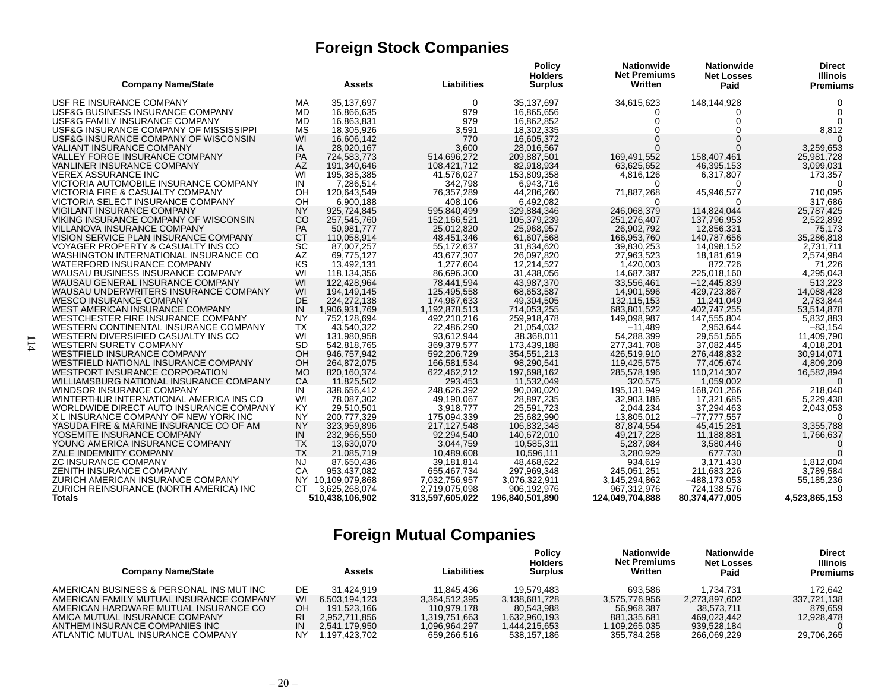## Foreign Stock Companies

| Company Name/State | | Assets | Liabilities | Policy Holders Surplus | Nationwide Net Premiums Written | Nationwide Net Losses Paid | Direct Illinois Premiums |
|---|---|---|---|---|---|---|---|
| USF RE INSURANCE COMPANY | MA | 35,137,697 | 0 | 35,137,697 | 34,615,623 | 148,144,928 | 0 |
| USF&G BUSINESS INSURANCE COMPANY | MD | 16,866,635 | 979 | 16,865,656 | 0 | 0 | 0 |
| USF&G FAMILY INSURANCE COMPANY | MD | 16,863,831 | 979 | 16,862,852 | 0 | 0 | 0 |
| USF&G INSURANCE COMPANY OF MISSISSIPPI | MS | 18,305,926 | 3,591 | 18,302,335 | 0 | 0 | 8,812 |
| USF&G INSURANCE COMPANY OF WISCONSIN | WI | 16,606,142 | 770 | 16,605,372 | 0 | 0 | 0 |
| VALIANT INSURANCE COMPANY | IA | 28,020,167 | 3,600 | 28,016,567 | 0 | 0 | 3,259,653 |
| VALLEY FORGE INSURANCE COMPANY | PA | 724,583,773 | 514,696,272 | 209,887,501 | 169,491,552 | 158,407,461 | 25,981,728 |
| VANLINER INSURANCE COMPANY | AZ | 191,340,646 | 108,421,712 | 82,918,934 | 63,625,652 | 46,395,153 | 3,099,031 |
| VEREX ASSURANCE INC | WI | 195,385,385 | 41,576,027 | 153,809,358 | 4,816,126 | 6,317,807 | 173,357 |
| VICTORIA AUTOMOBILE INSURANCE COMPANY | IN | 7,286,514 | 342,798 | 6,943,716 | 0 | 0 | 0 |
| VICTORIA FIRE & CASUALTY COMPANY | OH | 120,643,549 | 76,357,289 | 44,286,260 | 71,887,268 | 45,946,577 | 710,095 |
| VICTORIA SELECT INSURANCE COMPANY | OH | 6,900,188 | 408,106 | 6,492,082 | 0 | 0 | 317,686 |
| VIGILANT INSURANCE COMPANY | NY | 925,724,845 | 595,840,499 | 329,884,346 | 246,068,379 | 114,824,044 | 25,787,425 |
| VIKING INSURANCE COMPANY OF WISCONSIN | CO | 257,545,760 | 152,166,521 | 105,379,239 | 251,276,407 | 137,796,953 | 2,522,892 |
| VILLANOVA INSURANCE COMPANY | PA | 50,981,777 | 25,012,820 | 25,968,957 | 26,902,792 | 12,856,331 | 75,173 |
| VISION SERVICE PLAN INSURANCE COMPANY | CT | 110,058,914 | 48,451,346 | 61,607,568 | 166,953,760 | 140,787,656 | 35,286,818 |
| VOYAGER PROPERTY & CASUALTY INS CO | SC | 87,007,257 | 55,172,637 | 31,834,620 | 39,830,253 | 14,098,152 | 2,731,711 |
| WASHINGTON INTERNATIONAL INSURANCE CO | AZ | 69,775,127 | 43,677,307 | 26,097,820 | 27,963,523 | 18,181,619 | 2,574,984 |
| WATERFORD INSURANCE COMPANY | KS | 13,492,131 | 1,277,604 | 12,214,527 | 1,420,003 | 872,726 | 71,226 |
| WAUSAU BUSINESS INSURANCE COMPANY | WI | 118,134,356 | 86,696,300 | 31,438,056 | 14,687,387 | 225,018,160 | 4,295,043 |
| WAUSAU GENERAL INSURANCE COMPANY | WI | 122,428,964 | 78,441,594 | 43,987,370 | 33,556,461 | –12,445,839 | 513,223 |
| WAUSAU UNDERWRITERS INSURANCE COMPANY | WI | 194,149,145 | 125,495,558 | 68,653,587 | 14,901,596 | 429,723,867 | 14,088,428 |
| WESCO INSURANCE COMPANY | DE | 224,272,138 | 174,967,633 | 49,304,505 | 132,115,153 | 11,241,049 | 2,783,844 |
| WEST AMERICAN INSURANCE COMPANY | IN | 1,906,931,769 | 1,192,878,513 | 714,053,255 | 683,801,522 | 402,747,255 | 53,514,878 |
| WESTCHESTER FIRE INSURANCE COMPANY | NY | 752,128,694 | 492,210,216 | 259,918,478 | 149,098,987 | 147,555,804 | 5,832,883 |
| WESTERN CONTINENTAL INSURANCE COMPANY | TX | 43,540,322 | 22,486,290 | 21,054,032 | –11,489 | 2,953,644 | –83,154 |
| WESTERN DIVERSIFIED CASUALTY INS CO | WI | 131,980,958 | 93,612,944 | 38,368,011 | 54,288,399 | 29,551,565 | 11,409,790 |
| WESTERN SURETY COMPANY | SD | 542,818,765 | 369,379,577 | 173,439,188 | 277,341,708 | 37,082,445 | 4,018,201 |
| WESTFIELD INSURANCE COMPANY | OH | 946,757,942 | 592,206,729 | 354,551,213 | 426,519,910 | 276,448,832 | 30,914,071 |
| WESTFIELD NATIONAL INSURANCE COMPANY | OH | 264,872,075 | 166,581,534 | 98,290,541 | 119,425,575 | 77,405,674 | 4,809,209 |
| WESTPORT INSURANCE CORPORATION | MO | 820,160,374 | 622,462,212 | 197,698,162 | 285,578,196 | 110,214,307 | 16,582,894 |
| WILLIAMSBURG NATIONAL INSURANCE COMPANY | CA | 11,825,502 | 293,453 | 11,532,049 | 320,575 | 1,059,002 | 0 |
| WINDSOR INSURANCE COMPANY | IN | 338,656,412 | 248,626,392 | 90,030,020 | 195,131,949 | 168,701,266 | 218,040 |
| WINTERTHUR INTERNATIONAL AMERICA INS CO | WI | 78,087,302 | 49,190,067 | 28,897,235 | 32,903,186 | 17,321,685 | 5,229,438 |
| WORLDWIDE DIRECT AUTO INSURANCE COMPANY | KY | 29,510,501 | 3,918,777 | 25,591,723 | 2,044,234 | 37,294,463 | 2,043,053 |
| X L INSURANCE COMPANY OF NEW YORK INC | NY | 200,777,329 | 175,094,339 | 25,682,990 | 13,805,012 | –77,777,557 | 0 |
| YASUDA FIRE & MARINE INSURANCE CO OF AM | NY | 323,959,896 | 217,127,548 | 106,832,348 | 87,874,554 | 45,415,281 | 3,355,788 |
| YOSEMITE INSURANCE COMPANY | IN | 232,966,550 | 92,294,540 | 140,672,010 | 49,217,228 | 11,188,881 | 1,766,637 |
| YOUNG AMERICA INSURANCE COMPANY | TX | 13,630,070 | 3,044,759 | 10,585,311 | 5,287,984 | 3,580,446 | 0 |
| ZALE INDEMNITY COMPANY | TX | 21,085,719 | 10,489,608 | 10,596,111 | 3,280,929 | 677,730 | 0 |
| ZC INSURANCE COMPANY | NJ | 87,650,436 | 39,181,814 | 48,468,622 | 934,619 | 3,171,430 | 1,812,004 |
| ZENITH INSURANCE COMPANY | CA | 953,437,082 | 655,467,734 | 297,969,348 | 245,051,251 | 211,683,226 | 3,789,584 |
| ZURICH AMERICAN INSURANCE COMPANY | NY | 10,109,079,868 | 7,032,756,957 | 3,076,322,911 | 3,145,294,862 | –488,173,053 | 55,185,236 |
| ZURICH REINSURANCE (NORTH AMERICA) INC | CT | 3,625,268,074 | 2,719,075,098 | 906,192,976 | 967,312,976 | 724,138,576 | 0 |
| **Totals** | | **510,438,106,902** | **313,597,605,022** | **196,840,501,890** | **124,049,704,888** | **80,374,477,005** | **4,523,865,153** |

## Foreign Mutual Companies

| Company Name/State | | Assets | Liabilities | Policy Holders Surplus | Nationwide Net Premiums Written | Nationwide Net Losses Paid | Direct Illinois Premiums |
|---|---|---|---|---|---|---|---|
| AMERICAN BUSINESS & PERSONAL INS MUT INC | DE | 31,424,919 | 11,845,436 | 19,579,483 | 693,586 | 1,734,731 | 172,642 |
| AMERICAN FAMILY MUTUAL INSURANCE COMPANY | WI | 6,503,194,123 | 3,364,512,395 | 3,138,681,728 | 3,575,776,956 | 2,273,897,602 | 337,721,138 |
| AMERICAN HARDWARE MUTUAL INSURANCE CO | OH | 191,523,166 | 110,979,178 | 80,543,988 | 56,968,387 | 38,573,711 | 879,659 |
| AMICA MUTUAL INSURANCE COMPANY | RI | 2,952,711,856 | 1,319,751,663 | 1,632,960,193 | 881,335,681 | 469,023,442 | 12,928,478 |
| ANTHEM INSURANCE COMPANIES INC | IN | 2,541,179,950 | 1,096,964,297 | 1,444,215,653 | 1,109,265,035 | 939,528,184 | 0 |
| ATLANTIC MUTUAL INSURANCE COMPANY | NY | 1,197,423,702 | 659,266,516 | 538,157,186 | 355,784,258 | 266,069,229 | 29,706,265 |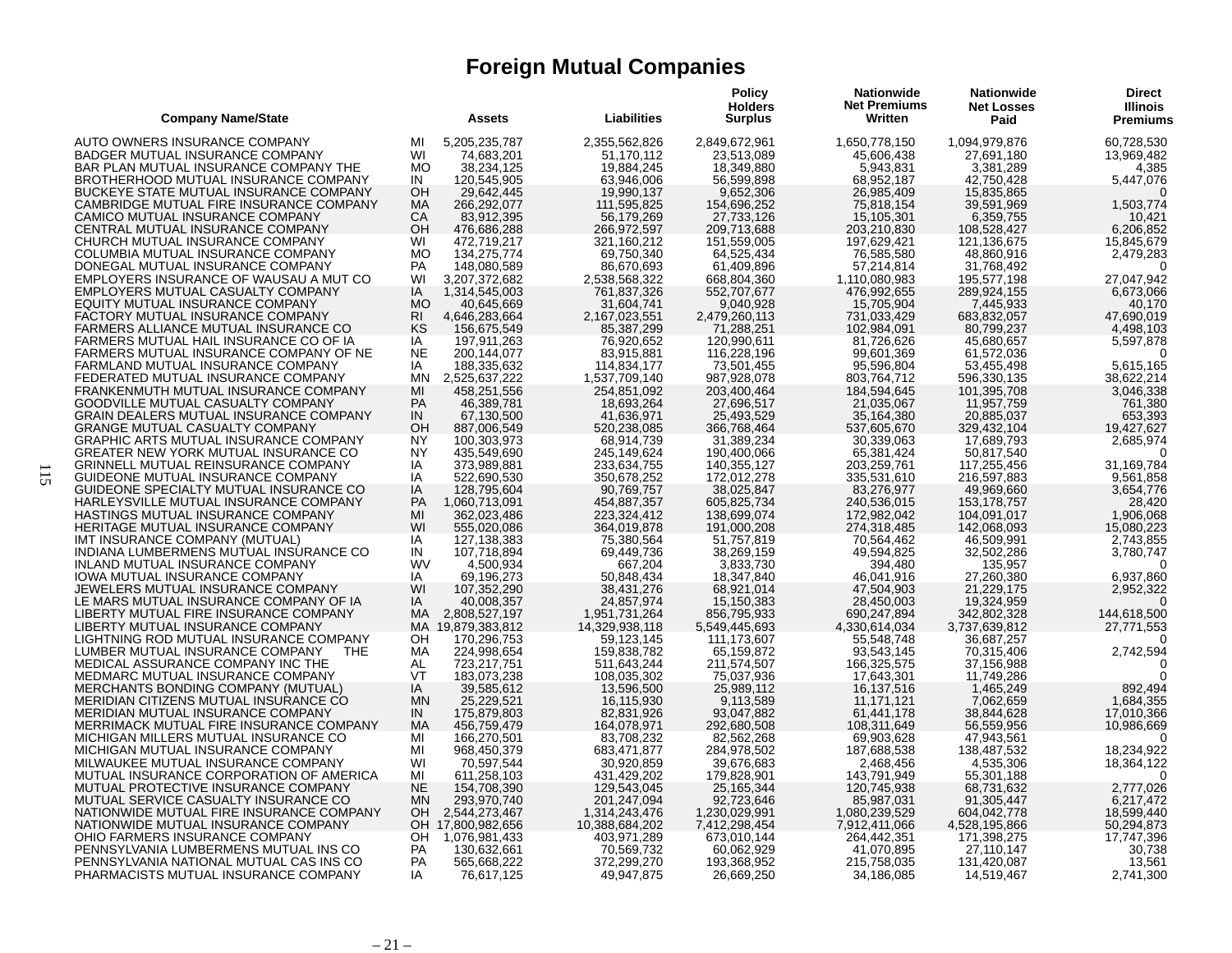# Foreign Mutual Companies

| Company Name/State | | Assets | Liabilities | Policy Holders Surplus | Nationwide Net Premiums Written | Nationwide Net Losses Paid | Direct Illinois Premiums |
|---|---|---|---|---|---|---|---|
| AUTO OWNERS INSURANCE COMPANY | MI | 5,205,235,787 | 2,355,562,826 | 2,849,672,961 | 1,650,778,150 | 1,094,979,876 | 60,728,530 |
| BADGER MUTUAL INSURANCE COMPANY | WI | 74,683,201 | 51,170,112 | 23,513,089 | 45,606,438 | 27,691,180 | 13,969,482 |
| BAR PLAN MUTUAL INSURANCE COMPANY THE | MO | 38,234,125 | 19,884,245 | 18,349,880 | 5,943,831 | 3,381,289 | 4,385 |
| BROTHERHOOD MUTUAL INSURANCE COMPANY | IN | 120,545,905 | 63,946,006 | 56,599,898 | 68,952,187 | 42,750,428 | 5,447,076 |
| BUCKEYE STATE MUTUAL INSURANCE COMPANY | OH | 29,642,445 | 19,990,137 | 9,652,306 | 26,985,409 | 15,835,865 | 0 |
| CAMBRIDGE MUTUAL FIRE INSURANCE COMPANY | MA | 266,292,077 | 111,595,825 | 154,696,252 | 75,818,154 | 39,591,969 | 1,503,774 |
| CAMICO MUTUAL INSURANCE COMPANY | CA | 83,912,395 | 56,179,269 | 27,733,126 | 15,105,301 | 6,359,755 | 10,421 |
| CENTRAL MUTUAL INSURANCE COMPANY | OH | 476,686,288 | 266,972,597 | 209,713,688 | 203,210,830 | 108,528,427 | 6,206,852 |
| CHURCH MUTUAL INSURANCE COMPANY | WI | 472,719,217 | 321,160,212 | 151,559,005 | 197,629,421 | 121,136,675 | 15,845,679 |
| COLUMBIA MUTUAL INSURANCE COMPANY | MO | 134,275,774 | 69,750,340 | 64,525,434 | 76,585,580 | 48,860,916 | 2,479,283 |
| DONEGAL MUTUAL INSURANCE COMPANY | PA | 148,080,589 | 86,670,693 | 61,409,896 | 57,214,814 | 31,768,492 | 0 |
| EMPLOYERS INSURANCE OF WAUSAU A MUT CO | WI | 3,207,372,682 | 2,538,568,322 | 668,804,360 | 1,110,080,983 | 195,577,198 | 27,047,942 |
| EMPLOYERS MUTUAL CASUALTY COMPANY | IA | 1,314,545,003 | 761,837,326 | 552,707,677 | 476,992,655 | 289,924,155 | 6,673,066 |
| EQUITY MUTUAL INSURANCE COMPANY | MO | 40,645,669 | 31,604,741 | 9,040,928 | 15,705,904 | 7,445,933 | 40,170 |
| FACTORY MUTUAL INSURANCE COMPANY | RI | 4,646,283,664 | 2,167,023,551 | 2,479,260,113 | 731,033,429 | 683,832,057 | 47,690,019 |
| FARMERS ALLIANCE MUTUAL INSURANCE CO | KS | 156,675,549 | 85,387,299 | 71,288,251 | 102,984,091 | 80,799,237 | 4,498,103 |
| FARMERS MUTUAL HAIL INSURANCE CO OF IA | IA | 197,911,263 | 76,920,652 | 120,990,611 | 81,726,626 | 45,680,657 | 5,597,878 |
| FARMERS MUTUAL INSURANCE COMPANY OF NE | NE | 200,144,077 | 83,915,881 | 116,228,196 | 99,601,369 | 61,572,036 | 0 |
| FARMLAND MUTUAL INSURANCE COMPANY | IA | 188,335,632 | 114,834,177 | 73,501,455 | 95,596,804 | 53,455,498 | 5,615,165 |
| FEDERATED MUTUAL INSURANCE COMPANY | MN | 2,525,637,222 | 1,537,709,140 | 987,928,078 | 803,764,712 | 596,330,135 | 38,622,214 |
| FRANKENMUTH MUTUAL INSURANCE COMPANY | MI | 458,251,556 | 254,851,092 | 203,400,464 | 184,594,645 | 101,395,708 | 3,046,338 |
| GOODVILLE MUTUAL CASUALTY COMPANY | PA | 46,389,781 | 18,693,264 | 27,696,517 | 21,035,067 | 11,957,759 | 761,380 |
| GRAIN DEALERS MUTUAL INSURANCE COMPANY | IN | 67,130,500 | 41,636,971 | 25,493,529 | 35,164,380 | 20,885,037 | 653,393 |
| GRANGE MUTUAL CASUALTY COMPANY | OH | 887,006,549 | 520,238,085 | 366,768,464 | 537,605,670 | 329,432,104 | 19,427,627 |
| GRAPHIC ARTS MUTUAL INSURANCE COMPANY | NY | 100,303,973 | 68,914,739 | 31,389,234 | 30,339,063 | 17,689,793 | 2,685,974 |
| GREATER NEW YORK MUTUAL INSURANCE CO | NY | 435,549,690 | 245,149,624 | 190,400,066 | 65,381,424 | 50,817,540 | 0 |
| GRINNELL MUTUAL REINSURANCE COMPANY | IA | 373,989,881 | 233,634,755 | 140,355,127 | 203,259,761 | 117,255,456 | 31,169,784 |
| GUIDEONE MUTUAL INSURANCE COMPANY | IA | 522,690,530 | 350,678,252 | 172,012,278 | 335,531,610 | 216,597,883 | 9,561,858 |
| GUIDEONE SPECIALTY MUTUAL INSURANCE CO | IA | 128,795,604 | 90,769,757 | 38,025,847 | 83,276,977 | 49,969,660 | 3,654,776 |
| HARLEYSVILLE MUTUAL INSURANCE COMPANY | PA | 1,060,713,091 | 454,887,357 | 605,825,734 | 240,536,015 | 153,178,757 | 28,420 |
| HASTINGS MUTUAL INSURANCE COMPANY | MI | 362,023,486 | 223,324,412 | 138,699,074 | 172,982,042 | 104,091,017 | 1,906,068 |
| HERITAGE MUTUAL INSURANCE COMPANY | WI | 555,020,086 | 364,019,878 | 191,000,208 | 274,318,485 | 142,068,093 | 15,080,223 |
| IMT INSURANCE COMPANY (MUTUAL) | IA | 127,138,383 | 75,380,564 | 51,757,819 | 70,564,462 | 46,509,991 | 2,743,855 |
| INDIANA LUMBERMENS MUTUAL INSURANCE CO | IN | 107,718,894 | 69,449,736 | 38,269,159 | 49,594,825 | 32,502,286 | 3,780,747 |
| INLAND MUTUAL INSURANCE COMPANY | WV | 4,500,934 | 667,204 | 3,833,730 | 394,480 | 135,957 | 0 |
| IOWA MUTUAL INSURANCE COMPANY | IA | 69,196,273 | 50,848,434 | 18,347,840 | 46,041,916 | 27,260,380 | 6,937,860 |
| JEWELERS MUTUAL INSURANCE COMPANY | WI | 107,352,290 | 38,431,276 | 68,921,014 | 47,504,903 | 21,229,175 | 2,952,322 |
| LE MARS MUTUAL INSURANCE COMPANY OF IA | IA | 40,008,357 | 24,857,974 | 15,150,383 | 28,450,003 | 19,324,959 | 0 |
| LIBERTY MUTUAL FIRE INSURANCE COMPANY | MA | 2,808,527,197 | 1,951,731,264 | 856,795,933 | 690,247,894 | 342,802,328 | 144,618,500 |
| LIBERTY MUTUAL INSURANCE COMPANY | MA | 19,879,383,812 | 14,329,938,118 | 5,549,445,693 | 4,330,614,034 | 3,737,639,812 | 27,771,553 |
| LIGHTNING ROD MUTUAL INSURANCE COMPANY | OH | 170,296,753 | 59,123,145 | 111,173,607 | 55,548,748 | 36,687,257 | 0 |
| LUMBER MUTUAL INSURANCE COMPANY THE | MA | 224,998,654 | 159,838,782 | 65,159,872 | 93,543,145 | 70,315,406 | 2,742,594 |
| MEDICAL ASSURANCE COMPANY INC THE | AL | 723,217,751 | 511,643,244 | 211,574,507 | 166,325,575 | 37,156,988 | 0 |
| MEDMARC MUTUAL INSURANCE COMPANY | VT | 183,073,238 | 108,035,302 | 75,037,936 | 17,643,301 | 11,749,286 | 0 |
| MERCHANTS BONDING COMPANY (MUTUAL) | IA | 39,585,612 | 13,596,500 | 25,989,112 | 16,137,516 | 1,465,249 | 892,494 |
| MERIDIAN CITIZENS MUTUAL INSURANCE CO | MN | 25,229,521 | 16,115,930 | 9,113,589 | 11,171,121 | 7,062,659 | 1,684,355 |
| MERIDIAN MUTUAL INSURANCE COMPANY | IN | 175,879,803 | 82,831,926 | 93,047,882 | 61,441,178 | 38,844,628 | 17,010,366 |
| MERRIMACK MUTUAL FIRE INSURANCE COMPANY | MA | 456,759,479 | 164,078,971 | 292,680,508 | 108,311,649 | 56,559,956 | 10,986,669 |
| MICHIGAN MILLERS MUTUAL INSURANCE CO | MI | 166,270,501 | 83,708,232 | 82,562,268 | 69,903,628 | 47,943,561 | 0 |
| MICHIGAN MUTUAL INSURANCE COMPANY | MI | 968,450,379 | 683,471,877 | 284,978,502 | 187,688,538 | 138,487,532 | 18,234,922 |
| MILWAUKEE MUTUAL INSURANCE COMPANY | WI | 70,597,544 | 30,920,859 | 39,676,683 | 2,468,456 | 4,535,306 | 18,364,122 |
| MUTUAL INSURANCE CORPORATION OF AMERICA | MI | 611,258,103 | 431,429,202 | 179,828,901 | 143,791,949 | 55,301,188 | 0 |
| MUTUAL PROTECTIVE INSURANCE COMPANY | NE | 154,708,390 | 129,543,045 | 25,165,344 | 120,745,938 | 68,731,632 | 2,777,026 |
| MUTUAL SERVICE CASUALTY INSURANCE CO | MN | 293,970,740 | 201,247,094 | 92,723,646 | 85,987,031 | 91,305,447 | 6,217,472 |
| NATIONWIDE MUTUAL FIRE INSURANCE COMPANY | OH | 2,544,273,467 | 1,314,243,476 | 1,230,029,991 | 1,080,239,529 | 604,042,778 | 18,599,440 |
| NATIONWIDE MUTUAL INSURANCE COMPANY | OH | 17,800,982,656 | 10,388,684,202 | 7,412,298,454 | 7,912,411,066 | 4,528,195,866 | 50,294,873 |
| OHIO FARMERS INSURANCE COMPANY | OH | 1,076,981,433 | 403,971,289 | 673,010,144 | 264,442,351 | 171,398,275 | 17,747,396 |
| PENNSYLVANIA LUMBERMENS MUTUAL INS CO | PA | 130,632,661 | 70,569,732 | 60,062,929 | 41,070,895 | 27,110,147 | 30,738 |
| PENNSYLVANIA NATIONAL MUTUAL CAS INS CO | PA | 565,668,222 | 372,299,270 | 193,368,952 | 215,758,035 | 131,420,087 | 13,561 |
| PHARMACISTS MUTUAL INSURANCE COMPANY | IA | 76,617,125 | 49,947,875 | 26,669,250 | 34,186,085 | 14,519,467 | 2,741,300 |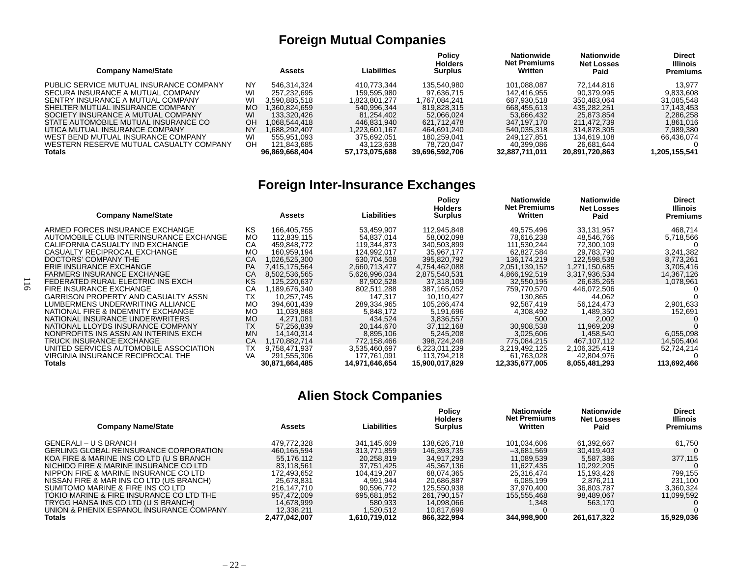## Foreign Mutual Companies

| Company Name/State | | Assets | Liabilities | Policy Holders Surplus | Nationwide Net Premiums Written | Nationwide Net Losses Paid | Direct Illinois Premiums |
|---|---|---|---|---|---|---|---|
| PUBLIC SERVICE MUTUAL INSURANCE COMPANY | NY | 546,314,324 | 410,773,344 | 135,540,980 | 101,088,087 | 72,144,816 | 13,977 |
| SECURA INSURANCE A MUTUAL COMPANY | WI | 257,232,695 | 159,595,980 | 97,636,715 | 142,416,955 | 90,379,995 | 9,833,608 |
| SENTRY INSURANCE A MUTUAL COMPANY | WI | 3,590,885,518 | 1,823,801,277 | 1,767,084,241 | 687,930,518 | 350,483,064 | 31,085,548 |
| SHELTER MUTUAL INSURANCE COMPANY | MO | 1,360,824,659 | 540,996,344 | 819,828,315 | 668,455,613 | 435,282,251 | 17,143,453 |
| SOCIETY INSURANCE A MUTUAL COMPANY | WI | 133,320,426 | 81,254,402 | 52,066,024 | 53,666,432 | 25,873,854 | 2,286,258 |
| STATE AUTOMOBILE MUTUAL INSURANCE CO | OH | 1,068,544,418 | 446,831,940 | 621,712,478 | 347,197,170 | 211,472,739 | 1,861,016 |
| UTICA MUTUAL INSURANCE COMPANY | NY | 1,688,292,407 | 1,223,601,167 | 464,691,240 | 540,035,318 | 314,878,305 | 7,989,380 |
| WEST BEND MUTUAL INSURANCE COMPANY | WI | 555,951,093 | 375,692,051 | 180,259,041 | 249,127,851 | 134,619,108 | 66,436,074 |
| WESTERN RESERVE MUTUAL CASUALTY COMPANY | OH | 121,843,685 | 43,123,638 | 78,720,047 | 40,399,086 | 26,681,644 | 0 |
| **Totals** | | **96,869,668,404** | **57,173,075,688** | **39,696,592,706** | **32,887,711,011** | **20,891,720,863** | **1,205,155,541** |

## Foreign Inter-Insurance Exchanges

| Company Name/State | | Assets | Liabilities | Policy Holders Surplus | Nationwide Net Premiums Written | Nationwide Net Losses Paid | Direct Illinois Premiums |
|---|---|---|---|---|---|---|---|
| ARMED FORCES INSURANCE EXCHANGE | KS | 166,405,755 | 53,459,907 | 112,945,848 | 49,575,496 | 33,131,957 | 468,714 |
| AUTOMOBILE CLUB INTERINSURANCE EXCHANGE | MO | 112,839,115 | 54,837,014 | 58,002,098 | 78,616,238 | 48,546,766 | 5,718,566 |
| CALIFORNIA CASUALTY IND EXCHANGE | CA | 459,848,772 | 119,344,873 | 340,503,899 | 111,530,244 | 72,300,109 | 0 |
| CASUALTY RECIPROCAL EXCHANGE | MO | 160,959,194 | 124,992,017 | 35,967,177 | 62,827,584 | 29,783,790 | 3,241,382 |
| DOCTORS' COMPANY THE | CA | 1,026,525,300 | 630,704,508 | 395,820,792 | 136,174,219 | 122,598,538 | 8,773,261 |
| ERIE INSURANCE EXCHANGE | PA | 7,415,175,564 | 2,660,713,477 | 4,754,462,088 | 2,051,139,152 | 1,271,150,685 | 3,705,416 |
| FARMERS INSURANCE EXCHANGE | CA | 8,502,536,565 | 5,626,996,034 | 2,875,540,531 | 4,866,192,519 | 3,317,936,534 | 14,367,126 |
| FEDERATED RURAL ELECTRIC INS EXCH | KS | 125,220,637 | 87,902,528 | 37,318,109 | 32,550,195 | 26,635,265 | 1,078,961 |
| FIRE INSURANCE EXCHANGE | CA | 1,189,676,340 | 802,511,288 | 387,165,052 | 759,770,570 | 446,072,506 | 0 |
| GARRISON PROPERTY AND CASUALTY ASSN | TX | 10,257,745 | 147,317 | 10,110,427 | 130,865 | 44,062 | 0 |
| LUMBERMENS UNDERWRITING ALLIANCE | MO | 394,601,439 | 289,334,965 | 105,266,474 | 92,587,419 | 56,124,473 | 2,901,633 |
| NATIONAL FIRE & INDEMNITY EXCHANGE | MO | 11,039,868 | 5,848,172 | 5,191,696 | 4,308,492 | 1,489,350 | 152,691 |
| NATIONAL INSURANCE UNDERWRITERS | MO | 4,271,081 | 434,524 | 3,836,557 | 500 | 2,002 | 0 |
| NATIONAL LLOYDS INSURANCE COMPANY | TX | 57,256,839 | 20,144,670 | 37,112,168 | 30,908,538 | 11,969,209 | 0 |
| NONPROFITS INS ASSN AN INTERINS EXCH | MN | 14,140,314 | 8,895,106 | 5,245,208 | 3,025,606 | 1,458,540 | 6,055,098 |
| TRUCK INSURANCE EXCHANGE | CA | 1,170,882,714 | 772,158,466 | 398,724,248 | 775,084,215 | 467,107,112 | 14,505,404 |
| UNITED SERVICES AUTOMOBILE ASSOCIATION | TX | 9,758,471,937 | 3,535,460,697 | 6,223,011,239 | 3,219,492,125 | 2,106,325,419 | 52,724,214 |
| VIRGINIA INSURANCE RECIPROCAL THE | VA | 291,555,306 | 177,761,091 | 113,794,218 | 61,763,028 | 42,804,976 | 0 |
| **Totals** | | **30,871,664,485** | **14,971,646,654** | **15,900,017,829** | **12,335,677,005** | **8,055,481,293** | **113,692,466** |

## Alien Stock Companies

| Company Name/State | Assets | Liabilities | Policy Holders Surplus | Nationwide Net Premiums Written | Nationwide Net Losses Paid | Direct Illinois Premiums |
|---|---|---|---|---|---|---|
| GENERALI – U S BRANCH | 479,772,328 | 341,145,609 | 138,626,718 | 101,034,606 | 61,392,667 | 61,750 |
| GERLING GLOBAL REINSURANCE CORPORATION | 460,165,594 | 313,771,859 | 146,393,735 | –3,681,569 | 30,419,403 | 0 |
| KOA FIRE & MARINE INS CO LTD (U S BRANCH | 55,176,112 | 20,258,819 | 34,917,293 | 11,089,539 | 5,587,386 | 377,115 |
| NICHIDO FIRE & MARINE INSURANCE CO LTD | 83,118,561 | 37,751,425 | 45,367,136 | 11,627,435 | 10,292,205 | 0 |
| NIPPON FIRE & MARINE INSURANCE CO LTD | 172,493,652 | 104,419,287 | 68,074,365 | 25,316,474 | 15,193,426 | 799,155 |
| NISSAN FIRE & MAR INS CO LTD (US BRANCH) | 25,678,831 | 4,991,944 | 20,686,887 | 6,085,199 | 2,876,211 | 231,100 |
| SUMITOMO MARINE & FIRE INS CO LTD | 216,147,710 | 90,596,772 | 125,550,938 | 37,970,400 | 36,803,787 | 3,360,324 |
| TOKIO MARINE & FIRE INSURANCE CO LTD THE | 957,472,009 | 695,681,852 | 261,790,157 | 155,555,468 | 98,489,067 | 11,099,592 |
| TRYGG HANSA INS CO LTD (U S BRANCH) | 14,678,999 | 580,933 | 14,098,066 | 1,348 | 563,170 | 0 |
| UNION & PHENIX ESPANOL INSURANCE COMPANY | 12,338,211 | 1,520,512 | 10,817,699 | 0 | 0 | 0 |
| **Totals** | **2,477,042,007** | **1,610,719,012** | **866,322,994** | **344,998,900** | **261,617,322** | **15,929,036** |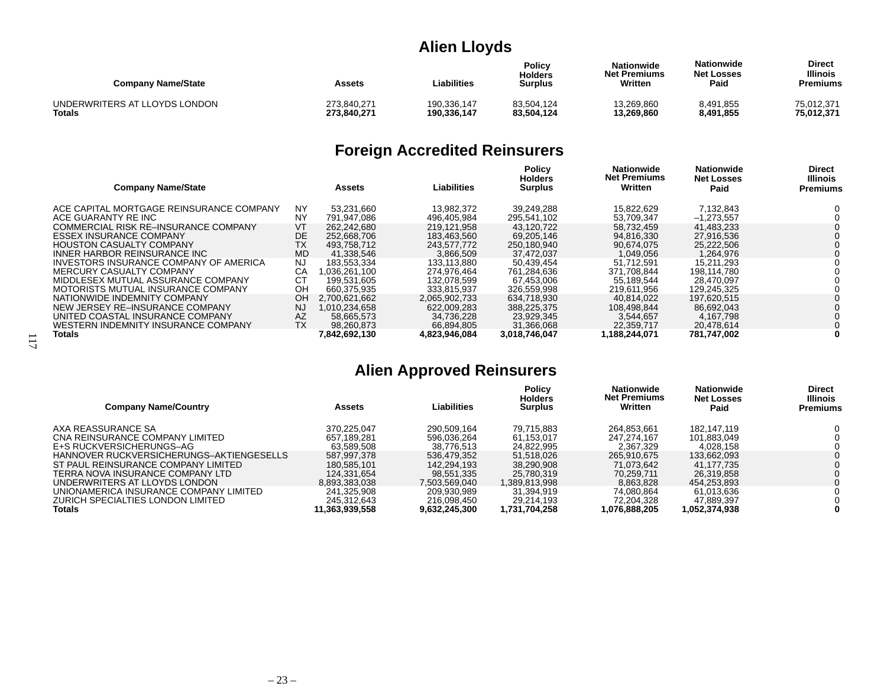## Alien Lloyds

| Company Name/State | Assets | Liabilities | Policy Holders Surplus | Nationwide Net Premiums Written | Nationwide Net Losses Paid | Direct Illinois Premiums |
|---|---|---|---|---|---|---|
| UNDERWRITERS AT LLOYDS LONDON | 273,840,271 | 190,336,147 | 83,504,124 | 13,269,860 | 8,491,855 | 75,012,371 |
| **Totals** | **273,840,271** | **190,336,147** | **83,504,124** | **13,269,860** | **8,491,855** | **75,012,371** |

## Foreign Accredited Reinsurers

| Company Name/State | | Assets | Liabilities | Policy Holders Surplus | Nationwide Net Premiums Written | Nationwide Net Losses Paid | Direct Illinois Premiums |
|---|---|---|---|---|---|---|---|
| ACE CAPITAL MORTGAGE REINSURANCE COMPANY | NY | 53,231,660 | 13,982,372 | 39,249,288 | 15,822,629 | 7,132,843 | 0 |
| ACE GUARANTY RE INC | NY | 791,947,086 | 496,405,984 | 295,541,102 | 53,709,347 | –1,273,557 | 0 |
| COMMERCIAL RISK RE–INSURANCE COMPANY | VT | 262,242,680 | 219,121,958 | 43,120,722 | 58,732,459 | 41,483,233 | 0 |
| ESSEX INSURANCE COMPANY | DE | 252,668,706 | 183,463,560 | 69,205,146 | 94,816,330 | 27,916,536 | 0 |
| HOUSTON CASUALTY COMPANY | TX | 493,758,712 | 243,577,772 | 250,180,940 | 90,674,075 | 25,222,506 | 0 |
| INNER HARBOR REINSURANCE INC | MD | 41,338,546 | 3,866,509 | 37,472,037 | 1,049,056 | 1,264,976 | 0 |
| INVESTORS INSURANCE COMPANY OF AMERICA | NJ | 183,553,334 | 133,113,880 | 50,439,454 | 51,712,591 | 15,211,293 | 0 |
| MERCURY CASUALTY COMPANY | CA | 1,036,261,100 | 274,976,464 | 761,284,636 | 371,708,844 | 198,114,780 | 0 |
| MIDDLESEX MUTUAL ASSURANCE COMPANY | CT | 199,531,605 | 132,078,599 | 67,453,006 | 55,189,544 | 28,470,097 | 0 |
| MOTORISTS MUTUAL INSURANCE COMPANY | OH | 660,375,935 | 333,815,937 | 326,559,998 | 219,611,956 | 129,245,325 | 0 |
| NATIONWIDE INDEMNITY COMPANY | OH | 2,700,621,662 | 2,065,902,733 | 634,718,930 | 40,814,022 | 197,620,515 | 0 |
| NEW JERSEY RE–INSURANCE COMPANY | NJ | 1,010,234,658 | 622,009,283 | 388,225,375 | 108,498,844 | 86,692,043 | 0 |
| UNITED COASTAL INSURANCE COMPANY | AZ | 58,665,573 | 34,736,228 | 23,929,345 | 3,544,657 | 4,167,798 | 0 |
| WESTERN INDEMNITY INSURANCE COMPANY | TX | 98,260,873 | 66,894,805 | 31,366,068 | 22,359,717 | 20,478,614 | 0 |
| **Totals** | | **7,842,692,130** | **4,823,946,084** | **3,018,746,047** | **1,188,244,071** | **781,747,002** | **0** |

## Alien Approved Reinsurers

| Company Name/Country | Assets | Liabilities | Policy Holders Surplus | Nationwide Net Premiums Written | Nationwide Net Losses Paid | Direct Illinois Premiums |
|---|---|---|---|---|---|---|
| AXA REASSURANCE SA | 370,225,047 | 290,509,164 | 79,715,883 | 264,853,661 | 182,147,119 | 0 |
| CNA REINSURANCE COMPANY LIMITED | 657,189,281 | 596,036,264 | 61,153,017 | 247,274,167 | 101,883,049 | 0 |
| E+S RUCKVERSICHERUNGS–AG | 63,589,508 | 38,776,513 | 24,822,995 | 2,367,329 | 4,028,158 | 0 |
| HANNOVER RUCKVERSICHERUNGS–AKTIENGESELLS | 587,997,378 | 536,479,352 | 51,518,026 | 265,910,675 | 133,662,093 | 0 |
| ST PAUL REINSURANCE COMPANY LIMITED | 180,585,101 | 142,294,193 | 38,290,908 | 71,073,642 | 41,177,735 | 0 |
| TERRA NOVA INSURANCE COMPANY LTD | 124,331,654 | 98,551,335 | 25,780,319 | 70,259,711 | 26,319,858 | 0 |
| UNDERWRITERS AT LLOYDS LONDON | 8,893,383,038 | 7,503,569,040 | 1,389,813,998 | 8,863,828 | 454,253,893 | 0 |
| UNIONAMERICA INSURANCE COMPANY LIMITED | 241,325,908 | 209,930,989 | 31,394,919 | 74,080,864 | 61,013,636 | 0 |
| ZURICH SPECIALTIES LONDON LIMITED | 245,312,643 | 216,098,450 | 29,214,193 | 72,204,328 | 47,889,397 | 0 |
| **Totals** | **11,363,939,558** | **9,632,245,300** | **1,731,704,258** | **1,076,888,205** | **1,052,374,938** | **0** |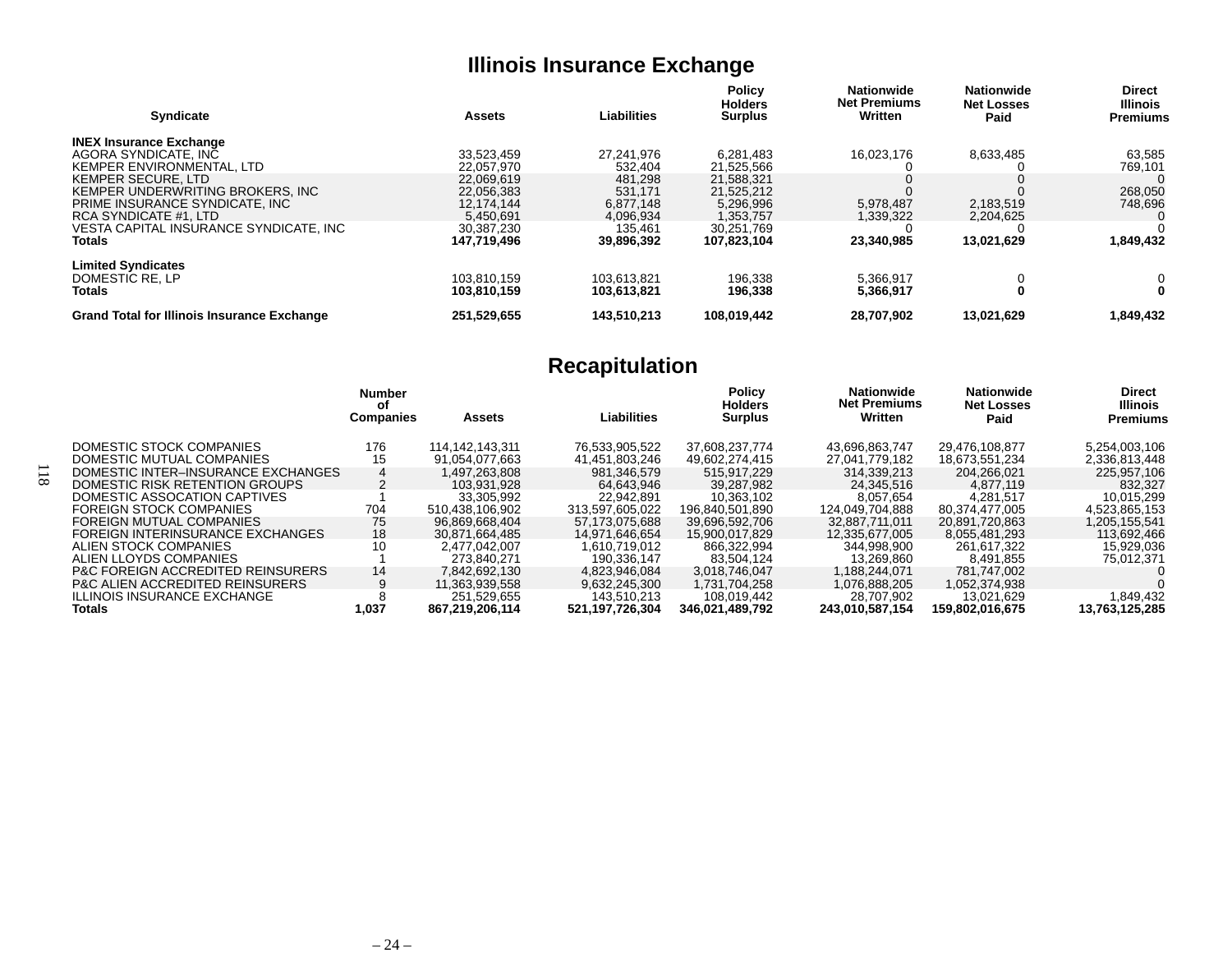## Illinois Insurance Exchange

| Syndicate | Assets | Liabilities | Policy Holders Surplus | Nationwide Net Premiums Written | Nationwide Net Losses Paid | Direct Illinois Premiums |
|---|---|---|---|---|---|---|
| **INEX Insurance Exchange** | | | | | | |
| AGORA SYNDICATE, INC | 33,523,459 | 27,241,976 | 6,281,483 | 16,023,176 | 8,633,485 | 63,585 |
| KEMPER ENVIRONMENTAL, LTD | 22,057,970 | 532,404 | 21,525,566 | 0 | 0 | 769,101 |
| KEMPER SECURE, LTD | 22,069,619 | 481,298 | 21,588,321 | 0 | 0 | 0 |
| KEMPER UNDERWRITING BROKERS, INC | 22,056,383 | 531,171 | 21,525,212 | 0 | 0 | 268,050 |
| PRIME INSURANCE SYNDICATE, INC | 12,174,144 | 6,877,148 | 5,296,996 | 5,978,487 | 2,183,519 | 748,696 |
| RCA SYNDICATE #1, LTD | 5,450,691 | 4,096,934 | 1,353,757 | 1,339,322 | 2,204,625 | 0 |
| VESTA CAPITAL INSURANCE SYNDICATE, INC | 30,387,230 | 135,461 | 30,251,769 | 0 | 0 | 0 |
| **Totals** | **147,719,496** | **39,896,392** | **107,823,104** | **23,340,985** | **13,021,629** | **1,849,432** |
| **Limited Syndicates** | | | | | | |
| DOMESTIC RE, LP | 103,810,159 | 103,613,821 | 196,338 | 5,366,917 | 0 | 0 |
| **Totals** | **103,810,159** | **103,613,821** | **196,338** | **5,366,917** | **0** | **0** |
| **Grand Total for Illinois Insurance Exchange** | **251,529,655** | **143,510,213** | **108,019,442** | **28,707,902** | **13,021,629** | **1,849,432** |

## Recapitulation

| | Number of Companies | Assets | Liabilities | Policy Holders Surplus | Nationwide Net Premiums Written | Nationwide Net Losses Paid | Direct Illinois Premiums |
|---|---|---|---|---|---|---|---|
| DOMESTIC STOCK COMPANIES | 176 | 114,142,143,311 | 76,533,905,522 | 37,608,237,774 | 43,696,863,747 | 29,476,108,877 | 5,254,003,106 |
| DOMESTIC MUTUAL COMPANIES | 15 | 91,054,077,663 | 41,451,803,246 | 49,602,274,415 | 27,041,779,182 | 18,673,551,234 | 2,336,813,448 |
| DOMESTIC INTER–INSURANCE EXCHANGES | 4 | 1,497,263,808 | 981,346,579 | 515,917,229 | 314,339,213 | 204,266,021 | 225,957,106 |
| DOMESTIC RISK RETENTION GROUPS | 2 | 103,931,928 | 64,643,946 | 39,287,982 | 24,345,516 | 4,877,119 | 832,327 |
| DOMESTIC ASSOCATION CAPTIVES | 1 | 33,305,992 | 22,942,891 | 10,363,102 | 8,057,654 | 4,281,517 | 10,015,299 |
| FOREIGN STOCK COMPANIES | 704 | 510,438,106,902 | 313,597,605,022 | 196,840,501,890 | 124,049,704,888 | 80,374,477,005 | 4,523,865,153 |
| FOREIGN MUTUAL COMPANIES | 75 | 96,869,668,404 | 57,173,075,688 | 39,696,592,706 | 32,887,711,011 | 20,891,720,863 | 1,205,155,541 |
| FOREIGN INTERINSURANCE EXCHANGES | 18 | 30,871,664,485 | 14,971,646,654 | 15,900,017,829 | 12,335,677,005 | 8,055,481,293 | 113,692,466 |
| ALIEN STOCK COMPANIES | 10 | 2,477,042,007 | 1,610,719,012 | 866,322,994 | 344,998,900 | 261,617,322 | 15,929,036 |
| ALIEN LLOYDS COMPANIES | 1 | 273,840,271 | 190,336,147 | 83,504,124 | 13,269,860 | 8,491,855 | 75,012,371 |
| P&C FOREIGN ACCREDITED REINSURERS | 14 | 7,842,692,130 | 4,823,946,084 | 3,018,746,047 | 1,188,244,071 | 781,747,002 | 0 |
| P&C ALIEN ACCREDITED REINSURERS | 9 | 11,363,939,558 | 9,632,245,300 | 1,731,704,258 | 1,076,888,205 | 1,052,374,938 | 0 |
| ILLINOIS INSURANCE EXCHANGE | 8 | 251,529,655 | 143,510,213 | 108,019,442 | 28,707,902 | 13,021,629 | 1,849,432 |
| **Totals** | **1,037** | **867,219,206,114** | **521,197,726,304** | **346,021,489,792** | **243,010,587,154** | **159,802,016,675** | **13,763,125,285** |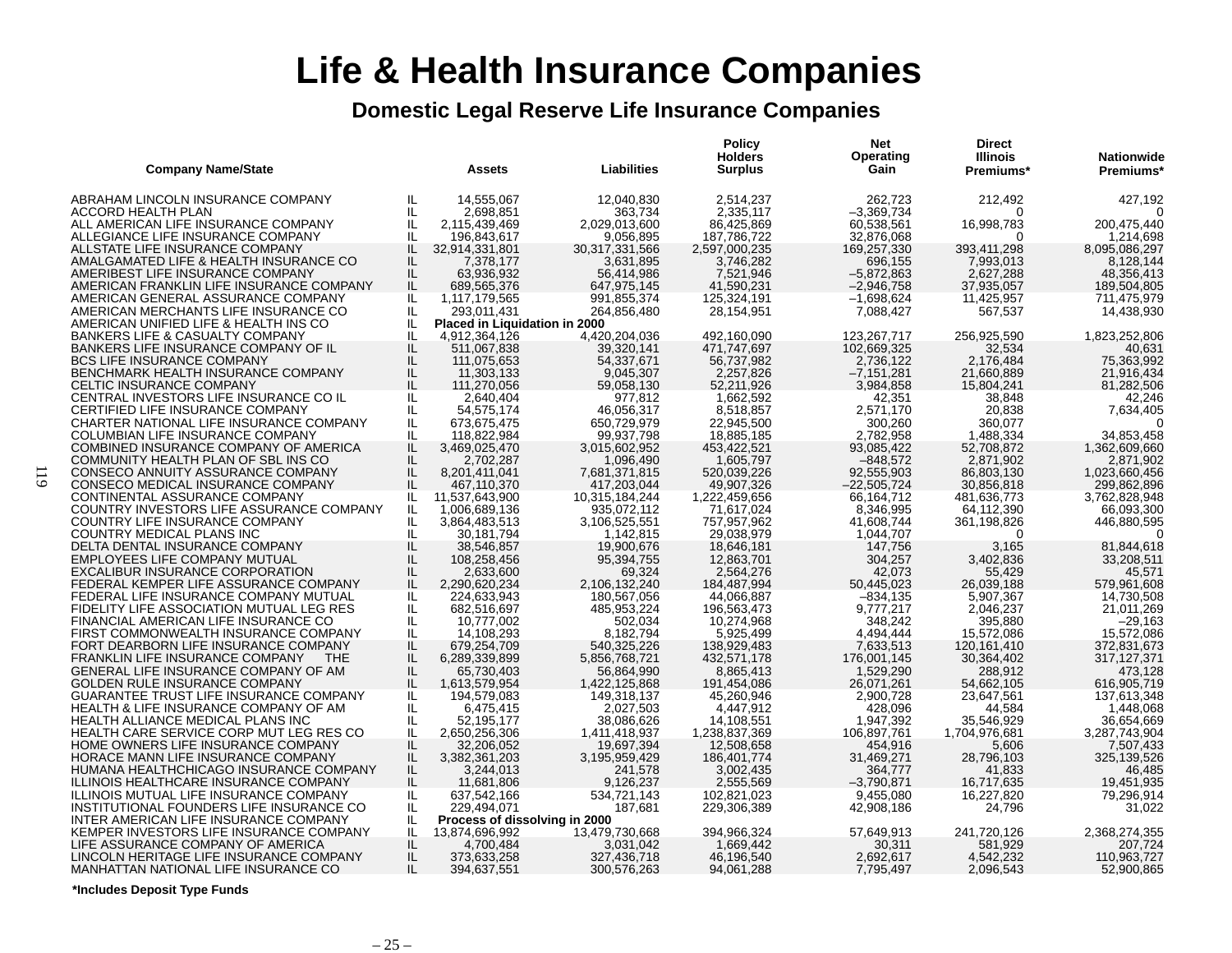# Life & Health Insurance Companies

## Domestic Legal Reserve Life Insurance Companies

| Company Name/State | | Assets | Liabilities | Policy Holders Surplus | Net Operating Gain | Direct Illinois Premiums* | Nationwide Premiums* |
|---|---|---|---|---|---|---|---|
| ABRAHAM LINCOLN INSURANCE COMPANY | IL | 14,555,067 | 12,040,830 | 2,514,237 | 262,723 | 212,492 | 427,192 |
| ACCORD HEALTH PLAN | IL | 2,698,851 | 363,734 | 2,335,117 | –3,369,734 | 0 | 0 |
| ALL AMERICAN LIFE INSURANCE COMPANY | IL | 2,115,439,469 | 2,029,013,600 | 86,425,869 | 60,538,561 | 16,998,783 | 200,475,440 |
| ALLEGIANCE LIFE INSURANCE COMPANY | IL | 196,843,617 | 9,056,895 | 187,786,722 | 32,876,068 | 0 | 1,214,698 |
| ALLSTATE LIFE INSURANCE COMPANY | IL | 32,914,331,801 | 30,317,331,566 | 2,597,000,235 | 169,257,330 | 393,411,298 | 8,095,086,297 |
| AMALGAMATED LIFE & HEALTH INSURANCE CO | IL | 7,378,177 | 3,631,895 | 3,746,282 | 696,155 | 7,993,013 | 8,128,144 |
| AMERIBEST LIFE INSURANCE COMPANY | IL | 63,936,932 | 56,414,986 | 7,521,946 | –5,872,863 | 2,627,288 | 48,356,413 |
| AMERICAN FRANKLIN LIFE INSURANCE COMPANY | IL | 689,565,376 | 647,975,145 | 41,590,231 | –2,946,758 | 37,935,057 | 189,504,805 |
| AMERICAN GENERAL ASSURANCE COMPANY | IL | 1,117,179,565 | 991,855,374 | 125,324,191 | –1,698,624 | 11,425,957 | 711,475,979 |
| AMERICAN MERCHANTS LIFE INSURANCE CO | IL | 293,011,431 | 264,856,480 | 28,154,951 | 7,088,427 | 567,537 | 14,438,930 |
| AMERICAN UNIFIED LIFE & HEALTH INS CO | IL | **Placed in Liquidation in 2000** | | | | | |
| BANKERS LIFE & CASUALTY COMPANY | IL | 4,912,364,126 | 4,420,204,036 | 492,160,090 | 123,267,717 | 256,925,590 | 1,823,252,806 |
| BANKERS LIFE INSURANCE COMPANY OF IL | IL | 511,067,838 | 39,320,141 | 471,747,697 | 102,669,325 | 32,534 | 40,631 |
| BCS LIFE INSURANCE COMPANY | IL | 111,075,653 | 54,337,671 | 56,737,982 | 2,736,122 | 2,176,484 | 75,363,992 |
| BENCHMARK HEALTH INSURANCE COMPANY | IL | 11,303,133 | 9,045,307 | 2,257,826 | –7,151,281 | 21,660,889 | 21,916,434 |
| CELTIC INSURANCE COMPANY | IL | 111,270,056 | 59,058,130 | 52,211,926 | 3,984,858 | 15,804,241 | 81,282,506 |
| CENTRAL INVESTORS LIFE INSURANCE CO IL | IL | 2,640,404 | 977,812 | 1,662,592 | 42,351 | 38,848 | 42,246 |
| CERTIFIED LIFE INSURANCE COMPANY | IL | 54,575,174 | 46,056,317 | 8,518,857 | 2,571,170 | 20,838 | 7,634,405 |
| CHARTER NATIONAL LIFE INSURANCE COMPANY | IL | 673,675,475 | 650,729,979 | 22,945,500 | 300,260 | 360,077 | 0 |
| COLUMBIAN LIFE INSURANCE COMPANY | IL | 118,822,984 | 99,937,798 | 18,885,185 | 2,782,958 | 1,488,334 | 34,853,458 |
| COMBINED INSURANCE COMPANY OF AMERICA | IL | 3,469,025,470 | 3,015,602,952 | 453,422,521 | 93,085,422 | 52,708,872 | 1,362,609,660 |
| COMMUNITY HEALTH PLAN OF SBL INS CO | IL | 2,702,287 | 1,096,490 | 1,605,797 | –848,572 | 2,871,902 | 2,871,902 |
| CONSECO ANNUITY ASSURANCE COMPANY | IL | 8,201,411,041 | 7,681,371,815 | 520,039,226 | 92,555,903 | 86,803,130 | 1,023,660,456 |
| CONSECO MEDICAL INSURANCE COMPANY | IL | 467,110,370 | 417,203,044 | 49,907,326 | –22,505,724 | 30,856,818 | 299,862,896 |
| CONTINENTAL ASSURANCE COMPANY | IL | 11,537,643,900 | 10,315,184,244 | 1,222,459,656 | 66,164,712 | 481,636,773 | 3,762,828,948 |
| COUNTRY INVESTORS LIFE ASSURANCE COMPANY | IL | 1,006,689,136 | 935,072,112 | 71,617,024 | 8,346,995 | 64,112,390 | 66,093,300 |
| COUNTRY LIFE INSURANCE COMPANY | IL | 3,864,483,513 | 3,106,525,551 | 757,957,962 | 41,608,744 | 361,198,826 | 446,880,595 |
| COUNTRY MEDICAL PLANS INC | IL | 30,181,794 | 1,142,815 | 29,038,979 | 1,044,707 | 0 | 0 |
| DELTA DENTAL INSURANCE COMPANY | IL | 38,546,857 | 19,900,676 | 18,646,181 | 147,756 | 3,165 | 81,844,618 |
| EMPLOYEES LIFE COMPANY MUTUAL | IL | 108,258,456 | 95,394,755 | 12,863,701 | 304,257 | 3,402,836 | 33,208,511 |
| EXCALIBUR INSURANCE CORPORATION | IL | 2,633,600 | 69,324 | 2,564,276 | 42,073 | 55,429 | 45,571 |
| FEDERAL KEMPER LIFE ASSURANCE COMPANY | IL | 2,290,620,234 | 2,106,132,240 | 184,487,994 | 50,445,023 | 26,039,188 | 579,961,608 |
| FEDERAL LIFE INSURANCE COMPANY MUTUAL | IL | 224,633,943 | 180,567,056 | 44,066,887 | –834,135 | 5,907,367 | 14,730,508 |
| FIDELITY LIFE ASSOCIATION MUTUAL LEG RES | IL | 682,516,697 | 485,953,224 | 196,563,473 | 9,777,217 | 2,046,237 | 21,011,269 |
| FINANCIAL AMERICAN LIFE INSURANCE CO | IL | 10,777,002 | 502,034 | 10,274,968 | 348,242 | 395,880 | –29,163 |
| FIRST COMMONWEALTH INSURANCE COMPANY | IL | 14,108,293 | 8,182,794 | 5,925,499 | 4,494,444 | 15,572,086 | 15,572,086 |
| FORT DEARBORN LIFE INSURANCE COMPANY | IL | 679,254,709 | 540,325,226 | 138,929,483 | 7,633,513 | 120,161,410 | 372,831,673 |
| FRANKLIN LIFE INSURANCE COMPANY THE | IL | 6,289,339,899 | 5,856,768,721 | 432,571,178 | 176,001,145 | 30,364,402 | 317,127,371 |
| GENERAL LIFE INSURANCE COMPANY OF AM | IL | 65,730,403 | 56,864,990 | 8,865,413 | 1,529,290 | 288,912 | 473,128 |
| GOLDEN RULE INSURANCE COMPANY | IL | 1,613,579,954 | 1,422,125,868 | 191,454,086 | 26,071,261 | 54,662,105 | 616,905,719 |
| GUARANTEE TRUST LIFE INSURANCE COMPANY | IL | 194,579,083 | 149,318,137 | 45,260,946 | 2,900,728 | 23,647,561 | 137,613,348 |
| HEALTH & LIFE INSURANCE COMPANY OF AM | IL | 6,475,415 | 2,027,503 | 4,447,912 | 428,096 | 44,584 | 1,448,068 |
| HEALTH ALLIANCE MEDICAL PLANS INC | IL | 52,195,177 | 38,086,626 | 14,108,551 | 1,947,392 | 35,546,929 | 36,654,669 |
| HEALTH CARE SERVICE CORP MUT LEG RES CO | IL | 2,650,256,306 | 1,411,418,937 | 1,238,837,369 | 106,897,761 | 1,704,976,681 | 3,287,743,904 |
| HOME OWNERS LIFE INSURANCE COMPANY | IL | 32,206,052 | 19,697,394 | 12,508,658 | 454,916 | 5,606 | 7,507,433 |
| HORACE MANN LIFE INSURANCE COMPANY | IL | 3,382,361,203 | 3,195,959,429 | 186,401,774 | 31,469,271 | 28,796,103 | 325,139,526 |
| HUMANA HEALTHCHICAGO INSURANCE COMPANY | IL | 3,244,013 | 241,578 | 3,002,435 | 364,777 | 41,833 | 46,485 |
| ILLINOIS HEALTHCARE INSURANCE COMPANY | IL | 11,681,806 | 9,126,237 | 2,555,569 | –3,790,871 | 16,717,635 | 19,451,935 |
| ILLINOIS MUTUAL LIFE INSURANCE COMPANY | IL | 637,542,166 | 534,721,143 | 102,821,023 | 9,455,080 | 16,227,820 | 79,296,914 |
| INSTITUTIONAL FOUNDERS LIFE INSURANCE CO | IL | 229,494,071 | 187,681 | 229,306,389 | 42,908,186 | 24,796 | 31,022 |
| INTER AMERICAN LIFE INSURANCE COMPANY | IL | **Process of dissolving in 2000** | | | | | |
| KEMPER INVESTORS LIFE INSURANCE COMPANY | IL | 13,874,696,992 | 13,479,730,668 | 394,966,324 | 57,649,913 | 241,720,126 | 2,368,274,355 |
| LIFE ASSURANCE COMPANY OF AMERICA | IL | 4,700,484 | 3,031,042 | 1,669,442 | 30,311 | 581,929 | 207,724 |
| LINCOLN HERITAGE LIFE INSURANCE COMPANY | IL | 373,633,258 | 327,436,718 | 46,196,540 | 2,692,617 | 4,542,232 | 110,963,727 |
| MANHATTAN NATIONAL LIFE INSURANCE CO | IL | 394,637,551 | 300,576,263 | 94,061,288 | 7,795,497 | 2,096,543 | 52,900,865 |

**\*Includes Deposit Type Funds**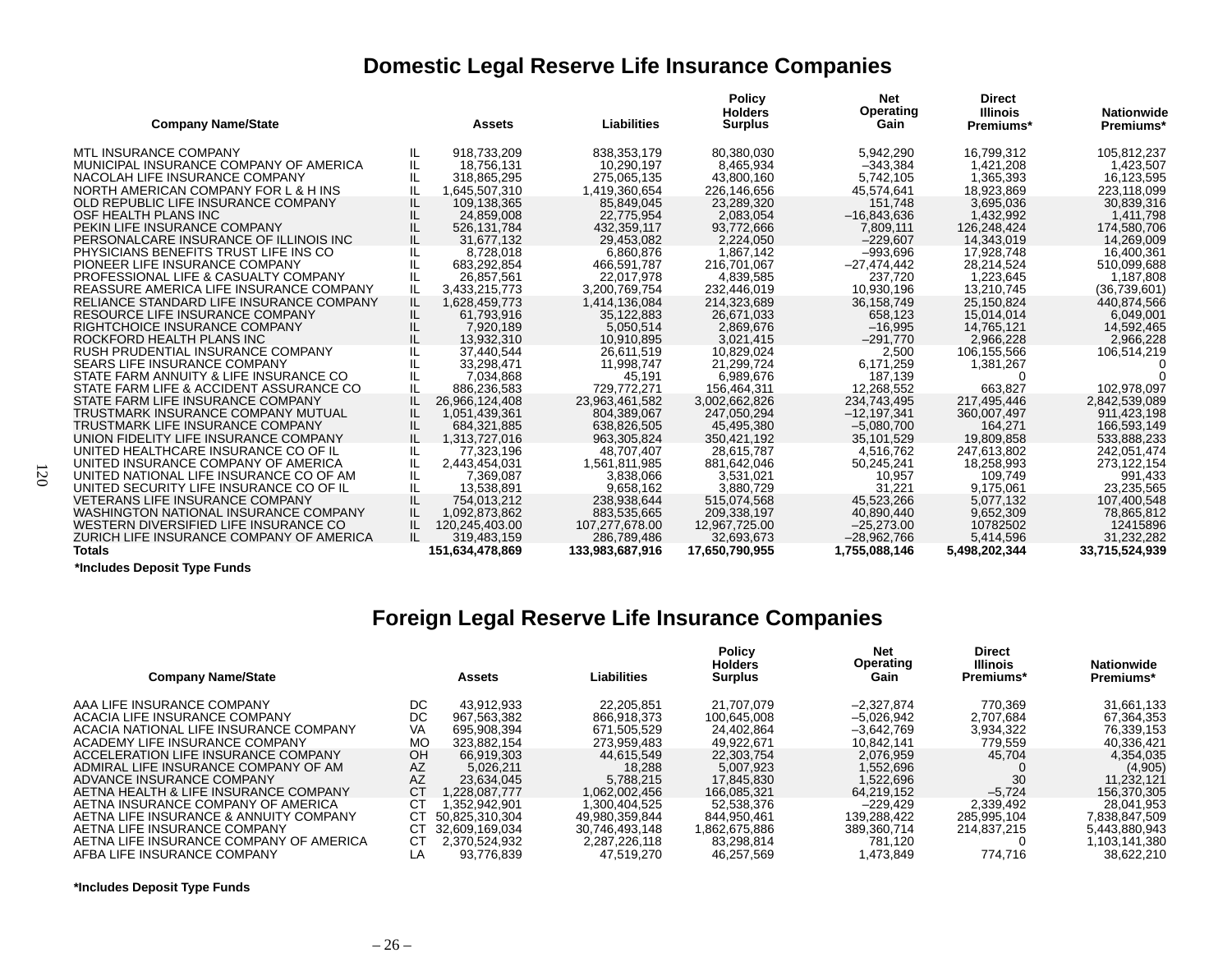# Domestic Legal Reserve Life Insurance Companies

| Company Name/State | | Assets | Liabilities | Policy Holders Surplus | Net Operating Gain | Direct Illinois Premiums* | Nationwide Premiums* |
|---|---|---|---|---|---|---|---|
| MTL INSURANCE COMPANY | IL | 918,733,209 | 838,353,179 | 80,380,030 | 5,942,290 | 16,799,312 | 105,812,237 |
| MUNICIPAL INSURANCE COMPANY OF AMERICA | IL | 18,756,131 | 10,290,197 | 8,465,934 | –343,384 | 1,421,208 | 1,423,507 |
| NACOLAH LIFE INSURANCE COMPANY | IL | 318,865,295 | 275,065,135 | 43,800,160 | 5,742,105 | 1,365,393 | 16,123,595 |
| NORTH AMERICAN COMPANY FOR L & H INS | IL | 1,645,507,310 | 1,419,360,654 | 226,146,656 | 45,574,641 | 18,923,869 | 223,118,099 |
| OLD REPUBLIC LIFE INSURANCE COMPANY | IL | 109,138,365 | 85,849,045 | 23,289,320 | 151,748 | 3,695,036 | 30,839,316 |
| OSF HEALTH PLANS INC | IL | 24,859,008 | 22,775,954 | 2,083,054 | –16,843,636 | 1,432,992 | 1,411,798 |
| PEKIN LIFE INSURANCE COMPANY | IL | 526,131,784 | 432,359,117 | 93,772,666 | 7,809,111 | 126,248,424 | 174,580,706 |
| PERSONALCARE INSURANCE OF ILLINOIS INC | IL | 31,677,132 | 29,453,082 | 2,224,050 | –229,607 | 14,343,019 | 14,269,009 |
| PHYSICIANS BENEFITS TRUST LIFE INS CO | IL | 8,728,018 | 6,860,876 | 1,867,142 | –993,696 | 17,928,748 | 16,400,361 |
| PIONEER LIFE INSURANCE COMPANY | IL | 683,292,854 | 466,591,787 | 216,701,067 | –27,474,442 | 28,214,524 | 510,099,688 |
| PROFESSIONAL LIFE & CASUALTY COMPANY | IL | 26,857,561 | 22,017,978 | 4,839,585 | 237,720 | 1,223,645 | 1,187,808 |
| REASSURE AMERICA LIFE INSURANCE COMPANY | IL | 3,433,215,773 | 3,200,769,754 | 232,446,019 | 10,930,196 | 13,210,745 | (36,739,601) |
| RELIANCE STANDARD LIFE INSURANCE COMPANY | IL | 1,628,459,773 | 1,414,136,084 | 214,323,689 | 36,158,749 | 25,150,824 | 440,874,566 |
| RESOURCE LIFE INSURANCE COMPANY | IL | 61,793,916 | 35,122,883 | 26,671,033 | 658,123 | 15,014,014 | 6,049,001 |
| RIGHTCHOICE INSURANCE COMPANY | IL | 7,920,189 | 5,050,514 | 2,869,676 | –16,995 | 14,765,121 | 14,592,465 |
| ROCKFORD HEALTH PLANS INC | IL | 13,932,310 | 10,910,895 | 3,021,415 | –291,770 | 2,966,228 | 2,966,228 |
| RUSH PRUDENTIAL INSURANCE COMPANY | IL | 37,440,544 | 26,611,519 | 10,829,024 | 2,500 | 106,155,566 | 106,514,219 |
| SEARS LIFE INSURANCE COMPANY | IL | 33,298,471 | 11,998,747 | 21,299,724 | 6,171,259 | 1,381,267 | 0 |
| STATE FARM ANNUITY & LIFE INSURANCE CO | IL | 7,034,868 | 45,191 | 6,989,676 | 187,139 | 0 | 0 |
| STATE FARM LIFE & ACCIDENT ASSURANCE CO | IL | 886,236,583 | 729,772,271 | 156,464,311 | 12,268,552 | 663,827 | 102,978,097 |
| STATE FARM LIFE INSURANCE COMPANY | IL | 26,966,124,408 | 23,963,461,582 | 3,002,662,826 | 234,743,495 | 217,495,446 | 2,842,539,089 |
| TRUSTMARK INSURANCE COMPANY MUTUAL | IL | 1,051,439,361 | 804,389,067 | 247,050,294 | –12,197,341 | 360,007,497 | 911,423,198 |
| TRUSTMARK LIFE INSURANCE COMPANY | IL | 684,321,885 | 638,826,505 | 45,495,380 | –5,080,700 | 164,271 | 166,593,149 |
| UNION FIDELITY LIFE INSURANCE COMPANY | IL | 1,313,727,016 | 963,305,824 | 350,421,192 | 35,101,529 | 19,809,858 | 533,888,233 |
| UNITED HEALTHCARE INSURANCE CO OF IL | IL | 77,323,196 | 48,707,407 | 28,615,787 | 4,516,762 | 247,613,802 | 242,051,474 |
| UNITED INSURANCE COMPANY OF AMERICA | IL | 2,443,454,031 | 1,561,811,985 | 881,642,046 | 50,245,241 | 18,258,993 | 273,122,154 |
| UNITED NATIONAL LIFE INSURANCE CO OF AM | IL | 7,369,087 | 3,838,066 | 3,531,021 | 10,957 | 109,749 | 991,433 |
| UNITED SECURITY LIFE INSURANCE CO OF IL | IL | 13,538,891 | 9,658,162 | 3,880,729 | 31,221 | 9,175,061 | 23,235,565 |
| VETERANS LIFE INSURANCE COMPANY | IL | 754,013,212 | 238,938,644 | 515,074,568 | 45,523,266 | 5,077,132 | 107,400,548 |
| WASHINGTON NATIONAL INSURANCE COMPANY | IL | 1,092,873,862 | 883,535,665 | 209,338,197 | 40,890,440 | 9,652,309 | 78,865,812 |
| WESTERN DIVERSIFIED LIFE INSURANCE CO | IL | 120,245,403.00 | 107,277,678.00 | 12,967,725.00 | –25,273.00 | 10782502 | 12415896 |
| ZURICH LIFE INSURANCE COMPANY OF AMERICA | IL | 319,483,159 | 286,789,486 | 32,693,673 | –28,962,766 | 5,414,596 | 31,232,282 |
| **Totals** | | **151,634,478,869** | **133,983,687,916** | **17,650,790,955** | **1,755,088,146** | **5,498,202,344** | **33,715,524,939** |

**\*Includes Deposit Type Funds**

# Foreign Legal Reserve Life Insurance Companies

| Company Name/State | | Assets | Liabilities | Policy Holders Surplus | Net Operating Gain | Direct Illinois Premiums* | Nationwide Premiums* |
|---|---|---|---|---|---|---|---|
| AAA LIFE INSURANCE COMPANY | DC | 43,912,933 | 22,205,851 | 21,707,079 | –2,327,874 | 770,369 | 31,661,133 |
| ACACIA LIFE INSURANCE COMPANY | DC | 967,563,382 | 866,918,373 | 100,645,008 | –5,026,942 | 2,707,684 | 67,364,353 |
| ACACIA NATIONAL LIFE INSURANCE COMPANY | VA | 695,908,394 | 671,505,529 | 24,402,864 | –3,642,769 | 3,934,322 | 76,339,153 |
| ACADEMY LIFE INSURANCE COMPANY | MO | 323,882,154 | 273,959,483 | 49,922,671 | 10,842,141 | 779,559 | 40,336,421 |
| ACCELERATION LIFE INSURANCE COMPANY | OH | 66,919,303 | 44,615,549 | 22,303,754 | 2,076,959 | 45,704 | 4,354,035 |
| ADMIRAL LIFE INSURANCE COMPANY OF AM | AZ | 5,026,211 | 18,288 | 5,007,923 | 1,552,696 | 0 | (4,905) |
| ADVANCE INSURANCE COMPANY | AZ | 23,634,045 | 5,788,215 | 17,845,830 | 1,522,696 | 30 | 11,232,121 |
| AETNA HEALTH & LIFE INSURANCE COMPANY | CT | 1,228,087,777 | 1,062,002,456 | 166,085,321 | 64,219,152 | –5,724 | 156,370,305 |
| AETNA INSURANCE COMPANY OF AMERICA | CT | 1,352,942,901 | 1,300,404,525 | 52,538,376 | –229,429 | 2,339,492 | 28,041,953 |
| AETNA LIFE INSURANCE & ANNUITY COMPANY | CT | 50,825,310,304 | 49,980,359,844 | 844,950,461 | 139,288,422 | 285,995,104 | 7,838,847,509 |
| AETNA LIFE INSURANCE COMPANY | CT | 32,609,169,034 | 30,746,493,148 | 1,862,675,886 | 389,360,714 | 214,837,215 | 5,443,880,943 |
| AETNA LIFE INSURANCE COMPANY OF AMERICA | CT | 2,370,524,932 | 2,287,226,118 | 83,298,814 | 781,120 | 0 | 1,103,141,380 |
| AFBA LIFE INSURANCE COMPANY | LA | 93,776,839 | 47,519,270 | 46,257,569 | 1,473,849 | 774,716 | 38,622,210 |

**\*Includes Deposit Type Funds**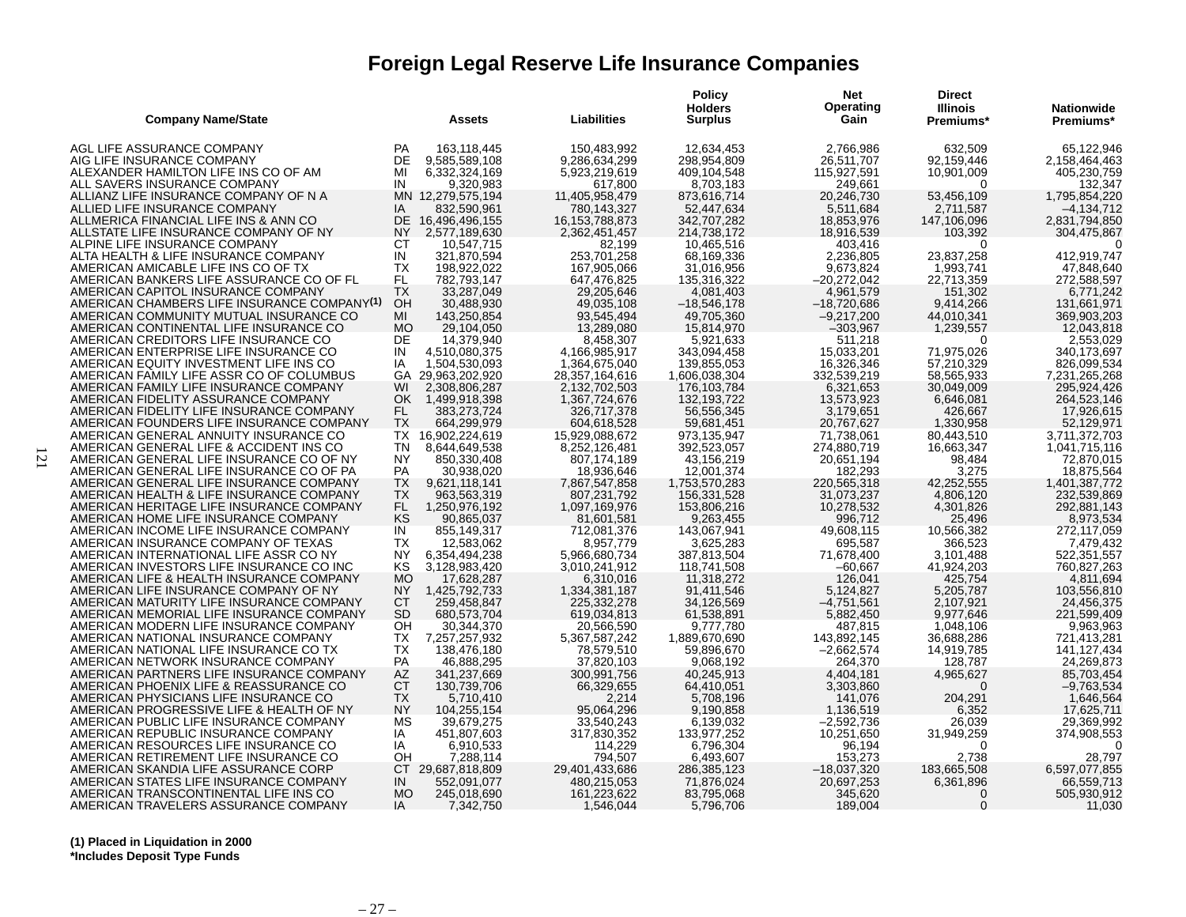# Foreign Legal Reserve Life Insurance Companies

| Company Name/State | | Assets | Liabilities | Policy Holders Surplus | Net Operating Gain | Direct Illinois Premiums* | Nationwide Premiums* |
|---|---|---|---|---|---|---|---|
| AGL LIFE ASSURANCE COMPANY | PA | 163,118,445 | 150,483,992 | 12,634,453 | 2,766,986 | 632,509 | 65,122,946 |
| AIG LIFE INSURANCE COMPANY | DE | 9,585,589,108 | 9,286,634,299 | 298,954,809 | 26,511,707 | 92,159,446 | 2,158,464,463 |
| ALEXANDER HAMILTON LIFE INS CO OF AM | MI | 6,332,324,169 | 5,923,219,619 | 409,104,548 | 115,927,591 | 10,901,009 | 405,230,759 |
| ALL SAVERS INSURANCE COMPANY | IN | 9,320,983 | 617,800 | 8,703,183 | 249,661 | 0 | 132,347 |
| ALLIANZ LIFE INSURANCE COMPANY OF N A | MN | 12,279,575,194 | 11,405,958,479 | 873,616,714 | 20,246,730 | 53,456,109 | 1,795,854,220 |
| ALLIED LIFE INSURANCE COMPANY | IA | 832,590,961 | 780,143,327 | 52,447,634 | 5,511,684 | 2,711,587 | –4,134,712 |
| ALLMERICA FINANCIAL LIFE INS & ANN CO | DE | 16,496,496,155 | 16,153,788,873 | 342,707,282 | 18,853,976 | 147,106,096 | 2,831,794,850 |
| ALLSTATE LIFE INSURANCE COMPANY OF NY | NY | 2,577,189,630 | 2,362,451,457 | 214,738,172 | 18,916,539 | 103,392 | 304,475,867 |
| ALPINE LIFE INSURANCE COMPANY | CT | 10,547,715 | 82,199 | 10,465,516 | 403,416 | 0 | 0 |
| ALTA HEALTH & LIFE INSURANCE COMPANY | IN | 321,870,594 | 253,701,258 | 68,169,336 | 2,236,805 | 23,837,258 | 412,919,747 |
| AMERICAN AMICABLE LIFE INS CO OF TX | TX | 198,922,022 | 167,905,066 | 31,016,956 | 9,673,824 | 1,993,741 | 47,848,640 |
| AMERICAN BANKERS LIFE ASSURANCE CO OF FL | FL | 782,793,147 | 647,476,825 | 135,316,322 | –20,272,042 | 22,713,359 | 272,588,597 |
| AMERICAN CAPITOL INSURANCE COMPANY | TX | 33,287,049 | 29,205,646 | 4,081,403 | 4,961,579 | 151,302 | 6,771,242 |
| AMERICAN CHAMBERS LIFE INSURANCE COMPANY(1) | OH | 30,488,930 | 49,035,108 | –18,546,178 | –18,720,686 | 9,414,266 | 131,661,971 |
| AMERICAN COMMUNITY MUTUAL INSURANCE CO | MI | 143,250,854 | 93,545,494 | 49,705,360 | –9,217,200 | 44,010,341 | 369,903,203 |
| AMERICAN CONTINENTAL LIFE INSURANCE CO | MO | 29,104,050 | 13,289,080 | 15,814,970 | –303,967 | 1,239,557 | 12,043,818 |
| AMERICAN CREDITORS LIFE INSURANCE CO | DE | 14,379,940 | 8,458,307 | 5,921,633 | 511,218 | 0 | 2,553,029 |
| AMERICAN ENTERPRISE LIFE INSURANCE CO | IN | 4,510,080,375 | 4,166,985,917 | 343,094,458 | 15,033,201 | 71,975,026 | 340,173,697 |
| AMERICAN EQUITY INVESTMENT LIFE INS CO | IA | 1,504,530,093 | 1,364,675,040 | 139,855,053 | 16,326,346 | 57,210,329 | 826,099,534 |
| AMERICAN FAMILY LIFE ASSR CO OF COLUMBUS | GA | 29,963,202,920 | 28,357,164,616 | 1,606,038,304 | 332,539,219 | 58,565,933 | 7,231,265,268 |
| AMERICAN FAMILY LIFE INSURANCE COMPANY | WI | 2,308,806,287 | 2,132,702,503 | 176,103,784 | 6,321,653 | 30,049,009 | 295,924,426 |
| AMERICAN FIDELITY ASSURANCE COMPANY | OK | 1,499,918,398 | 1,367,724,676 | 132,193,722 | 13,573,923 | 6,646,081 | 264,523,146 |
| AMERICAN FIDELITY LIFE INSURANCE COMPANY | FL | 383,273,724 | 326,717,378 | 56,556,345 | 3,179,651 | 426,667 | 17,926,615 |
| AMERICAN FOUNDERS LIFE INSURANCE COMPANY | TX | 664,299,979 | 604,618,528 | 59,681,451 | 20,767,627 | 1,330,958 | 52,129,971 |
| AMERICAN GENERAL ANNUITY INSURANCE CO | TX | 16,902,224,619 | 15,929,088,672 | 973,135,947 | 71,738,061 | 80,443,510 | 3,711,372,703 |
| AMERICAN GENERAL LIFE & ACCIDENT INS CO | TN | 8,644,649,538 | 8,252,126,481 | 392,523,057 | 274,880,719 | 16,663,347 | 1,041,715,116 |
| AMERICAN GENERAL LIFE INSURANCE CO OF NY | NY | 850,330,408 | 807,174,189 | 43,156,219 | 20,651,194 | 98,484 | 72,870,015 |
| AMERICAN GENERAL LIFE INSURANCE CO OF PA | PA | 30,938,020 | 18,936,646 | 12,001,374 | 182,293 | 3,275 | 18,875,564 |
| AMERICAN GENERAL LIFE INSURANCE COMPANY | TX | 9,621,118,141 | 7,867,547,858 | 1,753,570,283 | 220,565,318 | 42,252,555 | 1,401,387,772 |
| AMERICAN HEALTH & LIFE INSURANCE COMPANY | TX | 963,563,319 | 807,231,792 | 156,331,528 | 31,073,237 | 4,806,120 | 232,539,869 |
| AMERICAN HERITAGE LIFE INSURANCE COMPANY | FL | 1,250,976,192 | 1,097,169,976 | 153,806,216 | 10,278,532 | 4,301,826 | 292,881,143 |
| AMERICAN HOME LIFE INSURANCE COMPANY | KS | 90,865,037 | 81,601,581 | 9,263,455 | 996,712 | 25,496 | 8,973,534 |
| AMERICAN INCOME LIFE INSURANCE COMPANY | IN | 855,149,317 | 712,081,376 | 143,067,941 | 49,608,115 | 10,566,382 | 272,117,059 |
| AMERICAN INSURANCE COMPANY OF TEXAS | TX | 12,583,062 | 8,957,779 | 3,625,283 | 695,587 | 366,523 | 7,479,432 |
| AMERICAN INTERNATIONAL LIFE ASSR CO NY | NY | 6,354,494,238 | 5,966,680,734 | 387,813,504 | 71,678,400 | 3,101,488 | 522,351,557 |
| AMERICAN INVESTORS LIFE INSURANCE CO INC | KS | 3,128,983,420 | 3,010,241,912 | 118,741,508 | –60,667 | 41,924,203 | 760,827,263 |
| AMERICAN LIFE & HEALTH INSURANCE COMPANY | MO | 17,628,287 | 6,310,016 | 11,318,272 | 126,041 | 425,754 | 4,811,694 |
| AMERICAN LIFE INSURANCE COMPANY OF NY | NY | 1,425,792,733 | 1,334,381,187 | 91,411,546 | 5,124,827 | 5,205,787 | 103,556,810 |
| AMERICAN MATURITY LIFE INSURANCE COMPANY | CT | 259,458,847 | 225,332,278 | 34,126,569 | –4,751,561 | 2,107,921 | 24,456,375 |
| AMERICAN MEMORIAL LIFE INSURANCE COMPANY | SD | 680,573,704 | 619,034,813 | 61,538,891 | 5,882,450 | 9,977,646 | 221,599,409 |
| AMERICAN MODERN LIFE INSURANCE COMPANY | OH | 30,344,370 | 20,566,590 | 9,777,780 | 487,815 | 1,048,106 | 9,963,963 |
| AMERICAN NATIONAL INSURANCE COMPANY | TX | 7,257,257,932 | 5,367,587,242 | 1,889,670,690 | 143,892,145 | 36,688,286 | 721,413,281 |
| AMERICAN NATIONAL LIFE INSURANCE CO TX | TX | 138,476,180 | 78,579,510 | 59,896,670 | –2,662,574 | 14,919,785 | 141,127,434 |
| AMERICAN NETWORK INSURANCE COMPANY | PA | 46,888,295 | 37,820,103 | 9,068,192 | 264,370 | 128,787 | 24,269,873 |
| AMERICAN PARTNERS LIFE INSURANCE COMPANY | AZ | 341,237,669 | 300,991,756 | 40,245,913 | 4,404,181 | 4,965,627 | 85,703,454 |
| AMERICAN PHOENIX LIFE & REASSURANCE CO | CT | 130,739,706 | 66,329,655 | 64,410,051 | 3,303,860 | 0 | –9,763,534 |
| AMERICAN PHYSICIANS LIFE INSURANCE CO | TX | 5,710,410 | 2,214 | 5,708,196 | 141,076 | 204,291 | 1,646,564 |
| AMERICAN PROGRESSIVE LIFE & HEALTH OF NY | NY | 104,255,154 | 95,064,296 | 9,190,858 | 1,136,519 | 6,352 | 17,625,711 |
| AMERICAN PUBLIC LIFE INSURANCE COMPANY | MS | 39,679,275 | 33,540,243 | 6,139,032 | –2,592,736 | 26,039 | 29,369,992 |
| AMERICAN REPUBLIC INSURANCE COMPANY | IA | 451,807,603 | 317,830,352 | 133,977,252 | 10,251,650 | 31,949,259 | 374,908,553 |
| AMERICAN RESOURCES LIFE INSURANCE CO | IA | 6,910,533 | 114,229 | 6,796,304 | 96,194 | 0 | 0 |
| AMERICAN RETIREMENT LIFE INSURANCE CO | OH | 7,288,114 | 794,507 | 6,493,607 | 153,273 | 2,738 | 28,797 |
| AMERICAN SKANDIA LIFE ASSURANCE CORP | CT | 29,687,818,809 | 29,401,433,686 | 286,385,123 | –18,037,320 | 183,665,508 | 6,597,077,855 |
| AMERICAN STATES LIFE INSURANCE COMPANY | IN | 552,091,077 | 480,215,053 | 71,876,024 | 20,697,253 | 6,361,896 | 66,559,713 |
| AMERICAN TRANSCONTINENTAL LIFE INS CO | MO | 245,018,690 | 161,223,622 | 83,795,068 | 345,620 | 0 | 505,930,912 |
| AMERICAN TRAVELERS ASSURANCE COMPANY | IA | 7,342,750 | 1,546,044 | 5,796,706 | 189,004 | 0 | 11,030 |

**(1) Placed in Liquidation in 2000**
**\*Includes Deposit Type Funds**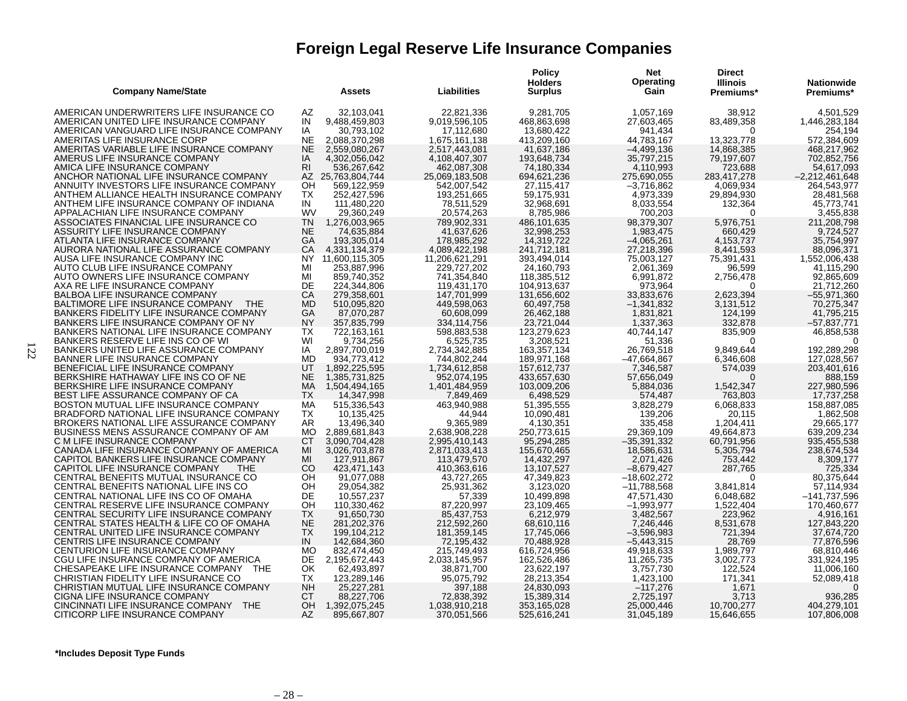# Foreign Legal Reserve Life Insurance Companies

| Company Name/State | | Assets | Liabilities | Policy Holders Surplus | Net Operating Gain | Direct Illinois Premiums* | Nationwide Premiums* |
|---|---|---|---|---|---|---|---|
| AMERICAN UNDERWRITERS LIFE INSURANCE CO | AZ | 32,103,041 | 22,821,336 | 9,281,705 | 1,057,169 | 38,912 | 4,501,529 |
| AMERICAN UNITED LIFE INSURANCE COMPANY | IN | 9,488,459,803 | 9,019,596,105 | 468,863,698 | 27,603,465 | 83,489,358 | 1,446,283,184 |
| AMERICAN VANGUARD LIFE INSURANCE COMPANY | IA | 30,793,102 | 17,112,680 | 13,680,422 | 941,434 | 0 | 254,194 |
| AMERITAS LIFE INSURANCE CORP | NE | 2,088,370,298 | 1,675,161,138 | 413,209,160 | 44,783,167 | 13,323,778 | 572,384,609 |
| AMERITAS VARIABLE LIFE INSURANCE COMPANY | NE | 2,559,080,267 | 2,517,443,081 | 41,637,186 | –4,499,136 | 14,868,385 | 468,217,962 |
| AMERUS LIFE INSURANCE COMPANY | IA | 4,302,056,042 | 4,108,407,307 | 193,648,734 | 35,797,215 | 79,197,607 | 702,852,756 |
| AMICA LIFE INSURANCE COMPANY | RI | 536,267,642 | 462,087,308 | 74,180,334 | 4,110,993 | 723,688 | 54,617,093 |
| ANCHOR NATIONAL LIFE INSURANCE COMPANY | AZ | 25,763,804,744 | 25,069,183,508 | 694,621,236 | 275,690,055 | 283,417,278 | –2,212,461,648 |
| ANNUITY INVESTORS LIFE INSURANCE COMPANY | OH | 569,122,959 | 542,007,542 | 27,115,417 | –3,716,862 | 4,069,934 | 264,543,977 |
| ANTHEM ALLIANCE HEALTH INSURANCE COMPANY | TX | 252,427,596 | 193,251,665 | 59,175,931 | 4,973,339 | 29,894,930 | 28,481,568 |
| ANTHEM LIFE INSURANCE COMPANY OF INDIANA | IN | 111,480,220 | 78,511,529 | 32,968,691 | 8,033,554 | 132,364 | 45,773,741 |
| APPALACHIAN LIFE INSURANCE COMPANY | WV | 29,360,249 | 20,574,263 | 8,785,986 | 700,203 | 0 | 3,455,838 |
| ASSOCIATES FINANCIAL LIFE INSURANCE CO | TN | 1,276,003,965 | 789,902,331 | 486,101,635 | 98,379,307 | 5,976,751 | 211,208,798 |
| ASSURITY LIFE INSURANCE COMPANY | NE | 74,635,884 | 41,637,626 | 32,998,253 | 1,983,475 | 660,429 | 9,724,527 |
| ATLANTA LIFE INSURANCE COMPANY | GA | 193,305,014 | 178,985,292 | 14,319,722 | –4,065,261 | 4,153,737 | 35,754,997 |
| AURORA NATIONAL LIFE ASSURANCE COMPANY | CA | 4,331,134,379 | 4,089,422,198 | 241,712,181 | 27,218,396 | 8,441,593 | 88,096,371 |
| AUSA LIFE INSURANCE COMPANY INC | NY | 11,600,115,305 | 11,206,621,291 | 393,494,014 | 75,003,127 | 75,391,431 | 1,552,006,438 |
| AUTO CLUB LIFE INSURANCE COMPANY | MI | 253,887,996 | 229,727,202 | 24,160,793 | 2,061,369 | 96,599 | 41,115,290 |
| AUTO OWNERS LIFE INSURANCE COMPANY | MI | 859,740,352 | 741,354,840 | 118,385,512 | 6,991,872 | 2,756,478 | 92,865,609 |
| AXA RE LIFE INSURANCE COMPANY | DE | 224,344,806 | 119,431,170 | 104,913,637 | 973,964 | 0 | 21,712,260 |
| BALBOA LIFE INSURANCE COMPANY | CA | 279,358,601 | 147,701,999 | 131,656,602 | 33,833,676 | 2,623,394 | –55,971,360 |
| BALTIMORE LIFE INSURANCE COMPANY THE | MD | 510,095,820 | 449,598,063 | 60,497,758 | –1,341,832 | 3,131,512 | 70,275,347 |
| BANKERS FIDELITY LIFE INSURANCE COMPANY | GA | 87,070,287 | 60,608,099 | 26,462,188 | 1,831,821 | 124,199 | 41,795,215 |
| BANKERS LIFE INSURANCE COMPANY OF NY | NY | 357,835,799 | 334,114,756 | 23,721,044 | 1,337,363 | 332,878 | –57,837,771 |
| BANKERS NATIONAL LIFE INSURANCE COMPANY | TX | 722,163,161 | 598,883,538 | 123,279,623 | 40,744,147 | 835,909 | 46,858,538 |
| BANKERS RESERVE LIFE INS CO OF WI | WI | 9,734,256 | 6,525,735 | 3,208,521 | 51,336 | 0 | 0 |
| BANKERS UNITED LIFE ASSURANCE COMPANY | IA | 2,897,700,019 | 2,734,342,885 | 163,357,134 | 26,769,518 | 9,849,644 | 192,289,298 |
| BANNER LIFE INSURANCE COMPANY | MD | 934,773,412 | 744,802,244 | 189,971,168 | –47,664,867 | 6,346,608 | 127,028,567 |
| BENEFICIAL LIFE INSURANCE COMPANY | UT | 1,892,225,595 | 1,734,612,858 | 157,612,737 | 7,346,587 | 574,039 | 203,401,616 |
| BERKSHIRE HATHAWAY LIFE INS CO OF NE | NE | 1,385,731,825 | 952,074,195 | 433,657,630 | 57,656,049 | 0 | 888,159 |
| BERKSHIRE LIFE INSURANCE COMPANY | MA | 1,504,494,165 | 1,401,484,959 | 103,009,206 | 5,884,036 | 1,542,347 | 227,980,596 |
| BEST LIFE ASSURANCE COMPANY OF CA | TX | 14,347,998 | 7,849,469 | 6,498,529 | 574,487 | 763,803 | 17,737,258 |
| BOSTON MUTUAL LIFE INSURANCE COMPANY | MA | 515,336,543 | 463,940,988 | 51,395,555 | 3,828,279 | 6,068,833 | 158,887,085 |
| BRADFORD NATIONAL LIFE INSURANCE COMPANY | TX | 10,135,425 | 44,944 | 10,090,481 | 139,206 | 20,115 | 1,862,508 |
| BROKERS NATIONAL LIFE ASSURANCE COMPANY | AR | 13,496,340 | 9,365,989 | 4,130,351 | 335,458 | 1,204,411 | 29,665,177 |
| BUSINESS MENS ASSURANCE COMPANY OF AM | MO | 2,889,681,843 | 2,638,908,228 | 250,773,615 | 29,369,109 | 49,664,873 | 639,209,234 |
| C M LIFE INSURANCE COMPANY | CT | 3,090,704,428 | 2,995,410,143 | 95,294,285 | –35,391,332 | 60,791,956 | 935,455,538 |
| CANADA LIFE INSURANCE COMPANY OF AMERICA | MI | 3,026,703,878 | 2,871,033,413 | 155,670,465 | 18,586,631 | 5,305,794 | 238,674,534 |
| CAPITOL BANKERS LIFE INSURANCE COMPANY | MI | 127,911,867 | 113,479,570 | 14,432,297 | 2,071,426 | 753,442 | 8,309,177 |
| CAPITOL LIFE INSURANCE COMPANY THE | CO | 423,471,143 | 410,363,616 | 13,107,527 | –8,679,427 | 287,765 | 725,334 |
| CENTRAL BENEFITS MUTUAL INSURANCE CO | OH | 91,077,088 | 43,727,265 | 47,349,823 | –18,602,272 | 0 | 80,375,644 |
| CENTRAL BENEFITS NATIONAL LIFE INS CO | OH | 29,054,382 | 25,931,362 | 3,123,020 | –11,788,568 | 3,841,814 | 57,114,934 |
| CENTRAL NATIONAL LIFE INS CO OF OMAHA | DE | 10,557,237 | 57,339 | 10,499,898 | 47,571,430 | 6,048,682 | –141,737,596 |
| CENTRAL RESERVE LIFE INSURANCE COMPANY | OH | 110,330,462 | 87,220,997 | 23,109,465 | –1,993,977 | 1,522,404 | 170,460,677 |
| CENTRAL SECURITY LIFE INSURANCE COMPANY | TX | 91,650,730 | 85,437,753 | 6,212,979 | 3,482,567 | 223,962 | 4,916,161 |
| CENTRAL STATES HEALTH & LIFE CO OF OMAHA | NE | 281,202,376 | 212,592,260 | 68,610,116 | 7,246,446 | 8,531,678 | 127,843,220 |
| CENTRAL UNITED LIFE INSURANCE COMPANY | TX | 199,104,212 | 181,359,145 | 17,745,066 | –3,596,983 | 721,394 | 37,674,720 |
| CENTRIS LIFE INSURANCE COMPANY | IN | 142,684,360 | 72,195,432 | 70,488,928 | –5,443,315 | 28,769 | 77,876,596 |
| CENTURION LIFE INSURANCE COMPANY | MO | 832,474,450 | 215,749,493 | 616,724,956 | 49,918,633 | 1,989,797 | 68,810,446 |
| CGU LIFE INSURANCE COMPANY OF AMERICA | DE | 2,195,672,443 | 2,033,145,957 | 162,526,486 | 11,265,735 | 3,002,773 | 331,924,195 |
| CHESAPEAKE LIFE INSURANCE COMPANY THE | OK | 62,493,897 | 38,871,700 | 23,622,197 | 3,757,730 | 122,524 | 11,006,160 |
| CHRISTIAN FIDELITY LIFE INSURANCE CO | TX | 123,289,146 | 95,075,792 | 28,213,354 | 1,423,100 | 171,341 | 52,089,418 |
| CHRISTIAN MUTUAL LIFE INSURANCE COMPANY | NH | 25,227,281 | 397,188 | 24,830,093 | –117,276 | 1,671 | 0 |
| CIGNA LIFE INSURANCE COMPANY | CT | 88,227,706 | 72,838,392 | 15,389,314 | 2,725,197 | 3,713 | 936,285 |
| CINCINNATI LIFE INSURANCE COMPANY THE | OH | 1,392,075,245 | 1,038,910,218 | 353,165,028 | 25,000,446 | 10,700,277 | 404,279,101 |
| CITICORP LIFE INSURANCE COMPANY | AZ | 895,667,807 | 370,051,566 | 525,616,241 | 31,045,189 | 15,646,655 | 107,806,008 |

**\*Includes Deposit Type Funds**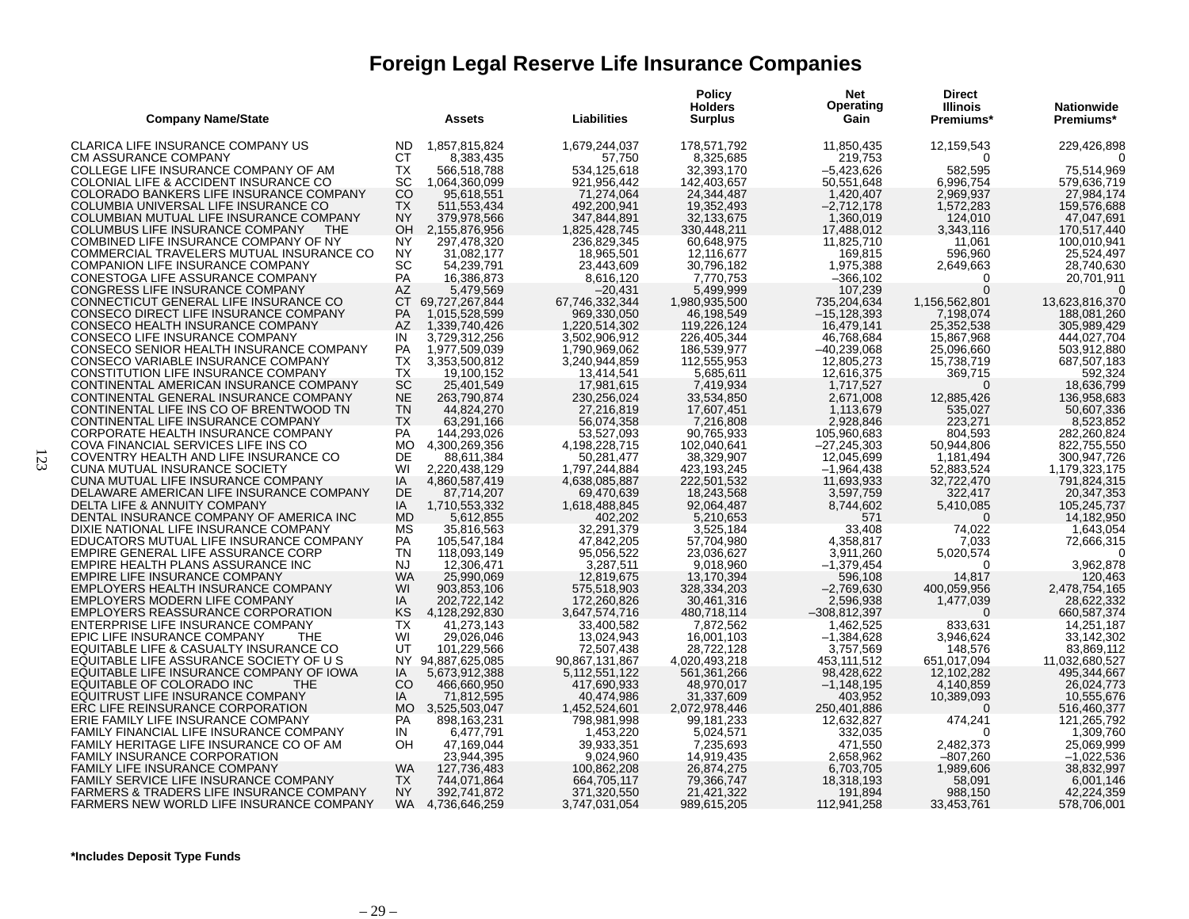# Foreign Legal Reserve Life Insurance Companies

| Company Name/State | | Assets | Liabilities | Policy Holders Surplus | Net Operating Gain | Direct Illinois Premiums* | Nationwide Premiums* |
|---|---|---|---|---|---|---|---|
| CLARICA LIFE INSURANCE COMPANY US | ND | 1,857,815,824 | 1,679,244,037 | 178,571,792 | 11,850,435 | 12,159,543 | 229,426,898 |
| CM ASSURANCE COMPANY | CT | 8,383,435 | 57,750 | 8,325,685 | 219,753 | 0 | 0 |
| COLLEGE LIFE INSURANCE COMPANY OF AM | TX | 566,518,788 | 534,125,618 | 32,393,170 | –5,423,626 | 582,595 | 75,514,969 |
| COLONIAL LIFE & ACCIDENT INSURANCE CO | SC | 1,064,360,099 | 921,956,442 | 142,403,657 | 50,551,648 | 6,996,754 | 579,636,719 |
| COLORADO BANKERS LIFE INSURANCE COMPANY | CO | 95,618,551 | 71,274,064 | 24,344,487 | 1,420,407 | 2,969,937 | 27,984,174 |
| COLUMBIA UNIVERSAL LIFE INSURANCE CO | TX | 511,553,434 | 492,200,941 | 19,352,493 | –2,712,178 | 1,572,283 | 159,576,688 |
| COLUMBIAN MUTUAL LIFE INSURANCE COMPANY | NY | 379,978,566 | 347,844,891 | 32,133,675 | 1,360,019 | 124,010 | 47,047,691 |
| COLUMBUS LIFE INSURANCE COMPANY THE | OH | 2,155,876,956 | 1,825,428,745 | 330,448,211 | 17,488,012 | 3,343,116 | 170,517,440 |
| COMBINED LIFE INSURANCE COMPANY OF NY | NY | 297,478,320 | 236,829,345 | 60,648,975 | 11,825,710 | 11,061 | 100,010,941 |
| COMMERCIAL TRAVELERS MUTUAL INSURANCE CO | NY | 31,082,177 | 18,965,501 | 12,116,677 | 169,815 | 596,960 | 25,524,497 |
| COMPANION LIFE INSURANCE COMPANY | SC | 54,239,791 | 23,443,609 | 30,796,182 | 1,975,388 | 2,649,663 | 28,740,630 |
| CONESTOGA LIFE ASSURANCE COMPANY | PA | 16,386,873 | 8,616,120 | 7,770,753 | –366,102 | 0 | 20,701,911 |
| CONGRESS LIFE INSURANCE COMPANY | AZ | 5,479,569 | –20,431 | 5,499,999 | 107,239 | 0 | 0 |
| CONNECTICUT GENERAL LIFE INSURANCE CO | CT | 69,727,267,844 | 67,746,332,344 | 1,980,935,500 | 735,204,634 | 1,156,562,801 | 13,623,816,370 |
| CONSECO DIRECT LIFE INSURANCE COMPANY | PA | 1,015,528,599 | 969,330,050 | 46,198,549 | –15,128,393 | 7,198,074 | 188,081,260 |
| CONSECO HEALTH INSURANCE COMPANY | AZ | 1,339,740,426 | 1,220,514,302 | 119,226,124 | 16,479,141 | 25,352,538 | 305,989,429 |
| CONSECO LIFE INSURANCE COMPANY | IN | 3,729,312,256 | 3,502,906,912 | 226,405,344 | 46,768,684 | 15,867,968 | 444,027,704 |
| CONSECO SENIOR HEALTH INSURANCE COMPANY | PA | 1,977,509,039 | 1,790,969,062 | 186,539,977 | –40,239,068 | 25,096,660 | 503,912,880 |
| CONSECO VARIABLE INSURANCE COMPANY | TX | 3,353,500,812 | 3,240,944,859 | 112,555,953 | 12,805,273 | 15,738,719 | 687,507,183 |
| CONSTITUTION LIFE INSURANCE COMPANY | TX | 19,100,152 | 13,414,541 | 5,685,611 | 12,616,375 | 369,715 | 592,324 |
| CONTINENTAL AMERICAN INSURANCE COMPANY | SC | 25,401,549 | 17,981,615 | 7,419,934 | 1,717,527 | 0 | 18,636,799 |
| CONTINENTAL GENERAL INSURANCE COMPANY | NE | 263,790,874 | 230,256,024 | 33,534,850 | 2,671,008 | 12,885,426 | 136,958,683 |
| CONTINENTAL LIFE INS CO OF BRENTWOOD TN | TN | 44,824,270 | 27,216,819 | 17,607,451 | 1,113,679 | 535,027 | 50,607,336 |
| CONTINENTAL LIFE INSURANCE COMPANY | TX | 63,291,166 | 56,074,358 | 7,216,808 | 2,928,846 | 223,271 | 8,523,852 |
| CORPORATE HEALTH INSURANCE COMPANY | PA | 144,293,026 | 53,527,093 | 90,765,933 | 105,960,683 | 804,593 | 282,260,824 |
| COVA FINANCIAL SERVICES LIFE INS CO | MO | 4,300,269,356 | 4,198,228,715 | 102,040,641 | –27,245,303 | 50,944,806 | 822,755,550 |
| COVENTRY HEALTH AND LIFE INSURANCE CO | DE | 88,611,384 | 50,281,477 | 38,329,907 | 12,045,699 | 1,181,494 | 300,947,726 |
| CUNA MUTUAL INSURANCE SOCIETY | WI | 2,220,438,129 | 1,797,244,884 | 423,193,245 | –1,964,438 | 52,883,524 | 1,179,323,175 |
| CUNA MUTUAL LIFE INSURANCE COMPANY | IA | 4,860,587,419 | 4,638,085,887 | 222,501,532 | 11,693,933 | 32,722,470 | 791,824,315 |
| DELAWARE AMERICAN LIFE INSURANCE COMPANY | DE | 87,714,207 | 69,470,639 | 18,243,568 | 3,597,759 | 322,417 | 20,347,353 |
| DELTA LIFE & ANNUITY COMPANY | IA | 1,710,553,332 | 1,618,488,845 | 92,064,487 | 8,744,602 | 5,410,085 | 105,245,737 |
| DENTAL INSURANCE COMPANY OF AMERICA INC | MD | 5,612,855 | 402,202 | 5,210,653 | 571 | 0 | 14,182,950 |
| DIXIE NATIONAL LIFE INSURANCE COMPANY | MS | 35,816,563 | 32,291,379 | 3,525,184 | 33,408 | 74,022 | 1,643,054 |
| EDUCATORS MUTUAL LIFE INSURANCE COMPANY | PA | 105,547,184 | 47,842,205 | 57,704,980 | 4,358,817 | 7,033 | 72,666,315 |
| EMPIRE GENERAL LIFE ASSURANCE CORP | TN | 118,093,149 | 95,056,522 | 23,036,627 | 3,911,260 | 5,020,574 | 0 |
| EMPIRE HEALTH PLANS ASSURANCE INC | NJ | 12,306,471 | 3,287,511 | 9,018,960 | –1,379,454 | 0 | 3,962,878 |
| EMPIRE LIFE INSURANCE COMPANY | WA | 25,990,069 | 12,819,675 | 13,170,394 | 596,108 | 14,817 | 120,463 |
| EMPLOYERS HEALTH INSURANCE COMPANY | WI | 903,853,106 | 575,518,903 | 328,334,203 | –2,769,630 | 400,059,956 | 2,478,754,165 |
| EMPLOYERS MODERN LIFE COMPANY | IA | 202,722,142 | 172,260,826 | 30,461,316 | 2,596,938 | 1,477,039 | 28,622,332 |
| EMPLOYERS REASSURANCE CORPORATION | KS | 4,128,292,830 | 3,647,574,716 | 480,718,114 | –308,812,397 | 0 | 660,587,374 |
| ENTERPRISE LIFE INSURANCE COMPANY | TX | 41,273,143 | 33,400,582 | 7,872,562 | 1,462,525 | 833,631 | 14,251,187 |
| EPIC LIFE INSURANCE COMPANY THE | WI | 29,026,046 | 13,024,943 | 16,001,103 | –1,384,628 | 3,946,624 | 33,142,302 |
| EQUITABLE LIFE & CASUALTY INSURANCE CO | UT | 101,229,566 | 72,507,438 | 28,722,128 | 3,757,569 | 148,576 | 83,869,112 |
| EQUITABLE LIFE ASSURANCE SOCIETY OF U S | NY | 94,887,625,085 | 90,867,131,867 | 4,020,493,218 | 453,111,512 | 651,017,094 | 11,032,680,527 |
| EQUITABLE LIFE INSURANCE COMPANY OF IOWA | IA | 5,673,912,388 | 5,112,551,122 | 561,361,266 | 98,428,622 | 12,102,282 | 495,344,667 |
| EQUITABLE OF COLORADO INC THE | CO | 466,660,950 | 417,690,933 | 48,970,017 | –1,148,195 | 4,140,859 | 26,024,773 |
| EQUITRUST LIFE INSURANCE COMPANY | IA | 71,812,595 | 40,474,986 | 31,337,609 | 403,952 | 10,389,093 | 10,555,676 |
| ERC LIFE REINSURANCE CORPORATION | MO | 3,525,503,047 | 1,452,524,601 | 2,072,978,446 | 250,401,886 | 0 | 516,460,377 |
| ERIE FAMILY LIFE INSURANCE COMPANY | PA | 898,163,231 | 798,981,998 | 99,181,233 | 12,632,827 | 474,241 | 121,265,792 |
| FAMILY FINANCIAL LIFE INSURANCE COMPANY | IN | 6,477,791 | 1,453,220 | 5,024,571 | 332,035 | 0 | 1,309,760 |
| FAMILY HERITAGE LIFE INSURANCE CO OF AM | OH | 47,169,044 | 39,933,351 | 7,235,693 | 471,550 | 2,482,373 | 25,069,999 |
| FAMILY INSURANCE CORPORATION | | 23,944,395 | 9,024,960 | 14,919,435 | 2,658,962 | –807,260 | –1,022,536 |
| FAMILY LIFE INSURANCE COMPANY | WA | 127,736,483 | 100,862,208 | 26,874,275 | 6,703,705 | 1,989,606 | 38,832,997 |
| FAMILY SERVICE LIFE INSURANCE COMPANY | TX | 744,071,864 | 664,705,117 | 79,366,747 | 18,318,193 | 58,091 | 6,001,146 |
| FARMERS & TRADERS LIFE INSURANCE COMPANY | NY | 392,741,872 | 371,320,550 | 21,421,322 | 191,894 | 988,150 | 42,224,359 |
| FARMERS NEW WORLD LIFE INSURANCE COMPANY | WA | 4,736,646,259 | 3,747,031,054 | 989,615,205 | 112,941,258 | 33,453,761 | 578,706,001 |

**\*Includes Deposit Type Funds**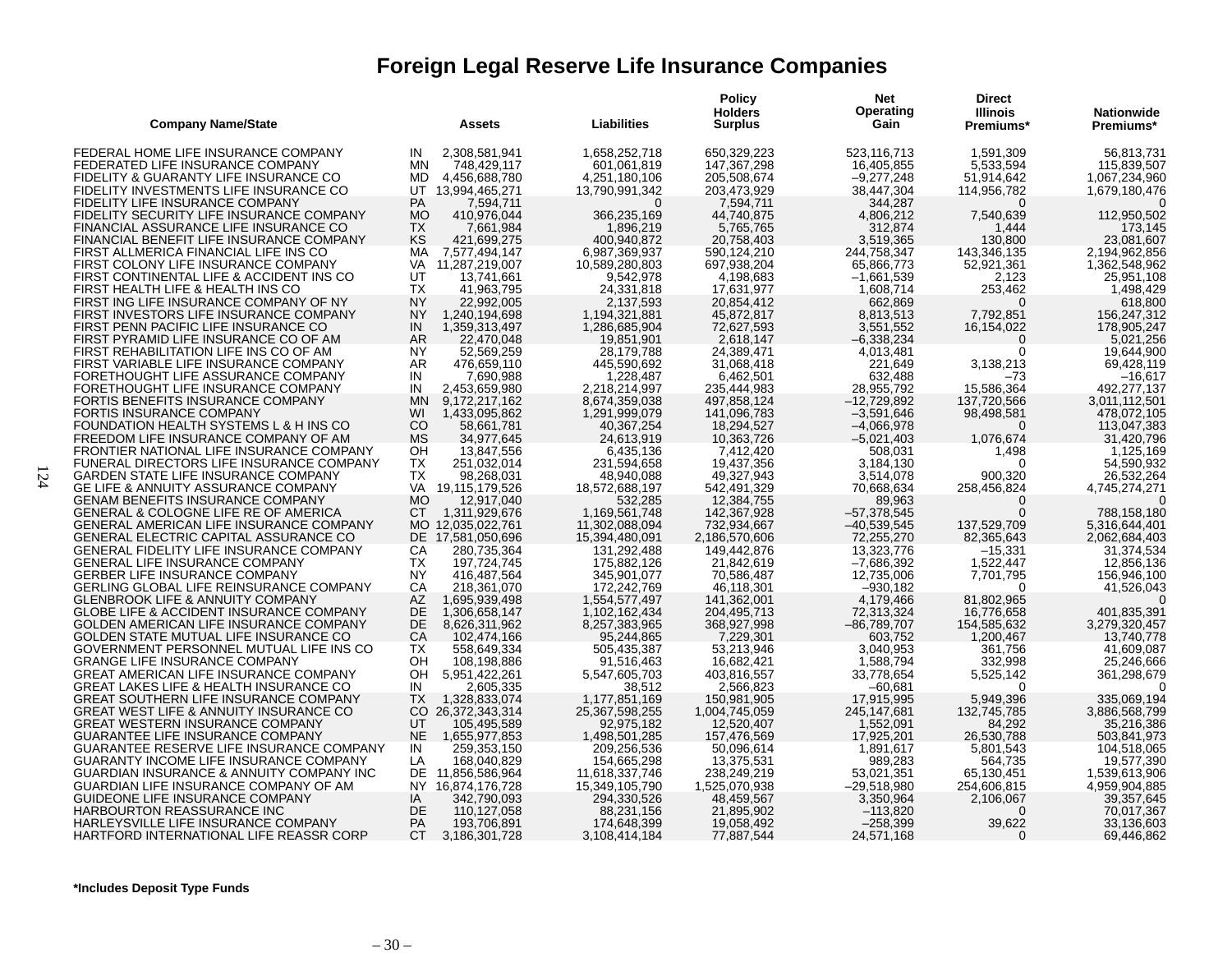# Foreign Legal Reserve Life Insurance Companies

| Company Name/State | | Assets | Liabilities | Policy Holders Surplus | Net Operating Gain | Direct Illinois Premiums* | Nationwide Premiums* |
|---|---|---|---|---|---|---|---|
| FEDERAL HOME LIFE INSURANCE COMPANY | IN | 2,308,581,941 | 1,658,252,718 | 650,329,223 | 523,116,713 | 1,591,309 | 56,813,731 |
| FEDERATED LIFE INSURANCE COMPANY | MN | 748,429,117 | 601,061,819 | 147,367,298 | 16,405,855 | 5,533,594 | 115,839,507 |
| FIDELITY & GUARANTY LIFE INSURANCE CO | MD | 4,456,688,780 | 4,251,180,106 | 205,508,674 | –9,277,248 | 51,914,642 | 1,067,234,960 |
| FIDELITY INVESTMENTS LIFE INSURANCE CO | UT | 13,994,465,271 | 13,790,991,342 | 203,473,929 | 38,447,304 | 114,956,782 | 1,679,180,476 |
| FIDELITY LIFE INSURANCE COMPANY | PA | 7,594,711 | 0 | 7,594,711 | 344,287 | 0 | 0 |
| FIDELITY SECURITY LIFE INSURANCE COMPANY | MO | 410,976,044 | 366,235,169 | 44,740,875 | 4,806,212 | 7,540,639 | 112,950,502 |
| FINANCIAL ASSURANCE LIFE INSURANCE CO | TX | 7,661,984 | 1,896,219 | 5,765,765 | 312,874 | 1,444 | 173,145 |
| FINANCIAL BENEFIT LIFE INSURANCE COMPANY | KS | 421,699,275 | 400,940,872 | 20,758,403 | 3,519,365 | 130,800 | 23,081,607 |
| FIRST ALLMERICA FINANCIAL LIFE INS CO | MA | 7,577,494,147 | 6,987,369,937 | 590,124,210 | 244,758,347 | 143,346,135 | 2,194,962,856 |
| FIRST COLONY LIFE INSURANCE COMPANY | VA | 11,287,219,007 | 10,589,280,803 | 697,938,204 | 65,866,773 | 52,921,361 | 1,362,548,962 |
| FIRST CONTINENTAL LIFE & ACCIDENT INS CO | UT | 13,741,661 | 9,542,978 | 4,198,683 | –1,661,539 | 2,123 | 25,951,108 |
| FIRST HEALTH LIFE & HEALTH INS CO | TX | 41,963,795 | 24,331,818 | 17,631,977 | 1,608,714 | 253,462 | 1,498,429 |
| FIRST ING LIFE INSURANCE COMPANY OF NY | NY | 22,992,005 | 2,137,593 | 20,854,412 | 662,869 | 0 | 618,800 |
| FIRST INVESTORS LIFE INSURANCE COMPANY | NY | 1,240,194,698 | 1,194,321,881 | 45,872,817 | 8,813,513 | 7,792,851 | 156,247,312 |
| FIRST PENN PACIFIC LIFE INSURANCE CO | IN | 1,359,313,497 | 1,286,685,904 | 72,627,593 | 3,551,552 | 16,154,022 | 178,905,247 |
| FIRST PYRAMID LIFE INSURANCE CO OF AM | AR | 22,470,048 | 19,851,901 | 2,618,147 | –6,338,234 | 0 | 5,021,256 |
| FIRST REHABILITATION LIFE INS CO OF AM | NY | 52,569,259 | 28,179,788 | 24,389,471 | 4,013,481 | 0 | 19,644,900 |
| FIRST VARIABLE LIFE INSURANCE COMPANY | AR | 476,659,110 | 445,590,692 | 31,068,418 | 221,649 | 3,138,213 | 69,428,119 |
| FORETHOUGHT LIFE ASSURANCE COMPANY | IN | 7,690,988 | 1,228,487 | 6,462,501 | 632,488 | –73 | –16,617 |
| FORETHOUGHT LIFE INSURANCE COMPANY | IN | 2,453,659,980 | 2,218,214,997 | 235,444,983 | 28,955,792 | 15,586,364 | 492,277,137 |
| FORTIS BENEFITS INSURANCE COMPANY | MN | 9,172,217,162 | 8,674,359,038 | 497,858,124 | –12,729,892 | 137,720,566 | 3,011,112,501 |
| FORTIS INSURANCE COMPANY | WI | 1,433,095,862 | 1,291,999,079 | 141,096,783 | –3,591,646 | 98,498,581 | 478,072,105 |
| FOUNDATION HEALTH SYSTEMS L & H INS CO | CO | 58,661,781 | 40,367,254 | 18,294,527 | –4,066,978 | 0 | 113,047,383 |
| FREEDOM LIFE INSURANCE COMPANY OF AM | MS | 34,977,645 | 24,613,919 | 10,363,726 | –5,021,403 | 1,076,674 | 31,420,796 |
| FRONTIER NATIONAL LIFE INSURANCE COMPANY | OH | 13,847,556 | 6,435,136 | 7,412,420 | 508,031 | 1,498 | 1,125,169 |
| FUNERAL DIRECTORS LIFE INSURANCE COMPANY | TX | 251,032,014 | 231,594,658 | 19,437,356 | 3,184,130 | 0 | 54,590,932 |
| GARDEN STATE LIFE INSURANCE COMPANY | TX | 98,268,031 | 48,940,088 | 49,327,943 | 3,514,078 | 900,320 | 26,532,264 |
| GE LIFE & ANNUITY ASSURANCE COMPANY | VA | 19,115,179,526 | 18,572,688,197 | 542,491,329 | 70,668,634 | 258,456,824 | 4,745,274,271 |
| GENAM BENEFITS INSURANCE COMPANY | MO | 12,917,040 | 532,285 | 12,384,755 | 89,963 | 0 | 0 |
| GENERAL & COLOGNE LIFE RE OF AMERICA | CT | 1,311,929,676 | 1,169,561,748 | 142,367,928 | –57,378,545 | 0 | 788,158,180 |
| GENERAL AMERICAN LIFE INSURANCE COMPANY | MO | 12,035,022,761 | 11,302,088,094 | 732,934,667 | –40,539,545 | 137,529,709 | 5,316,644,401 |
| GENERAL ELECTRIC CAPITAL ASSURANCE CO | DE | 17,581,050,696 | 15,394,480,091 | 2,186,570,606 | 72,255,270 | 82,365,643 | 2,062,684,403 |
| GENERAL FIDELITY LIFE INSURANCE COMPANY | CA | 280,735,364 | 131,292,488 | 149,442,876 | 13,323,776 | –15,331 | 31,374,534 |
| GENERAL LIFE INSURANCE COMPANY | TX | 197,724,745 | 175,882,126 | 21,842,619 | –7,686,392 | 1,522,447 | 12,856,136 |
| GERBER LIFE INSURANCE COMPANY | NY | 416,487,564 | 345,901,077 | 70,586,487 | 12,735,006 | 7,701,795 | 156,946,100 |
| GERLING GLOBAL LIFE REINSURANCE COMPANY | CA | 218,361,070 | 172,242,769 | 46,118,301 | –930,182 | 0 | 41,526,043 |
| GLENBROOK LIFE & ANNUITY COMPANY | AZ | 1,695,939,498 | 1,554,577,497 | 141,362,001 | 4,179,466 | 81,802,965 | 0 |
| GLOBE LIFE & ACCIDENT INSURANCE COMPANY | DE | 1,306,658,147 | 1,102,162,434 | 204,495,713 | 72,313,324 | 16,776,658 | 401,835,391 |
| GOLDEN AMERICAN LIFE INSURANCE COMPANY | DE | 8,626,311,962 | 8,257,383,965 | 368,927,998 | –86,789,707 | 154,585,632 | 3,279,320,457 |
| GOLDEN STATE MUTUAL LIFE INSURANCE CO | CA | 102,474,166 | 95,244,865 | 7,229,301 | 603,752 | 1,200,467 | 13,740,778 |
| GOVERNMENT PERSONNEL MUTUAL LIFE INS CO | TX | 558,649,334 | 505,435,387 | 53,213,946 | 3,040,953 | 361,756 | 41,609,087 |
| GRANGE LIFE INSURANCE COMPANY | OH | 108,198,886 | 91,516,463 | 16,682,421 | 1,588,794 | 332,998 | 25,246,666 |
| GREAT AMERICAN LIFE INSURANCE COMPANY | OH | 5,951,422,261 | 5,547,605,703 | 403,816,557 | 33,778,654 | 5,525,142 | 361,298,679 |
| GREAT LAKES LIFE & HEALTH INSURANCE CO | IN | 2,605,335 | 38,512 | 2,566,823 | –60,681 | 0 | 0 |
| GREAT SOUTHERN LIFE INSURANCE COMPANY | TX | 1,328,833,074 | 1,177,851,169 | 150,981,905 | 17,915,995 | 5,949,396 | 335,069,194 |
| GREAT WEST LIFE & ANNUITY INSURANCE CO | CO | 26,372,343,314 | 25,367,598,255 | 1,004,745,059 | 245,147,681 | 132,745,785 | 3,886,568,799 |
| GREAT WESTERN INSURANCE COMPANY | UT | 105,495,589 | 92,975,182 | 12,520,407 | 1,552,091 | 84,292 | 35,216,386 |
| GUARANTEE LIFE INSURANCE COMPANY | NE | 1,655,977,853 | 1,498,501,285 | 157,476,569 | 17,925,201 | 26,530,788 | 503,841,973 |
| GUARANTEE RESERVE LIFE INSURANCE COMPANY | IN | 259,353,150 | 209,256,536 | 50,096,614 | 1,891,617 | 5,801,543 | 104,518,065 |
| GUARANTY INCOME LIFE INSURANCE COMPANY | LA | 168,040,829 | 154,665,298 | 13,375,531 | 989,283 | 564,735 | 19,577,390 |
| GUARDIAN INSURANCE & ANNUITY COMPANY INC | DE | 11,856,586,964 | 11,618,337,746 | 238,249,219 | 53,021,351 | 65,130,451 | 1,539,613,906 |
| GUARDIAN LIFE INSURANCE COMPANY OF AM | NY | 16,874,176,728 | 15,349,105,790 | 1,525,070,938 | –29,518,980 | 254,606,815 | 4,959,904,885 |
| GUIDEONE LIFE INSURANCE COMPANY | IA | 342,790,093 | 294,330,526 | 48,459,567 | 3,350,964 | 2,106,067 | 39,357,645 |
| HARBOURTON REASSURANCE INC | DE | 110,127,058 | 88,231,156 | 21,895,902 | –113,820 | 0 | 70,017,367 |
| HARLEYSVILLE LIFE INSURANCE COMPANY | PA | 193,706,891 | 174,648,399 | 19,058,492 | –258,399 | 39,622 | 33,136,603 |
| HARTFORD INTERNATIONAL LIFE REASSR CORP | CT | 3,186,301,728 | 3,108,414,184 | 77,887,544 | 24,571,168 | 0 | 69,446,862 |

**\*Includes Deposit Type Funds**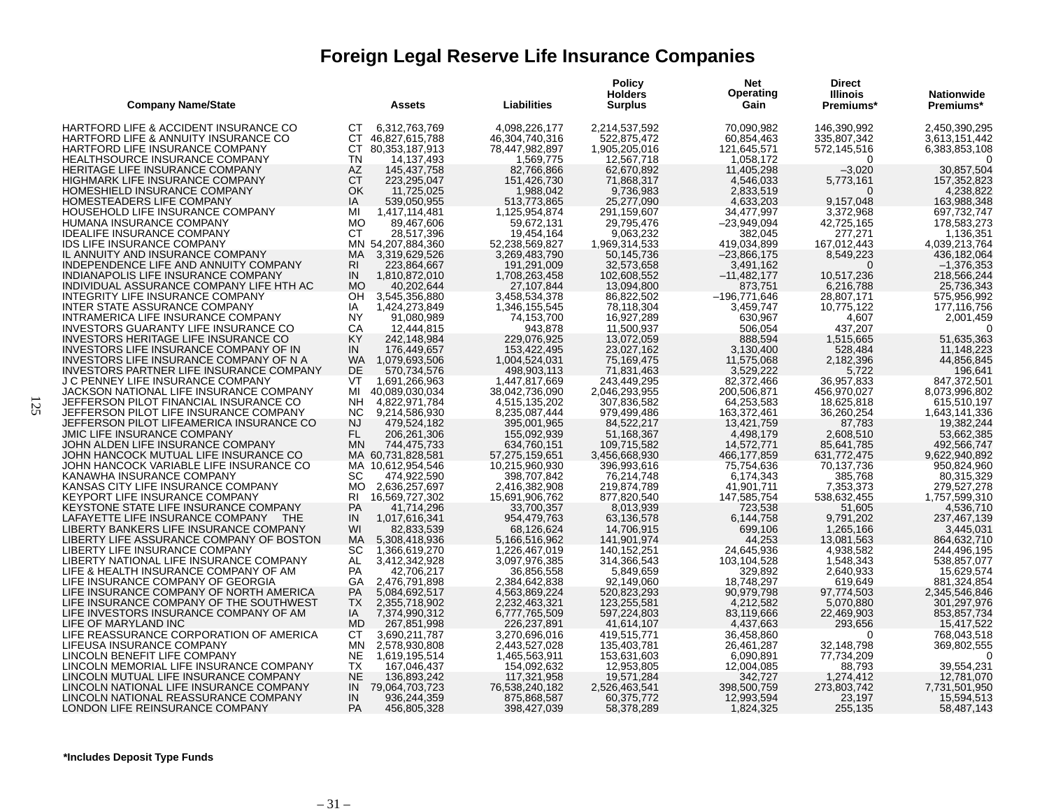# Foreign Legal Reserve Life Insurance Companies

| Company Name/State | | Assets | Liabilities | Policy Holders Surplus | Net Operating Gain | Direct Illinois Premiums* | Nationwide Premiums* |
|---|---|---|---|---|---|---|---|
| HARTFORD LIFE & ACCIDENT INSURANCE CO | CT | 6,312,763,769 | 4,098,226,177 | 2,214,537,592 | 70,090,982 | 146,390,992 | 2,450,390,295 |
| HARTFORD LIFE & ANNUITY INSURANCE CO | CT | 46,827,615,788 | 46,304,740,316 | 522,875,472 | 60,854,463 | 335,807,342 | 3,613,151,442 |
| HARTFORD LIFE INSURANCE COMPANY | CT | 80,353,187,913 | 78,447,982,897 | 1,905,205,016 | 121,645,571 | 572,145,516 | 6,383,853,108 |
| HEALTHSOURCE INSURANCE COMPANY | TN | 14,137,493 | 1,569,775 | 12,567,718 | 1,058,172 | 0 | 0 |
| HERITAGE LIFE INSURANCE COMPANY | AZ | 145,437,758 | 82,766,866 | 62,670,892 | 11,405,298 | –3,020 | 30,857,504 |
| HIGHMARK LIFE INSURANCE COMPANY | CT | 223,295,047 | 151,426,730 | 71,868,317 | 4,546,033 | 5,773,161 | 157,352,823 |
| HOMESHIELD INSURANCE COMPANY | OK | 11,725,025 | 1,988,042 | 9,736,983 | 2,833,519 | 0 | 4,238,822 |
| HOMESTEADERS LIFE COMPANY | IA | 539,050,955 | 513,773,865 | 25,277,090 | 4,633,203 | 9,157,048 | 163,988,348 |
| HOUSEHOLD LIFE INSURANCE COMPANY | MI | 1,417,114,481 | 1,125,954,874 | 291,159,607 | 34,477,997 | 3,372,968 | 697,732,747 |
| HUMANA INSURANCE COMPANY | MO | 89,467,606 | 59,672,131 | 29,795,476 | –23,949,094 | 42,725,165 | 178,583,273 |
| IDEALIFE INSURANCE COMPANY | CT | 28,517,396 | 19,454,164 | 9,063,232 | 382,045 | 277,271 | 1,136,351 |
| IDS LIFE INSURANCE COMPANY | MN | 54,207,884,360 | 52,238,569,827 | 1,969,314,533 | 419,034,899 | 167,012,443 | 4,039,213,764 |
| IL ANNUITY AND INSURANCE COMPANY | MA | 3,319,629,526 | 3,269,483,790 | 50,145,736 | –23,866,175 | 8,549,223 | 436,182,064 |
| INDEPENDENCE LIFE AND ANNUITY COMPANY | RI | 223,864,667 | 191,291,009 | 32,573,658 | 3,491,162 | 0 | –1,376,353 |
| INDIANAPOLIS LIFE INSURANCE COMPANY | IN | 1,810,872,010 | 1,708,263,458 | 102,608,552 | –11,482,177 | 10,517,236 | 218,566,244 |
| INDIVIDUAL ASSURANCE COMPANY LIFE HTH AC | MO | 40,202,644 | 27,107,844 | 13,094,800 | 873,751 | 6,216,788 | 25,736,343 |
| INTEGRITY LIFE INSURANCE COMPANY | OH | 3,545,356,880 | 3,458,534,378 | 86,822,502 | –196,771,646 | 28,807,171 | 575,956,992 |
| INTER STATE ASSURANCE COMPANY | IA | 1,424,273,849 | 1,346,155,545 | 78,118,304 | 3,459,747 | 10,775,122 | 177,116,756 |
| INTRAMERICA LIFE INSURANCE COMPANY | NY | 91,080,989 | 74,153,700 | 16,927,289 | 630,967 | 4,607 | 2,001,459 |
| INVESTORS GUARANTY LIFE INSURANCE CO | CA | 12,444,815 | 943,878 | 11,500,937 | 506,054 | 437,207 | 0 |
| INVESTORS HERITAGE LIFE INSURANCE CO | KY | 242,148,984 | 229,076,925 | 13,072,059 | 888,594 | 1,515,665 | 51,635,363 |
| INVESTORS LIFE INSURANCE COMPANY OF IN | IN | 176,449,657 | 153,422,495 | 23,027,162 | 3,130,400 | 528,484 | 11,148,223 |
| INVESTORS LIFE INSURANCE COMPANY OF N A | WA | 1,079,693,506 | 1,004,524,031 | 75,169,475 | 11,575,068 | 2,182,396 | 44,856,845 |
| INVESTORS PARTNER LIFE INSURANCE COMPANY | DE | 570,734,576 | 498,903,113 | 71,831,463 | 3,529,222 | 5,722 | 196,641 |
| J C PENNEY LIFE INSURANCE COMPANY | VT | 1,691,266,963 | 1,447,817,669 | 243,449,295 | 82,372,466 | 36,957,833 | 847,372,501 |
| JACKSON NATIONAL LIFE INSURANCE COMPANY | MI | 40,089,030,034 | 38,042,736,090 | 2,046,293,955 | 200,506,871 | 456,970,027 | 8,073,996,802 |
| JEFFERSON PILOT FINANCIAL INSURANCE CO | NH | 4,822,971,784 | 4,515,135,202 | 307,836,582 | 64,253,583 | 18,625,818 | 615,510,197 |
| JEFFERSON PILOT LIFE INSURANCE COMPANY | NC | 9,214,586,930 | 8,235,087,444 | 979,499,486 | 163,372,461 | 36,260,254 | 1,643,141,336 |
| JEFFERSON PILOT LIFEAMERICA INSURANCE CO | NJ | 479,524,182 | 395,001,965 | 84,522,217 | 13,421,759 | 87,783 | 19,382,244 |
| JMIC LIFE INSURANCE COMPANY | FL | 206,261,306 | 155,092,939 | 51,168,367 | 4,498,179 | 2,608,510 | 53,662,385 |
| JOHN ALDEN LIFE INSURANCE COMPANY | MN | 744,475,733 | 634,760,151 | 109,715,582 | 14,572,771 | 85,641,785 | 492,566,747 |
| JOHN HANCOCK MUTUAL LIFE INSURANCE CO | MA | 60,731,828,581 | 57,275,159,651 | 3,456,668,930 | 466,177,859 | 631,772,475 | 9,622,940,892 |
| JOHN HANCOCK VARIABLE LIFE INSURANCE CO | MA | 10,612,954,546 | 10,215,960,930 | 396,993,616 | 75,754,636 | 70,137,736 | 950,824,960 |
| KANAWHA INSURANCE COMPANY | SC | 474,922,590 | 398,707,842 | 76,214,748 | 6,174,343 | 385,768 | 80,315,329 |
| KANSAS CITY LIFE INSURANCE COMPANY | MO | 2,636,257,697 | 2,416,382,908 | 219,874,789 | 41,901,711 | 7,353,373 | 279,527,278 |
| KEYPORT LIFE INSURANCE COMPANY | RI | 16,569,727,302 | 15,691,906,762 | 877,820,540 | 147,585,754 | 538,632,455 | 1,757,599,310 |
| KEYSTONE STATE LIFE INSURANCE COMPANY | PA | 41,714,296 | 33,700,357 | 8,013,939 | 723,538 | 51,605 | 4,536,710 |
| LAFAYETTE LIFE INSURANCE COMPANY THE | IN | 1,017,616,341 | 954,479,763 | 63,136,578 | 6,144,758 | 9,791,202 | 237,467,139 |
| LIBERTY BANKERS LIFE INSURANCE COMPANY | WI | 82,833,539 | 68,126,624 | 14,706,915 | 699,106 | 1,265,166 | 3,445,031 |
| LIBERTY LIFE ASSURANCE COMPANY OF BOSTON | MA | 5,308,418,936 | 5,166,516,962 | 141,901,974 | 44,253 | 13,081,563 | 864,632,710 |
| LIBERTY LIFE INSURANCE COMPANY | SC | 1,366,619,270 | 1,226,467,019 | 140,152,251 | 24,645,936 | 4,938,582 | 244,496,195 |
| LIBERTY NATIONAL LIFE INSURANCE COMPANY | AL | 3,412,342,928 | 3,097,976,385 | 314,366,543 | 103,104,528 | 1,548,343 | 538,857,077 |
| LIFE & HEALTH INSURANCE COMPANY OF AM | PA | 42,706,217 | 36,856,558 | 5,849,659 | 329,892 | 2,640,933 | 15,629,574 |
| LIFE INSURANCE COMPANY OF GEORGIA | GA | 2,476,791,898 | 2,384,642,838 | 92,149,060 | 18,748,297 | 619,649 | 881,324,854 |
| LIFE INSURANCE COMPANY OF NORTH AMERICA | PA | 5,084,692,517 | 4,563,869,224 | 520,823,293 | 90,979,798 | 97,774,503 | 2,345,546,846 |
| LIFE INSURANCE COMPANY OF THE SOUTHWEST | TX | 2,355,718,902 | 2,232,463,321 | 123,255,581 | 4,212,582 | 5,070,880 | 301,297,976 |
| LIFE INVESTORS INSURANCE COMPANY OF AM | IA | 7,374,990,312 | 6,777,765,509 | 597,224,803 | 83,119,666 | 22,469,903 | 853,857,734 |
| LIFE OF MARYLAND INC | MD | 267,851,998 | 226,237,891 | 41,614,107 | 4,437,663 | 293,656 | 15,417,522 |
| LIFE REASSURANCE CORPORATION OF AMERICA | CT | 3,690,211,787 | 3,270,696,016 | 419,515,771 | 36,458,860 | 0 | 768,043,518 |
| LIFEUSA INSURANCE COMPANY | MN | 2,578,930,808 | 2,443,527,028 | 135,403,781 | 26,461,287 | 32,148,798 | 369,802,555 |
| LINCOLN BENEFIT LIFE COMPANY | NE | 1,619,195,514 | 1,465,563,911 | 153,631,603 | 6,090,891 | 77,734,209 | 0 |
| LINCOLN MEMORIAL LIFE INSURANCE COMPANY | TX | 167,046,437 | 154,092,632 | 12,953,805 | 12,004,085 | 88,793 | 39,554,231 |
| LINCOLN MUTUAL LIFE INSURANCE COMPANY | NE | 136,893,242 | 117,321,958 | 19,571,284 | 342,727 | 1,274,412 | 12,781,070 |
| LINCOLN NATIONAL LIFE INSURANCE COMPANY | IN | 79,064,703,723 | 76,538,240,182 | 2,526,463,541 | 398,500,759 | 273,803,742 | 7,731,501,950 |
| LINCOLN NATIONAL REASSURANCE COMPANY | IN | 936,244,359 | 875,868,587 | 60,375,772 | 12,993,594 | 23,197 | 15,594,513 |
| LONDON LIFE REINSURANCE COMPANY | PA | 456,805,328 | 398,427,039 | 58,378,289 | 1,824,325 | 255,135 | 58,487,143 |

**\*Includes Deposit Type Funds**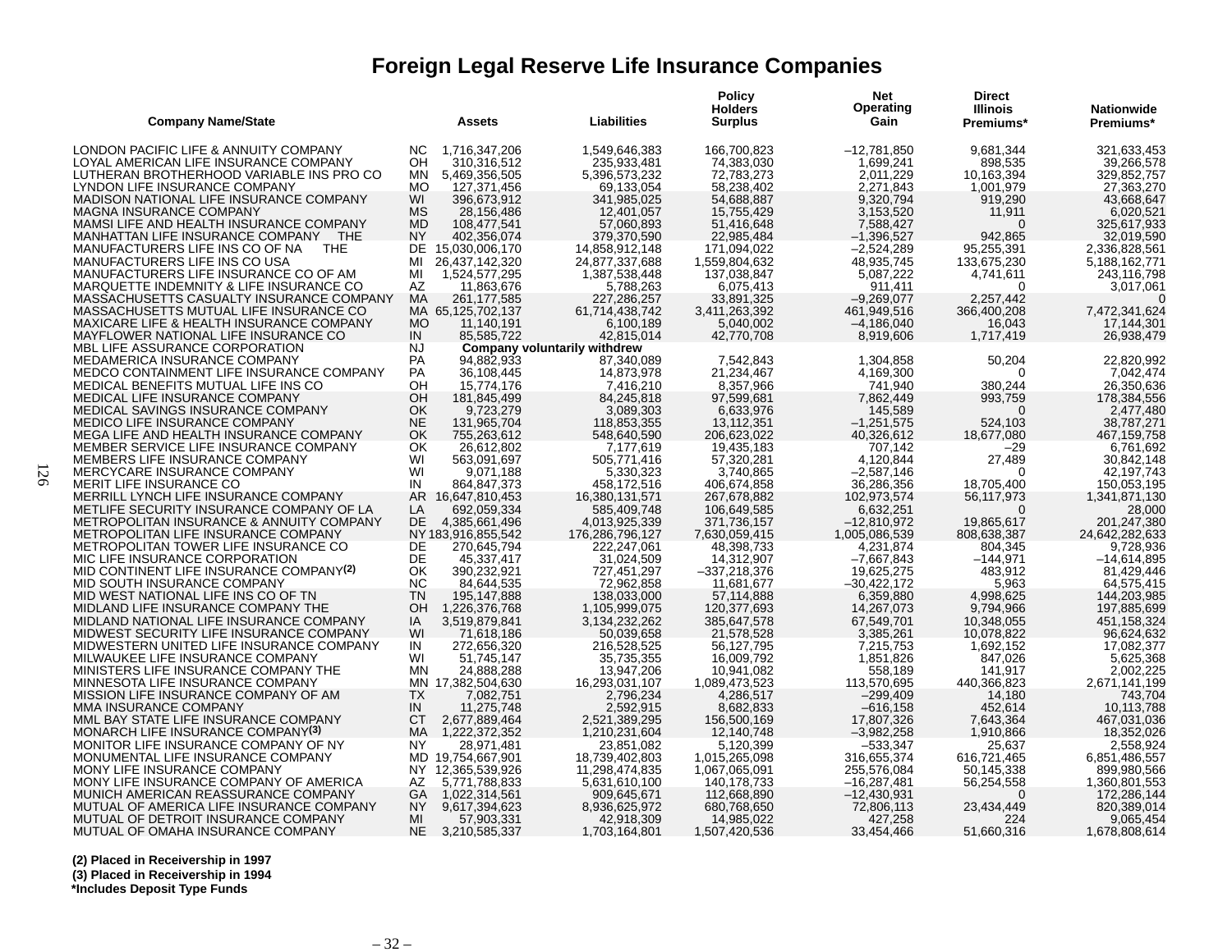# Foreign Legal Reserve Life Insurance Companies

| Company Name/State | | Assets | Liabilities | Policy Holders Surplus | Net Operating Gain | Direct Illinois Premiums* | Nationwide Premiums* |
|---|---|---|---|---|---|---|---|
| LONDON PACIFIC LIFE & ANNUITY COMPANY | NC | 1,716,347,206 | 1,549,646,383 | 166,700,823 | –12,781,850 | 9,681,344 | 321,633,453 |
| LOYAL AMERICAN LIFE INSURANCE COMPANY | OH | 310,316,512 | 235,933,481 | 74,383,030 | 1,699,241 | 898,535 | 39,266,578 |
| LUTHERAN BROTHERHOOD VARIABLE INS PRO CO | MN | 5,469,356,505 | 5,396,573,232 | 72,783,273 | 2,011,229 | 10,163,394 | 329,852,757 |
| LYNDON LIFE INSURANCE COMPANY | MO | 127,371,456 | 69,133,054 | 58,238,402 | 2,271,843 | 1,001,979 | 27,363,270 |
| MADISON NATIONAL LIFE INSURANCE COMPANY | WI | 396,673,912 | 341,985,025 | 54,688,887 | 9,320,794 | 919,290 | 43,668,647 |
| MAGNA INSURANCE COMPANY | MS | 28,156,486 | 12,401,057 | 15,755,429 | 3,153,520 | 11,911 | 6,020,521 |
| MAMSI LIFE AND HEALTH INSURANCE COMPANY | MD | 108,477,541 | 57,060,893 | 51,416,648 | 7,588,427 | 0 | 325,617,933 |
| MANHATTAN LIFE INSURANCE COMPANY THE | NY | 402,356,074 | 379,370,590 | 22,985,484 | –1,396,527 | 942,865 | 32,019,590 |
| MANUFACTURERS LIFE INS CO OF NA THE | DE | 15,030,006,170 | 14,858,912,148 | 171,094,022 | –2,524,289 | 95,255,391 | 2,336,828,561 |
| MANUFACTURERS LIFE INS CO USA | MI | 26,437,142,320 | 24,877,337,688 | 1,559,804,632 | 48,935,745 | 133,675,230 | 5,188,162,771 |
| MANUFACTURERS LIFE INSURANCE CO OF AM | MI | 1,524,577,295 | 1,387,538,448 | 137,038,847 | 5,087,222 | 4,741,611 | 243,116,798 |
| MARQUETTE INDEMNITY & LIFE INSURANCE CO | AZ | 11,863,676 | 5,788,263 | 6,075,413 | 911,411 | 0 | 3,017,061 |
| MASSACHUSETTS CASUALTY INSURANCE COMPANY | MA | 261,177,585 | 227,286,257 | 33,891,325 | –9,269,077 | 2,257,442 | 0 |
| MASSACHUSETTS MUTUAL LIFE INSURANCE CO | MA | 65,125,702,137 | 61,714,438,742 | 3,411,263,392 | 461,949,516 | 366,400,208 | 7,472,341,624 |
| MAXICARE LIFE & HEALTH INSURANCE COMPANY | MO | 11,140,191 | 6,100,189 | 5,040,002 | –4,186,040 | 16,043 | 17,144,301 |
| MAYFLOWER NATIONAL LIFE INSURANCE CO | IN | 85,585,722 | 42,815,014 | 42,770,708 | 8,919,606 | 1,717,419 | 26,938,479 |
| MBL LIFE ASSURANCE CORPORATION | NJ | **Company voluntarily withdrew** | | | | | |
| MEDAMERICA INSURANCE COMPANY | PA | 94,882,933 | 87,340,089 | 7,542,843 | 1,304,858 | 50,204 | 22,820,992 |
| MEDCO CONTAINMENT LIFE INSURANCE COMPANY | PA | 36,108,445 | 14,873,978 | 21,234,467 | 4,169,300 | 0 | 7,042,474 |
| MEDICAL BENEFITS MUTUAL LIFE INS CO | OH | 15,774,176 | 7,416,210 | 8,357,966 | 741,940 | 380,244 | 26,350,636 |
| MEDICAL LIFE INSURANCE COMPANY | OH | 181,845,499 | 84,245,818 | 97,599,681 | 7,862,449 | 993,759 | 178,384,556 |
| MEDICAL SAVINGS INSURANCE COMPANY | OK | 9,723,279 | 3,089,303 | 6,633,976 | 145,589 | 0 | 2,477,480 |
| MEDICO LIFE INSURANCE COMPANY | NE | 131,965,704 | 118,853,355 | 13,112,351 | –1,251,575 | 524,103 | 38,787,271 |
| MEGA LIFE AND HEALTH INSURANCE COMPANY | OK | 755,263,612 | 548,640,590 | 206,623,022 | 40,326,612 | 18,677,080 | 467,159,758 |
| MEMBER SERVICE LIFE INSURANCE COMPANY | OK | 26,612,802 | 7,177,619 | 19,435,183 | 707,142 | –29 | 6,761,692 |
| MEMBERS LIFE INSURANCE COMPANY | WI | 563,091,697 | 505,771,416 | 57,320,281 | 4,120,844 | 27,489 | 30,842,148 |
| MERCYCARE INSURANCE COMPANY | WI | 9,071,188 | 5,330,323 | 3,740,865 | –2,587,146 | 0 | 42,197,743 |
| MERIT LIFE INSURANCE CO | IN | 864,847,373 | 458,172,516 | 406,674,858 | 36,286,356 | 18,705,400 | 150,053,195 |
| MERRILL LYNCH LIFE INSURANCE COMPANY | AR | 16,647,810,453 | 16,380,131,571 | 267,678,882 | 102,973,574 | 56,117,973 | 1,341,871,130 |
| METLIFE SECURITY INSURANCE COMPANY OF LA | LA | 692,059,334 | 585,409,748 | 106,649,585 | 6,632,251 | 0 | 28,000 |
| METROPOLITAN INSURANCE & ANNUITY COMPANY | DE | 4,385,661,496 | 4,013,925,339 | 371,736,157 | –12,810,972 | 19,865,617 | 201,247,380 |
| METROPOLITAN LIFE INSURANCE COMPANY | NY | 183,916,855,542 | 176,286,796,127 | 7,630,059,415 | 1,005,086,539 | 808,638,387 | 24,642,282,633 |
| METROPOLITAN TOWER LIFE INSURANCE CO | DE | 270,645,794 | 222,247,061 | 48,398,733 | 4,231,874 | 804,345 | 9,728,936 |
| MIC LIFE INSURANCE CORPORATION | DE | 45,337,417 | 31,024,509 | 14,312,907 | –7,667,843 | –144,971 | –14,614,895 |
| MID CONTINENT LIFE INSURANCE COMPANY(2) | OK | 390,232,921 | 727,451,297 | –337,218,376 | 19,625,275 | 483,912 | 81,429,446 |
| MID SOUTH INSURANCE COMPANY | NC | 84,644,535 | 72,962,858 | 11,681,677 | –30,422,172 | 5,963 | 64,575,415 |
| MID WEST NATIONAL LIFE INS CO OF TN | TN | 195,147,888 | 138,033,000 | 57,114,888 | 6,359,880 | 4,998,625 | 144,203,985 |
| MIDLAND LIFE INSURANCE COMPANY THE | OH | 1,226,376,768 | 1,105,999,075 | 120,377,693 | 14,267,073 | 9,794,966 | 197,885,699 |
| MIDLAND NATIONAL LIFE INSURANCE COMPANY | IA | 3,519,879,841 | 3,134,232,262 | 385,647,578 | 67,549,701 | 10,348,055 | 451,158,324 |
| MIDWEST SECURITY LIFE INSURANCE COMPANY | WI | 71,618,186 | 50,039,658 | 21,578,528 | 3,385,261 | 10,078,822 | 96,624,632 |
| MIDWESTERN UNITED LIFE INSURANCE COMPANY | IN | 272,656,320 | 216,528,525 | 56,127,795 | 7,215,753 | 1,692,152 | 17,082,377 |
| MILWAUKEE LIFE INSURANCE COMPANY | WI | 51,745,147 | 35,735,355 | 16,009,792 | 1,851,826 | 847,026 | 5,625,368 |
| MINISTERS LIFE INSURANCE COMPANY THE | MN | 24,888,288 | 13,947,206 | 10,941,082 | 558,189 | 141,917 | 2,002,225 |
| MINNESOTA LIFE INSURANCE COMPANY | MN | 17,382,504,630 | 16,293,031,107 | 1,089,473,523 | 113,570,695 | 440,366,823 | 2,671,141,199 |
| MISSION LIFE INSURANCE COMPANY OF AM | TX | 7,082,751 | 2,796,234 | 4,286,517 | –299,409 | 14,180 | 743,704 |
| MMA INSURANCE COMPANY | IN | 11,275,748 | 2,592,915 | 8,682,833 | –616,158 | 452,614 | 10,113,788 |
| MML BAY STATE LIFE INSURANCE COMPANY | CT | 2,677,889,464 | 2,521,389,295 | 156,500,169 | 17,807,326 | 7,643,364 | 467,031,036 |
| MONARCH LIFE INSURANCE COMPANY(3) | MA | 1,222,372,352 | 1,210,231,604 | 12,140,748 | –3,982,258 | 1,910,866 | 18,352,026 |
| MONITOR LIFE INSURANCE COMPANY OF NY | NY | 28,971,481 | 23,851,082 | 5,120,399 | –533,347 | 25,637 | 2,558,924 |
| MONUMENTAL LIFE INSURANCE COMPANY | MD | 19,754,667,901 | 18,739,402,803 | 1,015,265,098 | 316,655,374 | 616,721,465 | 6,851,486,557 |
| MONY LIFE INSURANCE COMPANY | NY | 12,365,539,926 | 11,298,474,835 | 1,067,065,091 | 255,576,084 | 50,145,338 | 899,980,566 |
| MONY LIFE INSURANCE COMPANY OF AMERICA | AZ | 5,771,788,833 | 5,631,610,100 | 140,178,733 | –16,287,481 | 56,254,558 | 1,360,801,553 |
| MUNICH AMERICAN REASSURANCE COMPANY | GA | 1,022,314,561 | 909,645,671 | 112,668,890 | –12,430,931 | 0 | 172,286,144 |
| MUTUAL OF AMERICA LIFE INSURANCE COMPANY | NY | 9,617,394,623 | 8,936,625,972 | 680,768,650 | 72,806,113 | 23,434,449 | 820,389,014 |
| MUTUAL OF DETROIT INSURANCE COMPANY | MI | 57,903,331 | 42,918,309 | 14,985,022 | 427,258 | 224 | 9,065,454 |
| MUTUAL OF OMAHA INSURANCE COMPANY | NE | 3,210,585,337 | 1,703,164,801 | 1,507,420,536 | 33,454,466 | 51,660,316 | 1,678,808,614 |

**(2) Placed in Receivership in 1997**
**(3) Placed in Receivership in 1994**
***Includes Deposit Type Funds**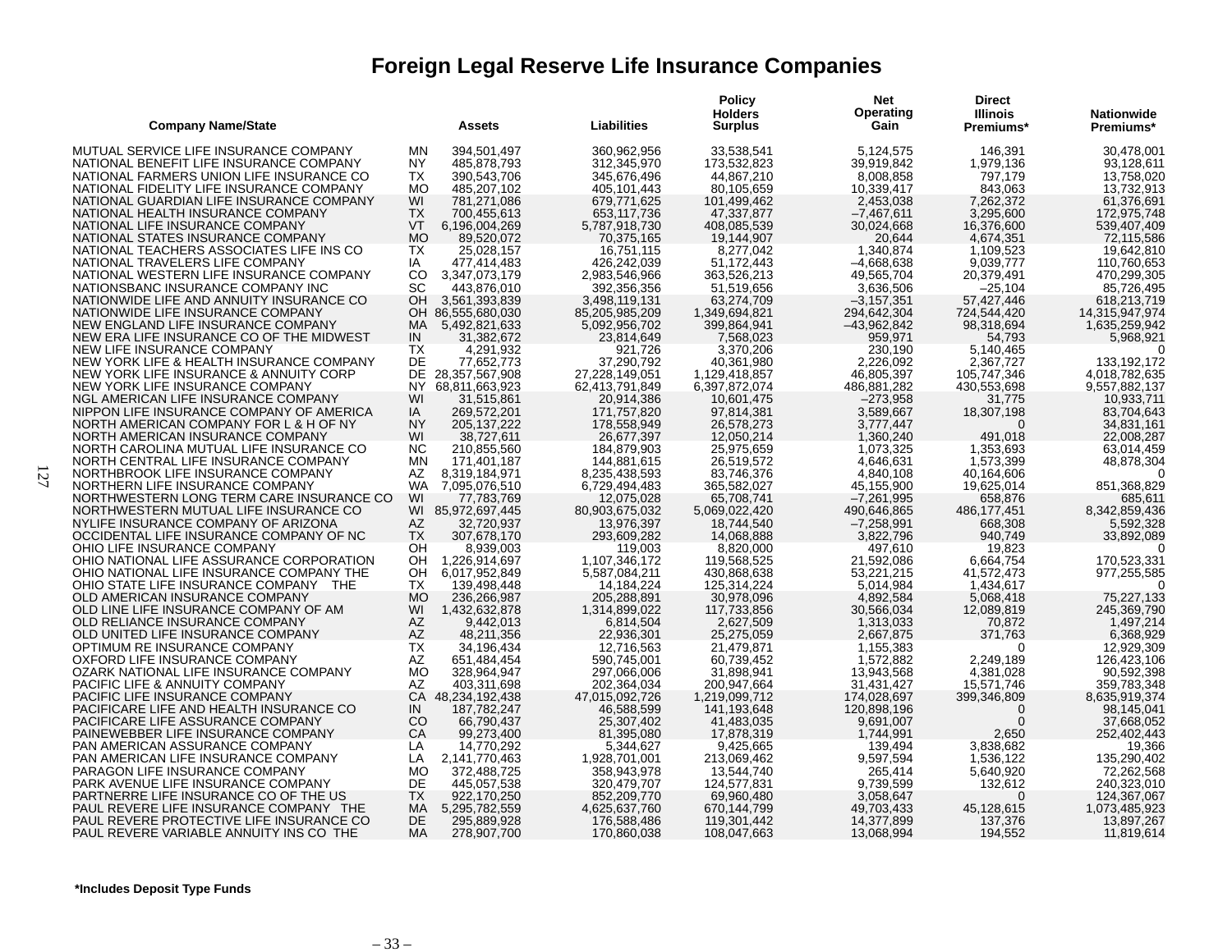# Foreign Legal Reserve Life Insurance Companies

| Company Name/State | | Assets | Liabilities | Policy Holders Surplus | Net Operating Gain | Direct Illinois Premiums* | Nationwide Premiums* |
|---|---|---|---|---|---|---|---|
| MUTUAL SERVICE LIFE INSURANCE COMPANY | MN | 394,501,497 | 360,962,956 | 33,538,541 | 5,124,575 | 146,391 | 30,478,001 |
| NATIONAL BENEFIT LIFE INSURANCE COMPANY | NY | 485,878,793 | 312,345,970 | 173,532,823 | 39,919,842 | 1,979,136 | 93,128,611 |
| NATIONAL FARMERS UNION LIFE INSURANCE CO | TX | 390,543,706 | 345,676,496 | 44,867,210 | 8,008,858 | 797,179 | 13,758,020 |
| NATIONAL FIDELITY LIFE INSURANCE COMPANY | MO | 485,207,102 | 405,101,443 | 80,105,659 | 10,339,417 | 843,063 | 13,732,913 |
| NATIONAL GUARDIAN LIFE INSURANCE COMPANY | WI | 781,271,086 | 679,771,625 | 101,499,462 | 2,453,038 | 7,262,372 | 61,376,691 |
| NATIONAL HEALTH INSURANCE COMPANY | TX | 700,455,613 | 653,117,736 | 47,337,877 | –7,467,611 | 3,295,600 | 172,975,748 |
| NATIONAL LIFE INSURANCE COMPANY | VT | 6,196,004,269 | 5,787,918,730 | 408,085,539 | 30,024,668 | 16,376,600 | 539,407,409 |
| NATIONAL STATES INSURANCE COMPANY | MO | 89,520,072 | 70,375,165 | 19,144,907 | 20,644 | 4,674,351 | 72,115,586 |
| NATIONAL TEACHERS ASSOCIATES LIFE INS CO | TX | 25,028,157 | 16,751,115 | 8,277,042 | 1,340,874 | 1,109,523 | 19,642,810 |
| NATIONAL TRAVELERS LIFE COMPANY | IA | 477,414,483 | 426,242,039 | 51,172,443 | –4,668,638 | 9,039,777 | 110,760,653 |
| NATIONAL WESTERN LIFE INSURANCE COMPANY | CO | 3,347,073,179 | 2,983,546,966 | 363,526,213 | 49,565,704 | 20,379,491 | 470,299,305 |
| NATIONSBANC INSURANCE COMPANY INC | SC | 443,876,010 | 392,356,356 | 51,519,656 | 3,636,506 | –25,104 | 85,726,495 |
| NATIONWIDE LIFE AND ANNUITY INSURANCE CO | OH | 3,561,393,839 | 3,498,119,131 | 63,274,709 | –3,157,351 | 57,427,446 | 618,213,719 |
| NATIONWIDE LIFE INSURANCE COMPANY | OH | 86,555,680,030 | 85,205,985,209 | 1,349,694,821 | 294,642,304 | 724,544,420 | 14,315,947,974 |
| NEW ENGLAND LIFE INSURANCE COMPANY | MA | 5,492,821,633 | 5,092,956,702 | 399,864,941 | –43,962,842 | 98,318,694 | 1,635,259,942 |
| NEW ERA LIFE INSURANCE CO OF THE MIDWEST | IN | 31,382,672 | 23,814,649 | 7,568,023 | 959,971 | 54,793 | 5,968,921 |
| NEW LIFE INSURANCE COMPANY | TX | 4,291,932 | 921,726 | 3,370,206 | 230,190 | 5,140,465 | 0 |
| NEW YORK LIFE & HEALTH INSURANCE COMPANY | DE | 77,652,773 | 37,290,792 | 40,361,980 | 2,226,092 | 2,367,727 | 133,192,172 |
| NEW YORK LIFE INSURANCE & ANNUITY CORP | DE | 28,357,567,908 | 27,228,149,051 | 1,129,418,857 | 46,805,397 | 105,747,346 | 4,018,782,635 |
| NEW YORK LIFE INSURANCE COMPANY | NY | 68,811,663,923 | 62,413,791,849 | 6,397,872,074 | 486,881,282 | 430,553,698 | 9,557,882,137 |
| NGL AMERICAN LIFE INSURANCE COMPANY | WI | 31,515,861 | 20,914,386 | 10,601,475 | –273,958 | 31,775 | 10,933,711 |
| NIPPON LIFE INSURANCE COMPANY OF AMERICA | IA | 269,572,201 | 171,757,820 | 97,814,381 | 3,589,667 | 18,307,198 | 83,704,643 |
| NORTH AMERICAN COMPANY FOR L & H OF NY | NY | 205,137,222 | 178,558,949 | 26,578,273 | 3,777,447 | 0 | 34,831,161 |
| NORTH AMERICAN INSURANCE COMPANY | WI | 38,727,611 | 26,677,397 | 12,050,214 | 1,360,240 | 491,018 | 22,008,287 |
| NORTH CAROLINA MUTUAL LIFE INSURANCE CO | NC | 210,855,560 | 184,879,903 | 25,975,659 | 1,073,325 | 1,353,693 | 63,014,459 |
| NORTH CENTRAL LIFE INSURANCE COMPANY | MN | 171,401,187 | 144,881,615 | 26,519,572 | 4,646,631 | 1,573,399 | 48,878,304 |
| NORTHBROOK LIFE INSURANCE COMPANY | AZ | 8,319,184,971 | 8,235,438,593 | 83,746,376 | 4,840,108 | 40,164,606 | 0 |
| NORTHERN LIFE INSURANCE COMPANY | WA | 7,095,076,510 | 6,729,494,483 | 365,582,027 | 45,155,900 | 19,625,014 | 851,368,829 |
| NORTHWESTERN LONG TERM CARE INSURANCE CO | WI | 77,783,769 | 12,075,028 | 65,708,741 | –7,261,995 | 658,876 | 685,611 |
| NORTHWESTERN MUTUAL LIFE INSURANCE CO | WI | 85,972,697,445 | 80,903,675,032 | 5,069,022,420 | 490,646,865 | 486,177,451 | 8,342,859,436 |
| NYLIFE INSURANCE COMPANY OF ARIZONA | AZ | 32,720,937 | 13,976,397 | 18,744,540 | –7,258,991 | 668,308 | 5,592,328 |
| OCCIDENTAL LIFE INSURANCE COMPANY OF NC | TX | 307,678,170 | 293,609,282 | 14,068,888 | 3,822,796 | 940,749 | 33,892,089 |
| OHIO LIFE INSURANCE COMPANY | OH | 8,939,003 | 119,003 | 8,820,000 | 497,610 | 19,823 | 0 |
| OHIO NATIONAL LIFE ASSURANCE CORPORATION | OH | 1,226,914,697 | 1,107,346,172 | 119,568,525 | 21,592,086 | 6,664,754 | 170,523,331 |
| OHIO NATIONAL LIFE INSURANCE COMPANY THE | OH | 6,017,952,849 | 5,587,084,211 | 430,868,638 | 53,221,215 | 41,572,473 | 977,255,585 |
| OHIO STATE LIFE INSURANCE COMPANY THE | TX | 139,498,448 | 14,184,224 | 125,314,224 | 5,014,984 | 1,434,617 | 0 |
| OLD AMERICAN INSURANCE COMPANY | MO | 236,266,987 | 205,288,891 | 30,978,096 | 4,892,584 | 5,068,418 | 75,227,133 |
| OLD LINE LIFE INSURANCE COMPANY OF AM | WI | 1,432,632,878 | 1,314,899,022 | 117,733,856 | 30,566,034 | 12,089,819 | 245,369,790 |
| OLD RELIANCE INSURANCE COMPANY | AZ | 9,442,013 | 6,814,504 | 2,627,509 | 1,313,033 | 70,872 | 1,497,214 |
| OLD UNITED LIFE INSURANCE COMPANY | AZ | 48,211,356 | 22,936,301 | 25,275,059 | 2,667,875 | 371,763 | 6,368,929 |
| OPTIMUM RE INSURANCE COMPANY | TX | 34,196,434 | 12,716,563 | 21,479,871 | 1,155,383 | 0 | 12,929,309 |
| OXFORD LIFE INSURANCE COMPANY | AZ | 651,484,454 | 590,745,001 | 60,739,452 | 1,572,882 | 2,249,189 | 126,423,106 |
| OZARK NATIONAL LIFE INSURANCE COMPANY | MO | 328,964,947 | 297,066,006 | 31,898,941 | 13,943,568 | 4,381,028 | 90,592,398 |
| PACIFIC LIFE & ANNUITY COMPANY | AZ | 403,311,698 | 202,364,034 | 200,947,664 | 31,431,427 | 15,571,746 | 359,783,348 |
| PACIFIC LIFE INSURANCE COMPANY | CA | 48,234,192,438 | 47,015,092,726 | 1,219,099,712 | 174,028,697 | 399,346,809 | 8,635,919,374 |
| PACIFICARE LIFE AND HEALTH INSURANCE CO | IN | 187,782,247 | 46,588,599 | 141,193,648 | 120,898,196 | 0 | 98,145,041 |
| PACIFICARE LIFE ASSURANCE COMPANY | CO | 66,790,437 | 25,307,402 | 41,483,035 | 9,691,007 | 0 | 37,668,052 |
| PAINEWEBBER LIFE INSURANCE COMPANY | CA | 99,273,400 | 81,395,080 | 17,878,319 | 1,744,991 | 2,650 | 252,402,443 |
| PAN AMERICAN ASSURANCE COMPANY | LA | 14,770,292 | 5,344,627 | 9,425,665 | 139,494 | 3,838,682 | 19,366 |
| PAN AMERICAN LIFE INSURANCE COMPANY | LA | 2,141,770,463 | 1,928,701,001 | 213,069,462 | 9,597,594 | 1,536,122 | 135,290,402 |
| PARAGON LIFE INSURANCE COMPANY | MO | 372,488,725 | 358,943,978 | 13,544,740 | 265,414 | 5,640,920 | 72,262,568 |
| PARK AVENUE LIFE INSURANCE COMPANY | DE | 445,057,538 | 320,479,707 | 124,577,831 | 9,739,599 | 132,612 | 240,323,010 |
| PARTNERRE LIFE INSURANCE CO OF THE US | TX | 922,170,250 | 852,209,770 | 69,960,480 | 3,058,647 | 0 | 124,367,067 |
| PAUL REVERE LIFE INSURANCE COMPANY THE | MA | 5,295,782,559 | 4,625,637,760 | 670,144,799 | 49,703,433 | 45,128,615 | 1,073,485,923 |
| PAUL REVERE PROTECTIVE LIFE INSURANCE CO | DE | 295,889,928 | 176,588,486 | 119,301,442 | 14,377,899 | 137,376 | 13,897,267 |
| PAUL REVERE VARIABLE ANNUITY INS CO THE | MA | 278,907,700 | 170,860,038 | 108,047,663 | 13,068,994 | 194,552 | 11,819,614 |

**\*Includes Deposit Type Funds**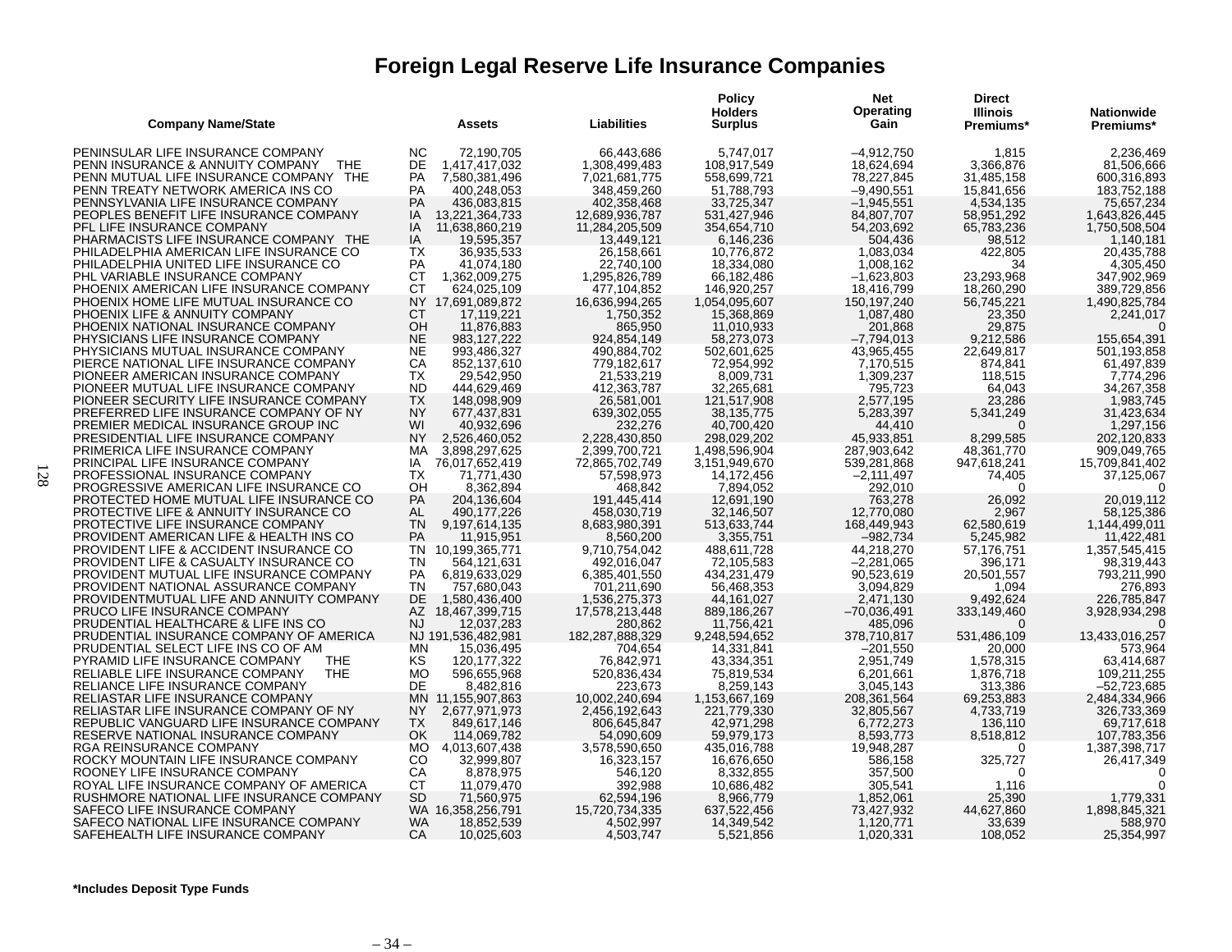# Foreign Legal Reserve Life Insurance Companies

| Company Name/State | | Assets | Liabilities | Policy Holders Surplus | Net Operating Gain | Direct Illinois Premiums* | Nationwide Premiums* |
|---|---|---|---|---|---|---|---|
| PENINSULAR LIFE INSURANCE COMPANY | NC | 72,190,705 | 66,443,686 | 5,747,017 | –4,912,750 | 1,815 | 2,236,469 |
| PENN INSURANCE & ANNUITY COMPANY THE | DE | 1,417,417,032 | 1,308,499,483 | 108,917,549 | 18,624,694 | 3,366,876 | 81,506,666 |
| PENN MUTUAL LIFE INSURANCE COMPANY THE | PA | 7,580,381,496 | 7,021,681,775 | 558,699,721 | 78,227,845 | 31,485,158 | 600,316,893 |
| PENN TREATY NETWORK AMERICA INS CO | PA | 400,248,053 | 348,459,260 | 51,788,793 | –9,490,551 | 15,841,656 | 183,752,188 |
| PENNSYLVANIA LIFE INSURANCE COMPANY | PA | 436,083,815 | 402,358,468 | 33,725,347 | –1,945,551 | 4,534,135 | 75,657,234 |
| PEOPLES BENEFIT LIFE INSURANCE COMPANY | IA | 13,221,364,733 | 12,689,936,787 | 531,427,946 | 84,807,707 | 58,951,292 | 1,643,826,445 |
| PFL LIFE INSURANCE COMPANY | IA | 11,638,860,219 | 11,284,205,509 | 354,654,710 | 54,203,692 | 65,783,236 | 1,750,508,504 |
| PHARMACISTS LIFE INSURANCE COMPANY THE | IA | 19,595,357 | 13,449,121 | 6,146,236 | 504,436 | 98,512 | 1,140,181 |
| PHILADELPHIA AMERICAN LIFE INSURANCE CO | TX | 36,935,533 | 26,158,661 | 10,776,872 | 1,083,034 | 422,805 | 20,435,788 |
| PHILADELPHIA UNITED LIFE INSURANCE CO | PA | 41,074,180 | 22,740,100 | 18,334,080 | 1,008,162 | 34 | 4,305,450 |
| PHL VARIABLE INSURANCE COMPANY | CT | 1,362,009,275 | 1,295,826,789 | 66,182,486 | –1,623,803 | 23,293,968 | 347,902,969 |
| PHOENIX AMERICAN LIFE INSURANCE COMPANY | CT | 624,025,109 | 477,104,852 | 146,920,257 | 18,416,799 | 18,260,290 | 389,729,856 |
| PHOENIX HOME LIFE MUTUAL INSURANCE CO | NY | 17,691,089,872 | 16,636,994,265 | 1,054,095,607 | 150,197,240 | 56,745,221 | 1,490,825,784 |
| PHOENIX LIFE & ANNUITY COMPANY | CT | 17,119,221 | 1,750,352 | 15,368,869 | 1,087,480 | 23,350 | 2,241,017 |
| PHOENIX NATIONAL INSURANCE COMPANY | OH | 11,876,883 | 865,950 | 11,010,933 | 201,868 | 29,875 | 0 |
| PHYSICIANS LIFE INSURANCE COMPANY | NE | 983,127,222 | 924,854,149 | 58,273,073 | –7,794,013 | 9,212,586 | 155,654,391 |
| PHYSICIANS MUTUAL INSURANCE COMPANY | NE | 993,486,327 | 490,884,702 | 502,601,625 | 43,965,455 | 22,649,817 | 501,193,858 |
| PIERCE NATIONAL LIFE INSURANCE COMPANY | CA | 852,137,610 | 779,182,617 | 72,954,992 | 7,170,515 | 874,841 | 61,497,839 |
| PIONEER AMERICAN INSURANCE COMPANY | TX | 29,542,950 | 21,533,219 | 8,009,731 | 1,309,237 | 118,515 | 7,774,296 |
| PIONEER MUTUAL LIFE INSURANCE COMPANY | ND | 444,629,469 | 412,363,787 | 32,265,681 | 795,723 | 64,043 | 34,267,358 |
| PIONEER SECURITY LIFE INSURANCE COMPANY | TX | 148,098,909 | 26,581,001 | 121,517,908 | 2,577,195 | 23,286 | 1,983,745 |
| PREFERRED LIFE INSURANCE COMPANY OF NY | NY | 677,437,831 | 639,302,055 | 38,135,775 | 5,283,397 | 5,341,249 | 31,423,634 |
| PREMIER MEDICAL INSURANCE GROUP INC | WI | 40,932,696 | 232,276 | 40,700,420 | 44,410 | 0 | 1,297,156 |
| PRESIDENTIAL LIFE INSURANCE COMPANY | NY | 2,526,460,052 | 2,228,430,850 | 298,029,202 | 45,933,851 | 8,299,585 | 202,120,833 |
| PRIMERICA LIFE INSURANCE COMPANY | MA | 3,898,297,625 | 2,399,700,721 | 1,498,596,904 | 287,903,642 | 48,361,770 | 909,049,765 |
| PRINCIPAL LIFE INSURANCE COMPANY | IA | 76,017,652,419 | 72,865,702,749 | 3,151,949,670 | 539,281,868 | 947,618,241 | 15,709,841,402 |
| PROFESSIONAL INSURANCE COMPANY | TX | 71,771,430 | 57,598,973 | 14,172,456 | –2,111,497 | 74,405 | 37,125,067 |
| PROGRESSIVE AMERICAN LIFE INSURANCE CO | OH | 8,362,894 | 468,842 | 7,894,052 | 292,010 | 0 | 0 |
| PROTECTED HOME MUTUAL LIFE INSURANCE CO | PA | 204,136,604 | 191,445,414 | 12,691,190 | 763,278 | 26,092 | 20,019,112 |
| PROTECTIVE LIFE & ANNUITY INSURANCE CO | AL | 490,177,226 | 458,030,719 | 32,146,507 | 12,770,080 | 2,967 | 58,125,386 |
| PROTECTIVE LIFE INSURANCE COMPANY | TN | 9,197,614,135 | 8,683,980,391 | 513,633,744 | 168,449,943 | 62,580,619 | 1,144,499,011 |
| PROVIDENT AMERICAN LIFE & HEALTH INS CO | PA | 11,915,951 | 8,560,200 | 3,355,751 | –982,734 | 5,245,982 | 11,422,481 |
| PROVIDENT LIFE & ACCIDENT INSURANCE CO | TN | 10,199,365,771 | 9,710,754,042 | 488,611,728 | 44,218,270 | 57,176,751 | 1,357,545,415 |
| PROVIDENT LIFE & CASUALTY INSURANCE CO | TN | 564,121,631 | 492,016,047 | 72,105,583 | –2,281,065 | 396,171 | 98,319,443 |
| PROVIDENT MUTUAL LIFE INSURANCE COMPANY | PA | 6,819,633,029 | 6,385,401,550 | 434,231,479 | 90,523,619 | 20,501,557 | 793,211,990 |
| PROVIDENT NATIONAL ASSURANCE COMPANY | TN | 757,680,043 | 701,211,690 | 56,468,353 | 3,094,829 | 1,094 | 276,893 |
| PROVIDENTMUTUAL LIFE AND ANNUITY COMPANY | DE | 1,580,436,400 | 1,536,275,373 | 44,161,027 | 2,471,130 | 9,492,624 | 226,785,847 |
| PRUCO LIFE INSURANCE COMPANY | AZ | 18,467,399,715 | 17,578,213,448 | 889,186,267 | –70,036,491 | 333,149,460 | 3,928,934,298 |
| PRUDENTIAL HEALTHCARE & LIFE INS CO | NJ | 12,037,283 | 280,862 | 11,756,421 | 485,096 | 0 | 0 |
| PRUDENTIAL INSURANCE COMPANY OF AMERICA | NJ | 191,536,482,981 | 182,287,888,329 | 9,248,594,652 | 378,710,817 | 531,486,109 | 13,433,016,257 |
| PRUDENTIAL SELECT LIFE INS CO OF AM | MN | 15,036,495 | 704,654 | 14,331,841 | –201,550 | 20,000 | 573,964 |
| PYRAMID LIFE INSURANCE COMPANY THE | KS | 120,177,322 | 76,842,971 | 43,334,351 | 2,951,749 | 1,578,315 | 63,414,687 |
| RELIABLE LIFE INSURANCE COMPANY THE | MO | 596,655,968 | 520,836,434 | 75,819,534 | 6,201,661 | 1,876,718 | 109,211,255 |
| RELIANCE LIFE INSURANCE COMPANY | DE | 8,482,816 | 223,673 | 8,259,143 | 3,045,143 | 313,386 | –52,723,685 |
| RELIASTAR LIFE INSURANCE COMPANY | MN | 11,155,907,863 | 10,002,240,694 | 1,153,667,169 | 208,361,564 | 69,253,883 | 2,484,334,966 |
| RELIASTAR LIFE INSURANCE COMPANY OF NY | NY | 2,677,971,973 | 2,456,192,643 | 221,779,330 | 32,805,567 | 4,733,719 | 326,733,369 |
| REPUBLIC VANGUARD LIFE INSURANCE COMPANY | TX | 849,617,146 | 806,645,847 | 42,971,298 | 6,772,273 | 136,110 | 69,717,618 |
| RESERVE NATIONAL INSURANCE COMPANY | OK | 114,069,782 | 54,090,609 | 59,979,173 | 8,593,773 | 8,518,812 | 107,783,356 |
| RGA REINSURANCE COMPANY | MO | 4,013,607,438 | 3,578,590,650 | 435,016,788 | 19,948,287 | 0 | 1,387,398,717 |
| ROCKY MOUNTAIN LIFE INSURANCE COMPANY | CO | 32,999,807 | 16,323,157 | 16,676,650 | 586,158 | 325,727 | 26,417,349 |
| ROONEY LIFE INSURANCE COMPANY | CA | 8,878,975 | 546,120 | 8,332,855 | 357,500 | 0 | 0 |
| ROYAL LIFE INSURANCE COMPANY OF AMERICA | CT | 11,079,470 | 392,988 | 10,686,482 | 305,541 | 1,116 | 0 |
| RUSHMORE NATIONAL LIFE INSURANCE COMPANY | SD | 71,560,975 | 62,594,196 | 8,966,779 | 1,852,061 | 25,390 | 1,779,331 |
| SAFECO LIFE INSURANCE COMPANY | WA | 16,358,256,791 | 15,720,734,335 | 637,522,456 | 73,427,932 | 44,627,860 | 1,898,845,321 |
| SAFECO NATIONAL LIFE INSURANCE COMPANY | WA | 18,852,539 | 4,502,997 | 14,349,542 | 1,120,771 | 33,639 | 588,970 |
| SAFEHEALTH LIFE INSURANCE COMPANY | CA | 10,025,603 | 4,503,747 | 5,521,856 | 1,020,331 | 108,052 | 25,354,997 |

**\*Includes Deposit Type Funds**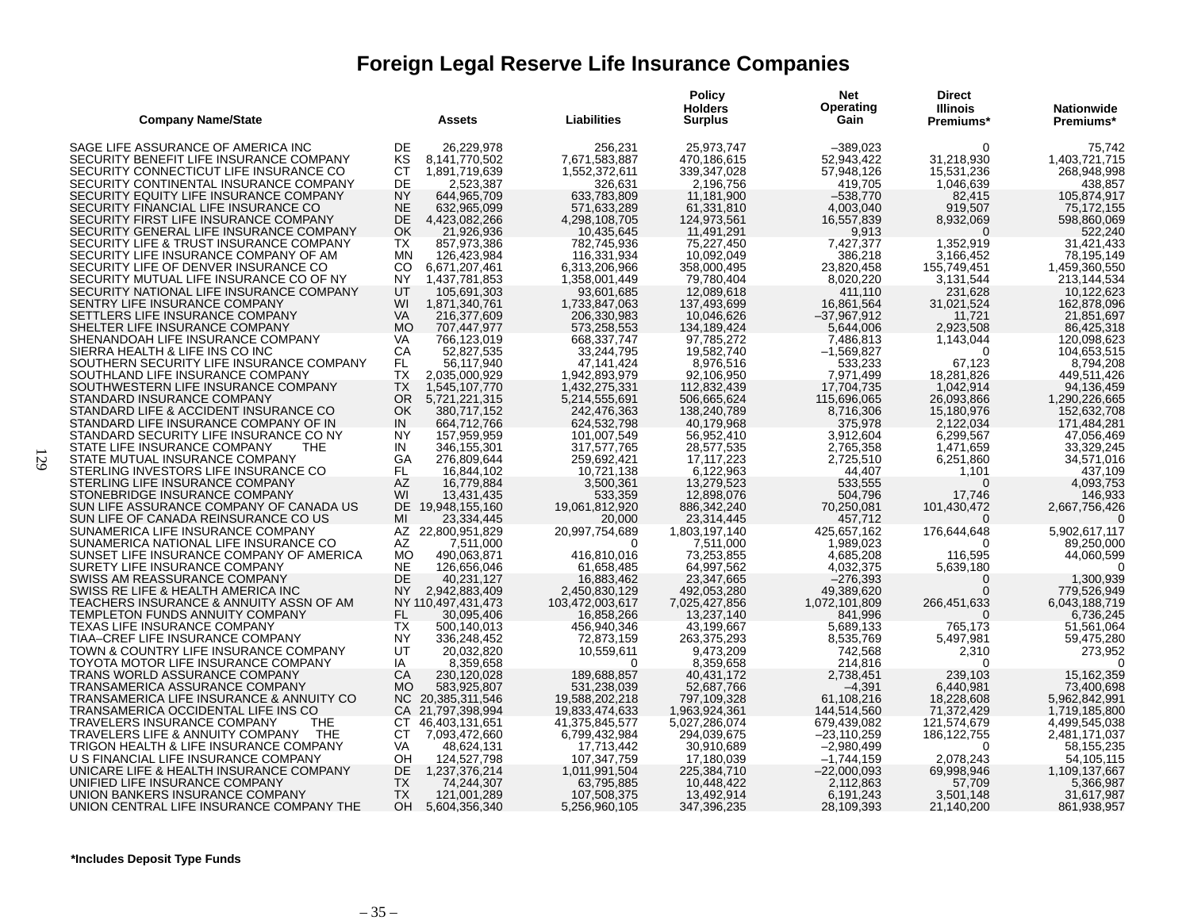# Foreign Legal Reserve Life Insurance Companies

| Company Name/State | | Assets | Liabilities | Policy Holders Surplus | Net Operating Gain | Direct Illinois Premiums* | Nationwide Premiums* |
|---|---|---|---|---|---|---|---|
| SAGE LIFE ASSURANCE OF AMERICA INC | DE | 26,229,978 | 256,231 | 25,973,747 | –389,023 | 0 | 75,742 |
| SECURITY BENEFIT LIFE INSURANCE COMPANY | KS | 8,141,770,502 | 7,671,583,887 | 470,186,615 | 52,943,422 | 31,218,930 | 1,403,721,715 |
| SECURITY CONNECTICUT LIFE INSURANCE CO | CT | 1,891,719,639 | 1,552,372,611 | 339,347,028 | 57,948,126 | 15,531,236 | 268,948,998 |
| SECURITY CONTINENTAL INSURANCE COMPANY | DE | 2,523,387 | 326,631 | 2,196,756 | 419,705 | 1,046,639 | 438,857 |
| SECURITY EQUITY LIFE INSURANCE COMPANY | NY | 644,965,709 | 633,783,809 | 11,181,900 | –538,770 | 82,415 | 105,874,917 |
| SECURITY FINANCIAL LIFE INSURANCE CO | NE | 632,965,099 | 571,633,289 | 61,331,810 | 4,003,040 | 919,507 | 75,172,155 |
| SECURITY FIRST LIFE INSURANCE COMPANY | DE | 4,423,082,266 | 4,298,108,705 | 124,973,561 | 16,557,839 | 8,932,069 | 598,860,069 |
| SECURITY GENERAL LIFE INSURANCE COMPANY | OK | 21,926,936 | 10,435,645 | 11,491,291 | 9,913 | 0 | 522,240 |
| SECURITY LIFE & TRUST INSURANCE COMPANY | TX | 857,973,386 | 782,745,936 | 75,227,450 | 7,427,377 | 1,352,919 | 31,421,433 |
| SECURITY LIFE INSURANCE COMPANY OF AM | MN | 126,423,984 | 116,331,934 | 10,092,049 | 386,218 | 3,166,452 | 78,195,149 |
| SECURITY LIFE OF DENVER INSURANCE CO | CO | 6,671,207,461 | 6,313,206,966 | 358,000,495 | 23,820,458 | 155,749,451 | 1,459,360,550 |
| SECURITY MUTUAL LIFE INSURANCE CO OF NY | NY | 1,437,781,853 | 1,358,001,449 | 79,780,404 | 8,020,220 | 3,131,544 | 213,144,534 |
| SECURITY NATIONAL LIFE INSURANCE COMPANY | UT | 105,691,303 | 93,601,685 | 12,089,618 | 411,110 | 231,628 | 10,122,623 |
| SENTRY LIFE INSURANCE COMPANY | WI | 1,871,340,761 | 1,733,847,063 | 137,493,699 | 16,861,564 | 31,021,524 | 162,878,096 |
| SETTLERS LIFE INSURANCE COMPANY | VA | 216,377,609 | 206,330,983 | 10,046,626 | –37,967,912 | 11,721 | 21,851,697 |
| SHELTER LIFE INSURANCE COMPANY | MO | 707,447,977 | 573,258,553 | 134,189,424 | 5,644,006 | 2,923,508 | 86,425,318 |
| SHENANDOAH LIFE INSURANCE COMPANY | VA | 766,123,019 | 668,337,747 | 97,785,272 | 7,486,813 | 1,143,044 | 120,098,623 |
| SIERRA HEALTH & LIFE INS CO INC | CA | 52,827,535 | 33,244,795 | 19,582,740 | –1,569,827 | 0 | 104,653,515 |
| SOUTHERN SECURITY LIFE INSURANCE COMPANY | FL | 56,117,940 | 47,141,424 | 8,976,516 | 533,233 | 67,123 | 8,794,208 |
| SOUTHLAND LIFE INSURANCE COMPANY | TX | 2,035,000,929 | 1,942,893,979 | 92,106,950 | 7,971,499 | 18,281,826 | 449,511,426 |
| SOUTHWESTERN LIFE INSURANCE COMPANY | TX | 1,545,107,770 | 1,432,275,331 | 112,832,439 | 17,704,735 | 1,042,914 | 94,136,459 |
| STANDARD INSURANCE COMPANY | OR | 5,721,221,315 | 5,214,555,691 | 506,665,624 | 115,696,065 | 26,093,866 | 1,290,226,665 |
| STANDARD LIFE & ACCIDENT INSURANCE CO | OK | 380,717,152 | 242,476,363 | 138,240,789 | 8,716,306 | 15,180,976 | 152,632,708 |
| STANDARD LIFE INSURANCE COMPANY OF IN | IN | 664,712,766 | 624,532,798 | 40,179,968 | 375,978 | 2,122,034 | 171,484,281 |
| STANDARD SECURITY LIFE INSURANCE CO NY | NY | 157,959,959 | 101,007,549 | 56,952,410 | 3,912,604 | 6,299,567 | 47,056,469 |
| STATE LIFE INSURANCE COMPANY THE | IN | 346,155,301 | 317,577,765 | 28,577,535 | 2,765,358 | 1,471,659 | 33,329,245 |
| STATE MUTUAL INSURANCE COMPANY | GA | 276,809,644 | 259,692,421 | 17,117,223 | 2,725,510 | 6,251,860 | 34,571,016 |
| STERLING INVESTORS LIFE INSURANCE CO | FL | 16,844,102 | 10,721,138 | 6,122,963 | 44,407 | 1,101 | 437,109 |
| STERLING LIFE INSURANCE COMPANY | AZ | 16,779,884 | 3,500,361 | 13,279,523 | 533,555 | 0 | 4,093,753 |
| STONEBRIDGE INSURANCE COMPANY | WI | 13,431,435 | 533,359 | 12,898,076 | 504,796 | 17,746 | 146,933 |
| SUN LIFE ASSURANCE COMPANY OF CANADA US | DE | 19,948,155,160 | 19,061,812,920 | 886,342,240 | 70,250,081 | 101,430,472 | 2,667,756,426 |
| SUN LIFE OF CANADA REINSURANCE CO US | MI | 23,334,445 | 20,000 | 23,314,445 | 457,712 | 0 | 0 |
| SUNAMERICA LIFE INSURANCE COMPANY | AZ | 22,800,951,829 | 20,997,754,689 | 1,803,197,140 | 425,657,162 | 176,644,648 | 5,902,617,117 |
| SUNAMERICA NATIONAL LIFE INSURANCE CO | AZ | 7,511,000 | 0 | 7,511,000 | 1,989,023 | 0 | 89,250,000 |
| SUNSET LIFE INSURANCE COMPANY OF AMERICA | MO | 490,063,871 | 416,810,016 | 73,253,855 | 4,685,208 | 116,595 | 44,060,599 |
| SURETY LIFE INSURANCE COMPANY | NE | 126,656,046 | 61,658,485 | 64,997,562 | 4,032,375 | 5,639,180 | 0 |
| SWISS AM REASSURANCE COMPANY | DE | 40,231,127 | 16,883,462 | 23,347,665 | –276,393 | 0 | 1,300,939 |
| SWISS RE LIFE & HEALTH AMERICA INC | NY | 2,942,883,409 | 2,450,830,129 | 492,053,280 | 49,389,620 | 0 | 779,526,949 |
| TEACHERS INSURANCE & ANNUITY ASSN OF AM | NY | 110,497,431,473 | 103,472,003,617 | 7,025,427,856 | 1,072,101,809 | 266,451,633 | 6,043,188,719 |
| TEMPLETON FUNDS ANNUITY COMPANY | FL | 30,095,406 | 16,858,266 | 13,237,140 | 841,996 | 0 | 6,736,245 |
| TEXAS LIFE INSURANCE COMPANY | TX | 500,140,013 | 456,940,346 | 43,199,667 | 5,689,133 | 765,173 | 51,561,064 |
| TIAA–CREF LIFE INSURANCE COMPANY | NY | 336,248,452 | 72,873,159 | 263,375,293 | 8,535,769 | 5,497,981 | 59,475,280 |
| TOWN & COUNTRY LIFE INSURANCE COMPANY | UT | 20,032,820 | 10,559,611 | 9,473,209 | 742,568 | 2,310 | 273,952 |
| TOYOTA MOTOR LIFE INSURANCE COMPANY | IA | 8,359,658 | 0 | 8,359,658 | 214,816 | 0 | 0 |
| TRANS WORLD ASSURANCE COMPANY | CA | 230,120,028 | 189,688,857 | 40,431,172 | 2,738,451 | 239,103 | 15,162,359 |
| TRANSAMERICA ASSURANCE COMPANY | MO | 583,925,807 | 531,238,039 | 52,687,766 | –4,391 | 6,440,981 | 73,400,698 |
| TRANSAMERICA LIFE INSURANCE & ANNUITY CO | NC | 20,385,311,546 | 19,588,202,218 | 797,109,328 | 61,108,216 | 18,228,608 | 5,962,842,991 |
| TRANSAMERICA OCCIDENTAL LIFE INS CO | CA | 21,797,398,994 | 19,833,474,633 | 1,963,924,361 | 144,514,560 | 71,372,429 | 1,719,185,800 |
| TRAVELERS INSURANCE COMPANY THE | CT | 46,403,131,651 | 41,375,845,577 | 5,027,286,074 | 679,439,082 | 121,574,679 | 4,499,545,038 |
| TRAVELERS LIFE & ANNUITY COMPANY THE | CT | 7,093,472,660 | 6,799,432,984 | 294,039,675 | –23,110,259 | 186,122,755 | 2,481,171,037 |
| TRIGON HEALTH & LIFE INSURANCE COMPANY | VA | 48,624,131 | 17,713,442 | 30,910,689 | –2,980,499 | 0 | 58,155,235 |
| U S FINANCIAL LIFE INSURANCE COMPANY | OH | 124,527,798 | 107,347,759 | 17,180,039 | –1,744,159 | 2,078,243 | 54,105,115 |
| UNICARE LIFE & HEALTH INSURANCE COMPANY | DE | 1,237,376,214 | 1,011,991,504 | 225,384,710 | –22,000,093 | 69,998,946 | 1,109,137,667 |
| UNIFIED LIFE INSURANCE COMPANY | TX | 74,244,307 | 63,795,885 | 10,448,422 | 2,112,863 | 57,709 | 5,366,987 |
| UNION BANKERS INSURANCE COMPANY | TX | 121,001,289 | 107,508,375 | 13,492,914 | 6,191,243 | 3,501,148 | 31,617,987 |
| UNION CENTRAL LIFE INSURANCE COMPANY THE | OH | 5,604,356,340 | 5,256,960,105 | 347,396,235 | 28,109,393 | 21,140,200 | 861,938,957 |

**\*Includes Deposit Type Funds**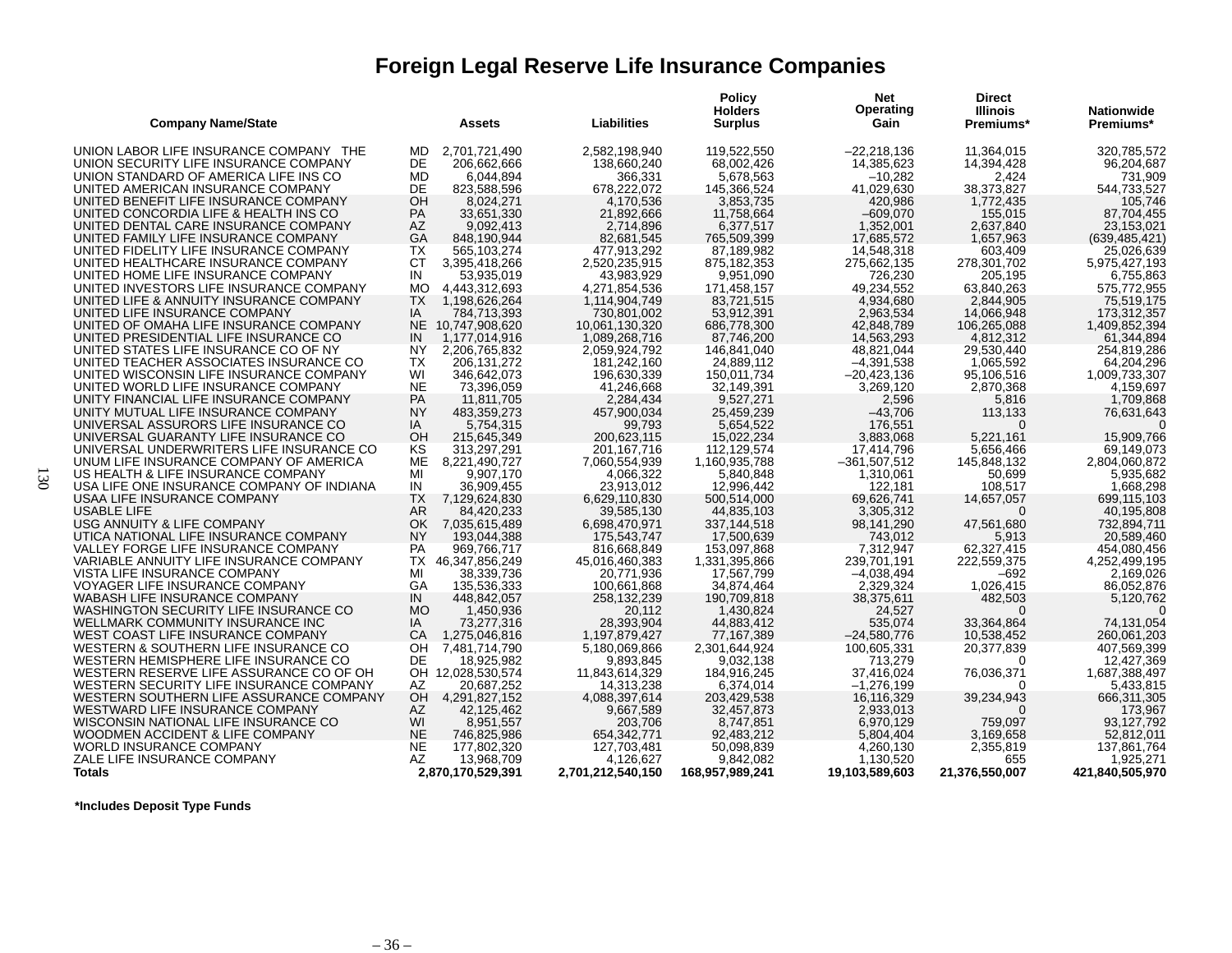# Foreign Legal Reserve Life Insurance Companies

| Company Name/State | | Assets | Liabilities | Policy Holders Surplus | Net Operating Gain | Direct Illinois Premiums* | Nationwide Premiums* |
|---|---|---|---|---|---|---|---|
| UNION LABOR LIFE INSURANCE COMPANY THE | MD | 2,701,721,490 | 2,582,198,940 | 119,522,550 | –22,218,136 | 11,364,015 | 320,785,572 |
| UNION SECURITY LIFE INSURANCE COMPANY | DE | 206,662,666 | 138,660,240 | 68,002,426 | 14,385,623 | 14,394,428 | 96,204,687 |
| UNION STANDARD OF AMERICA LIFE INS CO | MD | 6,044,894 | 366,331 | 5,678,563 | –10,282 | 2,424 | 731,909 |
| UNITED AMERICAN INSURANCE COMPANY | DE | 823,588,596 | 678,222,072 | 145,366,524 | 41,029,630 | 38,373,827 | 544,733,527 |
| UNITED BENEFIT LIFE INSURANCE COMPANY | OH | 8,024,271 | 4,170,536 | 3,853,735 | 420,986 | 1,772,435 | 105,746 |
| UNITED CONCORDIA LIFE & HEALTH INS CO | PA | 33,651,330 | 21,892,666 | 11,758,664 | –609,070 | 155,015 | 87,704,455 |
| UNITED DENTAL CARE INSURANCE COMPANY | AZ | 9,092,413 | 2,714,896 | 6,377,517 | 1,352,001 | 2,637,840 | 23,153,021 |
| UNITED FAMILY LIFE INSURANCE COMPANY | GA | 848,190,944 | 82,681,545 | 765,509,399 | 17,685,572 | 1,657,963 | (639,485,421) |
| UNITED FIDELITY LIFE INSURANCE COMPANY | TX | 565,103,274 | 477,913,292 | 87,189,982 | 14,548,318 | 603,409 | 25,026,639 |
| UNITED HEALTHCARE INSURANCE COMPANY | CT | 3,395,418,266 | 2,520,235,915 | 875,182,353 | 275,662,135 | 278,301,702 | 5,975,427,193 |
| UNITED HOME LIFE INSURANCE COMPANY | IN | 53,935,019 | 43,983,929 | 9,951,090 | 726,230 | 205,195 | 6,755,863 |
| UNITED INVESTORS LIFE INSURANCE COMPANY | MO | 4,443,312,693 | 4,271,854,536 | 171,458,157 | 49,234,552 | 63,840,263 | 575,772,955 |
| UNITED LIFE & ANNUITY INSURANCE COMPANY | TX | 1,198,626,264 | 1,114,904,749 | 83,721,515 | 4,934,680 | 2,844,905 | 75,519,175 |
| UNITED LIFE INSURANCE COMPANY | IA | 784,713,393 | 730,801,002 | 53,912,391 | 2,963,534 | 14,066,948 | 173,312,357 |
| UNITED OF OMAHA LIFE INSURANCE COMPANY | NE | 10,747,908,620 | 10,061,130,320 | 686,778,300 | 42,848,789 | 106,265,088 | 1,409,852,394 |
| UNITED PRESIDENTIAL LIFE INSURANCE CO | IN | 1,177,014,916 | 1,089,268,716 | 87,746,200 | 14,563,293 | 4,812,312 | 61,344,894 |
| UNITED STATES LIFE INSURANCE CO OF NY | NY | 2,206,765,832 | 2,059,924,792 | 146,841,040 | 48,821,044 | 29,530,440 | 254,819,286 |
| UNITED TEACHER ASSOCIATES INSURANCE CO | TX | 206,131,272 | 181,242,160 | 24,889,112 | –4,391,538 | 1,065,592 | 64,204,296 |
| UNITED WISCONSIN LIFE INSURANCE COMPANY | WI | 346,642,073 | 196,630,339 | 150,011,734 | –20,423,136 | 95,106,516 | 1,009,733,307 |
| UNITED WORLD LIFE INSURANCE COMPANY | NE | 73,396,059 | 41,246,668 | 32,149,391 | 3,269,120 | 2,870,368 | 4,159,697 |
| UNITY FINANCIAL LIFE INSURANCE COMPANY | PA | 11,811,705 | 2,284,434 | 9,527,271 | 2,596 | 5,816 | 1,709,868 |
| UNITY MUTUAL LIFE INSURANCE COMPANY | NY | 483,359,273 | 457,900,034 | 25,459,239 | –43,706 | 113,133 | 76,631,643 |
| UNIVERSAL ASSURORS LIFE INSURANCE CO | IA | 5,754,315 | 99,793 | 5,654,522 | 176,551 | 0 | 0 |
| UNIVERSAL GUARANTY LIFE INSURANCE CO | OH | 215,645,349 | 200,623,115 | 15,022,234 | 3,883,068 | 5,221,161 | 15,909,766 |
| UNIVERSAL UNDERWRITERS LIFE INSURANCE CO | KS | 313,297,291 | 201,167,716 | 112,129,574 | 17,414,796 | 5,656,466 | 69,149,073 |
| UNUM LIFE INSURANCE COMPANY OF AMERICA | ME | 8,221,490,727 | 7,060,554,939 | 1,160,935,788 | –361,507,512 | 145,848,132 | 2,804,060,872 |
| US HEALTH & LIFE INSURANCE COMPANY | MI | 9,907,170 | 4,066,322 | 5,840,848 | 1,310,061 | 50,699 | 5,935,682 |
| USA LIFE ONE INSURANCE COMPANY OF INDIANA | IN | 36,909,455 | 23,913,012 | 12,996,442 | 122,181 | 108,517 | 1,668,298 |
| USAA LIFE INSURANCE COMPANY | TX | 7,129,624,830 | 6,629,110,830 | 500,514,000 | 69,626,741 | 14,657,057 | 699,115,103 |
| USABLE LIFE | AR | 84,420,233 | 39,585,130 | 44,835,103 | 3,305,312 | 0 | 40,195,808 |
| USG ANNUITY & LIFE COMPANY | OK | 7,035,615,489 | 6,698,470,971 | 337,144,518 | 98,141,290 | 47,561,680 | 732,894,711 |
| UTICA NATIONAL LIFE INSURANCE COMPANY | NY | 193,044,388 | 175,543,747 | 17,500,639 | 743,012 | 5,913 | 20,589,460 |
| VALLEY FORGE LIFE INSURANCE COMPANY | PA | 969,766,717 | 816,668,849 | 153,097,868 | 7,312,947 | 62,327,415 | 454,080,456 |
| VARIABLE ANNUITY LIFE INSURANCE COMPANY | TX | 46,347,856,249 | 45,016,460,383 | 1,331,395,866 | 239,701,191 | 222,559,375 | 4,252,499,195 |
| VISTA LIFE INSURANCE COMPANY | MI | 38,339,736 | 20,771,936 | 17,567,799 | –4,038,494 | –692 | 2,169,026 |
| VOYAGER LIFE INSURANCE COMPANY | GA | 135,536,333 | 100,661,868 | 34,874,464 | 2,329,324 | 1,026,415 | 86,052,876 |
| WABASH LIFE INSURANCE COMPANY | IN | 448,842,057 | 258,132,239 | 190,709,818 | 38,375,611 | 482,503 | 5,120,762 |
| WASHINGTON SECURITY LIFE INSURANCE CO | MO | 1,450,936 | 20,112 | 1,430,824 | 24,527 | 0 | 0 |
| WELLMARK COMMUNITY INSURANCE INC | IA | 73,277,316 | 28,393,904 | 44,883,412 | 535,074 | 33,364,864 | 74,131,054 |
| WEST COAST LIFE INSURANCE COMPANY | CA | 1,275,046,816 | 1,197,879,427 | 77,167,389 | –24,580,776 | 10,538,452 | 260,061,203 |
| WESTERN & SOUTHERN LIFE INSURANCE CO | OH | 7,481,714,790 | 5,180,069,866 | 2,301,644,924 | 100,605,331 | 20,377,839 | 407,569,399 |
| WESTERN HEMISPHERE LIFE INSURANCE CO | DE | 18,925,982 | 9,893,845 | 9,032,138 | 713,279 | 0 | 12,427,369 |
| WESTERN RESERVE LIFE ASSURANCE CO OF OH | OH | 12,028,530,574 | 11,843,614,329 | 184,916,245 | 37,416,024 | 76,036,371 | 1,687,388,497 |
| WESTERN SECURITY LIFE INSURANCE COMPANY | AZ | 20,687,252 | 14,313,238 | 6,374,014 | –1,276,199 | 0 | 5,433,815 |
| WESTERN SOUTHERN LIFE ASSURANCE COMPANY | OH | 4,291,827,152 | 4,088,397,614 | 203,429,538 | 16,116,329 | 39,234,943 | 666,311,305 |
| WESTWARD LIFE INSURANCE COMPANY | AZ | 42,125,462 | 9,667,589 | 32,457,873 | 2,933,013 | 0 | 173,967 |
| WISCONSIN NATIONAL LIFE INSURANCE CO | WI | 8,951,557 | 203,706 | 8,747,851 | 6,970,129 | 759,097 | 93,127,792 |
| WOODMEN ACCIDENT & LIFE COMPANY | NE | 746,825,986 | 654,342,771 | 92,483,212 | 5,804,404 | 3,169,658 | 52,812,011 |
| WORLD INSURANCE COMPANY | NE | 177,802,320 | 127,703,481 | 50,098,839 | 4,260,130 | 2,355,819 | 137,861,764 |
| ZALE LIFE INSURANCE COMPANY | AZ | 13,968,709 | 4,126,627 | 9,842,082 | 1,130,520 | 655 | 1,925,271 |
| **Totals** | | **2,870,170,529,391** | **2,701,212,540,150** | **168,957,989,241** | **19,103,589,603** | **21,376,550,007** | **421,840,505,970** |

**\*Includes Deposit Type Funds**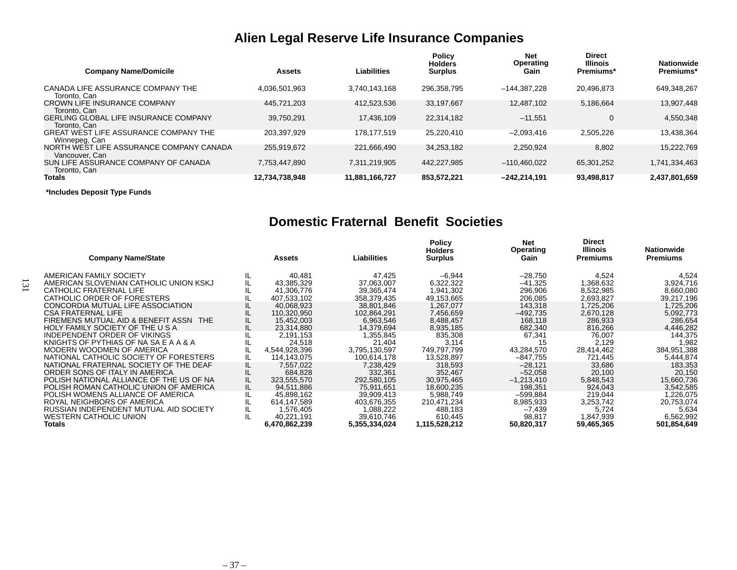## Alien Legal Reserve Life Insurance Companies

| Company Name/Domicile | Assets | Liabilities | Policy Holders Surplus | Net Operating Gain | Direct Illinois Premiums* | Nationwide Premiums* |
|---|---|---|---|---|---|---|
| CANADA LIFE ASSURANCE COMPANY THE Toronto, Can | 4,036,501,963 | 3,740,143,168 | 296,358,795 | –144,387,228 | 20,496,873 | 649,348,267 |
| CROWN LIFE INSURANCE COMPANY Toronto, Can | 445,721,203 | 412,523,536 | 33,197,667 | 12,487,102 | 5,186,664 | 13,907,448 |
| GERLING GLOBAL LIFE INSURANCE COMPANY Toronto, Can | 39,750,291 | 17,436,109 | 22,314,182 | –11,551 | 0 | 4,550,348 |
| GREAT WEST LIFE ASSURANCE COMPANY THE Winnepeg, Can | 203,397,929 | 178,177,519 | 25,220,410 | –2,093,416 | 2,505,226 | 13,438,364 |
| NORTH WEST LIFE ASSURANCE COMPANY CANADA Vancouver, Can | 255,919,672 | 221,666,490 | 34,253,182 | 2,250,924 | 8,802 | 15,222,769 |
| SUN LIFE ASSURANCE COMPANY OF CANADA Toronto, Can | 7,753,447,890 | 7,311,219,905 | 442,227,985 | –110,460,022 | 65,301,252 | 1,741,334,463 |
| **Totals** | **12,734,738,948** | **11,881,166,727** | **853,572,221** | **–242,214,191** | **93,498,817** | **2,437,801,659** |

**\*Includes Deposit Type Funds**

## Domestic Fraternal Benefit Societies

| Company Name/State | | Assets | Liabilities | Policy Holders Surplus | Net Operating Gain | Direct Illinois Premiums | Nationwide Premiums |
|---|---|---|---|---|---|---|---|
| AMERICAN FAMILY SOCIETY | IL | 40,481 | 47,425 | –6,944 | –28,750 | 4,524 | 4,524 |
| AMERICAN SLOVENIAN CATHOLIC UNION KSKJ | IL | 43,385,329 | 37,063,007 | 6,322,322 | –41,325 | 1,368,632 | 3,924,716 |
| CATHOLIC FRATERNAL LIFE | IL | 41,306,776 | 39,365,474 | 1,941,302 | 296,906 | 8,532,985 | 8,660,080 |
| CATHOLIC ORDER OF FORESTERS | IL | 407,533,102 | 358,379,435 | 49,153,665 | 206,085 | 2,693,827 | 39,217,196 |
| CONCORDIA MUTUAL LIFE ASSOCIATION | IL | 40,068,923 | 38,801,846 | 1,267,077 | 143,318 | 1,725,206 | 1,725,206 |
| CSA FRATERNAL LIFE | IL | 110,320,950 | 102,864,291 | 7,456,659 | –492,735 | 2,670,128 | 5,092,773 |
| FIREMENS MUTUAL AID & BENEFIT ASSN THE | IL | 15,452,003 | 6,963,546 | 8,488,457 | 168,118 | 286,933 | 286,654 |
| HOLY FAMILY SOCIETY OF THE U S A | IL | 23,314,880 | 14,379,694 | 8,935,185 | 682,340 | 816,266 | 4,446,282 |
| INDEPENDENT ORDER OF VIKINGS | IL | 2,191,153 | 1,355,845 | 835,308 | 67,341 | 76,007 | 144,375 |
| KNIGHTS OF PYTHIAS OF NA SA E A A & A | IL | 24,518 | 21,404 | 3,114 | 15 | 2,129 | 1,982 |
| MODERN WOODMEN OF AMERICA | IL | 4,544,928,396 | 3,795,130,597 | 749,797,799 | 43,284,570 | 28,414,462 | 384,951,388 |
| NATIONAL CATHOLIC SOCIETY OF FORESTERS | IL | 114,143,075 | 100,614,178 | 13,528,897 | –847,755 | 721,445 | 5,444,874 |
| NATIONAL FRATERNAL SOCIETY OF THE DEAF | IL | 7,557,022 | 7,238,429 | 318,593 | –28,121 | 33,686 | 183,353 |
| ORDER SONS OF ITALY IN AMERICA | IL | 684,828 | 332,361 | 352,467 | –52,058 | 20,100 | 20,150 |
| POLISH NATIONAL ALLIANCE OF THE US OF NA | IL | 323,555,570 | 292,580,105 | 30,975,465 | –1,213,410 | 5,848,543 | 15,660,736 |
| POLISH ROMAN CATHOLIC UNION OF AMERICA | IL | 94,511,886 | 75,911,651 | 18,600,235 | 198,351 | 924,043 | 3,542,585 |
| POLISH WOMENS ALLIANCE OF AMERICA | IL | 45,898,162 | 39,909,413 | 5,988,749 | –599,884 | 219,044 | 1,226,075 |
| ROYAL NEIGHBORS OF AMERICA | IL | 614,147,589 | 403,676,355 | 210,471,234 | 8,985,933 | 3,253,742 | 20,753,074 |
| RUSSIAN INDEPENDENT MUTUAL AID SOCIETY | IL | 1,576,405 | 1,088,222 | 488,183 | –7,439 | 5,724 | 5,634 |
| WESTERN CATHOLIC UNION | IL | 40,221,191 | 39,610,746 | 610,445 | 98,817 | 1,847,939 | 6,562,992 |
| **Totals** | | **6,470,862,239** | **5,355,334,024** | **1,115,528,212** | **50,820,317** | **59,465,365** | **501,854,649** |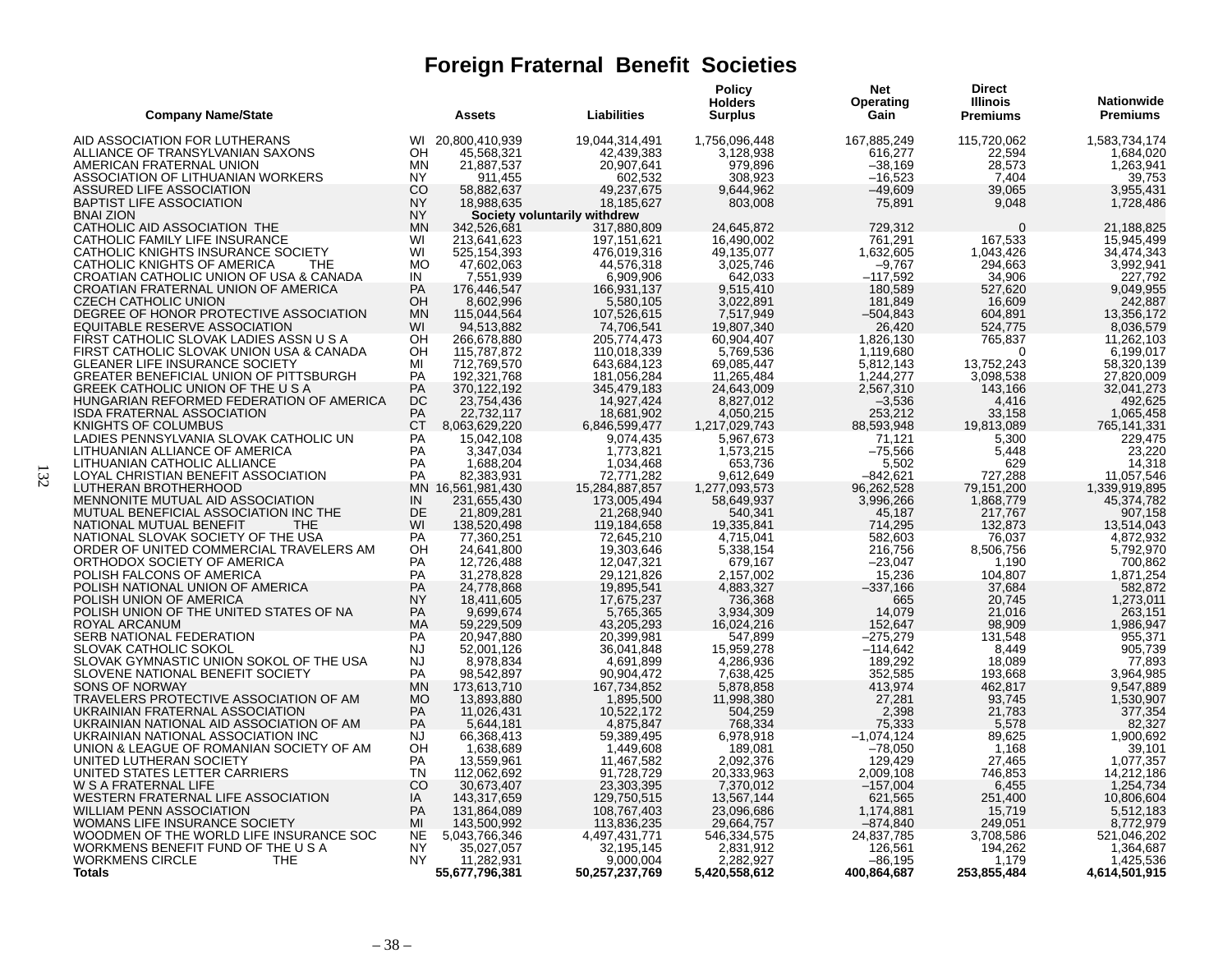# Foreign Fraternal Benefit Societies

| Company Name/State | | Assets | Liabilities | Policy Holders Surplus | Net Operating Gain | Direct Illinois Premiums | Nationwide Premiums |
|---|---|---|---|---|---|---|---|
| AID ASSOCIATION FOR LUTHERANS | WI | 20,800,410,939 | 19,044,314,491 | 1,756,096,448 | 167,885,249 | 115,720,062 | 1,583,734,174 |
| ALLIANCE OF TRANSYLVANIAN SAXONS | OH | 45,568,321 | 42,439,383 | 3,128,938 | 616,277 | 22,594 | 1,684,020 |
| AMERICAN FRATERNAL UNION | MN | 21,887,537 | 20,907,641 | 979,896 | –38,169 | 28,573 | 1,263,941 |
| ASSOCIATION OF LITHUANIAN WORKERS | NY | 911,455 | 602,532 | 308,923 | –16,523 | 7,404 | 39,753 |
| ASSURED LIFE ASSOCIATION | CO | 58,882,637 | 49,237,675 | 9,644,962 | –49,609 | 39,065 | 3,955,431 |
| BAPTIST LIFE ASSOCIATION | NY | 18,988,635 | 18,185,627 | 803,008 | 75,891 | 9,048 | 1,728,486 |
| BNAI ZION | NY | Society voluntarily withdrew | | | | | |
| CATHOLIC AID ASSOCIATION THE | MN | 342,526,681 | 317,880,809 | 24,645,872 | 729,312 | 0 | 21,188,825 |
| CATHOLIC FAMILY LIFE INSURANCE | WI | 213,641,623 | 197,151,621 | 16,490,002 | 761,291 | 167,533 | 15,945,499 |
| CATHOLIC KNIGHTS INSURANCE SOCIETY | WI | 525,154,393 | 476,019,316 | 49,135,077 | 1,632,605 | 1,043,426 | 34,474,343 |
| CATHOLIC KNIGHTS OF AMERICA THE | MO | 47,602,063 | 44,576,318 | 3,025,746 | –9,767 | 294,663 | 3,992,941 |
| CROATIAN CATHOLIC UNION OF USA & CANADA | IN | 7,551,939 | 6,909,906 | 642,033 | –117,592 | 34,906 | 227,792 |
| CROATIAN FRATERNAL UNION OF AMERICA | PA | 176,446,547 | 166,931,137 | 9,515,410 | 180,589 | 527,620 | 9,049,955 |
| CZECH CATHOLIC UNION | OH | 8,602,996 | 5,580,105 | 3,022,891 | 181,849 | 16,609 | 242,887 |
| DEGREE OF HONOR PROTECTIVE ASSOCIATION | MN | 115,044,564 | 107,526,615 | 7,517,949 | –504,843 | 604,891 | 13,356,172 |
| EQUITABLE RESERVE ASSOCIATION | WI | 94,513,882 | 74,706,541 | 19,807,340 | 26,420 | 524,775 | 8,036,579 |
| FIRST CATHOLIC SLOVAK LADIES ASSN U S A | OH | 266,678,880 | 205,774,473 | 60,904,407 | 1,826,130 | 765,837 | 11,262,103 |
| FIRST CATHOLIC SLOVAK UNION USA & CANADA | OH | 115,787,872 | 110,018,339 | 5,769,536 | 1,119,680 | 0 | 6,199,017 |
| GLEANER LIFE INSURANCE SOCIETY | MI | 712,769,570 | 643,684,123 | 69,085,447 | 5,812,143 | 13,752,243 | 58,320,139 |
| GREATER BENEFICIAL UNION OF PITTSBURGH | PA | 192,321,768 | 181,056,284 | 11,265,484 | 1,244,277 | 3,098,538 | 27,820,009 |
| GREEK CATHOLIC UNION OF THE U S A | PA | 370,122,192 | 345,479,183 | 24,643,009 | 2,567,310 | 143,166 | 32,041,273 |
| HUNGARIAN REFORMED FEDERATION OF AMERICA | DC | 23,754,436 | 14,927,424 | 8,827,012 | –3,536 | 4,416 | 492,625 |
| ISDA FRATERNAL ASSOCIATION | PA | 22,732,117 | 18,681,902 | 4,050,215 | 253,212 | 33,158 | 1,065,458 |
| KNIGHTS OF COLUMBUS | CT | 8,063,629,220 | 6,846,599,477 | 1,217,029,743 | 88,593,948 | 19,813,089 | 765,141,331 |
| LADIES PENNSYLVANIA SLOVAK CATHOLIC UN | PA | 15,042,108 | 9,074,435 | 5,967,673 | 71,121 | 5,300 | 229,475 |
| LITHUANIAN ALLIANCE OF AMERICA | PA | 3,347,034 | 1,773,821 | 1,573,215 | –75,566 | 5,448 | 23,220 |
| LITHUANIAN CATHOLIC ALLIANCE | PA | 1,688,204 | 1,034,468 | 653,736 | 5,502 | 629 | 14,318 |
| LOYAL CHRISTIAN BENEFIT ASSOCIATION | PA | 82,383,931 | 72,771,282 | 9,612,649 | –842,621 | 727,288 | 11,057,546 |
| LUTHERAN BROTHERHOOD | MN | 16,561,981,430 | 15,284,887,857 | 1,277,093,573 | 96,262,528 | 79,151,200 | 1,339,919,895 |
| MENNONITE MUTUAL AID ASSOCIATION | IN | 231,655,430 | 173,005,494 | 58,649,937 | 3,996,266 | 1,868,779 | 45,374,782 |
| MUTUAL BENEFICIAL ASSOCIATION INC THE | DE | 21,809,281 | 21,268,940 | 540,341 | 45,187 | 217,767 | 907,158 |
| NATIONAL MUTUAL BENEFIT THE | WI | 138,520,498 | 119,184,658 | 19,335,841 | 714,295 | 132,873 | 13,514,043 |
| NATIONAL SLOVAK SOCIETY OF THE USA | PA | 77,360,251 | 72,645,210 | 4,715,041 | 582,603 | 76,037 | 4,872,932 |
| ORDER OF UNITED COMMERCIAL TRAVELERS AM | OH | 24,641,800 | 19,303,646 | 5,338,154 | 216,756 | 8,506,756 | 5,792,970 |
| ORTHODOX SOCIETY OF AMERICA | PA | 12,726,488 | 12,047,321 | 679,167 | –23,047 | 1,190 | 700,862 |
| POLISH FALCONS OF AMERICA | PA | 31,278,828 | 29,121,826 | 2,157,002 | 15,236 | 104,807 | 1,871,254 |
| POLISH NATIONAL UNION OF AMERICA | PA | 24,778,868 | 19,895,541 | 4,883,327 | –337,166 | 37,684 | 582,872 |
| POLISH UNION OF AMERICA | NY | 18,411,605 | 17,675,237 | 736,368 | 665 | 20,745 | 1,273,011 |
| POLISH UNION OF THE UNITED STATES OF NA | PA | 9,699,674 | 5,765,365 | 3,934,309 | 14,079 | 21,016 | 263,151 |
| ROYAL ARCANUM | MA | 59,229,509 | 43,205,293 | 16,024,216 | 152,647 | 98,909 | 1,986,947 |
| SERB NATIONAL FEDERATION | PA | 20,947,880 | 20,399,981 | 547,899 | –275,279 | 131,548 | 955,371 |
| SLOVAK CATHOLIC SOKOL | NJ | 52,001,126 | 36,041,848 | 15,959,278 | –114,642 | 8,449 | 905,739 |
| SLOVAK GYMNASTIC UNION SOKOL OF THE USA | NJ | 8,978,834 | 4,691,899 | 4,286,936 | 189,292 | 18,089 | 77,893 |
| SLOVENE NATIONAL BENEFIT SOCIETY | PA | 98,542,897 | 90,904,472 | 7,638,425 | 352,585 | 193,668 | 3,964,985 |
| SONS OF NORWAY | MN | 173,613,710 | 167,734,852 | 5,878,858 | 413,974 | 462,817 | 9,547,889 |
| TRAVELERS PROTECTIVE ASSOCIATION OF AM | MO | 13,893,880 | 1,895,500 | 11,998,380 | 27,281 | 93,745 | 1,530,907 |
| UKRAINIAN FRATERNAL ASSOCIATION | PA | 11,026,431 | 10,522,172 | 504,259 | 2,398 | 21,783 | 377,354 |
| UKRAINIAN NATIONAL AID ASSOCIATION OF AM | PA | 5,644,181 | 4,875,847 | 768,334 | 75,333 | 5,578 | 82,327 |
| UKRAINIAN NATIONAL ASSOCIATION INC | NJ | 66,368,413 | 59,389,495 | 6,978,918 | –1,074,124 | 89,625 | 1,900,692 |
| UNION & LEAGUE OF ROMANIAN SOCIETY OF AM | OH | 1,638,689 | 1,449,608 | 189,081 | –78,050 | 1,168 | 39,101 |
| UNITED LUTHERAN SOCIETY | PA | 13,559,961 | 11,467,582 | 2,092,376 | 129,429 | 27,465 | 1,077,357 |
| UNITED STATES LETTER CARRIERS | TN | 112,062,692 | 91,728,729 | 20,333,963 | 2,009,108 | 746,853 | 14,212,186 |
| W S A FRATERNAL LIFE | CO | 30,673,407 | 23,303,395 | 7,370,012 | –157,004 | 6,455 | 1,254,734 |
| WESTERN FRATERNAL LIFE ASSOCIATION | IA | 143,317,659 | 129,750,515 | 13,567,144 | 621,565 | 251,400 | 10,806,604 |
| WILLIAM PENN ASSOCIATION | PA | 131,864,089 | 108,767,403 | 23,096,686 | 1,174,881 | 15,719 | 5,512,183 |
| WOMANS LIFE INSURANCE SOCIETY | MI | 143,500,992 | 113,836,235 | 29,664,757 | –874,840 | 249,051 | 8,772,979 |
| WOODMEN OF THE WORLD LIFE INSURANCE SOC | NE | 5,043,766,346 | 4,497,431,771 | 546,334,575 | 24,837,785 | 3,708,586 | 521,046,202 |
| WORKMENS BENEFIT FUND OF THE U S A | NY | 35,027,057 | 32,195,145 | 2,831,912 | 126,561 | 194,262 | 1,364,687 |
| WORKMENS CIRCLE THE | NY | 11,282,931 | 9,000,004 | 2,282,927 | –86,195 | 1,179 | 1,425,536 |
| **Totals** | | **55,677,796,381** | **50,257,237,769** | **5,420,558,612** | **400,864,687** | **253,855,484** | **4,614,501,915** |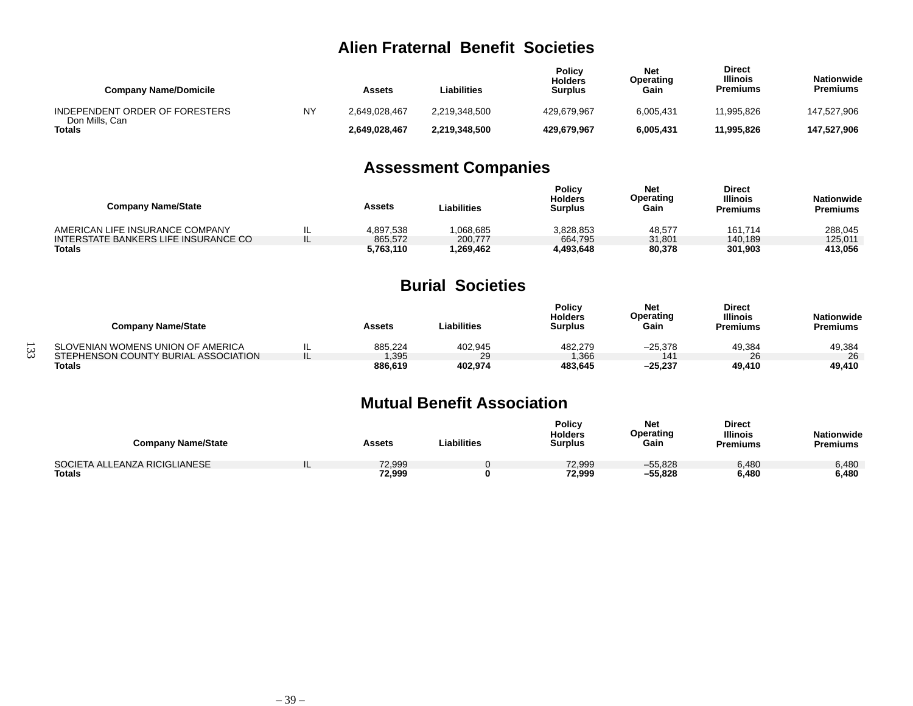## Alien Fraternal Benefit Societies

| Company Name/Domicile | | Assets | Liabilities | Policy Holders Surplus | Net Operating Gain | Direct Illinois Premiums | Nationwide Premiums |
|---|---|---|---|---|---|---|---|
| INDEPENDENT ORDER OF FORESTERS<br>Don Mills, Can | NY | 2,649,028,467 | 2,219,348,500 | 429,679,967 | 6,005,431 | 11,995,826 | 147,527,906 |
| **Totals** | | **2,649,028,467** | **2,219,348,500** | **429,679,967** | **6,005,431** | **11,995,826** | **147,527,906** |

## Assessment Companies

| Company Name/State | | Assets | Liabilities | Policy Holders Surplus | Net Operating Gain | Direct Illinois Premiums | Nationwide Premiums |
|---|---|---|---|---|---|---|---|
| AMERICAN LIFE INSURANCE COMPANY | IL | 4,897,538 | 1,068,685 | 3,828,853 | 48,577 | 161,714 | 288,045 |
| INTERSTATE BANKERS LIFE INSURANCE CO | IL | 865,572 | 200,777 | 664,795 | 31,801 | 140,189 | 125,011 |
| **Totals** | | **5,763,110** | **1,269,462** | **4,493,648** | **80,378** | **301,903** | **413,056** |

## Burial Societies

| Company Name/State | | Assets | Liabilities | Policy Holders Surplus | Net Operating Gain | Direct Illinois Premiums | Nationwide Premiums |
|---|---|---|---|---|---|---|---|
| SLOVENIAN WOMENS UNION OF AMERICA | IL | 885,224 | 402,945 | 482,279 | –25,378 | 49,384 | 49,384 |
| STEPHENSON COUNTY BURIAL ASSOCIATION | IL | 1,395 | 29 | 1,366 | 141 | 26 | 26 |
| **Totals** | | **886,619** | **402,974** | **483,645** | **–25,237** | **49,410** | **49,410** |

## Mutual Benefit Association

| Company Name/State | | Assets | Liabilities | Policy Holders Surplus | Net Operating Gain | Direct Illinois Premiums | Nationwide Premiums |
|---|---|---|---|---|---|---|---|
| SOCIETA ALLEANZA RICIGLIANESE | IL | 72,999 | 0 | 72,999 | –55,828 | 6,480 | 6,480 |
| **Totals** | | **72,999** | **0** | **72,999** | **–55,828** | **6,480** | **6,480** |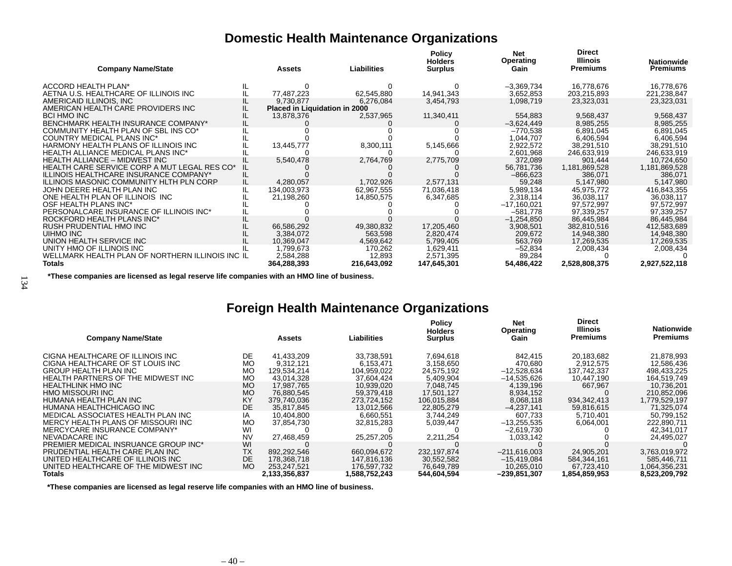## Domestic Health Maintenance Organizations

| Company Name/State | | Assets | Liabilities | Policy Holders Surplus | Net Operating Gain | Direct Illinois Premiums | Nationwide Premiums |
|---|---|---|---|---|---|---|---|
| ACCORD HEALTH PLAN* | IL | 0 | 0 | 0 | –3,369,734 | 16,778,676 | 16,778,676 |
| AETNA U.S. HEALTHCARE OF ILLINOIS INC | IL | 77,487,223 | 62,545,880 | 14,941,343 | 3,652,853 | 203,215,893 | 221,238,847 |
| AMERICAID ILLINOIS, INC | IL | 9,730,877 | 6,276,084 | 3,454,793 | 1,098,719 | 23,323,031 | 23,323,031 |
| AMERICAN HEALTH CARE PROVIDERS INC | IL | **Placed in Liquidation in 2000** | | | | | |
| BCI HMO INC | IL | 13,878,376 | 2,537,965 | 11,340,411 | 554,883 | 9,568,437 | 9,568,437 |
| BENCHMARK HEALTH INSURANCE COMPANY* | IL | 0 | 0 | 0 | –3,624,449 | 8,985,255 | 8,985,255 |
| COMMUNITY HEALTH PLAN OF SBL INS CO* | IL | 0 | 0 | 0 | –770,538 | 6,891,045 | 6,891,045 |
| COUNTRY MEDICAL PLANS INC* | IL | 0 | 0 | 0 | 1,044,707 | 6,406,594 | 6,406,594 |
| HARMONY HEALTH PLANS OF ILLINOIS INC | IL | 13,445,777 | 8,300,111 | 5,145,666 | 2,922,572 | 38,291,510 | 38,291,510 |
| HEALTH ALLIANCE MEDICAL PLANS INC* | IL | 0 | 0 | 0 | 2,601,968 | 246,633,919 | 246,633,919 |
| HEALTH ALLIANCE – MIDWEST INC | IL | 5,540,478 | 2,764,769 | 2,775,709 | 372,089 | 901,444 | 10,724,650 |
| HEALTH CARE SERVICE CORP A MUT LEGAL RES CO* | IL | 0 | 0 | 0 | 56,781,736 | 1,181,869,528 | 1,181,869,528 |
| ILLINOIS HEALTHCARE INSURANCE COMPANY* | IL | 0 | 0 | 0 | –866,623 | 386,071 | 386,071 |
| ILLINOIS MASONIC COMMUNITY HLTH PLN CORP | IL | 4,280,057 | 1,702,926 | 2,577,131 | 59,248 | 5,147,980 | 5,147,980 |
| JOHN DEERE HEALTH PLAN INC | IL | 134,003,973 | 62,967,555 | 71,036,418 | 5,989,134 | 45,975,772 | 416,843,355 |
| ONE HEALTH PLAN OF ILLINOIS INC | IL | 21,198,260 | 14,850,575 | 6,347,685 | 2,318,114 | 36,038,117 | 36,038,117 |
| OSF HEALTH PLANS INC* | IL | 0 | 0 | 0 | –17,160,021 | 97,572,997 | 97,572,997 |
| PERSONALCARE INSURANCE OF ILLINOIS INC* | IL | 0 | 0 | 0 | –581,778 | 97,339,257 | 97,339,257 |
| ROCKFORD HEALTH PLANS INC* | IL | 0 | 0 | 0 | –1,254,850 | 86,445,984 | 86,445,984 |
| RUSH PRUDENTIAL HMO INC | IL | 66,586,292 | 49,380,832 | 17,205,460 | 3,908,501 | 382,810,516 | 412,583,689 |
| UIHMO INC | IL | 3,384,072 | 563,598 | 2,820,474 | 209,672 | 14,948,380 | 14,948,380 |
| UNION HEALTH SERVICE INC | IL | 10,369,047 | 4,569,642 | 5,799,405 | 563,769 | 17,269,535 | 17,269,535 |
| UNITY HMO OF ILLINOIS INC | IL | 1,799,673 | 170,262 | 1,629,411 | –52,834 | 2,008,434 | 2,008,434 |
| WELLMARK HEALTH PLAN OF NORTHERN ILLINOIS INC | IL | 2,584,288 | 12,893 | 2,571,395 | 89,284 | 0 | 0 |
| **Totals** | | **364,288,393** | **216,643,092** | **147,645,301** | **54,486,422** | **2,528,808,375** | **2,927,522,118** |

***These companies are licensed as legal reserve life companies with an HMO line of business.**

## Foreign Health Maintenance Organizations

| Company Name/State | | Assets | Liabilities | Policy Holders Surplus | Net Operating Gain | Direct Illinois Premiums | Nationwide Premiums |
|---|---|---|---|---|---|---|---|
| CIGNA HEALTHCARE OF ILLINOIS INC | DE | 41,433,209 | 33,738,591 | 7,694,618 | 842,415 | 20,183,682 | 21,878,993 |
| CIGNA HEALTHCARE OF ST LOUIS INC | MO | 9,312,121 | 6,153,471 | 3,158,650 | 470,680 | 2,912,575 | 12,586,436 |
| GROUP HEALTH PLAN INC | MO | 129,534,214 | 104,959,022 | 24,575,192 | –12,528,634 | 137,742,337 | 498,433,225 |
| HEALTH PARTNERS OF THE MIDWEST INC | MO | 43,014,328 | 37,604,424 | 5,409,904 | –14,535,626 | 10,447,190 | 164,519,749 |
| HEALTHLINK HMO INC | MO | 17,987,765 | 10,939,020 | 7,048,745 | 4,139,196 | 667,967 | 10,736,201 |
| HMO MISSOURI INC | MO | 76,880,545 | 59,379,418 | 17,501,127 | 8,934,152 | 0 | 210,852,096 |
| HUMANA HEALTH PLAN INC | KY | 379,740,036 | 273,724,152 | 106,015,884 | 8,068,118 | 934,342,413 | 1,779,529,197 |
| HUMANA HEALTHCHICAGO INC | DE | 35,817,845 | 13,012,566 | 22,805,279 | –4,237,141 | 59,816,615 | 71,325,074 |
| MEDICAL ASSOCIATES HEALTH PLAN INC | IA | 10,404,800 | 6,660,551 | 3,744,249 | 607,733 | 5,710,401 | 50,799,152 |
| MERCY HEALTH PLANS OF MISSOURI INC | MO | 37,854,730 | 32,815,283 | 5,039,447 | –13,255,535 | 6,064,001 | 222,890,711 |
| MERCYCARE INSURANCE COMPANY* | WI | 0 | 0 | 0 | –2,619,730 | 0 | 42,341,017 |
| NEVADACARE INC | NV | 27,468,459 | 25,257,205 | 2,211,254 | 1,033,142 | 0 | 24,495,027 |
| PREMIER MEDICAL INSRUANCE GROUP INC* | WI | 0 | 0 | 0 | 0 | 0 | 0 |
| PRUDENTIAL HEALTH CARE PLAN INC | TX | 892,292,546 | 660,094,672 | 232,197,874 | –211,616,003 | 24,905,201 | 3,763,019,972 |
| UNITED HEALTHCARE OF ILLINOIS INC | DE | 178,368,718 | 147,816,136 | 30,552,582 | –15,419,084 | 584,344,161 | 585,446,711 |
| UNITED HEALTHCARE OF THE MIDWEST INC | MO | 253,247,521 | 176,597,732 | 76,649,789 | 10,265,010 | 67,723,410 | 1,064,356,231 |
| **Totals** | | **2,133,356,837** | **1,588,752,243** | **544,604,594** | **–239,851,307** | **1,854,859,953** | **8,523,209,792** |

***These companies are licensed as legal reserve life companies with an HMO line of business.**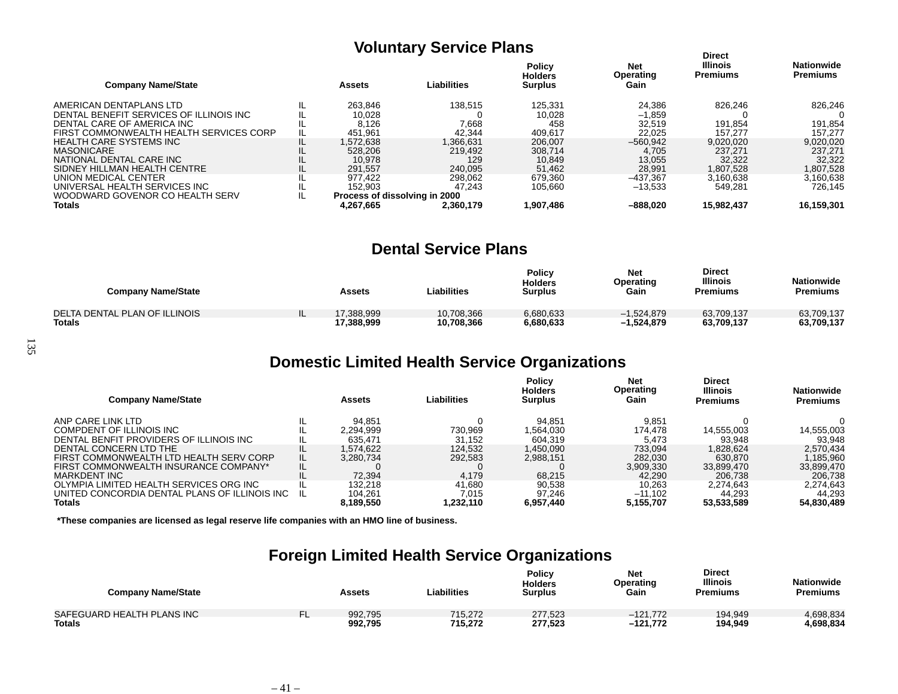## Voluntary Service Plans

| Company Name/State | | Assets | Liabilities | Policy Holders Surplus | Net Operating Gain | Direct Illinois Premiums | Nationwide Premiums |
|---|---|---|---|---|---|---|---|
| AMERICAN DENTAPLANS LTD | IL | 263,846 | 138,515 | 125,331 | 24,386 | 826,246 | 826,246 |
| DENTAL BENEFIT SERVICES OF ILLINOIS INC | IL | 10,028 | 0 | 10,028 | –1,859 | 0 | 0 |
| DENTAL CARE OF AMERICA INC | IL | 8,126 | 7,668 | 458 | 32,519 | 191,854 | 191,854 |
| FIRST COMMONWEALTH HEALTH SERVICES CORP | IL | 451,961 | 42,344 | 409,617 | 22,025 | 157,277 | 157,277 |
| HEALTH CARE SYSTEMS INC | IL | 1,572,638 | 1,366,631 | 206,007 | –560,942 | 9,020,020 | 9,020,020 |
| MASONICARE | IL | 528,206 | 219,492 | 308,714 | 4,705 | 237,271 | 237,271 |
| NATIONAL DENTAL CARE INC | IL | 10,978 | 129 | 10,849 | 13,055 | 32,322 | 32,322 |
| SIDNEY HILLMAN HEALTH CENTRE | IL | 291,557 | 240,095 | 51,462 | 28,991 | 1,807,528 | 1,807,528 |
| UNION MEDICAL CENTER | IL | 977,422 | 298,062 | 679,360 | –437,367 | 3,160,638 | 3,160,638 |
| UNIVERSAL HEALTH SERVICES INC | IL | 152,903 | 47,243 | 105,660 | –13,533 | 549,281 | 726,145 |
| WOODWARD GOVENOR CO HEALTH SERV | IL | **Process of dissolving in 2000** | | | | | |
| **Totals** | | **4,267,665** | **2,360,179** | **1,907,486** | **–888,020** | **15,982,437** | **16,159,301** |

## Dental Service Plans

| Company Name/State | | Assets | Liabilities | Policy Holders Surplus | Net Operating Gain | Direct Illinois Premiums | Nationwide Premiums |
|---|---|---|---|---|---|---|---|
| DELTA DENTAL PLAN OF ILLINOIS | IL | 17,388,999 | 10,708,366 | 6,680,633 | –1,524,879 | 63,709,137 | 63,709,137 |
| **Totals** | | **17,388,999** | **10,708,366** | **6,680,633** | **–1,524,879** | **63,709,137** | **63,709,137** |

## Domestic Limited Health Service Organizations

| Company Name/State | | Assets | Liabilities | Policy Holders Surplus | Net Operating Gain | Direct Illinois Premiums | Nationwide Premiums |
|---|---|---|---|---|---|---|---|
| ANP CARE LINK LTD | IL | 94,851 | 0 | 94,851 | 9,851 | 0 | 0 |
| COMPDENT OF ILLINOIS INC | IL | 2,294,999 | 730,969 | 1,564,030 | 174,478 | 14,555,003 | 14,555,003 |
| DENTAL BENFIT PROVIDERS OF ILLINOIS INC | IL | 635,471 | 31,152 | 604,319 | 5,473 | 93,948 | 93,948 |
| DENTAL CONCERN LTD THE | IL | 1,574,622 | 124,532 | 1,450,090 | 733,094 | 1,828,624 | 2,570,434 |
| FIRST COMMONWEALTH LTD HEALTH SERV CORP | IL | 3,280,734 | 292,583 | 2,988,151 | 282,030 | 630,870 | 1,185,960 |
| FIRST COMMONWEALTH INSURANCE COMPANY* | IL | 0 | 0 | 0 | 3,909,330 | 33,899,470 | 33,899,470 |
| MARKDENT INC | IL | 72,394 | 4,179 | 68,215 | 42,290 | 206,738 | 206,738 |
| OLYMPIA LIMITED HEALTH SERVICES ORG INC | IL | 132,218 | 41,680 | 90,538 | 10,263 | 2,274,643 | 2,274,643 |
| UNITED CONCORDIA DENTAL PLANS OF ILLINOIS INC | IL | 104,261 | 7,015 | 97,246 | –11,102 | 44,293 | 44,293 |
| **Totals** | | **8,189,550** | **1,232,110** | **6,957,440** | **5,155,707** | **53,533,589** | **54,830,489** |

**\*These companies are licensed as legal reserve life companies with an HMO line of business.**

## Foreign Limited Health Service Organizations

| Company Name/State | | Assets | Liabilities | Policy Holders Surplus | Net Operating Gain | Direct Illinois Premiums | Nationwide Premiums |
|---|---|---|---|---|---|---|---|
| SAFEGUARD HEALTH PLANS INC | FL | 992,795 | 715,272 | 277,523 | –121,772 | 194,949 | 4,698,834 |
| **Totals** | | **992,795** | **715,272** | **277,523** | **–121,772** | **194,949** | **4,698,834** |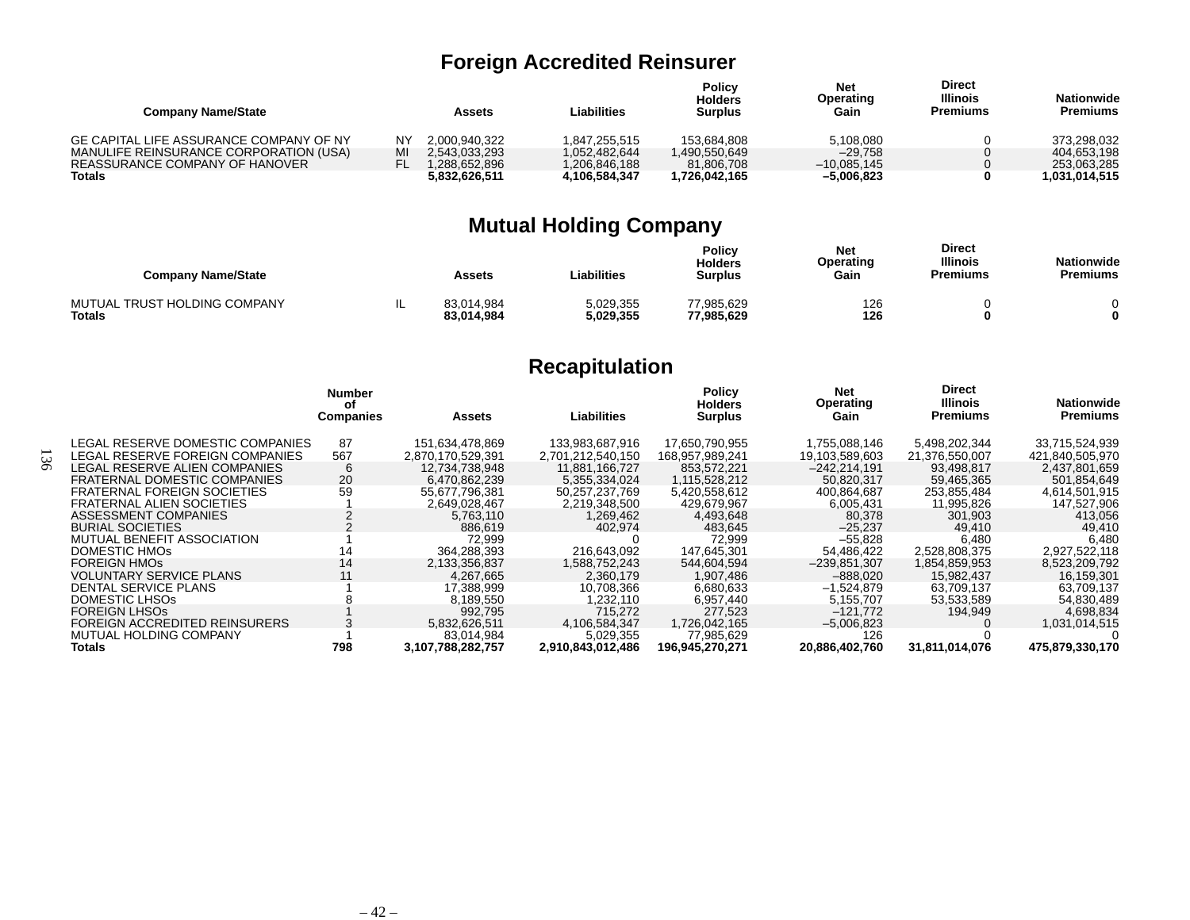## Foreign Accredited Reinsurer

| Company Name/State | | Assets | Liabilities | Policy Holders Surplus | Net Operating Gain | Direct Illinois Premiums | Nationwide Premiums |
|---|---|---|---|---|---|---|---|
| GE CAPITAL LIFE ASSURANCE COMPANY OF NY | NY | 2,000,940,322 | 1,847,255,515 | 153,684,808 | 5,108,080 | 0 | 373,298,032 |
| MANULIFE REINSURANCE CORPORATION (USA) | MI | 2,543,033,293 | 1,052,482,644 | 1,490,550,649 | –29,758 | 0 | 404,653,198 |
| REASSURANCE COMPANY OF HANOVER | FL | 1,288,652,896 | 1,206,846,188 | 81,806,708 | –10,085,145 | 0 | 253,063,285 |
| **Totals** | | **5,832,626,511** | **4,106,584,347** | **1,726,042,165** | **–5,006,823** | **0** | **1,031,014,515** |

## Mutual Holding Company

| Company Name/State | | Assets | Liabilities | Policy Holders Surplus | Net Operating Gain | Direct Illinois Premiums | Nationwide Premiums |
|---|---|---|---|---|---|---|---|
| MUTUAL TRUST HOLDING COMPANY | IL | 83,014,984 | 5,029,355 | 77,985,629 | 126 | 0 | 0 |
| **Totals** | | **83,014,984** | **5,029,355** | **77,985,629** | **126** | **0** | **0** |

## Recapitulation

| | Number of Companies | Assets | Liabilities | Policy Holders Surplus | Net Operating Gain | Direct Illinois Premiums | Nationwide Premiums |
|---|---|---|---|---|---|---|---|
| LEGAL RESERVE DOMESTIC COMPANIES | 87 | 151,634,478,869 | 133,983,687,916 | 17,650,790,955 | 1,755,088,146 | 5,498,202,344 | 33,715,524,939 |
| LEGAL RESERVE FOREIGN COMPANIES | 567 | 2,870,170,529,391 | 2,701,212,540,150 | 168,957,989,241 | 19,103,589,603 | 21,376,550,007 | 421,840,505,970 |
| LEGAL RESERVE ALIEN COMPANIES | 6 | 12,734,738,948 | 11,881,166,727 | 853,572,221 | –242,214,191 | 93,498,817 | 2,437,801,659 |
| FRATERNAL DOMESTIC COMPANIES | 20 | 6,470,862,239 | 5,355,334,024 | 1,115,528,212 | 50,820,317 | 59,465,365 | 501,854,649 |
| FRATERNAL FOREIGN SOCIETIES | 59 | 55,677,796,381 | 50,257,237,769 | 5,420,558,612 | 400,864,687 | 253,855,484 | 4,614,501,915 |
| FRATERNAL ALIEN SOCIETIES | 1 | 2,649,028,467 | 2,219,348,500 | 429,679,967 | 6,005,431 | 11,995,826 | 147,527,906 |
| ASSESSMENT COMPANIES | 2 | 5,763,110 | 1,269,462 | 4,493,648 | 80,378 | 301,903 | 413,056 |
| BURIAL SOCIETIES | 2 | 886,619 | 402,974 | 483,645 | –25,237 | 49,410 | 49,410 |
| MUTUAL BENEFIT ASSOCIATION | 1 | 72,999 | 0 | 72,999 | –55,828 | 6,480 | 6,480 |
| DOMESTIC HMOs | 14 | 364,288,393 | 216,643,092 | 147,645,301 | 54,486,422 | 2,528,808,375 | 2,927,522,118 |
| FOREIGN HMOs | 14 | 2,133,356,837 | 1,588,752,243 | 544,604,594 | –239,851,307 | 1,854,859,953 | 8,523,209,792 |
| VOLUNTARY SERVICE PLANS | 11 | 4,267,665 | 2,360,179 | 1,907,486 | –888,020 | 15,982,437 | 16,159,301 |
| DENTAL SERVICE PLANS | 1 | 17,388,999 | 10,708,366 | 6,680,633 | –1,524,879 | 63,709,137 | 63,709,137 |
| DOMESTIC LHSOs | 8 | 8,189,550 | 1,232,110 | 6,957,440 | 5,155,707 | 53,533,589 | 54,830,489 |
| FOREIGN LHSOs | 1 | 992,795 | 715,272 | 277,523 | –121,772 | 194,949 | 4,698,834 |
| FOREIGN ACCREDITED REINSURERS | 3 | 5,832,626,511 | 4,106,584,347 | 1,726,042,165 | –5,006,823 | 0 | 1,031,014,515 |
| MUTUAL HOLDING COMPANY | 1 | 83,014,984 | 5,029,355 | 77,985,629 | 126 | 0 | 0 |
| **Totals** | **798** | **3,107,788,282,757** | **2,910,843,012,486** | **196,945,270,271** | **20,886,402,760** | **31,811,014,076** | **475,879,330,170** |